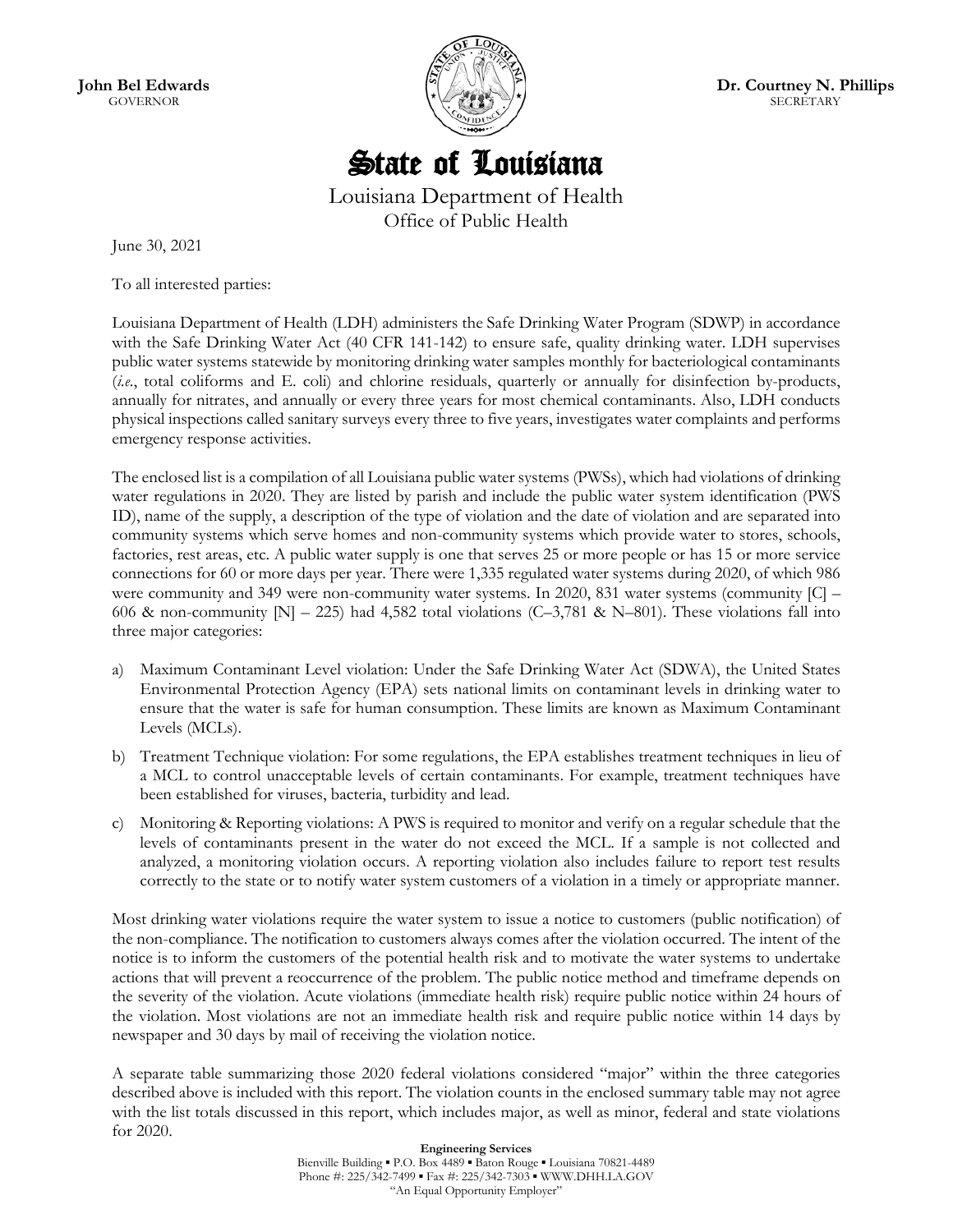**John Bel Edwards**
GOVERNOR

**Dr. Courtney N. Phillips**
SECRETARY

# State of Louisiana

Louisiana Department of Health
Office of Public Health

June 30, 2021

To all interested parties:

Louisiana Department of Health (LDH) administers the Safe Drinking Water Program (SDWP) in accordance with the Safe Drinking Water Act (40 CFR 141-142) to ensure safe, quality drinking water. LDH supervises public water systems statewide by monitoring drinking water samples monthly for bacteriological contaminants (*i.e.*, total coliforms and E. coli) and chlorine residuals, quarterly or annually for disinfection by-products, annually for nitrates, and annually or every three years for most chemical contaminants. Also, LDH conducts physical inspections called sanitary surveys every three to five years, investigates water complaints and performs emergency response activities.

The enclosed list is a compilation of all Louisiana public water systems (PWSs), which had violations of drinking water regulations in 2020. They are listed by parish and include the public water system identification (PWS ID), name of the supply, a description of the type of violation and the date of violation and are separated into community systems which serve homes and non-community systems which provide water to stores, schools, factories, rest areas, etc. A public water supply is one that serves 25 or more people or has 15 or more service connections for 60 or more days per year. There were 1,335 regulated water systems during 2020, of which 986 were community and 349 were non-community water systems. In 2020, 831 water systems (community [C] – 606 & non-community [N] – 225) had 4,582 total violations (C–3,781 & N–801). These violations fall into three major categories:

a) Maximum Contaminant Level violation: Under the Safe Drinking Water Act (SDWA), the United States Environmental Protection Agency (EPA) sets national limits on contaminant levels in drinking water to ensure that the water is safe for human consumption. These limits are known as Maximum Contaminant Levels (MCLs).

b) Treatment Technique violation: For some regulations, the EPA establishes treatment techniques in lieu of a MCL to control unacceptable levels of certain contaminants. For example, treatment techniques have been established for viruses, bacteria, turbidity and lead.

c) Monitoring & Reporting violations: A PWS is required to monitor and verify on a regular schedule that the levels of contaminants present in the water do not exceed the MCL. If a sample is not collected and analyzed, a monitoring violation occurs. A reporting violation also includes failure to report test results correctly to the state or to notify water system customers of a violation in a timely or appropriate manner.

Most drinking water violations require the water system to issue a notice to customers (public notification) of the non-compliance. The notification to customers always comes after the violation occurred. The intent of the notice is to inform the customers of the potential health risk and to motivate the water systems to undertake actions that will prevent a reoccurrence of the problem. The public notice method and timeframe depends on the severity of the violation. Acute violations (immediate health risk) require public notice within 24 hours of the violation. Most violations are not an immediate health risk and require public notice within 14 days by newspaper and 30 days by mail of receiving the violation notice.

A separate table summarizing those 2020 federal violations considered "major" within the three categories described above is included with this report. The violation counts in the enclosed summary table may not agree with the list totals discussed in this report, which includes major, as well as minor, federal and state violations for 2020.

**Engineering Services**
Bienville Building ▪ P.O. Box 4489 ▪ Baton Rouge ▪ Louisiana 70821-4489
Phone #: 225/342-7499 ▪ Fax #: 225/342-7303 ▪ WWW.DHH.LA.GOV
"An Equal Opportunity Employer"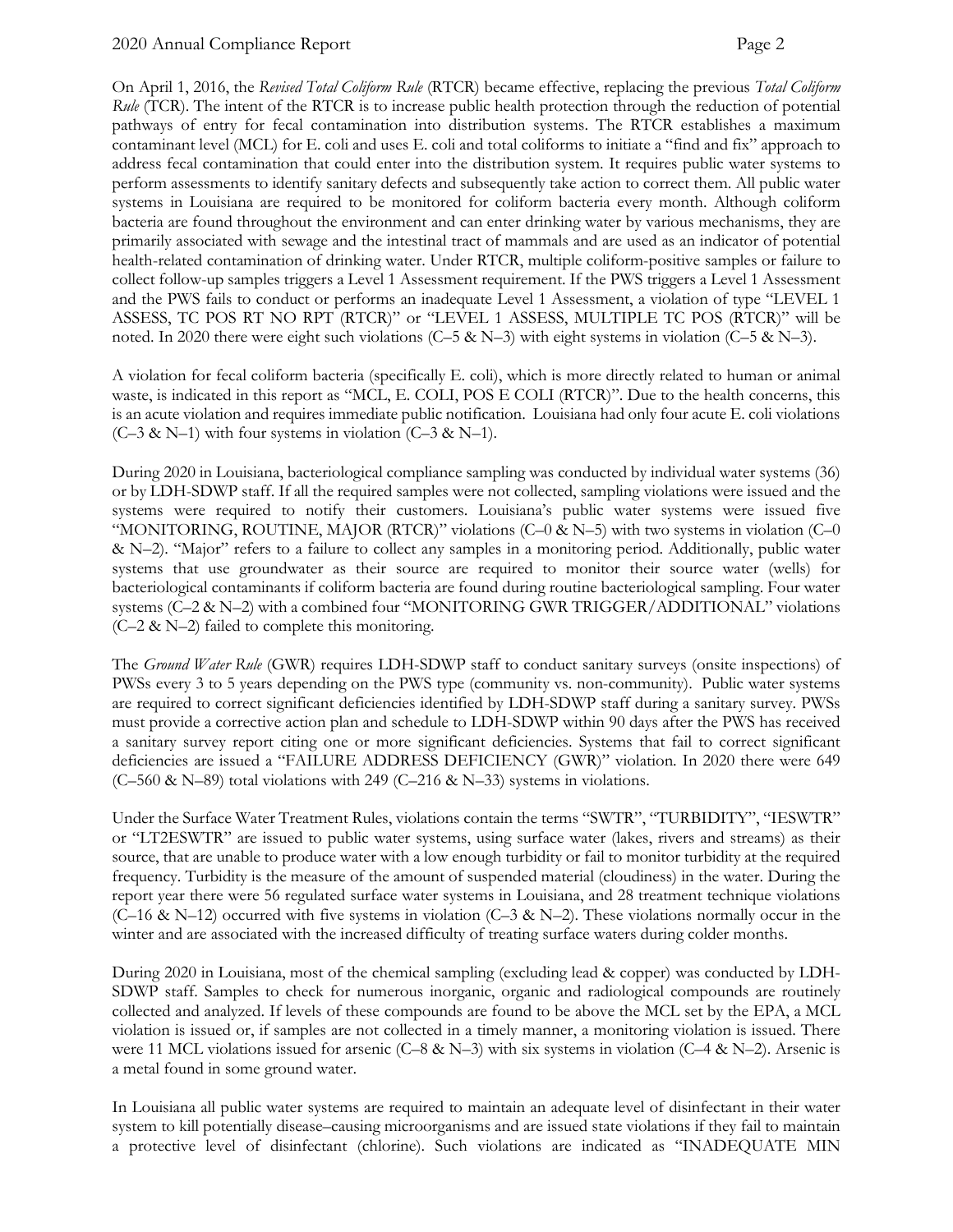On April 1, 2016, the *Revised Total Coliform Rule* (RTCR) became effective, replacing the previous *Total Coliform Rule* (TCR). The intent of the RTCR is to increase public health protection through the reduction of potential pathways of entry for fecal contamination into distribution systems. The RTCR establishes a maximum contaminant level (MCL) for E. coli and uses E. coli and total coliforms to initiate a "find and fix" approach to address fecal contamination that could enter into the distribution system. It requires public water systems to perform assessments to identify sanitary defects and subsequently take action to correct them. All public water systems in Louisiana are required to be monitored for coliform bacteria every month. Although coliform bacteria are found throughout the environment and can enter drinking water by various mechanisms, they are primarily associated with sewage and the intestinal tract of mammals and are used as an indicator of potential health-related contamination of drinking water. Under RTCR, multiple coliform-positive samples or failure to collect follow-up samples triggers a Level 1 Assessment requirement. If the PWS triggers a Level 1 Assessment and the PWS fails to conduct or performs an inadequate Level 1 Assessment, a violation of type "LEVEL 1 ASSESS, TC POS RT NO RPT (RTCR)" or "LEVEL 1 ASSESS, MULTIPLE TC POS (RTCR)" will be noted. In 2020 there were eight such violations (C–5 & N–3) with eight systems in violation (C–5 & N–3).

A violation for fecal coliform bacteria (specifically E. coli), which is more directly related to human or animal waste, is indicated in this report as "MCL, E. COLI, POS E COLI (RTCR)". Due to the health concerns, this is an acute violation and requires immediate public notification. Louisiana had only four acute E. coli violations (C–3 & N–1) with four systems in violation (C–3 & N–1).

During 2020 in Louisiana, bacteriological compliance sampling was conducted by individual water systems (36) or by LDH-SDWP staff. If all the required samples were not collected, sampling violations were issued and the systems were required to notify their customers. Louisiana's public water systems were issued five "MONITORING, ROUTINE, MAJOR (RTCR)" violations (C–0 & N–5) with two systems in violation (C–0 & N–2). "Major" refers to a failure to collect any samples in a monitoring period. Additionally, public water systems that use groundwater as their source are required to monitor their source water (wells) for bacteriological contaminants if coliform bacteria are found during routine bacteriological sampling. Four water systems (C–2 & N–2) with a combined four "MONITORING GWR TRIGGER/ADDITIONAL" violations (C–2 & N–2) failed to complete this monitoring.

The *Ground Water Rule* (GWR) requires LDH-SDWP staff to conduct sanitary surveys (onsite inspections) of PWSs every 3 to 5 years depending on the PWS type (community vs. non-community). Public water systems are required to correct significant deficiencies identified by LDH-SDWP staff during a sanitary survey. PWSs must provide a corrective action plan and schedule to LDH-SDWP within 90 days after the PWS has received a sanitary survey report citing one or more significant deficiencies. Systems that fail to correct significant deficiencies are issued a "FAILURE ADDRESS DEFICIENCY (GWR)" violation. In 2020 there were 649 (C–560 & N–89) total violations with 249 (C–216 & N–33) systems in violations.

Under the Surface Water Treatment Rules, violations contain the terms "SWTR", "TURBIDITY", "IESWTR" or "LT2ESWTR" are issued to public water systems, using surface water (lakes, rivers and streams) as their source, that are unable to produce water with a low enough turbidity or fail to monitor turbidity at the required frequency. Turbidity is the measure of the amount of suspended material (cloudiness) in the water. During the report year there were 56 regulated surface water systems in Louisiana, and 28 treatment technique violations (C–16 & N–12) occurred with five systems in violation (C–3 & N–2). These violations normally occur in the winter and are associated with the increased difficulty of treating surface waters during colder months.

During 2020 in Louisiana, most of the chemical sampling (excluding lead & copper) was conducted by LDH-SDWP staff. Samples to check for numerous inorganic, organic and radiological compounds are routinely collected and analyzed. If levels of these compounds are found to be above the MCL set by the EPA, a MCL violation is issued or, if samples are not collected in a timely manner, a monitoring violation is issued. There were 11 MCL violations issued for arsenic (C–8 & N–3) with six systems in violation (C–4 & N–2). Arsenic is a metal found in some ground water.

In Louisiana all public water systems are required to maintain an adequate level of disinfectant in their water system to kill potentially disease–causing microorganisms and are issued state violations if they fail to maintain a protective level of disinfectant (chlorine). Such violations are indicated as "INADEQUATE MIN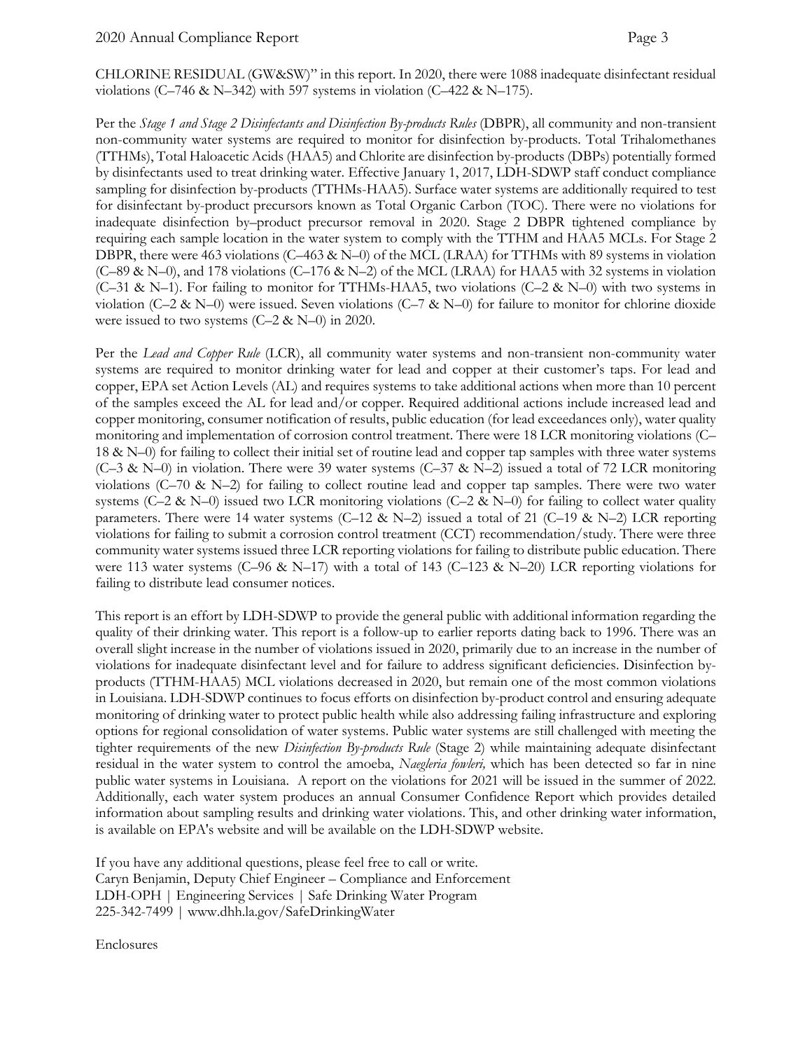CHLORINE RESIDUAL (GW&SW)" in this report. In 2020, there were 1088 inadequate disinfectant residual violations (C–746 & N–342) with 597 systems in violation (C–422 & N–175).

Per the *Stage 1 and Stage 2 Disinfectants and Disinfection By-products Rules* (DBPR), all community and non-transient non-community water systems are required to monitor for disinfection by-products. Total Trihalomethanes (TTHMs), Total Haloacetic Acids (HAA5) and Chlorite are disinfection by-products (DBPs) potentially formed by disinfectants used to treat drinking water. Effective January 1, 2017, LDH-SDWP staff conduct compliance sampling for disinfection by-products (TTHMs-HAA5). Surface water systems are additionally required to test for disinfectant by-product precursors known as Total Organic Carbon (TOC). There were no violations for inadequate disinfection by–product precursor removal in 2020. Stage 2 DBPR tightened compliance by requiring each sample location in the water system to comply with the TTHM and HAA5 MCLs. For Stage 2 DBPR, there were 463 violations (C–463 & N–0) of the MCL (LRAA) for TTHMs with 89 systems in violation (C–89 & N–0), and 178 violations (C–176 & N–2) of the MCL (LRAA) for HAA5 with 32 systems in violation (C–31 & N–1). For failing to monitor for TTHMs-HAA5, two violations (C–2 & N–0) with two systems in violation (C–2 & N–0) were issued. Seven violations (C–7 & N–0) for failure to monitor for chlorine dioxide were issued to two systems (C–2 & N–0) in 2020.

Per the *Lead and Copper Rule* (LCR), all community water systems and non-transient non-community water systems are required to monitor drinking water for lead and copper at their customer's taps. For lead and copper, EPA set Action Levels (AL) and requires systems to take additional actions when more than 10 percent of the samples exceed the AL for lead and/or copper. Required additional actions include increased lead and copper monitoring, consumer notification of results, public education (for lead exceedances only), water quality monitoring and implementation of corrosion control treatment. There were 18 LCR monitoring violations (C–18 & N–0) for failing to collect their initial set of routine lead and copper tap samples with three water systems (C–3 & N–0) in violation. There were 39 water systems (C–37 & N–2) issued a total of 72 LCR monitoring violations (C–70 & N–2) for failing to collect routine lead and copper tap samples. There were two water systems (C–2 & N–0) issued two LCR monitoring violations (C–2 & N–0) for failing to collect water quality parameters. There were 14 water systems (C–12 & N–2) issued a total of 21 (C–19 & N–2) LCR reporting violations for failing to submit a corrosion control treatment (CCT) recommendation/study. There were three community water systems issued three LCR reporting violations for failing to distribute public education. There were 113 water systems (C–96 & N–17) with a total of 143 (C–123 & N–20) LCR reporting violations for failing to distribute lead consumer notices.

This report is an effort by LDH-SDWP to provide the general public with additional information regarding the quality of their drinking water. This report is a follow-up to earlier reports dating back to 1996. There was an overall slight increase in the number of violations issued in 2020, primarily due to an increase in the number of violations for inadequate disinfectant level and for failure to address significant deficiencies. Disinfection by-products (TTHM-HAA5) MCL violations decreased in 2020, but remain one of the most common violations in Louisiana. LDH-SDWP continues to focus efforts on disinfection by-product control and ensuring adequate monitoring of drinking water to protect public health while also addressing failing infrastructure and exploring options for regional consolidation of water systems. Public water systems are still challenged with meeting the tighter requirements of the new *Disinfection By-products Rule* (Stage 2) while maintaining adequate disinfectant residual in the water system to control the amoeba, *Naegleria fowleri,* which has been detected so far in nine public water systems in Louisiana. A report on the violations for 2021 will be issued in the summer of 2022. Additionally, each water system produces an annual Consumer Confidence Report which provides detailed information about sampling results and drinking water violations. This, and other drinking water information, is available on EPA's website and will be available on the LDH-SDWP website.

If you have any additional questions, please feel free to call or write.
Caryn Benjamin, Deputy Chief Engineer – Compliance and Enforcement
LDH-OPH | Engineering Services | Safe Drinking Water Program
225-342-7499 | www.dhh.la.gov/SafeDrinkingWater

Enclosures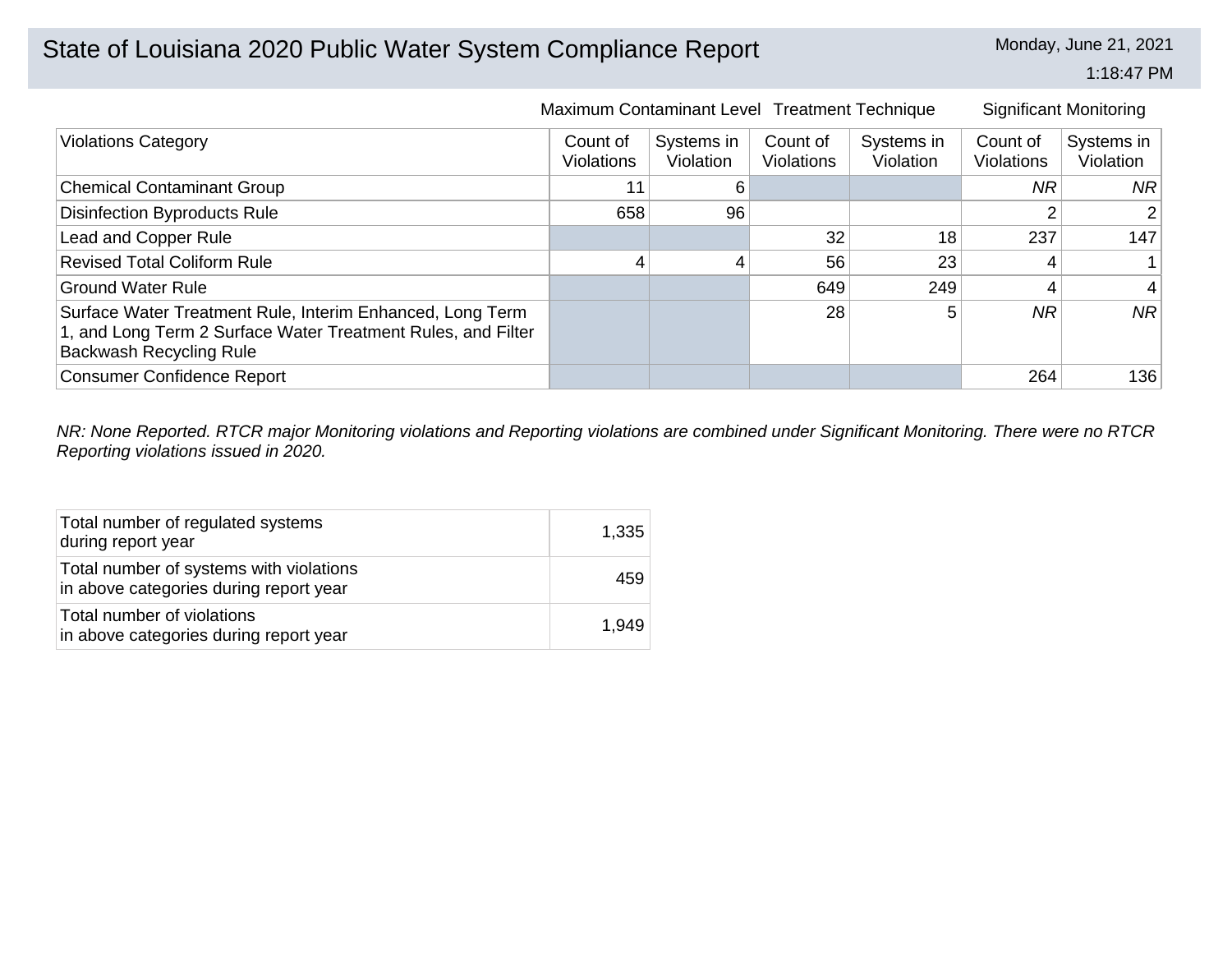# State of Louisiana 2020 Public Water System Compliance Report

Monday, June 21, 2021
1:18:47 PM

| Violations Category | Maximum Contaminant Level | | Treatment Technique | | Significant Monitoring | |
|---|---|---|---|---|---|---|
| | Count of Violations | Systems in Violation | Count of Violations | Systems in Violation | Count of Violations | Systems in Violation |
| Chemical Contaminant Group | 11 | 6 | | | *NR* | *NR* |
| Disinfection Byproducts Rule | 658 | 96 | | | 2 | 2 |
| Lead and Copper Rule | | | 32 | 18 | 237 | 147 |
| Revised Total Coliform Rule | 4 | 4 | 56 | 23 | 4 | 1 |
| Ground Water Rule | | | 649 | 249 | 4 | 4 |
| Surface Water Treatment Rule, Interim Enhanced, Long Term 1, and Long Term 2 Surface Water Treatment Rules, and Filter Backwash Recycling Rule | | | 28 | 5 | *NR* | *NR* |
| Consumer Confidence Report | | | | | 264 | 136 |

*NR: None Reported. RTCR major Monitoring violations and Reporting violations are combined under Significant Monitoring. There were no RTCR Reporting violations issued in 2020.*

| | |
|---|---|
| Total number of regulated systems during report year | 1,335 |
| Total number of systems with violations in above categories during report year | 459 |
| Total number of violations in above categories during report year | 1,949 |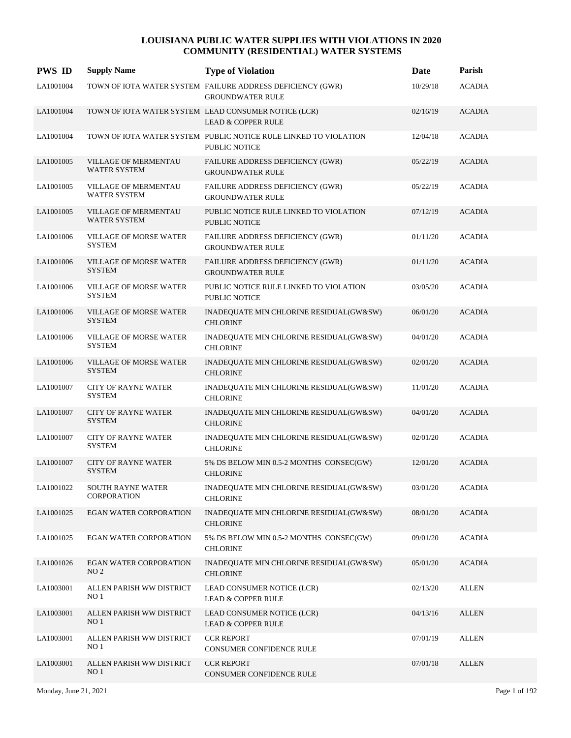# LOUISIANA PUBLIC WATER SUPPLIES WITH VIOLATIONS IN 2020
## COMMUNITY (RESIDENTIAL) WATER SYSTEMS

| PWS ID | Supply Name | Type of Violation | Date | Parish |
|---|---|---|---|---|
| LA1001004 | TOWN OF IOTA WATER SYSTEM | FAILURE ADDRESS DEFICIENCY (GWR) GROUNDWATER RULE | 10/29/18 | ACADIA |
| LA1001004 | TOWN OF IOTA WATER SYSTEM | LEAD CONSUMER NOTICE (LCR) LEAD & COPPER RULE | 02/16/19 | ACADIA |
| LA1001004 | TOWN OF IOTA WATER SYSTEM | PUBLIC NOTICE RULE LINKED TO VIOLATION PUBLIC NOTICE | 12/04/18 | ACADIA |
| LA1001005 | VILLAGE OF MERMENTAU WATER SYSTEM | FAILURE ADDRESS DEFICIENCY (GWR) GROUNDWATER RULE | 05/22/19 | ACADIA |
| LA1001005 | VILLAGE OF MERMENTAU WATER SYSTEM | FAILURE ADDRESS DEFICIENCY (GWR) GROUNDWATER RULE | 05/22/19 | ACADIA |
| LA1001005 | VILLAGE OF MERMENTAU WATER SYSTEM | PUBLIC NOTICE RULE LINKED TO VIOLATION PUBLIC NOTICE | 07/12/19 | ACADIA |
| LA1001006 | VILLAGE OF MORSE WATER SYSTEM | FAILURE ADDRESS DEFICIENCY (GWR) GROUNDWATER RULE | 01/11/20 | ACADIA |
| LA1001006 | VILLAGE OF MORSE WATER SYSTEM | FAILURE ADDRESS DEFICIENCY (GWR) GROUNDWATER RULE | 01/11/20 | ACADIA |
| LA1001006 | VILLAGE OF MORSE WATER SYSTEM | PUBLIC NOTICE RULE LINKED TO VIOLATION PUBLIC NOTICE | 03/05/20 | ACADIA |
| LA1001006 | VILLAGE OF MORSE WATER SYSTEM | INADEQUATE MIN CHLORINE RESIDUAL(GW&SW) CHLORINE | 06/01/20 | ACADIA |
| LA1001006 | VILLAGE OF MORSE WATER SYSTEM | INADEQUATE MIN CHLORINE RESIDUAL(GW&SW) CHLORINE | 04/01/20 | ACADIA |
| LA1001006 | VILLAGE OF MORSE WATER SYSTEM | INADEQUATE MIN CHLORINE RESIDUAL(GW&SW) CHLORINE | 02/01/20 | ACADIA |
| LA1001007 | CITY OF RAYNE WATER SYSTEM | INADEQUATE MIN CHLORINE RESIDUAL(GW&SW) CHLORINE | 11/01/20 | ACADIA |
| LA1001007 | CITY OF RAYNE WATER SYSTEM | INADEQUATE MIN CHLORINE RESIDUAL(GW&SW) CHLORINE | 04/01/20 | ACADIA |
| LA1001007 | CITY OF RAYNE WATER SYSTEM | INADEQUATE MIN CHLORINE RESIDUAL(GW&SW) CHLORINE | 02/01/20 | ACADIA |
| LA1001007 | CITY OF RAYNE WATER SYSTEM | 5% DS BELOW MIN 0.5-2 MONTHS CONSEC(GW) CHLORINE | 12/01/20 | ACADIA |
| LA1001022 | SOUTH RAYNE WATER CORPORATION | INADEQUATE MIN CHLORINE RESIDUAL(GW&SW) CHLORINE | 03/01/20 | ACADIA |
| LA1001025 | EGAN WATER CORPORATION | INADEQUATE MIN CHLORINE RESIDUAL(GW&SW) CHLORINE | 08/01/20 | ACADIA |
| LA1001025 | EGAN WATER CORPORATION | 5% DS BELOW MIN 0.5-2 MONTHS CONSEC(GW) CHLORINE | 09/01/20 | ACADIA |
| LA1001026 | EGAN WATER CORPORATION NO 2 | INADEQUATE MIN CHLORINE RESIDUAL(GW&SW) CHLORINE | 05/01/20 | ACADIA |
| LA1003001 | ALLEN PARISH WW DISTRICT NO 1 | LEAD CONSUMER NOTICE (LCR) LEAD & COPPER RULE | 02/13/20 | ALLEN |
| LA1003001 | ALLEN PARISH WW DISTRICT NO 1 | LEAD CONSUMER NOTICE (LCR) LEAD & COPPER RULE | 04/13/16 | ALLEN |
| LA1003001 | ALLEN PARISH WW DISTRICT NO 1 | CCR REPORT CONSUMER CONFIDENCE RULE | 07/01/19 | ALLEN |
| LA1003001 | ALLEN PARISH WW DISTRICT NO 1 | CCR REPORT CONSUMER CONFIDENCE RULE | 07/01/18 | ALLEN |

Monday, June 21, 2021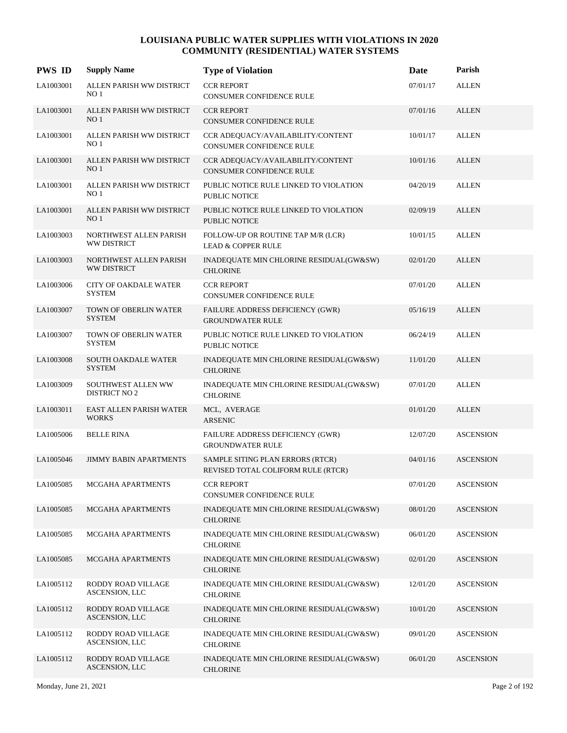# LOUISIANA PUBLIC WATER SUPPLIES WITH VIOLATIONS IN 2020
## COMMUNITY (RESIDENTIAL) WATER SYSTEMS

| PWS ID | Supply Name | Type of Violation | Date | Parish |
|---|---|---|---|---|
| LA1003001 | ALLEN PARISH WW DISTRICT NO 1 | CCR REPORT<br>CONSUMER CONFIDENCE RULE | 07/01/17 | ALLEN |
| LA1003001 | ALLEN PARISH WW DISTRICT NO 1 | CCR REPORT<br>CONSUMER CONFIDENCE RULE | 07/01/16 | ALLEN |
| LA1003001 | ALLEN PARISH WW DISTRICT NO 1 | CCR ADEQUACY/AVAILABILITY/CONTENT<br>CONSUMER CONFIDENCE RULE | 10/01/17 | ALLEN |
| LA1003001 | ALLEN PARISH WW DISTRICT NO 1 | CCR ADEQUACY/AVAILABILITY/CONTENT<br>CONSUMER CONFIDENCE RULE | 10/01/16 | ALLEN |
| LA1003001 | ALLEN PARISH WW DISTRICT NO 1 | PUBLIC NOTICE RULE LINKED TO VIOLATION<br>PUBLIC NOTICE | 04/20/19 | ALLEN |
| LA1003001 | ALLEN PARISH WW DISTRICT NO 1 | PUBLIC NOTICE RULE LINKED TO VIOLATION<br>PUBLIC NOTICE | 02/09/19 | ALLEN |
| LA1003003 | NORTHWEST ALLEN PARISH WW DISTRICT | FOLLOW-UP OR ROUTINE TAP M/R (LCR)<br>LEAD & COPPER RULE | 10/01/15 | ALLEN |
| LA1003003 | NORTHWEST ALLEN PARISH WW DISTRICT | INADEQUATE MIN CHLORINE RESIDUAL(GW&SW)<br>CHLORINE | 02/01/20 | ALLEN |
| LA1003006 | CITY OF OAKDALE WATER SYSTEM | CCR REPORT<br>CONSUMER CONFIDENCE RULE | 07/01/20 | ALLEN |
| LA1003007 | TOWN OF OBERLIN WATER SYSTEM | FAILURE ADDRESS DEFICIENCY (GWR)<br>GROUNDWATER RULE | 05/16/19 | ALLEN |
| LA1003007 | TOWN OF OBERLIN WATER SYSTEM | PUBLIC NOTICE RULE LINKED TO VIOLATION<br>PUBLIC NOTICE | 06/24/19 | ALLEN |
| LA1003008 | SOUTH OAKDALE WATER SYSTEM | INADEQUATE MIN CHLORINE RESIDUAL(GW&SW)<br>CHLORINE | 11/01/20 | ALLEN |
| LA1003009 | SOUTHWEST ALLEN WW DISTRICT NO 2 | INADEQUATE MIN CHLORINE RESIDUAL(GW&SW)<br>CHLORINE | 07/01/20 | ALLEN |
| LA1003011 | EAST ALLEN PARISH WATER WORKS | MCL, AVERAGE<br>ARSENIC | 01/01/20 | ALLEN |
| LA1005006 | BELLE RINA | FAILURE ADDRESS DEFICIENCY (GWR)<br>GROUNDWATER RULE | 12/07/20 | ASCENSION |
| LA1005046 | JIMMY BABIN APARTMENTS | SAMPLE SITING PLAN ERRORS (RTCR)<br>REVISED TOTAL COLIFORM RULE (RTCR) | 04/01/16 | ASCENSION |
| LA1005085 | MCGAHA APARTMENTS | CCR REPORT<br>CONSUMER CONFIDENCE RULE | 07/01/20 | ASCENSION |
| LA1005085 | MCGAHA APARTMENTS | INADEQUATE MIN CHLORINE RESIDUAL(GW&SW)<br>CHLORINE | 08/01/20 | ASCENSION |
| LA1005085 | MCGAHA APARTMENTS | INADEQUATE MIN CHLORINE RESIDUAL(GW&SW)<br>CHLORINE | 06/01/20 | ASCENSION |
| LA1005085 | MCGAHA APARTMENTS | INADEQUATE MIN CHLORINE RESIDUAL(GW&SW)<br>CHLORINE | 02/01/20 | ASCENSION |
| LA1005112 | RODDY ROAD VILLAGE ASCENSION, LLC | INADEQUATE MIN CHLORINE RESIDUAL(GW&SW)<br>CHLORINE | 12/01/20 | ASCENSION |
| LA1005112 | RODDY ROAD VILLAGE ASCENSION, LLC | INADEQUATE MIN CHLORINE RESIDUAL(GW&SW)<br>CHLORINE | 10/01/20 | ASCENSION |
| LA1005112 | RODDY ROAD VILLAGE ASCENSION, LLC | INADEQUATE MIN CHLORINE RESIDUAL(GW&SW)<br>CHLORINE | 09/01/20 | ASCENSION |
| LA1005112 | RODDY ROAD VILLAGE ASCENSION, LLC | INADEQUATE MIN CHLORINE RESIDUAL(GW&SW)<br>CHLORINE | 06/01/20 | ASCENSION |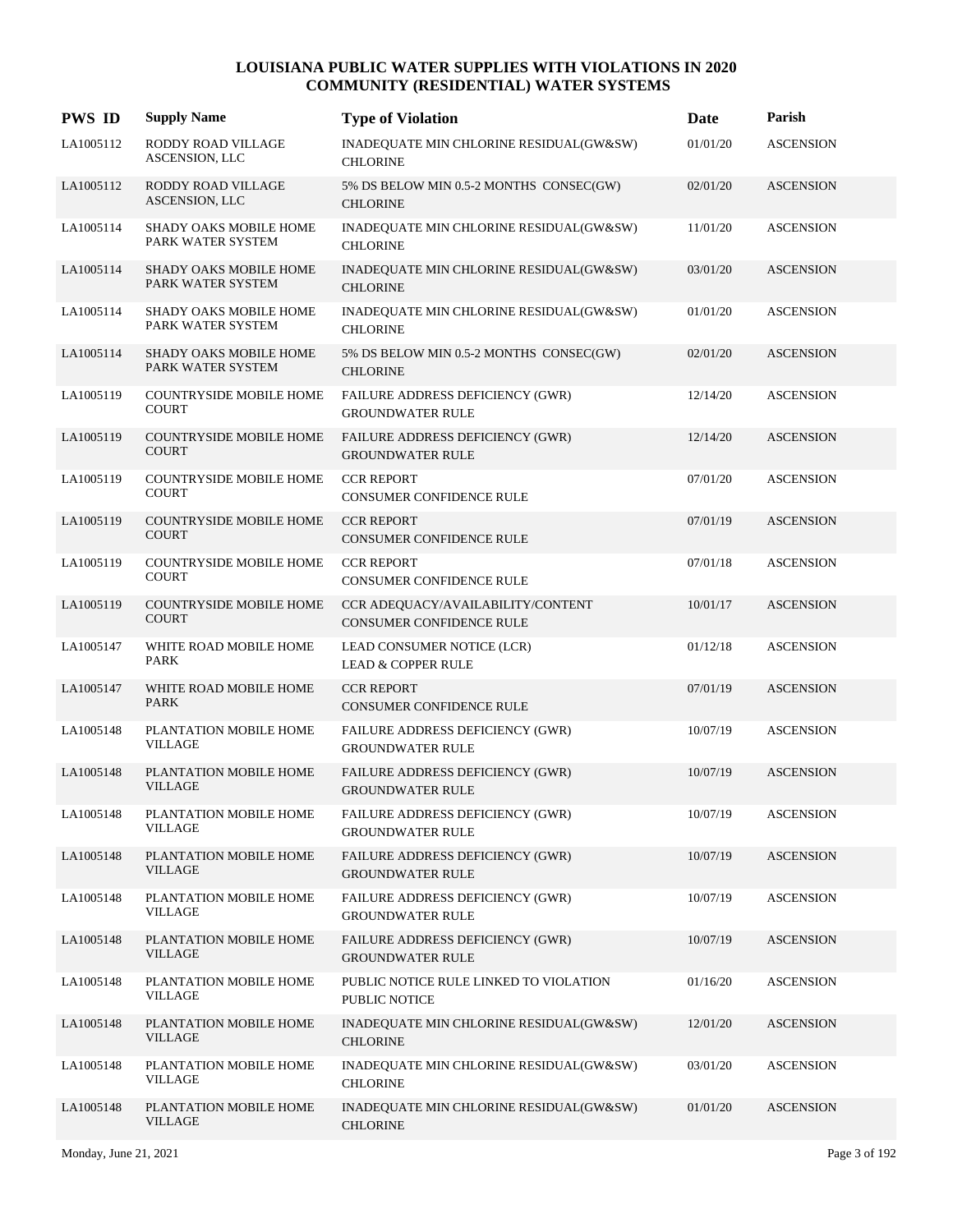# LOUISIANA PUBLIC WATER SUPPLIES WITH VIOLATIONS IN 2020
## COMMUNITY (RESIDENTIAL) WATER SYSTEMS

| PWS ID | Supply Name | Type of Violation | Date | Parish |
|---|---|---|---|---|
| LA1005112 | RODDY ROAD VILLAGE ASCENSION, LLC | INADEQUATE MIN CHLORINE RESIDUAL(GW&SW) CHLORINE | 01/01/20 | ASCENSION |
| LA1005112 | RODDY ROAD VILLAGE ASCENSION, LLC | 5% DS BELOW MIN 0.5-2 MONTHS CONSEC(GW) CHLORINE | 02/01/20 | ASCENSION |
| LA1005114 | SHADY OAKS MOBILE HOME PARK WATER SYSTEM | INADEQUATE MIN CHLORINE RESIDUAL(GW&SW) CHLORINE | 11/01/20 | ASCENSION |
| LA1005114 | SHADY OAKS MOBILE HOME PARK WATER SYSTEM | INADEQUATE MIN CHLORINE RESIDUAL(GW&SW) CHLORINE | 03/01/20 | ASCENSION |
| LA1005114 | SHADY OAKS MOBILE HOME PARK WATER SYSTEM | INADEQUATE MIN CHLORINE RESIDUAL(GW&SW) CHLORINE | 01/01/20 | ASCENSION |
| LA1005114 | SHADY OAKS MOBILE HOME PARK WATER SYSTEM | 5% DS BELOW MIN 0.5-2 MONTHS CONSEC(GW) CHLORINE | 02/01/20 | ASCENSION |
| LA1005119 | COUNTRYSIDE MOBILE HOME COURT | FAILURE ADDRESS DEFICIENCY (GWR) GROUNDWATER RULE | 12/14/20 | ASCENSION |
| LA1005119 | COUNTRYSIDE MOBILE HOME COURT | FAILURE ADDRESS DEFICIENCY (GWR) GROUNDWATER RULE | 12/14/20 | ASCENSION |
| LA1005119 | COUNTRYSIDE MOBILE HOME COURT | CCR REPORT CONSUMER CONFIDENCE RULE | 07/01/20 | ASCENSION |
| LA1005119 | COUNTRYSIDE MOBILE HOME COURT | CCR REPORT CONSUMER CONFIDENCE RULE | 07/01/19 | ASCENSION |
| LA1005119 | COUNTRYSIDE MOBILE HOME COURT | CCR REPORT CONSUMER CONFIDENCE RULE | 07/01/18 | ASCENSION |
| LA1005119 | COUNTRYSIDE MOBILE HOME COURT | CCR ADEQUACY/AVAILABILITY/CONTENT CONSUMER CONFIDENCE RULE | 10/01/17 | ASCENSION |
| LA1005147 | WHITE ROAD MOBILE HOME PARK | LEAD CONSUMER NOTICE (LCR) LEAD & COPPER RULE | 01/12/18 | ASCENSION |
| LA1005147 | WHITE ROAD MOBILE HOME PARK | CCR REPORT CONSUMER CONFIDENCE RULE | 07/01/19 | ASCENSION |
| LA1005148 | PLANTATION MOBILE HOME VILLAGE | FAILURE ADDRESS DEFICIENCY (GWR) GROUNDWATER RULE | 10/07/19 | ASCENSION |
| LA1005148 | PLANTATION MOBILE HOME VILLAGE | FAILURE ADDRESS DEFICIENCY (GWR) GROUNDWATER RULE | 10/07/19 | ASCENSION |
| LA1005148 | PLANTATION MOBILE HOME VILLAGE | FAILURE ADDRESS DEFICIENCY (GWR) GROUNDWATER RULE | 10/07/19 | ASCENSION |
| LA1005148 | PLANTATION MOBILE HOME VILLAGE | FAILURE ADDRESS DEFICIENCY (GWR) GROUNDWATER RULE | 10/07/19 | ASCENSION |
| LA1005148 | PLANTATION MOBILE HOME VILLAGE | FAILURE ADDRESS DEFICIENCY (GWR) GROUNDWATER RULE | 10/07/19 | ASCENSION |
| LA1005148 | PLANTATION MOBILE HOME VILLAGE | FAILURE ADDRESS DEFICIENCY (GWR) GROUNDWATER RULE | 10/07/19 | ASCENSION |
| LA1005148 | PLANTATION MOBILE HOME VILLAGE | PUBLIC NOTICE RULE LINKED TO VIOLATION PUBLIC NOTICE | 01/16/20 | ASCENSION |
| LA1005148 | PLANTATION MOBILE HOME VILLAGE | INADEQUATE MIN CHLORINE RESIDUAL(GW&SW) CHLORINE | 12/01/20 | ASCENSION |
| LA1005148 | PLANTATION MOBILE HOME VILLAGE | INADEQUATE MIN CHLORINE RESIDUAL(GW&SW) CHLORINE | 03/01/20 | ASCENSION |
| LA1005148 | PLANTATION MOBILE HOME VILLAGE | INADEQUATE MIN CHLORINE RESIDUAL(GW&SW) CHLORINE | 01/01/20 | ASCENSION |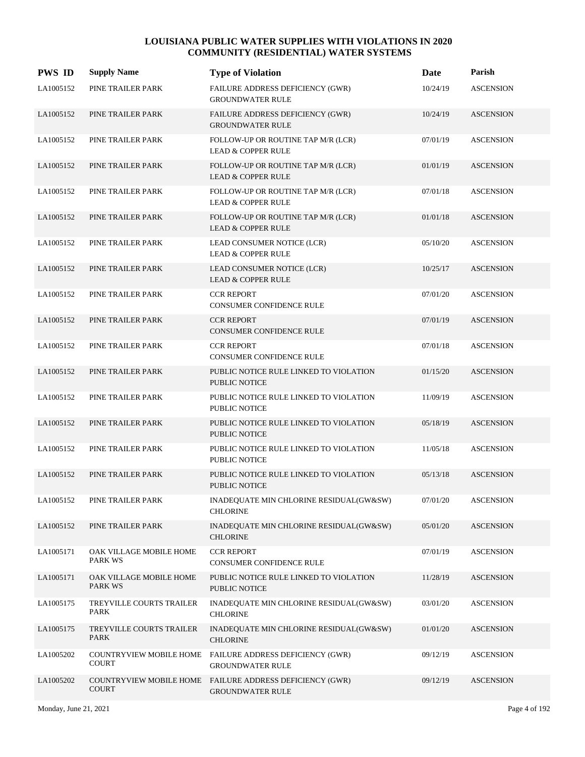# LOUISIANA PUBLIC WATER SUPPLIES WITH VIOLATIONS IN 2020
## COMMUNITY (RESIDENTIAL) WATER SYSTEMS

| PWS ID | Supply Name | Type of Violation | Date | Parish |
|---|---|---|---|---|
| LA1005152 | PINE TRAILER PARK | FAILURE ADDRESS DEFICIENCY (GWR) GROUNDWATER RULE | 10/24/19 | ASCENSION |
| LA1005152 | PINE TRAILER PARK | FAILURE ADDRESS DEFICIENCY (GWR) GROUNDWATER RULE | 10/24/19 | ASCENSION |
| LA1005152 | PINE TRAILER PARK | FOLLOW-UP OR ROUTINE TAP M/R (LCR) LEAD & COPPER RULE | 07/01/19 | ASCENSION |
| LA1005152 | PINE TRAILER PARK | FOLLOW-UP OR ROUTINE TAP M/R (LCR) LEAD & COPPER RULE | 01/01/19 | ASCENSION |
| LA1005152 | PINE TRAILER PARK | FOLLOW-UP OR ROUTINE TAP M/R (LCR) LEAD & COPPER RULE | 07/01/18 | ASCENSION |
| LA1005152 | PINE TRAILER PARK | FOLLOW-UP OR ROUTINE TAP M/R (LCR) LEAD & COPPER RULE | 01/01/18 | ASCENSION |
| LA1005152 | PINE TRAILER PARK | LEAD CONSUMER NOTICE (LCR) LEAD & COPPER RULE | 05/10/20 | ASCENSION |
| LA1005152 | PINE TRAILER PARK | LEAD CONSUMER NOTICE (LCR) LEAD & COPPER RULE | 10/25/17 | ASCENSION |
| LA1005152 | PINE TRAILER PARK | CCR REPORT CONSUMER CONFIDENCE RULE | 07/01/20 | ASCENSION |
| LA1005152 | PINE TRAILER PARK | CCR REPORT CONSUMER CONFIDENCE RULE | 07/01/19 | ASCENSION |
| LA1005152 | PINE TRAILER PARK | CCR REPORT CONSUMER CONFIDENCE RULE | 07/01/18 | ASCENSION |
| LA1005152 | PINE TRAILER PARK | PUBLIC NOTICE RULE LINKED TO VIOLATION PUBLIC NOTICE | 01/15/20 | ASCENSION |
| LA1005152 | PINE TRAILER PARK | PUBLIC NOTICE RULE LINKED TO VIOLATION PUBLIC NOTICE | 11/09/19 | ASCENSION |
| LA1005152 | PINE TRAILER PARK | PUBLIC NOTICE RULE LINKED TO VIOLATION PUBLIC NOTICE | 05/18/19 | ASCENSION |
| LA1005152 | PINE TRAILER PARK | PUBLIC NOTICE RULE LINKED TO VIOLATION PUBLIC NOTICE | 11/05/18 | ASCENSION |
| LA1005152 | PINE TRAILER PARK | PUBLIC NOTICE RULE LINKED TO VIOLATION PUBLIC NOTICE | 05/13/18 | ASCENSION |
| LA1005152 | PINE TRAILER PARK | INADEQUATE MIN CHLORINE RESIDUAL(GW&SW) CHLORINE | 07/01/20 | ASCENSION |
| LA1005152 | PINE TRAILER PARK | INADEQUATE MIN CHLORINE RESIDUAL(GW&SW) CHLORINE | 05/01/20 | ASCENSION |
| LA1005171 | OAK VILLAGE MOBILE HOME PARK WS | CCR REPORT CONSUMER CONFIDENCE RULE | 07/01/19 | ASCENSION |
| LA1005171 | OAK VILLAGE MOBILE HOME PARK WS | PUBLIC NOTICE RULE LINKED TO VIOLATION PUBLIC NOTICE | 11/28/19 | ASCENSION |
| LA1005175 | TREYVILLE COURTS TRAILER PARK | INADEQUATE MIN CHLORINE RESIDUAL(GW&SW) CHLORINE | 03/01/20 | ASCENSION |
| LA1005175 | TREYVILLE COURTS TRAILER PARK | INADEQUATE MIN CHLORINE RESIDUAL(GW&SW) CHLORINE | 01/01/20 | ASCENSION |
| LA1005202 | COUNTRYVIEW MOBILE HOME COURT | FAILURE ADDRESS DEFICIENCY (GWR) GROUNDWATER RULE | 09/12/19 | ASCENSION |
| LA1005202 | COUNTRYVIEW MOBILE HOME COURT | FAILURE ADDRESS DEFICIENCY (GWR) GROUNDWATER RULE | 09/12/19 | ASCENSION |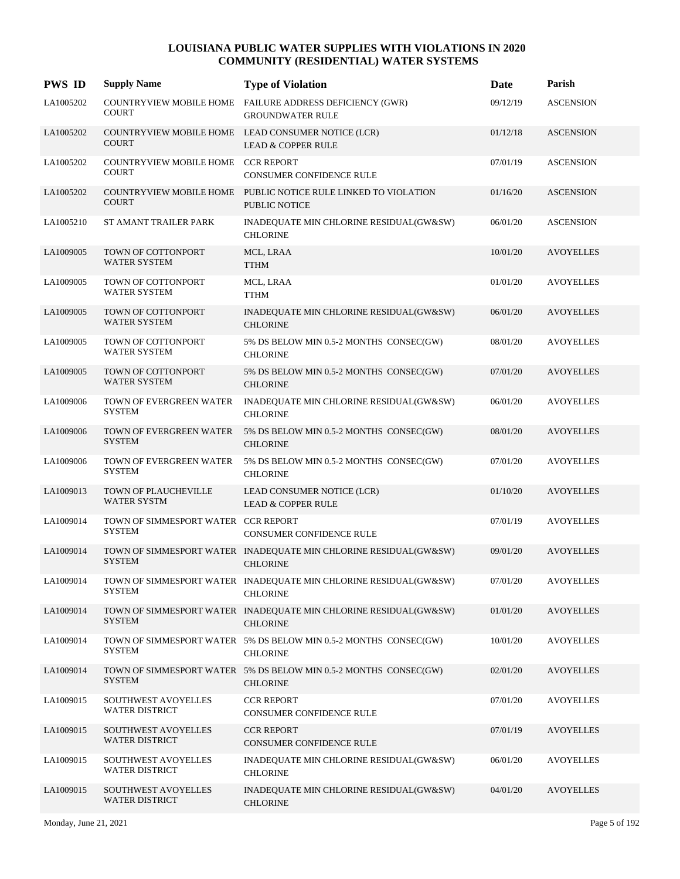# LOUISIANA PUBLIC WATER SUPPLIES WITH VIOLATIONS IN 2020
## COMMUNITY (RESIDENTIAL) WATER SYSTEMS

| PWS ID | Supply Name | Type of Violation | Date | Parish |
|---|---|---|---|---|
| LA1005202 | COUNTRYVIEW MOBILE HOME COURT | FAILURE ADDRESS DEFICIENCY (GWR) GROUNDWATER RULE | 09/12/19 | ASCENSION |
| LA1005202 | COUNTRYVIEW MOBILE HOME COURT | LEAD CONSUMER NOTICE (LCR) LEAD & COPPER RULE | 01/12/18 | ASCENSION |
| LA1005202 | COUNTRYVIEW MOBILE HOME COURT | CCR REPORT CONSUMER CONFIDENCE RULE | 07/01/19 | ASCENSION |
| LA1005202 | COUNTRYVIEW MOBILE HOME COURT | PUBLIC NOTICE RULE LINKED TO VIOLATION PUBLIC NOTICE | 01/16/20 | ASCENSION |
| LA1005210 | ST AMANT TRAILER PARK | INADEQUATE MIN CHLORINE RESIDUAL(GW&SW) CHLORINE | 06/01/20 | ASCENSION |
| LA1009005 | TOWN OF COTTONPORT WATER SYSTEM | MCL, LRAA TTHM | 10/01/20 | AVOYELLES |
| LA1009005 | TOWN OF COTTONPORT WATER SYSTEM | MCL, LRAA TTHM | 01/01/20 | AVOYELLES |
| LA1009005 | TOWN OF COTTONPORT WATER SYSTEM | INADEQUATE MIN CHLORINE RESIDUAL(GW&SW) CHLORINE | 06/01/20 | AVOYELLES |
| LA1009005 | TOWN OF COTTONPORT WATER SYSTEM | 5% DS BELOW MIN 0.5-2 MONTHS CONSEC(GW) CHLORINE | 08/01/20 | AVOYELLES |
| LA1009005 | TOWN OF COTTONPORT WATER SYSTEM | 5% DS BELOW MIN 0.5-2 MONTHS CONSEC(GW) CHLORINE | 07/01/20 | AVOYELLES |
| LA1009006 | TOWN OF EVERGREEN WATER SYSTEM | INADEQUATE MIN CHLORINE RESIDUAL(GW&SW) CHLORINE | 06/01/20 | AVOYELLES |
| LA1009006 | TOWN OF EVERGREEN WATER SYSTEM | 5% DS BELOW MIN 0.5-2 MONTHS CONSEC(GW) CHLORINE | 08/01/20 | AVOYELLES |
| LA1009006 | TOWN OF EVERGREEN WATER SYSTEM | 5% DS BELOW MIN 0.5-2 MONTHS CONSEC(GW) CHLORINE | 07/01/20 | AVOYELLES |
| LA1009013 | TOWN OF PLAUCHEVILLE WATER SYSTM | LEAD CONSUMER NOTICE (LCR) LEAD & COPPER RULE | 01/10/20 | AVOYELLES |
| LA1009014 | TOWN OF SIMMESPORT WATER SYSTEM | CCR REPORT CONSUMER CONFIDENCE RULE | 07/01/19 | AVOYELLES |
| LA1009014 | TOWN OF SIMMESPORT WATER SYSTEM | INADEQUATE MIN CHLORINE RESIDUAL(GW&SW) CHLORINE | 09/01/20 | AVOYELLES |
| LA1009014 | TOWN OF SIMMESPORT WATER SYSTEM | INADEQUATE MIN CHLORINE RESIDUAL(GW&SW) CHLORINE | 07/01/20 | AVOYELLES |
| LA1009014 | TOWN OF SIMMESPORT WATER SYSTEM | INADEQUATE MIN CHLORINE RESIDUAL(GW&SW) CHLORINE | 01/01/20 | AVOYELLES |
| LA1009014 | TOWN OF SIMMESPORT WATER SYSTEM | 5% DS BELOW MIN 0.5-2 MONTHS CONSEC(GW) CHLORINE | 10/01/20 | AVOYELLES |
| LA1009014 | TOWN OF SIMMESPORT WATER SYSTEM | 5% DS BELOW MIN 0.5-2 MONTHS CONSEC(GW) CHLORINE | 02/01/20 | AVOYELLES |
| LA1009015 | SOUTHWEST AVOYELLES WATER DISTRICT | CCR REPORT CONSUMER CONFIDENCE RULE | 07/01/20 | AVOYELLES |
| LA1009015 | SOUTHWEST AVOYELLES WATER DISTRICT | CCR REPORT CONSUMER CONFIDENCE RULE | 07/01/19 | AVOYELLES |
| LA1009015 | SOUTHWEST AVOYELLES WATER DISTRICT | INADEQUATE MIN CHLORINE RESIDUAL(GW&SW) CHLORINE | 06/01/20 | AVOYELLES |
| LA1009015 | SOUTHWEST AVOYELLES WATER DISTRICT | INADEQUATE MIN CHLORINE RESIDUAL(GW&SW) CHLORINE | 04/01/20 | AVOYELLES |

Monday, June 21, 2021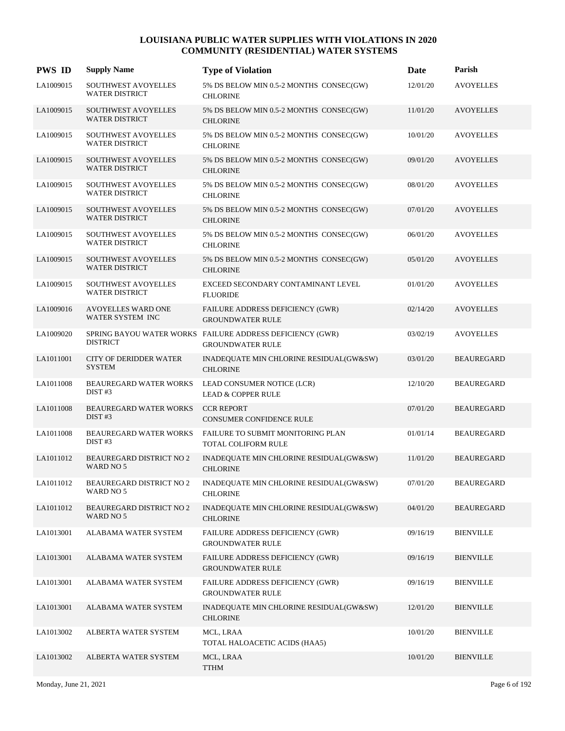# LOUISIANA PUBLIC WATER SUPPLIES WITH VIOLATIONS IN 2020
## COMMUNITY (RESIDENTIAL) WATER SYSTEMS

| PWS ID | Supply Name | Type of Violation | Date | Parish |
|---|---|---|---|---|
| LA1009015 | SOUTHWEST AVOYELLES WATER DISTRICT | 5% DS BELOW MIN 0.5-2 MONTHS CONSEC(GW) CHLORINE | 12/01/20 | AVOYELLES |
| LA1009015 | SOUTHWEST AVOYELLES WATER DISTRICT | 5% DS BELOW MIN 0.5-2 MONTHS CONSEC(GW) CHLORINE | 11/01/20 | AVOYELLES |
| LA1009015 | SOUTHWEST AVOYELLES WATER DISTRICT | 5% DS BELOW MIN 0.5-2 MONTHS CONSEC(GW) CHLORINE | 10/01/20 | AVOYELLES |
| LA1009015 | SOUTHWEST AVOYELLES WATER DISTRICT | 5% DS BELOW MIN 0.5-2 MONTHS CONSEC(GW) CHLORINE | 09/01/20 | AVOYELLES |
| LA1009015 | SOUTHWEST AVOYELLES WATER DISTRICT | 5% DS BELOW MIN 0.5-2 MONTHS CONSEC(GW) CHLORINE | 08/01/20 | AVOYELLES |
| LA1009015 | SOUTHWEST AVOYELLES WATER DISTRICT | 5% DS BELOW MIN 0.5-2 MONTHS CONSEC(GW) CHLORINE | 07/01/20 | AVOYELLES |
| LA1009015 | SOUTHWEST AVOYELLES WATER DISTRICT | 5% DS BELOW MIN 0.5-2 MONTHS CONSEC(GW) CHLORINE | 06/01/20 | AVOYELLES |
| LA1009015 | SOUTHWEST AVOYELLES WATER DISTRICT | 5% DS BELOW MIN 0.5-2 MONTHS CONSEC(GW) CHLORINE | 05/01/20 | AVOYELLES |
| LA1009015 | SOUTHWEST AVOYELLES WATER DISTRICT | EXCEED SECONDARY CONTAMINANT LEVEL FLUORIDE | 01/01/20 | AVOYELLES |
| LA1009016 | AVOYELLES WARD ONE WATER SYSTEM INC | FAILURE ADDRESS DEFICIENCY (GWR) GROUNDWATER RULE | 02/14/20 | AVOYELLES |
| LA1009020 | SPRING BAYOU WATER WORKS DISTRICT | FAILURE ADDRESS DEFICIENCY (GWR) GROUNDWATER RULE | 03/02/19 | AVOYELLES |
| LA1011001 | CITY OF DERIDDER WATER SYSTEM | INADEQUATE MIN CHLORINE RESIDUAL(GW&SW) CHLORINE | 03/01/20 | BEAUREGARD |
| LA1011008 | BEAUREGARD WATER WORKS DIST #3 | LEAD CONSUMER NOTICE (LCR) LEAD & COPPER RULE | 12/10/20 | BEAUREGARD |
| LA1011008 | BEAUREGARD WATER WORKS DIST #3 | CCR REPORT CONSUMER CONFIDENCE RULE | 07/01/20 | BEAUREGARD |
| LA1011008 | BEAUREGARD WATER WORKS DIST #3 | FAILURE TO SUBMIT MONITORING PLAN TOTAL COLIFORM RULE | 01/01/14 | BEAUREGARD |
| LA1011012 | BEAUREGARD DISTRICT NO 2 WARD NO 5 | INADEQUATE MIN CHLORINE RESIDUAL(GW&SW) CHLORINE | 11/01/20 | BEAUREGARD |
| LA1011012 | BEAUREGARD DISTRICT NO 2 WARD NO 5 | INADEQUATE MIN CHLORINE RESIDUAL(GW&SW) CHLORINE | 07/01/20 | BEAUREGARD |
| LA1011012 | BEAUREGARD DISTRICT NO 2 WARD NO 5 | INADEQUATE MIN CHLORINE RESIDUAL(GW&SW) CHLORINE | 04/01/20 | BEAUREGARD |
| LA1013001 | ALABAMA WATER SYSTEM | FAILURE ADDRESS DEFICIENCY (GWR) GROUNDWATER RULE | 09/16/19 | BIENVILLE |
| LA1013001 | ALABAMA WATER SYSTEM | FAILURE ADDRESS DEFICIENCY (GWR) GROUNDWATER RULE | 09/16/19 | BIENVILLE |
| LA1013001 | ALABAMA WATER SYSTEM | FAILURE ADDRESS DEFICIENCY (GWR) GROUNDWATER RULE | 09/16/19 | BIENVILLE |
| LA1013001 | ALABAMA WATER SYSTEM | INADEQUATE MIN CHLORINE RESIDUAL(GW&SW) CHLORINE | 12/01/20 | BIENVILLE |
| LA1013002 | ALBERTA WATER SYSTEM | MCL, LRAA TOTAL HALOACETIC ACIDS (HAA5) | 10/01/20 | BIENVILLE |
| LA1013002 | ALBERTA WATER SYSTEM | MCL, LRAA TTHM | 10/01/20 | BIENVILLE |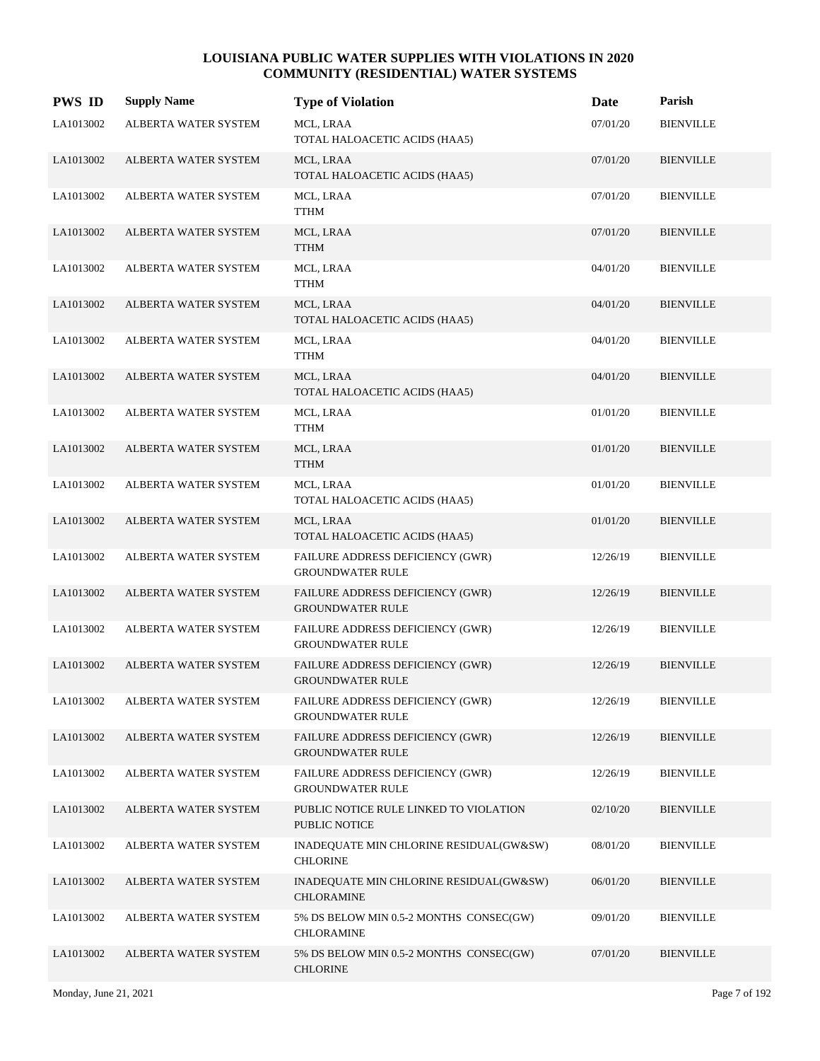# LOUISIANA PUBLIC WATER SUPPLIES WITH VIOLATIONS IN 2020
## COMMUNITY (RESIDENTIAL) WATER SYSTEMS

| PWS ID | Supply Name | Type of Violation | Date | Parish |
|---|---|---|---|---|
| LA1013002 | ALBERTA WATER SYSTEM | MCL, LRAA<br>TOTAL HALOACETIC ACIDS (HAA5) | 07/01/20 | BIENVILLE |
| LA1013002 | ALBERTA WATER SYSTEM | MCL, LRAA<br>TOTAL HALOACETIC ACIDS (HAA5) | 07/01/20 | BIENVILLE |
| LA1013002 | ALBERTA WATER SYSTEM | MCL, LRAA<br>TTHM | 07/01/20 | BIENVILLE |
| LA1013002 | ALBERTA WATER SYSTEM | MCL, LRAA<br>TTHM | 07/01/20 | BIENVILLE |
| LA1013002 | ALBERTA WATER SYSTEM | MCL, LRAA<br>TTHM | 04/01/20 | BIENVILLE |
| LA1013002 | ALBERTA WATER SYSTEM | MCL, LRAA<br>TOTAL HALOACETIC ACIDS (HAA5) | 04/01/20 | BIENVILLE |
| LA1013002 | ALBERTA WATER SYSTEM | MCL, LRAA<br>TTHM | 04/01/20 | BIENVILLE |
| LA1013002 | ALBERTA WATER SYSTEM | MCL, LRAA<br>TOTAL HALOACETIC ACIDS (HAA5) | 04/01/20 | BIENVILLE |
| LA1013002 | ALBERTA WATER SYSTEM | MCL, LRAA<br>TTHM | 01/01/20 | BIENVILLE |
| LA1013002 | ALBERTA WATER SYSTEM | MCL, LRAA<br>TTHM | 01/01/20 | BIENVILLE |
| LA1013002 | ALBERTA WATER SYSTEM | MCL, LRAA<br>TOTAL HALOACETIC ACIDS (HAA5) | 01/01/20 | BIENVILLE |
| LA1013002 | ALBERTA WATER SYSTEM | MCL, LRAA<br>TOTAL HALOACETIC ACIDS (HAA5) | 01/01/20 | BIENVILLE |
| LA1013002 | ALBERTA WATER SYSTEM | FAILURE ADDRESS DEFICIENCY (GWR)<br>GROUNDWATER RULE | 12/26/19 | BIENVILLE |
| LA1013002 | ALBERTA WATER SYSTEM | FAILURE ADDRESS DEFICIENCY (GWR)<br>GROUNDWATER RULE | 12/26/19 | BIENVILLE |
| LA1013002 | ALBERTA WATER SYSTEM | FAILURE ADDRESS DEFICIENCY (GWR)<br>GROUNDWATER RULE | 12/26/19 | BIENVILLE |
| LA1013002 | ALBERTA WATER SYSTEM | FAILURE ADDRESS DEFICIENCY (GWR)<br>GROUNDWATER RULE | 12/26/19 | BIENVILLE |
| LA1013002 | ALBERTA WATER SYSTEM | FAILURE ADDRESS DEFICIENCY (GWR)<br>GROUNDWATER RULE | 12/26/19 | BIENVILLE |
| LA1013002 | ALBERTA WATER SYSTEM | FAILURE ADDRESS DEFICIENCY (GWR)<br>GROUNDWATER RULE | 12/26/19 | BIENVILLE |
| LA1013002 | ALBERTA WATER SYSTEM | FAILURE ADDRESS DEFICIENCY (GWR)<br>GROUNDWATER RULE | 12/26/19 | BIENVILLE |
| LA1013002 | ALBERTA WATER SYSTEM | PUBLIC NOTICE RULE LINKED TO VIOLATION<br>PUBLIC NOTICE | 02/10/20 | BIENVILLE |
| LA1013002 | ALBERTA WATER SYSTEM | INADEQUATE MIN CHLORINE RESIDUAL(GW&SW)<br>CHLORINE | 08/01/20 | BIENVILLE |
| LA1013002 | ALBERTA WATER SYSTEM | INADEQUATE MIN CHLORINE RESIDUAL(GW&SW)<br>CHLORAMINE | 06/01/20 | BIENVILLE |
| LA1013002 | ALBERTA WATER SYSTEM | 5% DS BELOW MIN 0.5-2 MONTHS CONSEC(GW)<br>CHLORAMINE | 09/01/20 | BIENVILLE |
| LA1013002 | ALBERTA WATER SYSTEM | 5% DS BELOW MIN 0.5-2 MONTHS CONSEC(GW)<br>CHLORINE | 07/01/20 | BIENVILLE |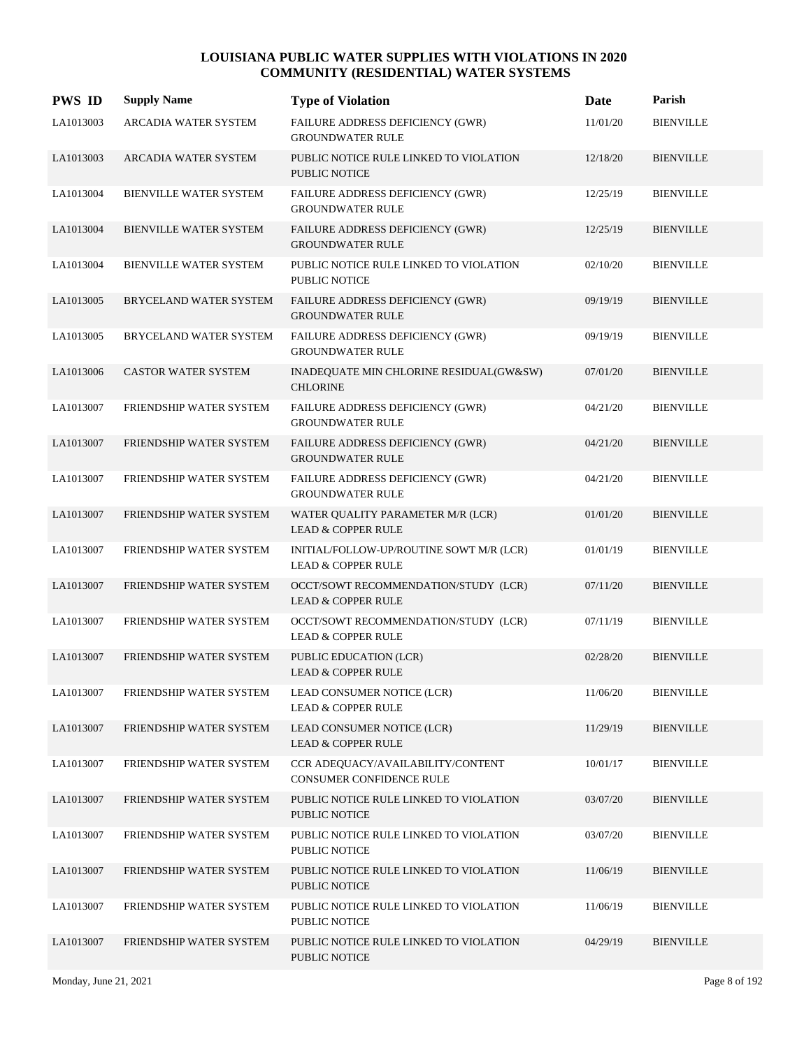# LOUISIANA PUBLIC WATER SUPPLIES WITH VIOLATIONS IN 2020
## COMMUNITY (RESIDENTIAL) WATER SYSTEMS

| PWS ID | Supply Name | Type of Violation | Date | Parish |
|---|---|---|---|---|
| LA1013003 | ARCADIA WATER SYSTEM | FAILURE ADDRESS DEFICIENCY (GWR) GROUNDWATER RULE | 11/01/20 | BIENVILLE |
| LA1013003 | ARCADIA WATER SYSTEM | PUBLIC NOTICE RULE LINKED TO VIOLATION PUBLIC NOTICE | 12/18/20 | BIENVILLE |
| LA1013004 | BIENVILLE WATER SYSTEM | FAILURE ADDRESS DEFICIENCY (GWR) GROUNDWATER RULE | 12/25/19 | BIENVILLE |
| LA1013004 | BIENVILLE WATER SYSTEM | FAILURE ADDRESS DEFICIENCY (GWR) GROUNDWATER RULE | 12/25/19 | BIENVILLE |
| LA1013004 | BIENVILLE WATER SYSTEM | PUBLIC NOTICE RULE LINKED TO VIOLATION PUBLIC NOTICE | 02/10/20 | BIENVILLE |
| LA1013005 | BRYCELAND WATER SYSTEM | FAILURE ADDRESS DEFICIENCY (GWR) GROUNDWATER RULE | 09/19/19 | BIENVILLE |
| LA1013005 | BRYCELAND WATER SYSTEM | FAILURE ADDRESS DEFICIENCY (GWR) GROUNDWATER RULE | 09/19/19 | BIENVILLE |
| LA1013006 | CASTOR WATER SYSTEM | INADEQUATE MIN CHLORINE RESIDUAL(GW&SW) CHLORINE | 07/01/20 | BIENVILLE |
| LA1013007 | FRIENDSHIP WATER SYSTEM | FAILURE ADDRESS DEFICIENCY (GWR) GROUNDWATER RULE | 04/21/20 | BIENVILLE |
| LA1013007 | FRIENDSHIP WATER SYSTEM | FAILURE ADDRESS DEFICIENCY (GWR) GROUNDWATER RULE | 04/21/20 | BIENVILLE |
| LA1013007 | FRIENDSHIP WATER SYSTEM | FAILURE ADDRESS DEFICIENCY (GWR) GROUNDWATER RULE | 04/21/20 | BIENVILLE |
| LA1013007 | FRIENDSHIP WATER SYSTEM | WATER QUALITY PARAMETER M/R (LCR) LEAD & COPPER RULE | 01/01/20 | BIENVILLE |
| LA1013007 | FRIENDSHIP WATER SYSTEM | INITIAL/FOLLOW-UP/ROUTINE SOWT M/R (LCR) LEAD & COPPER RULE | 01/01/19 | BIENVILLE |
| LA1013007 | FRIENDSHIP WATER SYSTEM | OCCT/SOWT RECOMMENDATION/STUDY (LCR) LEAD & COPPER RULE | 07/11/20 | BIENVILLE |
| LA1013007 | FRIENDSHIP WATER SYSTEM | OCCT/SOWT RECOMMENDATION/STUDY (LCR) LEAD & COPPER RULE | 07/11/19 | BIENVILLE |
| LA1013007 | FRIENDSHIP WATER SYSTEM | PUBLIC EDUCATION (LCR) LEAD & COPPER RULE | 02/28/20 | BIENVILLE |
| LA1013007 | FRIENDSHIP WATER SYSTEM | LEAD CONSUMER NOTICE (LCR) LEAD & COPPER RULE | 11/06/20 | BIENVILLE |
| LA1013007 | FRIENDSHIP WATER SYSTEM | LEAD CONSUMER NOTICE (LCR) LEAD & COPPER RULE | 11/29/19 | BIENVILLE |
| LA1013007 | FRIENDSHIP WATER SYSTEM | CCR ADEQUACY/AVAILABILITY/CONTENT CONSUMER CONFIDENCE RULE | 10/01/17 | BIENVILLE |
| LA1013007 | FRIENDSHIP WATER SYSTEM | PUBLIC NOTICE RULE LINKED TO VIOLATION PUBLIC NOTICE | 03/07/20 | BIENVILLE |
| LA1013007 | FRIENDSHIP WATER SYSTEM | PUBLIC NOTICE RULE LINKED TO VIOLATION PUBLIC NOTICE | 03/07/20 | BIENVILLE |
| LA1013007 | FRIENDSHIP WATER SYSTEM | PUBLIC NOTICE RULE LINKED TO VIOLATION PUBLIC NOTICE | 11/06/19 | BIENVILLE |
| LA1013007 | FRIENDSHIP WATER SYSTEM | PUBLIC NOTICE RULE LINKED TO VIOLATION PUBLIC NOTICE | 11/06/19 | BIENVILLE |
| LA1013007 | FRIENDSHIP WATER SYSTEM | PUBLIC NOTICE RULE LINKED TO VIOLATION PUBLIC NOTICE | 04/29/19 | BIENVILLE |

Monday, June 21, 2021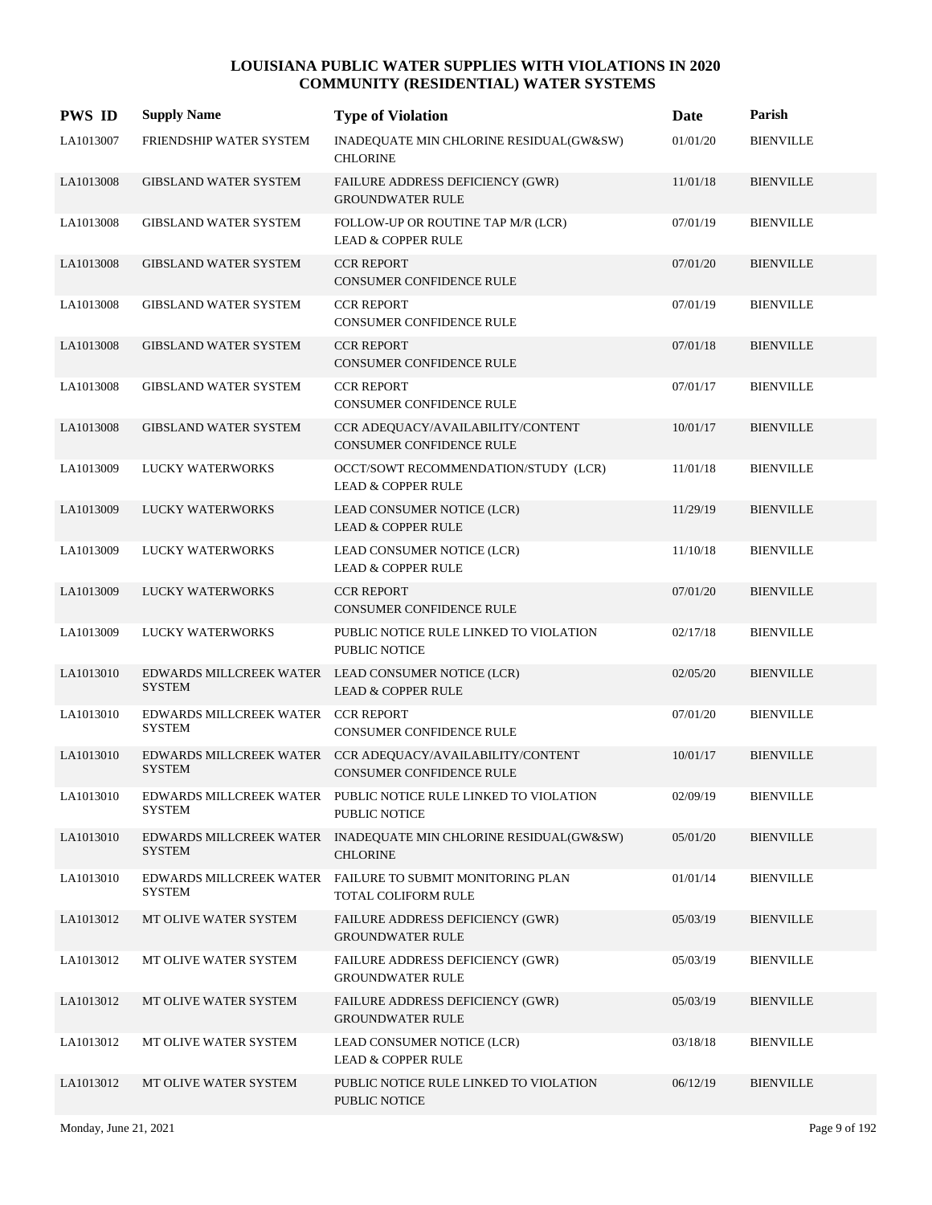# LOUISIANA PUBLIC WATER SUPPLIES WITH VIOLATIONS IN 2020
## COMMUNITY (RESIDENTIAL) WATER SYSTEMS

| PWS ID | Supply Name | Type of Violation | Date | Parish |
|---|---|---|---|---|
| LA1013007 | FRIENDSHIP WATER SYSTEM | INADEQUATE MIN CHLORINE RESIDUAL(GW&SW) CHLORINE | 01/01/20 | BIENVILLE |
| LA1013008 | GIBSLAND WATER SYSTEM | FAILURE ADDRESS DEFICIENCY (GWR) GROUNDWATER RULE | 11/01/18 | BIENVILLE |
| LA1013008 | GIBSLAND WATER SYSTEM | FOLLOW-UP OR ROUTINE TAP M/R (LCR) LEAD & COPPER RULE | 07/01/19 | BIENVILLE |
| LA1013008 | GIBSLAND WATER SYSTEM | CCR REPORT CONSUMER CONFIDENCE RULE | 07/01/20 | BIENVILLE |
| LA1013008 | GIBSLAND WATER SYSTEM | CCR REPORT CONSUMER CONFIDENCE RULE | 07/01/19 | BIENVILLE |
| LA1013008 | GIBSLAND WATER SYSTEM | CCR REPORT CONSUMER CONFIDENCE RULE | 07/01/18 | BIENVILLE |
| LA1013008 | GIBSLAND WATER SYSTEM | CCR REPORT CONSUMER CONFIDENCE RULE | 07/01/17 | BIENVILLE |
| LA1013008 | GIBSLAND WATER SYSTEM | CCR ADEQUACY/AVAILABILITY/CONTENT CONSUMER CONFIDENCE RULE | 10/01/17 | BIENVILLE |
| LA1013009 | LUCKY WATERWORKS | OCCT/SOWT RECOMMENDATION/STUDY (LCR) LEAD & COPPER RULE | 11/01/18 | BIENVILLE |
| LA1013009 | LUCKY WATERWORKS | LEAD CONSUMER NOTICE (LCR) LEAD & COPPER RULE | 11/29/19 | BIENVILLE |
| LA1013009 | LUCKY WATERWORKS | LEAD CONSUMER NOTICE (LCR) LEAD & COPPER RULE | 11/10/18 | BIENVILLE |
| LA1013009 | LUCKY WATERWORKS | CCR REPORT CONSUMER CONFIDENCE RULE | 07/01/20 | BIENVILLE |
| LA1013009 | LUCKY WATERWORKS | PUBLIC NOTICE RULE LINKED TO VIOLATION PUBLIC NOTICE | 02/17/18 | BIENVILLE |
| LA1013010 | EDWARDS MILLCREEK WATER SYSTEM | LEAD CONSUMER NOTICE (LCR) LEAD & COPPER RULE | 02/05/20 | BIENVILLE |
| LA1013010 | EDWARDS MILLCREEK WATER SYSTEM | CCR REPORT CONSUMER CONFIDENCE RULE | 07/01/20 | BIENVILLE |
| LA1013010 | EDWARDS MILLCREEK WATER SYSTEM | CCR ADEQUACY/AVAILABILITY/CONTENT CONSUMER CONFIDENCE RULE | 10/01/17 | BIENVILLE |
| LA1013010 | EDWARDS MILLCREEK WATER SYSTEM | PUBLIC NOTICE RULE LINKED TO VIOLATION PUBLIC NOTICE | 02/09/19 | BIENVILLE |
| LA1013010 | EDWARDS MILLCREEK WATER SYSTEM | INADEQUATE MIN CHLORINE RESIDUAL(GW&SW) CHLORINE | 05/01/20 | BIENVILLE |
| LA1013010 | EDWARDS MILLCREEK WATER SYSTEM | FAILURE TO SUBMIT MONITORING PLAN TOTAL COLIFORM RULE | 01/01/14 | BIENVILLE |
| LA1013012 | MT OLIVE WATER SYSTEM | FAILURE ADDRESS DEFICIENCY (GWR) GROUNDWATER RULE | 05/03/19 | BIENVILLE |
| LA1013012 | MT OLIVE WATER SYSTEM | FAILURE ADDRESS DEFICIENCY (GWR) GROUNDWATER RULE | 05/03/19 | BIENVILLE |
| LA1013012 | MT OLIVE WATER SYSTEM | FAILURE ADDRESS DEFICIENCY (GWR) GROUNDWATER RULE | 05/03/19 | BIENVILLE |
| LA1013012 | MT OLIVE WATER SYSTEM | LEAD CONSUMER NOTICE (LCR) LEAD & COPPER RULE | 03/18/18 | BIENVILLE |
| LA1013012 | MT OLIVE WATER SYSTEM | PUBLIC NOTICE RULE LINKED TO VIOLATION PUBLIC NOTICE | 06/12/19 | BIENVILLE |

Monday, June 21, 2021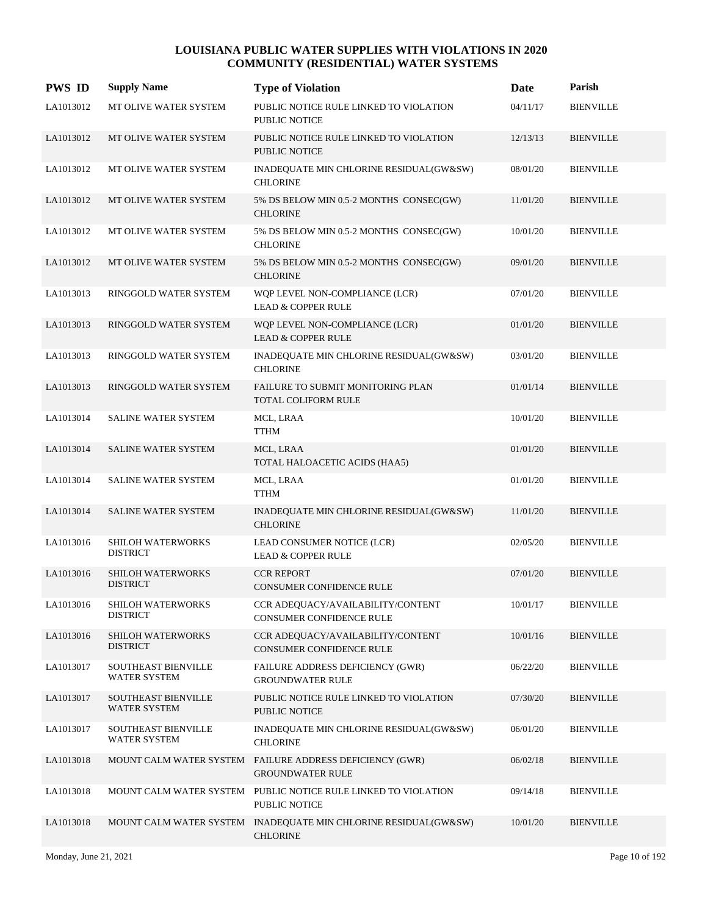# LOUISIANA PUBLIC WATER SUPPLIES WITH VIOLATIONS IN 2020
## COMMUNITY (RESIDENTIAL) WATER SYSTEMS

| PWS ID | Supply Name | Type of Violation | Date | Parish |
|---|---|---|---|---|
| LA1013012 | MT OLIVE WATER SYSTEM | PUBLIC NOTICE RULE LINKED TO VIOLATION<br>PUBLIC NOTICE | 04/11/17 | BIENVILLE |
| LA1013012 | MT OLIVE WATER SYSTEM | PUBLIC NOTICE RULE LINKED TO VIOLATION<br>PUBLIC NOTICE | 12/13/13 | BIENVILLE |
| LA1013012 | MT OLIVE WATER SYSTEM | INADEQUATE MIN CHLORINE RESIDUAL(GW&SW)<br>CHLORINE | 08/01/20 | BIENVILLE |
| LA1013012 | MT OLIVE WATER SYSTEM | 5% DS BELOW MIN 0.5-2 MONTHS CONSEC(GW)<br>CHLORINE | 11/01/20 | BIENVILLE |
| LA1013012 | MT OLIVE WATER SYSTEM | 5% DS BELOW MIN 0.5-2 MONTHS CONSEC(GW)<br>CHLORINE | 10/01/20 | BIENVILLE |
| LA1013012 | MT OLIVE WATER SYSTEM | 5% DS BELOW MIN 0.5-2 MONTHS CONSEC(GW)<br>CHLORINE | 09/01/20 | BIENVILLE |
| LA1013013 | RINGGOLD WATER SYSTEM | WQP LEVEL NON-COMPLIANCE (LCR)<br>LEAD & COPPER RULE | 07/01/20 | BIENVILLE |
| LA1013013 | RINGGOLD WATER SYSTEM | WQP LEVEL NON-COMPLIANCE (LCR)<br>LEAD & COPPER RULE | 01/01/20 | BIENVILLE |
| LA1013013 | RINGGOLD WATER SYSTEM | INADEQUATE MIN CHLORINE RESIDUAL(GW&SW)<br>CHLORINE | 03/01/20 | BIENVILLE |
| LA1013013 | RINGGOLD WATER SYSTEM | FAILURE TO SUBMIT MONITORING PLAN<br>TOTAL COLIFORM RULE | 01/01/14 | BIENVILLE |
| LA1013014 | SALINE WATER SYSTEM | MCL, LRAA<br>TTHM | 10/01/20 | BIENVILLE |
| LA1013014 | SALINE WATER SYSTEM | MCL, LRAA<br>TOTAL HALOACETIC ACIDS (HAA5) | 01/01/20 | BIENVILLE |
| LA1013014 | SALINE WATER SYSTEM | MCL, LRAA<br>TTHM | 01/01/20 | BIENVILLE |
| LA1013014 | SALINE WATER SYSTEM | INADEQUATE MIN CHLORINE RESIDUAL(GW&SW)<br>CHLORINE | 11/01/20 | BIENVILLE |
| LA1013016 | SHILOH WATERWORKS DISTRICT | LEAD CONSUMER NOTICE (LCR)<br>LEAD & COPPER RULE | 02/05/20 | BIENVILLE |
| LA1013016 | SHILOH WATERWORKS DISTRICT | CCR REPORT<br>CONSUMER CONFIDENCE RULE | 07/01/20 | BIENVILLE |
| LA1013016 | SHILOH WATERWORKS DISTRICT | CCR ADEQUACY/AVAILABILITY/CONTENT<br>CONSUMER CONFIDENCE RULE | 10/01/17 | BIENVILLE |
| LA1013016 | SHILOH WATERWORKS DISTRICT | CCR ADEQUACY/AVAILABILITY/CONTENT<br>CONSUMER CONFIDENCE RULE | 10/01/16 | BIENVILLE |
| LA1013017 | SOUTHEAST BIENVILLE WATER SYSTEM | FAILURE ADDRESS DEFICIENCY (GWR)<br>GROUNDWATER RULE | 06/22/20 | BIENVILLE |
| LA1013017 | SOUTHEAST BIENVILLE WATER SYSTEM | PUBLIC NOTICE RULE LINKED TO VIOLATION<br>PUBLIC NOTICE | 07/30/20 | BIENVILLE |
| LA1013017 | SOUTHEAST BIENVILLE WATER SYSTEM | INADEQUATE MIN CHLORINE RESIDUAL(GW&SW)<br>CHLORINE | 06/01/20 | BIENVILLE |
| LA1013018 | MOUNT CALM WATER SYSTEM | FAILURE ADDRESS DEFICIENCY (GWR)<br>GROUNDWATER RULE | 06/02/18 | BIENVILLE |
| LA1013018 | MOUNT CALM WATER SYSTEM | PUBLIC NOTICE RULE LINKED TO VIOLATION<br>PUBLIC NOTICE | 09/14/18 | BIENVILLE |
| LA1013018 | MOUNT CALM WATER SYSTEM | INADEQUATE MIN CHLORINE RESIDUAL(GW&SW)<br>CHLORINE | 10/01/20 | BIENVILLE |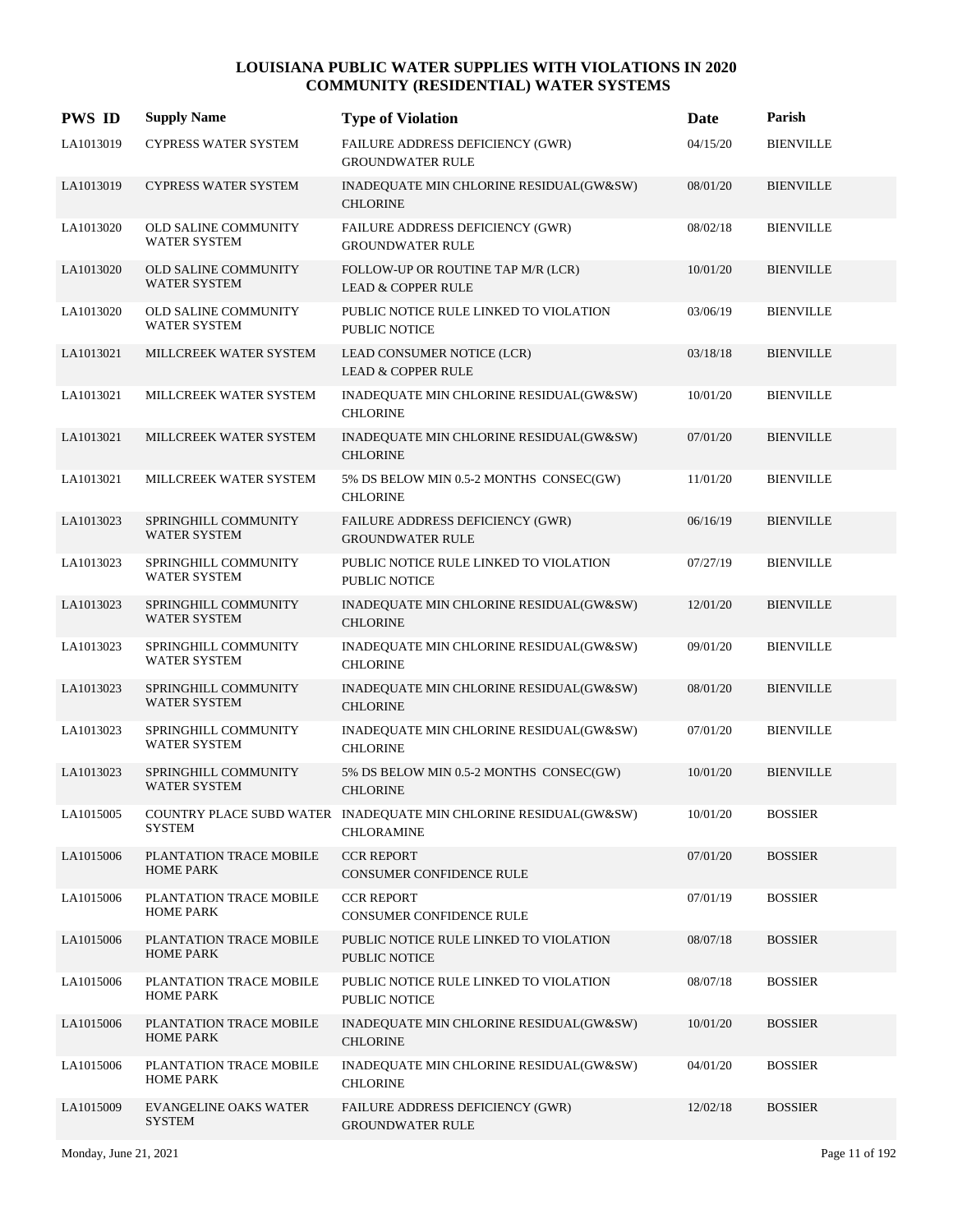# LOUISIANA PUBLIC WATER SUPPLIES WITH VIOLATIONS IN 2020
## COMMUNITY (RESIDENTIAL) WATER SYSTEMS

| PWS ID | Supply Name | Type of Violation | Date | Parish |
|---|---|---|---|---|
| LA1013019 | CYPRESS WATER SYSTEM | FAILURE ADDRESS DEFICIENCY (GWR) GROUNDWATER RULE | 04/15/20 | BIENVILLE |
| LA1013019 | CYPRESS WATER SYSTEM | INADEQUATE MIN CHLORINE RESIDUAL(GW&SW) CHLORINE | 08/01/20 | BIENVILLE |
| LA1013020 | OLD SALINE COMMUNITY WATER SYSTEM | FAILURE ADDRESS DEFICIENCY (GWR) GROUNDWATER RULE | 08/02/18 | BIENVILLE |
| LA1013020 | OLD SALINE COMMUNITY WATER SYSTEM | FOLLOW-UP OR ROUTINE TAP M/R (LCR) LEAD & COPPER RULE | 10/01/20 | BIENVILLE |
| LA1013020 | OLD SALINE COMMUNITY WATER SYSTEM | PUBLIC NOTICE RULE LINKED TO VIOLATION PUBLIC NOTICE | 03/06/19 | BIENVILLE |
| LA1013021 | MILLCREEK WATER SYSTEM | LEAD CONSUMER NOTICE (LCR) LEAD & COPPER RULE | 03/18/18 | BIENVILLE |
| LA1013021 | MILLCREEK WATER SYSTEM | INADEQUATE MIN CHLORINE RESIDUAL(GW&SW) CHLORINE | 10/01/20 | BIENVILLE |
| LA1013021 | MILLCREEK WATER SYSTEM | INADEQUATE MIN CHLORINE RESIDUAL(GW&SW) CHLORINE | 07/01/20 | BIENVILLE |
| LA1013021 | MILLCREEK WATER SYSTEM | 5% DS BELOW MIN 0.5-2 MONTHS CONSEC(GW) CHLORINE | 11/01/20 | BIENVILLE |
| LA1013023 | SPRINGHILL COMMUNITY WATER SYSTEM | FAILURE ADDRESS DEFICIENCY (GWR) GROUNDWATER RULE | 06/16/19 | BIENVILLE |
| LA1013023 | SPRINGHILL COMMUNITY WATER SYSTEM | PUBLIC NOTICE RULE LINKED TO VIOLATION PUBLIC NOTICE | 07/27/19 | BIENVILLE |
| LA1013023 | SPRINGHILL COMMUNITY WATER SYSTEM | INADEQUATE MIN CHLORINE RESIDUAL(GW&SW) CHLORINE | 12/01/20 | BIENVILLE |
| LA1013023 | SPRINGHILL COMMUNITY WATER SYSTEM | INADEQUATE MIN CHLORINE RESIDUAL(GW&SW) CHLORINE | 09/01/20 | BIENVILLE |
| LA1013023 | SPRINGHILL COMMUNITY WATER SYSTEM | INADEQUATE MIN CHLORINE RESIDUAL(GW&SW) CHLORINE | 08/01/20 | BIENVILLE |
| LA1013023 | SPRINGHILL COMMUNITY WATER SYSTEM | INADEQUATE MIN CHLORINE RESIDUAL(GW&SW) CHLORINE | 07/01/20 | BIENVILLE |
| LA1013023 | SPRINGHILL COMMUNITY WATER SYSTEM | 5% DS BELOW MIN 0.5-2 MONTHS CONSEC(GW) CHLORINE | 10/01/20 | BIENVILLE |
| LA1015005 | COUNTRY PLACE SUBD WATER SYSTEM | INADEQUATE MIN CHLORINE RESIDUAL(GW&SW) CHLORAMINE | 10/01/20 | BOSSIER |
| LA1015006 | PLANTATION TRACE MOBILE HOME PARK | CCR REPORT CONSUMER CONFIDENCE RULE | 07/01/20 | BOSSIER |
| LA1015006 | PLANTATION TRACE MOBILE HOME PARK | CCR REPORT CONSUMER CONFIDENCE RULE | 07/01/19 | BOSSIER |
| LA1015006 | PLANTATION TRACE MOBILE HOME PARK | PUBLIC NOTICE RULE LINKED TO VIOLATION PUBLIC NOTICE | 08/07/18 | BOSSIER |
| LA1015006 | PLANTATION TRACE MOBILE HOME PARK | PUBLIC NOTICE RULE LINKED TO VIOLATION PUBLIC NOTICE | 08/07/18 | BOSSIER |
| LA1015006 | PLANTATION TRACE MOBILE HOME PARK | INADEQUATE MIN CHLORINE RESIDUAL(GW&SW) CHLORINE | 10/01/20 | BOSSIER |
| LA1015006 | PLANTATION TRACE MOBILE HOME PARK | INADEQUATE MIN CHLORINE RESIDUAL(GW&SW) CHLORINE | 04/01/20 | BOSSIER |
| LA1015009 | EVANGELINE OAKS WATER SYSTEM | FAILURE ADDRESS DEFICIENCY (GWR) GROUNDWATER RULE | 12/02/18 | BOSSIER |

Monday, June 21, 2021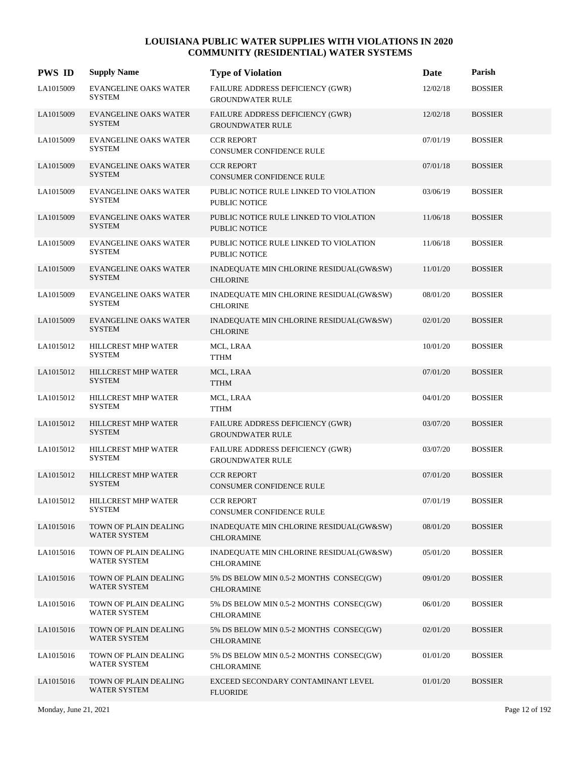# LOUISIANA PUBLIC WATER SUPPLIES WITH VIOLATIONS IN 2020
## COMMUNITY (RESIDENTIAL) WATER SYSTEMS

| PWS ID | Supply Name | Type of Violation | Date | Parish |
|---|---|---|---|---|
| LA1015009 | EVANGELINE OAKS WATER SYSTEM | FAILURE ADDRESS DEFICIENCY (GWR) GROUNDWATER RULE | 12/02/18 | BOSSIER |
| LA1015009 | EVANGELINE OAKS WATER SYSTEM | FAILURE ADDRESS DEFICIENCY (GWR) GROUNDWATER RULE | 12/02/18 | BOSSIER |
| LA1015009 | EVANGELINE OAKS WATER SYSTEM | CCR REPORT CONSUMER CONFIDENCE RULE | 07/01/19 | BOSSIER |
| LA1015009 | EVANGELINE OAKS WATER SYSTEM | CCR REPORT CONSUMER CONFIDENCE RULE | 07/01/18 | BOSSIER |
| LA1015009 | EVANGELINE OAKS WATER SYSTEM | PUBLIC NOTICE RULE LINKED TO VIOLATION PUBLIC NOTICE | 03/06/19 | BOSSIER |
| LA1015009 | EVANGELINE OAKS WATER SYSTEM | PUBLIC NOTICE RULE LINKED TO VIOLATION PUBLIC NOTICE | 11/06/18 | BOSSIER |
| LA1015009 | EVANGELINE OAKS WATER SYSTEM | PUBLIC NOTICE RULE LINKED TO VIOLATION PUBLIC NOTICE | 11/06/18 | BOSSIER |
| LA1015009 | EVANGELINE OAKS WATER SYSTEM | INADEQUATE MIN CHLORINE RESIDUAL(GW&SW) CHLORINE | 11/01/20 | BOSSIER |
| LA1015009 | EVANGELINE OAKS WATER SYSTEM | INADEQUATE MIN CHLORINE RESIDUAL(GW&SW) CHLORINE | 08/01/20 | BOSSIER |
| LA1015009 | EVANGELINE OAKS WATER SYSTEM | INADEQUATE MIN CHLORINE RESIDUAL(GW&SW) CHLORINE | 02/01/20 | BOSSIER |
| LA1015012 | HILLCREST MHP WATER SYSTEM | MCL, LRAA TTHM | 10/01/20 | BOSSIER |
| LA1015012 | HILLCREST MHP WATER SYSTEM | MCL, LRAA TTHM | 07/01/20 | BOSSIER |
| LA1015012 | HILLCREST MHP WATER SYSTEM | MCL, LRAA TTHM | 04/01/20 | BOSSIER |
| LA1015012 | HILLCREST MHP WATER SYSTEM | FAILURE ADDRESS DEFICIENCY (GWR) GROUNDWATER RULE | 03/07/20 | BOSSIER |
| LA1015012 | HILLCREST MHP WATER SYSTEM | FAILURE ADDRESS DEFICIENCY (GWR) GROUNDWATER RULE | 03/07/20 | BOSSIER |
| LA1015012 | HILLCREST MHP WATER SYSTEM | CCR REPORT CONSUMER CONFIDENCE RULE | 07/01/20 | BOSSIER |
| LA1015012 | HILLCREST MHP WATER SYSTEM | CCR REPORT CONSUMER CONFIDENCE RULE | 07/01/19 | BOSSIER |
| LA1015016 | TOWN OF PLAIN DEALING WATER SYSTEM | INADEQUATE MIN CHLORINE RESIDUAL(GW&SW) CHLORAMINE | 08/01/20 | BOSSIER |
| LA1015016 | TOWN OF PLAIN DEALING WATER SYSTEM | INADEQUATE MIN CHLORINE RESIDUAL(GW&SW) CHLORAMINE | 05/01/20 | BOSSIER |
| LA1015016 | TOWN OF PLAIN DEALING WATER SYSTEM | 5% DS BELOW MIN 0.5-2 MONTHS CONSEC(GW) CHLORAMINE | 09/01/20 | BOSSIER |
| LA1015016 | TOWN OF PLAIN DEALING WATER SYSTEM | 5% DS BELOW MIN 0.5-2 MONTHS CONSEC(GW) CHLORAMINE | 06/01/20 | BOSSIER |
| LA1015016 | TOWN OF PLAIN DEALING WATER SYSTEM | 5% DS BELOW MIN 0.5-2 MONTHS CONSEC(GW) CHLORAMINE | 02/01/20 | BOSSIER |
| LA1015016 | TOWN OF PLAIN DEALING WATER SYSTEM | 5% DS BELOW MIN 0.5-2 MONTHS CONSEC(GW) CHLORAMINE | 01/01/20 | BOSSIER |
| LA1015016 | TOWN OF PLAIN DEALING WATER SYSTEM | EXCEED SECONDARY CONTAMINANT LEVEL FLUORIDE | 01/01/20 | BOSSIER |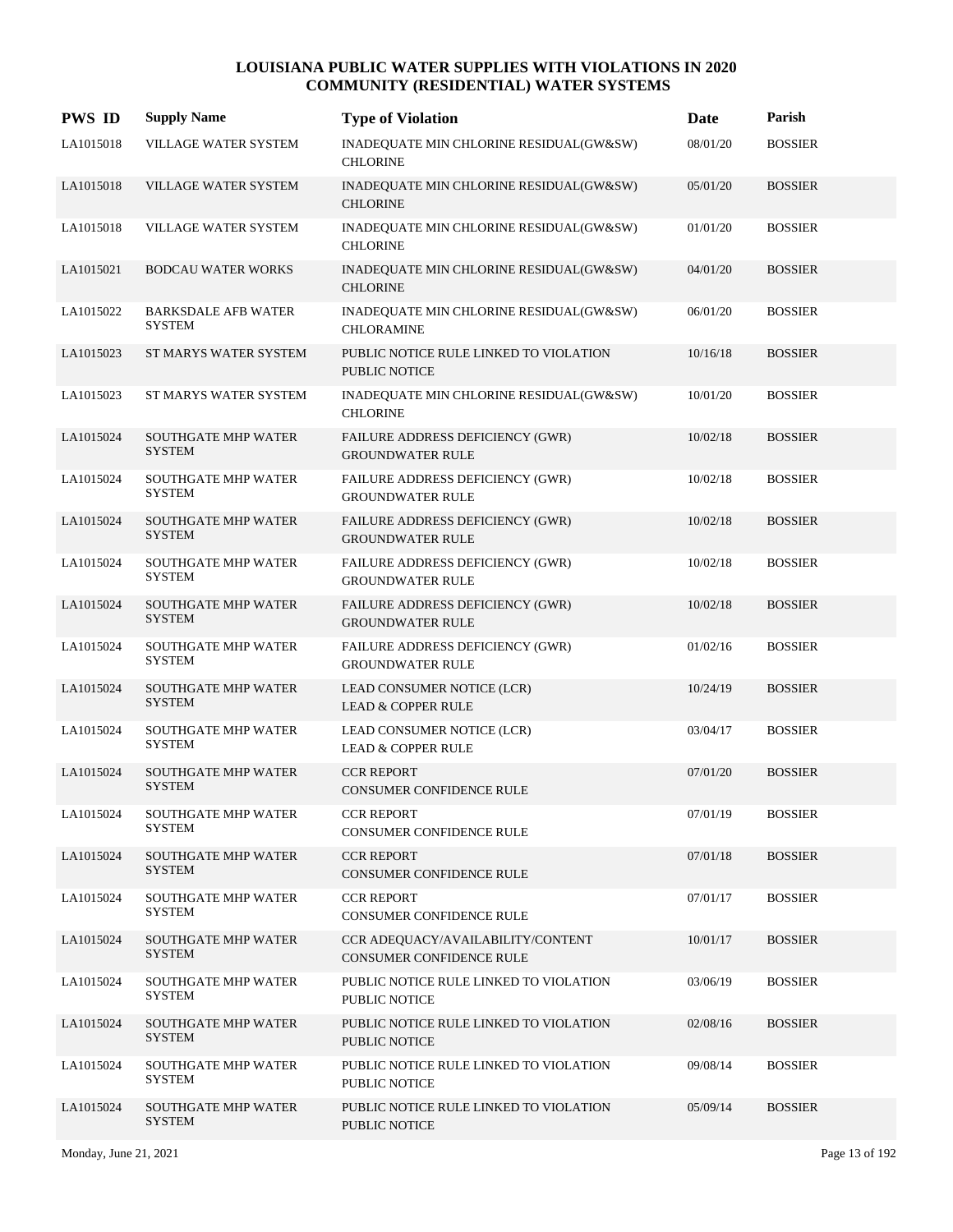# LOUISIANA PUBLIC WATER SUPPLIES WITH VIOLATIONS IN 2020
## COMMUNITY (RESIDENTIAL) WATER SYSTEMS

| PWS ID | Supply Name | Type of Violation | Date | Parish |
|---|---|---|---|---|
| LA1015018 | VILLAGE WATER SYSTEM | INADEQUATE MIN CHLORINE RESIDUAL(GW&SW) CHLORINE | 08/01/20 | BOSSIER |
| LA1015018 | VILLAGE WATER SYSTEM | INADEQUATE MIN CHLORINE RESIDUAL(GW&SW) CHLORINE | 05/01/20 | BOSSIER |
| LA1015018 | VILLAGE WATER SYSTEM | INADEQUATE MIN CHLORINE RESIDUAL(GW&SW) CHLORINE | 01/01/20 | BOSSIER |
| LA1015021 | BODCAU WATER WORKS | INADEQUATE MIN CHLORINE RESIDUAL(GW&SW) CHLORINE | 04/01/20 | BOSSIER |
| LA1015022 | BARKSDALE AFB WATER SYSTEM | INADEQUATE MIN CHLORINE RESIDUAL(GW&SW) CHLORAMINE | 06/01/20 | BOSSIER |
| LA1015023 | ST MARYS WATER SYSTEM | PUBLIC NOTICE RULE LINKED TO VIOLATION PUBLIC NOTICE | 10/16/18 | BOSSIER |
| LA1015023 | ST MARYS WATER SYSTEM | INADEQUATE MIN CHLORINE RESIDUAL(GW&SW) CHLORINE | 10/01/20 | BOSSIER |
| LA1015024 | SOUTHGATE MHP WATER SYSTEM | FAILURE ADDRESS DEFICIENCY (GWR) GROUNDWATER RULE | 10/02/18 | BOSSIER |
| LA1015024 | SOUTHGATE MHP WATER SYSTEM | FAILURE ADDRESS DEFICIENCY (GWR) GROUNDWATER RULE | 10/02/18 | BOSSIER |
| LA1015024 | SOUTHGATE MHP WATER SYSTEM | FAILURE ADDRESS DEFICIENCY (GWR) GROUNDWATER RULE | 10/02/18 | BOSSIER |
| LA1015024 | SOUTHGATE MHP WATER SYSTEM | FAILURE ADDRESS DEFICIENCY (GWR) GROUNDWATER RULE | 10/02/18 | BOSSIER |
| LA1015024 | SOUTHGATE MHP WATER SYSTEM | FAILURE ADDRESS DEFICIENCY (GWR) GROUNDWATER RULE | 10/02/18 | BOSSIER |
| LA1015024 | SOUTHGATE MHP WATER SYSTEM | FAILURE ADDRESS DEFICIENCY (GWR) GROUNDWATER RULE | 01/02/16 | BOSSIER |
| LA1015024 | SOUTHGATE MHP WATER SYSTEM | LEAD CONSUMER NOTICE (LCR) LEAD & COPPER RULE | 10/24/19 | BOSSIER |
| LA1015024 | SOUTHGATE MHP WATER SYSTEM | LEAD CONSUMER NOTICE (LCR) LEAD & COPPER RULE | 03/04/17 | BOSSIER |
| LA1015024 | SOUTHGATE MHP WATER SYSTEM | CCR REPORT CONSUMER CONFIDENCE RULE | 07/01/20 | BOSSIER |
| LA1015024 | SOUTHGATE MHP WATER SYSTEM | CCR REPORT CONSUMER CONFIDENCE RULE | 07/01/19 | BOSSIER |
| LA1015024 | SOUTHGATE MHP WATER SYSTEM | CCR REPORT CONSUMER CONFIDENCE RULE | 07/01/18 | BOSSIER |
| LA1015024 | SOUTHGATE MHP WATER SYSTEM | CCR REPORT CONSUMER CONFIDENCE RULE | 07/01/17 | BOSSIER |
| LA1015024 | SOUTHGATE MHP WATER SYSTEM | CCR ADEQUACY/AVAILABILITY/CONTENT CONSUMER CONFIDENCE RULE | 10/01/17 | BOSSIER |
| LA1015024 | SOUTHGATE MHP WATER SYSTEM | PUBLIC NOTICE RULE LINKED TO VIOLATION PUBLIC NOTICE | 03/06/19 | BOSSIER |
| LA1015024 | SOUTHGATE MHP WATER SYSTEM | PUBLIC NOTICE RULE LINKED TO VIOLATION PUBLIC NOTICE | 02/08/16 | BOSSIER |
| LA1015024 | SOUTHGATE MHP WATER SYSTEM | PUBLIC NOTICE RULE LINKED TO VIOLATION PUBLIC NOTICE | 09/08/14 | BOSSIER |
| LA1015024 | SOUTHGATE MHP WATER SYSTEM | PUBLIC NOTICE RULE LINKED TO VIOLATION PUBLIC NOTICE | 05/09/14 | BOSSIER |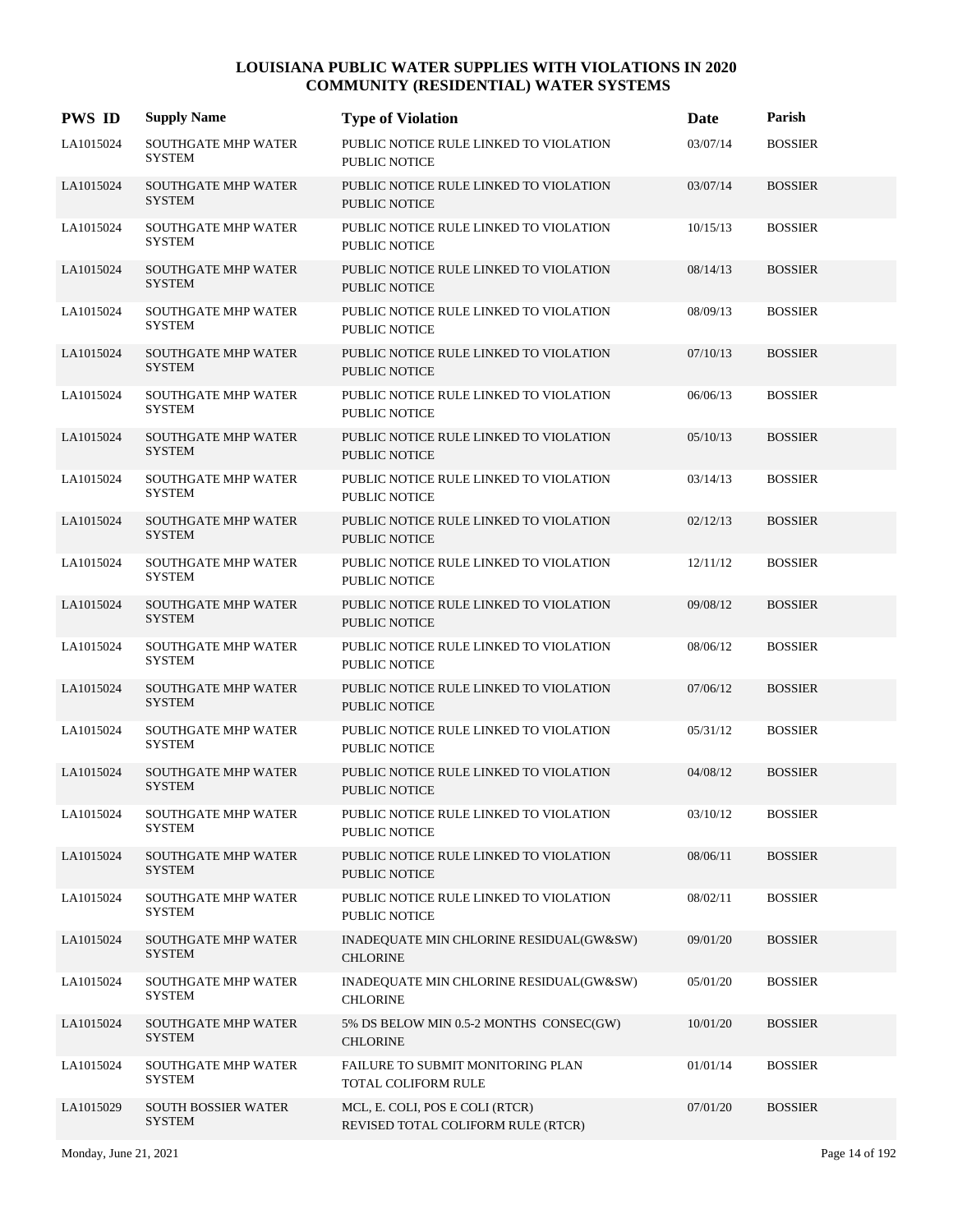# LOUISIANA PUBLIC WATER SUPPLIES WITH VIOLATIONS IN 2020
## COMMUNITY (RESIDENTIAL) WATER SYSTEMS

| PWS ID | Supply Name | Type of Violation | Date | Parish |
|---|---|---|---|---|
| LA1015024 | SOUTHGATE MHP WATER SYSTEM | PUBLIC NOTICE RULE LINKED TO VIOLATION PUBLIC NOTICE | 03/07/14 | BOSSIER |
| LA1015024 | SOUTHGATE MHP WATER SYSTEM | PUBLIC NOTICE RULE LINKED TO VIOLATION PUBLIC NOTICE | 03/07/14 | BOSSIER |
| LA1015024 | SOUTHGATE MHP WATER SYSTEM | PUBLIC NOTICE RULE LINKED TO VIOLATION PUBLIC NOTICE | 10/15/13 | BOSSIER |
| LA1015024 | SOUTHGATE MHP WATER SYSTEM | PUBLIC NOTICE RULE LINKED TO VIOLATION PUBLIC NOTICE | 08/14/13 | BOSSIER |
| LA1015024 | SOUTHGATE MHP WATER SYSTEM | PUBLIC NOTICE RULE LINKED TO VIOLATION PUBLIC NOTICE | 08/09/13 | BOSSIER |
| LA1015024 | SOUTHGATE MHP WATER SYSTEM | PUBLIC NOTICE RULE LINKED TO VIOLATION PUBLIC NOTICE | 07/10/13 | BOSSIER |
| LA1015024 | SOUTHGATE MHP WATER SYSTEM | PUBLIC NOTICE RULE LINKED TO VIOLATION PUBLIC NOTICE | 06/06/13 | BOSSIER |
| LA1015024 | SOUTHGATE MHP WATER SYSTEM | PUBLIC NOTICE RULE LINKED TO VIOLATION PUBLIC NOTICE | 05/10/13 | BOSSIER |
| LA1015024 | SOUTHGATE MHP WATER SYSTEM | PUBLIC NOTICE RULE LINKED TO VIOLATION PUBLIC NOTICE | 03/14/13 | BOSSIER |
| LA1015024 | SOUTHGATE MHP WATER SYSTEM | PUBLIC NOTICE RULE LINKED TO VIOLATION PUBLIC NOTICE | 02/12/13 | BOSSIER |
| LA1015024 | SOUTHGATE MHP WATER SYSTEM | PUBLIC NOTICE RULE LINKED TO VIOLATION PUBLIC NOTICE | 12/11/12 | BOSSIER |
| LA1015024 | SOUTHGATE MHP WATER SYSTEM | PUBLIC NOTICE RULE LINKED TO VIOLATION PUBLIC NOTICE | 09/08/12 | BOSSIER |
| LA1015024 | SOUTHGATE MHP WATER SYSTEM | PUBLIC NOTICE RULE LINKED TO VIOLATION PUBLIC NOTICE | 08/06/12 | BOSSIER |
| LA1015024 | SOUTHGATE MHP WATER SYSTEM | PUBLIC NOTICE RULE LINKED TO VIOLATION PUBLIC NOTICE | 07/06/12 | BOSSIER |
| LA1015024 | SOUTHGATE MHP WATER SYSTEM | PUBLIC NOTICE RULE LINKED TO VIOLATION PUBLIC NOTICE | 05/31/12 | BOSSIER |
| LA1015024 | SOUTHGATE MHP WATER SYSTEM | PUBLIC NOTICE RULE LINKED TO VIOLATION PUBLIC NOTICE | 04/08/12 | BOSSIER |
| LA1015024 | SOUTHGATE MHP WATER SYSTEM | PUBLIC NOTICE RULE LINKED TO VIOLATION PUBLIC NOTICE | 03/10/12 | BOSSIER |
| LA1015024 | SOUTHGATE MHP WATER SYSTEM | PUBLIC NOTICE RULE LINKED TO VIOLATION PUBLIC NOTICE | 08/06/11 | BOSSIER |
| LA1015024 | SOUTHGATE MHP WATER SYSTEM | PUBLIC NOTICE RULE LINKED TO VIOLATION PUBLIC NOTICE | 08/02/11 | BOSSIER |
| LA1015024 | SOUTHGATE MHP WATER SYSTEM | INADEQUATE MIN CHLORINE RESIDUAL(GW&SW) CHLORINE | 09/01/20 | BOSSIER |
| LA1015024 | SOUTHGATE MHP WATER SYSTEM | INADEQUATE MIN CHLORINE RESIDUAL(GW&SW) CHLORINE | 05/01/20 | BOSSIER |
| LA1015024 | SOUTHGATE MHP WATER SYSTEM | 5% DS BELOW MIN 0.5-2 MONTHS CONSEC(GW) CHLORINE | 10/01/20 | BOSSIER |
| LA1015024 | SOUTHGATE MHP WATER SYSTEM | FAILURE TO SUBMIT MONITORING PLAN TOTAL COLIFORM RULE | 01/01/14 | BOSSIER |
| LA1015029 | SOUTH BOSSIER WATER SYSTEM | MCL, E. COLI, POS E COLI (RTCR) REVISED TOTAL COLIFORM RULE (RTCR) | 07/01/20 | BOSSIER |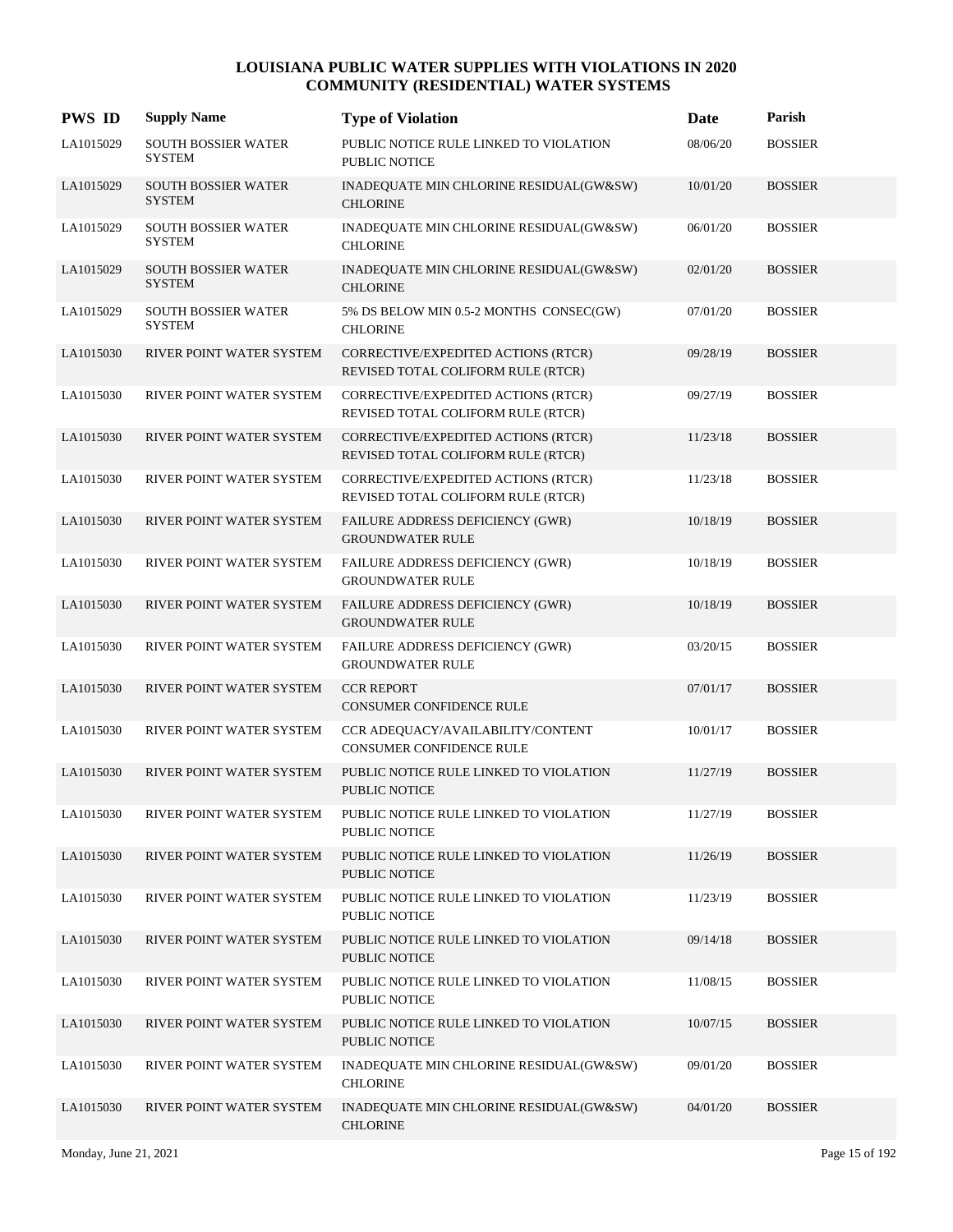# LOUISIANA PUBLIC WATER SUPPLIES WITH VIOLATIONS IN 2020
## COMMUNITY (RESIDENTIAL) WATER SYSTEMS

| PWS ID | Supply Name | Type of Violation | Date | Parish |
|---|---|---|---|---|
| LA1015029 | SOUTH BOSSIER WATER SYSTEM | PUBLIC NOTICE RULE LINKED TO VIOLATION<br>PUBLIC NOTICE | 08/06/20 | BOSSIER |
| LA1015029 | SOUTH BOSSIER WATER SYSTEM | INADEQUATE MIN CHLORINE RESIDUAL(GW&SW)<br>CHLORINE | 10/01/20 | BOSSIER |
| LA1015029 | SOUTH BOSSIER WATER SYSTEM | INADEQUATE MIN CHLORINE RESIDUAL(GW&SW)<br>CHLORINE | 06/01/20 | BOSSIER |
| LA1015029 | SOUTH BOSSIER WATER SYSTEM | INADEQUATE MIN CHLORINE RESIDUAL(GW&SW)<br>CHLORINE | 02/01/20 | BOSSIER |
| LA1015029 | SOUTH BOSSIER WATER SYSTEM | 5% DS BELOW MIN 0.5-2 MONTHS CONSEC(GW)<br>CHLORINE | 07/01/20 | BOSSIER |
| LA1015030 | RIVER POINT WATER SYSTEM | CORRECTIVE/EXPEDITED ACTIONS (RTCR)<br>REVISED TOTAL COLIFORM RULE (RTCR) | 09/28/19 | BOSSIER |
| LA1015030 | RIVER POINT WATER SYSTEM | CORRECTIVE/EXPEDITED ACTIONS (RTCR)<br>REVISED TOTAL COLIFORM RULE (RTCR) | 09/27/19 | BOSSIER |
| LA1015030 | RIVER POINT WATER SYSTEM | CORRECTIVE/EXPEDITED ACTIONS (RTCR)<br>REVISED TOTAL COLIFORM RULE (RTCR) | 11/23/18 | BOSSIER |
| LA1015030 | RIVER POINT WATER SYSTEM | CORRECTIVE/EXPEDITED ACTIONS (RTCR)<br>REVISED TOTAL COLIFORM RULE (RTCR) | 11/23/18 | BOSSIER |
| LA1015030 | RIVER POINT WATER SYSTEM | FAILURE ADDRESS DEFICIENCY (GWR)<br>GROUNDWATER RULE | 10/18/19 | BOSSIER |
| LA1015030 | RIVER POINT WATER SYSTEM | FAILURE ADDRESS DEFICIENCY (GWR)<br>GROUNDWATER RULE | 10/18/19 | BOSSIER |
| LA1015030 | RIVER POINT WATER SYSTEM | FAILURE ADDRESS DEFICIENCY (GWR)<br>GROUNDWATER RULE | 10/18/19 | BOSSIER |
| LA1015030 | RIVER POINT WATER SYSTEM | FAILURE ADDRESS DEFICIENCY (GWR)<br>GROUNDWATER RULE | 03/20/15 | BOSSIER |
| LA1015030 | RIVER POINT WATER SYSTEM | CCR REPORT<br>CONSUMER CONFIDENCE RULE | 07/01/17 | BOSSIER |
| LA1015030 | RIVER POINT WATER SYSTEM | CCR ADEQUACY/AVAILABILITY/CONTENT<br>CONSUMER CONFIDENCE RULE | 10/01/17 | BOSSIER |
| LA1015030 | RIVER POINT WATER SYSTEM | PUBLIC NOTICE RULE LINKED TO VIOLATION<br>PUBLIC NOTICE | 11/27/19 | BOSSIER |
| LA1015030 | RIVER POINT WATER SYSTEM | PUBLIC NOTICE RULE LINKED TO VIOLATION<br>PUBLIC NOTICE | 11/27/19 | BOSSIER |
| LA1015030 | RIVER POINT WATER SYSTEM | PUBLIC NOTICE RULE LINKED TO VIOLATION<br>PUBLIC NOTICE | 11/26/19 | BOSSIER |
| LA1015030 | RIVER POINT WATER SYSTEM | PUBLIC NOTICE RULE LINKED TO VIOLATION<br>PUBLIC NOTICE | 11/23/19 | BOSSIER |
| LA1015030 | RIVER POINT WATER SYSTEM | PUBLIC NOTICE RULE LINKED TO VIOLATION<br>PUBLIC NOTICE | 09/14/18 | BOSSIER |
| LA1015030 | RIVER POINT WATER SYSTEM | PUBLIC NOTICE RULE LINKED TO VIOLATION<br>PUBLIC NOTICE | 11/08/15 | BOSSIER |
| LA1015030 | RIVER POINT WATER SYSTEM | PUBLIC NOTICE RULE LINKED TO VIOLATION<br>PUBLIC NOTICE | 10/07/15 | BOSSIER |
| LA1015030 | RIVER POINT WATER SYSTEM | INADEQUATE MIN CHLORINE RESIDUAL(GW&SW)<br>CHLORINE | 09/01/20 | BOSSIER |
| LA1015030 | RIVER POINT WATER SYSTEM | INADEQUATE MIN CHLORINE RESIDUAL(GW&SW)<br>CHLORINE | 04/01/20 | BOSSIER |

Monday, June 21, 2021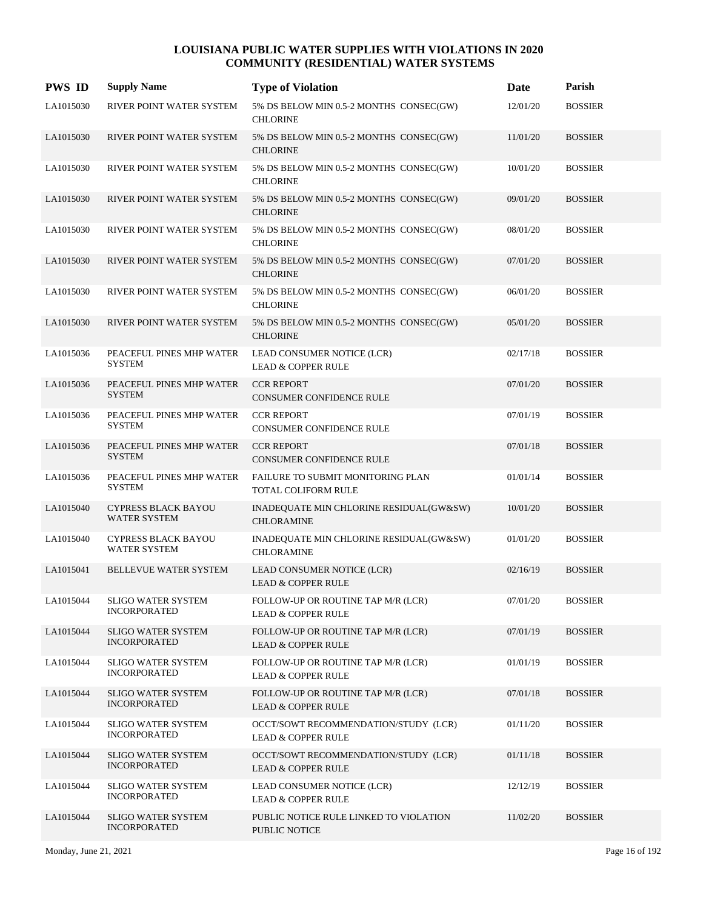# LOUISIANA PUBLIC WATER SUPPLIES WITH VIOLATIONS IN 2020
## COMMUNITY (RESIDENTIAL) WATER SYSTEMS

| PWS ID | Supply Name | Type of Violation | Date | Parish |
|---|---|---|---|---|
| LA1015030 | RIVER POINT WATER SYSTEM | 5% DS BELOW MIN 0.5-2 MONTHS CONSEC(GW) CHLORINE | 12/01/20 | BOSSIER |
| LA1015030 | RIVER POINT WATER SYSTEM | 5% DS BELOW MIN 0.5-2 MONTHS CONSEC(GW) CHLORINE | 11/01/20 | BOSSIER |
| LA1015030 | RIVER POINT WATER SYSTEM | 5% DS BELOW MIN 0.5-2 MONTHS CONSEC(GW) CHLORINE | 10/01/20 | BOSSIER |
| LA1015030 | RIVER POINT WATER SYSTEM | 5% DS BELOW MIN 0.5-2 MONTHS CONSEC(GW) CHLORINE | 09/01/20 | BOSSIER |
| LA1015030 | RIVER POINT WATER SYSTEM | 5% DS BELOW MIN 0.5-2 MONTHS CONSEC(GW) CHLORINE | 08/01/20 | BOSSIER |
| LA1015030 | RIVER POINT WATER SYSTEM | 5% DS BELOW MIN 0.5-2 MONTHS CONSEC(GW) CHLORINE | 07/01/20 | BOSSIER |
| LA1015030 | RIVER POINT WATER SYSTEM | 5% DS BELOW MIN 0.5-2 MONTHS CONSEC(GW) CHLORINE | 06/01/20 | BOSSIER |
| LA1015030 | RIVER POINT WATER SYSTEM | 5% DS BELOW MIN 0.5-2 MONTHS CONSEC(GW) CHLORINE | 05/01/20 | BOSSIER |
| LA1015036 | PEACEFUL PINES MHP WATER SYSTEM | LEAD CONSUMER NOTICE (LCR) LEAD & COPPER RULE | 02/17/18 | BOSSIER |
| LA1015036 | PEACEFUL PINES MHP WATER SYSTEM | CCR REPORT CONSUMER CONFIDENCE RULE | 07/01/20 | BOSSIER |
| LA1015036 | PEACEFUL PINES MHP WATER SYSTEM | CCR REPORT CONSUMER CONFIDENCE RULE | 07/01/19 | BOSSIER |
| LA1015036 | PEACEFUL PINES MHP WATER SYSTEM | CCR REPORT CONSUMER CONFIDENCE RULE | 07/01/18 | BOSSIER |
| LA1015036 | PEACEFUL PINES MHP WATER SYSTEM | FAILURE TO SUBMIT MONITORING PLAN TOTAL COLIFORM RULE | 01/01/14 | BOSSIER |
| LA1015040 | CYPRESS BLACK BAYOU WATER SYSTEM | INADEQUATE MIN CHLORINE RESIDUAL(GW&SW) CHLORAMINE | 10/01/20 | BOSSIER |
| LA1015040 | CYPRESS BLACK BAYOU WATER SYSTEM | INADEQUATE MIN CHLORINE RESIDUAL(GW&SW) CHLORAMINE | 01/01/20 | BOSSIER |
| LA1015041 | BELLEVUE WATER SYSTEM | LEAD CONSUMER NOTICE (LCR) LEAD & COPPER RULE | 02/16/19 | BOSSIER |
| LA1015044 | SLIGO WATER SYSTEM INCORPORATED | FOLLOW-UP OR ROUTINE TAP M/R (LCR) LEAD & COPPER RULE | 07/01/20 | BOSSIER |
| LA1015044 | SLIGO WATER SYSTEM INCORPORATED | FOLLOW-UP OR ROUTINE TAP M/R (LCR) LEAD & COPPER RULE | 07/01/19 | BOSSIER |
| LA1015044 | SLIGO WATER SYSTEM INCORPORATED | FOLLOW-UP OR ROUTINE TAP M/R (LCR) LEAD & COPPER RULE | 01/01/19 | BOSSIER |
| LA1015044 | SLIGO WATER SYSTEM INCORPORATED | FOLLOW-UP OR ROUTINE TAP M/R (LCR) LEAD & COPPER RULE | 07/01/18 | BOSSIER |
| LA1015044 | SLIGO WATER SYSTEM INCORPORATED | OCCT/SOWT RECOMMENDATION/STUDY (LCR) LEAD & COPPER RULE | 01/11/20 | BOSSIER |
| LA1015044 | SLIGO WATER SYSTEM INCORPORATED | OCCT/SOWT RECOMMENDATION/STUDY (LCR) LEAD & COPPER RULE | 01/11/18 | BOSSIER |
| LA1015044 | SLIGO WATER SYSTEM INCORPORATED | LEAD CONSUMER NOTICE (LCR) LEAD & COPPER RULE | 12/12/19 | BOSSIER |
| LA1015044 | SLIGO WATER SYSTEM INCORPORATED | PUBLIC NOTICE RULE LINKED TO VIOLATION PUBLIC NOTICE | 11/02/20 | BOSSIER |

Monday, June 21, 2021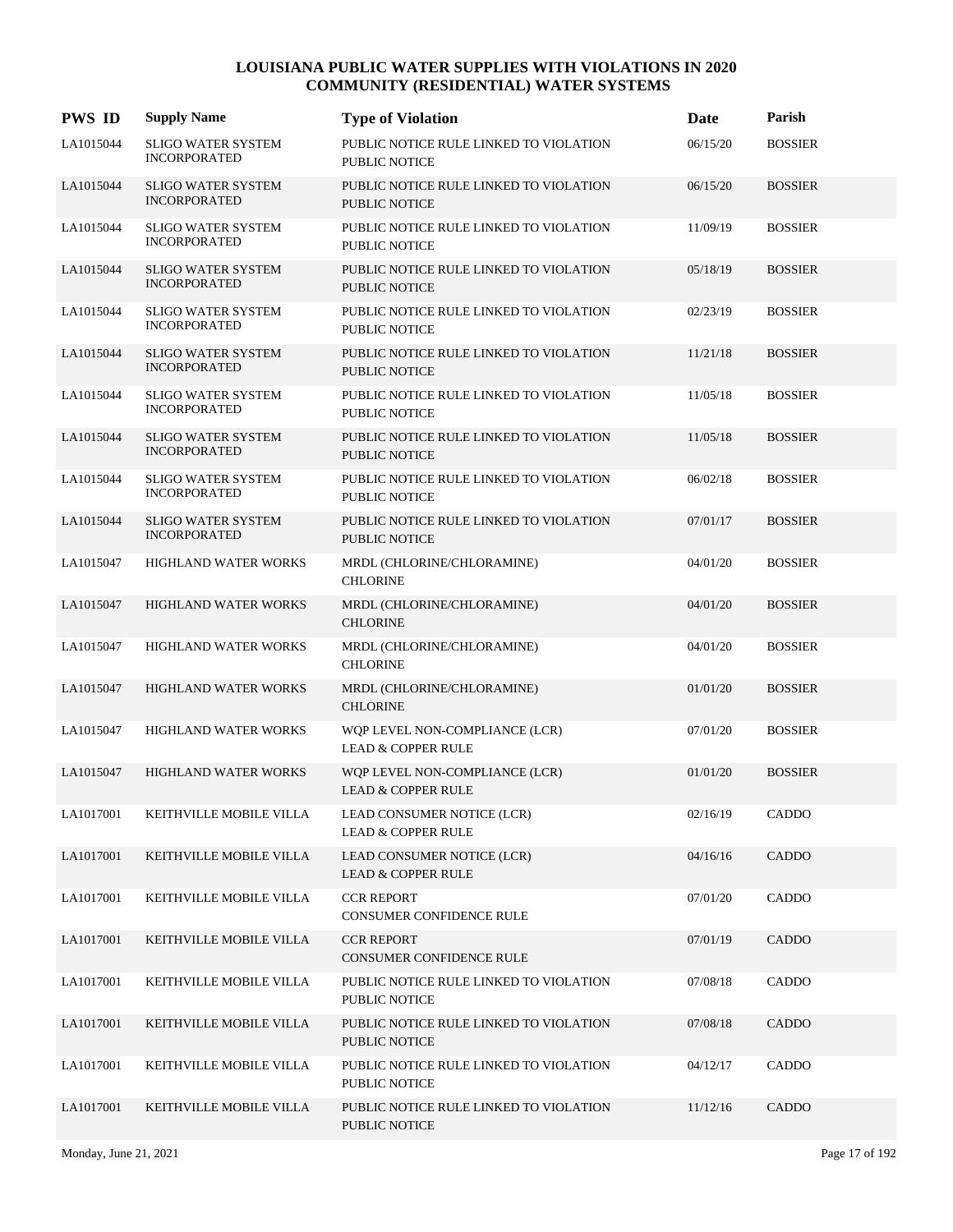# LOUISIANA PUBLIC WATER SUPPLIES WITH VIOLATIONS IN 2020
## COMMUNITY (RESIDENTIAL) WATER SYSTEMS

| PWS ID | Supply Name | Type of Violation | Date | Parish |
|---|---|---|---|---|
| LA1015044 | SLIGO WATER SYSTEM INCORPORATED | PUBLIC NOTICE RULE LINKED TO VIOLATION<br>PUBLIC NOTICE | 06/15/20 | BOSSIER |
| LA1015044 | SLIGO WATER SYSTEM INCORPORATED | PUBLIC NOTICE RULE LINKED TO VIOLATION<br>PUBLIC NOTICE | 06/15/20 | BOSSIER |
| LA1015044 | SLIGO WATER SYSTEM INCORPORATED | PUBLIC NOTICE RULE LINKED TO VIOLATION<br>PUBLIC NOTICE | 11/09/19 | BOSSIER |
| LA1015044 | SLIGO WATER SYSTEM INCORPORATED | PUBLIC NOTICE RULE LINKED TO VIOLATION<br>PUBLIC NOTICE | 05/18/19 | BOSSIER |
| LA1015044 | SLIGO WATER SYSTEM INCORPORATED | PUBLIC NOTICE RULE LINKED TO VIOLATION<br>PUBLIC NOTICE | 02/23/19 | BOSSIER |
| LA1015044 | SLIGO WATER SYSTEM INCORPORATED | PUBLIC NOTICE RULE LINKED TO VIOLATION<br>PUBLIC NOTICE | 11/21/18 | BOSSIER |
| LA1015044 | SLIGO WATER SYSTEM INCORPORATED | PUBLIC NOTICE RULE LINKED TO VIOLATION<br>PUBLIC NOTICE | 11/05/18 | BOSSIER |
| LA1015044 | SLIGO WATER SYSTEM INCORPORATED | PUBLIC NOTICE RULE LINKED TO VIOLATION<br>PUBLIC NOTICE | 11/05/18 | BOSSIER |
| LA1015044 | SLIGO WATER SYSTEM INCORPORATED | PUBLIC NOTICE RULE LINKED TO VIOLATION<br>PUBLIC NOTICE | 06/02/18 | BOSSIER |
| LA1015044 | SLIGO WATER SYSTEM INCORPORATED | PUBLIC NOTICE RULE LINKED TO VIOLATION<br>PUBLIC NOTICE | 07/01/17 | BOSSIER |
| LA1015047 | HIGHLAND WATER WORKS | MRDL (CHLORINE/CHLORAMINE)<br>CHLORINE | 04/01/20 | BOSSIER |
| LA1015047 | HIGHLAND WATER WORKS | MRDL (CHLORINE/CHLORAMINE)<br>CHLORINE | 04/01/20 | BOSSIER |
| LA1015047 | HIGHLAND WATER WORKS | MRDL (CHLORINE/CHLORAMINE)<br>CHLORINE | 04/01/20 | BOSSIER |
| LA1015047 | HIGHLAND WATER WORKS | MRDL (CHLORINE/CHLORAMINE)<br>CHLORINE | 01/01/20 | BOSSIER |
| LA1015047 | HIGHLAND WATER WORKS | WQP LEVEL NON-COMPLIANCE (LCR)<br>LEAD & COPPER RULE | 07/01/20 | BOSSIER |
| LA1015047 | HIGHLAND WATER WORKS | WQP LEVEL NON-COMPLIANCE (LCR)<br>LEAD & COPPER RULE | 01/01/20 | BOSSIER |
| LA1017001 | KEITHVILLE MOBILE VILLA | LEAD CONSUMER NOTICE (LCR)<br>LEAD & COPPER RULE | 02/16/19 | CADDO |
| LA1017001 | KEITHVILLE MOBILE VILLA | LEAD CONSUMER NOTICE (LCR)<br>LEAD & COPPER RULE | 04/16/16 | CADDO |
| LA1017001 | KEITHVILLE MOBILE VILLA | CCR REPORT<br>CONSUMER CONFIDENCE RULE | 07/01/20 | CADDO |
| LA1017001 | KEITHVILLE MOBILE VILLA | CCR REPORT<br>CONSUMER CONFIDENCE RULE | 07/01/19 | CADDO |
| LA1017001 | KEITHVILLE MOBILE VILLA | PUBLIC NOTICE RULE LINKED TO VIOLATION<br>PUBLIC NOTICE | 07/08/18 | CADDO |
| LA1017001 | KEITHVILLE MOBILE VILLA | PUBLIC NOTICE RULE LINKED TO VIOLATION<br>PUBLIC NOTICE | 07/08/18 | CADDO |
| LA1017001 | KEITHVILLE MOBILE VILLA | PUBLIC NOTICE RULE LINKED TO VIOLATION<br>PUBLIC NOTICE | 04/12/17 | CADDO |
| LA1017001 | KEITHVILLE MOBILE VILLA | PUBLIC NOTICE RULE LINKED TO VIOLATION<br>PUBLIC NOTICE | 11/12/16 | CADDO |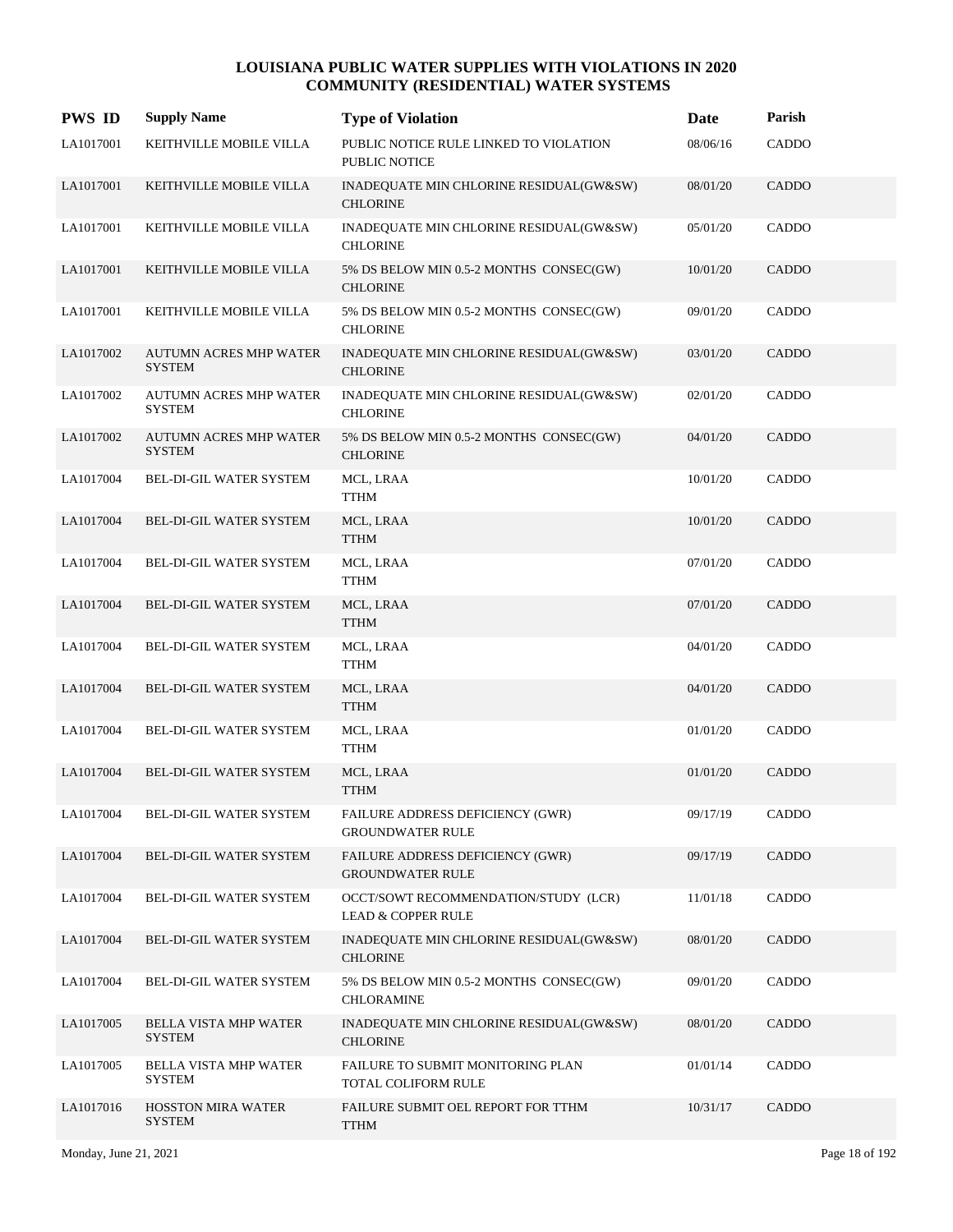# LOUISIANA PUBLIC WATER SUPPLIES WITH VIOLATIONS IN 2020
## COMMUNITY (RESIDENTIAL) WATER SYSTEMS

| PWS ID | Supply Name | Type of Violation | Date | Parish |
|---|---|---|---|---|
| LA1017001 | KEITHVILLE MOBILE VILLA | PUBLIC NOTICE RULE LINKED TO VIOLATION<br>PUBLIC NOTICE | 08/06/16 | CADDO |
| LA1017001 | KEITHVILLE MOBILE VILLA | INADEQUATE MIN CHLORINE RESIDUAL(GW&SW)<br>CHLORINE | 08/01/20 | CADDO |
| LA1017001 | KEITHVILLE MOBILE VILLA | INADEQUATE MIN CHLORINE RESIDUAL(GW&SW)<br>CHLORINE | 05/01/20 | CADDO |
| LA1017001 | KEITHVILLE MOBILE VILLA | 5% DS BELOW MIN 0.5-2 MONTHS CONSEC(GW)<br>CHLORINE | 10/01/20 | CADDO |
| LA1017001 | KEITHVILLE MOBILE VILLA | 5% DS BELOW MIN 0.5-2 MONTHS CONSEC(GW)<br>CHLORINE | 09/01/20 | CADDO |
| LA1017002 | AUTUMN ACRES MHP WATER SYSTEM | INADEQUATE MIN CHLORINE RESIDUAL(GW&SW)<br>CHLORINE | 03/01/20 | CADDO |
| LA1017002 | AUTUMN ACRES MHP WATER SYSTEM | INADEQUATE MIN CHLORINE RESIDUAL(GW&SW)<br>CHLORINE | 02/01/20 | CADDO |
| LA1017002 | AUTUMN ACRES MHP WATER SYSTEM | 5% DS BELOW MIN 0.5-2 MONTHS CONSEC(GW)<br>CHLORINE | 04/01/20 | CADDO |
| LA1017004 | BEL-DI-GIL WATER SYSTEM | MCL, LRAA<br>TTHM | 10/01/20 | CADDO |
| LA1017004 | BEL-DI-GIL WATER SYSTEM | MCL, LRAA<br>TTHM | 10/01/20 | CADDO |
| LA1017004 | BEL-DI-GIL WATER SYSTEM | MCL, LRAA<br>TTHM | 07/01/20 | CADDO |
| LA1017004 | BEL-DI-GIL WATER SYSTEM | MCL, LRAA<br>TTHM | 07/01/20 | CADDO |
| LA1017004 | BEL-DI-GIL WATER SYSTEM | MCL, LRAA<br>TTHM | 04/01/20 | CADDO |
| LA1017004 | BEL-DI-GIL WATER SYSTEM | MCL, LRAA<br>TTHM | 04/01/20 | CADDO |
| LA1017004 | BEL-DI-GIL WATER SYSTEM | MCL, LRAA<br>TTHM | 01/01/20 | CADDO |
| LA1017004 | BEL-DI-GIL WATER SYSTEM | MCL, LRAA<br>TTHM | 01/01/20 | CADDO |
| LA1017004 | BEL-DI-GIL WATER SYSTEM | FAILURE ADDRESS DEFICIENCY (GWR)<br>GROUNDWATER RULE | 09/17/19 | CADDO |
| LA1017004 | BEL-DI-GIL WATER SYSTEM | FAILURE ADDRESS DEFICIENCY (GWR)<br>GROUNDWATER RULE | 09/17/19 | CADDO |
| LA1017004 | BEL-DI-GIL WATER SYSTEM | OCCT/SOWT RECOMMENDATION/STUDY (LCR)<br>LEAD & COPPER RULE | 11/01/18 | CADDO |
| LA1017004 | BEL-DI-GIL WATER SYSTEM | INADEQUATE MIN CHLORINE RESIDUAL(GW&SW)<br>CHLORINE | 08/01/20 | CADDO |
| LA1017004 | BEL-DI-GIL WATER SYSTEM | 5% DS BELOW MIN 0.5-2 MONTHS CONSEC(GW)<br>CHLORAMINE | 09/01/20 | CADDO |
| LA1017005 | BELLA VISTA MHP WATER SYSTEM | INADEQUATE MIN CHLORINE RESIDUAL(GW&SW)<br>CHLORINE | 08/01/20 | CADDO |
| LA1017005 | BELLA VISTA MHP WATER SYSTEM | FAILURE TO SUBMIT MONITORING PLAN<br>TOTAL COLIFORM RULE | 01/01/14 | CADDO |
| LA1017016 | HOSSTON MIRA WATER SYSTEM | FAILURE SUBMIT OEL REPORT FOR TTHM<br>TTHM | 10/31/17 | CADDO |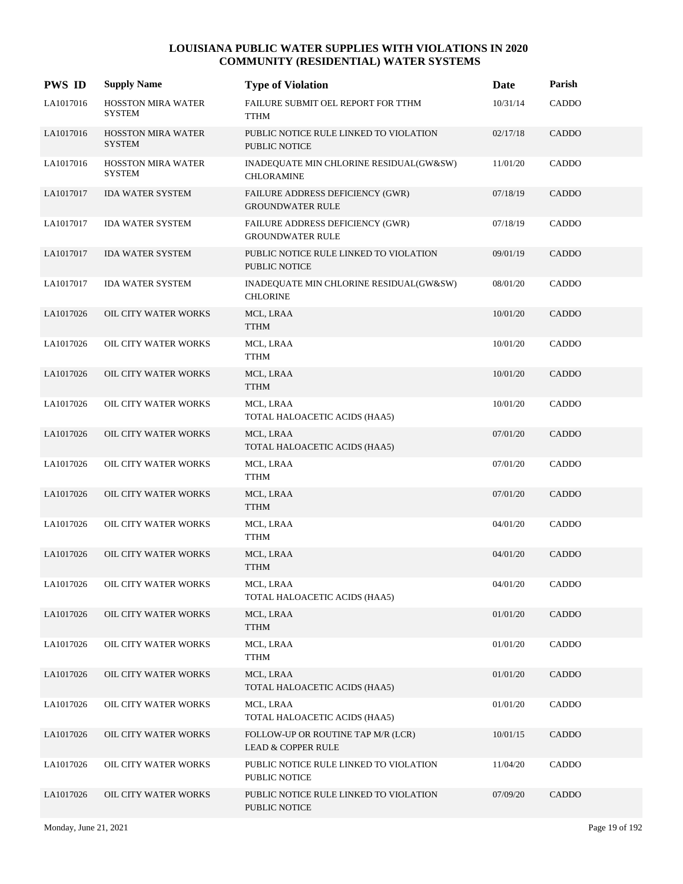# LOUISIANA PUBLIC WATER SUPPLIES WITH VIOLATIONS IN 2020
## COMMUNITY (RESIDENTIAL) WATER SYSTEMS

| PWS ID | Supply Name | Type of Violation | Date | Parish |
|---|---|---|---|---|
| LA1017016 | HOSSTON MIRA WATER SYSTEM | FAILURE SUBMIT OEL REPORT FOR TTHM<br>TTHM | 10/31/14 | CADDO |
| LA1017016 | HOSSTON MIRA WATER SYSTEM | PUBLIC NOTICE RULE LINKED TO VIOLATION<br>PUBLIC NOTICE | 02/17/18 | CADDO |
| LA1017016 | HOSSTON MIRA WATER SYSTEM | INADEQUATE MIN CHLORINE RESIDUAL(GW&SW)<br>CHLORAMINE | 11/01/20 | CADDO |
| LA1017017 | IDA WATER SYSTEM | FAILURE ADDRESS DEFICIENCY (GWR)<br>GROUNDWATER RULE | 07/18/19 | CADDO |
| LA1017017 | IDA WATER SYSTEM | FAILURE ADDRESS DEFICIENCY (GWR)<br>GROUNDWATER RULE | 07/18/19 | CADDO |
| LA1017017 | IDA WATER SYSTEM | PUBLIC NOTICE RULE LINKED TO VIOLATION<br>PUBLIC NOTICE | 09/01/19 | CADDO |
| LA1017017 | IDA WATER SYSTEM | INADEQUATE MIN CHLORINE RESIDUAL(GW&SW)<br>CHLORINE | 08/01/20 | CADDO |
| LA1017026 | OIL CITY WATER WORKS | MCL, LRAA<br>TTHM | 10/01/20 | CADDO |
| LA1017026 | OIL CITY WATER WORKS | MCL, LRAA<br>TTHM | 10/01/20 | CADDO |
| LA1017026 | OIL CITY WATER WORKS | MCL, LRAA<br>TTHM | 10/01/20 | CADDO |
| LA1017026 | OIL CITY WATER WORKS | MCL, LRAA<br>TOTAL HALOACETIC ACIDS (HAA5) | 10/01/20 | CADDO |
| LA1017026 | OIL CITY WATER WORKS | MCL, LRAA<br>TOTAL HALOACETIC ACIDS (HAA5) | 07/01/20 | CADDO |
| LA1017026 | OIL CITY WATER WORKS | MCL, LRAA<br>TTHM | 07/01/20 | CADDO |
| LA1017026 | OIL CITY WATER WORKS | MCL, LRAA<br>TTHM | 07/01/20 | CADDO |
| LA1017026 | OIL CITY WATER WORKS | MCL, LRAA<br>TTHM | 04/01/20 | CADDO |
| LA1017026 | OIL CITY WATER WORKS | MCL, LRAA<br>TTHM | 04/01/20 | CADDO |
| LA1017026 | OIL CITY WATER WORKS | MCL, LRAA<br>TOTAL HALOACETIC ACIDS (HAA5) | 04/01/20 | CADDO |
| LA1017026 | OIL CITY WATER WORKS | MCL, LRAA<br>TTHM | 01/01/20 | CADDO |
| LA1017026 | OIL CITY WATER WORKS | MCL, LRAA<br>TTHM | 01/01/20 | CADDO |
| LA1017026 | OIL CITY WATER WORKS | MCL, LRAA<br>TOTAL HALOACETIC ACIDS (HAA5) | 01/01/20 | CADDO |
| LA1017026 | OIL CITY WATER WORKS | MCL, LRAA<br>TOTAL HALOACETIC ACIDS (HAA5) | 01/01/20 | CADDO |
| LA1017026 | OIL CITY WATER WORKS | FOLLOW-UP OR ROUTINE TAP M/R (LCR)<br>LEAD & COPPER RULE | 10/01/15 | CADDO |
| LA1017026 | OIL CITY WATER WORKS | PUBLIC NOTICE RULE LINKED TO VIOLATION<br>PUBLIC NOTICE | 11/04/20 | CADDO |
| LA1017026 | OIL CITY WATER WORKS | PUBLIC NOTICE RULE LINKED TO VIOLATION<br>PUBLIC NOTICE | 07/09/20 | CADDO |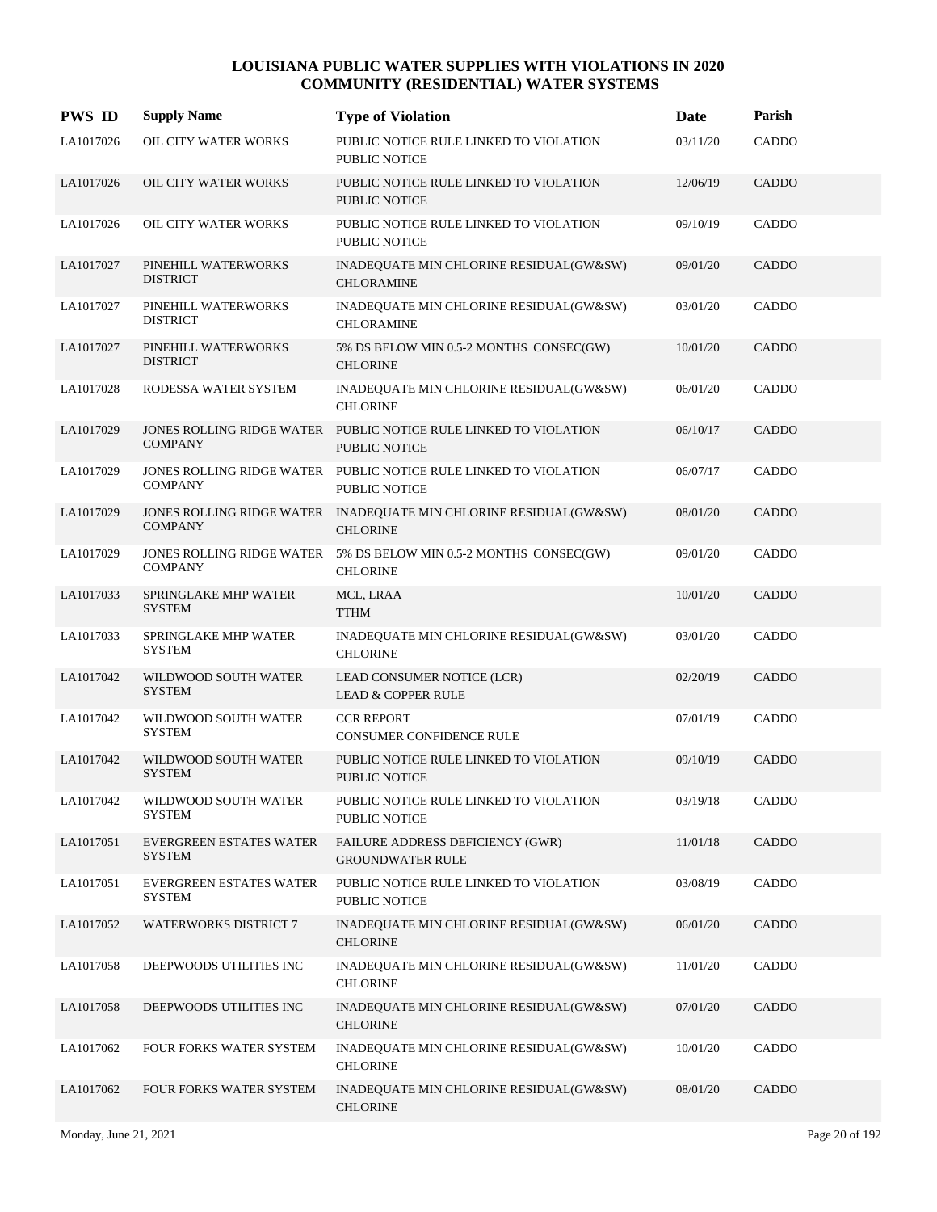# LOUISIANA PUBLIC WATER SUPPLIES WITH VIOLATIONS IN 2020
## COMMUNITY (RESIDENTIAL) WATER SYSTEMS

| PWS ID | Supply Name | Type of Violation | Date | Parish |
|---|---|---|---|---|
| LA1017026 | OIL CITY WATER WORKS | PUBLIC NOTICE RULE LINKED TO VIOLATION<br>PUBLIC NOTICE | 03/11/20 | CADDO |
| LA1017026 | OIL CITY WATER WORKS | PUBLIC NOTICE RULE LINKED TO VIOLATION<br>PUBLIC NOTICE | 12/06/19 | CADDO |
| LA1017026 | OIL CITY WATER WORKS | PUBLIC NOTICE RULE LINKED TO VIOLATION<br>PUBLIC NOTICE | 09/10/19 | CADDO |
| LA1017027 | PINEHILL WATERWORKS DISTRICT | INADEQUATE MIN CHLORINE RESIDUAL(GW&SW)<br>CHLORAMINE | 09/01/20 | CADDO |
| LA1017027 | PINEHILL WATERWORKS DISTRICT | INADEQUATE MIN CHLORINE RESIDUAL(GW&SW)<br>CHLORAMINE | 03/01/20 | CADDO |
| LA1017027 | PINEHILL WATERWORKS DISTRICT | 5% DS BELOW MIN 0.5-2 MONTHS CONSEC(GW)<br>CHLORINE | 10/01/20 | CADDO |
| LA1017028 | RODESSA WATER SYSTEM | INADEQUATE MIN CHLORINE RESIDUAL(GW&SW)<br>CHLORINE | 06/01/20 | CADDO |
| LA1017029 | JONES ROLLING RIDGE WATER COMPANY | PUBLIC NOTICE RULE LINKED TO VIOLATION<br>PUBLIC NOTICE | 06/10/17 | CADDO |
| LA1017029 | JONES ROLLING RIDGE WATER COMPANY | PUBLIC NOTICE RULE LINKED TO VIOLATION<br>PUBLIC NOTICE | 06/07/17 | CADDO |
| LA1017029 | JONES ROLLING RIDGE WATER COMPANY | INADEQUATE MIN CHLORINE RESIDUAL(GW&SW)<br>CHLORINE | 08/01/20 | CADDO |
| LA1017029 | JONES ROLLING RIDGE WATER COMPANY | 5% DS BELOW MIN 0.5-2 MONTHS CONSEC(GW)<br>CHLORINE | 09/01/20 | CADDO |
| LA1017033 | SPRINGLAKE MHP WATER SYSTEM | MCL, LRAA<br>TTHM | 10/01/20 | CADDO |
| LA1017033 | SPRINGLAKE MHP WATER SYSTEM | INADEQUATE MIN CHLORINE RESIDUAL(GW&SW)<br>CHLORINE | 03/01/20 | CADDO |
| LA1017042 | WILDWOOD SOUTH WATER SYSTEM | LEAD CONSUMER NOTICE (LCR)<br>LEAD & COPPER RULE | 02/20/19 | CADDO |
| LA1017042 | WILDWOOD SOUTH WATER SYSTEM | CCR REPORT<br>CONSUMER CONFIDENCE RULE | 07/01/19 | CADDO |
| LA1017042 | WILDWOOD SOUTH WATER SYSTEM | PUBLIC NOTICE RULE LINKED TO VIOLATION<br>PUBLIC NOTICE | 09/10/19 | CADDO |
| LA1017042 | WILDWOOD SOUTH WATER SYSTEM | PUBLIC NOTICE RULE LINKED TO VIOLATION<br>PUBLIC NOTICE | 03/19/18 | CADDO |
| LA1017051 | EVERGREEN ESTATES WATER SYSTEM | FAILURE ADDRESS DEFICIENCY (GWR)<br>GROUNDWATER RULE | 11/01/18 | CADDO |
| LA1017051 | EVERGREEN ESTATES WATER SYSTEM | PUBLIC NOTICE RULE LINKED TO VIOLATION<br>PUBLIC NOTICE | 03/08/19 | CADDO |
| LA1017052 | WATERWORKS DISTRICT 7 | INADEQUATE MIN CHLORINE RESIDUAL(GW&SW)<br>CHLORINE | 06/01/20 | CADDO |
| LA1017058 | DEEPWOODS UTILITIES INC | INADEQUATE MIN CHLORINE RESIDUAL(GW&SW)<br>CHLORINE | 11/01/20 | CADDO |
| LA1017058 | DEEPWOODS UTILITIES INC | INADEQUATE MIN CHLORINE RESIDUAL(GW&SW)<br>CHLORINE | 07/01/20 | CADDO |
| LA1017062 | FOUR FORKS WATER SYSTEM | INADEQUATE MIN CHLORINE RESIDUAL(GW&SW)<br>CHLORINE | 10/01/20 | CADDO |
| LA1017062 | FOUR FORKS WATER SYSTEM | INADEQUATE MIN CHLORINE RESIDUAL(GW&SW)<br>CHLORINE | 08/01/20 | CADDO |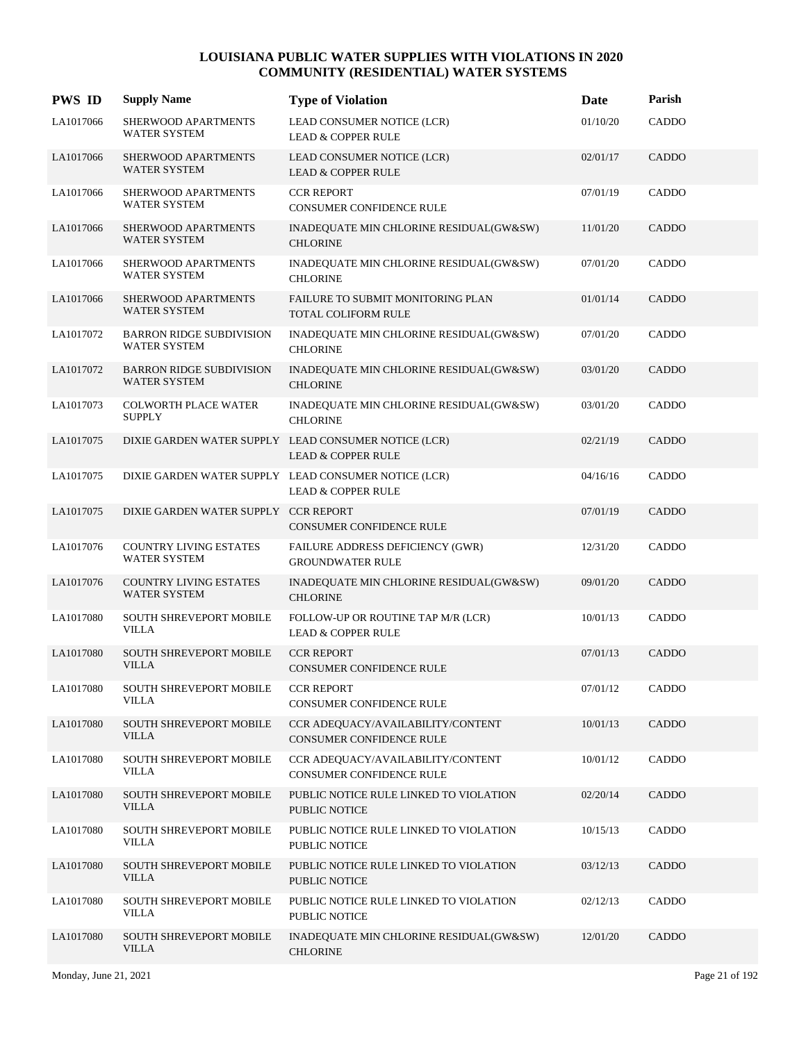# LOUISIANA PUBLIC WATER SUPPLIES WITH VIOLATIONS IN 2020
## COMMUNITY (RESIDENTIAL) WATER SYSTEMS

| PWS ID | Supply Name | Type of Violation | Date | Parish |
|---|---|---|---|---|
| LA1017066 | SHERWOOD APARTMENTS WATER SYSTEM | LEAD CONSUMER NOTICE (LCR) LEAD & COPPER RULE | 01/10/20 | CADDO |
| LA1017066 | SHERWOOD APARTMENTS WATER SYSTEM | LEAD CONSUMER NOTICE (LCR) LEAD & COPPER RULE | 02/01/17 | CADDO |
| LA1017066 | SHERWOOD APARTMENTS WATER SYSTEM | CCR REPORT CONSUMER CONFIDENCE RULE | 07/01/19 | CADDO |
| LA1017066 | SHERWOOD APARTMENTS WATER SYSTEM | INADEQUATE MIN CHLORINE RESIDUAL(GW&SW) CHLORINE | 11/01/20 | CADDO |
| LA1017066 | SHERWOOD APARTMENTS WATER SYSTEM | INADEQUATE MIN CHLORINE RESIDUAL(GW&SW) CHLORINE | 07/01/20 | CADDO |
| LA1017066 | SHERWOOD APARTMENTS WATER SYSTEM | FAILURE TO SUBMIT MONITORING PLAN TOTAL COLIFORM RULE | 01/01/14 | CADDO |
| LA1017072 | BARRON RIDGE SUBDIVISION WATER SYSTEM | INADEQUATE MIN CHLORINE RESIDUAL(GW&SW) CHLORINE | 07/01/20 | CADDO |
| LA1017072 | BARRON RIDGE SUBDIVISION WATER SYSTEM | INADEQUATE MIN CHLORINE RESIDUAL(GW&SW) CHLORINE | 03/01/20 | CADDO |
| LA1017073 | COLWORTH PLACE WATER SUPPLY | INADEQUATE MIN CHLORINE RESIDUAL(GW&SW) CHLORINE | 03/01/20 | CADDO |
| LA1017075 | DIXIE GARDEN WATER SUPPLY | LEAD CONSUMER NOTICE (LCR) LEAD & COPPER RULE | 02/21/19 | CADDO |
| LA1017075 | DIXIE GARDEN WATER SUPPLY | LEAD CONSUMER NOTICE (LCR) LEAD & COPPER RULE | 04/16/16 | CADDO |
| LA1017075 | DIXIE GARDEN WATER SUPPLY | CCR REPORT CONSUMER CONFIDENCE RULE | 07/01/19 | CADDO |
| LA1017076 | COUNTRY LIVING ESTATES WATER SYSTEM | FAILURE ADDRESS DEFICIENCY (GWR) GROUNDWATER RULE | 12/31/20 | CADDO |
| LA1017076 | COUNTRY LIVING ESTATES WATER SYSTEM | INADEQUATE MIN CHLORINE RESIDUAL(GW&SW) CHLORINE | 09/01/20 | CADDO |
| LA1017080 | SOUTH SHREVEPORT MOBILE VILLA | FOLLOW-UP OR ROUTINE TAP M/R (LCR) LEAD & COPPER RULE | 10/01/13 | CADDO |
| LA1017080 | SOUTH SHREVEPORT MOBILE VILLA | CCR REPORT CONSUMER CONFIDENCE RULE | 07/01/13 | CADDO |
| LA1017080 | SOUTH SHREVEPORT MOBILE VILLA | CCR REPORT CONSUMER CONFIDENCE RULE | 07/01/12 | CADDO |
| LA1017080 | SOUTH SHREVEPORT MOBILE VILLA | CCR ADEQUACY/AVAILABILITY/CONTENT CONSUMER CONFIDENCE RULE | 10/01/13 | CADDO |
| LA1017080 | SOUTH SHREVEPORT MOBILE VILLA | CCR ADEQUACY/AVAILABILITY/CONTENT CONSUMER CONFIDENCE RULE | 10/01/12 | CADDO |
| LA1017080 | SOUTH SHREVEPORT MOBILE VILLA | PUBLIC NOTICE RULE LINKED TO VIOLATION PUBLIC NOTICE | 02/20/14 | CADDO |
| LA1017080 | SOUTH SHREVEPORT MOBILE VILLA | PUBLIC NOTICE RULE LINKED TO VIOLATION PUBLIC NOTICE | 10/15/13 | CADDO |
| LA1017080 | SOUTH SHREVEPORT MOBILE VILLA | PUBLIC NOTICE RULE LINKED TO VIOLATION PUBLIC NOTICE | 03/12/13 | CADDO |
| LA1017080 | SOUTH SHREVEPORT MOBILE VILLA | PUBLIC NOTICE RULE LINKED TO VIOLATION PUBLIC NOTICE | 02/12/13 | CADDO |
| LA1017080 | SOUTH SHREVEPORT MOBILE VILLA | INADEQUATE MIN CHLORINE RESIDUAL(GW&SW) CHLORINE | 12/01/20 | CADDO |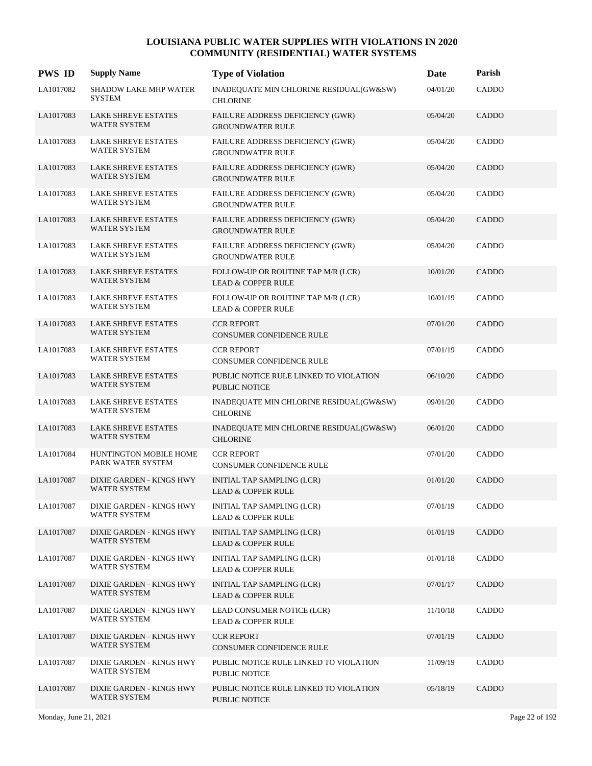# LOUISIANA PUBLIC WATER SUPPLIES WITH VIOLATIONS IN 2020
## COMMUNITY (RESIDENTIAL) WATER SYSTEMS

| PWS ID | Supply Name | Type of Violation | Date | Parish |
|---|---|---|---|---|
| LA1017082 | SHADOW LAKE MHP WATER SYSTEM | INADEQUATE MIN CHLORINE RESIDUAL(GW&SW) CHLORINE | 04/01/20 | CADDO |
| LA1017083 | LAKE SHREVE ESTATES WATER SYSTEM | FAILURE ADDRESS DEFICIENCY (GWR) GROUNDWATER RULE | 05/04/20 | CADDO |
| LA1017083 | LAKE SHREVE ESTATES WATER SYSTEM | FAILURE ADDRESS DEFICIENCY (GWR) GROUNDWATER RULE | 05/04/20 | CADDO |
| LA1017083 | LAKE SHREVE ESTATES WATER SYSTEM | FAILURE ADDRESS DEFICIENCY (GWR) GROUNDWATER RULE | 05/04/20 | CADDO |
| LA1017083 | LAKE SHREVE ESTATES WATER SYSTEM | FAILURE ADDRESS DEFICIENCY (GWR) GROUNDWATER RULE | 05/04/20 | CADDO |
| LA1017083 | LAKE SHREVE ESTATES WATER SYSTEM | FAILURE ADDRESS DEFICIENCY (GWR) GROUNDWATER RULE | 05/04/20 | CADDO |
| LA1017083 | LAKE SHREVE ESTATES WATER SYSTEM | FAILURE ADDRESS DEFICIENCY (GWR) GROUNDWATER RULE | 05/04/20 | CADDO |
| LA1017083 | LAKE SHREVE ESTATES WATER SYSTEM | FOLLOW-UP OR ROUTINE TAP M/R (LCR) LEAD & COPPER RULE | 10/01/20 | CADDO |
| LA1017083 | LAKE SHREVE ESTATES WATER SYSTEM | FOLLOW-UP OR ROUTINE TAP M/R (LCR) LEAD & COPPER RULE | 10/01/19 | CADDO |
| LA1017083 | LAKE SHREVE ESTATES WATER SYSTEM | CCR REPORT CONSUMER CONFIDENCE RULE | 07/01/20 | CADDO |
| LA1017083 | LAKE SHREVE ESTATES WATER SYSTEM | CCR REPORT CONSUMER CONFIDENCE RULE | 07/01/19 | CADDO |
| LA1017083 | LAKE SHREVE ESTATES WATER SYSTEM | PUBLIC NOTICE RULE LINKED TO VIOLATION PUBLIC NOTICE | 06/10/20 | CADDO |
| LA1017083 | LAKE SHREVE ESTATES WATER SYSTEM | INADEQUATE MIN CHLORINE RESIDUAL(GW&SW) CHLORINE | 09/01/20 | CADDO |
| LA1017083 | LAKE SHREVE ESTATES WATER SYSTEM | INADEQUATE MIN CHLORINE RESIDUAL(GW&SW) CHLORINE | 06/01/20 | CADDO |
| LA1017084 | HUNTINGTON MOBILE HOME PARK WATER SYSTEM | CCR REPORT CONSUMER CONFIDENCE RULE | 07/01/20 | CADDO |
| LA1017087 | DIXIE GARDEN - KINGS HWY WATER SYSTEM | INITIAL TAP SAMPLING (LCR) LEAD & COPPER RULE | 01/01/20 | CADDO |
| LA1017087 | DIXIE GARDEN - KINGS HWY WATER SYSTEM | INITIAL TAP SAMPLING (LCR) LEAD & COPPER RULE | 07/01/19 | CADDO |
| LA1017087 | DIXIE GARDEN - KINGS HWY WATER SYSTEM | INITIAL TAP SAMPLING (LCR) LEAD & COPPER RULE | 01/01/19 | CADDO |
| LA1017087 | DIXIE GARDEN - KINGS HWY WATER SYSTEM | INITIAL TAP SAMPLING (LCR) LEAD & COPPER RULE | 01/01/18 | CADDO |
| LA1017087 | DIXIE GARDEN - KINGS HWY WATER SYSTEM | INITIAL TAP SAMPLING (LCR) LEAD & COPPER RULE | 07/01/17 | CADDO |
| LA1017087 | DIXIE GARDEN - KINGS HWY WATER SYSTEM | LEAD CONSUMER NOTICE (LCR) LEAD & COPPER RULE | 11/10/18 | CADDO |
| LA1017087 | DIXIE GARDEN - KINGS HWY WATER SYSTEM | CCR REPORT CONSUMER CONFIDENCE RULE | 07/01/19 | CADDO |
| LA1017087 | DIXIE GARDEN - KINGS HWY WATER SYSTEM | PUBLIC NOTICE RULE LINKED TO VIOLATION PUBLIC NOTICE | 11/09/19 | CADDO |
| LA1017087 | DIXIE GARDEN - KINGS HWY WATER SYSTEM | PUBLIC NOTICE RULE LINKED TO VIOLATION PUBLIC NOTICE | 05/18/19 | CADDO |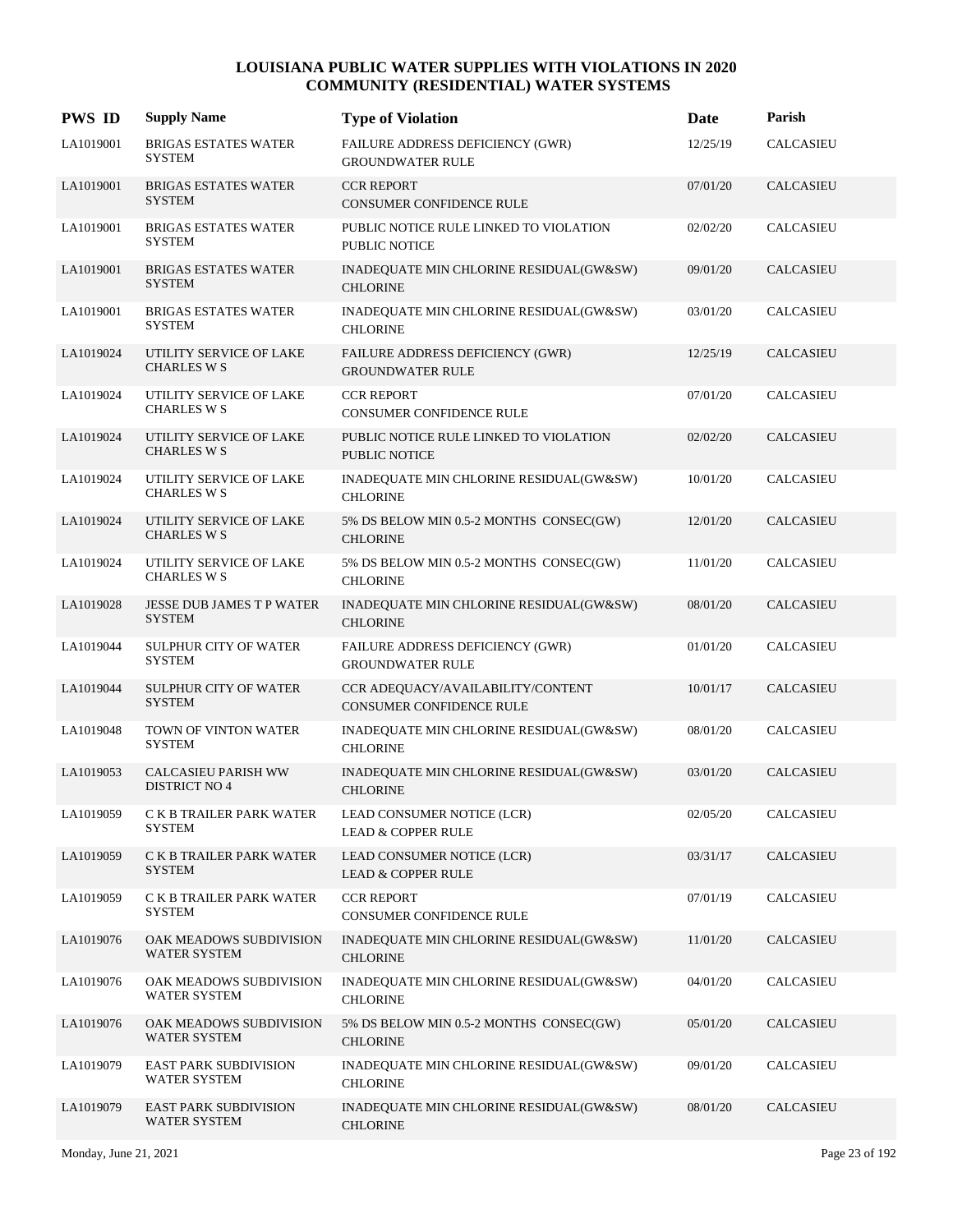# LOUISIANA PUBLIC WATER SUPPLIES WITH VIOLATIONS IN 2020
## COMMUNITY (RESIDENTIAL) WATER SYSTEMS

| PWS ID | Supply Name | Type of Violation | Date | Parish |
|---|---|---|---|---|
| LA1019001 | BRIGAS ESTATES WATER SYSTEM | FAILURE ADDRESS DEFICIENCY (GWR) GROUNDWATER RULE | 12/25/19 | CALCASIEU |
| LA1019001 | BRIGAS ESTATES WATER SYSTEM | CCR REPORT CONSUMER CONFIDENCE RULE | 07/01/20 | CALCASIEU |
| LA1019001 | BRIGAS ESTATES WATER SYSTEM | PUBLIC NOTICE RULE LINKED TO VIOLATION PUBLIC NOTICE | 02/02/20 | CALCASIEU |
| LA1019001 | BRIGAS ESTATES WATER SYSTEM | INADEQUATE MIN CHLORINE RESIDUAL(GW&SW) CHLORINE | 09/01/20 | CALCASIEU |
| LA1019001 | BRIGAS ESTATES WATER SYSTEM | INADEQUATE MIN CHLORINE RESIDUAL(GW&SW) CHLORINE | 03/01/20 | CALCASIEU |
| LA1019024 | UTILITY SERVICE OF LAKE CHARLES W S | FAILURE ADDRESS DEFICIENCY (GWR) GROUNDWATER RULE | 12/25/19 | CALCASIEU |
| LA1019024 | UTILITY SERVICE OF LAKE CHARLES W S | CCR REPORT CONSUMER CONFIDENCE RULE | 07/01/20 | CALCASIEU |
| LA1019024 | UTILITY SERVICE OF LAKE CHARLES W S | PUBLIC NOTICE RULE LINKED TO VIOLATION PUBLIC NOTICE | 02/02/20 | CALCASIEU |
| LA1019024 | UTILITY SERVICE OF LAKE CHARLES W S | INADEQUATE MIN CHLORINE RESIDUAL(GW&SW) CHLORINE | 10/01/20 | CALCASIEU |
| LA1019024 | UTILITY SERVICE OF LAKE CHARLES W S | 5% DS BELOW MIN 0.5-2 MONTHS CONSEC(GW) CHLORINE | 12/01/20 | CALCASIEU |
| LA1019024 | UTILITY SERVICE OF LAKE CHARLES W S | 5% DS BELOW MIN 0.5-2 MONTHS CONSEC(GW) CHLORINE | 11/01/20 | CALCASIEU |
| LA1019028 | JESSE DUB JAMES T P WATER SYSTEM | INADEQUATE MIN CHLORINE RESIDUAL(GW&SW) CHLORINE | 08/01/20 | CALCASIEU |
| LA1019044 | SULPHUR CITY OF WATER SYSTEM | FAILURE ADDRESS DEFICIENCY (GWR) GROUNDWATER RULE | 01/01/20 | CALCASIEU |
| LA1019044 | SULPHUR CITY OF WATER SYSTEM | CCR ADEQUACY/AVAILABILITY/CONTENT CONSUMER CONFIDENCE RULE | 10/01/17 | CALCASIEU |
| LA1019048 | TOWN OF VINTON WATER SYSTEM | INADEQUATE MIN CHLORINE RESIDUAL(GW&SW) CHLORINE | 08/01/20 | CALCASIEU |
| LA1019053 | CALCASIEU PARISH WW DISTRICT NO 4 | INADEQUATE MIN CHLORINE RESIDUAL(GW&SW) CHLORINE | 03/01/20 | CALCASIEU |
| LA1019059 | C K B TRAILER PARK WATER SYSTEM | LEAD CONSUMER NOTICE (LCR) LEAD & COPPER RULE | 02/05/20 | CALCASIEU |
| LA1019059 | C K B TRAILER PARK WATER SYSTEM | LEAD CONSUMER NOTICE (LCR) LEAD & COPPER RULE | 03/31/17 | CALCASIEU |
| LA1019059 | C K B TRAILER PARK WATER SYSTEM | CCR REPORT CONSUMER CONFIDENCE RULE | 07/01/19 | CALCASIEU |
| LA1019076 | OAK MEADOWS SUBDIVISION WATER SYSTEM | INADEQUATE MIN CHLORINE RESIDUAL(GW&SW) CHLORINE | 11/01/20 | CALCASIEU |
| LA1019076 | OAK MEADOWS SUBDIVISION WATER SYSTEM | INADEQUATE MIN CHLORINE RESIDUAL(GW&SW) CHLORINE | 04/01/20 | CALCASIEU |
| LA1019076 | OAK MEADOWS SUBDIVISION WATER SYSTEM | 5% DS BELOW MIN 0.5-2 MONTHS CONSEC(GW) CHLORINE | 05/01/20 | CALCASIEU |
| LA1019079 | EAST PARK SUBDIVISION WATER SYSTEM | INADEQUATE MIN CHLORINE RESIDUAL(GW&SW) CHLORINE | 09/01/20 | CALCASIEU |
| LA1019079 | EAST PARK SUBDIVISION WATER SYSTEM | INADEQUATE MIN CHLORINE RESIDUAL(GW&SW) CHLORINE | 08/01/20 | CALCASIEU |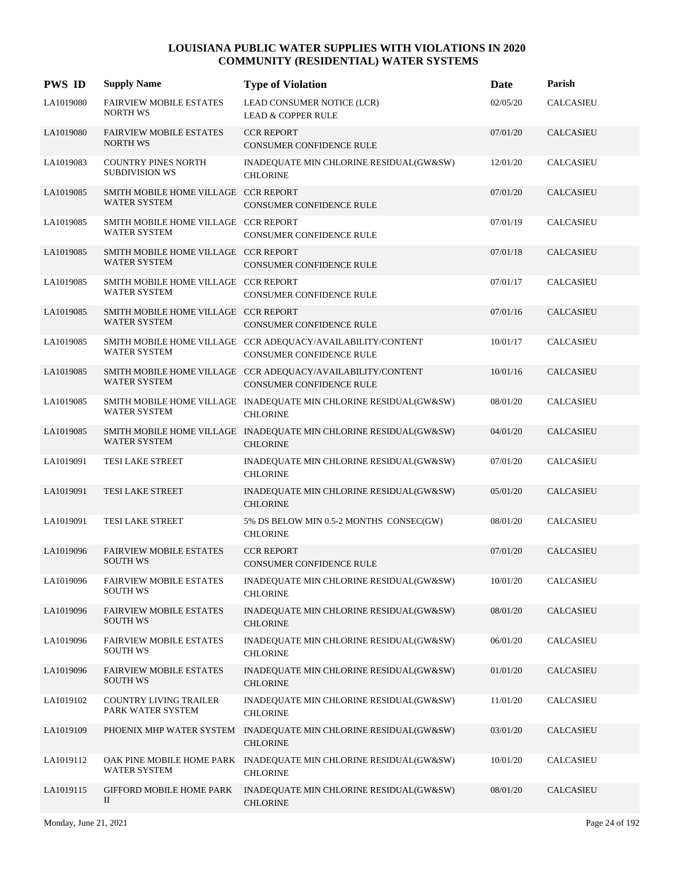# LOUISIANA PUBLIC WATER SUPPLIES WITH VIOLATIONS IN 2020
## COMMUNITY (RESIDENTIAL) WATER SYSTEMS

| PWS ID | Supply Name | Type of Violation | Date | Parish |
|---|---|---|---|---|
| LA1019080 | FAIRVIEW MOBILE ESTATES NORTH WS | LEAD CONSUMER NOTICE (LCR) LEAD & COPPER RULE | 02/05/20 | CALCASIEU |
| LA1019080 | FAIRVIEW MOBILE ESTATES NORTH WS | CCR REPORT CONSUMER CONFIDENCE RULE | 07/01/20 | CALCASIEU |
| LA1019083 | COUNTRY PINES NORTH SUBDIVISION WS | INADEQUATE MIN CHLORINE RESIDUAL(GW&SW) CHLORINE | 12/01/20 | CALCASIEU |
| LA1019085 | SMITH MOBILE HOME VILLAGE WATER SYSTEM | CCR REPORT CONSUMER CONFIDENCE RULE | 07/01/20 | CALCASIEU |
| LA1019085 | SMITH MOBILE HOME VILLAGE WATER SYSTEM | CCR REPORT CONSUMER CONFIDENCE RULE | 07/01/19 | CALCASIEU |
| LA1019085 | SMITH MOBILE HOME VILLAGE WATER SYSTEM | CCR REPORT CONSUMER CONFIDENCE RULE | 07/01/18 | CALCASIEU |
| LA1019085 | SMITH MOBILE HOME VILLAGE WATER SYSTEM | CCR REPORT CONSUMER CONFIDENCE RULE | 07/01/17 | CALCASIEU |
| LA1019085 | SMITH MOBILE HOME VILLAGE WATER SYSTEM | CCR REPORT CONSUMER CONFIDENCE RULE | 07/01/16 | CALCASIEU |
| LA1019085 | SMITH MOBILE HOME VILLAGE WATER SYSTEM | CCR ADEQUACY/AVAILABILITY/CONTENT CONSUMER CONFIDENCE RULE | 10/01/17 | CALCASIEU |
| LA1019085 | SMITH MOBILE HOME VILLAGE WATER SYSTEM | CCR ADEQUACY/AVAILABILITY/CONTENT CONSUMER CONFIDENCE RULE | 10/01/16 | CALCASIEU |
| LA1019085 | SMITH MOBILE HOME VILLAGE WATER SYSTEM | INADEQUATE MIN CHLORINE RESIDUAL(GW&SW) CHLORINE | 08/01/20 | CALCASIEU |
| LA1019085 | SMITH MOBILE HOME VILLAGE WATER SYSTEM | INADEQUATE MIN CHLORINE RESIDUAL(GW&SW) CHLORINE | 04/01/20 | CALCASIEU |
| LA1019091 | TESI LAKE STREET | INADEQUATE MIN CHLORINE RESIDUAL(GW&SW) CHLORINE | 07/01/20 | CALCASIEU |
| LA1019091 | TESI LAKE STREET | INADEQUATE MIN CHLORINE RESIDUAL(GW&SW) CHLORINE | 05/01/20 | CALCASIEU |
| LA1019091 | TESI LAKE STREET | 5% DS BELOW MIN 0.5-2 MONTHS CONSEC(GW) CHLORINE | 08/01/20 | CALCASIEU |
| LA1019096 | FAIRVIEW MOBILE ESTATES SOUTH WS | CCR REPORT CONSUMER CONFIDENCE RULE | 07/01/20 | CALCASIEU |
| LA1019096 | FAIRVIEW MOBILE ESTATES SOUTH WS | INADEQUATE MIN CHLORINE RESIDUAL(GW&SW) CHLORINE | 10/01/20 | CALCASIEU |
| LA1019096 | FAIRVIEW MOBILE ESTATES SOUTH WS | INADEQUATE MIN CHLORINE RESIDUAL(GW&SW) CHLORINE | 08/01/20 | CALCASIEU |
| LA1019096 | FAIRVIEW MOBILE ESTATES SOUTH WS | INADEQUATE MIN CHLORINE RESIDUAL(GW&SW) CHLORINE | 06/01/20 | CALCASIEU |
| LA1019096 | FAIRVIEW MOBILE ESTATES SOUTH WS | INADEQUATE MIN CHLORINE RESIDUAL(GW&SW) CHLORINE | 01/01/20 | CALCASIEU |
| LA1019102 | COUNTRY LIVING TRAILER PARK WATER SYSTEM | INADEQUATE MIN CHLORINE RESIDUAL(GW&SW) CHLORINE | 11/01/20 | CALCASIEU |
| LA1019109 | PHOENIX MHP WATER SYSTEM | INADEQUATE MIN CHLORINE RESIDUAL(GW&SW) CHLORINE | 03/01/20 | CALCASIEU |
| LA1019112 | OAK PINE MOBILE HOME PARK WATER SYSTEM | INADEQUATE MIN CHLORINE RESIDUAL(GW&SW) CHLORINE | 10/01/20 | CALCASIEU |
| LA1019115 | GIFFORD MOBILE HOME PARK II | INADEQUATE MIN CHLORINE RESIDUAL(GW&SW) CHLORINE | 08/01/20 | CALCASIEU |

Monday, June 21, 2021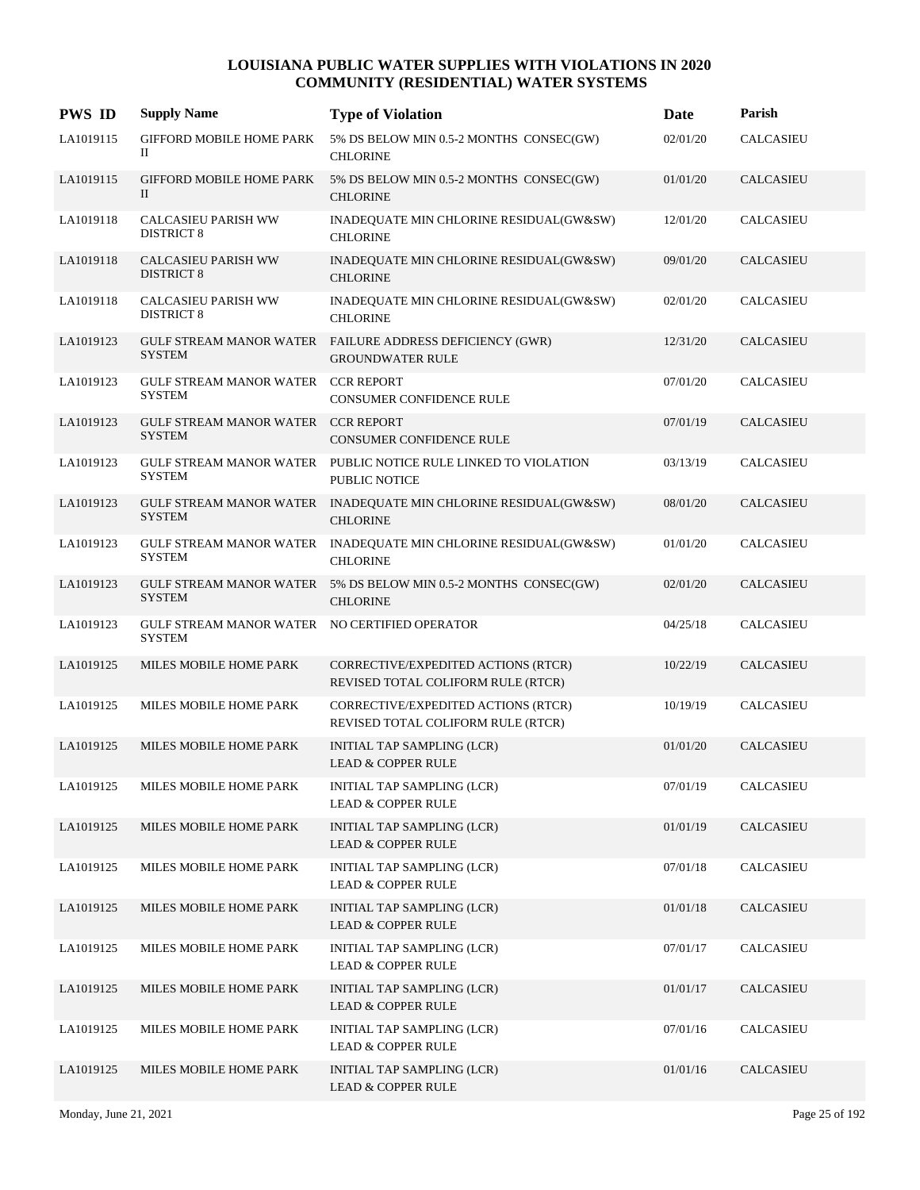# LOUISIANA PUBLIC WATER SUPPLIES WITH VIOLATIONS IN 2020
## COMMUNITY (RESIDENTIAL) WATER SYSTEMS

| PWS ID | Supply Name | Type of Violation | Date | Parish |
|---|---|---|---|---|
| LA1019115 | GIFFORD MOBILE HOME PARK II | 5% DS BELOW MIN 0.5-2 MONTHS CONSEC(GW) CHLORINE | 02/01/20 | CALCASIEU |
| LA1019115 | GIFFORD MOBILE HOME PARK II | 5% DS BELOW MIN 0.5-2 MONTHS CONSEC(GW) CHLORINE | 01/01/20 | CALCASIEU |
| LA1019118 | CALCASIEU PARISH WW DISTRICT 8 | INADEQUATE MIN CHLORINE RESIDUAL(GW&SW) CHLORINE | 12/01/20 | CALCASIEU |
| LA1019118 | CALCASIEU PARISH WW DISTRICT 8 | INADEQUATE MIN CHLORINE RESIDUAL(GW&SW) CHLORINE | 09/01/20 | CALCASIEU |
| LA1019118 | CALCASIEU PARISH WW DISTRICT 8 | INADEQUATE MIN CHLORINE RESIDUAL(GW&SW) CHLORINE | 02/01/20 | CALCASIEU |
| LA1019123 | GULF STREAM MANOR WATER SYSTEM | FAILURE ADDRESS DEFICIENCY (GWR) GROUNDWATER RULE | 12/31/20 | CALCASIEU |
| LA1019123 | GULF STREAM MANOR WATER SYSTEM | CCR REPORT CONSUMER CONFIDENCE RULE | 07/01/20 | CALCASIEU |
| LA1019123 | GULF STREAM MANOR WATER SYSTEM | CCR REPORT CONSUMER CONFIDENCE RULE | 07/01/19 | CALCASIEU |
| LA1019123 | GULF STREAM MANOR WATER SYSTEM | PUBLIC NOTICE RULE LINKED TO VIOLATION PUBLIC NOTICE | 03/13/19 | CALCASIEU |
| LA1019123 | GULF STREAM MANOR WATER SYSTEM | INADEQUATE MIN CHLORINE RESIDUAL(GW&SW) CHLORINE | 08/01/20 | CALCASIEU |
| LA1019123 | GULF STREAM MANOR WATER SYSTEM | INADEQUATE MIN CHLORINE RESIDUAL(GW&SW) CHLORINE | 01/01/20 | CALCASIEU |
| LA1019123 | GULF STREAM MANOR WATER SYSTEM | 5% DS BELOW MIN 0.5-2 MONTHS CONSEC(GW) CHLORINE | 02/01/20 | CALCASIEU |
| LA1019123 | GULF STREAM MANOR WATER SYSTEM | NO CERTIFIED OPERATOR | 04/25/18 | CALCASIEU |
| LA1019125 | MILES MOBILE HOME PARK | CORRECTIVE/EXPEDITED ACTIONS (RTCR) REVISED TOTAL COLIFORM RULE (RTCR) | 10/22/19 | CALCASIEU |
| LA1019125 | MILES MOBILE HOME PARK | CORRECTIVE/EXPEDITED ACTIONS (RTCR) REVISED TOTAL COLIFORM RULE (RTCR) | 10/19/19 | CALCASIEU |
| LA1019125 | MILES MOBILE HOME PARK | INITIAL TAP SAMPLING (LCR) LEAD & COPPER RULE | 01/01/20 | CALCASIEU |
| LA1019125 | MILES MOBILE HOME PARK | INITIAL TAP SAMPLING (LCR) LEAD & COPPER RULE | 07/01/19 | CALCASIEU |
| LA1019125 | MILES MOBILE HOME PARK | INITIAL TAP SAMPLING (LCR) LEAD & COPPER RULE | 01/01/19 | CALCASIEU |
| LA1019125 | MILES MOBILE HOME PARK | INITIAL TAP SAMPLING (LCR) LEAD & COPPER RULE | 07/01/18 | CALCASIEU |
| LA1019125 | MILES MOBILE HOME PARK | INITIAL TAP SAMPLING (LCR) LEAD & COPPER RULE | 01/01/18 | CALCASIEU |
| LA1019125 | MILES MOBILE HOME PARK | INITIAL TAP SAMPLING (LCR) LEAD & COPPER RULE | 07/01/17 | CALCASIEU |
| LA1019125 | MILES MOBILE HOME PARK | INITIAL TAP SAMPLING (LCR) LEAD & COPPER RULE | 01/01/17 | CALCASIEU |
| LA1019125 | MILES MOBILE HOME PARK | INITIAL TAP SAMPLING (LCR) LEAD & COPPER RULE | 07/01/16 | CALCASIEU |
| LA1019125 | MILES MOBILE HOME PARK | INITIAL TAP SAMPLING (LCR) LEAD & COPPER RULE | 01/01/16 | CALCASIEU |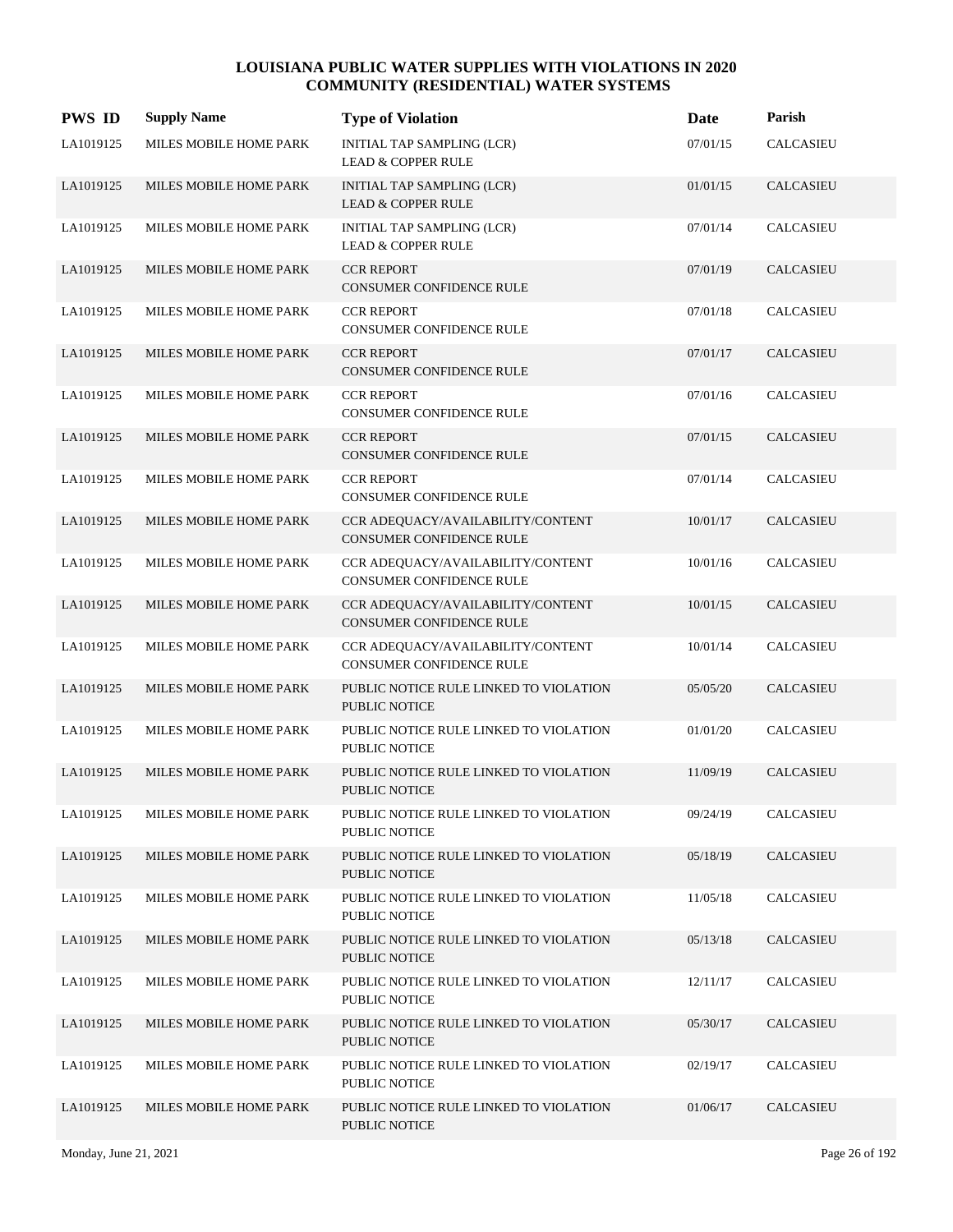# LOUISIANA PUBLIC WATER SUPPLIES WITH VIOLATIONS IN 2020
## COMMUNITY (RESIDENTIAL) WATER SYSTEMS

| PWS ID | Supply Name | Type of Violation | Date | Parish |
|---|---|---|---|---|
| LA1019125 | MILES MOBILE HOME PARK | INITIAL TAP SAMPLING (LCR)<br>LEAD & COPPER RULE | 07/01/15 | CALCASIEU |
| LA1019125 | MILES MOBILE HOME PARK | INITIAL TAP SAMPLING (LCR)<br>LEAD & COPPER RULE | 01/01/15 | CALCASIEU |
| LA1019125 | MILES MOBILE HOME PARK | INITIAL TAP SAMPLING (LCR)<br>LEAD & COPPER RULE | 07/01/14 | CALCASIEU |
| LA1019125 | MILES MOBILE HOME PARK | CCR REPORT<br>CONSUMER CONFIDENCE RULE | 07/01/19 | CALCASIEU |
| LA1019125 | MILES MOBILE HOME PARK | CCR REPORT<br>CONSUMER CONFIDENCE RULE | 07/01/18 | CALCASIEU |
| LA1019125 | MILES MOBILE HOME PARK | CCR REPORT<br>CONSUMER CONFIDENCE RULE | 07/01/17 | CALCASIEU |
| LA1019125 | MILES MOBILE HOME PARK | CCR REPORT<br>CONSUMER CONFIDENCE RULE | 07/01/16 | CALCASIEU |
| LA1019125 | MILES MOBILE HOME PARK | CCR REPORT<br>CONSUMER CONFIDENCE RULE | 07/01/15 | CALCASIEU |
| LA1019125 | MILES MOBILE HOME PARK | CCR REPORT<br>CONSUMER CONFIDENCE RULE | 07/01/14 | CALCASIEU |
| LA1019125 | MILES MOBILE HOME PARK | CCR ADEQUACY/AVAILABILITY/CONTENT<br>CONSUMER CONFIDENCE RULE | 10/01/17 | CALCASIEU |
| LA1019125 | MILES MOBILE HOME PARK | CCR ADEQUACY/AVAILABILITY/CONTENT<br>CONSUMER CONFIDENCE RULE | 10/01/16 | CALCASIEU |
| LA1019125 | MILES MOBILE HOME PARK | CCR ADEQUACY/AVAILABILITY/CONTENT<br>CONSUMER CONFIDENCE RULE | 10/01/15 | CALCASIEU |
| LA1019125 | MILES MOBILE HOME PARK | CCR ADEQUACY/AVAILABILITY/CONTENT<br>CONSUMER CONFIDENCE RULE | 10/01/14 | CALCASIEU |
| LA1019125 | MILES MOBILE HOME PARK | PUBLIC NOTICE RULE LINKED TO VIOLATION<br>PUBLIC NOTICE | 05/05/20 | CALCASIEU |
| LA1019125 | MILES MOBILE HOME PARK | PUBLIC NOTICE RULE LINKED TO VIOLATION<br>PUBLIC NOTICE | 01/01/20 | CALCASIEU |
| LA1019125 | MILES MOBILE HOME PARK | PUBLIC NOTICE RULE LINKED TO VIOLATION<br>PUBLIC NOTICE | 11/09/19 | CALCASIEU |
| LA1019125 | MILES MOBILE HOME PARK | PUBLIC NOTICE RULE LINKED TO VIOLATION<br>PUBLIC NOTICE | 09/24/19 | CALCASIEU |
| LA1019125 | MILES MOBILE HOME PARK | PUBLIC NOTICE RULE LINKED TO VIOLATION<br>PUBLIC NOTICE | 05/18/19 | CALCASIEU |
| LA1019125 | MILES MOBILE HOME PARK | PUBLIC NOTICE RULE LINKED TO VIOLATION<br>PUBLIC NOTICE | 11/05/18 | CALCASIEU |
| LA1019125 | MILES MOBILE HOME PARK | PUBLIC NOTICE RULE LINKED TO VIOLATION<br>PUBLIC NOTICE | 05/13/18 | CALCASIEU |
| LA1019125 | MILES MOBILE HOME PARK | PUBLIC NOTICE RULE LINKED TO VIOLATION<br>PUBLIC NOTICE | 12/11/17 | CALCASIEU |
| LA1019125 | MILES MOBILE HOME PARK | PUBLIC NOTICE RULE LINKED TO VIOLATION<br>PUBLIC NOTICE | 05/30/17 | CALCASIEU |
| LA1019125 | MILES MOBILE HOME PARK | PUBLIC NOTICE RULE LINKED TO VIOLATION<br>PUBLIC NOTICE | 02/19/17 | CALCASIEU |
| LA1019125 | MILES MOBILE HOME PARK | PUBLIC NOTICE RULE LINKED TO VIOLATION<br>PUBLIC NOTICE | 01/06/17 | CALCASIEU |

Monday, June 21, 2021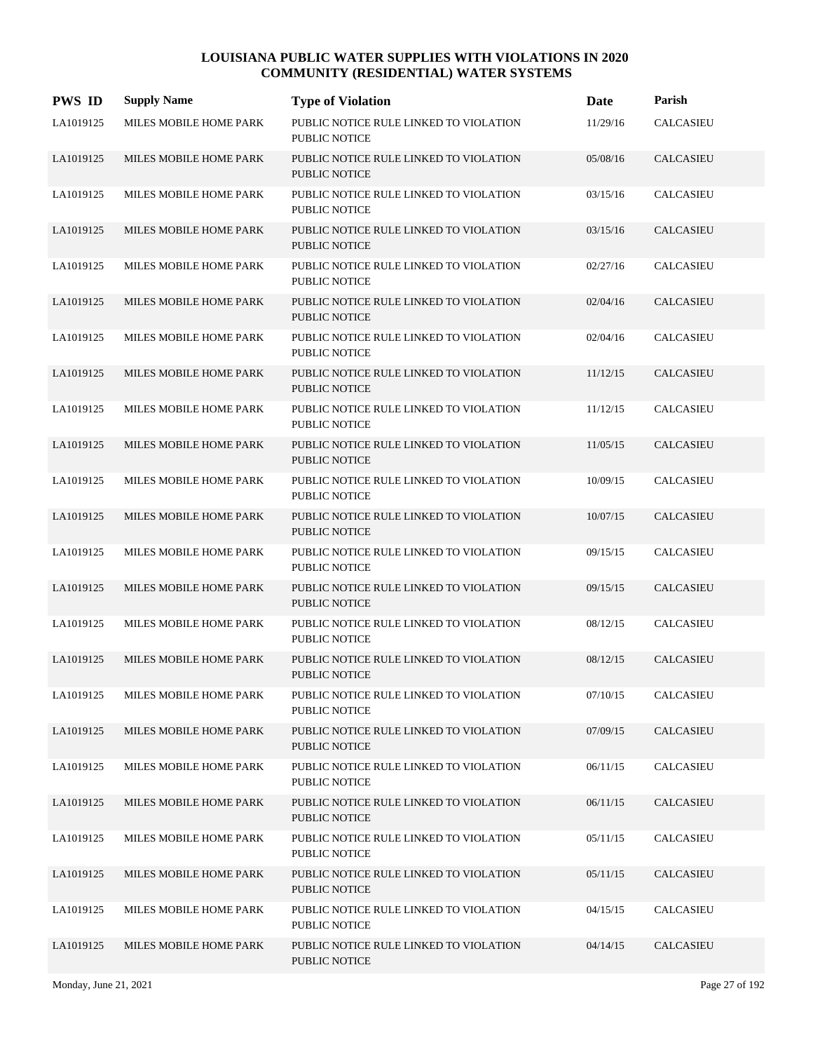# LOUISIANA PUBLIC WATER SUPPLIES WITH VIOLATIONS IN 2020
## COMMUNITY (RESIDENTIAL) WATER SYSTEMS

| PWS ID | Supply Name | Type of Violation | Date | Parish |
|---|---|---|---|---|
| LA1019125 | MILES MOBILE HOME PARK | PUBLIC NOTICE RULE LINKED TO VIOLATION PUBLIC NOTICE | 11/29/16 | CALCASIEU |
| LA1019125 | MILES MOBILE HOME PARK | PUBLIC NOTICE RULE LINKED TO VIOLATION PUBLIC NOTICE | 05/08/16 | CALCASIEU |
| LA1019125 | MILES MOBILE HOME PARK | PUBLIC NOTICE RULE LINKED TO VIOLATION PUBLIC NOTICE | 03/15/16 | CALCASIEU |
| LA1019125 | MILES MOBILE HOME PARK | PUBLIC NOTICE RULE LINKED TO VIOLATION PUBLIC NOTICE | 03/15/16 | CALCASIEU |
| LA1019125 | MILES MOBILE HOME PARK | PUBLIC NOTICE RULE LINKED TO VIOLATION PUBLIC NOTICE | 02/27/16 | CALCASIEU |
| LA1019125 | MILES MOBILE HOME PARK | PUBLIC NOTICE RULE LINKED TO VIOLATION PUBLIC NOTICE | 02/04/16 | CALCASIEU |
| LA1019125 | MILES MOBILE HOME PARK | PUBLIC NOTICE RULE LINKED TO VIOLATION PUBLIC NOTICE | 02/04/16 | CALCASIEU |
| LA1019125 | MILES MOBILE HOME PARK | PUBLIC NOTICE RULE LINKED TO VIOLATION PUBLIC NOTICE | 11/12/15 | CALCASIEU |
| LA1019125 | MILES MOBILE HOME PARK | PUBLIC NOTICE RULE LINKED TO VIOLATION PUBLIC NOTICE | 11/12/15 | CALCASIEU |
| LA1019125 | MILES MOBILE HOME PARK | PUBLIC NOTICE RULE LINKED TO VIOLATION PUBLIC NOTICE | 11/05/15 | CALCASIEU |
| LA1019125 | MILES MOBILE HOME PARK | PUBLIC NOTICE RULE LINKED TO VIOLATION PUBLIC NOTICE | 10/09/15 | CALCASIEU |
| LA1019125 | MILES MOBILE HOME PARK | PUBLIC NOTICE RULE LINKED TO VIOLATION PUBLIC NOTICE | 10/07/15 | CALCASIEU |
| LA1019125 | MILES MOBILE HOME PARK | PUBLIC NOTICE RULE LINKED TO VIOLATION PUBLIC NOTICE | 09/15/15 | CALCASIEU |
| LA1019125 | MILES MOBILE HOME PARK | PUBLIC NOTICE RULE LINKED TO VIOLATION PUBLIC NOTICE | 09/15/15 | CALCASIEU |
| LA1019125 | MILES MOBILE HOME PARK | PUBLIC NOTICE RULE LINKED TO VIOLATION PUBLIC NOTICE | 08/12/15 | CALCASIEU |
| LA1019125 | MILES MOBILE HOME PARK | PUBLIC NOTICE RULE LINKED TO VIOLATION PUBLIC NOTICE | 08/12/15 | CALCASIEU |
| LA1019125 | MILES MOBILE HOME PARK | PUBLIC NOTICE RULE LINKED TO VIOLATION PUBLIC NOTICE | 07/10/15 | CALCASIEU |
| LA1019125 | MILES MOBILE HOME PARK | PUBLIC NOTICE RULE LINKED TO VIOLATION PUBLIC NOTICE | 07/09/15 | CALCASIEU |
| LA1019125 | MILES MOBILE HOME PARK | PUBLIC NOTICE RULE LINKED TO VIOLATION PUBLIC NOTICE | 06/11/15 | CALCASIEU |
| LA1019125 | MILES MOBILE HOME PARK | PUBLIC NOTICE RULE LINKED TO VIOLATION PUBLIC NOTICE | 06/11/15 | CALCASIEU |
| LA1019125 | MILES MOBILE HOME PARK | PUBLIC NOTICE RULE LINKED TO VIOLATION PUBLIC NOTICE | 05/11/15 | CALCASIEU |
| LA1019125 | MILES MOBILE HOME PARK | PUBLIC NOTICE RULE LINKED TO VIOLATION PUBLIC NOTICE | 05/11/15 | CALCASIEU |
| LA1019125 | MILES MOBILE HOME PARK | PUBLIC NOTICE RULE LINKED TO VIOLATION PUBLIC NOTICE | 04/15/15 | CALCASIEU |
| LA1019125 | MILES MOBILE HOME PARK | PUBLIC NOTICE RULE LINKED TO VIOLATION PUBLIC NOTICE | 04/14/15 | CALCASIEU |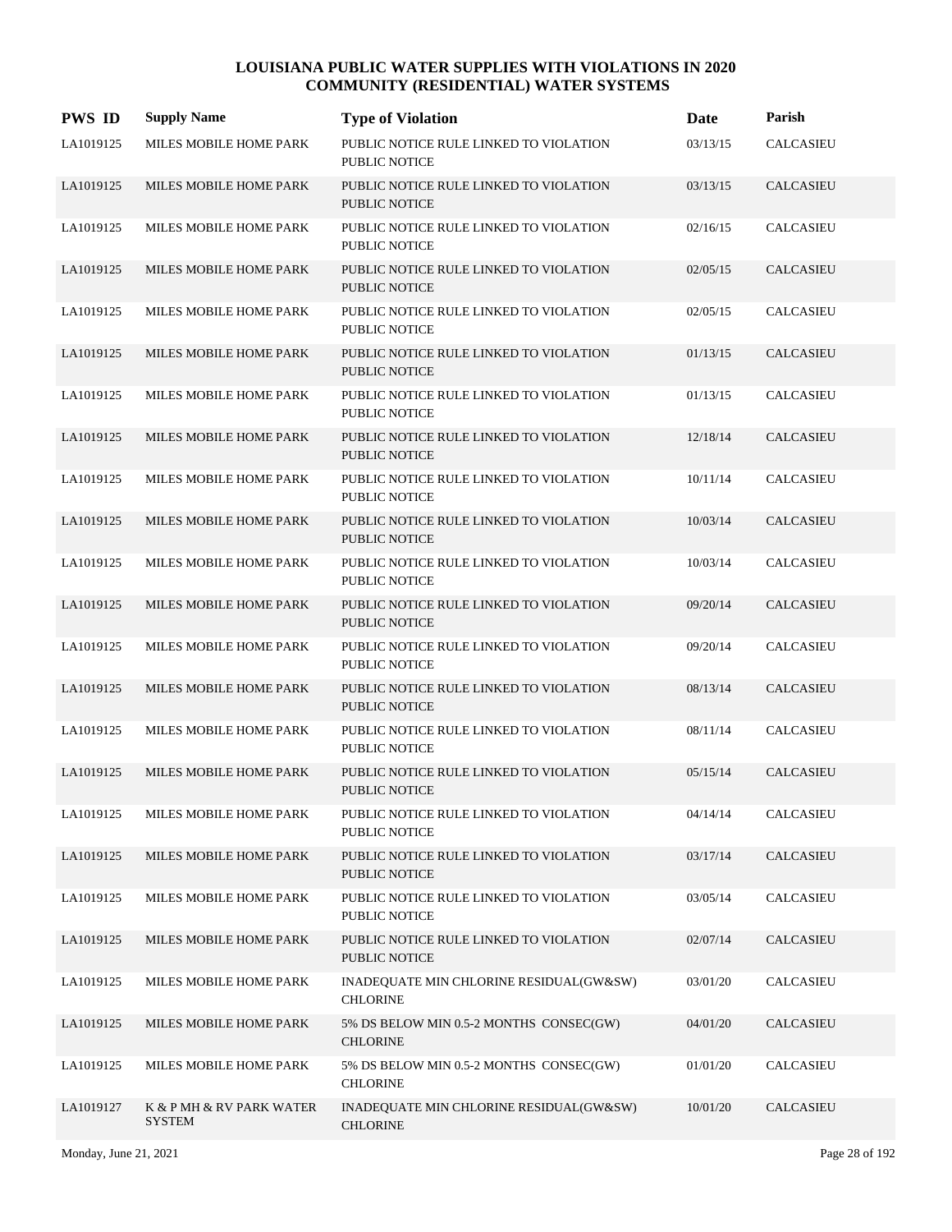# LOUISIANA PUBLIC WATER SUPPLIES WITH VIOLATIONS IN 2020
## COMMUNITY (RESIDENTIAL) WATER SYSTEMS

| PWS ID | Supply Name | Type of Violation | Date | Parish |
|---|---|---|---|---|
| LA1019125 | MILES MOBILE HOME PARK | PUBLIC NOTICE RULE LINKED TO VIOLATION PUBLIC NOTICE | 03/13/15 | CALCASIEU |
| LA1019125 | MILES MOBILE HOME PARK | PUBLIC NOTICE RULE LINKED TO VIOLATION PUBLIC NOTICE | 03/13/15 | CALCASIEU |
| LA1019125 | MILES MOBILE HOME PARK | PUBLIC NOTICE RULE LINKED TO VIOLATION PUBLIC NOTICE | 02/16/15 | CALCASIEU |
| LA1019125 | MILES MOBILE HOME PARK | PUBLIC NOTICE RULE LINKED TO VIOLATION PUBLIC NOTICE | 02/05/15 | CALCASIEU |
| LA1019125 | MILES MOBILE HOME PARK | PUBLIC NOTICE RULE LINKED TO VIOLATION PUBLIC NOTICE | 02/05/15 | CALCASIEU |
| LA1019125 | MILES MOBILE HOME PARK | PUBLIC NOTICE RULE LINKED TO VIOLATION PUBLIC NOTICE | 01/13/15 | CALCASIEU |
| LA1019125 | MILES MOBILE HOME PARK | PUBLIC NOTICE RULE LINKED TO VIOLATION PUBLIC NOTICE | 01/13/15 | CALCASIEU |
| LA1019125 | MILES MOBILE HOME PARK | PUBLIC NOTICE RULE LINKED TO VIOLATION PUBLIC NOTICE | 12/18/14 | CALCASIEU |
| LA1019125 | MILES MOBILE HOME PARK | PUBLIC NOTICE RULE LINKED TO VIOLATION PUBLIC NOTICE | 10/11/14 | CALCASIEU |
| LA1019125 | MILES MOBILE HOME PARK | PUBLIC NOTICE RULE LINKED TO VIOLATION PUBLIC NOTICE | 10/03/14 | CALCASIEU |
| LA1019125 | MILES MOBILE HOME PARK | PUBLIC NOTICE RULE LINKED TO VIOLATION PUBLIC NOTICE | 10/03/14 | CALCASIEU |
| LA1019125 | MILES MOBILE HOME PARK | PUBLIC NOTICE RULE LINKED TO VIOLATION PUBLIC NOTICE | 09/20/14 | CALCASIEU |
| LA1019125 | MILES MOBILE HOME PARK | PUBLIC NOTICE RULE LINKED TO VIOLATION PUBLIC NOTICE | 09/20/14 | CALCASIEU |
| LA1019125 | MILES MOBILE HOME PARK | PUBLIC NOTICE RULE LINKED TO VIOLATION PUBLIC NOTICE | 08/13/14 | CALCASIEU |
| LA1019125 | MILES MOBILE HOME PARK | PUBLIC NOTICE RULE LINKED TO VIOLATION PUBLIC NOTICE | 08/11/14 | CALCASIEU |
| LA1019125 | MILES MOBILE HOME PARK | PUBLIC NOTICE RULE LINKED TO VIOLATION PUBLIC NOTICE | 05/15/14 | CALCASIEU |
| LA1019125 | MILES MOBILE HOME PARK | PUBLIC NOTICE RULE LINKED TO VIOLATION PUBLIC NOTICE | 04/14/14 | CALCASIEU |
| LA1019125 | MILES MOBILE HOME PARK | PUBLIC NOTICE RULE LINKED TO VIOLATION PUBLIC NOTICE | 03/17/14 | CALCASIEU |
| LA1019125 | MILES MOBILE HOME PARK | PUBLIC NOTICE RULE LINKED TO VIOLATION PUBLIC NOTICE | 03/05/14 | CALCASIEU |
| LA1019125 | MILES MOBILE HOME PARK | PUBLIC NOTICE RULE LINKED TO VIOLATION PUBLIC NOTICE | 02/07/14 | CALCASIEU |
| LA1019125 | MILES MOBILE HOME PARK | INADEQUATE MIN CHLORINE RESIDUAL(GW&SW) CHLORINE | 03/01/20 | CALCASIEU |
| LA1019125 | MILES MOBILE HOME PARK | 5% DS BELOW MIN 0.5-2 MONTHS CONSEC(GW) CHLORINE | 04/01/20 | CALCASIEU |
| LA1019125 | MILES MOBILE HOME PARK | 5% DS BELOW MIN 0.5-2 MONTHS CONSEC(GW) CHLORINE | 01/01/20 | CALCASIEU |
| LA1019127 | K & P MH & RV PARK WATER SYSTEM | INADEQUATE MIN CHLORINE RESIDUAL(GW&SW) CHLORINE | 10/01/20 | CALCASIEU |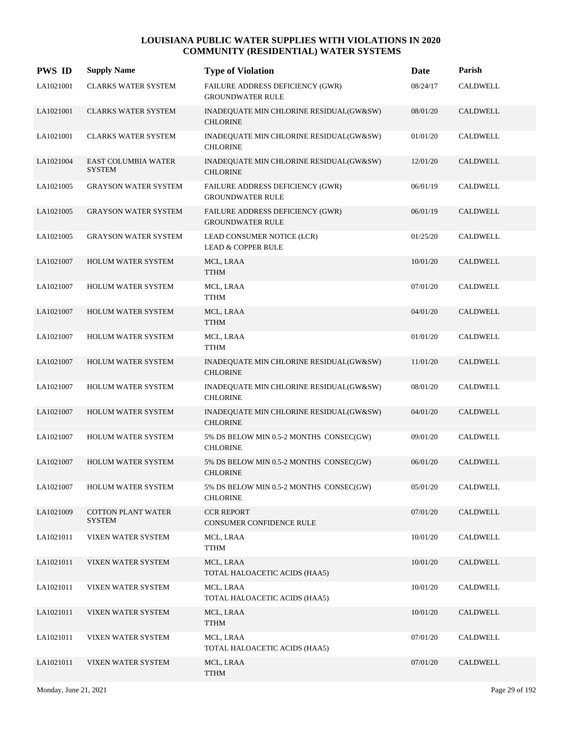# LOUISIANA PUBLIC WATER SUPPLIES WITH VIOLATIONS IN 2020
## COMMUNITY (RESIDENTIAL) WATER SYSTEMS

| PWS ID | Supply Name | Type of Violation | Date | Parish |
|---|---|---|---|---|
| LA1021001 | CLARKS WATER SYSTEM | FAILURE ADDRESS DEFICIENCY (GWR) GROUNDWATER RULE | 08/24/17 | CALDWELL |
| LA1021001 | CLARKS WATER SYSTEM | INADEQUATE MIN CHLORINE RESIDUAL(GW&SW) CHLORINE | 08/01/20 | CALDWELL |
| LA1021001 | CLARKS WATER SYSTEM | INADEQUATE MIN CHLORINE RESIDUAL(GW&SW) CHLORINE | 01/01/20 | CALDWELL |
| LA1021004 | EAST COLUMBIA WATER SYSTEM | INADEQUATE MIN CHLORINE RESIDUAL(GW&SW) CHLORINE | 12/01/20 | CALDWELL |
| LA1021005 | GRAYSON WATER SYSTEM | FAILURE ADDRESS DEFICIENCY (GWR) GROUNDWATER RULE | 06/01/19 | CALDWELL |
| LA1021005 | GRAYSON WATER SYSTEM | FAILURE ADDRESS DEFICIENCY (GWR) GROUNDWATER RULE | 06/01/19 | CALDWELL |
| LA1021005 | GRAYSON WATER SYSTEM | LEAD CONSUMER NOTICE (LCR) LEAD & COPPER RULE | 01/25/20 | CALDWELL |
| LA1021007 | HOLUM WATER SYSTEM | MCL, LRAA TTHM | 10/01/20 | CALDWELL |
| LA1021007 | HOLUM WATER SYSTEM | MCL, LRAA TTHM | 07/01/20 | CALDWELL |
| LA1021007 | HOLUM WATER SYSTEM | MCL, LRAA TTHM | 04/01/20 | CALDWELL |
| LA1021007 | HOLUM WATER SYSTEM | MCL, LRAA TTHM | 01/01/20 | CALDWELL |
| LA1021007 | HOLUM WATER SYSTEM | INADEQUATE MIN CHLORINE RESIDUAL(GW&SW) CHLORINE | 11/01/20 | CALDWELL |
| LA1021007 | HOLUM WATER SYSTEM | INADEQUATE MIN CHLORINE RESIDUAL(GW&SW) CHLORINE | 08/01/20 | CALDWELL |
| LA1021007 | HOLUM WATER SYSTEM | INADEQUATE MIN CHLORINE RESIDUAL(GW&SW) CHLORINE | 04/01/20 | CALDWELL |
| LA1021007 | HOLUM WATER SYSTEM | 5% DS BELOW MIN 0.5-2 MONTHS CONSEC(GW) CHLORINE | 09/01/20 | CALDWELL |
| LA1021007 | HOLUM WATER SYSTEM | 5% DS BELOW MIN 0.5-2 MONTHS CONSEC(GW) CHLORINE | 06/01/20 | CALDWELL |
| LA1021007 | HOLUM WATER SYSTEM | 5% DS BELOW MIN 0.5-2 MONTHS CONSEC(GW) CHLORINE | 05/01/20 | CALDWELL |
| LA1021009 | COTTON PLANT WATER SYSTEM | CCR REPORT CONSUMER CONFIDENCE RULE | 07/01/20 | CALDWELL |
| LA1021011 | VIXEN WATER SYSTEM | MCL, LRAA TTHM | 10/01/20 | CALDWELL |
| LA1021011 | VIXEN WATER SYSTEM | MCL, LRAA TOTAL HALOACETIC ACIDS (HAA5) | 10/01/20 | CALDWELL |
| LA1021011 | VIXEN WATER SYSTEM | MCL, LRAA TOTAL HALOACETIC ACIDS (HAA5) | 10/01/20 | CALDWELL |
| LA1021011 | VIXEN WATER SYSTEM | MCL, LRAA TTHM | 10/01/20 | CALDWELL |
| LA1021011 | VIXEN WATER SYSTEM | MCL, LRAA TOTAL HALOACETIC ACIDS (HAA5) | 07/01/20 | CALDWELL |
| LA1021011 | VIXEN WATER SYSTEM | MCL, LRAA TTHM | 07/01/20 | CALDWELL |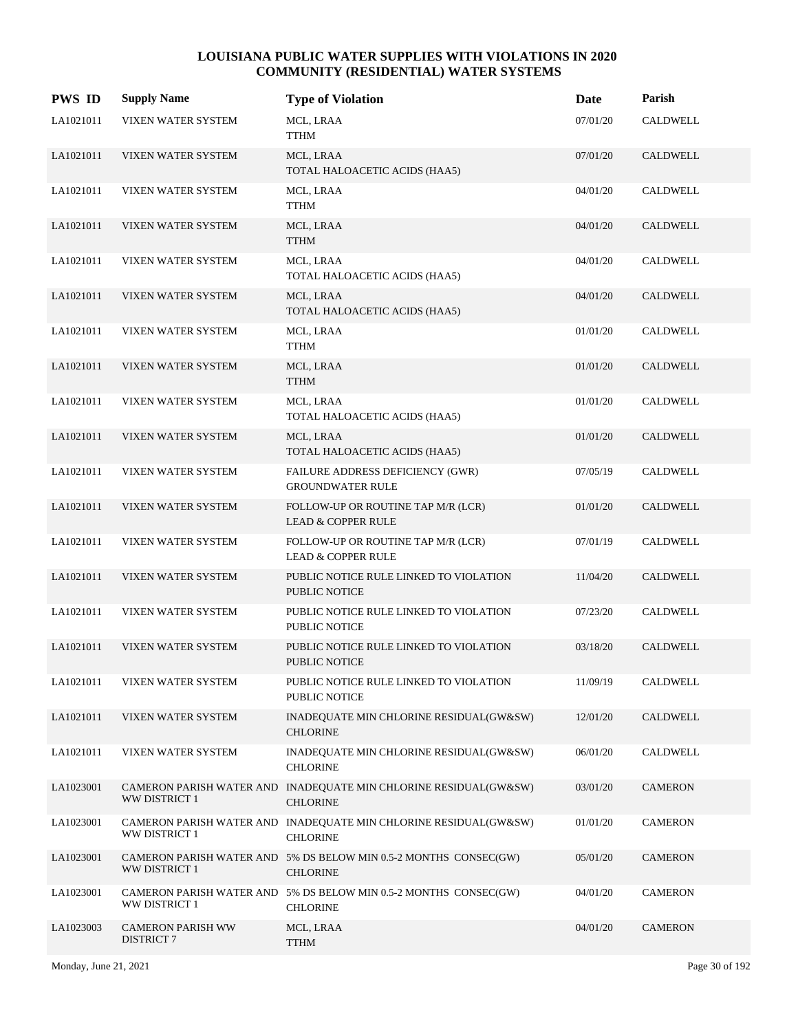# LOUISIANA PUBLIC WATER SUPPLIES WITH VIOLATIONS IN 2020
## COMMUNITY (RESIDENTIAL) WATER SYSTEMS

| PWS ID | Supply Name | Type of Violation | Date | Parish |
|---|---|---|---|---|
| LA1021011 | VIXEN WATER SYSTEM | MCL, LRAA<br>TTHM | 07/01/20 | CALDWELL |
| LA1021011 | VIXEN WATER SYSTEM | MCL, LRAA<br>TOTAL HALOACETIC ACIDS (HAA5) | 07/01/20 | CALDWELL |
| LA1021011 | VIXEN WATER SYSTEM | MCL, LRAA<br>TTHM | 04/01/20 | CALDWELL |
| LA1021011 | VIXEN WATER SYSTEM | MCL, LRAA<br>TTHM | 04/01/20 | CALDWELL |
| LA1021011 | VIXEN WATER SYSTEM | MCL, LRAA<br>TOTAL HALOACETIC ACIDS (HAA5) | 04/01/20 | CALDWELL |
| LA1021011 | VIXEN WATER SYSTEM | MCL, LRAA<br>TOTAL HALOACETIC ACIDS (HAA5) | 04/01/20 | CALDWELL |
| LA1021011 | VIXEN WATER SYSTEM | MCL, LRAA<br>TTHM | 01/01/20 | CALDWELL |
| LA1021011 | VIXEN WATER SYSTEM | MCL, LRAA<br>TTHM | 01/01/20 | CALDWELL |
| LA1021011 | VIXEN WATER SYSTEM | MCL, LRAA<br>TOTAL HALOACETIC ACIDS (HAA5) | 01/01/20 | CALDWELL |
| LA1021011 | VIXEN WATER SYSTEM | MCL, LRAA<br>TOTAL HALOACETIC ACIDS (HAA5) | 01/01/20 | CALDWELL |
| LA1021011 | VIXEN WATER SYSTEM | FAILURE ADDRESS DEFICIENCY (GWR)<br>GROUNDWATER RULE | 07/05/19 | CALDWELL |
| LA1021011 | VIXEN WATER SYSTEM | FOLLOW-UP OR ROUTINE TAP M/R (LCR)<br>LEAD & COPPER RULE | 01/01/20 | CALDWELL |
| LA1021011 | VIXEN WATER SYSTEM | FOLLOW-UP OR ROUTINE TAP M/R (LCR)<br>LEAD & COPPER RULE | 07/01/19 | CALDWELL |
| LA1021011 | VIXEN WATER SYSTEM | PUBLIC NOTICE RULE LINKED TO VIOLATION<br>PUBLIC NOTICE | 11/04/20 | CALDWELL |
| LA1021011 | VIXEN WATER SYSTEM | PUBLIC NOTICE RULE LINKED TO VIOLATION<br>PUBLIC NOTICE | 07/23/20 | CALDWELL |
| LA1021011 | VIXEN WATER SYSTEM | PUBLIC NOTICE RULE LINKED TO VIOLATION<br>PUBLIC NOTICE | 03/18/20 | CALDWELL |
| LA1021011 | VIXEN WATER SYSTEM | PUBLIC NOTICE RULE LINKED TO VIOLATION<br>PUBLIC NOTICE | 11/09/19 | CALDWELL |
| LA1021011 | VIXEN WATER SYSTEM | INADEQUATE MIN CHLORINE RESIDUAL(GW&SW)<br>CHLORINE | 12/01/20 | CALDWELL |
| LA1021011 | VIXEN WATER SYSTEM | INADEQUATE MIN CHLORINE RESIDUAL(GW&SW)<br>CHLORINE | 06/01/20 | CALDWELL |
| LA1023001 | CAMERON PARISH WATER AND WW DISTRICT 1 | INADEQUATE MIN CHLORINE RESIDUAL(GW&SW)<br>CHLORINE | 03/01/20 | CAMERON |
| LA1023001 | CAMERON PARISH WATER AND WW DISTRICT 1 | INADEQUATE MIN CHLORINE RESIDUAL(GW&SW)<br>CHLORINE | 01/01/20 | CAMERON |
| LA1023001 | CAMERON PARISH WATER AND WW DISTRICT 1 | 5% DS BELOW MIN 0.5-2 MONTHS CONSEC(GW)<br>CHLORINE | 05/01/20 | CAMERON |
| LA1023001 | CAMERON PARISH WATER AND WW DISTRICT 1 | 5% DS BELOW MIN 0.5-2 MONTHS CONSEC(GW)<br>CHLORINE | 04/01/20 | CAMERON |
| LA1023003 | CAMERON PARISH WW DISTRICT 7 | MCL, LRAA<br>TTHM | 04/01/20 | CAMERON |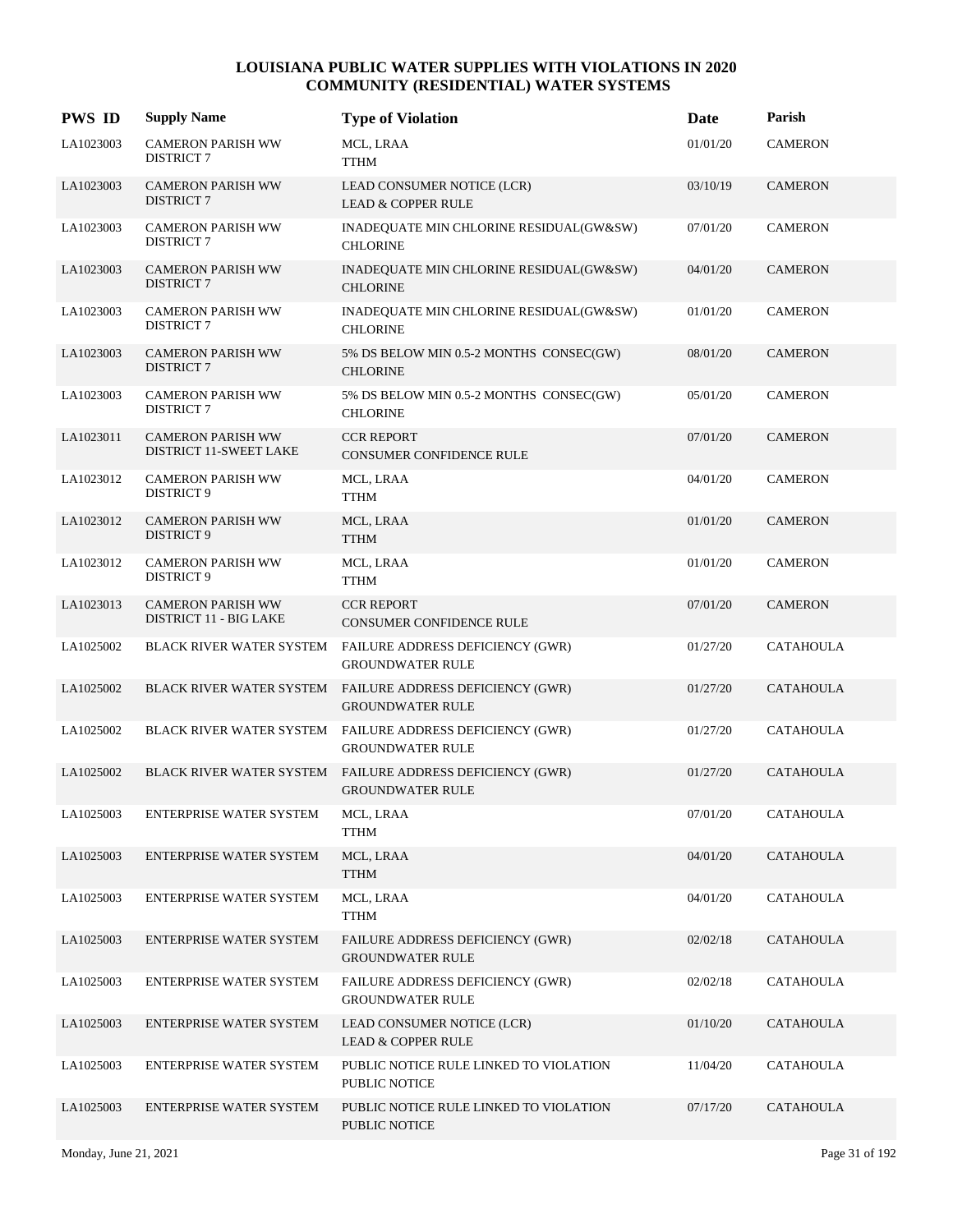# LOUISIANA PUBLIC WATER SUPPLIES WITH VIOLATIONS IN 2020
## COMMUNITY (RESIDENTIAL) WATER SYSTEMS

| PWS ID | Supply Name | Type of Violation | Date | Parish |
|---|---|---|---|---|
| LA1023003 | CAMERON PARISH WW DISTRICT 7 | MCL, LRAA<br>TTHM | 01/01/20 | CAMERON |
| LA1023003 | CAMERON PARISH WW DISTRICT 7 | LEAD CONSUMER NOTICE (LCR)<br>LEAD & COPPER RULE | 03/10/19 | CAMERON |
| LA1023003 | CAMERON PARISH WW DISTRICT 7 | INADEQUATE MIN CHLORINE RESIDUAL(GW&SW)<br>CHLORINE | 07/01/20 | CAMERON |
| LA1023003 | CAMERON PARISH WW DISTRICT 7 | INADEQUATE MIN CHLORINE RESIDUAL(GW&SW)<br>CHLORINE | 04/01/20 | CAMERON |
| LA1023003 | CAMERON PARISH WW DISTRICT 7 | INADEQUATE MIN CHLORINE RESIDUAL(GW&SW)<br>CHLORINE | 01/01/20 | CAMERON |
| LA1023003 | CAMERON PARISH WW DISTRICT 7 | 5% DS BELOW MIN 0.5-2 MONTHS CONSEC(GW)<br>CHLORINE | 08/01/20 | CAMERON |
| LA1023003 | CAMERON PARISH WW DISTRICT 7 | 5% DS BELOW MIN 0.5-2 MONTHS CONSEC(GW)<br>CHLORINE | 05/01/20 | CAMERON |
| LA1023011 | CAMERON PARISH WW DISTRICT 11-SWEET LAKE | CCR REPORT<br>CONSUMER CONFIDENCE RULE | 07/01/20 | CAMERON |
| LA1023012 | CAMERON PARISH WW DISTRICT 9 | MCL, LRAA<br>TTHM | 04/01/20 | CAMERON |
| LA1023012 | CAMERON PARISH WW DISTRICT 9 | MCL, LRAA<br>TTHM | 01/01/20 | CAMERON |
| LA1023012 | CAMERON PARISH WW DISTRICT 9 | MCL, LRAA<br>TTHM | 01/01/20 | CAMERON |
| LA1023013 | CAMERON PARISH WW DISTRICT 11 - BIG LAKE | CCR REPORT<br>CONSUMER CONFIDENCE RULE | 07/01/20 | CAMERON |
| LA1025002 | BLACK RIVER WATER SYSTEM | FAILURE ADDRESS DEFICIENCY (GWR)<br>GROUNDWATER RULE | 01/27/20 | CATAHOULA |
| LA1025002 | BLACK RIVER WATER SYSTEM | FAILURE ADDRESS DEFICIENCY (GWR)<br>GROUNDWATER RULE | 01/27/20 | CATAHOULA |
| LA1025002 | BLACK RIVER WATER SYSTEM | FAILURE ADDRESS DEFICIENCY (GWR)<br>GROUNDWATER RULE | 01/27/20 | CATAHOULA |
| LA1025002 | BLACK RIVER WATER SYSTEM | FAILURE ADDRESS DEFICIENCY (GWR)<br>GROUNDWATER RULE | 01/27/20 | CATAHOULA |
| LA1025003 | ENTERPRISE WATER SYSTEM | MCL, LRAA<br>TTHM | 07/01/20 | CATAHOULA |
| LA1025003 | ENTERPRISE WATER SYSTEM | MCL, LRAA<br>TTHM | 04/01/20 | CATAHOULA |
| LA1025003 | ENTERPRISE WATER SYSTEM | MCL, LRAA<br>TTHM | 04/01/20 | CATAHOULA |
| LA1025003 | ENTERPRISE WATER SYSTEM | FAILURE ADDRESS DEFICIENCY (GWR)<br>GROUNDWATER RULE | 02/02/18 | CATAHOULA |
| LA1025003 | ENTERPRISE WATER SYSTEM | FAILURE ADDRESS DEFICIENCY (GWR)<br>GROUNDWATER RULE | 02/02/18 | CATAHOULA |
| LA1025003 | ENTERPRISE WATER SYSTEM | LEAD CONSUMER NOTICE (LCR)<br>LEAD & COPPER RULE | 01/10/20 | CATAHOULA |
| LA1025003 | ENTERPRISE WATER SYSTEM | PUBLIC NOTICE RULE LINKED TO VIOLATION<br>PUBLIC NOTICE | 11/04/20 | CATAHOULA |
| LA1025003 | ENTERPRISE WATER SYSTEM | PUBLIC NOTICE RULE LINKED TO VIOLATION<br>PUBLIC NOTICE | 07/17/20 | CATAHOULA |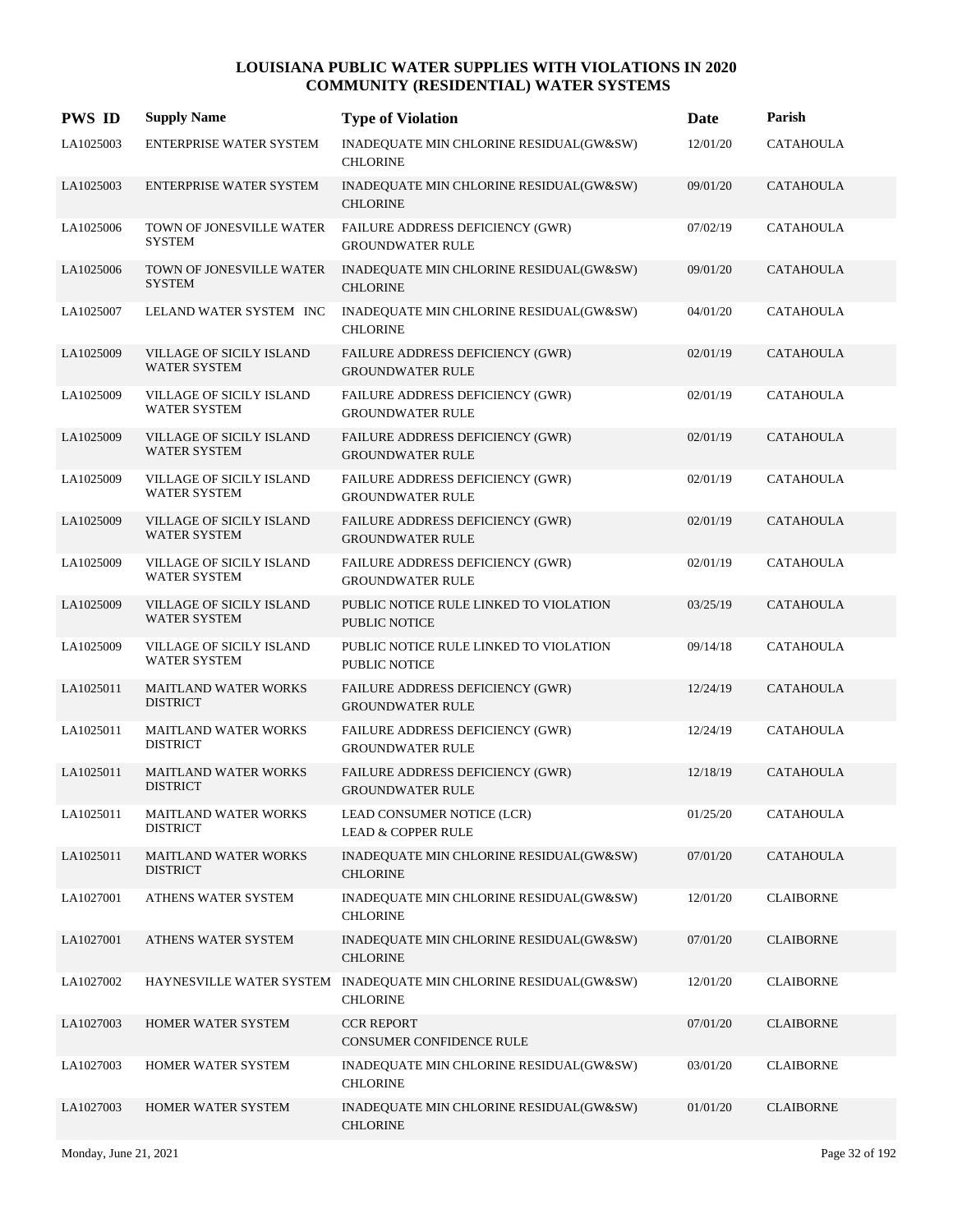# LOUISIANA PUBLIC WATER SUPPLIES WITH VIOLATIONS IN 2020
## COMMUNITY (RESIDENTIAL) WATER SYSTEMS

| PWS ID | Supply Name | Type of Violation | Date | Parish |
|---|---|---|---|---|
| LA1025003 | ENTERPRISE WATER SYSTEM | INADEQUATE MIN CHLORINE RESIDUAL(GW&SW) CHLORINE | 12/01/20 | CATAHOULA |
| LA1025003 | ENTERPRISE WATER SYSTEM | INADEQUATE MIN CHLORINE RESIDUAL(GW&SW) CHLORINE | 09/01/20 | CATAHOULA |
| LA1025006 | TOWN OF JONESVILLE WATER SYSTEM | FAILURE ADDRESS DEFICIENCY (GWR) GROUNDWATER RULE | 07/02/19 | CATAHOULA |
| LA1025006 | TOWN OF JONESVILLE WATER SYSTEM | INADEQUATE MIN CHLORINE RESIDUAL(GW&SW) CHLORINE | 09/01/20 | CATAHOULA |
| LA1025007 | LELAND WATER SYSTEM INC | INADEQUATE MIN CHLORINE RESIDUAL(GW&SW) CHLORINE | 04/01/20 | CATAHOULA |
| LA1025009 | VILLAGE OF SICILY ISLAND WATER SYSTEM | FAILURE ADDRESS DEFICIENCY (GWR) GROUNDWATER RULE | 02/01/19 | CATAHOULA |
| LA1025009 | VILLAGE OF SICILY ISLAND WATER SYSTEM | FAILURE ADDRESS DEFICIENCY (GWR) GROUNDWATER RULE | 02/01/19 | CATAHOULA |
| LA1025009 | VILLAGE OF SICILY ISLAND WATER SYSTEM | FAILURE ADDRESS DEFICIENCY (GWR) GROUNDWATER RULE | 02/01/19 | CATAHOULA |
| LA1025009 | VILLAGE OF SICILY ISLAND WATER SYSTEM | FAILURE ADDRESS DEFICIENCY (GWR) GROUNDWATER RULE | 02/01/19 | CATAHOULA |
| LA1025009 | VILLAGE OF SICILY ISLAND WATER SYSTEM | FAILURE ADDRESS DEFICIENCY (GWR) GROUNDWATER RULE | 02/01/19 | CATAHOULA |
| LA1025009 | VILLAGE OF SICILY ISLAND WATER SYSTEM | FAILURE ADDRESS DEFICIENCY (GWR) GROUNDWATER RULE | 02/01/19 | CATAHOULA |
| LA1025009 | VILLAGE OF SICILY ISLAND WATER SYSTEM | PUBLIC NOTICE RULE LINKED TO VIOLATION PUBLIC NOTICE | 03/25/19 | CATAHOULA |
| LA1025009 | VILLAGE OF SICILY ISLAND WATER SYSTEM | PUBLIC NOTICE RULE LINKED TO VIOLATION PUBLIC NOTICE | 09/14/18 | CATAHOULA |
| LA1025011 | MAITLAND WATER WORKS DISTRICT | FAILURE ADDRESS DEFICIENCY (GWR) GROUNDWATER RULE | 12/24/19 | CATAHOULA |
| LA1025011 | MAITLAND WATER WORKS DISTRICT | FAILURE ADDRESS DEFICIENCY (GWR) GROUNDWATER RULE | 12/24/19 | CATAHOULA |
| LA1025011 | MAITLAND WATER WORKS DISTRICT | FAILURE ADDRESS DEFICIENCY (GWR) GROUNDWATER RULE | 12/18/19 | CATAHOULA |
| LA1025011 | MAITLAND WATER WORKS DISTRICT | LEAD CONSUMER NOTICE (LCR) LEAD & COPPER RULE | 01/25/20 | CATAHOULA |
| LA1025011 | MAITLAND WATER WORKS DISTRICT | INADEQUATE MIN CHLORINE RESIDUAL(GW&SW) CHLORINE | 07/01/20 | CATAHOULA |
| LA1027001 | ATHENS WATER SYSTEM | INADEQUATE MIN CHLORINE RESIDUAL(GW&SW) CHLORINE | 12/01/20 | CLAIBORNE |
| LA1027001 | ATHENS WATER SYSTEM | INADEQUATE MIN CHLORINE RESIDUAL(GW&SW) CHLORINE | 07/01/20 | CLAIBORNE |
| LA1027002 | HAYNESVILLE WATER SYSTEM | INADEQUATE MIN CHLORINE RESIDUAL(GW&SW) CHLORINE | 12/01/20 | CLAIBORNE |
| LA1027003 | HOMER WATER SYSTEM | CCR REPORT CONSUMER CONFIDENCE RULE | 07/01/20 | CLAIBORNE |
| LA1027003 | HOMER WATER SYSTEM | INADEQUATE MIN CHLORINE RESIDUAL(GW&SW) CHLORINE | 03/01/20 | CLAIBORNE |
| LA1027003 | HOMER WATER SYSTEM | INADEQUATE MIN CHLORINE RESIDUAL(GW&SW) CHLORINE | 01/01/20 | CLAIBORNE |

Monday, June 21, 2021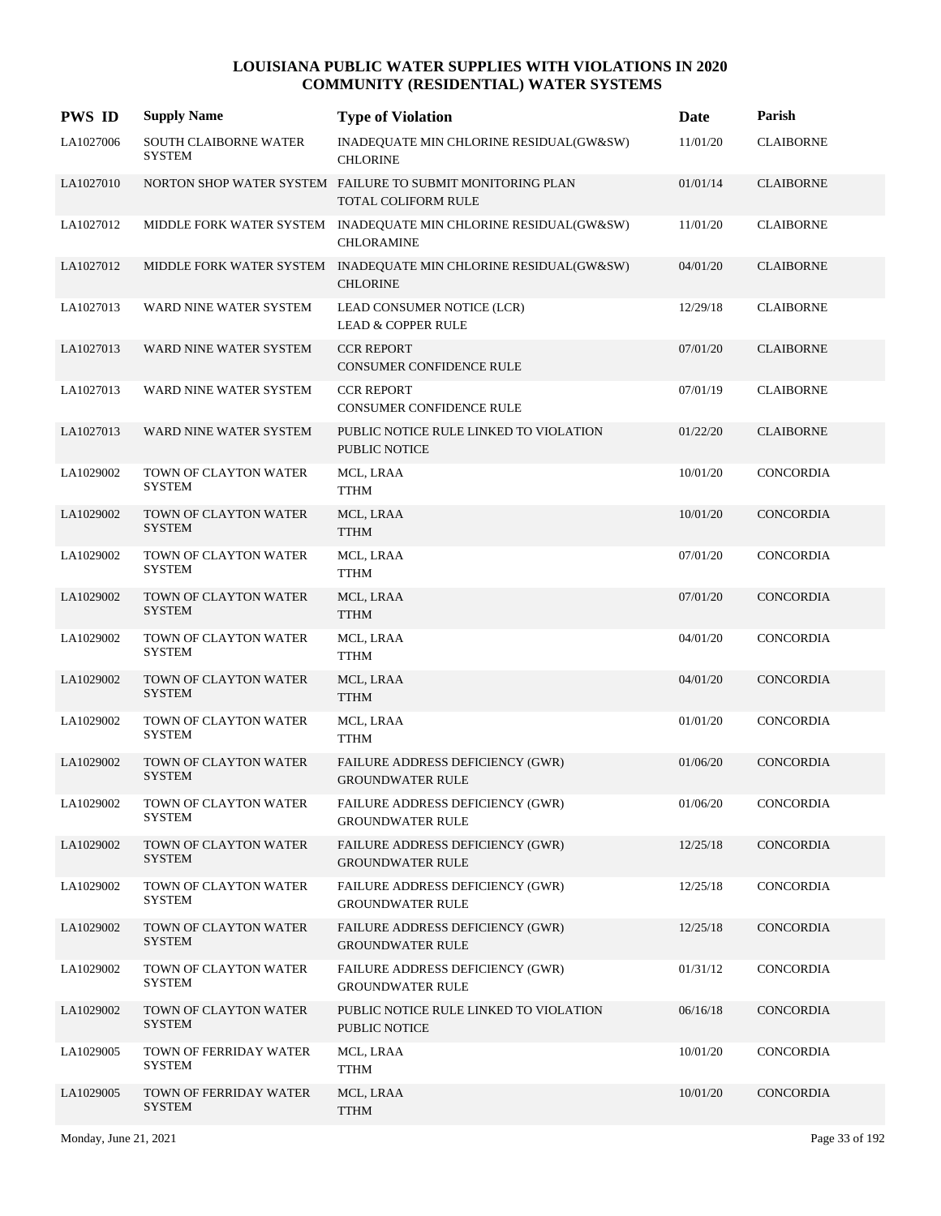# LOUISIANA PUBLIC WATER SUPPLIES WITH VIOLATIONS IN 2020
## COMMUNITY (RESIDENTIAL) WATER SYSTEMS

| PWS ID | Supply Name | Type of Violation | Date | Parish |
|---|---|---|---|---|
| LA1027006 | SOUTH CLAIBORNE WATER SYSTEM | INADEQUATE MIN CHLORINE RESIDUAL(GW&SW) CHLORINE | 11/01/20 | CLAIBORNE |
| LA1027010 | NORTON SHOP WATER SYSTEM | FAILURE TO SUBMIT MONITORING PLAN TOTAL COLIFORM RULE | 01/01/14 | CLAIBORNE |
| LA1027012 | MIDDLE FORK WATER SYSTEM | INADEQUATE MIN CHLORINE RESIDUAL(GW&SW) CHLORAMINE | 11/01/20 | CLAIBORNE |
| LA1027012 | MIDDLE FORK WATER SYSTEM | INADEQUATE MIN CHLORINE RESIDUAL(GW&SW) CHLORINE | 04/01/20 | CLAIBORNE |
| LA1027013 | WARD NINE WATER SYSTEM | LEAD CONSUMER NOTICE (LCR) LEAD & COPPER RULE | 12/29/18 | CLAIBORNE |
| LA1027013 | WARD NINE WATER SYSTEM | CCR REPORT CONSUMER CONFIDENCE RULE | 07/01/20 | CLAIBORNE |
| LA1027013 | WARD NINE WATER SYSTEM | CCR REPORT CONSUMER CONFIDENCE RULE | 07/01/19 | CLAIBORNE |
| LA1027013 | WARD NINE WATER SYSTEM | PUBLIC NOTICE RULE LINKED TO VIOLATION PUBLIC NOTICE | 01/22/20 | CLAIBORNE |
| LA1029002 | TOWN OF CLAYTON WATER SYSTEM | MCL, LRAA TTHM | 10/01/20 | CONCORDIA |
| LA1029002 | TOWN OF CLAYTON WATER SYSTEM | MCL, LRAA TTHM | 10/01/20 | CONCORDIA |
| LA1029002 | TOWN OF CLAYTON WATER SYSTEM | MCL, LRAA TTHM | 07/01/20 | CONCORDIA |
| LA1029002 | TOWN OF CLAYTON WATER SYSTEM | MCL, LRAA TTHM | 07/01/20 | CONCORDIA |
| LA1029002 | TOWN OF CLAYTON WATER SYSTEM | MCL, LRAA TTHM | 04/01/20 | CONCORDIA |
| LA1029002 | TOWN OF CLAYTON WATER SYSTEM | MCL, LRAA TTHM | 04/01/20 | CONCORDIA |
| LA1029002 | TOWN OF CLAYTON WATER SYSTEM | MCL, LRAA TTHM | 01/01/20 | CONCORDIA |
| LA1029002 | TOWN OF CLAYTON WATER SYSTEM | FAILURE ADDRESS DEFICIENCY (GWR) GROUNDWATER RULE | 01/06/20 | CONCORDIA |
| LA1029002 | TOWN OF CLAYTON WATER SYSTEM | FAILURE ADDRESS DEFICIENCY (GWR) GROUNDWATER RULE | 01/06/20 | CONCORDIA |
| LA1029002 | TOWN OF CLAYTON WATER SYSTEM | FAILURE ADDRESS DEFICIENCY (GWR) GROUNDWATER RULE | 12/25/18 | CONCORDIA |
| LA1029002 | TOWN OF CLAYTON WATER SYSTEM | FAILURE ADDRESS DEFICIENCY (GWR) GROUNDWATER RULE | 12/25/18 | CONCORDIA |
| LA1029002 | TOWN OF CLAYTON WATER SYSTEM | FAILURE ADDRESS DEFICIENCY (GWR) GROUNDWATER RULE | 12/25/18 | CONCORDIA |
| LA1029002 | TOWN OF CLAYTON WATER SYSTEM | FAILURE ADDRESS DEFICIENCY (GWR) GROUNDWATER RULE | 01/31/12 | CONCORDIA |
| LA1029002 | TOWN OF CLAYTON WATER SYSTEM | PUBLIC NOTICE RULE LINKED TO VIOLATION PUBLIC NOTICE | 06/16/18 | CONCORDIA |
| LA1029005 | TOWN OF FERRIDAY WATER SYSTEM | MCL, LRAA TTHM | 10/01/20 | CONCORDIA |
| LA1029005 | TOWN OF FERRIDAY WATER SYSTEM | MCL, LRAA TTHM | 10/01/20 | CONCORDIA |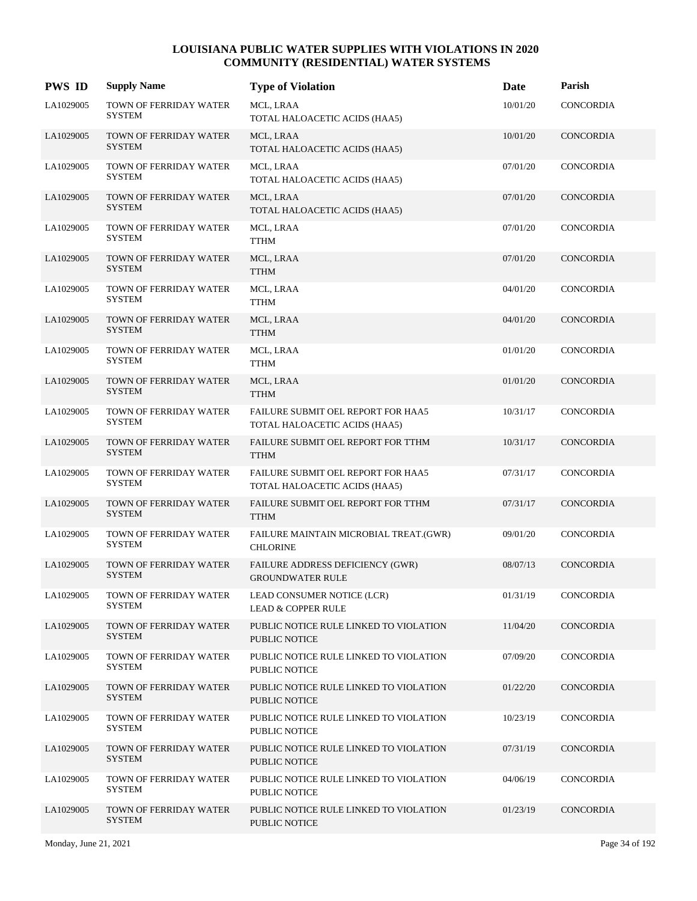# LOUISIANA PUBLIC WATER SUPPLIES WITH VIOLATIONS IN 2020
## COMMUNITY (RESIDENTIAL) WATER SYSTEMS

| PWS ID | Supply Name | Type of Violation | Date | Parish |
|---|---|---|---|---|
| LA1029005 | TOWN OF FERRIDAY WATER SYSTEM | MCL, LRAA<br>TOTAL HALOACETIC ACIDS (HAA5) | 10/01/20 | CONCORDIA |
| LA1029005 | TOWN OF FERRIDAY WATER SYSTEM | MCL, LRAA<br>TOTAL HALOACETIC ACIDS (HAA5) | 10/01/20 | CONCORDIA |
| LA1029005 | TOWN OF FERRIDAY WATER SYSTEM | MCL, LRAA<br>TOTAL HALOACETIC ACIDS (HAA5) | 07/01/20 | CONCORDIA |
| LA1029005 | TOWN OF FERRIDAY WATER SYSTEM | MCL, LRAA<br>TOTAL HALOACETIC ACIDS (HAA5) | 07/01/20 | CONCORDIA |
| LA1029005 | TOWN OF FERRIDAY WATER SYSTEM | MCL, LRAA<br>TTHM | 07/01/20 | CONCORDIA |
| LA1029005 | TOWN OF FERRIDAY WATER SYSTEM | MCL, LRAA<br>TTHM | 07/01/20 | CONCORDIA |
| LA1029005 | TOWN OF FERRIDAY WATER SYSTEM | MCL, LRAA<br>TTHM | 04/01/20 | CONCORDIA |
| LA1029005 | TOWN OF FERRIDAY WATER SYSTEM | MCL, LRAA<br>TTHM | 04/01/20 | CONCORDIA |
| LA1029005 | TOWN OF FERRIDAY WATER SYSTEM | MCL, LRAA<br>TTHM | 01/01/20 | CONCORDIA |
| LA1029005 | TOWN OF FERRIDAY WATER SYSTEM | MCL, LRAA<br>TTHM | 01/01/20 | CONCORDIA |
| LA1029005 | TOWN OF FERRIDAY WATER SYSTEM | FAILURE SUBMIT OEL REPORT FOR HAA5<br>TOTAL HALOACETIC ACIDS (HAA5) | 10/31/17 | CONCORDIA |
| LA1029005 | TOWN OF FERRIDAY WATER SYSTEM | FAILURE SUBMIT OEL REPORT FOR TTHM<br>TTHM | 10/31/17 | CONCORDIA |
| LA1029005 | TOWN OF FERRIDAY WATER SYSTEM | FAILURE SUBMIT OEL REPORT FOR HAA5<br>TOTAL HALOACETIC ACIDS (HAA5) | 07/31/17 | CONCORDIA |
| LA1029005 | TOWN OF FERRIDAY WATER SYSTEM | FAILURE SUBMIT OEL REPORT FOR TTHM<br>TTHM | 07/31/17 | CONCORDIA |
| LA1029005 | TOWN OF FERRIDAY WATER SYSTEM | FAILURE MAINTAIN MICROBIAL TREAT.(GWR)<br>CHLORINE | 09/01/20 | CONCORDIA |
| LA1029005 | TOWN OF FERRIDAY WATER SYSTEM | FAILURE ADDRESS DEFICIENCY (GWR)<br>GROUNDWATER RULE | 08/07/13 | CONCORDIA |
| LA1029005 | TOWN OF FERRIDAY WATER SYSTEM | LEAD CONSUMER NOTICE (LCR)<br>LEAD & COPPER RULE | 01/31/19 | CONCORDIA |
| LA1029005 | TOWN OF FERRIDAY WATER SYSTEM | PUBLIC NOTICE RULE LINKED TO VIOLATION<br>PUBLIC NOTICE | 11/04/20 | CONCORDIA |
| LA1029005 | TOWN OF FERRIDAY WATER SYSTEM | PUBLIC NOTICE RULE LINKED TO VIOLATION<br>PUBLIC NOTICE | 07/09/20 | CONCORDIA |
| LA1029005 | TOWN OF FERRIDAY WATER SYSTEM | PUBLIC NOTICE RULE LINKED TO VIOLATION<br>PUBLIC NOTICE | 01/22/20 | CONCORDIA |
| LA1029005 | TOWN OF FERRIDAY WATER SYSTEM | PUBLIC NOTICE RULE LINKED TO VIOLATION<br>PUBLIC NOTICE | 10/23/19 | CONCORDIA |
| LA1029005 | TOWN OF FERRIDAY WATER SYSTEM | PUBLIC NOTICE RULE LINKED TO VIOLATION<br>PUBLIC NOTICE | 07/31/19 | CONCORDIA |
| LA1029005 | TOWN OF FERRIDAY WATER SYSTEM | PUBLIC NOTICE RULE LINKED TO VIOLATION<br>PUBLIC NOTICE | 04/06/19 | CONCORDIA |
| LA1029005 | TOWN OF FERRIDAY WATER SYSTEM | PUBLIC NOTICE RULE LINKED TO VIOLATION<br>PUBLIC NOTICE | 01/23/19 | CONCORDIA |

Monday, June 21, 2021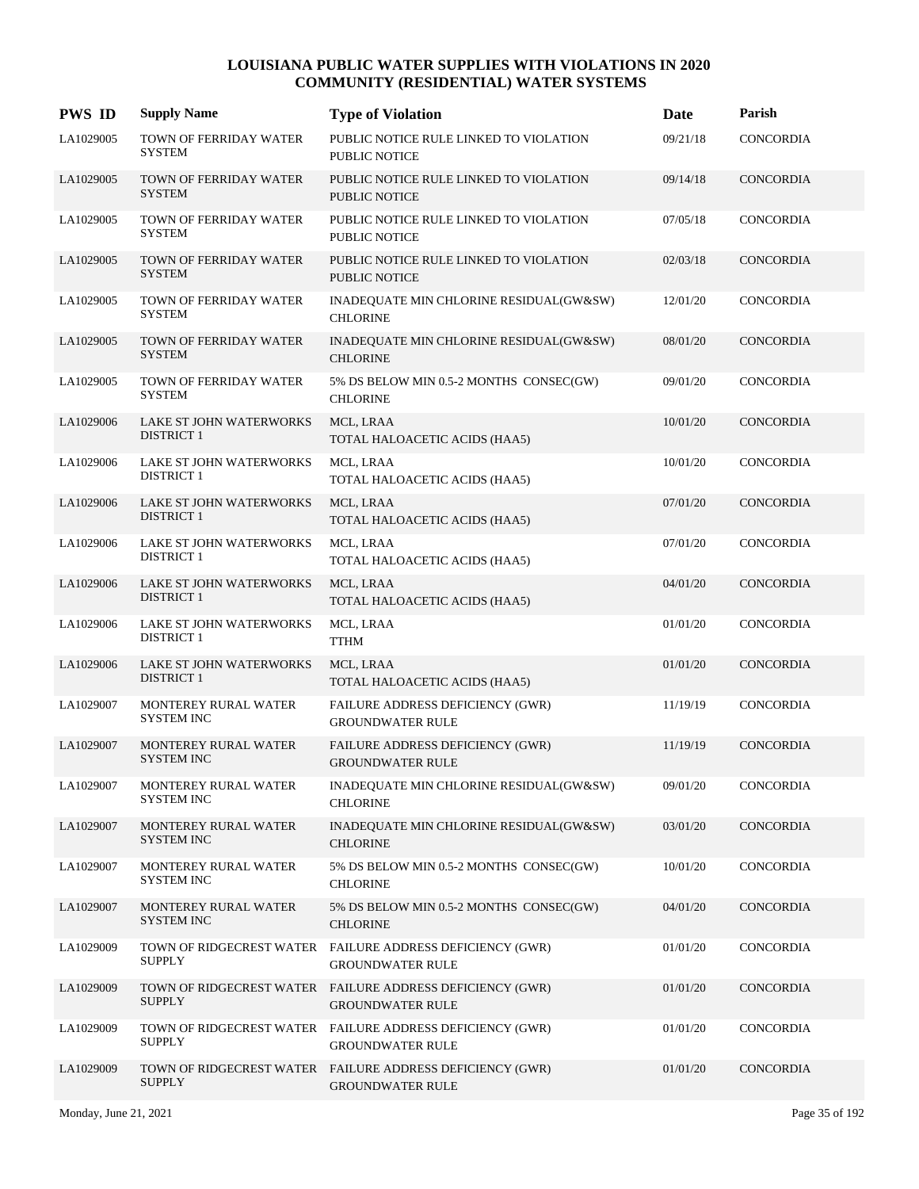# LOUISIANA PUBLIC WATER SUPPLIES WITH VIOLATIONS IN 2020
## COMMUNITY (RESIDENTIAL) WATER SYSTEMS

| PWS ID | Supply Name | Type of Violation | Date | Parish |
|---|---|---|---|---|
| LA1029005 | TOWN OF FERRIDAY WATER SYSTEM | PUBLIC NOTICE RULE LINKED TO VIOLATION PUBLIC NOTICE | 09/21/18 | CONCORDIA |
| LA1029005 | TOWN OF FERRIDAY WATER SYSTEM | PUBLIC NOTICE RULE LINKED TO VIOLATION PUBLIC NOTICE | 09/14/18 | CONCORDIA |
| LA1029005 | TOWN OF FERRIDAY WATER SYSTEM | PUBLIC NOTICE RULE LINKED TO VIOLATION PUBLIC NOTICE | 07/05/18 | CONCORDIA |
| LA1029005 | TOWN OF FERRIDAY WATER SYSTEM | PUBLIC NOTICE RULE LINKED TO VIOLATION PUBLIC NOTICE | 02/03/18 | CONCORDIA |
| LA1029005 | TOWN OF FERRIDAY WATER SYSTEM | INADEQUATE MIN CHLORINE RESIDUAL(GW&SW) CHLORINE | 12/01/20 | CONCORDIA |
| LA1029005 | TOWN OF FERRIDAY WATER SYSTEM | INADEQUATE MIN CHLORINE RESIDUAL(GW&SW) CHLORINE | 08/01/20 | CONCORDIA |
| LA1029005 | TOWN OF FERRIDAY WATER SYSTEM | 5% DS BELOW MIN 0.5-2 MONTHS CONSEC(GW) CHLORINE | 09/01/20 | CONCORDIA |
| LA1029006 | LAKE ST JOHN WATERWORKS DISTRICT 1 | MCL, LRAA TOTAL HALOACETIC ACIDS (HAA5) | 10/01/20 | CONCORDIA |
| LA1029006 | LAKE ST JOHN WATERWORKS DISTRICT 1 | MCL, LRAA TOTAL HALOACETIC ACIDS (HAA5) | 10/01/20 | CONCORDIA |
| LA1029006 | LAKE ST JOHN WATERWORKS DISTRICT 1 | MCL, LRAA TOTAL HALOACETIC ACIDS (HAA5) | 07/01/20 | CONCORDIA |
| LA1029006 | LAKE ST JOHN WATERWORKS DISTRICT 1 | MCL, LRAA TOTAL HALOACETIC ACIDS (HAA5) | 07/01/20 | CONCORDIA |
| LA1029006 | LAKE ST JOHN WATERWORKS DISTRICT 1 | MCL, LRAA TOTAL HALOACETIC ACIDS (HAA5) | 04/01/20 | CONCORDIA |
| LA1029006 | LAKE ST JOHN WATERWORKS DISTRICT 1 | MCL, LRAA TTHM | 01/01/20 | CONCORDIA |
| LA1029006 | LAKE ST JOHN WATERWORKS DISTRICT 1 | MCL, LRAA TOTAL HALOACETIC ACIDS (HAA5) | 01/01/20 | CONCORDIA |
| LA1029007 | MONTEREY RURAL WATER SYSTEM INC | FAILURE ADDRESS DEFICIENCY (GWR) GROUNDWATER RULE | 11/19/19 | CONCORDIA |
| LA1029007 | MONTEREY RURAL WATER SYSTEM INC | FAILURE ADDRESS DEFICIENCY (GWR) GROUNDWATER RULE | 11/19/19 | CONCORDIA |
| LA1029007 | MONTEREY RURAL WATER SYSTEM INC | INADEQUATE MIN CHLORINE RESIDUAL(GW&SW) CHLORINE | 09/01/20 | CONCORDIA |
| LA1029007 | MONTEREY RURAL WATER SYSTEM INC | INADEQUATE MIN CHLORINE RESIDUAL(GW&SW) CHLORINE | 03/01/20 | CONCORDIA |
| LA1029007 | MONTEREY RURAL WATER SYSTEM INC | 5% DS BELOW MIN 0.5-2 MONTHS CONSEC(GW) CHLORINE | 10/01/20 | CONCORDIA |
| LA1029007 | MONTEREY RURAL WATER SYSTEM INC | 5% DS BELOW MIN 0.5-2 MONTHS CONSEC(GW) CHLORINE | 04/01/20 | CONCORDIA |
| LA1029009 | TOWN OF RIDGECREST WATER SUPPLY | FAILURE ADDRESS DEFICIENCY (GWR) GROUNDWATER RULE | 01/01/20 | CONCORDIA |
| LA1029009 | TOWN OF RIDGECREST WATER SUPPLY | FAILURE ADDRESS DEFICIENCY (GWR) GROUNDWATER RULE | 01/01/20 | CONCORDIA |
| LA1029009 | TOWN OF RIDGECREST WATER SUPPLY | FAILURE ADDRESS DEFICIENCY (GWR) GROUNDWATER RULE | 01/01/20 | CONCORDIA |
| LA1029009 | TOWN OF RIDGECREST WATER SUPPLY | FAILURE ADDRESS DEFICIENCY (GWR) GROUNDWATER RULE | 01/01/20 | CONCORDIA |

Monday, June 21, 2021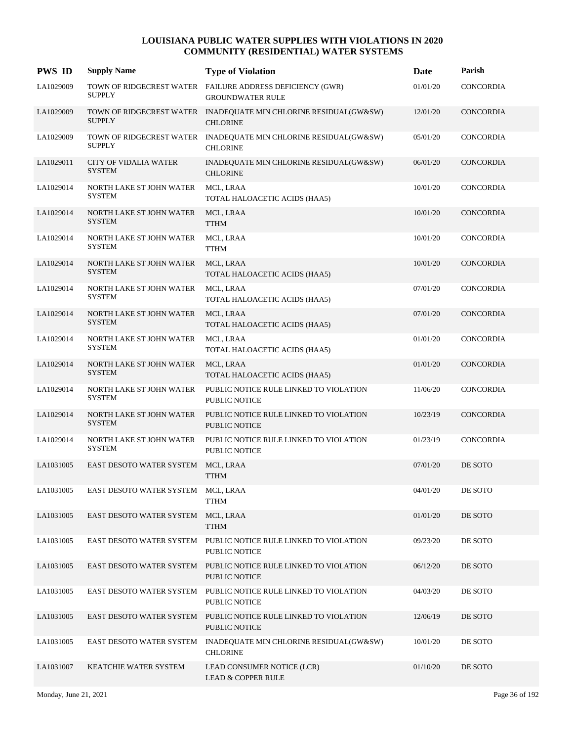# LOUISIANA PUBLIC WATER SUPPLIES WITH VIOLATIONS IN 2020
## COMMUNITY (RESIDENTIAL) WATER SYSTEMS

| PWS ID | Supply Name | Type of Violation | Date | Parish |
|---|---|---|---|---|
| LA1029009 | TOWN OF RIDGECREST WATER SUPPLY | FAILURE ADDRESS DEFICIENCY (GWR) GROUNDWATER RULE | 01/01/20 | CONCORDIA |
| LA1029009 | TOWN OF RIDGECREST WATER SUPPLY | INADEQUATE MIN CHLORINE RESIDUAL(GW&SW) CHLORINE | 12/01/20 | CONCORDIA |
| LA1029009 | TOWN OF RIDGECREST WATER SUPPLY | INADEQUATE MIN CHLORINE RESIDUAL(GW&SW) CHLORINE | 05/01/20 | CONCORDIA |
| LA1029011 | CITY OF VIDALIA WATER SYSTEM | INADEQUATE MIN CHLORINE RESIDUAL(GW&SW) CHLORINE | 06/01/20 | CONCORDIA |
| LA1029014 | NORTH LAKE ST JOHN WATER SYSTEM | MCL, LRAA TOTAL HALOACETIC ACIDS (HAA5) | 10/01/20 | CONCORDIA |
| LA1029014 | NORTH LAKE ST JOHN WATER SYSTEM | MCL, LRAA TTHM | 10/01/20 | CONCORDIA |
| LA1029014 | NORTH LAKE ST JOHN WATER SYSTEM | MCL, LRAA TTHM | 10/01/20 | CONCORDIA |
| LA1029014 | NORTH LAKE ST JOHN WATER SYSTEM | MCL, LRAA TOTAL HALOACETIC ACIDS (HAA5) | 10/01/20 | CONCORDIA |
| LA1029014 | NORTH LAKE ST JOHN WATER SYSTEM | MCL, LRAA TOTAL HALOACETIC ACIDS (HAA5) | 07/01/20 | CONCORDIA |
| LA1029014 | NORTH LAKE ST JOHN WATER SYSTEM | MCL, LRAA TOTAL HALOACETIC ACIDS (HAA5) | 07/01/20 | CONCORDIA |
| LA1029014 | NORTH LAKE ST JOHN WATER SYSTEM | MCL, LRAA TOTAL HALOACETIC ACIDS (HAA5) | 01/01/20 | CONCORDIA |
| LA1029014 | NORTH LAKE ST JOHN WATER SYSTEM | MCL, LRAA TOTAL HALOACETIC ACIDS (HAA5) | 01/01/20 | CONCORDIA |
| LA1029014 | NORTH LAKE ST JOHN WATER SYSTEM | PUBLIC NOTICE RULE LINKED TO VIOLATION PUBLIC NOTICE | 11/06/20 | CONCORDIA |
| LA1029014 | NORTH LAKE ST JOHN WATER SYSTEM | PUBLIC NOTICE RULE LINKED TO VIOLATION PUBLIC NOTICE | 10/23/19 | CONCORDIA |
| LA1029014 | NORTH LAKE ST JOHN WATER SYSTEM | PUBLIC NOTICE RULE LINKED TO VIOLATION PUBLIC NOTICE | 01/23/19 | CONCORDIA |
| LA1031005 | EAST DESOTO WATER SYSTEM | MCL, LRAA TTHM | 07/01/20 | DE SOTO |
| LA1031005 | EAST DESOTO WATER SYSTEM | MCL, LRAA TTHM | 04/01/20 | DE SOTO |
| LA1031005 | EAST DESOTO WATER SYSTEM | MCL, LRAA TTHM | 01/01/20 | DE SOTO |
| LA1031005 | EAST DESOTO WATER SYSTEM | PUBLIC NOTICE RULE LINKED TO VIOLATION PUBLIC NOTICE | 09/23/20 | DE SOTO |
| LA1031005 | EAST DESOTO WATER SYSTEM | PUBLIC NOTICE RULE LINKED TO VIOLATION PUBLIC NOTICE | 06/12/20 | DE SOTO |
| LA1031005 | EAST DESOTO WATER SYSTEM | PUBLIC NOTICE RULE LINKED TO VIOLATION PUBLIC NOTICE | 04/03/20 | DE SOTO |
| LA1031005 | EAST DESOTO WATER SYSTEM | PUBLIC NOTICE RULE LINKED TO VIOLATION PUBLIC NOTICE | 12/06/19 | DE SOTO |
| LA1031005 | EAST DESOTO WATER SYSTEM | INADEQUATE MIN CHLORINE RESIDUAL(GW&SW) CHLORINE | 10/01/20 | DE SOTO |
| LA1031007 | KEATCHIE WATER SYSTEM | LEAD CONSUMER NOTICE (LCR) LEAD & COPPER RULE | 01/10/20 | DE SOTO |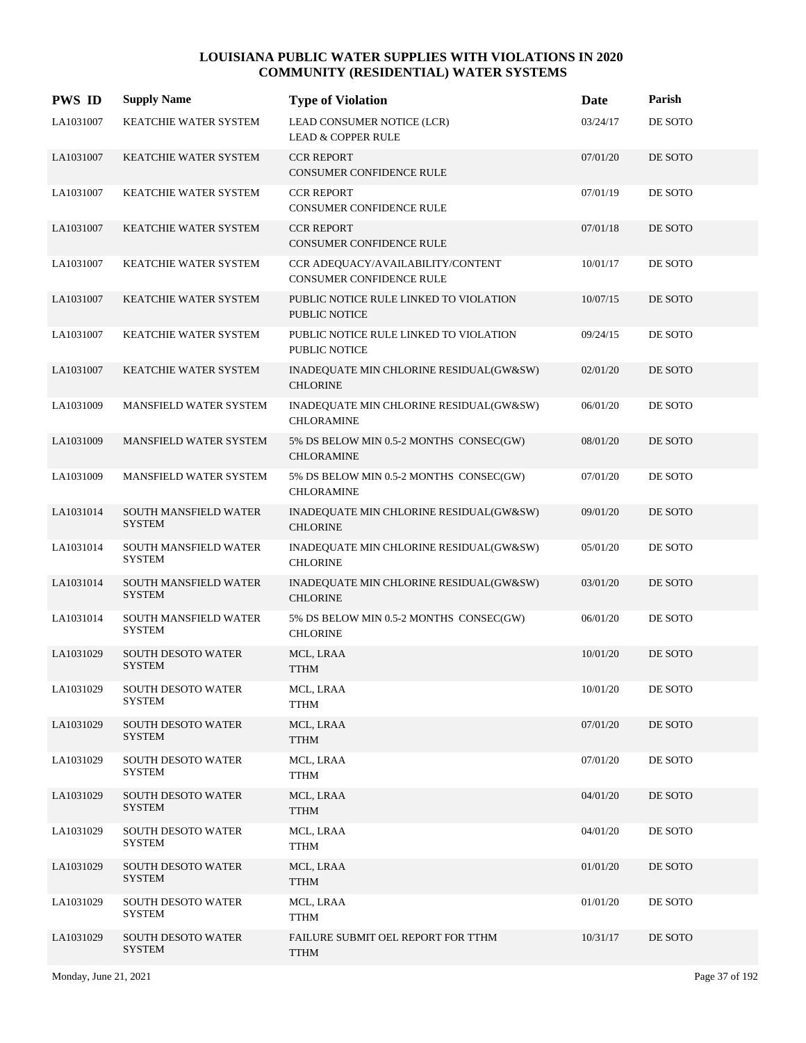# LOUISIANA PUBLIC WATER SUPPLIES WITH VIOLATIONS IN 2020
## COMMUNITY (RESIDENTIAL) WATER SYSTEMS

| PWS ID | Supply Name | Type of Violation | Date | Parish |
|---|---|---|---|---|
| LA1031007 | KEATCHIE WATER SYSTEM | LEAD CONSUMER NOTICE (LCR)<br>LEAD & COPPER RULE | 03/24/17 | DE SOTO |
| LA1031007 | KEATCHIE WATER SYSTEM | CCR REPORT<br>CONSUMER CONFIDENCE RULE | 07/01/20 | DE SOTO |
| LA1031007 | KEATCHIE WATER SYSTEM | CCR REPORT<br>CONSUMER CONFIDENCE RULE | 07/01/19 | DE SOTO |
| LA1031007 | KEATCHIE WATER SYSTEM | CCR REPORT<br>CONSUMER CONFIDENCE RULE | 07/01/18 | DE SOTO |
| LA1031007 | KEATCHIE WATER SYSTEM | CCR ADEQUACY/AVAILABILITY/CONTENT<br>CONSUMER CONFIDENCE RULE | 10/01/17 | DE SOTO |
| LA1031007 | KEATCHIE WATER SYSTEM | PUBLIC NOTICE RULE LINKED TO VIOLATION<br>PUBLIC NOTICE | 10/07/15 | DE SOTO |
| LA1031007 | KEATCHIE WATER SYSTEM | PUBLIC NOTICE RULE LINKED TO VIOLATION<br>PUBLIC NOTICE | 09/24/15 | DE SOTO |
| LA1031007 | KEATCHIE WATER SYSTEM | INADEQUATE MIN CHLORINE RESIDUAL(GW&SW)<br>CHLORINE | 02/01/20 | DE SOTO |
| LA1031009 | MANSFIELD WATER SYSTEM | INADEQUATE MIN CHLORINE RESIDUAL(GW&SW)<br>CHLORAMINE | 06/01/20 | DE SOTO |
| LA1031009 | MANSFIELD WATER SYSTEM | 5% DS BELOW MIN 0.5-2 MONTHS CONSEC(GW)<br>CHLORAMINE | 08/01/20 | DE SOTO |
| LA1031009 | MANSFIELD WATER SYSTEM | 5% DS BELOW MIN 0.5-2 MONTHS CONSEC(GW)<br>CHLORAMINE | 07/01/20 | DE SOTO |
| LA1031014 | SOUTH MANSFIELD WATER SYSTEM | INADEQUATE MIN CHLORINE RESIDUAL(GW&SW)<br>CHLORINE | 09/01/20 | DE SOTO |
| LA1031014 | SOUTH MANSFIELD WATER SYSTEM | INADEQUATE MIN CHLORINE RESIDUAL(GW&SW)<br>CHLORINE | 05/01/20 | DE SOTO |
| LA1031014 | SOUTH MANSFIELD WATER SYSTEM | INADEQUATE MIN CHLORINE RESIDUAL(GW&SW)<br>CHLORINE | 03/01/20 | DE SOTO |
| LA1031014 | SOUTH MANSFIELD WATER SYSTEM | 5% DS BELOW MIN 0.5-2 MONTHS CONSEC(GW)<br>CHLORINE | 06/01/20 | DE SOTO |
| LA1031029 | SOUTH DESOTO WATER SYSTEM | MCL, LRAA<br>TTHM | 10/01/20 | DE SOTO |
| LA1031029 | SOUTH DESOTO WATER SYSTEM | MCL, LRAA<br>TTHM | 10/01/20 | DE SOTO |
| LA1031029 | SOUTH DESOTO WATER SYSTEM | MCL, LRAA<br>TTHM | 07/01/20 | DE SOTO |
| LA1031029 | SOUTH DESOTO WATER SYSTEM | MCL, LRAA<br>TTHM | 07/01/20 | DE SOTO |
| LA1031029 | SOUTH DESOTO WATER SYSTEM | MCL, LRAA<br>TTHM | 04/01/20 | DE SOTO |
| LA1031029 | SOUTH DESOTO WATER SYSTEM | MCL, LRAA<br>TTHM | 04/01/20 | DE SOTO |
| LA1031029 | SOUTH DESOTO WATER SYSTEM | MCL, LRAA<br>TTHM | 01/01/20 | DE SOTO |
| LA1031029 | SOUTH DESOTO WATER SYSTEM | MCL, LRAA<br>TTHM | 01/01/20 | DE SOTO |
| LA1031029 | SOUTH DESOTO WATER SYSTEM | FAILURE SUBMIT OEL REPORT FOR TTHM<br>TTHM | 10/31/17 | DE SOTO |

Monday, June 21, 2021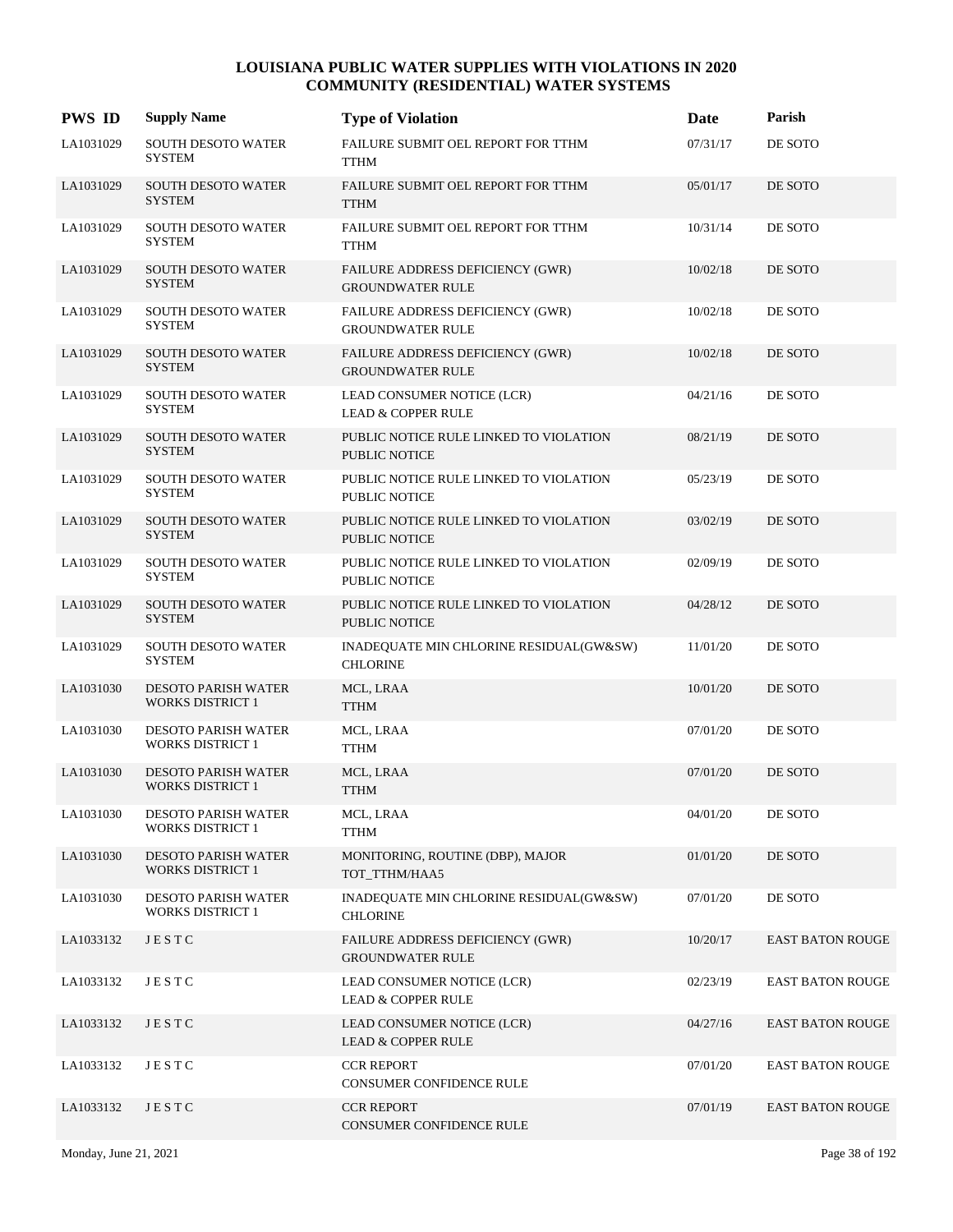# LOUISIANA PUBLIC WATER SUPPLIES WITH VIOLATIONS IN 2020
## COMMUNITY (RESIDENTIAL) WATER SYSTEMS

| PWS ID | Supply Name | Type of Violation | Date | Parish |
|---|---|---|---|---|
| LA1031029 | SOUTH DESOTO WATER SYSTEM | FAILURE SUBMIT OEL REPORT FOR TTHM<br>TTHM | 07/31/17 | DE SOTO |
| LA1031029 | SOUTH DESOTO WATER SYSTEM | FAILURE SUBMIT OEL REPORT FOR TTHM<br>TTHM | 05/01/17 | DE SOTO |
| LA1031029 | SOUTH DESOTO WATER SYSTEM | FAILURE SUBMIT OEL REPORT FOR TTHM<br>TTHM | 10/31/14 | DE SOTO |
| LA1031029 | SOUTH DESOTO WATER SYSTEM | FAILURE ADDRESS DEFICIENCY (GWR)<br>GROUNDWATER RULE | 10/02/18 | DE SOTO |
| LA1031029 | SOUTH DESOTO WATER SYSTEM | FAILURE ADDRESS DEFICIENCY (GWR)<br>GROUNDWATER RULE | 10/02/18 | DE SOTO |
| LA1031029 | SOUTH DESOTO WATER SYSTEM | FAILURE ADDRESS DEFICIENCY (GWR)<br>GROUNDWATER RULE | 10/02/18 | DE SOTO |
| LA1031029 | SOUTH DESOTO WATER SYSTEM | LEAD CONSUMER NOTICE (LCR)<br>LEAD & COPPER RULE | 04/21/16 | DE SOTO |
| LA1031029 | SOUTH DESOTO WATER SYSTEM | PUBLIC NOTICE RULE LINKED TO VIOLATION<br>PUBLIC NOTICE | 08/21/19 | DE SOTO |
| LA1031029 | SOUTH DESOTO WATER SYSTEM | PUBLIC NOTICE RULE LINKED TO VIOLATION<br>PUBLIC NOTICE | 05/23/19 | DE SOTO |
| LA1031029 | SOUTH DESOTO WATER SYSTEM | PUBLIC NOTICE RULE LINKED TO VIOLATION<br>PUBLIC NOTICE | 03/02/19 | DE SOTO |
| LA1031029 | SOUTH DESOTO WATER SYSTEM | PUBLIC NOTICE RULE LINKED TO VIOLATION<br>PUBLIC NOTICE | 02/09/19 | DE SOTO |
| LA1031029 | SOUTH DESOTO WATER SYSTEM | PUBLIC NOTICE RULE LINKED TO VIOLATION<br>PUBLIC NOTICE | 04/28/12 | DE SOTO |
| LA1031029 | SOUTH DESOTO WATER SYSTEM | INADEQUATE MIN CHLORINE RESIDUAL(GW&SW)<br>CHLORINE | 11/01/20 | DE SOTO |
| LA1031030 | DESOTO PARISH WATER WORKS DISTRICT 1 | MCL, LRAA<br>TTHM | 10/01/20 | DE SOTO |
| LA1031030 | DESOTO PARISH WATER WORKS DISTRICT 1 | MCL, LRAA<br>TTHM | 07/01/20 | DE SOTO |
| LA1031030 | DESOTO PARISH WATER WORKS DISTRICT 1 | MCL, LRAA<br>TTHM | 07/01/20 | DE SOTO |
| LA1031030 | DESOTO PARISH WATER WORKS DISTRICT 1 | MCL, LRAA<br>TTHM | 04/01/20 | DE SOTO |
| LA1031030 | DESOTO PARISH WATER WORKS DISTRICT 1 | MONITORING, ROUTINE (DBP), MAJOR<br>TOT_TTHM/HAA5 | 01/01/20 | DE SOTO |
| LA1031030 | DESOTO PARISH WATER WORKS DISTRICT 1 | INADEQUATE MIN CHLORINE RESIDUAL(GW&SW)<br>CHLORINE | 07/01/20 | DE SOTO |
| LA1033132 | J E S T C | FAILURE ADDRESS DEFICIENCY (GWR)<br>GROUNDWATER RULE | 10/20/17 | EAST BATON ROUGE |
| LA1033132 | J E S T C | LEAD CONSUMER NOTICE (LCR)<br>LEAD & COPPER RULE | 02/23/19 | EAST BATON ROUGE |
| LA1033132 | J E S T C | LEAD CONSUMER NOTICE (LCR)<br>LEAD & COPPER RULE | 04/27/16 | EAST BATON ROUGE |
| LA1033132 | J E S T C | CCR REPORT<br>CONSUMER CONFIDENCE RULE | 07/01/20 | EAST BATON ROUGE |
| LA1033132 | J E S T C | CCR REPORT<br>CONSUMER CONFIDENCE RULE | 07/01/19 | EAST BATON ROUGE |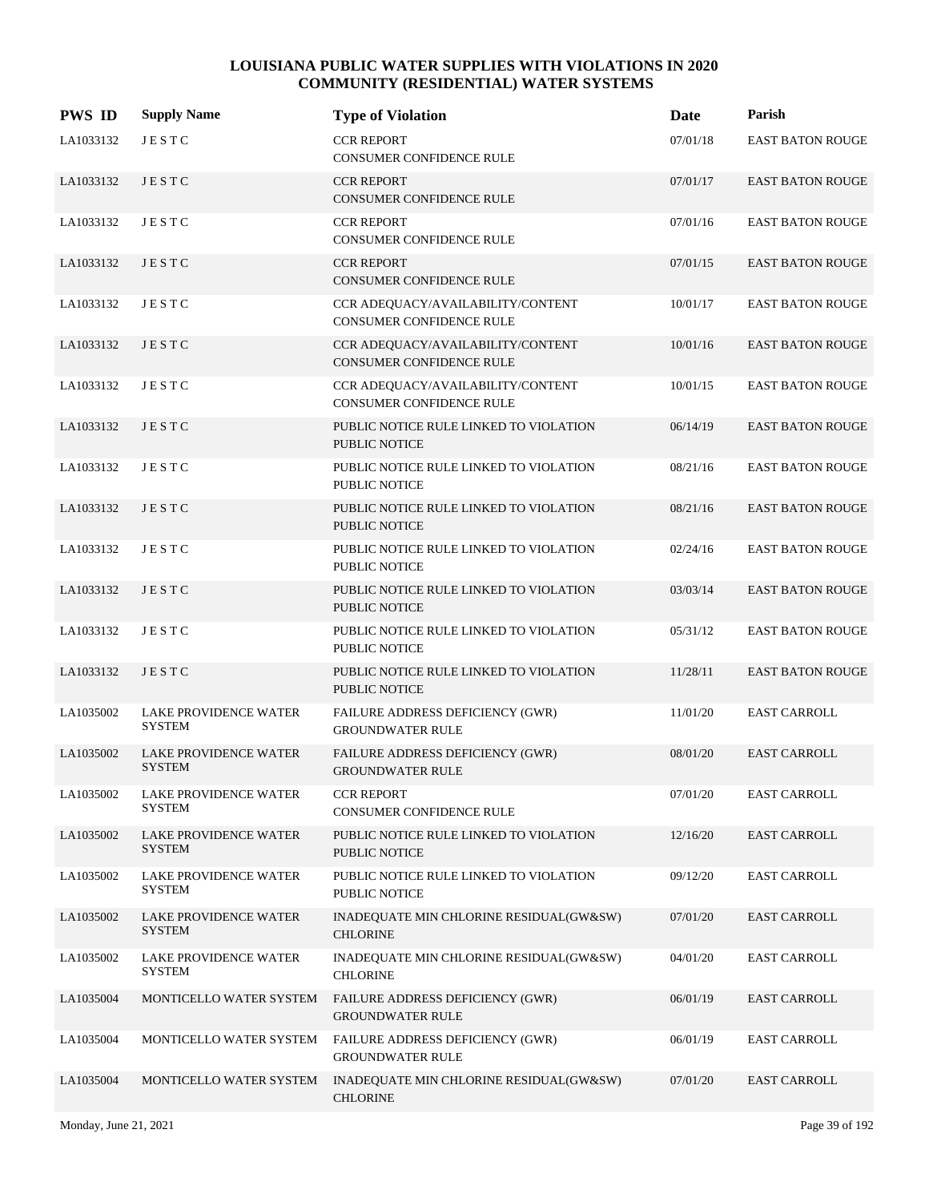# LOUISIANA PUBLIC WATER SUPPLIES WITH VIOLATIONS IN 2020
## COMMUNITY (RESIDENTIAL) WATER SYSTEMS

| PWS ID | Supply Name | Type of Violation | Date | Parish |
|---|---|---|---|---|
| LA1033132 | J E S T C | CCR REPORT<br>CONSUMER CONFIDENCE RULE | 07/01/18 | EAST BATON ROUGE |
| LA1033132 | J E S T C | CCR REPORT<br>CONSUMER CONFIDENCE RULE | 07/01/17 | EAST BATON ROUGE |
| LA1033132 | J E S T C | CCR REPORT<br>CONSUMER CONFIDENCE RULE | 07/01/16 | EAST BATON ROUGE |
| LA1033132 | J E S T C | CCR REPORT<br>CONSUMER CONFIDENCE RULE | 07/01/15 | EAST BATON ROUGE |
| LA1033132 | J E S T C | CCR ADEQUACY/AVAILABILITY/CONTENT<br>CONSUMER CONFIDENCE RULE | 10/01/17 | EAST BATON ROUGE |
| LA1033132 | J E S T C | CCR ADEQUACY/AVAILABILITY/CONTENT<br>CONSUMER CONFIDENCE RULE | 10/01/16 | EAST BATON ROUGE |
| LA1033132 | J E S T C | CCR ADEQUACY/AVAILABILITY/CONTENT<br>CONSUMER CONFIDENCE RULE | 10/01/15 | EAST BATON ROUGE |
| LA1033132 | J E S T C | PUBLIC NOTICE RULE LINKED TO VIOLATION<br>PUBLIC NOTICE | 06/14/19 | EAST BATON ROUGE |
| LA1033132 | J E S T C | PUBLIC NOTICE RULE LINKED TO VIOLATION<br>PUBLIC NOTICE | 08/21/16 | EAST BATON ROUGE |
| LA1033132 | J E S T C | PUBLIC NOTICE RULE LINKED TO VIOLATION<br>PUBLIC NOTICE | 08/21/16 | EAST BATON ROUGE |
| LA1033132 | J E S T C | PUBLIC NOTICE RULE LINKED TO VIOLATION<br>PUBLIC NOTICE | 02/24/16 | EAST BATON ROUGE |
| LA1033132 | J E S T C | PUBLIC NOTICE RULE LINKED TO VIOLATION<br>PUBLIC NOTICE | 03/03/14 | EAST BATON ROUGE |
| LA1033132 | J E S T C | PUBLIC NOTICE RULE LINKED TO VIOLATION<br>PUBLIC NOTICE | 05/31/12 | EAST BATON ROUGE |
| LA1033132 | J E S T C | PUBLIC NOTICE RULE LINKED TO VIOLATION<br>PUBLIC NOTICE | 11/28/11 | EAST BATON ROUGE |
| LA1035002 | LAKE PROVIDENCE WATER SYSTEM | FAILURE ADDRESS DEFICIENCY (GWR)<br>GROUNDWATER RULE | 11/01/20 | EAST CARROLL |
| LA1035002 | LAKE PROVIDENCE WATER SYSTEM | FAILURE ADDRESS DEFICIENCY (GWR)<br>GROUNDWATER RULE | 08/01/20 | EAST CARROLL |
| LA1035002 | LAKE PROVIDENCE WATER SYSTEM | CCR REPORT<br>CONSUMER CONFIDENCE RULE | 07/01/20 | EAST CARROLL |
| LA1035002 | LAKE PROVIDENCE WATER SYSTEM | PUBLIC NOTICE RULE LINKED TO VIOLATION<br>PUBLIC NOTICE | 12/16/20 | EAST CARROLL |
| LA1035002 | LAKE PROVIDENCE WATER SYSTEM | PUBLIC NOTICE RULE LINKED TO VIOLATION<br>PUBLIC NOTICE | 09/12/20 | EAST CARROLL |
| LA1035002 | LAKE PROVIDENCE WATER SYSTEM | INADEQUATE MIN CHLORINE RESIDUAL(GW&SW)<br>CHLORINE | 07/01/20 | EAST CARROLL |
| LA1035002 | LAKE PROVIDENCE WATER SYSTEM | INADEQUATE MIN CHLORINE RESIDUAL(GW&SW)<br>CHLORINE | 04/01/20 | EAST CARROLL |
| LA1035004 | MONTICELLO WATER SYSTEM | FAILURE ADDRESS DEFICIENCY (GWR)<br>GROUNDWATER RULE | 06/01/19 | EAST CARROLL |
| LA1035004 | MONTICELLO WATER SYSTEM | FAILURE ADDRESS DEFICIENCY (GWR)<br>GROUNDWATER RULE | 06/01/19 | EAST CARROLL |
| LA1035004 | MONTICELLO WATER SYSTEM | INADEQUATE MIN CHLORINE RESIDUAL(GW&SW)<br>CHLORINE | 07/01/20 | EAST CARROLL |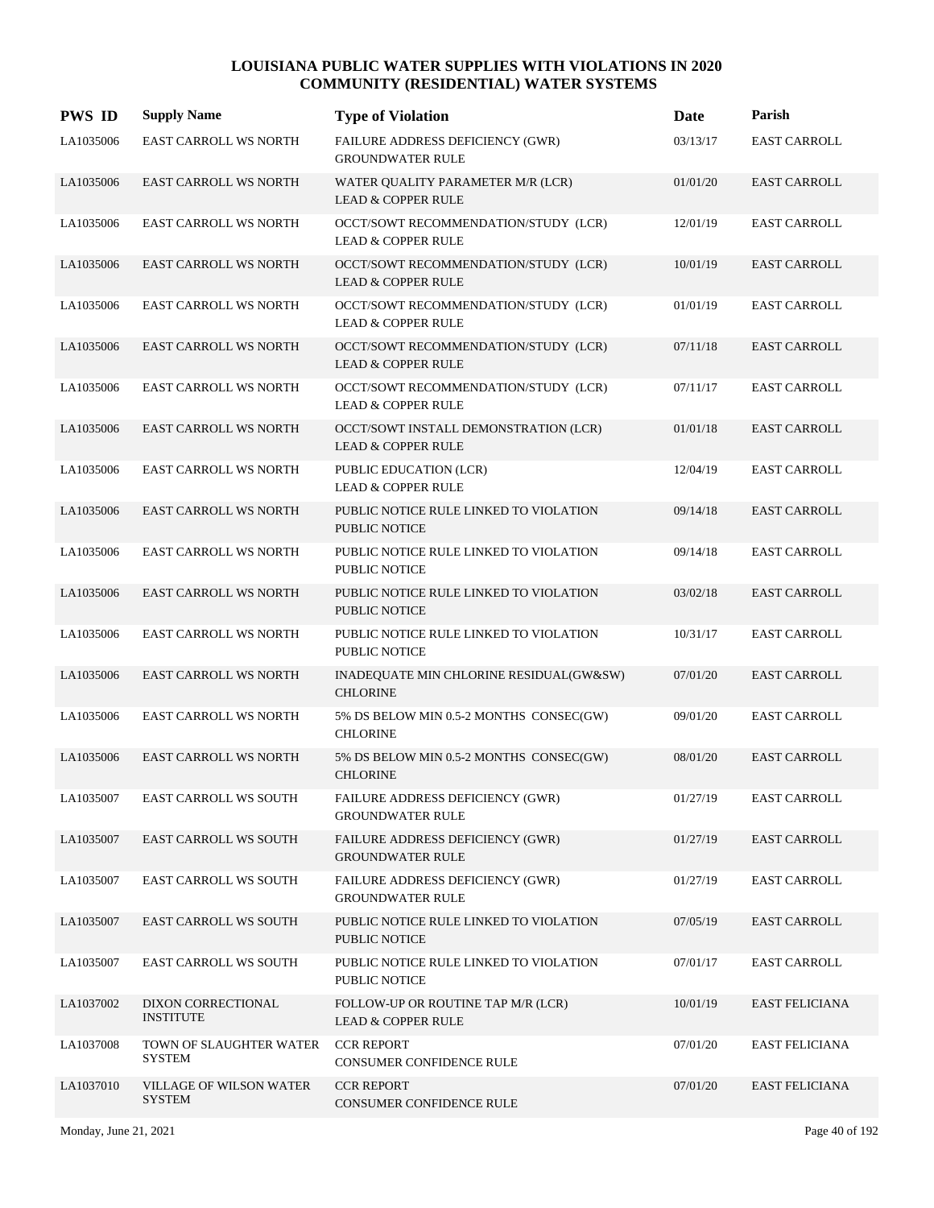# LOUISIANA PUBLIC WATER SUPPLIES WITH VIOLATIONS IN 2020
## COMMUNITY (RESIDENTIAL) WATER SYSTEMS

| PWS ID | Supply Name | Type of Violation | Date | Parish |
|---|---|---|---|---|
| LA1035006 | EAST CARROLL WS NORTH | FAILURE ADDRESS DEFICIENCY (GWR) GROUNDWATER RULE | 03/13/17 | EAST CARROLL |
| LA1035006 | EAST CARROLL WS NORTH | WATER QUALITY PARAMETER M/R (LCR) LEAD & COPPER RULE | 01/01/20 | EAST CARROLL |
| LA1035006 | EAST CARROLL WS NORTH | OCCT/SOWT RECOMMENDATION/STUDY (LCR) LEAD & COPPER RULE | 12/01/19 | EAST CARROLL |
| LA1035006 | EAST CARROLL WS NORTH | OCCT/SOWT RECOMMENDATION/STUDY (LCR) LEAD & COPPER RULE | 10/01/19 | EAST CARROLL |
| LA1035006 | EAST CARROLL WS NORTH | OCCT/SOWT RECOMMENDATION/STUDY (LCR) LEAD & COPPER RULE | 01/01/19 | EAST CARROLL |
| LA1035006 | EAST CARROLL WS NORTH | OCCT/SOWT RECOMMENDATION/STUDY (LCR) LEAD & COPPER RULE | 07/11/18 | EAST CARROLL |
| LA1035006 | EAST CARROLL WS NORTH | OCCT/SOWT RECOMMENDATION/STUDY (LCR) LEAD & COPPER RULE | 07/11/17 | EAST CARROLL |
| LA1035006 | EAST CARROLL WS NORTH | OCCT/SOWT INSTALL DEMONSTRATION (LCR) LEAD & COPPER RULE | 01/01/18 | EAST CARROLL |
| LA1035006 | EAST CARROLL WS NORTH | PUBLIC EDUCATION (LCR) LEAD & COPPER RULE | 12/04/19 | EAST CARROLL |
| LA1035006 | EAST CARROLL WS NORTH | PUBLIC NOTICE RULE LINKED TO VIOLATION PUBLIC NOTICE | 09/14/18 | EAST CARROLL |
| LA1035006 | EAST CARROLL WS NORTH | PUBLIC NOTICE RULE LINKED TO VIOLATION PUBLIC NOTICE | 09/14/18 | EAST CARROLL |
| LA1035006 | EAST CARROLL WS NORTH | PUBLIC NOTICE RULE LINKED TO VIOLATION PUBLIC NOTICE | 03/02/18 | EAST CARROLL |
| LA1035006 | EAST CARROLL WS NORTH | PUBLIC NOTICE RULE LINKED TO VIOLATION PUBLIC NOTICE | 10/31/17 | EAST CARROLL |
| LA1035006 | EAST CARROLL WS NORTH | INADEQUATE MIN CHLORINE RESIDUAL(GW&SW) CHLORINE | 07/01/20 | EAST CARROLL |
| LA1035006 | EAST CARROLL WS NORTH | 5% DS BELOW MIN 0.5-2 MONTHS CONSEC(GW) CHLORINE | 09/01/20 | EAST CARROLL |
| LA1035006 | EAST CARROLL WS NORTH | 5% DS BELOW MIN 0.5-2 MONTHS CONSEC(GW) CHLORINE | 08/01/20 | EAST CARROLL |
| LA1035007 | EAST CARROLL WS SOUTH | FAILURE ADDRESS DEFICIENCY (GWR) GROUNDWATER RULE | 01/27/19 | EAST CARROLL |
| LA1035007 | EAST CARROLL WS SOUTH | FAILURE ADDRESS DEFICIENCY (GWR) GROUNDWATER RULE | 01/27/19 | EAST CARROLL |
| LA1035007 | EAST CARROLL WS SOUTH | FAILURE ADDRESS DEFICIENCY (GWR) GROUNDWATER RULE | 01/27/19 | EAST CARROLL |
| LA1035007 | EAST CARROLL WS SOUTH | PUBLIC NOTICE RULE LINKED TO VIOLATION PUBLIC NOTICE | 07/05/19 | EAST CARROLL |
| LA1035007 | EAST CARROLL WS SOUTH | PUBLIC NOTICE RULE LINKED TO VIOLATION PUBLIC NOTICE | 07/01/17 | EAST CARROLL |
| LA1037002 | DIXON CORRECTIONAL INSTITUTE | FOLLOW-UP OR ROUTINE TAP M/R (LCR) LEAD & COPPER RULE | 10/01/19 | EAST FELICIANA |
| LA1037008 | TOWN OF SLAUGHTER WATER SYSTEM | CCR REPORT CONSUMER CONFIDENCE RULE | 07/01/20 | EAST FELICIANA |
| LA1037010 | VILLAGE OF WILSON WATER SYSTEM | CCR REPORT CONSUMER CONFIDENCE RULE | 07/01/20 | EAST FELICIANA |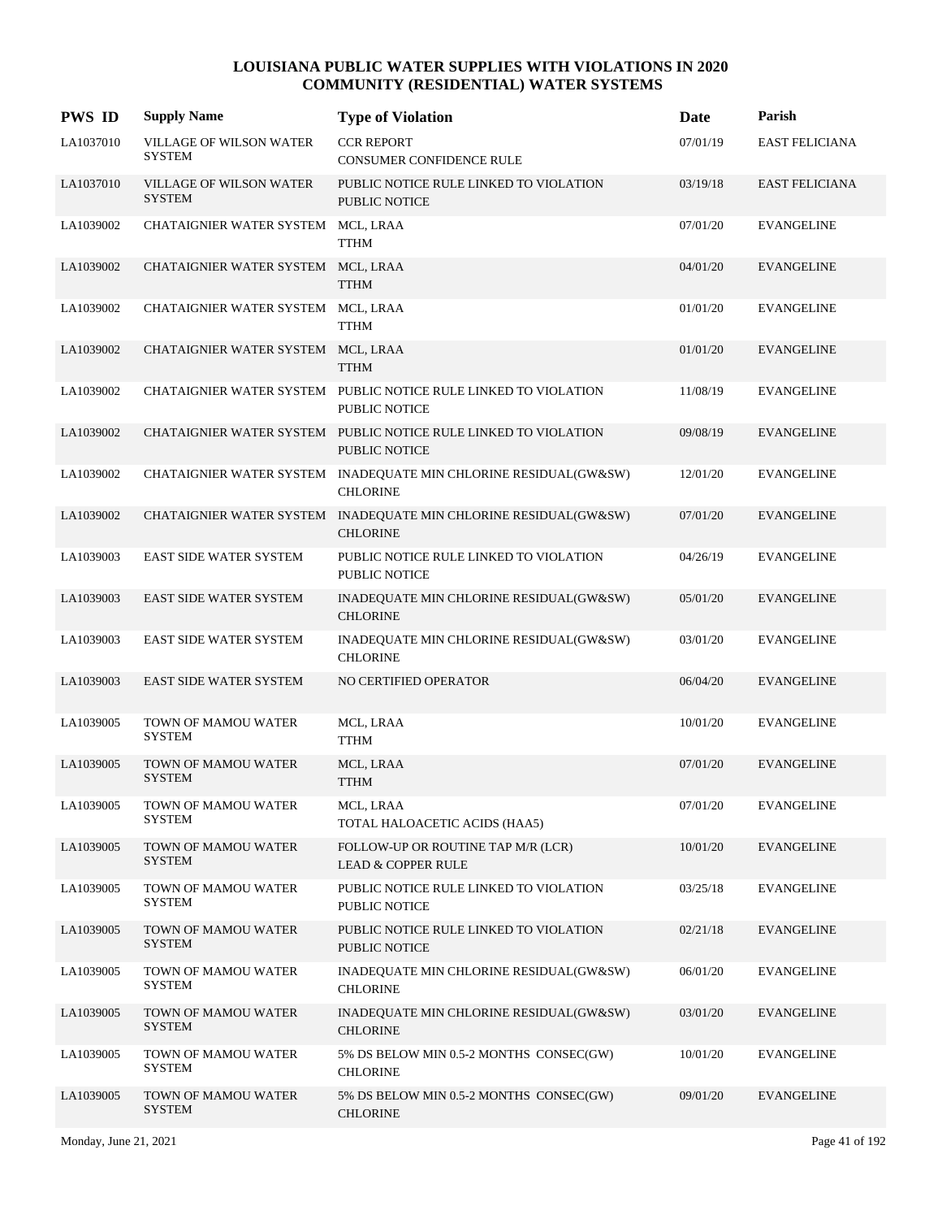# LOUISIANA PUBLIC WATER SUPPLIES WITH VIOLATIONS IN 2020
## COMMUNITY (RESIDENTIAL) WATER SYSTEMS

| PWS ID | Supply Name | Type of Violation | Date | Parish |
|---|---|---|---|---|
| LA1037010 | VILLAGE OF WILSON WATER SYSTEM | CCR REPORT<br>CONSUMER CONFIDENCE RULE | 07/01/19 | EAST FELICIANA |
| LA1037010 | VILLAGE OF WILSON WATER SYSTEM | PUBLIC NOTICE RULE LINKED TO VIOLATION<br>PUBLIC NOTICE | 03/19/18 | EAST FELICIANA |
| LA1039002 | CHATAIGNIER WATER SYSTEM | MCL, LRAA<br>TTHM | 07/01/20 | EVANGELINE |
| LA1039002 | CHATAIGNIER WATER SYSTEM | MCL, LRAA<br>TTHM | 04/01/20 | EVANGELINE |
| LA1039002 | CHATAIGNIER WATER SYSTEM | MCL, LRAA<br>TTHM | 01/01/20 | EVANGELINE |
| LA1039002 | CHATAIGNIER WATER SYSTEM | MCL, LRAA<br>TTHM | 01/01/20 | EVANGELINE |
| LA1039002 | CHATAIGNIER WATER SYSTEM | PUBLIC NOTICE RULE LINKED TO VIOLATION<br>PUBLIC NOTICE | 11/08/19 | EVANGELINE |
| LA1039002 | CHATAIGNIER WATER SYSTEM | PUBLIC NOTICE RULE LINKED TO VIOLATION<br>PUBLIC NOTICE | 09/08/19 | EVANGELINE |
| LA1039002 | CHATAIGNIER WATER SYSTEM | INADEQUATE MIN CHLORINE RESIDUAL(GW&SW)<br>CHLORINE | 12/01/20 | EVANGELINE |
| LA1039002 | CHATAIGNIER WATER SYSTEM | INADEQUATE MIN CHLORINE RESIDUAL(GW&SW)<br>CHLORINE | 07/01/20 | EVANGELINE |
| LA1039003 | EAST SIDE WATER SYSTEM | PUBLIC NOTICE RULE LINKED TO VIOLATION<br>PUBLIC NOTICE | 04/26/19 | EVANGELINE |
| LA1039003 | EAST SIDE WATER SYSTEM | INADEQUATE MIN CHLORINE RESIDUAL(GW&SW)<br>CHLORINE | 05/01/20 | EVANGELINE |
| LA1039003 | EAST SIDE WATER SYSTEM | INADEQUATE MIN CHLORINE RESIDUAL(GW&SW)<br>CHLORINE | 03/01/20 | EVANGELINE |
| LA1039003 | EAST SIDE WATER SYSTEM | NO CERTIFIED OPERATOR | 06/04/20 | EVANGELINE |
| LA1039005 | TOWN OF MAMOU WATER SYSTEM | MCL, LRAA<br>TTHM | 10/01/20 | EVANGELINE |
| LA1039005 | TOWN OF MAMOU WATER SYSTEM | MCL, LRAA<br>TTHM | 07/01/20 | EVANGELINE |
| LA1039005 | TOWN OF MAMOU WATER SYSTEM | MCL, LRAA<br>TOTAL HALOACETIC ACIDS (HAA5) | 07/01/20 | EVANGELINE |
| LA1039005 | TOWN OF MAMOU WATER SYSTEM | FOLLOW-UP OR ROUTINE TAP M/R (LCR)<br>LEAD & COPPER RULE | 10/01/20 | EVANGELINE |
| LA1039005 | TOWN OF MAMOU WATER SYSTEM | PUBLIC NOTICE RULE LINKED TO VIOLATION<br>PUBLIC NOTICE | 03/25/18 | EVANGELINE |
| LA1039005 | TOWN OF MAMOU WATER SYSTEM | PUBLIC NOTICE RULE LINKED TO VIOLATION<br>PUBLIC NOTICE | 02/21/18 | EVANGELINE |
| LA1039005 | TOWN OF MAMOU WATER SYSTEM | INADEQUATE MIN CHLORINE RESIDUAL(GW&SW)<br>CHLORINE | 06/01/20 | EVANGELINE |
| LA1039005 | TOWN OF MAMOU WATER SYSTEM | INADEQUATE MIN CHLORINE RESIDUAL(GW&SW)<br>CHLORINE | 03/01/20 | EVANGELINE |
| LA1039005 | TOWN OF MAMOU WATER SYSTEM | 5% DS BELOW MIN 0.5-2 MONTHS CONSEC(GW)<br>CHLORINE | 10/01/20 | EVANGELINE |
| LA1039005 | TOWN OF MAMOU WATER SYSTEM | 5% DS BELOW MIN 0.5-2 MONTHS CONSEC(GW)<br>CHLORINE | 09/01/20 | EVANGELINE |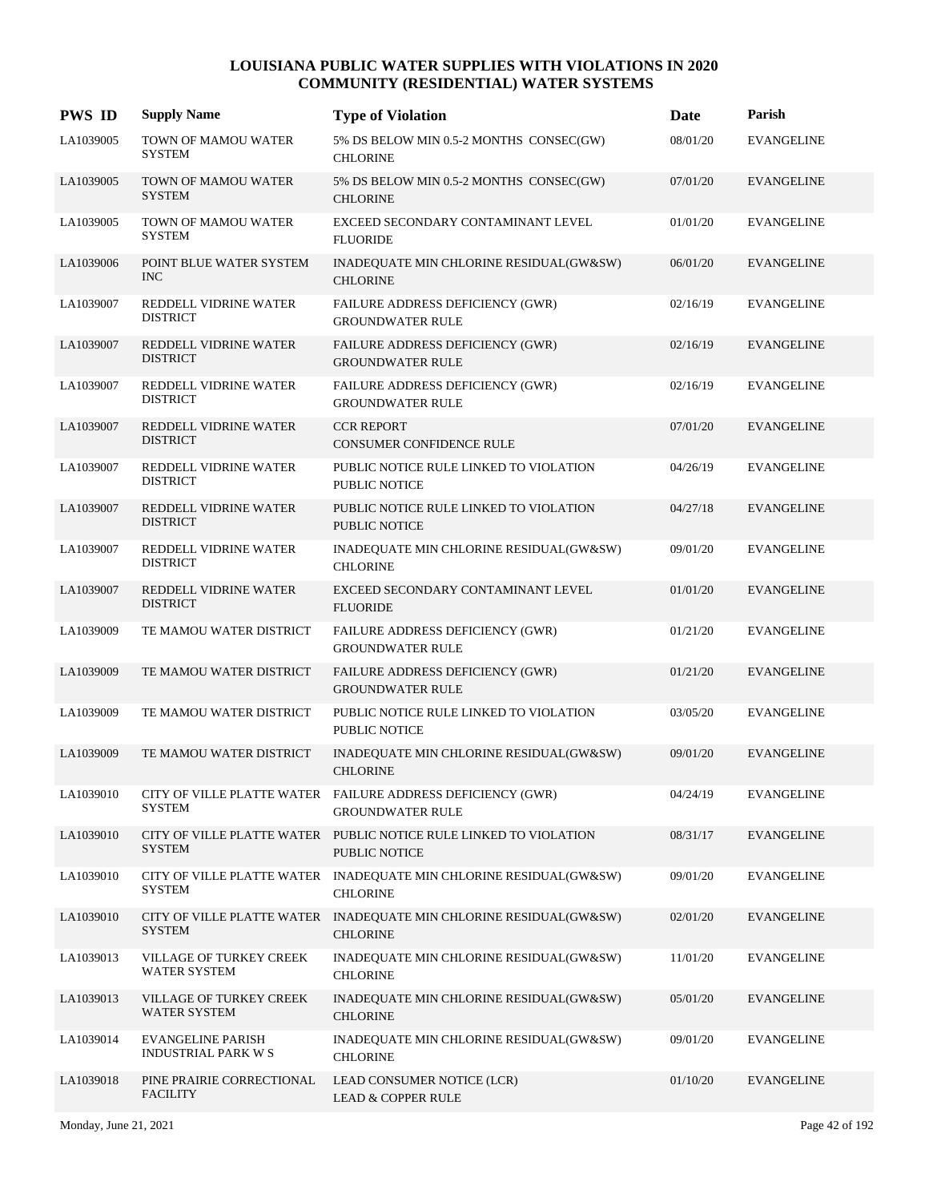# LOUISIANA PUBLIC WATER SUPPLIES WITH VIOLATIONS IN 2020
## COMMUNITY (RESIDENTIAL) WATER SYSTEMS

| PWS ID | Supply Name | Type of Violation | Date | Parish |
|---|---|---|---|---|
| LA1039005 | TOWN OF MAMOU WATER SYSTEM | 5% DS BELOW MIN 0.5-2 MONTHS CONSEC(GW) CHLORINE | 08/01/20 | EVANGELINE |
| LA1039005 | TOWN OF MAMOU WATER SYSTEM | 5% DS BELOW MIN 0.5-2 MONTHS CONSEC(GW) CHLORINE | 07/01/20 | EVANGELINE |
| LA1039005 | TOWN OF MAMOU WATER SYSTEM | EXCEED SECONDARY CONTAMINANT LEVEL FLUORIDE | 01/01/20 | EVANGELINE |
| LA1039006 | POINT BLUE WATER SYSTEM INC | INADEQUATE MIN CHLORINE RESIDUAL(GW&SW) CHLORINE | 06/01/20 | EVANGELINE |
| LA1039007 | REDDELL VIDRINE WATER DISTRICT | FAILURE ADDRESS DEFICIENCY (GWR) GROUNDWATER RULE | 02/16/19 | EVANGELINE |
| LA1039007 | REDDELL VIDRINE WATER DISTRICT | FAILURE ADDRESS DEFICIENCY (GWR) GROUNDWATER RULE | 02/16/19 | EVANGELINE |
| LA1039007 | REDDELL VIDRINE WATER DISTRICT | FAILURE ADDRESS DEFICIENCY (GWR) GROUNDWATER RULE | 02/16/19 | EVANGELINE |
| LA1039007 | REDDELL VIDRINE WATER DISTRICT | CCR REPORT CONSUMER CONFIDENCE RULE | 07/01/20 | EVANGELINE |
| LA1039007 | REDDELL VIDRINE WATER DISTRICT | PUBLIC NOTICE RULE LINKED TO VIOLATION PUBLIC NOTICE | 04/26/19 | EVANGELINE |
| LA1039007 | REDDELL VIDRINE WATER DISTRICT | PUBLIC NOTICE RULE LINKED TO VIOLATION PUBLIC NOTICE | 04/27/18 | EVANGELINE |
| LA1039007 | REDDELL VIDRINE WATER DISTRICT | INADEQUATE MIN CHLORINE RESIDUAL(GW&SW) CHLORINE | 09/01/20 | EVANGELINE |
| LA1039007 | REDDELL VIDRINE WATER DISTRICT | EXCEED SECONDARY CONTAMINANT LEVEL FLUORIDE | 01/01/20 | EVANGELINE |
| LA1039009 | TE MAMOU WATER DISTRICT | FAILURE ADDRESS DEFICIENCY (GWR) GROUNDWATER RULE | 01/21/20 | EVANGELINE |
| LA1039009 | TE MAMOU WATER DISTRICT | FAILURE ADDRESS DEFICIENCY (GWR) GROUNDWATER RULE | 01/21/20 | EVANGELINE |
| LA1039009 | TE MAMOU WATER DISTRICT | PUBLIC NOTICE RULE LINKED TO VIOLATION PUBLIC NOTICE | 03/05/20 | EVANGELINE |
| LA1039009 | TE MAMOU WATER DISTRICT | INADEQUATE MIN CHLORINE RESIDUAL(GW&SW) CHLORINE | 09/01/20 | EVANGELINE |
| LA1039010 | CITY OF VILLE PLATTE WATER SYSTEM | FAILURE ADDRESS DEFICIENCY (GWR) GROUNDWATER RULE | 04/24/19 | EVANGELINE |
| LA1039010 | CITY OF VILLE PLATTE WATER SYSTEM | PUBLIC NOTICE RULE LINKED TO VIOLATION PUBLIC NOTICE | 08/31/17 | EVANGELINE |
| LA1039010 | CITY OF VILLE PLATTE WATER SYSTEM | INADEQUATE MIN CHLORINE RESIDUAL(GW&SW) CHLORINE | 09/01/20 | EVANGELINE |
| LA1039010 | CITY OF VILLE PLATTE WATER SYSTEM | INADEQUATE MIN CHLORINE RESIDUAL(GW&SW) CHLORINE | 02/01/20 | EVANGELINE |
| LA1039013 | VILLAGE OF TURKEY CREEK WATER SYSTEM | INADEQUATE MIN CHLORINE RESIDUAL(GW&SW) CHLORINE | 11/01/20 | EVANGELINE |
| LA1039013 | VILLAGE OF TURKEY CREEK WATER SYSTEM | INADEQUATE MIN CHLORINE RESIDUAL(GW&SW) CHLORINE | 05/01/20 | EVANGELINE |
| LA1039014 | EVANGELINE PARISH INDUSTRIAL PARK W S | INADEQUATE MIN CHLORINE RESIDUAL(GW&SW) CHLORINE | 09/01/20 | EVANGELINE |
| LA1039018 | PINE PRAIRIE CORRECTIONAL FACILITY | LEAD CONSUMER NOTICE (LCR) LEAD & COPPER RULE | 01/10/20 | EVANGELINE |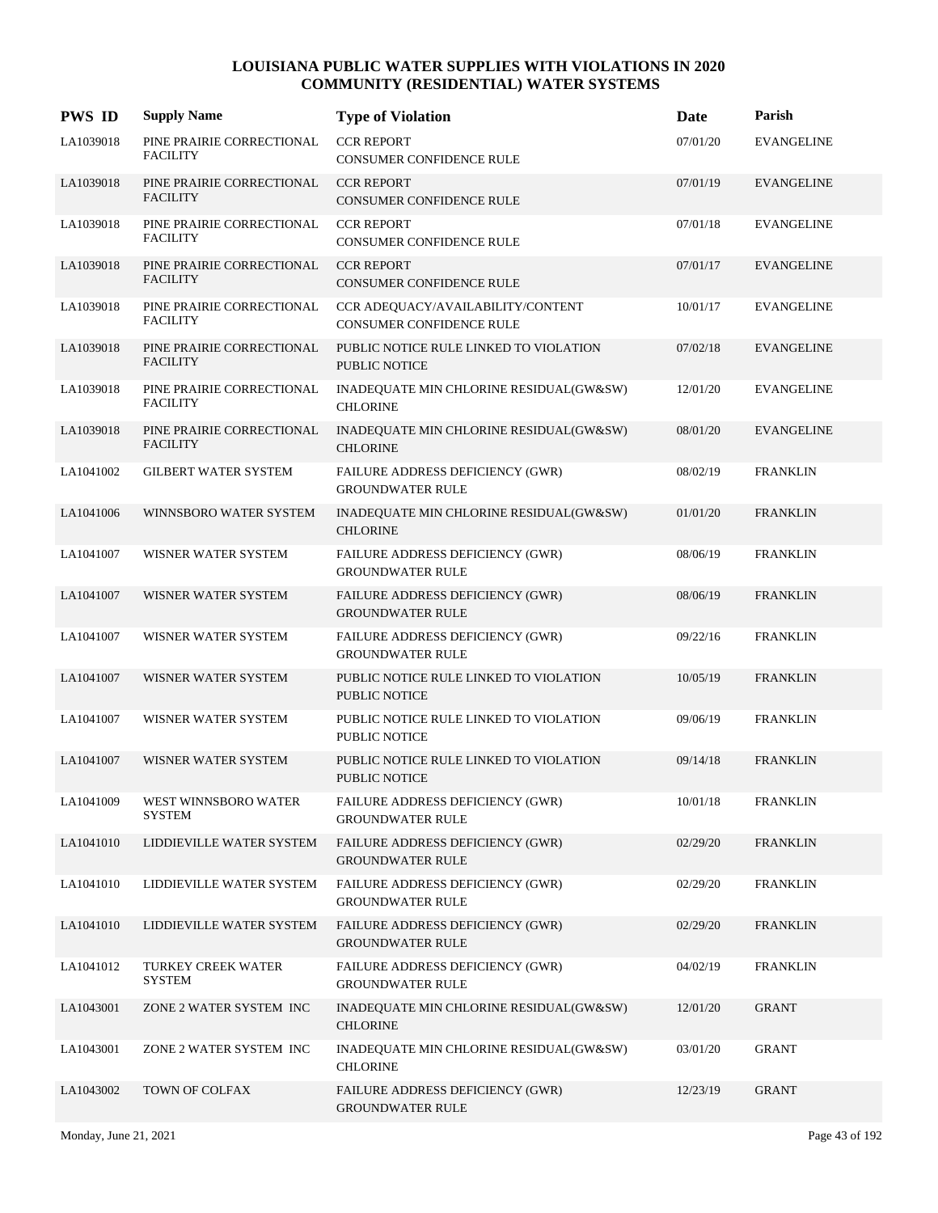# LOUISIANA PUBLIC WATER SUPPLIES WITH VIOLATIONS IN 2020
## COMMUNITY (RESIDENTIAL) WATER SYSTEMS

| PWS ID | Supply Name | Type of Violation | Date | Parish |
|---|---|---|---|---|
| LA1039018 | PINE PRAIRIE CORRECTIONAL FACILITY | CCR REPORT<br>CONSUMER CONFIDENCE RULE | 07/01/20 | EVANGELINE |
| LA1039018 | PINE PRAIRIE CORRECTIONAL FACILITY | CCR REPORT<br>CONSUMER CONFIDENCE RULE | 07/01/19 | EVANGELINE |
| LA1039018 | PINE PRAIRIE CORRECTIONAL FACILITY | CCR REPORT<br>CONSUMER CONFIDENCE RULE | 07/01/18 | EVANGELINE |
| LA1039018 | PINE PRAIRIE CORRECTIONAL FACILITY | CCR REPORT<br>CONSUMER CONFIDENCE RULE | 07/01/17 | EVANGELINE |
| LA1039018 | PINE PRAIRIE CORRECTIONAL FACILITY | CCR ADEQUACY/AVAILABILITY/CONTENT<br>CONSUMER CONFIDENCE RULE | 10/01/17 | EVANGELINE |
| LA1039018 | PINE PRAIRIE CORRECTIONAL FACILITY | PUBLIC NOTICE RULE LINKED TO VIOLATION<br>PUBLIC NOTICE | 07/02/18 | EVANGELINE |
| LA1039018 | PINE PRAIRIE CORRECTIONAL FACILITY | INADEQUATE MIN CHLORINE RESIDUAL(GW&SW)<br>CHLORINE | 12/01/20 | EVANGELINE |
| LA1039018 | PINE PRAIRIE CORRECTIONAL FACILITY | INADEQUATE MIN CHLORINE RESIDUAL(GW&SW)<br>CHLORINE | 08/01/20 | EVANGELINE |
| LA1041002 | GILBERT WATER SYSTEM | FAILURE ADDRESS DEFICIENCY (GWR)<br>GROUNDWATER RULE | 08/02/19 | FRANKLIN |
| LA1041006 | WINNSBORO WATER SYSTEM | INADEQUATE MIN CHLORINE RESIDUAL(GW&SW)<br>CHLORINE | 01/01/20 | FRANKLIN |
| LA1041007 | WISNER WATER SYSTEM | FAILURE ADDRESS DEFICIENCY (GWR)<br>GROUNDWATER RULE | 08/06/19 | FRANKLIN |
| LA1041007 | WISNER WATER SYSTEM | FAILURE ADDRESS DEFICIENCY (GWR)<br>GROUNDWATER RULE | 08/06/19 | FRANKLIN |
| LA1041007 | WISNER WATER SYSTEM | FAILURE ADDRESS DEFICIENCY (GWR)<br>GROUNDWATER RULE | 09/22/16 | FRANKLIN |
| LA1041007 | WISNER WATER SYSTEM | PUBLIC NOTICE RULE LINKED TO VIOLATION<br>PUBLIC NOTICE | 10/05/19 | FRANKLIN |
| LA1041007 | WISNER WATER SYSTEM | PUBLIC NOTICE RULE LINKED TO VIOLATION<br>PUBLIC NOTICE | 09/06/19 | FRANKLIN |
| LA1041007 | WISNER WATER SYSTEM | PUBLIC NOTICE RULE LINKED TO VIOLATION<br>PUBLIC NOTICE | 09/14/18 | FRANKLIN |
| LA1041009 | WEST WINNSBORO WATER SYSTEM | FAILURE ADDRESS DEFICIENCY (GWR)<br>GROUNDWATER RULE | 10/01/18 | FRANKLIN |
| LA1041010 | LIDDIEVILLE WATER SYSTEM | FAILURE ADDRESS DEFICIENCY (GWR)<br>GROUNDWATER RULE | 02/29/20 | FRANKLIN |
| LA1041010 | LIDDIEVILLE WATER SYSTEM | FAILURE ADDRESS DEFICIENCY (GWR)<br>GROUNDWATER RULE | 02/29/20 | FRANKLIN |
| LA1041010 | LIDDIEVILLE WATER SYSTEM | FAILURE ADDRESS DEFICIENCY (GWR)<br>GROUNDWATER RULE | 02/29/20 | FRANKLIN |
| LA1041012 | TURKEY CREEK WATER SYSTEM | FAILURE ADDRESS DEFICIENCY (GWR)<br>GROUNDWATER RULE | 04/02/19 | FRANKLIN |
| LA1043001 | ZONE 2 WATER SYSTEM INC | INADEQUATE MIN CHLORINE RESIDUAL(GW&SW)<br>CHLORINE | 12/01/20 | GRANT |
| LA1043001 | ZONE 2 WATER SYSTEM INC | INADEQUATE MIN CHLORINE RESIDUAL(GW&SW)<br>CHLORINE | 03/01/20 | GRANT |
| LA1043002 | TOWN OF COLFAX | FAILURE ADDRESS DEFICIENCY (GWR)<br>GROUNDWATER RULE | 12/23/19 | GRANT |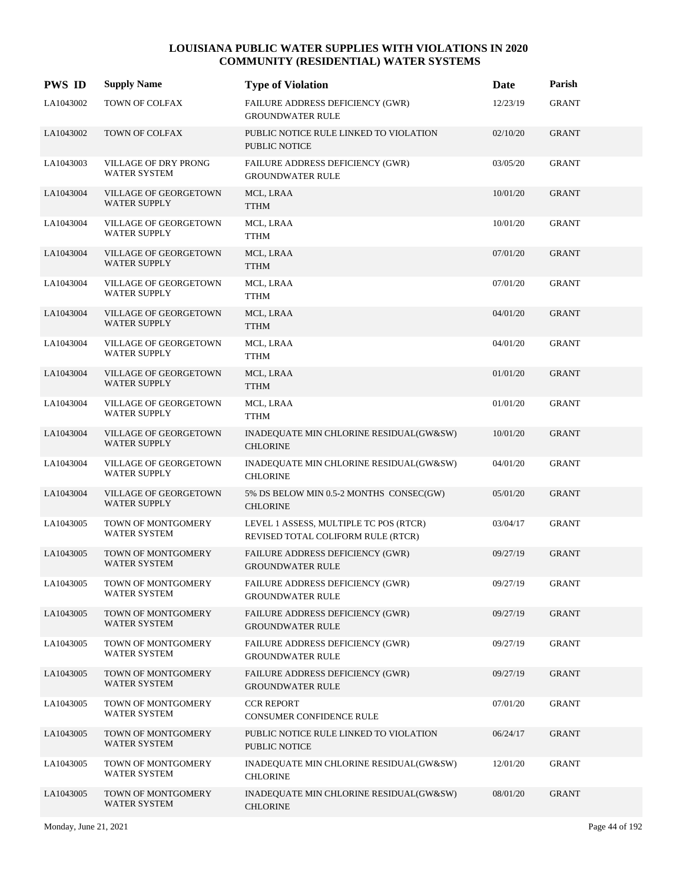# LOUISIANA PUBLIC WATER SUPPLIES WITH VIOLATIONS IN 2020
## COMMUNITY (RESIDENTIAL) WATER SYSTEMS

| PWS ID | Supply Name | Type of Violation | Date | Parish |
|---|---|---|---|---|
| LA1043002 | TOWN OF COLFAX | FAILURE ADDRESS DEFICIENCY (GWR) GROUNDWATER RULE | 12/23/19 | GRANT |
| LA1043002 | TOWN OF COLFAX | PUBLIC NOTICE RULE LINKED TO VIOLATION PUBLIC NOTICE | 02/10/20 | GRANT |
| LA1043003 | VILLAGE OF DRY PRONG WATER SYSTEM | FAILURE ADDRESS DEFICIENCY (GWR) GROUNDWATER RULE | 03/05/20 | GRANT |
| LA1043004 | VILLAGE OF GEORGETOWN WATER SUPPLY | MCL, LRAA TTHM | 10/01/20 | GRANT |
| LA1043004 | VILLAGE OF GEORGETOWN WATER SUPPLY | MCL, LRAA TTHM | 10/01/20 | GRANT |
| LA1043004 | VILLAGE OF GEORGETOWN WATER SUPPLY | MCL, LRAA TTHM | 07/01/20 | GRANT |
| LA1043004 | VILLAGE OF GEORGETOWN WATER SUPPLY | MCL, LRAA TTHM | 07/01/20 | GRANT |
| LA1043004 | VILLAGE OF GEORGETOWN WATER SUPPLY | MCL, LRAA TTHM | 04/01/20 | GRANT |
| LA1043004 | VILLAGE OF GEORGETOWN WATER SUPPLY | MCL, LRAA TTHM | 04/01/20 | GRANT |
| LA1043004 | VILLAGE OF GEORGETOWN WATER SUPPLY | MCL, LRAA TTHM | 01/01/20 | GRANT |
| LA1043004 | VILLAGE OF GEORGETOWN WATER SUPPLY | MCL, LRAA TTHM | 01/01/20 | GRANT |
| LA1043004 | VILLAGE OF GEORGETOWN WATER SUPPLY | INADEQUATE MIN CHLORINE RESIDUAL(GW&SW) CHLORINE | 10/01/20 | GRANT |
| LA1043004 | VILLAGE OF GEORGETOWN WATER SUPPLY | INADEQUATE MIN CHLORINE RESIDUAL(GW&SW) CHLORINE | 04/01/20 | GRANT |
| LA1043004 | VILLAGE OF GEORGETOWN WATER SUPPLY | 5% DS BELOW MIN 0.5-2 MONTHS CONSEC(GW) CHLORINE | 05/01/20 | GRANT |
| LA1043005 | TOWN OF MONTGOMERY WATER SYSTEM | LEVEL 1 ASSESS, MULTIPLE TC POS (RTCR) REVISED TOTAL COLIFORM RULE (RTCR) | 03/04/17 | GRANT |
| LA1043005 | TOWN OF MONTGOMERY WATER SYSTEM | FAILURE ADDRESS DEFICIENCY (GWR) GROUNDWATER RULE | 09/27/19 | GRANT |
| LA1043005 | TOWN OF MONTGOMERY WATER SYSTEM | FAILURE ADDRESS DEFICIENCY (GWR) GROUNDWATER RULE | 09/27/19 | GRANT |
| LA1043005 | TOWN OF MONTGOMERY WATER SYSTEM | FAILURE ADDRESS DEFICIENCY (GWR) GROUNDWATER RULE | 09/27/19 | GRANT |
| LA1043005 | TOWN OF MONTGOMERY WATER SYSTEM | FAILURE ADDRESS DEFICIENCY (GWR) GROUNDWATER RULE | 09/27/19 | GRANT |
| LA1043005 | TOWN OF MONTGOMERY WATER SYSTEM | FAILURE ADDRESS DEFICIENCY (GWR) GROUNDWATER RULE | 09/27/19 | GRANT |
| LA1043005 | TOWN OF MONTGOMERY WATER SYSTEM | CCR REPORT CONSUMER CONFIDENCE RULE | 07/01/20 | GRANT |
| LA1043005 | TOWN OF MONTGOMERY WATER SYSTEM | PUBLIC NOTICE RULE LINKED TO VIOLATION PUBLIC NOTICE | 06/24/17 | GRANT |
| LA1043005 | TOWN OF MONTGOMERY WATER SYSTEM | INADEQUATE MIN CHLORINE RESIDUAL(GW&SW) CHLORINE | 12/01/20 | GRANT |
| LA1043005 | TOWN OF MONTGOMERY WATER SYSTEM | INADEQUATE MIN CHLORINE RESIDUAL(GW&SW) CHLORINE | 08/01/20 | GRANT |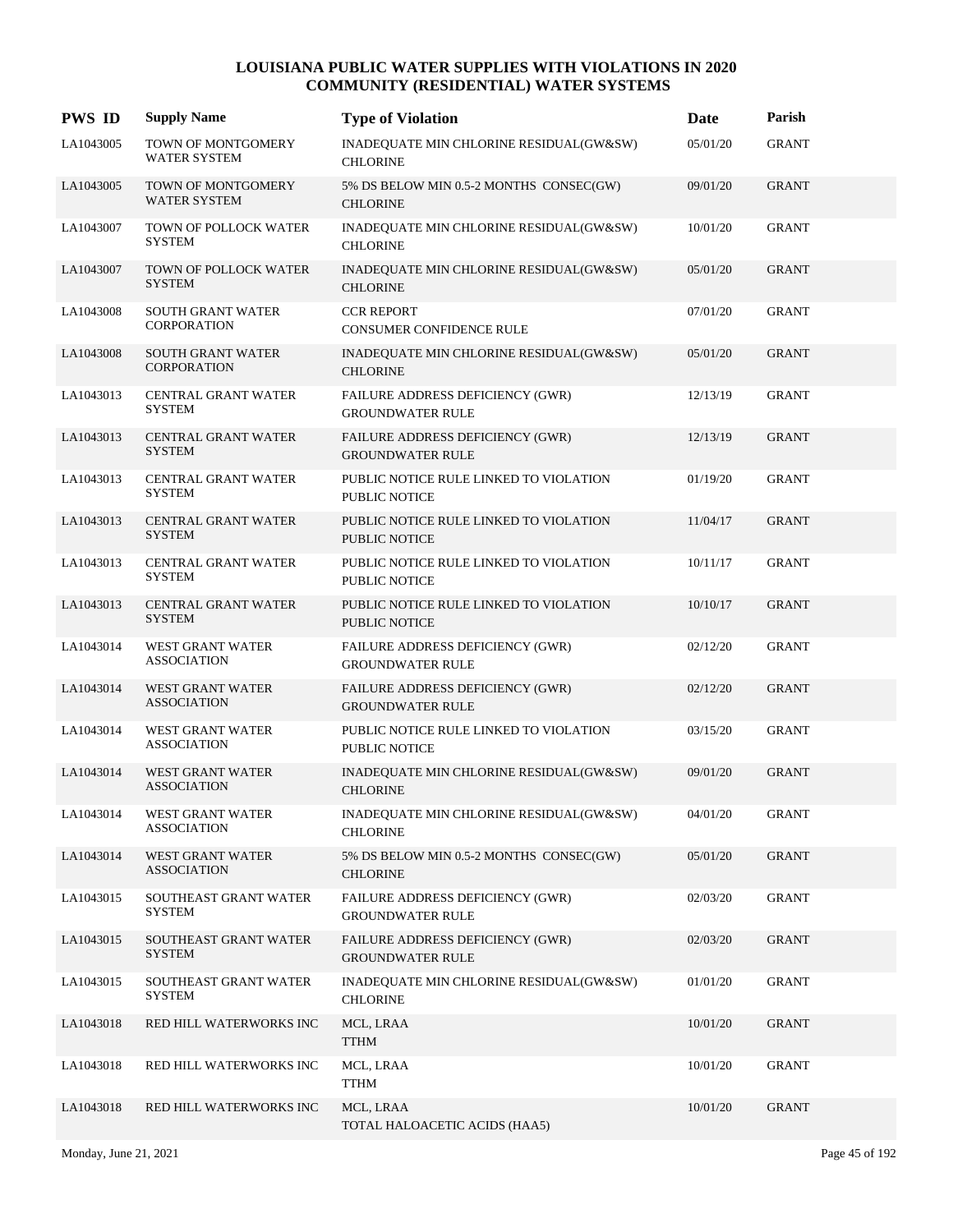# LOUISIANA PUBLIC WATER SUPPLIES WITH VIOLATIONS IN 2020
## COMMUNITY (RESIDENTIAL) WATER SYSTEMS

| PWS ID | Supply Name | Type of Violation | Date | Parish |
|---|---|---|---|---|
| LA1043005 | TOWN OF MONTGOMERY WATER SYSTEM | INADEQUATE MIN CHLORINE RESIDUAL(GW&SW) CHLORINE | 05/01/20 | GRANT |
| LA1043005 | TOWN OF MONTGOMERY WATER SYSTEM | 5% DS BELOW MIN 0.5-2 MONTHS CONSEC(GW) CHLORINE | 09/01/20 | GRANT |
| LA1043007 | TOWN OF POLLOCK WATER SYSTEM | INADEQUATE MIN CHLORINE RESIDUAL(GW&SW) CHLORINE | 10/01/20 | GRANT |
| LA1043007 | TOWN OF POLLOCK WATER SYSTEM | INADEQUATE MIN CHLORINE RESIDUAL(GW&SW) CHLORINE | 05/01/20 | GRANT |
| LA1043008 | SOUTH GRANT WATER CORPORATION | CCR REPORT CONSUMER CONFIDENCE RULE | 07/01/20 | GRANT |
| LA1043008 | SOUTH GRANT WATER CORPORATION | INADEQUATE MIN CHLORINE RESIDUAL(GW&SW) CHLORINE | 05/01/20 | GRANT |
| LA1043013 | CENTRAL GRANT WATER SYSTEM | FAILURE ADDRESS DEFICIENCY (GWR) GROUNDWATER RULE | 12/13/19 | GRANT |
| LA1043013 | CENTRAL GRANT WATER SYSTEM | FAILURE ADDRESS DEFICIENCY (GWR) GROUNDWATER RULE | 12/13/19 | GRANT |
| LA1043013 | CENTRAL GRANT WATER SYSTEM | PUBLIC NOTICE RULE LINKED TO VIOLATION PUBLIC NOTICE | 01/19/20 | GRANT |
| LA1043013 | CENTRAL GRANT WATER SYSTEM | PUBLIC NOTICE RULE LINKED TO VIOLATION PUBLIC NOTICE | 11/04/17 | GRANT |
| LA1043013 | CENTRAL GRANT WATER SYSTEM | PUBLIC NOTICE RULE LINKED TO VIOLATION PUBLIC NOTICE | 10/11/17 | GRANT |
| LA1043013 | CENTRAL GRANT WATER SYSTEM | PUBLIC NOTICE RULE LINKED TO VIOLATION PUBLIC NOTICE | 10/10/17 | GRANT |
| LA1043014 | WEST GRANT WATER ASSOCIATION | FAILURE ADDRESS DEFICIENCY (GWR) GROUNDWATER RULE | 02/12/20 | GRANT |
| LA1043014 | WEST GRANT WATER ASSOCIATION | FAILURE ADDRESS DEFICIENCY (GWR) GROUNDWATER RULE | 02/12/20 | GRANT |
| LA1043014 | WEST GRANT WATER ASSOCIATION | PUBLIC NOTICE RULE LINKED TO VIOLATION PUBLIC NOTICE | 03/15/20 | GRANT |
| LA1043014 | WEST GRANT WATER ASSOCIATION | INADEQUATE MIN CHLORINE RESIDUAL(GW&SW) CHLORINE | 09/01/20 | GRANT |
| LA1043014 | WEST GRANT WATER ASSOCIATION | INADEQUATE MIN CHLORINE RESIDUAL(GW&SW) CHLORINE | 04/01/20 | GRANT |
| LA1043014 | WEST GRANT WATER ASSOCIATION | 5% DS BELOW MIN 0.5-2 MONTHS CONSEC(GW) CHLORINE | 05/01/20 | GRANT |
| LA1043015 | SOUTHEAST GRANT WATER SYSTEM | FAILURE ADDRESS DEFICIENCY (GWR) GROUNDWATER RULE | 02/03/20 | GRANT |
| LA1043015 | SOUTHEAST GRANT WATER SYSTEM | FAILURE ADDRESS DEFICIENCY (GWR) GROUNDWATER RULE | 02/03/20 | GRANT |
| LA1043015 | SOUTHEAST GRANT WATER SYSTEM | INADEQUATE MIN CHLORINE RESIDUAL(GW&SW) CHLORINE | 01/01/20 | GRANT |
| LA1043018 | RED HILL WATERWORKS INC | MCL, LRAA TTHM | 10/01/20 | GRANT |
| LA1043018 | RED HILL WATERWORKS INC | MCL, LRAA TTHM | 10/01/20 | GRANT |
| LA1043018 | RED HILL WATERWORKS INC | MCL, LRAA TOTAL HALOACETIC ACIDS (HAA5) | 10/01/20 | GRANT |

Monday, June 21, 2021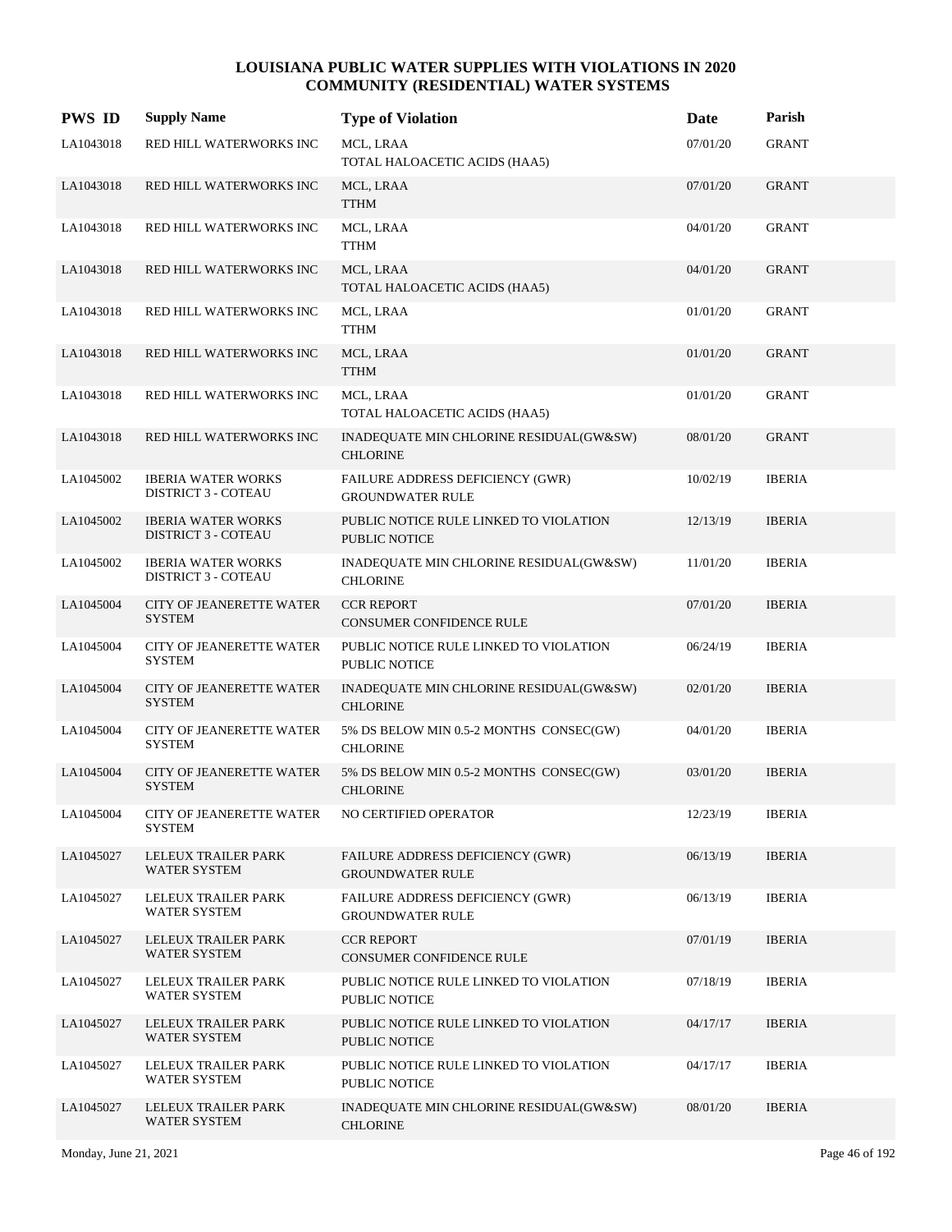# LOUISIANA PUBLIC WATER SUPPLIES WITH VIOLATIONS IN 2020
## COMMUNITY (RESIDENTIAL) WATER SYSTEMS

| PWS ID | Supply Name | Type of Violation | Date | Parish |
|---|---|---|---|---|
| LA1043018 | RED HILL WATERWORKS INC | MCL, LRAA<br>TOTAL HALOACETIC ACIDS (HAA5) | 07/01/20 | GRANT |
| LA1043018 | RED HILL WATERWORKS INC | MCL, LRAA<br>TTHM | 07/01/20 | GRANT |
| LA1043018 | RED HILL WATERWORKS INC | MCL, LRAA<br>TTHM | 04/01/20 | GRANT |
| LA1043018 | RED HILL WATERWORKS INC | MCL, LRAA<br>TOTAL HALOACETIC ACIDS (HAA5) | 04/01/20 | GRANT |
| LA1043018 | RED HILL WATERWORKS INC | MCL, LRAA<br>TTHM | 01/01/20 | GRANT |
| LA1043018 | RED HILL WATERWORKS INC | MCL, LRAA<br>TTHM | 01/01/20 | GRANT |
| LA1043018 | RED HILL WATERWORKS INC | MCL, LRAA<br>TOTAL HALOACETIC ACIDS (HAA5) | 01/01/20 | GRANT |
| LA1043018 | RED HILL WATERWORKS INC | INADEQUATE MIN CHLORINE RESIDUAL(GW&SW)<br>CHLORINE | 08/01/20 | GRANT |
| LA1045002 | IBERIA WATER WORKS DISTRICT 3 - COTEAU | FAILURE ADDRESS DEFICIENCY (GWR)<br>GROUNDWATER RULE | 10/02/19 | IBERIA |
| LA1045002 | IBERIA WATER WORKS DISTRICT 3 - COTEAU | PUBLIC NOTICE RULE LINKED TO VIOLATION<br>PUBLIC NOTICE | 12/13/19 | IBERIA |
| LA1045002 | IBERIA WATER WORKS DISTRICT 3 - COTEAU | INADEQUATE MIN CHLORINE RESIDUAL(GW&SW)<br>CHLORINE | 11/01/20 | IBERIA |
| LA1045004 | CITY OF JEANERETTE WATER SYSTEM | CCR REPORT<br>CONSUMER CONFIDENCE RULE | 07/01/20 | IBERIA |
| LA1045004 | CITY OF JEANERETTE WATER SYSTEM | PUBLIC NOTICE RULE LINKED TO VIOLATION<br>PUBLIC NOTICE | 06/24/19 | IBERIA |
| LA1045004 | CITY OF JEANERETTE WATER SYSTEM | INADEQUATE MIN CHLORINE RESIDUAL(GW&SW)<br>CHLORINE | 02/01/20 | IBERIA |
| LA1045004 | CITY OF JEANERETTE WATER SYSTEM | 5% DS BELOW MIN 0.5-2 MONTHS CONSEC(GW)<br>CHLORINE | 04/01/20 | IBERIA |
| LA1045004 | CITY OF JEANERETTE WATER SYSTEM | 5% DS BELOW MIN 0.5-2 MONTHS CONSEC(GW)<br>CHLORINE | 03/01/20 | IBERIA |
| LA1045004 | CITY OF JEANERETTE WATER SYSTEM | NO CERTIFIED OPERATOR | 12/23/19 | IBERIA |
| LA1045027 | LELEUX TRAILER PARK WATER SYSTEM | FAILURE ADDRESS DEFICIENCY (GWR)<br>GROUNDWATER RULE | 06/13/19 | IBERIA |
| LA1045027 | LELEUX TRAILER PARK WATER SYSTEM | FAILURE ADDRESS DEFICIENCY (GWR)<br>GROUNDWATER RULE | 06/13/19 | IBERIA |
| LA1045027 | LELEUX TRAILER PARK WATER SYSTEM | CCR REPORT<br>CONSUMER CONFIDENCE RULE | 07/01/19 | IBERIA |
| LA1045027 | LELEUX TRAILER PARK WATER SYSTEM | PUBLIC NOTICE RULE LINKED TO VIOLATION<br>PUBLIC NOTICE | 07/18/19 | IBERIA |
| LA1045027 | LELEUX TRAILER PARK WATER SYSTEM | PUBLIC NOTICE RULE LINKED TO VIOLATION<br>PUBLIC NOTICE | 04/17/17 | IBERIA |
| LA1045027 | LELEUX TRAILER PARK WATER SYSTEM | PUBLIC NOTICE RULE LINKED TO VIOLATION<br>PUBLIC NOTICE | 04/17/17 | IBERIA |
| LA1045027 | LELEUX TRAILER PARK WATER SYSTEM | INADEQUATE MIN CHLORINE RESIDUAL(GW&SW)<br>CHLORINE | 08/01/20 | IBERIA |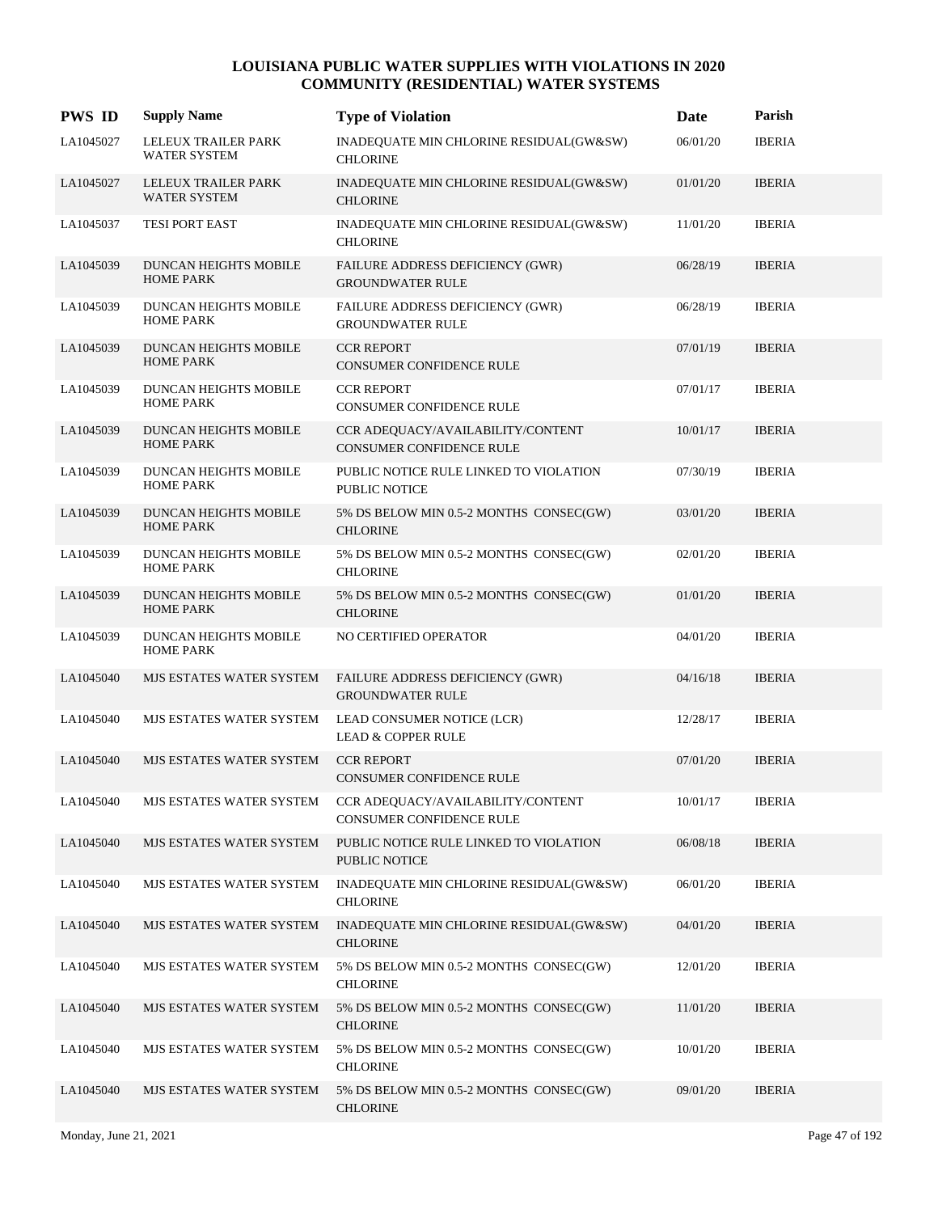# LOUISIANA PUBLIC WATER SUPPLIES WITH VIOLATIONS IN 2020
## COMMUNITY (RESIDENTIAL) WATER SYSTEMS

| PWS ID | Supply Name | Type of Violation | Date | Parish |
|---|---|---|---|---|
| LA1045027 | LELEUX TRAILER PARK WATER SYSTEM | INADEQUATE MIN CHLORINE RESIDUAL(GW&SW) CHLORINE | 06/01/20 | IBERIA |
| LA1045027 | LELEUX TRAILER PARK WATER SYSTEM | INADEQUATE MIN CHLORINE RESIDUAL(GW&SW) CHLORINE | 01/01/20 | IBERIA |
| LA1045037 | TESI PORT EAST | INADEQUATE MIN CHLORINE RESIDUAL(GW&SW) CHLORINE | 11/01/20 | IBERIA |
| LA1045039 | DUNCAN HEIGHTS MOBILE HOME PARK | FAILURE ADDRESS DEFICIENCY (GWR) GROUNDWATER RULE | 06/28/19 | IBERIA |
| LA1045039 | DUNCAN HEIGHTS MOBILE HOME PARK | FAILURE ADDRESS DEFICIENCY (GWR) GROUNDWATER RULE | 06/28/19 | IBERIA |
| LA1045039 | DUNCAN HEIGHTS MOBILE HOME PARK | CCR REPORT CONSUMER CONFIDENCE RULE | 07/01/19 | IBERIA |
| LA1045039 | DUNCAN HEIGHTS MOBILE HOME PARK | CCR REPORT CONSUMER CONFIDENCE RULE | 07/01/17 | IBERIA |
| LA1045039 | DUNCAN HEIGHTS MOBILE HOME PARK | CCR ADEQUACY/AVAILABILITY/CONTENT CONSUMER CONFIDENCE RULE | 10/01/17 | IBERIA |
| LA1045039 | DUNCAN HEIGHTS MOBILE HOME PARK | PUBLIC NOTICE RULE LINKED TO VIOLATION PUBLIC NOTICE | 07/30/19 | IBERIA |
| LA1045039 | DUNCAN HEIGHTS MOBILE HOME PARK | 5% DS BELOW MIN 0.5-2 MONTHS CONSEC(GW) CHLORINE | 03/01/20 | IBERIA |
| LA1045039 | DUNCAN HEIGHTS MOBILE HOME PARK | 5% DS BELOW MIN 0.5-2 MONTHS CONSEC(GW) CHLORINE | 02/01/20 | IBERIA |
| LA1045039 | DUNCAN HEIGHTS MOBILE HOME PARK | 5% DS BELOW MIN 0.5-2 MONTHS CONSEC(GW) CHLORINE | 01/01/20 | IBERIA |
| LA1045039 | DUNCAN HEIGHTS MOBILE HOME PARK | NO CERTIFIED OPERATOR | 04/01/20 | IBERIA |
| LA1045040 | MJS ESTATES WATER SYSTEM | FAILURE ADDRESS DEFICIENCY (GWR) GROUNDWATER RULE | 04/16/18 | IBERIA |
| LA1045040 | MJS ESTATES WATER SYSTEM | LEAD CONSUMER NOTICE (LCR) LEAD & COPPER RULE | 12/28/17 | IBERIA |
| LA1045040 | MJS ESTATES WATER SYSTEM | CCR REPORT CONSUMER CONFIDENCE RULE | 07/01/20 | IBERIA |
| LA1045040 | MJS ESTATES WATER SYSTEM | CCR ADEQUACY/AVAILABILITY/CONTENT CONSUMER CONFIDENCE RULE | 10/01/17 | IBERIA |
| LA1045040 | MJS ESTATES WATER SYSTEM | PUBLIC NOTICE RULE LINKED TO VIOLATION PUBLIC NOTICE | 06/08/18 | IBERIA |
| LA1045040 | MJS ESTATES WATER SYSTEM | INADEQUATE MIN CHLORINE RESIDUAL(GW&SW) CHLORINE | 06/01/20 | IBERIA |
| LA1045040 | MJS ESTATES WATER SYSTEM | INADEQUATE MIN CHLORINE RESIDUAL(GW&SW) CHLORINE | 04/01/20 | IBERIA |
| LA1045040 | MJS ESTATES WATER SYSTEM | 5% DS BELOW MIN 0.5-2 MONTHS CONSEC(GW) CHLORINE | 12/01/20 | IBERIA |
| LA1045040 | MJS ESTATES WATER SYSTEM | 5% DS BELOW MIN 0.5-2 MONTHS CONSEC(GW) CHLORINE | 11/01/20 | IBERIA |
| LA1045040 | MJS ESTATES WATER SYSTEM | 5% DS BELOW MIN 0.5-2 MONTHS CONSEC(GW) CHLORINE | 10/01/20 | IBERIA |
| LA1045040 | MJS ESTATES WATER SYSTEM | 5% DS BELOW MIN 0.5-2 MONTHS CONSEC(GW) CHLORINE | 09/01/20 | IBERIA |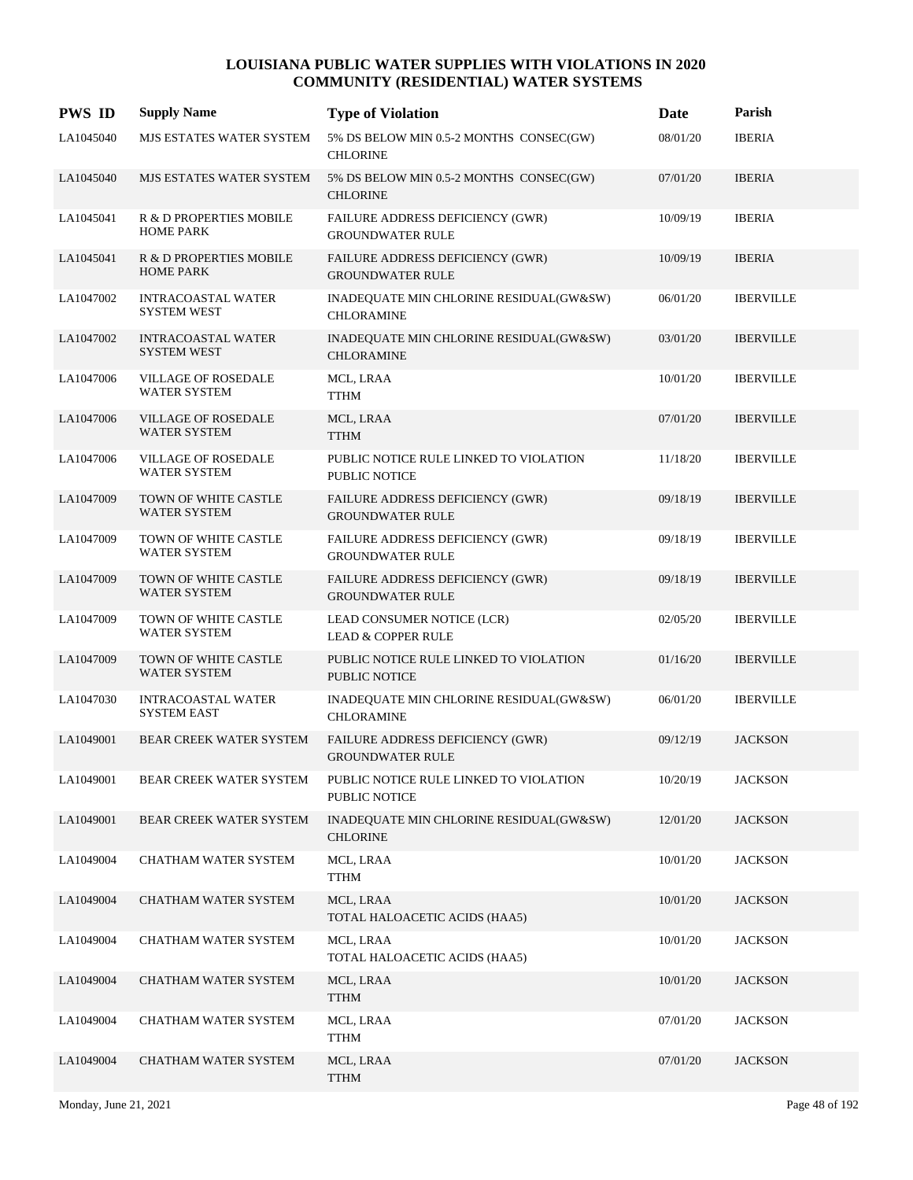# LOUISIANA PUBLIC WATER SUPPLIES WITH VIOLATIONS IN 2020
## COMMUNITY (RESIDENTIAL) WATER SYSTEMS

| PWS ID | Supply Name | Type of Violation | Date | Parish |
|---|---|---|---|---|
| LA1045040 | MJS ESTATES WATER SYSTEM | 5% DS BELOW MIN 0.5-2 MONTHS CONSEC(GW) CHLORINE | 08/01/20 | IBERIA |
| LA1045040 | MJS ESTATES WATER SYSTEM | 5% DS BELOW MIN 0.5-2 MONTHS CONSEC(GW) CHLORINE | 07/01/20 | IBERIA |
| LA1045041 | R & D PROPERTIES MOBILE HOME PARK | FAILURE ADDRESS DEFICIENCY (GWR) GROUNDWATER RULE | 10/09/19 | IBERIA |
| LA1045041 | R & D PROPERTIES MOBILE HOME PARK | FAILURE ADDRESS DEFICIENCY (GWR) GROUNDWATER RULE | 10/09/19 | IBERIA |
| LA1047002 | INTRACOASTAL WATER SYSTEM WEST | INADEQUATE MIN CHLORINE RESIDUAL(GW&SW) CHLORAMINE | 06/01/20 | IBERVILLE |
| LA1047002 | INTRACOASTAL WATER SYSTEM WEST | INADEQUATE MIN CHLORINE RESIDUAL(GW&SW) CHLORAMINE | 03/01/20 | IBERVILLE |
| LA1047006 | VILLAGE OF ROSEDALE WATER SYSTEM | MCL, LRAA TTHM | 10/01/20 | IBERVILLE |
| LA1047006 | VILLAGE OF ROSEDALE WATER SYSTEM | MCL, LRAA TTHM | 07/01/20 | IBERVILLE |
| LA1047006 | VILLAGE OF ROSEDALE WATER SYSTEM | PUBLIC NOTICE RULE LINKED TO VIOLATION PUBLIC NOTICE | 11/18/20 | IBERVILLE |
| LA1047009 | TOWN OF WHITE CASTLE WATER SYSTEM | FAILURE ADDRESS DEFICIENCY (GWR) GROUNDWATER RULE | 09/18/19 | IBERVILLE |
| LA1047009 | TOWN OF WHITE CASTLE WATER SYSTEM | FAILURE ADDRESS DEFICIENCY (GWR) GROUNDWATER RULE | 09/18/19 | IBERVILLE |
| LA1047009 | TOWN OF WHITE CASTLE WATER SYSTEM | FAILURE ADDRESS DEFICIENCY (GWR) GROUNDWATER RULE | 09/18/19 | IBERVILLE |
| LA1047009 | TOWN OF WHITE CASTLE WATER SYSTEM | LEAD CONSUMER NOTICE (LCR) LEAD & COPPER RULE | 02/05/20 | IBERVILLE |
| LA1047009 | TOWN OF WHITE CASTLE WATER SYSTEM | PUBLIC NOTICE RULE LINKED TO VIOLATION PUBLIC NOTICE | 01/16/20 | IBERVILLE |
| LA1047030 | INTRACOASTAL WATER SYSTEM EAST | INADEQUATE MIN CHLORINE RESIDUAL(GW&SW) CHLORAMINE | 06/01/20 | IBERVILLE |
| LA1049001 | BEAR CREEK WATER SYSTEM | FAILURE ADDRESS DEFICIENCY (GWR) GROUNDWATER RULE | 09/12/19 | JACKSON |
| LA1049001 | BEAR CREEK WATER SYSTEM | PUBLIC NOTICE RULE LINKED TO VIOLATION PUBLIC NOTICE | 10/20/19 | JACKSON |
| LA1049001 | BEAR CREEK WATER SYSTEM | INADEQUATE MIN CHLORINE RESIDUAL(GW&SW) CHLORINE | 12/01/20 | JACKSON |
| LA1049004 | CHATHAM WATER SYSTEM | MCL, LRAA TTHM | 10/01/20 | JACKSON |
| LA1049004 | CHATHAM WATER SYSTEM | MCL, LRAA TOTAL HALOACETIC ACIDS (HAA5) | 10/01/20 | JACKSON |
| LA1049004 | CHATHAM WATER SYSTEM | MCL, LRAA TOTAL HALOACETIC ACIDS (HAA5) | 10/01/20 | JACKSON |
| LA1049004 | CHATHAM WATER SYSTEM | MCL, LRAA TTHM | 10/01/20 | JACKSON |
| LA1049004 | CHATHAM WATER SYSTEM | MCL, LRAA TTHM | 07/01/20 | JACKSON |
| LA1049004 | CHATHAM WATER SYSTEM | MCL, LRAA TTHM | 07/01/20 | JACKSON |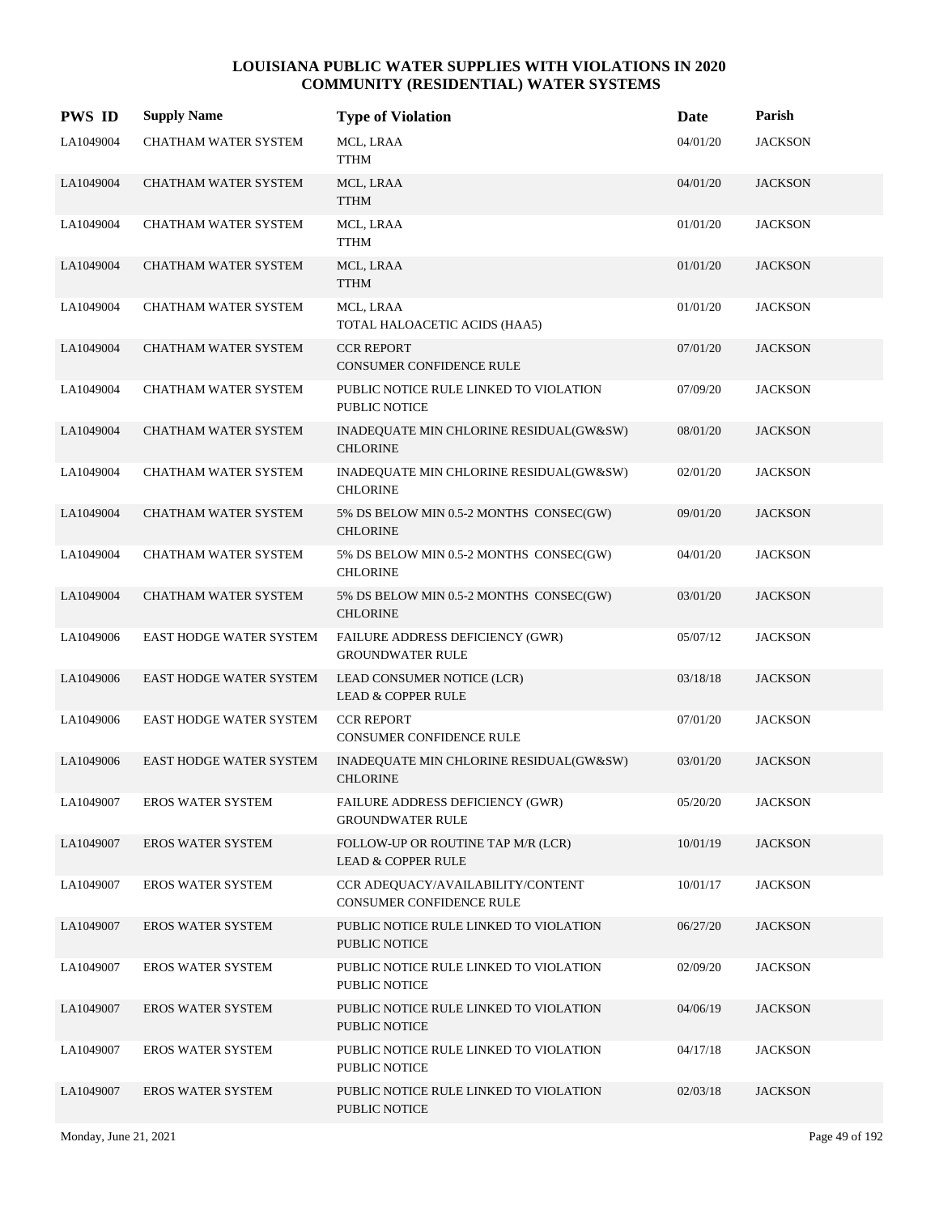# LOUISIANA PUBLIC WATER SUPPLIES WITH VIOLATIONS IN 2020
## COMMUNITY (RESIDENTIAL) WATER SYSTEMS

| PWS ID | Supply Name | Type of Violation | Date | Parish |
|---|---|---|---|---|
| LA1049004 | CHATHAM WATER SYSTEM | MCL, LRAA<br>TTHM | 04/01/20 | JACKSON |
| LA1049004 | CHATHAM WATER SYSTEM | MCL, LRAA<br>TTHM | 04/01/20 | JACKSON |
| LA1049004 | CHATHAM WATER SYSTEM | MCL, LRAA<br>TTHM | 01/01/20 | JACKSON |
| LA1049004 | CHATHAM WATER SYSTEM | MCL, LRAA<br>TTHM | 01/01/20 | JACKSON |
| LA1049004 | CHATHAM WATER SYSTEM | MCL, LRAA<br>TOTAL HALOACETIC ACIDS (HAA5) | 01/01/20 | JACKSON |
| LA1049004 | CHATHAM WATER SYSTEM | CCR REPORT<br>CONSUMER CONFIDENCE RULE | 07/01/20 | JACKSON |
| LA1049004 | CHATHAM WATER SYSTEM | PUBLIC NOTICE RULE LINKED TO VIOLATION<br>PUBLIC NOTICE | 07/09/20 | JACKSON |
| LA1049004 | CHATHAM WATER SYSTEM | INADEQUATE MIN CHLORINE RESIDUAL(GW&SW)<br>CHLORINE | 08/01/20 | JACKSON |
| LA1049004 | CHATHAM WATER SYSTEM | INADEQUATE MIN CHLORINE RESIDUAL(GW&SW)<br>CHLORINE | 02/01/20 | JACKSON |
| LA1049004 | CHATHAM WATER SYSTEM | 5% DS BELOW MIN 0.5-2 MONTHS CONSEC(GW)<br>CHLORINE | 09/01/20 | JACKSON |
| LA1049004 | CHATHAM WATER SYSTEM | 5% DS BELOW MIN 0.5-2 MONTHS CONSEC(GW)<br>CHLORINE | 04/01/20 | JACKSON |
| LA1049004 | CHATHAM WATER SYSTEM | 5% DS BELOW MIN 0.5-2 MONTHS CONSEC(GW)<br>CHLORINE | 03/01/20 | JACKSON |
| LA1049006 | EAST HODGE WATER SYSTEM | FAILURE ADDRESS DEFICIENCY (GWR)<br>GROUNDWATER RULE | 05/07/12 | JACKSON |
| LA1049006 | EAST HODGE WATER SYSTEM | LEAD CONSUMER NOTICE (LCR)<br>LEAD & COPPER RULE | 03/18/18 | JACKSON |
| LA1049006 | EAST HODGE WATER SYSTEM | CCR REPORT<br>CONSUMER CONFIDENCE RULE | 07/01/20 | JACKSON |
| LA1049006 | EAST HODGE WATER SYSTEM | INADEQUATE MIN CHLORINE RESIDUAL(GW&SW)<br>CHLORINE | 03/01/20 | JACKSON |
| LA1049007 | EROS WATER SYSTEM | FAILURE ADDRESS DEFICIENCY (GWR)<br>GROUNDWATER RULE | 05/20/20 | JACKSON |
| LA1049007 | EROS WATER SYSTEM | FOLLOW-UP OR ROUTINE TAP M/R (LCR)<br>LEAD & COPPER RULE | 10/01/19 | JACKSON |
| LA1049007 | EROS WATER SYSTEM | CCR ADEQUACY/AVAILABILITY/CONTENT<br>CONSUMER CONFIDENCE RULE | 10/01/17 | JACKSON |
| LA1049007 | EROS WATER SYSTEM | PUBLIC NOTICE RULE LINKED TO VIOLATION<br>PUBLIC NOTICE | 06/27/20 | JACKSON |
| LA1049007 | EROS WATER SYSTEM | PUBLIC NOTICE RULE LINKED TO VIOLATION<br>PUBLIC NOTICE | 02/09/20 | JACKSON |
| LA1049007 | EROS WATER SYSTEM | PUBLIC NOTICE RULE LINKED TO VIOLATION<br>PUBLIC NOTICE | 04/06/19 | JACKSON |
| LA1049007 | EROS WATER SYSTEM | PUBLIC NOTICE RULE LINKED TO VIOLATION<br>PUBLIC NOTICE | 04/17/18 | JACKSON |
| LA1049007 | EROS WATER SYSTEM | PUBLIC NOTICE RULE LINKED TO VIOLATION<br>PUBLIC NOTICE | 02/03/18 | JACKSON |

Monday, June 21, 2021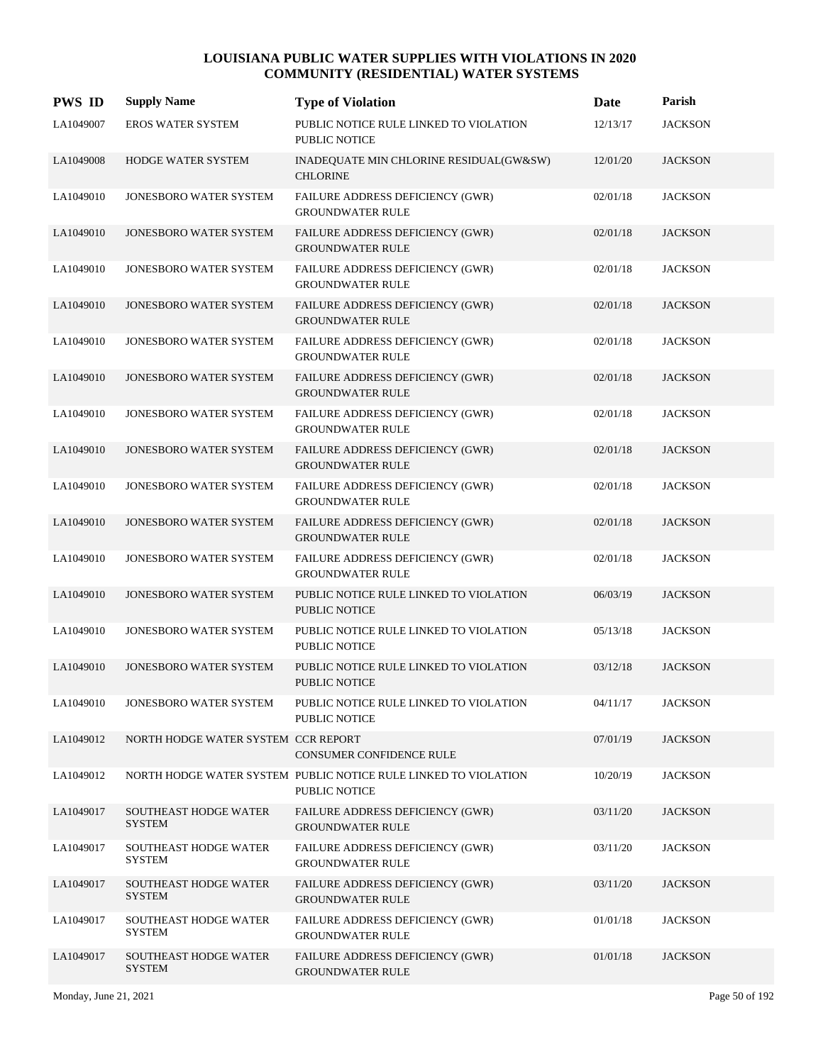# LOUISIANA PUBLIC WATER SUPPLIES WITH VIOLATIONS IN 2020
## COMMUNITY (RESIDENTIAL) WATER SYSTEMS

| PWS ID | Supply Name | Type of Violation | Date | Parish |
|---|---|---|---|---|
| LA1049007 | EROS WATER SYSTEM | PUBLIC NOTICE RULE LINKED TO VIOLATION PUBLIC NOTICE | 12/13/17 | JACKSON |
| LA1049008 | HODGE WATER SYSTEM | INADEQUATE MIN CHLORINE RESIDUAL(GW&SW) CHLORINE | 12/01/20 | JACKSON |
| LA1049010 | JONESBORO WATER SYSTEM | FAILURE ADDRESS DEFICIENCY (GWR) GROUNDWATER RULE | 02/01/18 | JACKSON |
| LA1049010 | JONESBORO WATER SYSTEM | FAILURE ADDRESS DEFICIENCY (GWR) GROUNDWATER RULE | 02/01/18 | JACKSON |
| LA1049010 | JONESBORO WATER SYSTEM | FAILURE ADDRESS DEFICIENCY (GWR) GROUNDWATER RULE | 02/01/18 | JACKSON |
| LA1049010 | JONESBORO WATER SYSTEM | FAILURE ADDRESS DEFICIENCY (GWR) GROUNDWATER RULE | 02/01/18 | JACKSON |
| LA1049010 | JONESBORO WATER SYSTEM | FAILURE ADDRESS DEFICIENCY (GWR) GROUNDWATER RULE | 02/01/18 | JACKSON |
| LA1049010 | JONESBORO WATER SYSTEM | FAILURE ADDRESS DEFICIENCY (GWR) GROUNDWATER RULE | 02/01/18 | JACKSON |
| LA1049010 | JONESBORO WATER SYSTEM | FAILURE ADDRESS DEFICIENCY (GWR) GROUNDWATER RULE | 02/01/18 | JACKSON |
| LA1049010 | JONESBORO WATER SYSTEM | FAILURE ADDRESS DEFICIENCY (GWR) GROUNDWATER RULE | 02/01/18 | JACKSON |
| LA1049010 | JONESBORO WATER SYSTEM | FAILURE ADDRESS DEFICIENCY (GWR) GROUNDWATER RULE | 02/01/18 | JACKSON |
| LA1049010 | JONESBORO WATER SYSTEM | FAILURE ADDRESS DEFICIENCY (GWR) GROUNDWATER RULE | 02/01/18 | JACKSON |
| LA1049010 | JONESBORO WATER SYSTEM | FAILURE ADDRESS DEFICIENCY (GWR) GROUNDWATER RULE | 02/01/18 | JACKSON |
| LA1049010 | JONESBORO WATER SYSTEM | PUBLIC NOTICE RULE LINKED TO VIOLATION PUBLIC NOTICE | 06/03/19 | JACKSON |
| LA1049010 | JONESBORO WATER SYSTEM | PUBLIC NOTICE RULE LINKED TO VIOLATION PUBLIC NOTICE | 05/13/18 | JACKSON |
| LA1049010 | JONESBORO WATER SYSTEM | PUBLIC NOTICE RULE LINKED TO VIOLATION PUBLIC NOTICE | 03/12/18 | JACKSON |
| LA1049010 | JONESBORO WATER SYSTEM | PUBLIC NOTICE RULE LINKED TO VIOLATION PUBLIC NOTICE | 04/11/17 | JACKSON |
| LA1049012 | NORTH HODGE WATER SYSTEM | CCR REPORT CONSUMER CONFIDENCE RULE | 07/01/19 | JACKSON |
| LA1049012 | NORTH HODGE WATER SYSTEM | PUBLIC NOTICE RULE LINKED TO VIOLATION PUBLIC NOTICE | 10/20/19 | JACKSON |
| LA1049017 | SOUTHEAST HODGE WATER SYSTEM | FAILURE ADDRESS DEFICIENCY (GWR) GROUNDWATER RULE | 03/11/20 | JACKSON |
| LA1049017 | SOUTHEAST HODGE WATER SYSTEM | FAILURE ADDRESS DEFICIENCY (GWR) GROUNDWATER RULE | 03/11/20 | JACKSON |
| LA1049017 | SOUTHEAST HODGE WATER SYSTEM | FAILURE ADDRESS DEFICIENCY (GWR) GROUNDWATER RULE | 03/11/20 | JACKSON |
| LA1049017 | SOUTHEAST HODGE WATER SYSTEM | FAILURE ADDRESS DEFICIENCY (GWR) GROUNDWATER RULE | 01/01/18 | JACKSON |
| LA1049017 | SOUTHEAST HODGE WATER SYSTEM | FAILURE ADDRESS DEFICIENCY (GWR) GROUNDWATER RULE | 01/01/18 | JACKSON |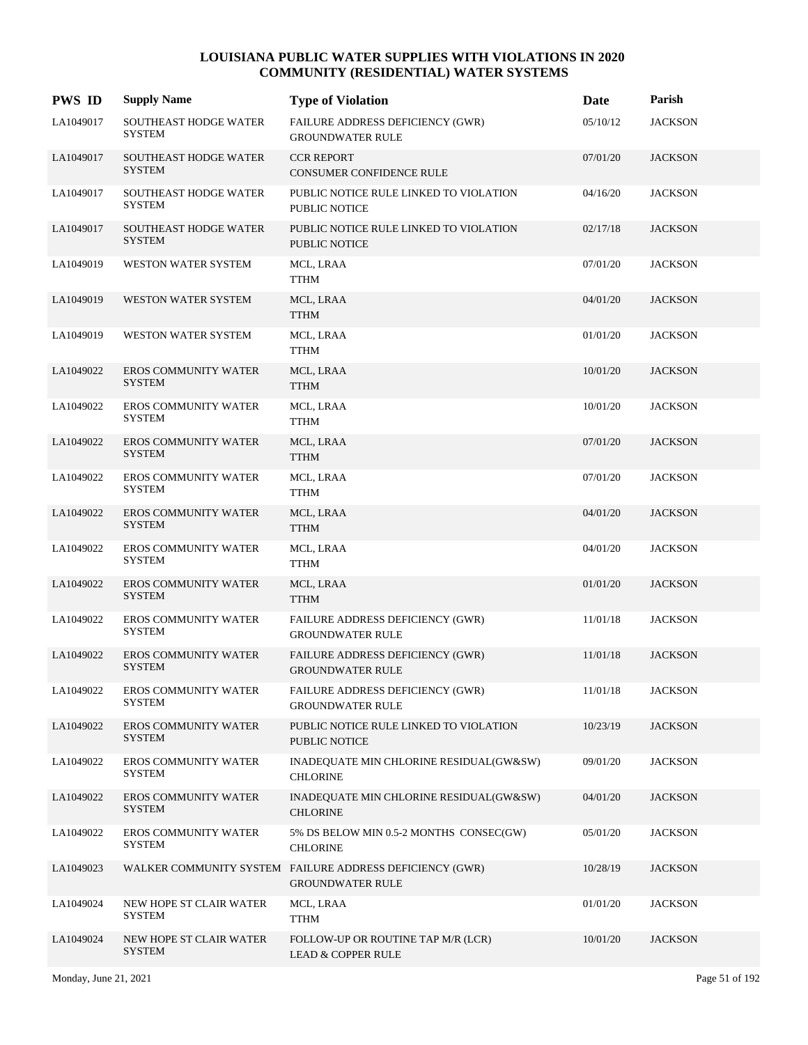# LOUISIANA PUBLIC WATER SUPPLIES WITH VIOLATIONS IN 2020
## COMMUNITY (RESIDENTIAL) WATER SYSTEMS

| PWS ID | Supply Name | Type of Violation | Date | Parish |
|---|---|---|---|---|
| LA1049017 | SOUTHEAST HODGE WATER SYSTEM | FAILURE ADDRESS DEFICIENCY (GWR) GROUNDWATER RULE | 05/10/12 | JACKSON |
| LA1049017 | SOUTHEAST HODGE WATER SYSTEM | CCR REPORT CONSUMER CONFIDENCE RULE | 07/01/20 | JACKSON |
| LA1049017 | SOUTHEAST HODGE WATER SYSTEM | PUBLIC NOTICE RULE LINKED TO VIOLATION PUBLIC NOTICE | 04/16/20 | JACKSON |
| LA1049017 | SOUTHEAST HODGE WATER SYSTEM | PUBLIC NOTICE RULE LINKED TO VIOLATION PUBLIC NOTICE | 02/17/18 | JACKSON |
| LA1049019 | WESTON WATER SYSTEM | MCL, LRAA TTHM | 07/01/20 | JACKSON |
| LA1049019 | WESTON WATER SYSTEM | MCL, LRAA TTHM | 04/01/20 | JACKSON |
| LA1049019 | WESTON WATER SYSTEM | MCL, LRAA TTHM | 01/01/20 | JACKSON |
| LA1049022 | EROS COMMUNITY WATER SYSTEM | MCL, LRAA TTHM | 10/01/20 | JACKSON |
| LA1049022 | EROS COMMUNITY WATER SYSTEM | MCL, LRAA TTHM | 10/01/20 | JACKSON |
| LA1049022 | EROS COMMUNITY WATER SYSTEM | MCL, LRAA TTHM | 07/01/20 | JACKSON |
| LA1049022 | EROS COMMUNITY WATER SYSTEM | MCL, LRAA TTHM | 07/01/20 | JACKSON |
| LA1049022 | EROS COMMUNITY WATER SYSTEM | MCL, LRAA TTHM | 04/01/20 | JACKSON |
| LA1049022 | EROS COMMUNITY WATER SYSTEM | MCL, LRAA TTHM | 04/01/20 | JACKSON |
| LA1049022 | EROS COMMUNITY WATER SYSTEM | MCL, LRAA TTHM | 01/01/20 | JACKSON |
| LA1049022 | EROS COMMUNITY WATER SYSTEM | FAILURE ADDRESS DEFICIENCY (GWR) GROUNDWATER RULE | 11/01/18 | JACKSON |
| LA1049022 | EROS COMMUNITY WATER SYSTEM | FAILURE ADDRESS DEFICIENCY (GWR) GROUNDWATER RULE | 11/01/18 | JACKSON |
| LA1049022 | EROS COMMUNITY WATER SYSTEM | FAILURE ADDRESS DEFICIENCY (GWR) GROUNDWATER RULE | 11/01/18 | JACKSON |
| LA1049022 | EROS COMMUNITY WATER SYSTEM | PUBLIC NOTICE RULE LINKED TO VIOLATION PUBLIC NOTICE | 10/23/19 | JACKSON |
| LA1049022 | EROS COMMUNITY WATER SYSTEM | INADEQUATE MIN CHLORINE RESIDUAL(GW&SW) CHLORINE | 09/01/20 | JACKSON |
| LA1049022 | EROS COMMUNITY WATER SYSTEM | INADEQUATE MIN CHLORINE RESIDUAL(GW&SW) CHLORINE | 04/01/20 | JACKSON |
| LA1049022 | EROS COMMUNITY WATER SYSTEM | 5% DS BELOW MIN 0.5-2 MONTHS CONSEC(GW) CHLORINE | 05/01/20 | JACKSON |
| LA1049023 | WALKER COMMUNITY SYSTEM | FAILURE ADDRESS DEFICIENCY (GWR) GROUNDWATER RULE | 10/28/19 | JACKSON |
| LA1049024 | NEW HOPE ST CLAIR WATER SYSTEM | MCL, LRAA TTHM | 01/01/20 | JACKSON |
| LA1049024 | NEW HOPE ST CLAIR WATER SYSTEM | FOLLOW-UP OR ROUTINE TAP M/R (LCR) LEAD & COPPER RULE | 10/01/20 | JACKSON |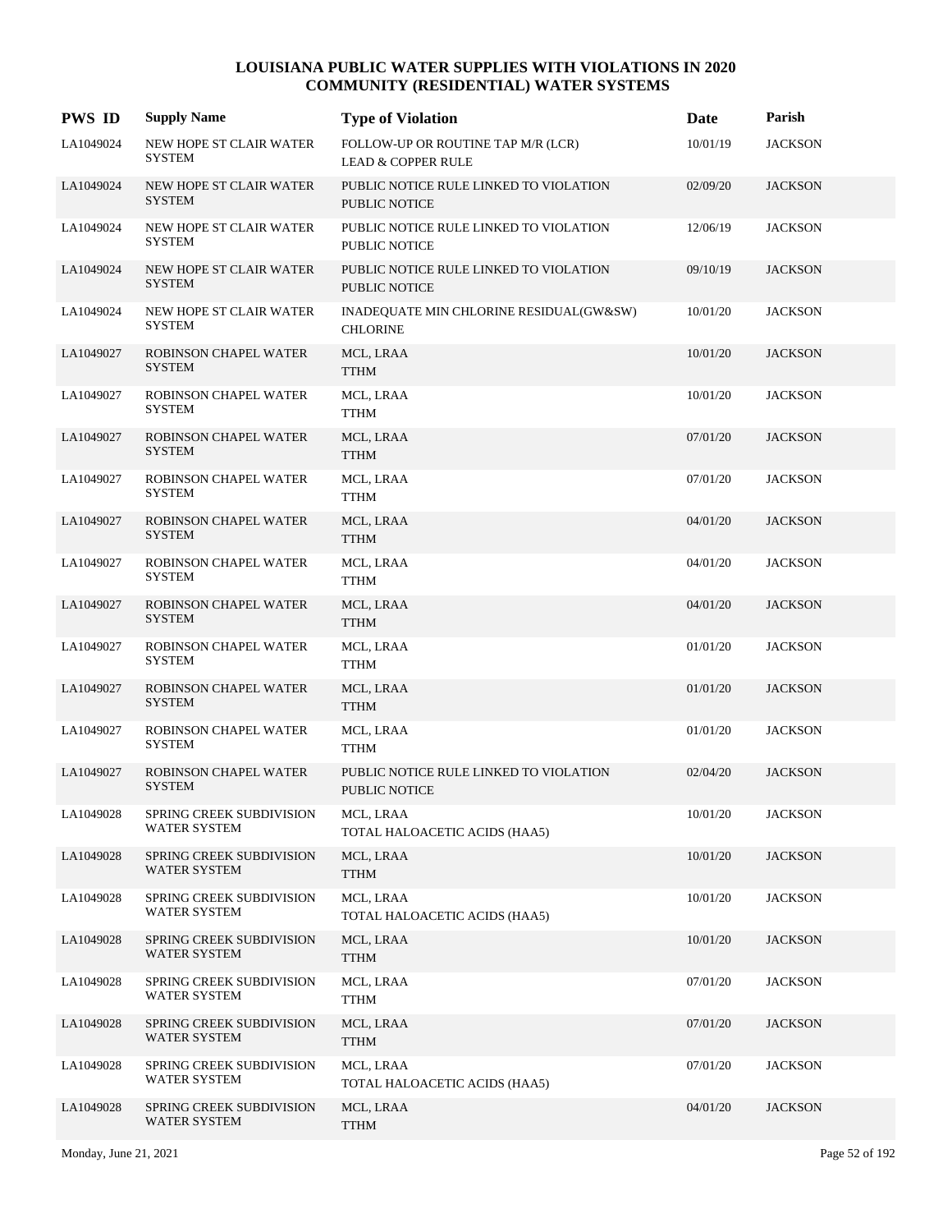# LOUISIANA PUBLIC WATER SUPPLIES WITH VIOLATIONS IN 2020
## COMMUNITY (RESIDENTIAL) WATER SYSTEMS

| PWS ID | Supply Name | Type of Violation | Date | Parish |
|---|---|---|---|---|
| LA1049024 | NEW HOPE ST CLAIR WATER SYSTEM | FOLLOW-UP OR ROUTINE TAP M/R (LCR)<br>LEAD & COPPER RULE | 10/01/19 | JACKSON |
| LA1049024 | NEW HOPE ST CLAIR WATER SYSTEM | PUBLIC NOTICE RULE LINKED TO VIOLATION<br>PUBLIC NOTICE | 02/09/20 | JACKSON |
| LA1049024 | NEW HOPE ST CLAIR WATER SYSTEM | PUBLIC NOTICE RULE LINKED TO VIOLATION<br>PUBLIC NOTICE | 12/06/19 | JACKSON |
| LA1049024 | NEW HOPE ST CLAIR WATER SYSTEM | PUBLIC NOTICE RULE LINKED TO VIOLATION<br>PUBLIC NOTICE | 09/10/19 | JACKSON |
| LA1049024 | NEW HOPE ST CLAIR WATER SYSTEM | INADEQUATE MIN CHLORINE RESIDUAL(GW&SW)<br>CHLORINE | 10/01/20 | JACKSON |
| LA1049027 | ROBINSON CHAPEL WATER SYSTEM | MCL, LRAA<br>TTHM | 10/01/20 | JACKSON |
| LA1049027 | ROBINSON CHAPEL WATER SYSTEM | MCL, LRAA<br>TTHM | 10/01/20 | JACKSON |
| LA1049027 | ROBINSON CHAPEL WATER SYSTEM | MCL, LRAA<br>TTHM | 07/01/20 | JACKSON |
| LA1049027 | ROBINSON CHAPEL WATER SYSTEM | MCL, LRAA<br>TTHM | 07/01/20 | JACKSON |
| LA1049027 | ROBINSON CHAPEL WATER SYSTEM | MCL, LRAA<br>TTHM | 04/01/20 | JACKSON |
| LA1049027 | ROBINSON CHAPEL WATER SYSTEM | MCL, LRAA<br>TTHM | 04/01/20 | JACKSON |
| LA1049027 | ROBINSON CHAPEL WATER SYSTEM | MCL, LRAA<br>TTHM | 04/01/20 | JACKSON |
| LA1049027 | ROBINSON CHAPEL WATER SYSTEM | MCL, LRAA<br>TTHM | 01/01/20 | JACKSON |
| LA1049027 | ROBINSON CHAPEL WATER SYSTEM | MCL, LRAA<br>TTHM | 01/01/20 | JACKSON |
| LA1049027 | ROBINSON CHAPEL WATER SYSTEM | MCL, LRAA<br>TTHM | 01/01/20 | JACKSON |
| LA1049027 | ROBINSON CHAPEL WATER SYSTEM | PUBLIC NOTICE RULE LINKED TO VIOLATION<br>PUBLIC NOTICE | 02/04/20 | JACKSON |
| LA1049028 | SPRING CREEK SUBDIVISION WATER SYSTEM | MCL, LRAA<br>TOTAL HALOACETIC ACIDS (HAA5) | 10/01/20 | JACKSON |
| LA1049028 | SPRING CREEK SUBDIVISION WATER SYSTEM | MCL, LRAA<br>TTHM | 10/01/20 | JACKSON |
| LA1049028 | SPRING CREEK SUBDIVISION WATER SYSTEM | MCL, LRAA<br>TOTAL HALOACETIC ACIDS (HAA5) | 10/01/20 | JACKSON |
| LA1049028 | SPRING CREEK SUBDIVISION WATER SYSTEM | MCL, LRAA<br>TTHM | 10/01/20 | JACKSON |
| LA1049028 | SPRING CREEK SUBDIVISION WATER SYSTEM | MCL, LRAA<br>TTHM | 07/01/20 | JACKSON |
| LA1049028 | SPRING CREEK SUBDIVISION WATER SYSTEM | MCL, LRAA<br>TTHM | 07/01/20 | JACKSON |
| LA1049028 | SPRING CREEK SUBDIVISION WATER SYSTEM | MCL, LRAA<br>TOTAL HALOACETIC ACIDS (HAA5) | 07/01/20 | JACKSON |
| LA1049028 | SPRING CREEK SUBDIVISION WATER SYSTEM | MCL, LRAA<br>TTHM | 04/01/20 | JACKSON |

Monday, June 21, 2021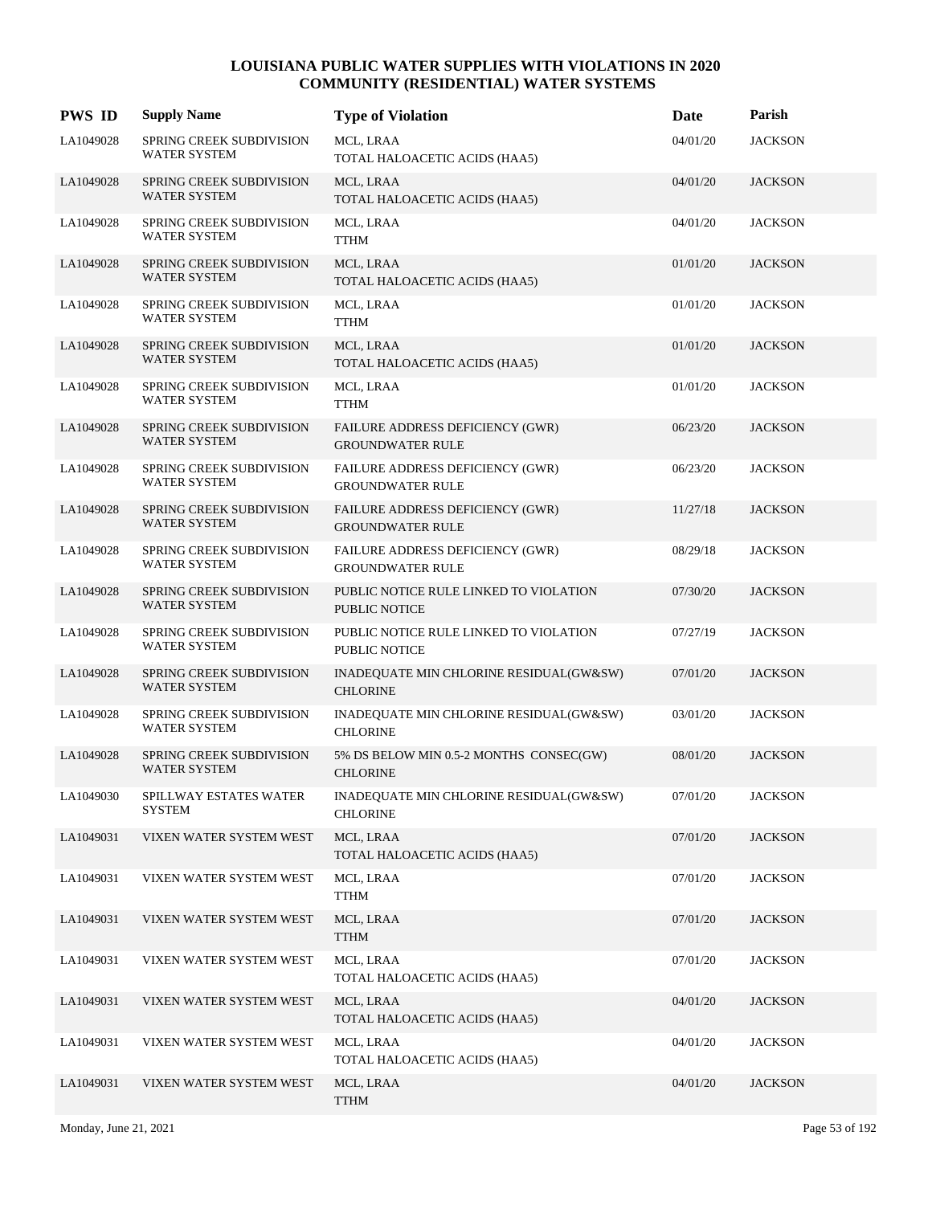# LOUISIANA PUBLIC WATER SUPPLIES WITH VIOLATIONS IN 2020
## COMMUNITY (RESIDENTIAL) WATER SYSTEMS

| PWS ID | Supply Name | Type of Violation | Date | Parish |
|---|---|---|---|---|
| LA1049028 | SPRING CREEK SUBDIVISION WATER SYSTEM | MCL, LRAA<br>TOTAL HALOACETIC ACIDS (HAA5) | 04/01/20 | JACKSON |
| LA1049028 | SPRING CREEK SUBDIVISION WATER SYSTEM | MCL, LRAA<br>TOTAL HALOACETIC ACIDS (HAA5) | 04/01/20 | JACKSON |
| LA1049028 | SPRING CREEK SUBDIVISION WATER SYSTEM | MCL, LRAA<br>TTHM | 04/01/20 | JACKSON |
| LA1049028 | SPRING CREEK SUBDIVISION WATER SYSTEM | MCL, LRAA<br>TOTAL HALOACETIC ACIDS (HAA5) | 01/01/20 | JACKSON |
| LA1049028 | SPRING CREEK SUBDIVISION WATER SYSTEM | MCL, LRAA<br>TTHM | 01/01/20 | JACKSON |
| LA1049028 | SPRING CREEK SUBDIVISION WATER SYSTEM | MCL, LRAA<br>TOTAL HALOACETIC ACIDS (HAA5) | 01/01/20 | JACKSON |
| LA1049028 | SPRING CREEK SUBDIVISION WATER SYSTEM | MCL, LRAA<br>TTHM | 01/01/20 | JACKSON |
| LA1049028 | SPRING CREEK SUBDIVISION WATER SYSTEM | FAILURE ADDRESS DEFICIENCY (GWR)<br>GROUNDWATER RULE | 06/23/20 | JACKSON |
| LA1049028 | SPRING CREEK SUBDIVISION WATER SYSTEM | FAILURE ADDRESS DEFICIENCY (GWR)<br>GROUNDWATER RULE | 06/23/20 | JACKSON |
| LA1049028 | SPRING CREEK SUBDIVISION WATER SYSTEM | FAILURE ADDRESS DEFICIENCY (GWR)<br>GROUNDWATER RULE | 11/27/18 | JACKSON |
| LA1049028 | SPRING CREEK SUBDIVISION WATER SYSTEM | FAILURE ADDRESS DEFICIENCY (GWR)<br>GROUNDWATER RULE | 08/29/18 | JACKSON |
| LA1049028 | SPRING CREEK SUBDIVISION WATER SYSTEM | PUBLIC NOTICE RULE LINKED TO VIOLATION<br>PUBLIC NOTICE | 07/30/20 | JACKSON |
| LA1049028 | SPRING CREEK SUBDIVISION WATER SYSTEM | PUBLIC NOTICE RULE LINKED TO VIOLATION<br>PUBLIC NOTICE | 07/27/19 | JACKSON |
| LA1049028 | SPRING CREEK SUBDIVISION WATER SYSTEM | INADEQUATE MIN CHLORINE RESIDUAL(GW&SW)<br>CHLORINE | 07/01/20 | JACKSON |
| LA1049028 | SPRING CREEK SUBDIVISION WATER SYSTEM | INADEQUATE MIN CHLORINE RESIDUAL(GW&SW)<br>CHLORINE | 03/01/20 | JACKSON |
| LA1049028 | SPRING CREEK SUBDIVISION WATER SYSTEM | 5% DS BELOW MIN 0.5-2 MONTHS CONSEC(GW)<br>CHLORINE | 08/01/20 | JACKSON |
| LA1049030 | SPILLWAY ESTATES WATER SYSTEM | INADEQUATE MIN CHLORINE RESIDUAL(GW&SW)<br>CHLORINE | 07/01/20 | JACKSON |
| LA1049031 | VIXEN WATER SYSTEM WEST | MCL, LRAA<br>TOTAL HALOACETIC ACIDS (HAA5) | 07/01/20 | JACKSON |
| LA1049031 | VIXEN WATER SYSTEM WEST | MCL, LRAA<br>TTHM | 07/01/20 | JACKSON |
| LA1049031 | VIXEN WATER SYSTEM WEST | MCL, LRAA<br>TTHM | 07/01/20 | JACKSON |
| LA1049031 | VIXEN WATER SYSTEM WEST | MCL, LRAA<br>TOTAL HALOACETIC ACIDS (HAA5) | 07/01/20 | JACKSON |
| LA1049031 | VIXEN WATER SYSTEM WEST | MCL, LRAA<br>TOTAL HALOACETIC ACIDS (HAA5) | 04/01/20 | JACKSON |
| LA1049031 | VIXEN WATER SYSTEM WEST | MCL, LRAA<br>TOTAL HALOACETIC ACIDS (HAA5) | 04/01/20 | JACKSON |
| LA1049031 | VIXEN WATER SYSTEM WEST | MCL, LRAA<br>TTHM | 04/01/20 | JACKSON |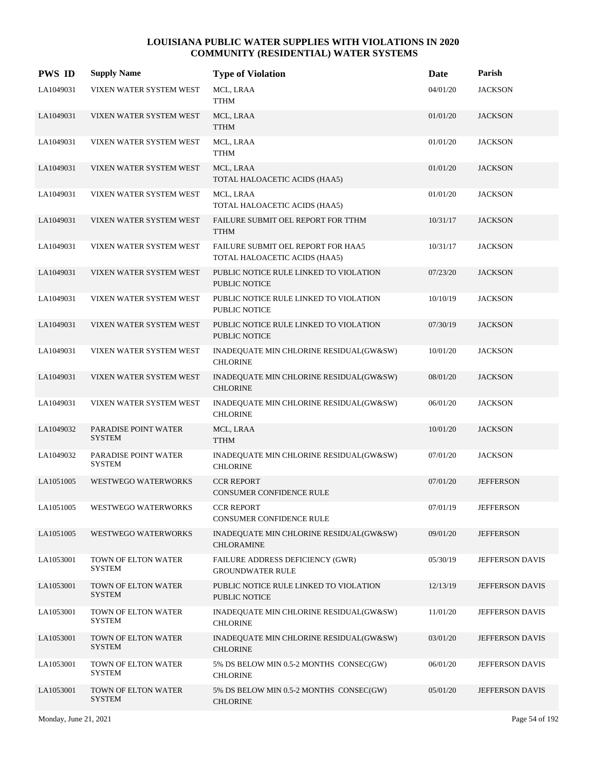# LOUISIANA PUBLIC WATER SUPPLIES WITH VIOLATIONS IN 2020
## COMMUNITY (RESIDENTIAL) WATER SYSTEMS

| PWS ID | Supply Name | Type of Violation | Date | Parish |
|---|---|---|---|---|
| LA1049031 | VIXEN WATER SYSTEM WEST | MCL, LRAA<br>TTHM | 04/01/20 | JACKSON |
| LA1049031 | VIXEN WATER SYSTEM WEST | MCL, LRAA<br>TTHM | 01/01/20 | JACKSON |
| LA1049031 | VIXEN WATER SYSTEM WEST | MCL, LRAA<br>TTHM | 01/01/20 | JACKSON |
| LA1049031 | VIXEN WATER SYSTEM WEST | MCL, LRAA<br>TOTAL HALOACETIC ACIDS (HAA5) | 01/01/20 | JACKSON |
| LA1049031 | VIXEN WATER SYSTEM WEST | MCL, LRAA<br>TOTAL HALOACETIC ACIDS (HAA5) | 01/01/20 | JACKSON |
| LA1049031 | VIXEN WATER SYSTEM WEST | FAILURE SUBMIT OEL REPORT FOR TTHM<br>TTHM | 10/31/17 | JACKSON |
| LA1049031 | VIXEN WATER SYSTEM WEST | FAILURE SUBMIT OEL REPORT FOR HAA5<br>TOTAL HALOACETIC ACIDS (HAA5) | 10/31/17 | JACKSON |
| LA1049031 | VIXEN WATER SYSTEM WEST | PUBLIC NOTICE RULE LINKED TO VIOLATION<br>PUBLIC NOTICE | 07/23/20 | JACKSON |
| LA1049031 | VIXEN WATER SYSTEM WEST | PUBLIC NOTICE RULE LINKED TO VIOLATION<br>PUBLIC NOTICE | 10/10/19 | JACKSON |
| LA1049031 | VIXEN WATER SYSTEM WEST | PUBLIC NOTICE RULE LINKED TO VIOLATION<br>PUBLIC NOTICE | 07/30/19 | JACKSON |
| LA1049031 | VIXEN WATER SYSTEM WEST | INADEQUATE MIN CHLORINE RESIDUAL(GW&SW)<br>CHLORINE | 10/01/20 | JACKSON |
| LA1049031 | VIXEN WATER SYSTEM WEST | INADEQUATE MIN CHLORINE RESIDUAL(GW&SW)<br>CHLORINE | 08/01/20 | JACKSON |
| LA1049031 | VIXEN WATER SYSTEM WEST | INADEQUATE MIN CHLORINE RESIDUAL(GW&SW)<br>CHLORINE | 06/01/20 | JACKSON |
| LA1049032 | PARADISE POINT WATER SYSTEM | MCL, LRAA<br>TTHM | 10/01/20 | JACKSON |
| LA1049032 | PARADISE POINT WATER SYSTEM | INADEQUATE MIN CHLORINE RESIDUAL(GW&SW)<br>CHLORINE | 07/01/20 | JACKSON |
| LA1051005 | WESTWEGO WATERWORKS | CCR REPORT<br>CONSUMER CONFIDENCE RULE | 07/01/20 | JEFFERSON |
| LA1051005 | WESTWEGO WATERWORKS | CCR REPORT<br>CONSUMER CONFIDENCE RULE | 07/01/19 | JEFFERSON |
| LA1051005 | WESTWEGO WATERWORKS | INADEQUATE MIN CHLORINE RESIDUAL(GW&SW)<br>CHLORAMINE | 09/01/20 | JEFFERSON |
| LA1053001 | TOWN OF ELTON WATER SYSTEM | FAILURE ADDRESS DEFICIENCY (GWR)<br>GROUNDWATER RULE | 05/30/19 | JEFFERSON DAVIS |
| LA1053001 | TOWN OF ELTON WATER SYSTEM | PUBLIC NOTICE RULE LINKED TO VIOLATION<br>PUBLIC NOTICE | 12/13/19 | JEFFERSON DAVIS |
| LA1053001 | TOWN OF ELTON WATER SYSTEM | INADEQUATE MIN CHLORINE RESIDUAL(GW&SW)<br>CHLORINE | 11/01/20 | JEFFERSON DAVIS |
| LA1053001 | TOWN OF ELTON WATER SYSTEM | INADEQUATE MIN CHLORINE RESIDUAL(GW&SW)<br>CHLORINE | 03/01/20 | JEFFERSON DAVIS |
| LA1053001 | TOWN OF ELTON WATER SYSTEM | 5% DS BELOW MIN 0.5-2 MONTHS CONSEC(GW)<br>CHLORINE | 06/01/20 | JEFFERSON DAVIS |
| LA1053001 | TOWN OF ELTON WATER SYSTEM | 5% DS BELOW MIN 0.5-2 MONTHS CONSEC(GW)<br>CHLORINE | 05/01/20 | JEFFERSON DAVIS |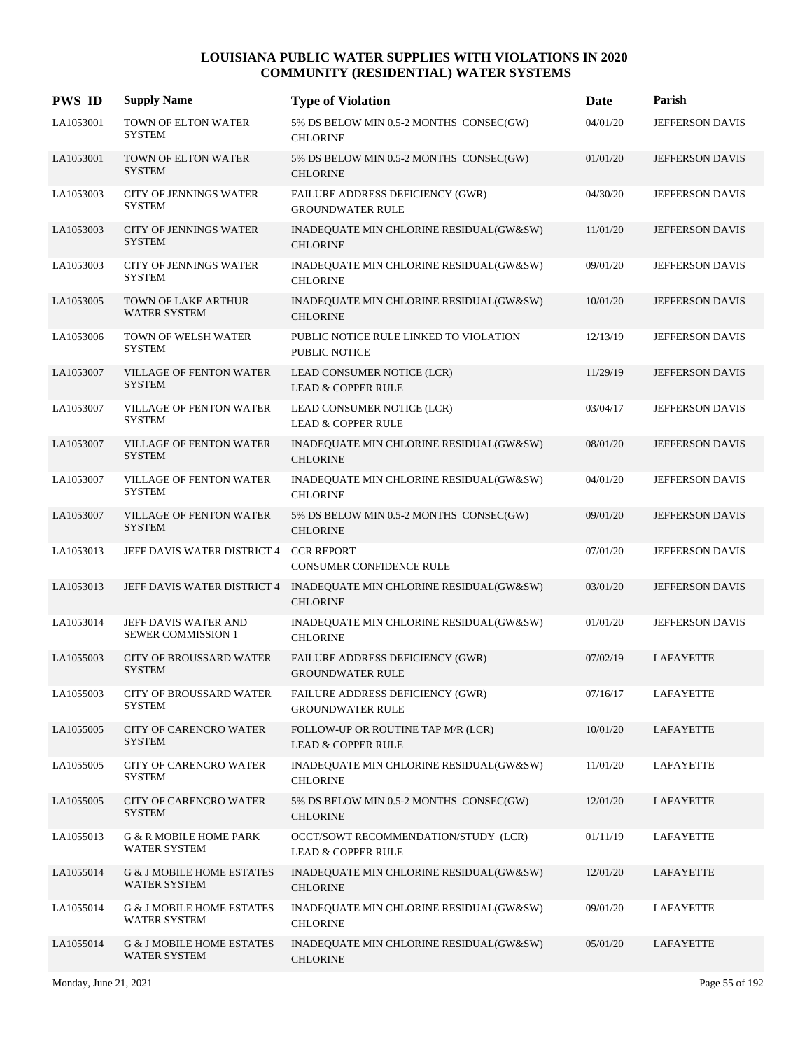# LOUISIANA PUBLIC WATER SUPPLIES WITH VIOLATIONS IN 2020
## COMMUNITY (RESIDENTIAL) WATER SYSTEMS

| PWS ID | Supply Name | Type of Violation | Date | Parish |
|---|---|---|---|---|
| LA1053001 | TOWN OF ELTON WATER SYSTEM | 5% DS BELOW MIN 0.5-2 MONTHS CONSEC(GW) CHLORINE | 04/01/20 | JEFFERSON DAVIS |
| LA1053001 | TOWN OF ELTON WATER SYSTEM | 5% DS BELOW MIN 0.5-2 MONTHS CONSEC(GW) CHLORINE | 01/01/20 | JEFFERSON DAVIS |
| LA1053003 | CITY OF JENNINGS WATER SYSTEM | FAILURE ADDRESS DEFICIENCY (GWR) GROUNDWATER RULE | 04/30/20 | JEFFERSON DAVIS |
| LA1053003 | CITY OF JENNINGS WATER SYSTEM | INADEQUATE MIN CHLORINE RESIDUAL(GW&SW) CHLORINE | 11/01/20 | JEFFERSON DAVIS |
| LA1053003 | CITY OF JENNINGS WATER SYSTEM | INADEQUATE MIN CHLORINE RESIDUAL(GW&SW) CHLORINE | 09/01/20 | JEFFERSON DAVIS |
| LA1053005 | TOWN OF LAKE ARTHUR WATER SYSTEM | INADEQUATE MIN CHLORINE RESIDUAL(GW&SW) CHLORINE | 10/01/20 | JEFFERSON DAVIS |
| LA1053006 | TOWN OF WELSH WATER SYSTEM | PUBLIC NOTICE RULE LINKED TO VIOLATION PUBLIC NOTICE | 12/13/19 | JEFFERSON DAVIS |
| LA1053007 | VILLAGE OF FENTON WATER SYSTEM | LEAD CONSUMER NOTICE (LCR) LEAD & COPPER RULE | 11/29/19 | JEFFERSON DAVIS |
| LA1053007 | VILLAGE OF FENTON WATER SYSTEM | LEAD CONSUMER NOTICE (LCR) LEAD & COPPER RULE | 03/04/17 | JEFFERSON DAVIS |
| LA1053007 | VILLAGE OF FENTON WATER SYSTEM | INADEQUATE MIN CHLORINE RESIDUAL(GW&SW) CHLORINE | 08/01/20 | JEFFERSON DAVIS |
| LA1053007 | VILLAGE OF FENTON WATER SYSTEM | INADEQUATE MIN CHLORINE RESIDUAL(GW&SW) CHLORINE | 04/01/20 | JEFFERSON DAVIS |
| LA1053007 | VILLAGE OF FENTON WATER SYSTEM | 5% DS BELOW MIN 0.5-2 MONTHS CONSEC(GW) CHLORINE | 09/01/20 | JEFFERSON DAVIS |
| LA1053013 | JEFF DAVIS WATER DISTRICT 4 | CCR REPORT CONSUMER CONFIDENCE RULE | 07/01/20 | JEFFERSON DAVIS |
| LA1053013 | JEFF DAVIS WATER DISTRICT 4 | INADEQUATE MIN CHLORINE RESIDUAL(GW&SW) CHLORINE | 03/01/20 | JEFFERSON DAVIS |
| LA1053014 | JEFF DAVIS WATER AND SEWER COMMISSION 1 | INADEQUATE MIN CHLORINE RESIDUAL(GW&SW) CHLORINE | 01/01/20 | JEFFERSON DAVIS |
| LA1055003 | CITY OF BROUSSARD WATER SYSTEM | FAILURE ADDRESS DEFICIENCY (GWR) GROUNDWATER RULE | 07/02/19 | LAFAYETTE |
| LA1055003 | CITY OF BROUSSARD WATER SYSTEM | FAILURE ADDRESS DEFICIENCY (GWR) GROUNDWATER RULE | 07/16/17 | LAFAYETTE |
| LA1055005 | CITY OF CARENCRO WATER SYSTEM | FOLLOW-UP OR ROUTINE TAP M/R (LCR) LEAD & COPPER RULE | 10/01/20 | LAFAYETTE |
| LA1055005 | CITY OF CARENCRO WATER SYSTEM | INADEQUATE MIN CHLORINE RESIDUAL(GW&SW) CHLORINE | 11/01/20 | LAFAYETTE |
| LA1055005 | CITY OF CARENCRO WATER SYSTEM | 5% DS BELOW MIN 0.5-2 MONTHS CONSEC(GW) CHLORINE | 12/01/20 | LAFAYETTE |
| LA1055013 | G & R MOBILE HOME PARK WATER SYSTEM | OCCT/SOWT RECOMMENDATION/STUDY (LCR) LEAD & COPPER RULE | 01/11/19 | LAFAYETTE |
| LA1055014 | G & J MOBILE HOME ESTATES WATER SYSTEM | INADEQUATE MIN CHLORINE RESIDUAL(GW&SW) CHLORINE | 12/01/20 | LAFAYETTE |
| LA1055014 | G & J MOBILE HOME ESTATES WATER SYSTEM | INADEQUATE MIN CHLORINE RESIDUAL(GW&SW) CHLORINE | 09/01/20 | LAFAYETTE |
| LA1055014 | G & J MOBILE HOME ESTATES WATER SYSTEM | INADEQUATE MIN CHLORINE RESIDUAL(GW&SW) CHLORINE | 05/01/20 | LAFAYETTE |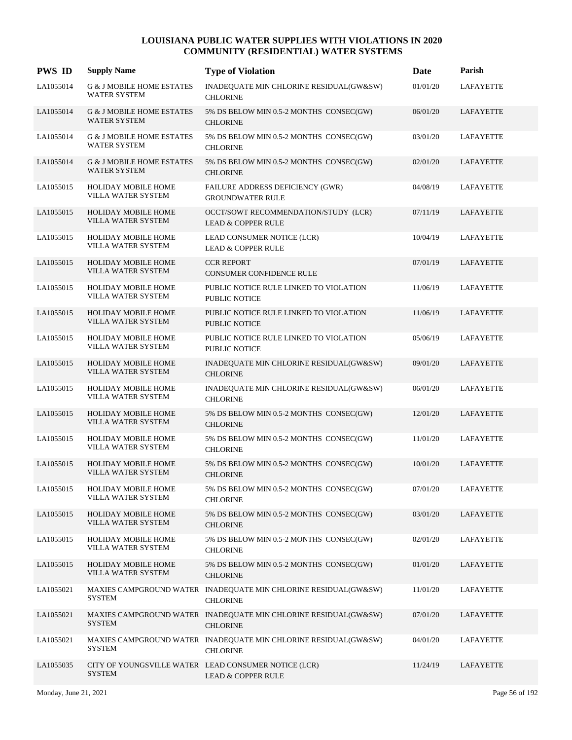# LOUISIANA PUBLIC WATER SUPPLIES WITH VIOLATIONS IN 2020
## COMMUNITY (RESIDENTIAL) WATER SYSTEMS

| PWS ID | Supply Name | Type of Violation | Date | Parish |
|---|---|---|---|---|
| LA1055014 | G & J MOBILE HOME ESTATES WATER SYSTEM | INADEQUATE MIN CHLORINE RESIDUAL(GW&SW) CHLORINE | 01/01/20 | LAFAYETTE |
| LA1055014 | G & J MOBILE HOME ESTATES WATER SYSTEM | 5% DS BELOW MIN 0.5-2 MONTHS CONSEC(GW) CHLORINE | 06/01/20 | LAFAYETTE |
| LA1055014 | G & J MOBILE HOME ESTATES WATER SYSTEM | 5% DS BELOW MIN 0.5-2 MONTHS CONSEC(GW) CHLORINE | 03/01/20 | LAFAYETTE |
| LA1055014 | G & J MOBILE HOME ESTATES WATER SYSTEM | 5% DS BELOW MIN 0.5-2 MONTHS CONSEC(GW) CHLORINE | 02/01/20 | LAFAYETTE |
| LA1055015 | HOLIDAY MOBILE HOME VILLA WATER SYSTEM | FAILURE ADDRESS DEFICIENCY (GWR) GROUNDWATER RULE | 04/08/19 | LAFAYETTE |
| LA1055015 | HOLIDAY MOBILE HOME VILLA WATER SYSTEM | OCCT/SOWT RECOMMENDATION/STUDY (LCR) LEAD & COPPER RULE | 07/11/19 | LAFAYETTE |
| LA1055015 | HOLIDAY MOBILE HOME VILLA WATER SYSTEM | LEAD CONSUMER NOTICE (LCR) LEAD & COPPER RULE | 10/04/19 | LAFAYETTE |
| LA1055015 | HOLIDAY MOBILE HOME VILLA WATER SYSTEM | CCR REPORT CONSUMER CONFIDENCE RULE | 07/01/19 | LAFAYETTE |
| LA1055015 | HOLIDAY MOBILE HOME VILLA WATER SYSTEM | PUBLIC NOTICE RULE LINKED TO VIOLATION PUBLIC NOTICE | 11/06/19 | LAFAYETTE |
| LA1055015 | HOLIDAY MOBILE HOME VILLA WATER SYSTEM | PUBLIC NOTICE RULE LINKED TO VIOLATION PUBLIC NOTICE | 11/06/19 | LAFAYETTE |
| LA1055015 | HOLIDAY MOBILE HOME VILLA WATER SYSTEM | PUBLIC NOTICE RULE LINKED TO VIOLATION PUBLIC NOTICE | 05/06/19 | LAFAYETTE |
| LA1055015 | HOLIDAY MOBILE HOME VILLA WATER SYSTEM | INADEQUATE MIN CHLORINE RESIDUAL(GW&SW) CHLORINE | 09/01/20 | LAFAYETTE |
| LA1055015 | HOLIDAY MOBILE HOME VILLA WATER SYSTEM | INADEQUATE MIN CHLORINE RESIDUAL(GW&SW) CHLORINE | 06/01/20 | LAFAYETTE |
| LA1055015 | HOLIDAY MOBILE HOME VILLA WATER SYSTEM | 5% DS BELOW MIN 0.5-2 MONTHS CONSEC(GW) CHLORINE | 12/01/20 | LAFAYETTE |
| LA1055015 | HOLIDAY MOBILE HOME VILLA WATER SYSTEM | 5% DS BELOW MIN 0.5-2 MONTHS CONSEC(GW) CHLORINE | 11/01/20 | LAFAYETTE |
| LA1055015 | HOLIDAY MOBILE HOME VILLA WATER SYSTEM | 5% DS BELOW MIN 0.5-2 MONTHS CONSEC(GW) CHLORINE | 10/01/20 | LAFAYETTE |
| LA1055015 | HOLIDAY MOBILE HOME VILLA WATER SYSTEM | 5% DS BELOW MIN 0.5-2 MONTHS CONSEC(GW) CHLORINE | 07/01/20 | LAFAYETTE |
| LA1055015 | HOLIDAY MOBILE HOME VILLA WATER SYSTEM | 5% DS BELOW MIN 0.5-2 MONTHS CONSEC(GW) CHLORINE | 03/01/20 | LAFAYETTE |
| LA1055015 | HOLIDAY MOBILE HOME VILLA WATER SYSTEM | 5% DS BELOW MIN 0.5-2 MONTHS CONSEC(GW) CHLORINE | 02/01/20 | LAFAYETTE |
| LA1055015 | HOLIDAY MOBILE HOME VILLA WATER SYSTEM | 5% DS BELOW MIN 0.5-2 MONTHS CONSEC(GW) CHLORINE | 01/01/20 | LAFAYETTE |
| LA1055021 | MAXIES CAMPGROUND WATER SYSTEM | INADEQUATE MIN CHLORINE RESIDUAL(GW&SW) CHLORINE | 11/01/20 | LAFAYETTE |
| LA1055021 | MAXIES CAMPGROUND WATER SYSTEM | INADEQUATE MIN CHLORINE RESIDUAL(GW&SW) CHLORINE | 07/01/20 | LAFAYETTE |
| LA1055021 | MAXIES CAMPGROUND WATER SYSTEM | INADEQUATE MIN CHLORINE RESIDUAL(GW&SW) CHLORINE | 04/01/20 | LAFAYETTE |
| LA1055035 | CITY OF YOUNGSVILLE WATER SYSTEM | LEAD CONSUMER NOTICE (LCR) LEAD & COPPER RULE | 11/24/19 | LAFAYETTE |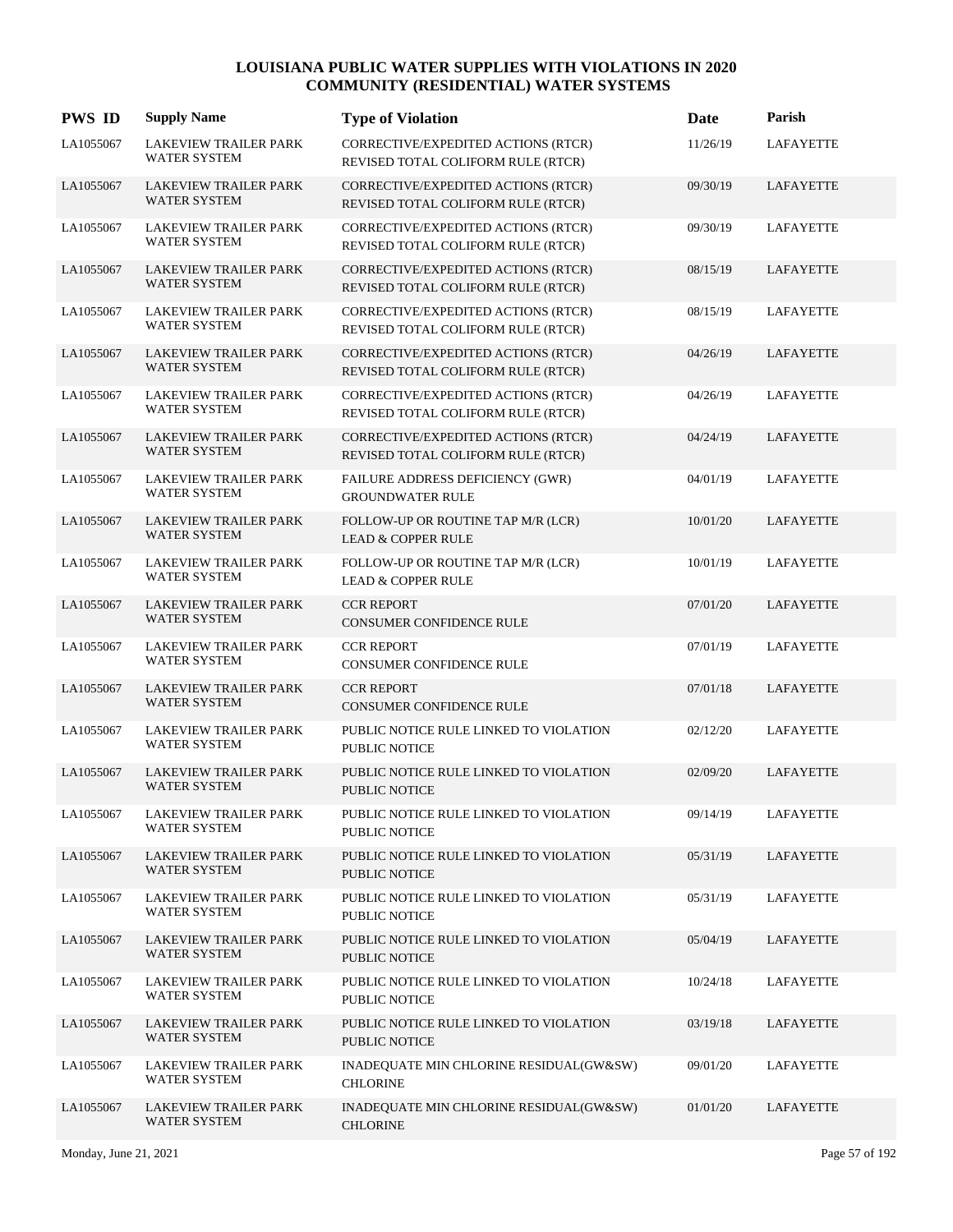# LOUISIANA PUBLIC WATER SUPPLIES WITH VIOLATIONS IN 2020
## COMMUNITY (RESIDENTIAL) WATER SYSTEMS

| PWS ID | Supply Name | Type of Violation | Date | Parish |
|---|---|---|---|---|
| LA1055067 | LAKEVIEW TRAILER PARK WATER SYSTEM | CORRECTIVE/EXPEDITED ACTIONS (RTCR) REVISED TOTAL COLIFORM RULE (RTCR) | 11/26/19 | LAFAYETTE |
| LA1055067 | LAKEVIEW TRAILER PARK WATER SYSTEM | CORRECTIVE/EXPEDITED ACTIONS (RTCR) REVISED TOTAL COLIFORM RULE (RTCR) | 09/30/19 | LAFAYETTE |
| LA1055067 | LAKEVIEW TRAILER PARK WATER SYSTEM | CORRECTIVE/EXPEDITED ACTIONS (RTCR) REVISED TOTAL COLIFORM RULE (RTCR) | 09/30/19 | LAFAYETTE |
| LA1055067 | LAKEVIEW TRAILER PARK WATER SYSTEM | CORRECTIVE/EXPEDITED ACTIONS (RTCR) REVISED TOTAL COLIFORM RULE (RTCR) | 08/15/19 | LAFAYETTE |
| LA1055067 | LAKEVIEW TRAILER PARK WATER SYSTEM | CORRECTIVE/EXPEDITED ACTIONS (RTCR) REVISED TOTAL COLIFORM RULE (RTCR) | 08/15/19 | LAFAYETTE |
| LA1055067 | LAKEVIEW TRAILER PARK WATER SYSTEM | CORRECTIVE/EXPEDITED ACTIONS (RTCR) REVISED TOTAL COLIFORM RULE (RTCR) | 04/26/19 | LAFAYETTE |
| LA1055067 | LAKEVIEW TRAILER PARK WATER SYSTEM | CORRECTIVE/EXPEDITED ACTIONS (RTCR) REVISED TOTAL COLIFORM RULE (RTCR) | 04/26/19 | LAFAYETTE |
| LA1055067 | LAKEVIEW TRAILER PARK WATER SYSTEM | CORRECTIVE/EXPEDITED ACTIONS (RTCR) REVISED TOTAL COLIFORM RULE (RTCR) | 04/24/19 | LAFAYETTE |
| LA1055067 | LAKEVIEW TRAILER PARK WATER SYSTEM | FAILURE ADDRESS DEFICIENCY (GWR) GROUNDWATER RULE | 04/01/19 | LAFAYETTE |
| LA1055067 | LAKEVIEW TRAILER PARK WATER SYSTEM | FOLLOW-UP OR ROUTINE TAP M/R (LCR) LEAD & COPPER RULE | 10/01/20 | LAFAYETTE |
| LA1055067 | LAKEVIEW TRAILER PARK WATER SYSTEM | FOLLOW-UP OR ROUTINE TAP M/R (LCR) LEAD & COPPER RULE | 10/01/19 | LAFAYETTE |
| LA1055067 | LAKEVIEW TRAILER PARK WATER SYSTEM | CCR REPORT CONSUMER CONFIDENCE RULE | 07/01/20 | LAFAYETTE |
| LA1055067 | LAKEVIEW TRAILER PARK WATER SYSTEM | CCR REPORT CONSUMER CONFIDENCE RULE | 07/01/19 | LAFAYETTE |
| LA1055067 | LAKEVIEW TRAILER PARK WATER SYSTEM | CCR REPORT CONSUMER CONFIDENCE RULE | 07/01/18 | LAFAYETTE |
| LA1055067 | LAKEVIEW TRAILER PARK WATER SYSTEM | PUBLIC NOTICE RULE LINKED TO VIOLATION PUBLIC NOTICE | 02/12/20 | LAFAYETTE |
| LA1055067 | LAKEVIEW TRAILER PARK WATER SYSTEM | PUBLIC NOTICE RULE LINKED TO VIOLATION PUBLIC NOTICE | 02/09/20 | LAFAYETTE |
| LA1055067 | LAKEVIEW TRAILER PARK WATER SYSTEM | PUBLIC NOTICE RULE LINKED TO VIOLATION PUBLIC NOTICE | 09/14/19 | LAFAYETTE |
| LA1055067 | LAKEVIEW TRAILER PARK WATER SYSTEM | PUBLIC NOTICE RULE LINKED TO VIOLATION PUBLIC NOTICE | 05/31/19 | LAFAYETTE |
| LA1055067 | LAKEVIEW TRAILER PARK WATER SYSTEM | PUBLIC NOTICE RULE LINKED TO VIOLATION PUBLIC NOTICE | 05/31/19 | LAFAYETTE |
| LA1055067 | LAKEVIEW TRAILER PARK WATER SYSTEM | PUBLIC NOTICE RULE LINKED TO VIOLATION PUBLIC NOTICE | 05/04/19 | LAFAYETTE |
| LA1055067 | LAKEVIEW TRAILER PARK WATER SYSTEM | PUBLIC NOTICE RULE LINKED TO VIOLATION PUBLIC NOTICE | 10/24/18 | LAFAYETTE |
| LA1055067 | LAKEVIEW TRAILER PARK WATER SYSTEM | PUBLIC NOTICE RULE LINKED TO VIOLATION PUBLIC NOTICE | 03/19/18 | LAFAYETTE |
| LA1055067 | LAKEVIEW TRAILER PARK WATER SYSTEM | INADEQUATE MIN CHLORINE RESIDUAL(GW&SW) CHLORINE | 09/01/20 | LAFAYETTE |
| LA1055067 | LAKEVIEW TRAILER PARK WATER SYSTEM | INADEQUATE MIN CHLORINE RESIDUAL(GW&SW) CHLORINE | 01/01/20 | LAFAYETTE |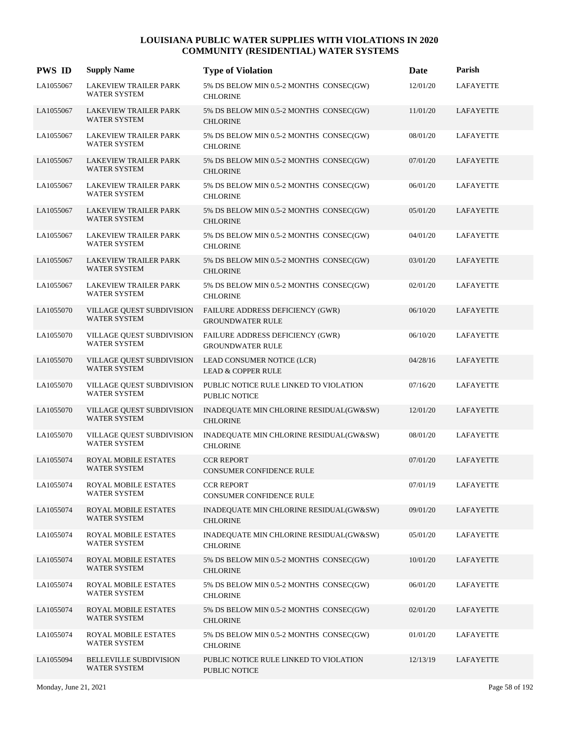# LOUISIANA PUBLIC WATER SUPPLIES WITH VIOLATIONS IN 2020
## COMMUNITY (RESIDENTIAL) WATER SYSTEMS

| PWS ID | Supply Name | Type of Violation | Date | Parish |
|---|---|---|---|---|
| LA1055067 | LAKEVIEW TRAILER PARK WATER SYSTEM | 5% DS BELOW MIN 0.5-2 MONTHS CONSEC(GW) CHLORINE | 12/01/20 | LAFAYETTE |
| LA1055067 | LAKEVIEW TRAILER PARK WATER SYSTEM | 5% DS BELOW MIN 0.5-2 MONTHS CONSEC(GW) CHLORINE | 11/01/20 | LAFAYETTE |
| LA1055067 | LAKEVIEW TRAILER PARK WATER SYSTEM | 5% DS BELOW MIN 0.5-2 MONTHS CONSEC(GW) CHLORINE | 08/01/20 | LAFAYETTE |
| LA1055067 | LAKEVIEW TRAILER PARK WATER SYSTEM | 5% DS BELOW MIN 0.5-2 MONTHS CONSEC(GW) CHLORINE | 07/01/20 | LAFAYETTE |
| LA1055067 | LAKEVIEW TRAILER PARK WATER SYSTEM | 5% DS BELOW MIN 0.5-2 MONTHS CONSEC(GW) CHLORINE | 06/01/20 | LAFAYETTE |
| LA1055067 | LAKEVIEW TRAILER PARK WATER SYSTEM | 5% DS BELOW MIN 0.5-2 MONTHS CONSEC(GW) CHLORINE | 05/01/20 | LAFAYETTE |
| LA1055067 | LAKEVIEW TRAILER PARK WATER SYSTEM | 5% DS BELOW MIN 0.5-2 MONTHS CONSEC(GW) CHLORINE | 04/01/20 | LAFAYETTE |
| LA1055067 | LAKEVIEW TRAILER PARK WATER SYSTEM | 5% DS BELOW MIN 0.5-2 MONTHS CONSEC(GW) CHLORINE | 03/01/20 | LAFAYETTE |
| LA1055067 | LAKEVIEW TRAILER PARK WATER SYSTEM | 5% DS BELOW MIN 0.5-2 MONTHS CONSEC(GW) CHLORINE | 02/01/20 | LAFAYETTE |
| LA1055070 | VILLAGE QUEST SUBDIVISION WATER SYSTEM | FAILURE ADDRESS DEFICIENCY (GWR) GROUNDWATER RULE | 06/10/20 | LAFAYETTE |
| LA1055070 | VILLAGE QUEST SUBDIVISION WATER SYSTEM | FAILURE ADDRESS DEFICIENCY (GWR) GROUNDWATER RULE | 06/10/20 | LAFAYETTE |
| LA1055070 | VILLAGE QUEST SUBDIVISION WATER SYSTEM | LEAD CONSUMER NOTICE (LCR) LEAD & COPPER RULE | 04/28/16 | LAFAYETTE |
| LA1055070 | VILLAGE QUEST SUBDIVISION WATER SYSTEM | PUBLIC NOTICE RULE LINKED TO VIOLATION PUBLIC NOTICE | 07/16/20 | LAFAYETTE |
| LA1055070 | VILLAGE QUEST SUBDIVISION WATER SYSTEM | INADEQUATE MIN CHLORINE RESIDUAL(GW&SW) CHLORINE | 12/01/20 | LAFAYETTE |
| LA1055070 | VILLAGE QUEST SUBDIVISION WATER SYSTEM | INADEQUATE MIN CHLORINE RESIDUAL(GW&SW) CHLORINE | 08/01/20 | LAFAYETTE |
| LA1055074 | ROYAL MOBILE ESTATES WATER SYSTEM | CCR REPORT CONSUMER CONFIDENCE RULE | 07/01/20 | LAFAYETTE |
| LA1055074 | ROYAL MOBILE ESTATES WATER SYSTEM | CCR REPORT CONSUMER CONFIDENCE RULE | 07/01/19 | LAFAYETTE |
| LA1055074 | ROYAL MOBILE ESTATES WATER SYSTEM | INADEQUATE MIN CHLORINE RESIDUAL(GW&SW) CHLORINE | 09/01/20 | LAFAYETTE |
| LA1055074 | ROYAL MOBILE ESTATES WATER SYSTEM | INADEQUATE MIN CHLORINE RESIDUAL(GW&SW) CHLORINE | 05/01/20 | LAFAYETTE |
| LA1055074 | ROYAL MOBILE ESTATES WATER SYSTEM | 5% DS BELOW MIN 0.5-2 MONTHS CONSEC(GW) CHLORINE | 10/01/20 | LAFAYETTE |
| LA1055074 | ROYAL MOBILE ESTATES WATER SYSTEM | 5% DS BELOW MIN 0.5-2 MONTHS CONSEC(GW) CHLORINE | 06/01/20 | LAFAYETTE |
| LA1055074 | ROYAL MOBILE ESTATES WATER SYSTEM | 5% DS BELOW MIN 0.5-2 MONTHS CONSEC(GW) CHLORINE | 02/01/20 | LAFAYETTE |
| LA1055074 | ROYAL MOBILE ESTATES WATER SYSTEM | 5% DS BELOW MIN 0.5-2 MONTHS CONSEC(GW) CHLORINE | 01/01/20 | LAFAYETTE |
| LA1055094 | BELLEVILLE SUBDIVISION WATER SYSTEM | PUBLIC NOTICE RULE LINKED TO VIOLATION PUBLIC NOTICE | 12/13/19 | LAFAYETTE |

Monday, June 21, 2021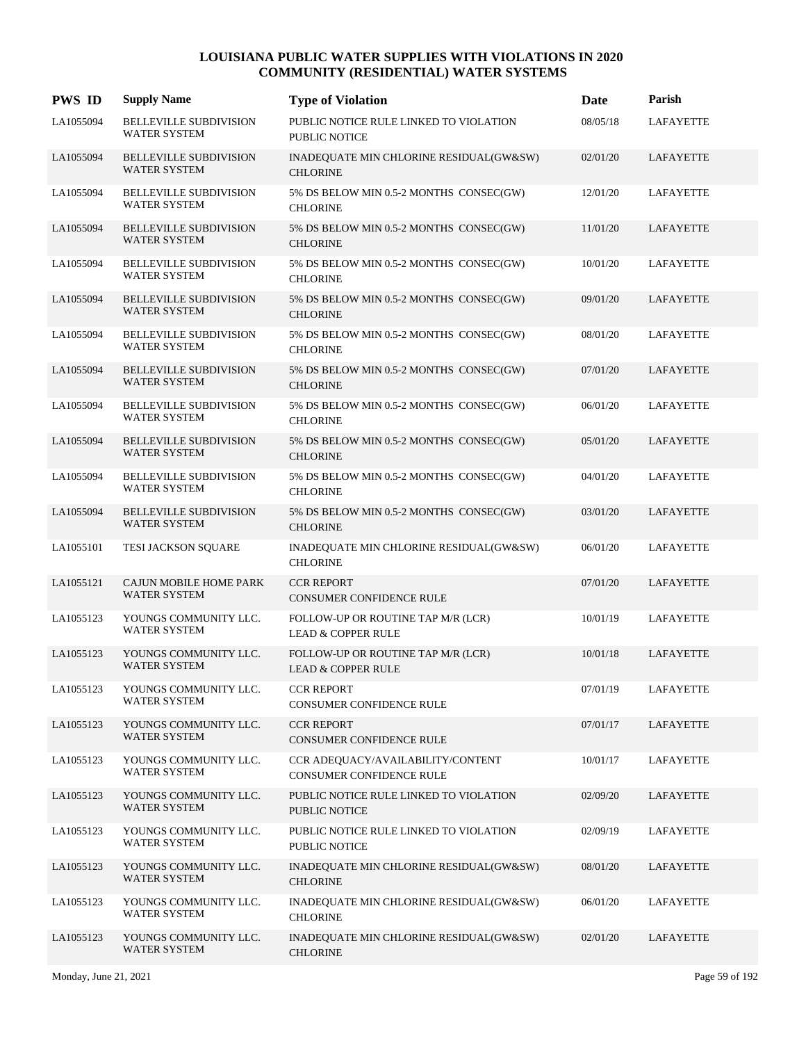# LOUISIANA PUBLIC WATER SUPPLIES WITH VIOLATIONS IN 2020
## COMMUNITY (RESIDENTIAL) WATER SYSTEMS

| PWS ID | Supply Name | Type of Violation | Date | Parish |
|---|---|---|---|---|
| LA1055094 | BELLEVILLE SUBDIVISION WATER SYSTEM | PUBLIC NOTICE RULE LINKED TO VIOLATION PUBLIC NOTICE | 08/05/18 | LAFAYETTE |
| LA1055094 | BELLEVILLE SUBDIVISION WATER SYSTEM | INADEQUATE MIN CHLORINE RESIDUAL(GW&SW) CHLORINE | 02/01/20 | LAFAYETTE |
| LA1055094 | BELLEVILLE SUBDIVISION WATER SYSTEM | 5% DS BELOW MIN 0.5-2 MONTHS CONSEC(GW) CHLORINE | 12/01/20 | LAFAYETTE |
| LA1055094 | BELLEVILLE SUBDIVISION WATER SYSTEM | 5% DS BELOW MIN 0.5-2 MONTHS CONSEC(GW) CHLORINE | 11/01/20 | LAFAYETTE |
| LA1055094 | BELLEVILLE SUBDIVISION WATER SYSTEM | 5% DS BELOW MIN 0.5-2 MONTHS CONSEC(GW) CHLORINE | 10/01/20 | LAFAYETTE |
| LA1055094 | BELLEVILLE SUBDIVISION WATER SYSTEM | 5% DS BELOW MIN 0.5-2 MONTHS CONSEC(GW) CHLORINE | 09/01/20 | LAFAYETTE |
| LA1055094 | BELLEVILLE SUBDIVISION WATER SYSTEM | 5% DS BELOW MIN 0.5-2 MONTHS CONSEC(GW) CHLORINE | 08/01/20 | LAFAYETTE |
| LA1055094 | BELLEVILLE SUBDIVISION WATER SYSTEM | 5% DS BELOW MIN 0.5-2 MONTHS CONSEC(GW) CHLORINE | 07/01/20 | LAFAYETTE |
| LA1055094 | BELLEVILLE SUBDIVISION WATER SYSTEM | 5% DS BELOW MIN 0.5-2 MONTHS CONSEC(GW) CHLORINE | 06/01/20 | LAFAYETTE |
| LA1055094 | BELLEVILLE SUBDIVISION WATER SYSTEM | 5% DS BELOW MIN 0.5-2 MONTHS CONSEC(GW) CHLORINE | 05/01/20 | LAFAYETTE |
| LA1055094 | BELLEVILLE SUBDIVISION WATER SYSTEM | 5% DS BELOW MIN 0.5-2 MONTHS CONSEC(GW) CHLORINE | 04/01/20 | LAFAYETTE |
| LA1055094 | BELLEVILLE SUBDIVISION WATER SYSTEM | 5% DS BELOW MIN 0.5-2 MONTHS CONSEC(GW) CHLORINE | 03/01/20 | LAFAYETTE |
| LA1055101 | TESI JACKSON SQUARE | INADEQUATE MIN CHLORINE RESIDUAL(GW&SW) CHLORINE | 06/01/20 | LAFAYETTE |
| LA1055121 | CAJUN MOBILE HOME PARK WATER SYSTEM | CCR REPORT CONSUMER CONFIDENCE RULE | 07/01/20 | LAFAYETTE |
| LA1055123 | YOUNGS COMMUNITY LLC. WATER SYSTEM | FOLLOW-UP OR ROUTINE TAP M/R (LCR) LEAD & COPPER RULE | 10/01/19 | LAFAYETTE |
| LA1055123 | YOUNGS COMMUNITY LLC. WATER SYSTEM | FOLLOW-UP OR ROUTINE TAP M/R (LCR) LEAD & COPPER RULE | 10/01/18 | LAFAYETTE |
| LA1055123 | YOUNGS COMMUNITY LLC. WATER SYSTEM | CCR REPORT CONSUMER CONFIDENCE RULE | 07/01/19 | LAFAYETTE |
| LA1055123 | YOUNGS COMMUNITY LLC. WATER SYSTEM | CCR REPORT CONSUMER CONFIDENCE RULE | 07/01/17 | LAFAYETTE |
| LA1055123 | YOUNGS COMMUNITY LLC. WATER SYSTEM | CCR ADEQUACY/AVAILABILITY/CONTENT CONSUMER CONFIDENCE RULE | 10/01/17 | LAFAYETTE |
| LA1055123 | YOUNGS COMMUNITY LLC. WATER SYSTEM | PUBLIC NOTICE RULE LINKED TO VIOLATION PUBLIC NOTICE | 02/09/20 | LAFAYETTE |
| LA1055123 | YOUNGS COMMUNITY LLC. WATER SYSTEM | PUBLIC NOTICE RULE LINKED TO VIOLATION PUBLIC NOTICE | 02/09/19 | LAFAYETTE |
| LA1055123 | YOUNGS COMMUNITY LLC. WATER SYSTEM | INADEQUATE MIN CHLORINE RESIDUAL(GW&SW) CHLORINE | 08/01/20 | LAFAYETTE |
| LA1055123 | YOUNGS COMMUNITY LLC. WATER SYSTEM | INADEQUATE MIN CHLORINE RESIDUAL(GW&SW) CHLORINE | 06/01/20 | LAFAYETTE |
| LA1055123 | YOUNGS COMMUNITY LLC. WATER SYSTEM | INADEQUATE MIN CHLORINE RESIDUAL(GW&SW) CHLORINE | 02/01/20 | LAFAYETTE |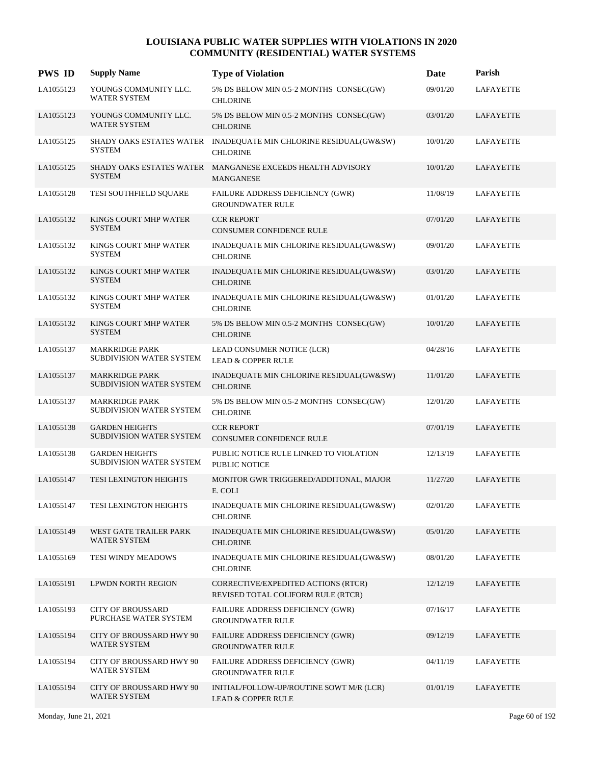# LOUISIANA PUBLIC WATER SUPPLIES WITH VIOLATIONS IN 2020
## COMMUNITY (RESIDENTIAL) WATER SYSTEMS

| PWS ID | Supply Name | Type of Violation | Date | Parish |
|---|---|---|---|---|
| LA1055123 | YOUNGS COMMUNITY LLC. WATER SYSTEM | 5% DS BELOW MIN 0.5-2 MONTHS CONSEC(GW) CHLORINE | 09/01/20 | LAFAYETTE |
| LA1055123 | YOUNGS COMMUNITY LLC. WATER SYSTEM | 5% DS BELOW MIN 0.5-2 MONTHS CONSEC(GW) CHLORINE | 03/01/20 | LAFAYETTE |
| LA1055125 | SHADY OAKS ESTATES WATER SYSTEM | INADEQUATE MIN CHLORINE RESIDUAL(GW&SW) CHLORINE | 10/01/20 | LAFAYETTE |
| LA1055125 | SHADY OAKS ESTATES WATER SYSTEM | MANGANESE EXCEEDS HEALTH ADVISORY MANGANESE | 10/01/20 | LAFAYETTE |
| LA1055128 | TESI SOUTHFIELD SQUARE | FAILURE ADDRESS DEFICIENCY (GWR) GROUNDWATER RULE | 11/08/19 | LAFAYETTE |
| LA1055132 | KINGS COURT MHP WATER SYSTEM | CCR REPORT CONSUMER CONFIDENCE RULE | 07/01/20 | LAFAYETTE |
| LA1055132 | KINGS COURT MHP WATER SYSTEM | INADEQUATE MIN CHLORINE RESIDUAL(GW&SW) CHLORINE | 09/01/20 | LAFAYETTE |
| LA1055132 | KINGS COURT MHP WATER SYSTEM | INADEQUATE MIN CHLORINE RESIDUAL(GW&SW) CHLORINE | 03/01/20 | LAFAYETTE |
| LA1055132 | KINGS COURT MHP WATER SYSTEM | INADEQUATE MIN CHLORINE RESIDUAL(GW&SW) CHLORINE | 01/01/20 | LAFAYETTE |
| LA1055132 | KINGS COURT MHP WATER SYSTEM | 5% DS BELOW MIN 0.5-2 MONTHS CONSEC(GW) CHLORINE | 10/01/20 | LAFAYETTE |
| LA1055137 | MARKRIDGE PARK SUBDIVISION WATER SYSTEM | LEAD CONSUMER NOTICE (LCR) LEAD & COPPER RULE | 04/28/16 | LAFAYETTE |
| LA1055137 | MARKRIDGE PARK SUBDIVISION WATER SYSTEM | INADEQUATE MIN CHLORINE RESIDUAL(GW&SW) CHLORINE | 11/01/20 | LAFAYETTE |
| LA1055137 | MARKRIDGE PARK SUBDIVISION WATER SYSTEM | 5% DS BELOW MIN 0.5-2 MONTHS CONSEC(GW) CHLORINE | 12/01/20 | LAFAYETTE |
| LA1055138 | GARDEN HEIGHTS SUBDIVISION WATER SYSTEM | CCR REPORT CONSUMER CONFIDENCE RULE | 07/01/19 | LAFAYETTE |
| LA1055138 | GARDEN HEIGHTS SUBDIVISION WATER SYSTEM | PUBLIC NOTICE RULE LINKED TO VIOLATION PUBLIC NOTICE | 12/13/19 | LAFAYETTE |
| LA1055147 | TESI LEXINGTON HEIGHTS | MONITOR GWR TRIGGERED/ADDITONAL, MAJOR E. COLI | 11/27/20 | LAFAYETTE |
| LA1055147 | TESI LEXINGTON HEIGHTS | INADEQUATE MIN CHLORINE RESIDUAL(GW&SW) CHLORINE | 02/01/20 | LAFAYETTE |
| LA1055149 | WEST GATE TRAILER PARK WATER SYSTEM | INADEQUATE MIN CHLORINE RESIDUAL(GW&SW) CHLORINE | 05/01/20 | LAFAYETTE |
| LA1055169 | TESI WINDY MEADOWS | INADEQUATE MIN CHLORINE RESIDUAL(GW&SW) CHLORINE | 08/01/20 | LAFAYETTE |
| LA1055191 | LPWDN NORTH REGION | CORRECTIVE/EXPEDITED ACTIONS (RTCR) REVISED TOTAL COLIFORM RULE (RTCR) | 12/12/19 | LAFAYETTE |
| LA1055193 | CITY OF BROUSSARD PURCHASE WATER SYSTEM | FAILURE ADDRESS DEFICIENCY (GWR) GROUNDWATER RULE | 07/16/17 | LAFAYETTE |
| LA1055194 | CITY OF BROUSSARD HWY 90 WATER SYSTEM | FAILURE ADDRESS DEFICIENCY (GWR) GROUNDWATER RULE | 09/12/19 | LAFAYETTE |
| LA1055194 | CITY OF BROUSSARD HWY 90 WATER SYSTEM | FAILURE ADDRESS DEFICIENCY (GWR) GROUNDWATER RULE | 04/11/19 | LAFAYETTE |
| LA1055194 | CITY OF BROUSSARD HWY 90 WATER SYSTEM | INITIAL/FOLLOW-UP/ROUTINE SOWT M/R (LCR) LEAD & COPPER RULE | 01/01/19 | LAFAYETTE |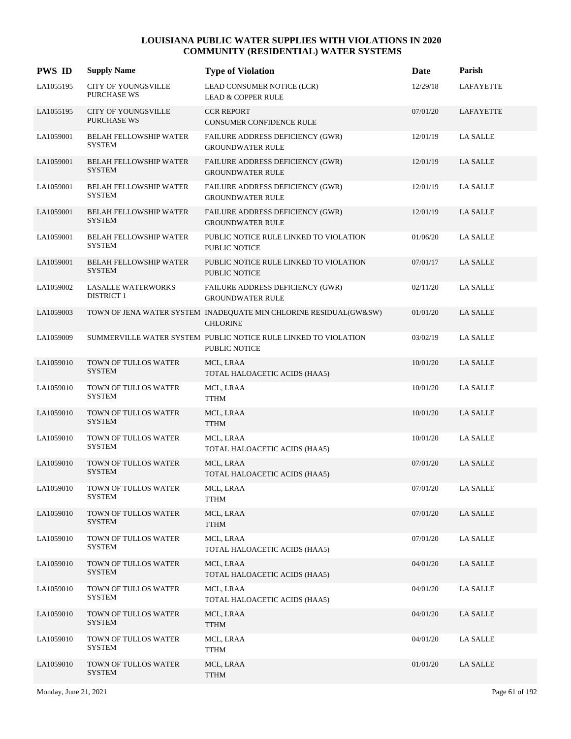# LOUISIANA PUBLIC WATER SUPPLIES WITH VIOLATIONS IN 2020
## COMMUNITY (RESIDENTIAL) WATER SYSTEMS

| PWS ID | Supply Name | Type of Violation | Date | Parish |
|---|---|---|---|---|
| LA1055195 | CITY OF YOUNGSVILLE PURCHASE WS | LEAD CONSUMER NOTICE (LCR) LEAD & COPPER RULE | 12/29/18 | LAFAYETTE |
| LA1055195 | CITY OF YOUNGSVILLE PURCHASE WS | CCR REPORT CONSUMER CONFIDENCE RULE | 07/01/20 | LAFAYETTE |
| LA1059001 | BELAH FELLOWSHIP WATER SYSTEM | FAILURE ADDRESS DEFICIENCY (GWR) GROUNDWATER RULE | 12/01/19 | LA SALLE |
| LA1059001 | BELAH FELLOWSHIP WATER SYSTEM | FAILURE ADDRESS DEFICIENCY (GWR) GROUNDWATER RULE | 12/01/19 | LA SALLE |
| LA1059001 | BELAH FELLOWSHIP WATER SYSTEM | FAILURE ADDRESS DEFICIENCY (GWR) GROUNDWATER RULE | 12/01/19 | LA SALLE |
| LA1059001 | BELAH FELLOWSHIP WATER SYSTEM | FAILURE ADDRESS DEFICIENCY (GWR) GROUNDWATER RULE | 12/01/19 | LA SALLE |
| LA1059001 | BELAH FELLOWSHIP WATER SYSTEM | PUBLIC NOTICE RULE LINKED TO VIOLATION PUBLIC NOTICE | 01/06/20 | LA SALLE |
| LA1059001 | BELAH FELLOWSHIP WATER SYSTEM | PUBLIC NOTICE RULE LINKED TO VIOLATION PUBLIC NOTICE | 07/01/17 | LA SALLE |
| LA1059002 | LASALLE WATERWORKS DISTRICT 1 | FAILURE ADDRESS DEFICIENCY (GWR) GROUNDWATER RULE | 02/11/20 | LA SALLE |
| LA1059003 | TOWN OF JENA WATER SYSTEM | INADEQUATE MIN CHLORINE RESIDUAL(GW&SW) CHLORINE | 01/01/20 | LA SALLE |
| LA1059009 | SUMMERVILLE WATER SYSTEM | PUBLIC NOTICE RULE LINKED TO VIOLATION PUBLIC NOTICE | 03/02/19 | LA SALLE |
| LA1059010 | TOWN OF TULLOS WATER SYSTEM | MCL, LRAA TOTAL HALOACETIC ACIDS (HAA5) | 10/01/20 | LA SALLE |
| LA1059010 | TOWN OF TULLOS WATER SYSTEM | MCL, LRAA TTHM | 10/01/20 | LA SALLE |
| LA1059010 | TOWN OF TULLOS WATER SYSTEM | MCL, LRAA TTHM | 10/01/20 | LA SALLE |
| LA1059010 | TOWN OF TULLOS WATER SYSTEM | MCL, LRAA TOTAL HALOACETIC ACIDS (HAA5) | 10/01/20 | LA SALLE |
| LA1059010 | TOWN OF TULLOS WATER SYSTEM | MCL, LRAA TOTAL HALOACETIC ACIDS (HAA5) | 07/01/20 | LA SALLE |
| LA1059010 | TOWN OF TULLOS WATER SYSTEM | MCL, LRAA TTHM | 07/01/20 | LA SALLE |
| LA1059010 | TOWN OF TULLOS WATER SYSTEM | MCL, LRAA TTHM | 07/01/20 | LA SALLE |
| LA1059010 | TOWN OF TULLOS WATER SYSTEM | MCL, LRAA TOTAL HALOACETIC ACIDS (HAA5) | 07/01/20 | LA SALLE |
| LA1059010 | TOWN OF TULLOS WATER SYSTEM | MCL, LRAA TOTAL HALOACETIC ACIDS (HAA5) | 04/01/20 | LA SALLE |
| LA1059010 | TOWN OF TULLOS WATER SYSTEM | MCL, LRAA TOTAL HALOACETIC ACIDS (HAA5) | 04/01/20 | LA SALLE |
| LA1059010 | TOWN OF TULLOS WATER SYSTEM | MCL, LRAA TTHM | 04/01/20 | LA SALLE |
| LA1059010 | TOWN OF TULLOS WATER SYSTEM | MCL, LRAA TTHM | 04/01/20 | LA SALLE |
| LA1059010 | TOWN OF TULLOS WATER SYSTEM | MCL, LRAA TTHM | 01/01/20 | LA SALLE |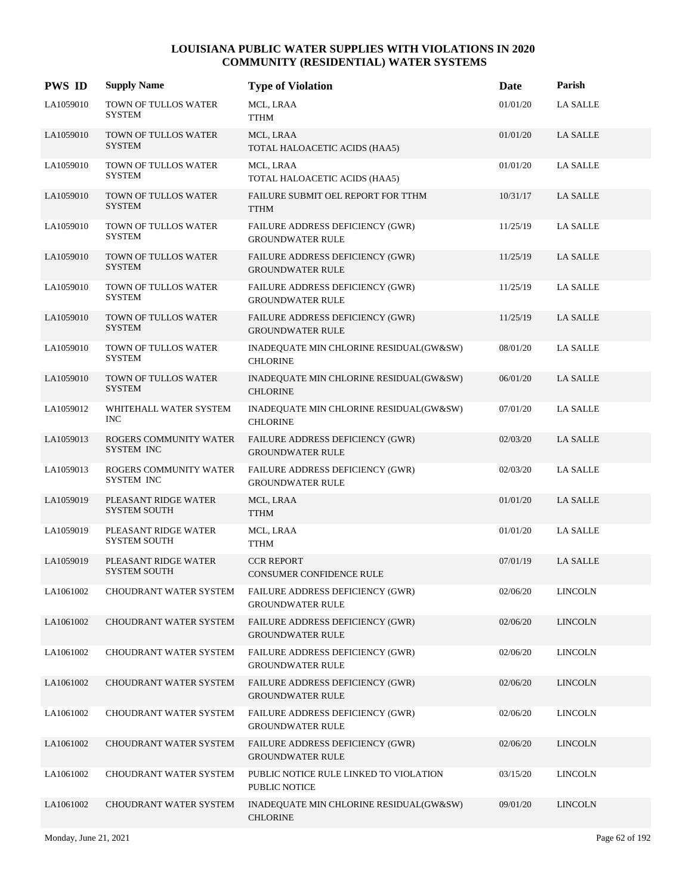# LOUISIANA PUBLIC WATER SUPPLIES WITH VIOLATIONS IN 2020
## COMMUNITY (RESIDENTIAL) WATER SYSTEMS

| PWS ID | Supply Name | Type of Violation | Date | Parish |
|---|---|---|---|---|
| LA1059010 | TOWN OF TULLOS WATER SYSTEM | MCL, LRAA<br>TTHM | 01/01/20 | LA SALLE |
| LA1059010 | TOWN OF TULLOS WATER SYSTEM | MCL, LRAA<br>TOTAL HALOACETIC ACIDS (HAA5) | 01/01/20 | LA SALLE |
| LA1059010 | TOWN OF TULLOS WATER SYSTEM | MCL, LRAA<br>TOTAL HALOACETIC ACIDS (HAA5) | 01/01/20 | LA SALLE |
| LA1059010 | TOWN OF TULLOS WATER SYSTEM | FAILURE SUBMIT OEL REPORT FOR TTHM<br>TTHM | 10/31/17 | LA SALLE |
| LA1059010 | TOWN OF TULLOS WATER SYSTEM | FAILURE ADDRESS DEFICIENCY (GWR)<br>GROUNDWATER RULE | 11/25/19 | LA SALLE |
| LA1059010 | TOWN OF TULLOS WATER SYSTEM | FAILURE ADDRESS DEFICIENCY (GWR)<br>GROUNDWATER RULE | 11/25/19 | LA SALLE |
| LA1059010 | TOWN OF TULLOS WATER SYSTEM | FAILURE ADDRESS DEFICIENCY (GWR)<br>GROUNDWATER RULE | 11/25/19 | LA SALLE |
| LA1059010 | TOWN OF TULLOS WATER SYSTEM | FAILURE ADDRESS DEFICIENCY (GWR)<br>GROUNDWATER RULE | 11/25/19 | LA SALLE |
| LA1059010 | TOWN OF TULLOS WATER SYSTEM | INADEQUATE MIN CHLORINE RESIDUAL(GW&SW)<br>CHLORINE | 08/01/20 | LA SALLE |
| LA1059010 | TOWN OF TULLOS WATER SYSTEM | INADEQUATE MIN CHLORINE RESIDUAL(GW&SW)<br>CHLORINE | 06/01/20 | LA SALLE |
| LA1059012 | WHITEHALL WATER SYSTEM INC | INADEQUATE MIN CHLORINE RESIDUAL(GW&SW)<br>CHLORINE | 07/01/20 | LA SALLE |
| LA1059013 | ROGERS COMMUNITY WATER SYSTEM INC | FAILURE ADDRESS DEFICIENCY (GWR)<br>GROUNDWATER RULE | 02/03/20 | LA SALLE |
| LA1059013 | ROGERS COMMUNITY WATER SYSTEM INC | FAILURE ADDRESS DEFICIENCY (GWR)<br>GROUNDWATER RULE | 02/03/20 | LA SALLE |
| LA1059019 | PLEASANT RIDGE WATER SYSTEM SOUTH | MCL, LRAA<br>TTHM | 01/01/20 | LA SALLE |
| LA1059019 | PLEASANT RIDGE WATER SYSTEM SOUTH | MCL, LRAA<br>TTHM | 01/01/20 | LA SALLE |
| LA1059019 | PLEASANT RIDGE WATER SYSTEM SOUTH | CCR REPORT<br>CONSUMER CONFIDENCE RULE | 07/01/19 | LA SALLE |
| LA1061002 | CHOUDRANT WATER SYSTEM | FAILURE ADDRESS DEFICIENCY (GWR)<br>GROUNDWATER RULE | 02/06/20 | LINCOLN |
| LA1061002 | CHOUDRANT WATER SYSTEM | FAILURE ADDRESS DEFICIENCY (GWR)<br>GROUNDWATER RULE | 02/06/20 | LINCOLN |
| LA1061002 | CHOUDRANT WATER SYSTEM | FAILURE ADDRESS DEFICIENCY (GWR)<br>GROUNDWATER RULE | 02/06/20 | LINCOLN |
| LA1061002 | CHOUDRANT WATER SYSTEM | FAILURE ADDRESS DEFICIENCY (GWR)<br>GROUNDWATER RULE | 02/06/20 | LINCOLN |
| LA1061002 | CHOUDRANT WATER SYSTEM | FAILURE ADDRESS DEFICIENCY (GWR)<br>GROUNDWATER RULE | 02/06/20 | LINCOLN |
| LA1061002 | CHOUDRANT WATER SYSTEM | FAILURE ADDRESS DEFICIENCY (GWR)<br>GROUNDWATER RULE | 02/06/20 | LINCOLN |
| LA1061002 | CHOUDRANT WATER SYSTEM | PUBLIC NOTICE RULE LINKED TO VIOLATION<br>PUBLIC NOTICE | 03/15/20 | LINCOLN |
| LA1061002 | CHOUDRANT WATER SYSTEM | INADEQUATE MIN CHLORINE RESIDUAL(GW&SW)<br>CHLORINE | 09/01/20 | LINCOLN |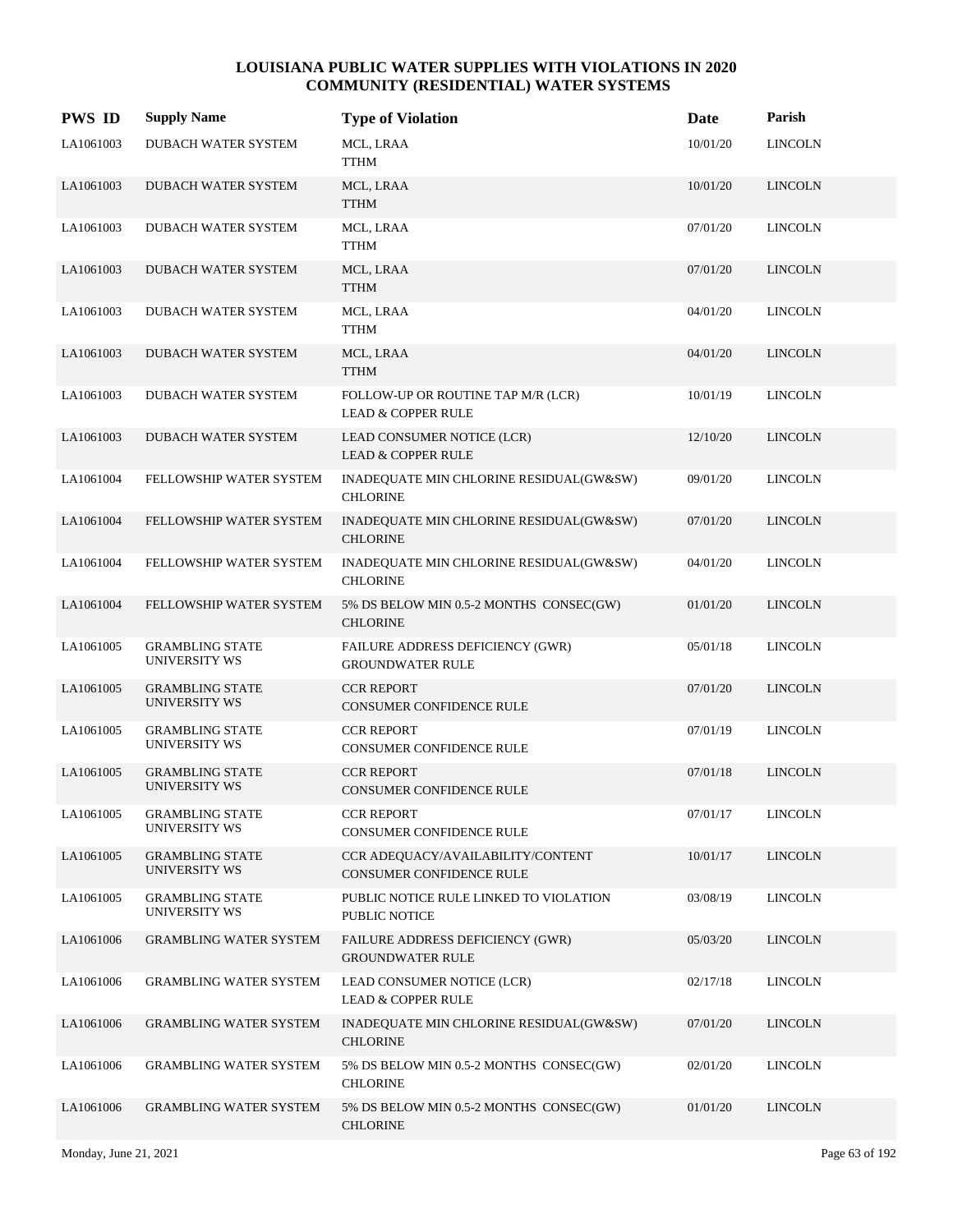# LOUISIANA PUBLIC WATER SUPPLIES WITH VIOLATIONS IN 2020
## COMMUNITY (RESIDENTIAL) WATER SYSTEMS

| PWS ID | Supply Name | Type of Violation | Date | Parish |
|---|---|---|---|---|
| LA1061003 | DUBACH WATER SYSTEM | MCL, LRAA<br>TTHM | 10/01/20 | LINCOLN |
| LA1061003 | DUBACH WATER SYSTEM | MCL, LRAA<br>TTHM | 10/01/20 | LINCOLN |
| LA1061003 | DUBACH WATER SYSTEM | MCL, LRAA<br>TTHM | 07/01/20 | LINCOLN |
| LA1061003 | DUBACH WATER SYSTEM | MCL, LRAA<br>TTHM | 07/01/20 | LINCOLN |
| LA1061003 | DUBACH WATER SYSTEM | MCL, LRAA<br>TTHM | 04/01/20 | LINCOLN |
| LA1061003 | DUBACH WATER SYSTEM | MCL, LRAA<br>TTHM | 04/01/20 | LINCOLN |
| LA1061003 | DUBACH WATER SYSTEM | FOLLOW-UP OR ROUTINE TAP M/R (LCR)<br>LEAD & COPPER RULE | 10/01/19 | LINCOLN |
| LA1061003 | DUBACH WATER SYSTEM | LEAD CONSUMER NOTICE (LCR)<br>LEAD & COPPER RULE | 12/10/20 | LINCOLN |
| LA1061004 | FELLOWSHIP WATER SYSTEM | INADEQUATE MIN CHLORINE RESIDUAL(GW&SW)<br>CHLORINE | 09/01/20 | LINCOLN |
| LA1061004 | FELLOWSHIP WATER SYSTEM | INADEQUATE MIN CHLORINE RESIDUAL(GW&SW)<br>CHLORINE | 07/01/20 | LINCOLN |
| LA1061004 | FELLOWSHIP WATER SYSTEM | INADEQUATE MIN CHLORINE RESIDUAL(GW&SW)<br>CHLORINE | 04/01/20 | LINCOLN |
| LA1061004 | FELLOWSHIP WATER SYSTEM | 5% DS BELOW MIN 0.5-2 MONTHS CONSEC(GW)<br>CHLORINE | 01/01/20 | LINCOLN |
| LA1061005 | GRAMBLING STATE UNIVERSITY WS | FAILURE ADDRESS DEFICIENCY (GWR)<br>GROUNDWATER RULE | 05/01/18 | LINCOLN |
| LA1061005 | GRAMBLING STATE UNIVERSITY WS | CCR REPORT<br>CONSUMER CONFIDENCE RULE | 07/01/20 | LINCOLN |
| LA1061005 | GRAMBLING STATE UNIVERSITY WS | CCR REPORT<br>CONSUMER CONFIDENCE RULE | 07/01/19 | LINCOLN |
| LA1061005 | GRAMBLING STATE UNIVERSITY WS | CCR REPORT<br>CONSUMER CONFIDENCE RULE | 07/01/18 | LINCOLN |
| LA1061005 | GRAMBLING STATE UNIVERSITY WS | CCR REPORT<br>CONSUMER CONFIDENCE RULE | 07/01/17 | LINCOLN |
| LA1061005 | GRAMBLING STATE UNIVERSITY WS | CCR ADEQUACY/AVAILABILITY/CONTENT<br>CONSUMER CONFIDENCE RULE | 10/01/17 | LINCOLN |
| LA1061005 | GRAMBLING STATE UNIVERSITY WS | PUBLIC NOTICE RULE LINKED TO VIOLATION<br>PUBLIC NOTICE | 03/08/19 | LINCOLN |
| LA1061006 | GRAMBLING WATER SYSTEM | FAILURE ADDRESS DEFICIENCY (GWR)<br>GROUNDWATER RULE | 05/03/20 | LINCOLN |
| LA1061006 | GRAMBLING WATER SYSTEM | LEAD CONSUMER NOTICE (LCR)<br>LEAD & COPPER RULE | 02/17/18 | LINCOLN |
| LA1061006 | GRAMBLING WATER SYSTEM | INADEQUATE MIN CHLORINE RESIDUAL(GW&SW)<br>CHLORINE | 07/01/20 | LINCOLN |
| LA1061006 | GRAMBLING WATER SYSTEM | 5% DS BELOW MIN 0.5-2 MONTHS CONSEC(GW)<br>CHLORINE | 02/01/20 | LINCOLN |
| LA1061006 | GRAMBLING WATER SYSTEM | 5% DS BELOW MIN 0.5-2 MONTHS CONSEC(GW)<br>CHLORINE | 01/01/20 | LINCOLN |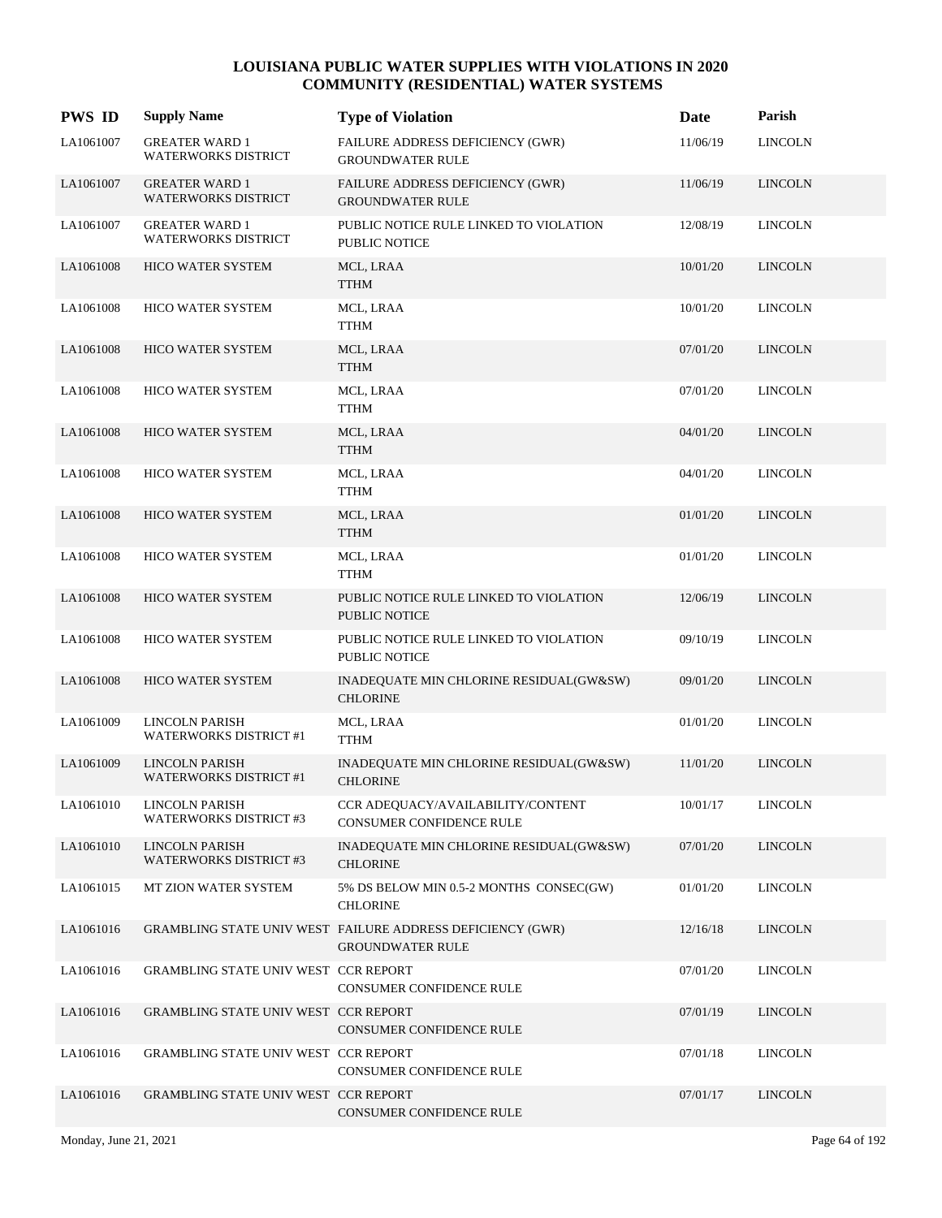# LOUISIANA PUBLIC WATER SUPPLIES WITH VIOLATIONS IN 2020
## COMMUNITY (RESIDENTIAL) WATER SYSTEMS

| PWS ID | Supply Name | Type of Violation | Date | Parish |
|---|---|---|---|---|
| LA1061007 | GREATER WARD 1 WATERWORKS DISTRICT | FAILURE ADDRESS DEFICIENCY (GWR) GROUNDWATER RULE | 11/06/19 | LINCOLN |
| LA1061007 | GREATER WARD 1 WATERWORKS DISTRICT | FAILURE ADDRESS DEFICIENCY (GWR) GROUNDWATER RULE | 11/06/19 | LINCOLN |
| LA1061007 | GREATER WARD 1 WATERWORKS DISTRICT | PUBLIC NOTICE RULE LINKED TO VIOLATION PUBLIC NOTICE | 12/08/19 | LINCOLN |
| LA1061008 | HICO WATER SYSTEM | MCL, LRAA TTHM | 10/01/20 | LINCOLN |
| LA1061008 | HICO WATER SYSTEM | MCL, LRAA TTHM | 10/01/20 | LINCOLN |
| LA1061008 | HICO WATER SYSTEM | MCL, LRAA TTHM | 07/01/20 | LINCOLN |
| LA1061008 | HICO WATER SYSTEM | MCL, LRAA TTHM | 07/01/20 | LINCOLN |
| LA1061008 | HICO WATER SYSTEM | MCL, LRAA TTHM | 04/01/20 | LINCOLN |
| LA1061008 | HICO WATER SYSTEM | MCL, LRAA TTHM | 04/01/20 | LINCOLN |
| LA1061008 | HICO WATER SYSTEM | MCL, LRAA TTHM | 01/01/20 | LINCOLN |
| LA1061008 | HICO WATER SYSTEM | MCL, LRAA TTHM | 01/01/20 | LINCOLN |
| LA1061008 | HICO WATER SYSTEM | PUBLIC NOTICE RULE LINKED TO VIOLATION PUBLIC NOTICE | 12/06/19 | LINCOLN |
| LA1061008 | HICO WATER SYSTEM | PUBLIC NOTICE RULE LINKED TO VIOLATION PUBLIC NOTICE | 09/10/19 | LINCOLN |
| LA1061008 | HICO WATER SYSTEM | INADEQUATE MIN CHLORINE RESIDUAL(GW&SW) CHLORINE | 09/01/20 | LINCOLN |
| LA1061009 | LINCOLN PARISH WATERWORKS DISTRICT #1 | MCL, LRAA TTHM | 01/01/20 | LINCOLN |
| LA1061009 | LINCOLN PARISH WATERWORKS DISTRICT #1 | INADEQUATE MIN CHLORINE RESIDUAL(GW&SW) CHLORINE | 11/01/20 | LINCOLN |
| LA1061010 | LINCOLN PARISH WATERWORKS DISTRICT #3 | CCR ADEQUACY/AVAILABILITY/CONTENT CONSUMER CONFIDENCE RULE | 10/01/17 | LINCOLN |
| LA1061010 | LINCOLN PARISH WATERWORKS DISTRICT #3 | INADEQUATE MIN CHLORINE RESIDUAL(GW&SW) CHLORINE | 07/01/20 | LINCOLN |
| LA1061015 | MT ZION WATER SYSTEM | 5% DS BELOW MIN 0.5-2 MONTHS CONSEC(GW) CHLORINE | 01/01/20 | LINCOLN |
| LA1061016 | GRAMBLING STATE UNIV WEST | FAILURE ADDRESS DEFICIENCY (GWR) GROUNDWATER RULE | 12/16/18 | LINCOLN |
| LA1061016 | GRAMBLING STATE UNIV WEST | CCR REPORT CONSUMER CONFIDENCE RULE | 07/01/20 | LINCOLN |
| LA1061016 | GRAMBLING STATE UNIV WEST | CCR REPORT CONSUMER CONFIDENCE RULE | 07/01/19 | LINCOLN |
| LA1061016 | GRAMBLING STATE UNIV WEST | CCR REPORT CONSUMER CONFIDENCE RULE | 07/01/18 | LINCOLN |
| LA1061016 | GRAMBLING STATE UNIV WEST | CCR REPORT CONSUMER CONFIDENCE RULE | 07/01/17 | LINCOLN |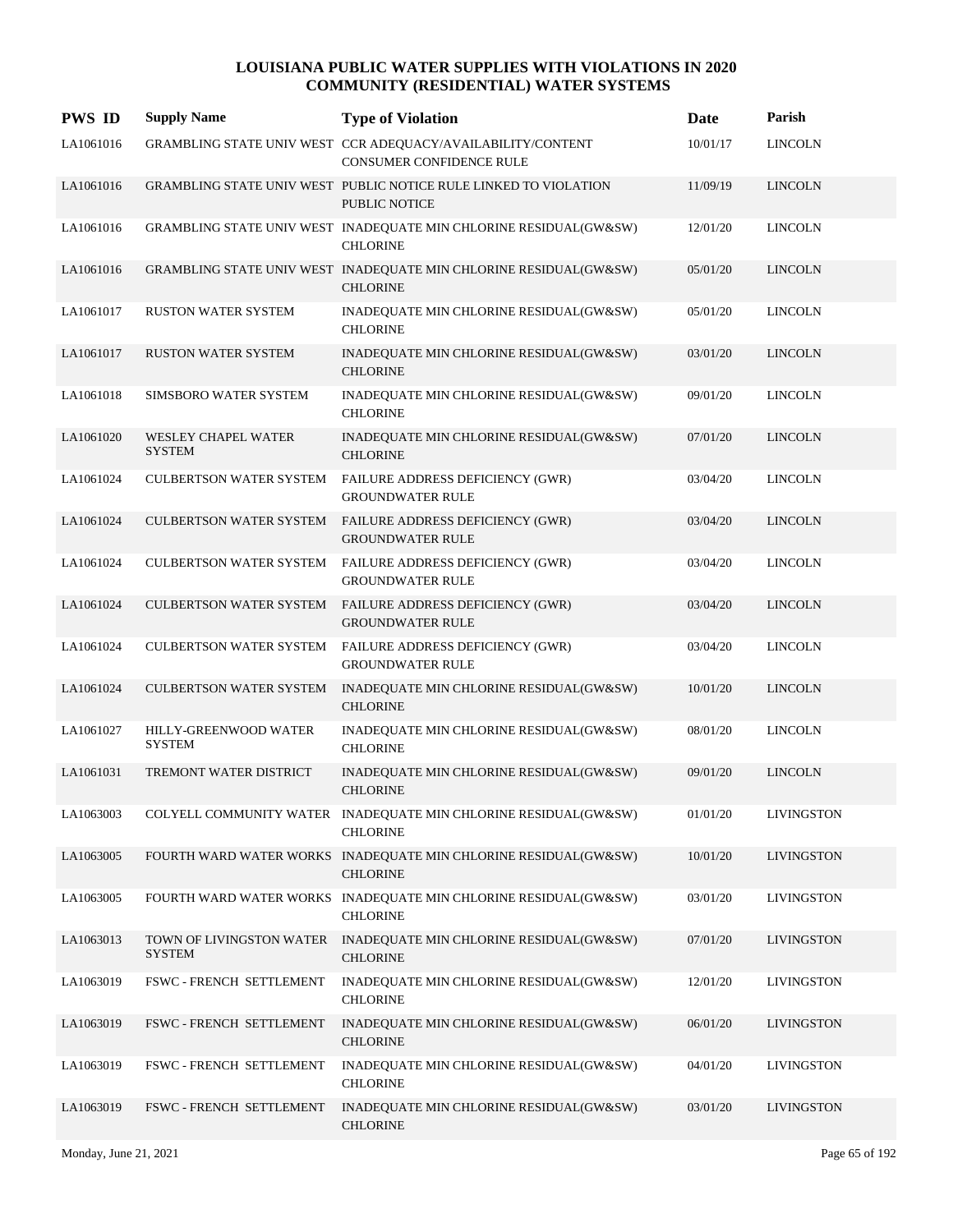# LOUISIANA PUBLIC WATER SUPPLIES WITH VIOLATIONS IN 2020
## COMMUNITY (RESIDENTIAL) WATER SYSTEMS

| PWS ID | Supply Name | Type of Violation | Date | Parish |
|---|---|---|---|---|
| LA1061016 | GRAMBLING STATE UNIV WEST | CCR ADEQUACY/AVAILABILITY/CONTENT CONSUMER CONFIDENCE RULE | 10/01/17 | LINCOLN |
| LA1061016 | GRAMBLING STATE UNIV WEST | PUBLIC NOTICE RULE LINKED TO VIOLATION PUBLIC NOTICE | 11/09/19 | LINCOLN |
| LA1061016 | GRAMBLING STATE UNIV WEST | INADEQUATE MIN CHLORINE RESIDUAL(GW&SW) CHLORINE | 12/01/20 | LINCOLN |
| LA1061016 | GRAMBLING STATE UNIV WEST | INADEQUATE MIN CHLORINE RESIDUAL(GW&SW) CHLORINE | 05/01/20 | LINCOLN |
| LA1061017 | RUSTON WATER SYSTEM | INADEQUATE MIN CHLORINE RESIDUAL(GW&SW) CHLORINE | 05/01/20 | LINCOLN |
| LA1061017 | RUSTON WATER SYSTEM | INADEQUATE MIN CHLORINE RESIDUAL(GW&SW) CHLORINE | 03/01/20 | LINCOLN |
| LA1061018 | SIMSBORO WATER SYSTEM | INADEQUATE MIN CHLORINE RESIDUAL(GW&SW) CHLORINE | 09/01/20 | LINCOLN |
| LA1061020 | WESLEY CHAPEL WATER SYSTEM | INADEQUATE MIN CHLORINE RESIDUAL(GW&SW) CHLORINE | 07/01/20 | LINCOLN |
| LA1061024 | CULBERTSON WATER SYSTEM | FAILURE ADDRESS DEFICIENCY (GWR) GROUNDWATER RULE | 03/04/20 | LINCOLN |
| LA1061024 | CULBERTSON WATER SYSTEM | FAILURE ADDRESS DEFICIENCY (GWR) GROUNDWATER RULE | 03/04/20 | LINCOLN |
| LA1061024 | CULBERTSON WATER SYSTEM | FAILURE ADDRESS DEFICIENCY (GWR) GROUNDWATER RULE | 03/04/20 | LINCOLN |
| LA1061024 | CULBERTSON WATER SYSTEM | FAILURE ADDRESS DEFICIENCY (GWR) GROUNDWATER RULE | 03/04/20 | LINCOLN |
| LA1061024 | CULBERTSON WATER SYSTEM | FAILURE ADDRESS DEFICIENCY (GWR) GROUNDWATER RULE | 03/04/20 | LINCOLN |
| LA1061024 | CULBERTSON WATER SYSTEM | INADEQUATE MIN CHLORINE RESIDUAL(GW&SW) CHLORINE | 10/01/20 | LINCOLN |
| LA1061027 | HILLY-GREENWOOD WATER SYSTEM | INADEQUATE MIN CHLORINE RESIDUAL(GW&SW) CHLORINE | 08/01/20 | LINCOLN |
| LA1061031 | TREMONT WATER DISTRICT | INADEQUATE MIN CHLORINE RESIDUAL(GW&SW) CHLORINE | 09/01/20 | LINCOLN |
| LA1063003 | COLYELL COMMUNITY WATER | INADEQUATE MIN CHLORINE RESIDUAL(GW&SW) CHLORINE | 01/01/20 | LIVINGSTON |
| LA1063005 | FOURTH WARD WATER WORKS | INADEQUATE MIN CHLORINE RESIDUAL(GW&SW) CHLORINE | 10/01/20 | LIVINGSTON |
| LA1063005 | FOURTH WARD WATER WORKS | INADEQUATE MIN CHLORINE RESIDUAL(GW&SW) CHLORINE | 03/01/20 | LIVINGSTON |
| LA1063013 | TOWN OF LIVINGSTON WATER SYSTEM | INADEQUATE MIN CHLORINE RESIDUAL(GW&SW) CHLORINE | 07/01/20 | LIVINGSTON |
| LA1063019 | FSWC - FRENCH SETTLEMENT | INADEQUATE MIN CHLORINE RESIDUAL(GW&SW) CHLORINE | 12/01/20 | LIVINGSTON |
| LA1063019 | FSWC - FRENCH SETTLEMENT | INADEQUATE MIN CHLORINE RESIDUAL(GW&SW) CHLORINE | 06/01/20 | LIVINGSTON |
| LA1063019 | FSWC - FRENCH SETTLEMENT | INADEQUATE MIN CHLORINE RESIDUAL(GW&SW) CHLORINE | 04/01/20 | LIVINGSTON |
| LA1063019 | FSWC - FRENCH SETTLEMENT | INADEQUATE MIN CHLORINE RESIDUAL(GW&SW) CHLORINE | 03/01/20 | LIVINGSTON |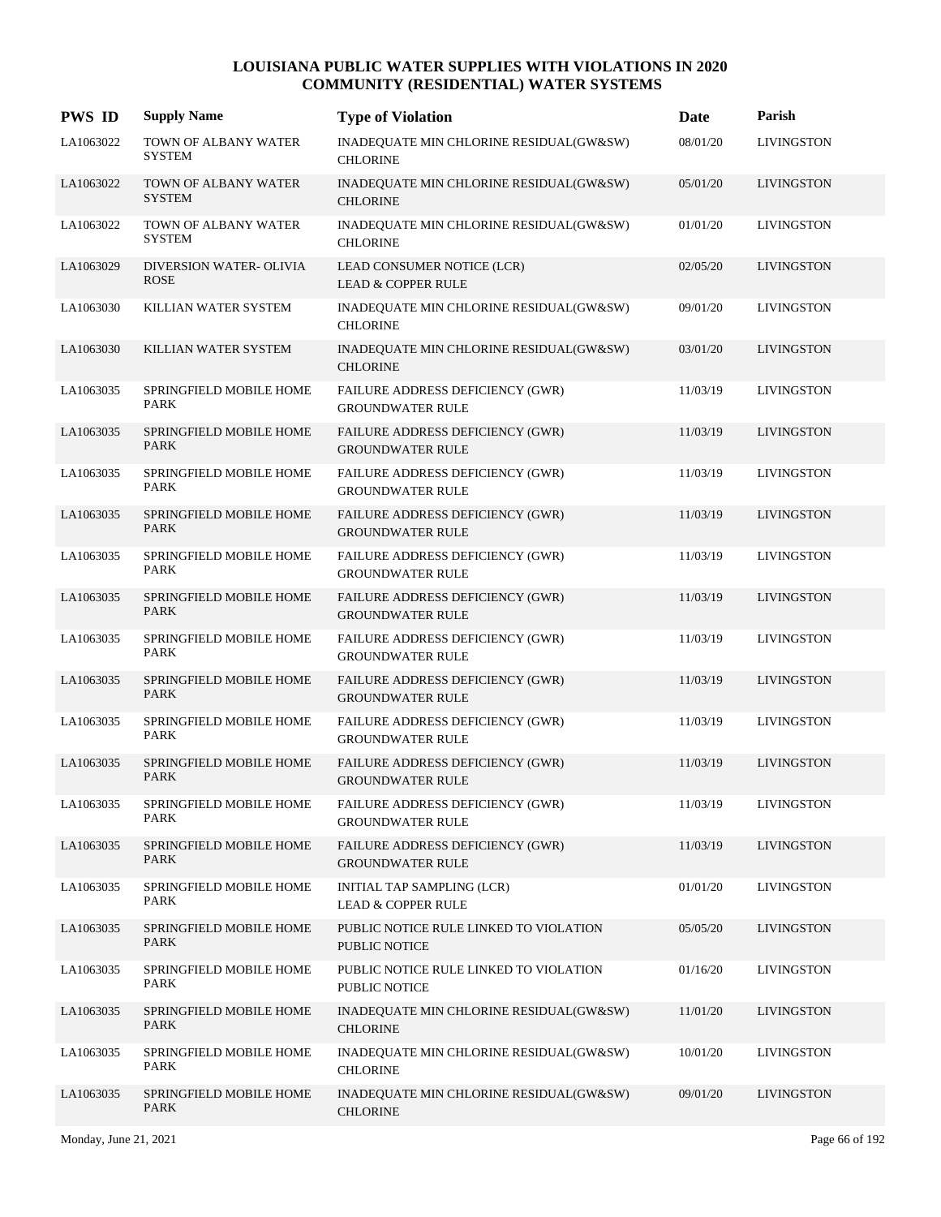# LOUISIANA PUBLIC WATER SUPPLIES WITH VIOLATIONS IN 2020
## COMMUNITY (RESIDENTIAL) WATER SYSTEMS

| PWS ID | Supply Name | Type of Violation | Date | Parish |
|---|---|---|---|---|
| LA1063022 | TOWN OF ALBANY WATER SYSTEM | INADEQUATE MIN CHLORINE RESIDUAL(GW&SW) CHLORINE | 08/01/20 | LIVINGSTON |
| LA1063022 | TOWN OF ALBANY WATER SYSTEM | INADEQUATE MIN CHLORINE RESIDUAL(GW&SW) CHLORINE | 05/01/20 | LIVINGSTON |
| LA1063022 | TOWN OF ALBANY WATER SYSTEM | INADEQUATE MIN CHLORINE RESIDUAL(GW&SW) CHLORINE | 01/01/20 | LIVINGSTON |
| LA1063029 | DIVERSION WATER- OLIVIA ROSE | LEAD CONSUMER NOTICE (LCR) LEAD & COPPER RULE | 02/05/20 | LIVINGSTON |
| LA1063030 | KILLIAN WATER SYSTEM | INADEQUATE MIN CHLORINE RESIDUAL(GW&SW) CHLORINE | 09/01/20 | LIVINGSTON |
| LA1063030 | KILLIAN WATER SYSTEM | INADEQUATE MIN CHLORINE RESIDUAL(GW&SW) CHLORINE | 03/01/20 | LIVINGSTON |
| LA1063035 | SPRINGFIELD MOBILE HOME PARK | FAILURE ADDRESS DEFICIENCY (GWR) GROUNDWATER RULE | 11/03/19 | LIVINGSTON |
| LA1063035 | SPRINGFIELD MOBILE HOME PARK | FAILURE ADDRESS DEFICIENCY (GWR) GROUNDWATER RULE | 11/03/19 | LIVINGSTON |
| LA1063035 | SPRINGFIELD MOBILE HOME PARK | FAILURE ADDRESS DEFICIENCY (GWR) GROUNDWATER RULE | 11/03/19 | LIVINGSTON |
| LA1063035 | SPRINGFIELD MOBILE HOME PARK | FAILURE ADDRESS DEFICIENCY (GWR) GROUNDWATER RULE | 11/03/19 | LIVINGSTON |
| LA1063035 | SPRINGFIELD MOBILE HOME PARK | FAILURE ADDRESS DEFICIENCY (GWR) GROUNDWATER RULE | 11/03/19 | LIVINGSTON |
| LA1063035 | SPRINGFIELD MOBILE HOME PARK | FAILURE ADDRESS DEFICIENCY (GWR) GROUNDWATER RULE | 11/03/19 | LIVINGSTON |
| LA1063035 | SPRINGFIELD MOBILE HOME PARK | FAILURE ADDRESS DEFICIENCY (GWR) GROUNDWATER RULE | 11/03/19 | LIVINGSTON |
| LA1063035 | SPRINGFIELD MOBILE HOME PARK | FAILURE ADDRESS DEFICIENCY (GWR) GROUNDWATER RULE | 11/03/19 | LIVINGSTON |
| LA1063035 | SPRINGFIELD MOBILE HOME PARK | FAILURE ADDRESS DEFICIENCY (GWR) GROUNDWATER RULE | 11/03/19 | LIVINGSTON |
| LA1063035 | SPRINGFIELD MOBILE HOME PARK | FAILURE ADDRESS DEFICIENCY (GWR) GROUNDWATER RULE | 11/03/19 | LIVINGSTON |
| LA1063035 | SPRINGFIELD MOBILE HOME PARK | FAILURE ADDRESS DEFICIENCY (GWR) GROUNDWATER RULE | 11/03/19 | LIVINGSTON |
| LA1063035 | SPRINGFIELD MOBILE HOME PARK | FAILURE ADDRESS DEFICIENCY (GWR) GROUNDWATER RULE | 11/03/19 | LIVINGSTON |
| LA1063035 | SPRINGFIELD MOBILE HOME PARK | INITIAL TAP SAMPLING (LCR) LEAD & COPPER RULE | 01/01/20 | LIVINGSTON |
| LA1063035 | SPRINGFIELD MOBILE HOME PARK | PUBLIC NOTICE RULE LINKED TO VIOLATION PUBLIC NOTICE | 05/05/20 | LIVINGSTON |
| LA1063035 | SPRINGFIELD MOBILE HOME PARK | PUBLIC NOTICE RULE LINKED TO VIOLATION PUBLIC NOTICE | 01/16/20 | LIVINGSTON |
| LA1063035 | SPRINGFIELD MOBILE HOME PARK | INADEQUATE MIN CHLORINE RESIDUAL(GW&SW) CHLORINE | 11/01/20 | LIVINGSTON |
| LA1063035 | SPRINGFIELD MOBILE HOME PARK | INADEQUATE MIN CHLORINE RESIDUAL(GW&SW) CHLORINE | 10/01/20 | LIVINGSTON |
| LA1063035 | SPRINGFIELD MOBILE HOME PARK | INADEQUATE MIN CHLORINE RESIDUAL(GW&SW) CHLORINE | 09/01/20 | LIVINGSTON |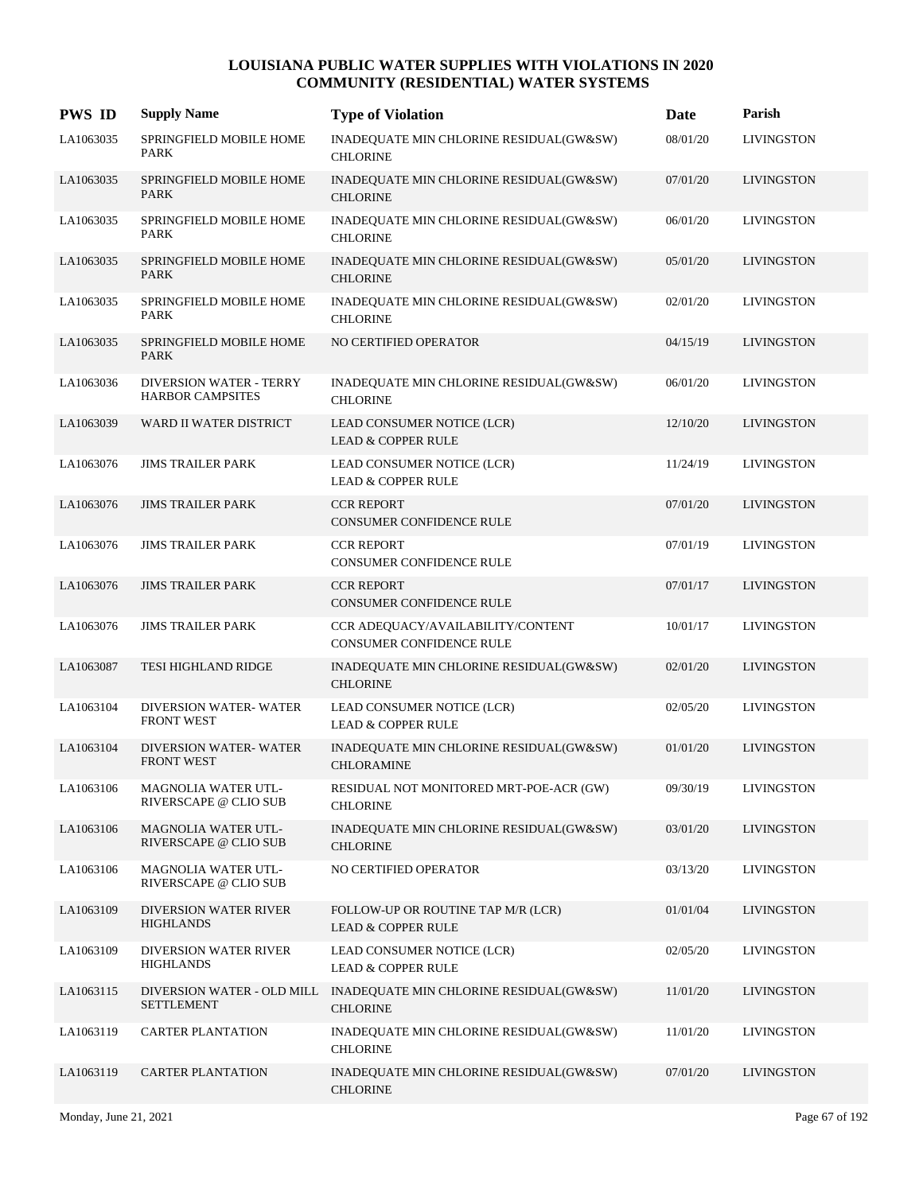# LOUISIANA PUBLIC WATER SUPPLIES WITH VIOLATIONS IN 2020
## COMMUNITY (RESIDENTIAL) WATER SYSTEMS

| PWS ID | Supply Name | Type of Violation | Date | Parish |
|---|---|---|---|---|
| LA1063035 | SPRINGFIELD MOBILE HOME PARK | INADEQUATE MIN CHLORINE RESIDUAL(GW&SW) CHLORINE | 08/01/20 | LIVINGSTON |
| LA1063035 | SPRINGFIELD MOBILE HOME PARK | INADEQUATE MIN CHLORINE RESIDUAL(GW&SW) CHLORINE | 07/01/20 | LIVINGSTON |
| LA1063035 | SPRINGFIELD MOBILE HOME PARK | INADEQUATE MIN CHLORINE RESIDUAL(GW&SW) CHLORINE | 06/01/20 | LIVINGSTON |
| LA1063035 | SPRINGFIELD MOBILE HOME PARK | INADEQUATE MIN CHLORINE RESIDUAL(GW&SW) CHLORINE | 05/01/20 | LIVINGSTON |
| LA1063035 | SPRINGFIELD MOBILE HOME PARK | INADEQUATE MIN CHLORINE RESIDUAL(GW&SW) CHLORINE | 02/01/20 | LIVINGSTON |
| LA1063035 | SPRINGFIELD MOBILE HOME PARK | NO CERTIFIED OPERATOR | 04/15/19 | LIVINGSTON |
| LA1063036 | DIVERSION WATER - TERRY HARBOR CAMPSITES | INADEQUATE MIN CHLORINE RESIDUAL(GW&SW) CHLORINE | 06/01/20 | LIVINGSTON |
| LA1063039 | WARD II WATER DISTRICT | LEAD CONSUMER NOTICE (LCR) LEAD & COPPER RULE | 12/10/20 | LIVINGSTON |
| LA1063076 | JIMS TRAILER PARK | LEAD CONSUMER NOTICE (LCR) LEAD & COPPER RULE | 11/24/19 | LIVINGSTON |
| LA1063076 | JIMS TRAILER PARK | CCR REPORT CONSUMER CONFIDENCE RULE | 07/01/20 | LIVINGSTON |
| LA1063076 | JIMS TRAILER PARK | CCR REPORT CONSUMER CONFIDENCE RULE | 07/01/19 | LIVINGSTON |
| LA1063076 | JIMS TRAILER PARK | CCR REPORT CONSUMER CONFIDENCE RULE | 07/01/17 | LIVINGSTON |
| LA1063076 | JIMS TRAILER PARK | CCR ADEQUACY/AVAILABILITY/CONTENT CONSUMER CONFIDENCE RULE | 10/01/17 | LIVINGSTON |
| LA1063087 | TESI HIGHLAND RIDGE | INADEQUATE MIN CHLORINE RESIDUAL(GW&SW) CHLORINE | 02/01/20 | LIVINGSTON |
| LA1063104 | DIVERSION WATER- WATER FRONT WEST | LEAD CONSUMER NOTICE (LCR) LEAD & COPPER RULE | 02/05/20 | LIVINGSTON |
| LA1063104 | DIVERSION WATER- WATER FRONT WEST | INADEQUATE MIN CHLORINE RESIDUAL(GW&SW) CHLORAMINE | 01/01/20 | LIVINGSTON |
| LA1063106 | MAGNOLIA WATER UTL- RIVERSCAPE @ CLIO SUB | RESIDUAL NOT MONITORED MRT-POE-ACR (GW) CHLORINE | 09/30/19 | LIVINGSTON |
| LA1063106 | MAGNOLIA WATER UTL- RIVERSCAPE @ CLIO SUB | INADEQUATE MIN CHLORINE RESIDUAL(GW&SW) CHLORINE | 03/01/20 | LIVINGSTON |
| LA1063106 | MAGNOLIA WATER UTL- RIVERSCAPE @ CLIO SUB | NO CERTIFIED OPERATOR | 03/13/20 | LIVINGSTON |
| LA1063109 | DIVERSION WATER RIVER HIGHLANDS | FOLLOW-UP OR ROUTINE TAP M/R (LCR) LEAD & COPPER RULE | 01/01/04 | LIVINGSTON |
| LA1063109 | DIVERSION WATER RIVER HIGHLANDS | LEAD CONSUMER NOTICE (LCR) LEAD & COPPER RULE | 02/05/20 | LIVINGSTON |
| LA1063115 | DIVERSION WATER - OLD MILL SETTLEMENT | INADEQUATE MIN CHLORINE RESIDUAL(GW&SW) CHLORINE | 11/01/20 | LIVINGSTON |
| LA1063119 | CARTER PLANTATION | INADEQUATE MIN CHLORINE RESIDUAL(GW&SW) CHLORINE | 11/01/20 | LIVINGSTON |
| LA1063119 | CARTER PLANTATION | INADEQUATE MIN CHLORINE RESIDUAL(GW&SW) CHLORINE | 07/01/20 | LIVINGSTON |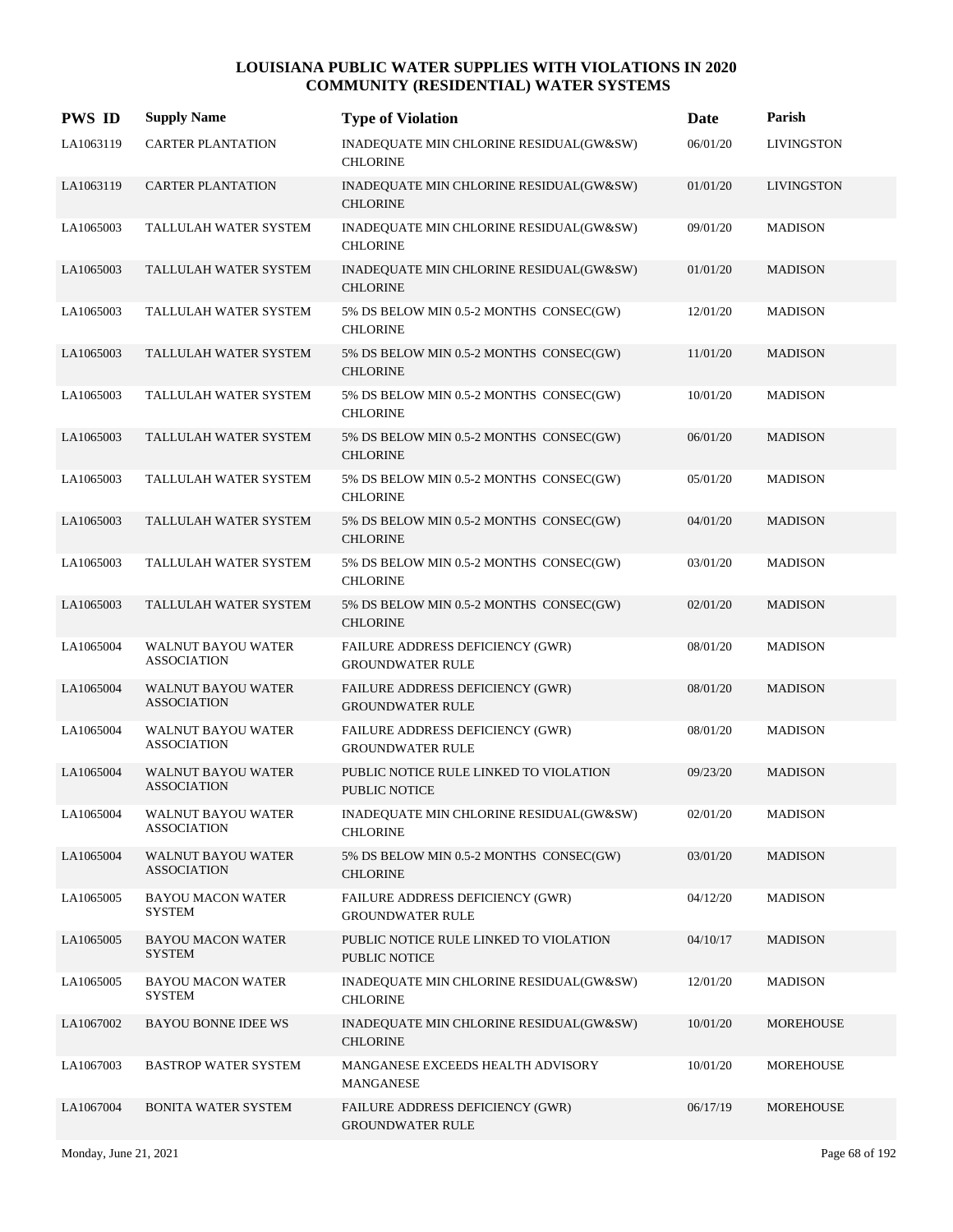# LOUISIANA PUBLIC WATER SUPPLIES WITH VIOLATIONS IN 2020
## COMMUNITY (RESIDENTIAL) WATER SYSTEMS

| PWS ID | Supply Name | Type of Violation | Date | Parish |
|---|---|---|---|---|
| LA1063119 | CARTER PLANTATION | INADEQUATE MIN CHLORINE RESIDUAL(GW&SW) CHLORINE | 06/01/20 | LIVINGSTON |
| LA1063119 | CARTER PLANTATION | INADEQUATE MIN CHLORINE RESIDUAL(GW&SW) CHLORINE | 01/01/20 | LIVINGSTON |
| LA1065003 | TALLULAH WATER SYSTEM | INADEQUATE MIN CHLORINE RESIDUAL(GW&SW) CHLORINE | 09/01/20 | MADISON |
| LA1065003 | TALLULAH WATER SYSTEM | INADEQUATE MIN CHLORINE RESIDUAL(GW&SW) CHLORINE | 01/01/20 | MADISON |
| LA1065003 | TALLULAH WATER SYSTEM | 5% DS BELOW MIN 0.5-2 MONTHS CONSEC(GW) CHLORINE | 12/01/20 | MADISON |
| LA1065003 | TALLULAH WATER SYSTEM | 5% DS BELOW MIN 0.5-2 MONTHS CONSEC(GW) CHLORINE | 11/01/20 | MADISON |
| LA1065003 | TALLULAH WATER SYSTEM | 5% DS BELOW MIN 0.5-2 MONTHS CONSEC(GW) CHLORINE | 10/01/20 | MADISON |
| LA1065003 | TALLULAH WATER SYSTEM | 5% DS BELOW MIN 0.5-2 MONTHS CONSEC(GW) CHLORINE | 06/01/20 | MADISON |
| LA1065003 | TALLULAH WATER SYSTEM | 5% DS BELOW MIN 0.5-2 MONTHS CONSEC(GW) CHLORINE | 05/01/20 | MADISON |
| LA1065003 | TALLULAH WATER SYSTEM | 5% DS BELOW MIN 0.5-2 MONTHS CONSEC(GW) CHLORINE | 04/01/20 | MADISON |
| LA1065003 | TALLULAH WATER SYSTEM | 5% DS BELOW MIN 0.5-2 MONTHS CONSEC(GW) CHLORINE | 03/01/20 | MADISON |
| LA1065003 | TALLULAH WATER SYSTEM | 5% DS BELOW MIN 0.5-2 MONTHS CONSEC(GW) CHLORINE | 02/01/20 | MADISON |
| LA1065004 | WALNUT BAYOU WATER ASSOCIATION | FAILURE ADDRESS DEFICIENCY (GWR) GROUNDWATER RULE | 08/01/20 | MADISON |
| LA1065004 | WALNUT BAYOU WATER ASSOCIATION | FAILURE ADDRESS DEFICIENCY (GWR) GROUNDWATER RULE | 08/01/20 | MADISON |
| LA1065004 | WALNUT BAYOU WATER ASSOCIATION | FAILURE ADDRESS DEFICIENCY (GWR) GROUNDWATER RULE | 08/01/20 | MADISON |
| LA1065004 | WALNUT BAYOU WATER ASSOCIATION | PUBLIC NOTICE RULE LINKED TO VIOLATION PUBLIC NOTICE | 09/23/20 | MADISON |
| LA1065004 | WALNUT BAYOU WATER ASSOCIATION | INADEQUATE MIN CHLORINE RESIDUAL(GW&SW) CHLORINE | 02/01/20 | MADISON |
| LA1065004 | WALNUT BAYOU WATER ASSOCIATION | 5% DS BELOW MIN 0.5-2 MONTHS CONSEC(GW) CHLORINE | 03/01/20 | MADISON |
| LA1065005 | BAYOU MACON WATER SYSTEM | FAILURE ADDRESS DEFICIENCY (GWR) GROUNDWATER RULE | 04/12/20 | MADISON |
| LA1065005 | BAYOU MACON WATER SYSTEM | PUBLIC NOTICE RULE LINKED TO VIOLATION PUBLIC NOTICE | 04/10/17 | MADISON |
| LA1065005 | BAYOU MACON WATER SYSTEM | INADEQUATE MIN CHLORINE RESIDUAL(GW&SW) CHLORINE | 12/01/20 | MADISON |
| LA1067002 | BAYOU BONNE IDEE WS | INADEQUATE MIN CHLORINE RESIDUAL(GW&SW) CHLORINE | 10/01/20 | MOREHOUSE |
| LA1067003 | BASTROP WATER SYSTEM | MANGANESE EXCEEDS HEALTH ADVISORY MANGANESE | 10/01/20 | MOREHOUSE |
| LA1067004 | BONITA WATER SYSTEM | FAILURE ADDRESS DEFICIENCY (GWR) GROUNDWATER RULE | 06/17/19 | MOREHOUSE |

Monday, June 21, 2021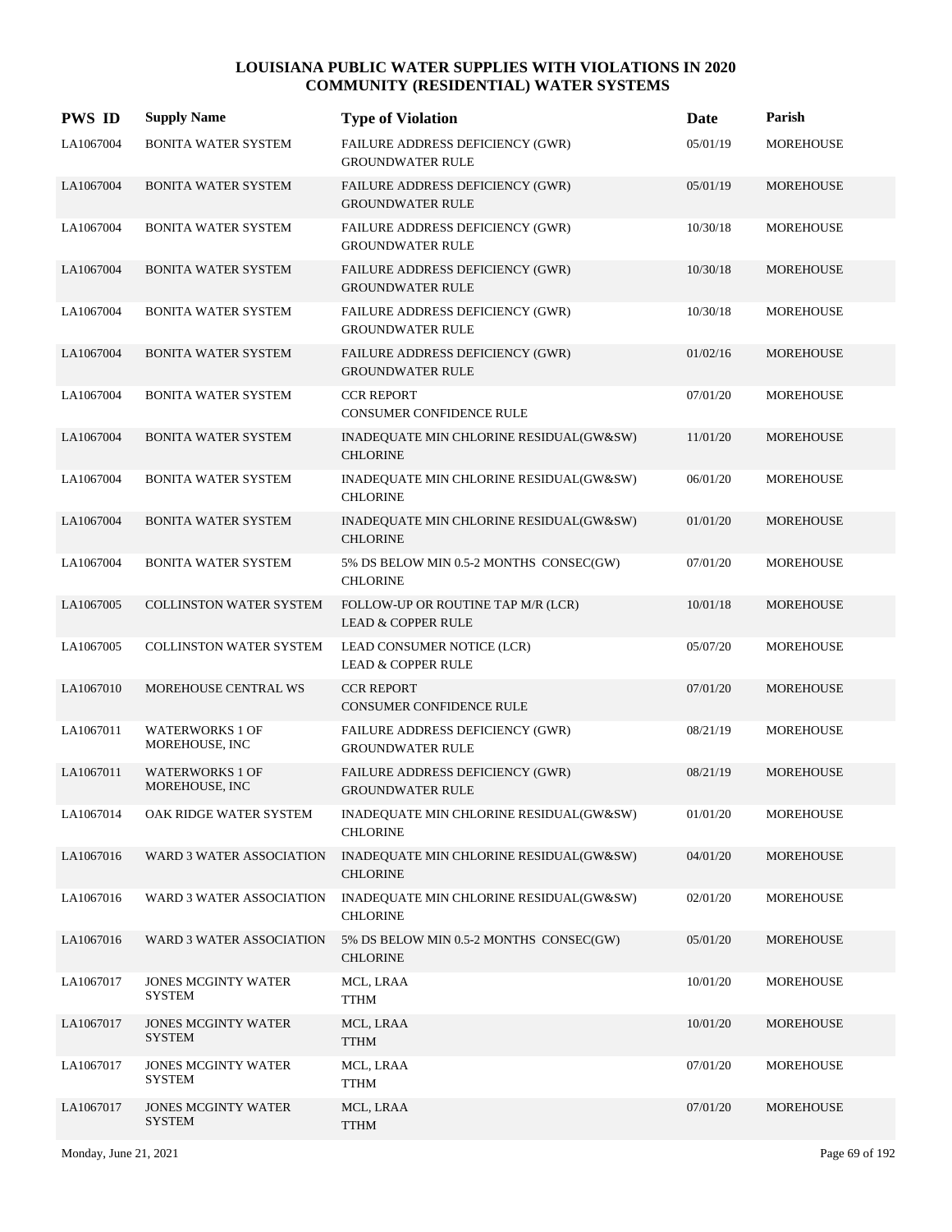# LOUISIANA PUBLIC WATER SUPPLIES WITH VIOLATIONS IN 2020
## COMMUNITY (RESIDENTIAL) WATER SYSTEMS

| PWS ID | Supply Name | Type of Violation | Date | Parish |
|---|---|---|---|---|
| LA1067004 | BONITA WATER SYSTEM | FAILURE ADDRESS DEFICIENCY (GWR)<br>GROUNDWATER RULE | 05/01/19 | MOREHOUSE |
| LA1067004 | BONITA WATER SYSTEM | FAILURE ADDRESS DEFICIENCY (GWR)<br>GROUNDWATER RULE | 05/01/19 | MOREHOUSE |
| LA1067004 | BONITA WATER SYSTEM | FAILURE ADDRESS DEFICIENCY (GWR)<br>GROUNDWATER RULE | 10/30/18 | MOREHOUSE |
| LA1067004 | BONITA WATER SYSTEM | FAILURE ADDRESS DEFICIENCY (GWR)<br>GROUNDWATER RULE | 10/30/18 | MOREHOUSE |
| LA1067004 | BONITA WATER SYSTEM | FAILURE ADDRESS DEFICIENCY (GWR)<br>GROUNDWATER RULE | 10/30/18 | MOREHOUSE |
| LA1067004 | BONITA WATER SYSTEM | FAILURE ADDRESS DEFICIENCY (GWR)<br>GROUNDWATER RULE | 01/02/16 | MOREHOUSE |
| LA1067004 | BONITA WATER SYSTEM | CCR REPORT<br>CONSUMER CONFIDENCE RULE | 07/01/20 | MOREHOUSE |
| LA1067004 | BONITA WATER SYSTEM | INADEQUATE MIN CHLORINE RESIDUAL(GW&SW)<br>CHLORINE | 11/01/20 | MOREHOUSE |
| LA1067004 | BONITA WATER SYSTEM | INADEQUATE MIN CHLORINE RESIDUAL(GW&SW)<br>CHLORINE | 06/01/20 | MOREHOUSE |
| LA1067004 | BONITA WATER SYSTEM | INADEQUATE MIN CHLORINE RESIDUAL(GW&SW)<br>CHLORINE | 01/01/20 | MOREHOUSE |
| LA1067004 | BONITA WATER SYSTEM | 5% DS BELOW MIN 0.5-2 MONTHS CONSEC(GW)<br>CHLORINE | 07/01/20 | MOREHOUSE |
| LA1067005 | COLLINSTON WATER SYSTEM | FOLLOW-UP OR ROUTINE TAP M/R (LCR)<br>LEAD & COPPER RULE | 10/01/18 | MOREHOUSE |
| LA1067005 | COLLINSTON WATER SYSTEM | LEAD CONSUMER NOTICE (LCR)<br>LEAD & COPPER RULE | 05/07/20 | MOREHOUSE |
| LA1067010 | MOREHOUSE CENTRAL WS | CCR REPORT<br>CONSUMER CONFIDENCE RULE | 07/01/20 | MOREHOUSE |
| LA1067011 | WATERWORKS 1 OF MOREHOUSE, INC | FAILURE ADDRESS DEFICIENCY (GWR)<br>GROUNDWATER RULE | 08/21/19 | MOREHOUSE |
| LA1067011 | WATERWORKS 1 OF MOREHOUSE, INC | FAILURE ADDRESS DEFICIENCY (GWR)<br>GROUNDWATER RULE | 08/21/19 | MOREHOUSE |
| LA1067014 | OAK RIDGE WATER SYSTEM | INADEQUATE MIN CHLORINE RESIDUAL(GW&SW)<br>CHLORINE | 01/01/20 | MOREHOUSE |
| LA1067016 | WARD 3 WATER ASSOCIATION | INADEQUATE MIN CHLORINE RESIDUAL(GW&SW)<br>CHLORINE | 04/01/20 | MOREHOUSE |
| LA1067016 | WARD 3 WATER ASSOCIATION | INADEQUATE MIN CHLORINE RESIDUAL(GW&SW)<br>CHLORINE | 02/01/20 | MOREHOUSE |
| LA1067016 | WARD 3 WATER ASSOCIATION | 5% DS BELOW MIN 0.5-2 MONTHS CONSEC(GW)<br>CHLORINE | 05/01/20 | MOREHOUSE |
| LA1067017 | JONES MCGINTY WATER SYSTEM | MCL, LRAA<br>TTHM | 10/01/20 | MOREHOUSE |
| LA1067017 | JONES MCGINTY WATER SYSTEM | MCL, LRAA<br>TTHM | 10/01/20 | MOREHOUSE |
| LA1067017 | JONES MCGINTY WATER SYSTEM | MCL, LRAA<br>TTHM | 07/01/20 | MOREHOUSE |
| LA1067017 | JONES MCGINTY WATER SYSTEM | MCL, LRAA<br>TTHM | 07/01/20 | MOREHOUSE |

Monday, June 21, 2021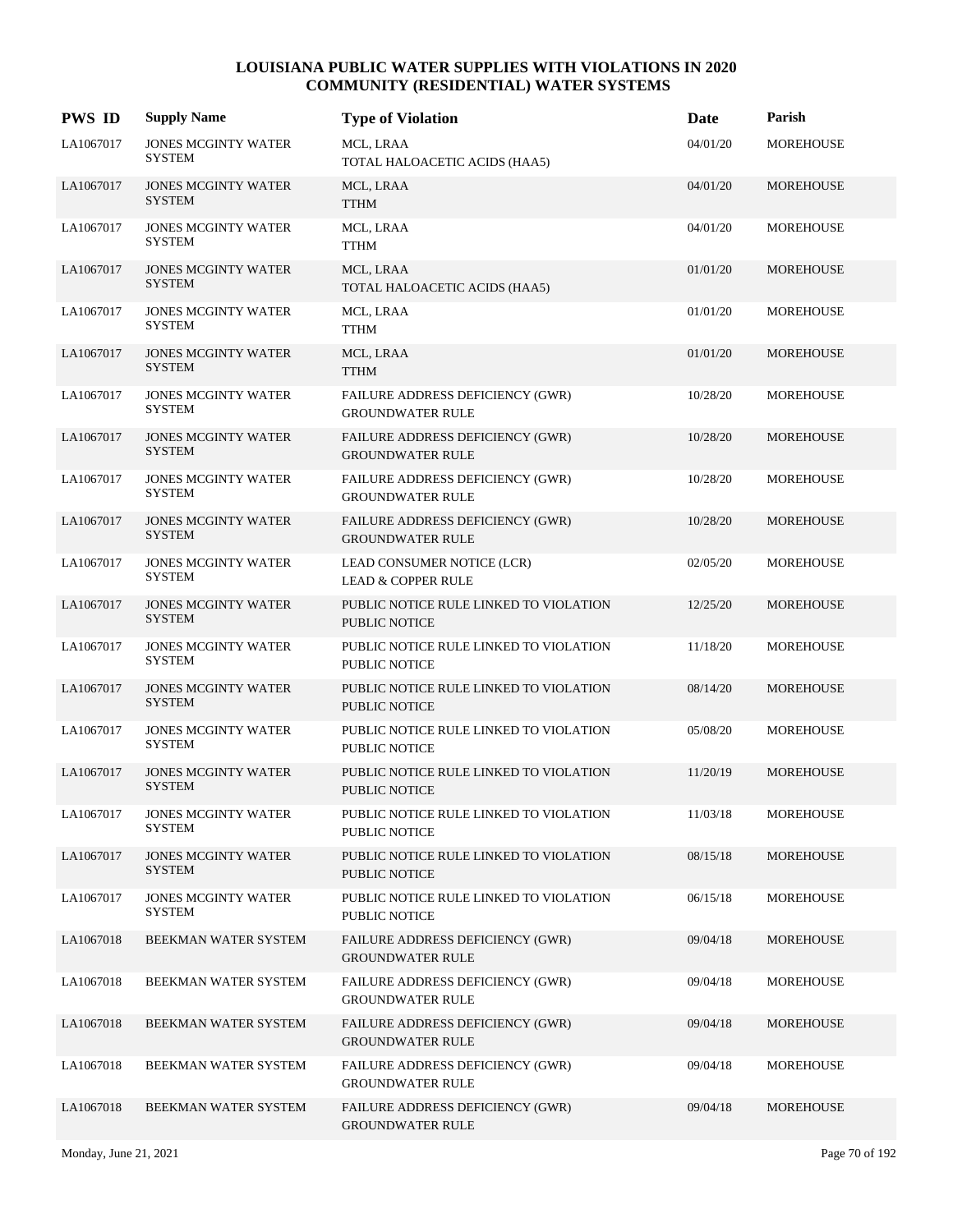# LOUISIANA PUBLIC WATER SUPPLIES WITH VIOLATIONS IN 2020
## COMMUNITY (RESIDENTIAL) WATER SYSTEMS

| PWS ID | Supply Name | Type of Violation | Date | Parish |
|---|---|---|---|---|
| LA1067017 | JONES MCGINTY WATER SYSTEM | MCL, LRAA<br>TOTAL HALOACETIC ACIDS (HAA5) | 04/01/20 | MOREHOUSE |
| LA1067017 | JONES MCGINTY WATER SYSTEM | MCL, LRAA<br>TTHM | 04/01/20 | MOREHOUSE |
| LA1067017 | JONES MCGINTY WATER SYSTEM | MCL, LRAA<br>TTHM | 04/01/20 | MOREHOUSE |
| LA1067017 | JONES MCGINTY WATER SYSTEM | MCL, LRAA<br>TOTAL HALOACETIC ACIDS (HAA5) | 01/01/20 | MOREHOUSE |
| LA1067017 | JONES MCGINTY WATER SYSTEM | MCL, LRAA<br>TTHM | 01/01/20 | MOREHOUSE |
| LA1067017 | JONES MCGINTY WATER SYSTEM | MCL, LRAA<br>TTHM | 01/01/20 | MOREHOUSE |
| LA1067017 | JONES MCGINTY WATER SYSTEM | FAILURE ADDRESS DEFICIENCY (GWR)<br>GROUNDWATER RULE | 10/28/20 | MOREHOUSE |
| LA1067017 | JONES MCGINTY WATER SYSTEM | FAILURE ADDRESS DEFICIENCY (GWR)<br>GROUNDWATER RULE | 10/28/20 | MOREHOUSE |
| LA1067017 | JONES MCGINTY WATER SYSTEM | FAILURE ADDRESS DEFICIENCY (GWR)<br>GROUNDWATER RULE | 10/28/20 | MOREHOUSE |
| LA1067017 | JONES MCGINTY WATER SYSTEM | FAILURE ADDRESS DEFICIENCY (GWR)<br>GROUNDWATER RULE | 10/28/20 | MOREHOUSE |
| LA1067017 | JONES MCGINTY WATER SYSTEM | LEAD CONSUMER NOTICE (LCR)<br>LEAD & COPPER RULE | 02/05/20 | MOREHOUSE |
| LA1067017 | JONES MCGINTY WATER SYSTEM | PUBLIC NOTICE RULE LINKED TO VIOLATION<br>PUBLIC NOTICE | 12/25/20 | MOREHOUSE |
| LA1067017 | JONES MCGINTY WATER SYSTEM | PUBLIC NOTICE RULE LINKED TO VIOLATION<br>PUBLIC NOTICE | 11/18/20 | MOREHOUSE |
| LA1067017 | JONES MCGINTY WATER SYSTEM | PUBLIC NOTICE RULE LINKED TO VIOLATION<br>PUBLIC NOTICE | 08/14/20 | MOREHOUSE |
| LA1067017 | JONES MCGINTY WATER SYSTEM | PUBLIC NOTICE RULE LINKED TO VIOLATION<br>PUBLIC NOTICE | 05/08/20 | MOREHOUSE |
| LA1067017 | JONES MCGINTY WATER SYSTEM | PUBLIC NOTICE RULE LINKED TO VIOLATION<br>PUBLIC NOTICE | 11/20/19 | MOREHOUSE |
| LA1067017 | JONES MCGINTY WATER SYSTEM | PUBLIC NOTICE RULE LINKED TO VIOLATION<br>PUBLIC NOTICE | 11/03/18 | MOREHOUSE |
| LA1067017 | JONES MCGINTY WATER SYSTEM | PUBLIC NOTICE RULE LINKED TO VIOLATION<br>PUBLIC NOTICE | 08/15/18 | MOREHOUSE |
| LA1067017 | JONES MCGINTY WATER SYSTEM | PUBLIC NOTICE RULE LINKED TO VIOLATION<br>PUBLIC NOTICE | 06/15/18 | MOREHOUSE |
| LA1067018 | BEEKMAN WATER SYSTEM | FAILURE ADDRESS DEFICIENCY (GWR)<br>GROUNDWATER RULE | 09/04/18 | MOREHOUSE |
| LA1067018 | BEEKMAN WATER SYSTEM | FAILURE ADDRESS DEFICIENCY (GWR)<br>GROUNDWATER RULE | 09/04/18 | MOREHOUSE |
| LA1067018 | BEEKMAN WATER SYSTEM | FAILURE ADDRESS DEFICIENCY (GWR)<br>GROUNDWATER RULE | 09/04/18 | MOREHOUSE |
| LA1067018 | BEEKMAN WATER SYSTEM | FAILURE ADDRESS DEFICIENCY (GWR)<br>GROUNDWATER RULE | 09/04/18 | MOREHOUSE |
| LA1067018 | BEEKMAN WATER SYSTEM | FAILURE ADDRESS DEFICIENCY (GWR)<br>GROUNDWATER RULE | 09/04/18 | MOREHOUSE |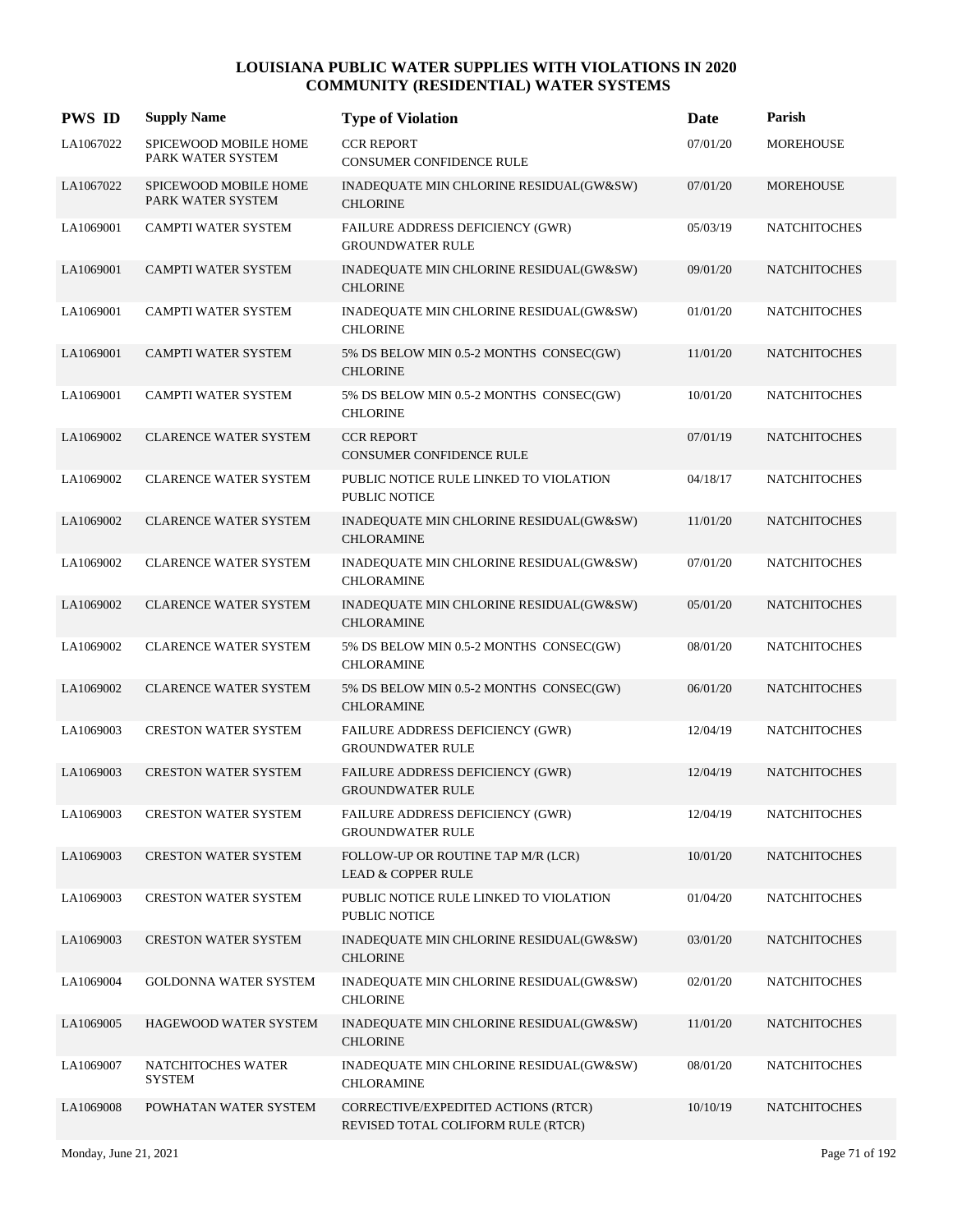# LOUISIANA PUBLIC WATER SUPPLIES WITH VIOLATIONS IN 2020
## COMMUNITY (RESIDENTIAL) WATER SYSTEMS

| PWS ID | Supply Name | Type of Violation | Date | Parish |
|---|---|---|---|---|
| LA1067022 | SPICEWOOD MOBILE HOME PARK WATER SYSTEM | CCR REPORT<br>CONSUMER CONFIDENCE RULE | 07/01/20 | MOREHOUSE |
| LA1067022 | SPICEWOOD MOBILE HOME PARK WATER SYSTEM | INADEQUATE MIN CHLORINE RESIDUAL(GW&SW)<br>CHLORINE | 07/01/20 | MOREHOUSE |
| LA1069001 | CAMPTI WATER SYSTEM | FAILURE ADDRESS DEFICIENCY (GWR)<br>GROUNDWATER RULE | 05/03/19 | NATCHITOCHES |
| LA1069001 | CAMPTI WATER SYSTEM | INADEQUATE MIN CHLORINE RESIDUAL(GW&SW)<br>CHLORINE | 09/01/20 | NATCHITOCHES |
| LA1069001 | CAMPTI WATER SYSTEM | INADEQUATE MIN CHLORINE RESIDUAL(GW&SW)<br>CHLORINE | 01/01/20 | NATCHITOCHES |
| LA1069001 | CAMPTI WATER SYSTEM | 5% DS BELOW MIN 0.5-2 MONTHS CONSEC(GW)<br>CHLORINE | 11/01/20 | NATCHITOCHES |
| LA1069001 | CAMPTI WATER SYSTEM | 5% DS BELOW MIN 0.5-2 MONTHS CONSEC(GW)<br>CHLORINE | 10/01/20 | NATCHITOCHES |
| LA1069002 | CLARENCE WATER SYSTEM | CCR REPORT<br>CONSUMER CONFIDENCE RULE | 07/01/19 | NATCHITOCHES |
| LA1069002 | CLARENCE WATER SYSTEM | PUBLIC NOTICE RULE LINKED TO VIOLATION<br>PUBLIC NOTICE | 04/18/17 | NATCHITOCHES |
| LA1069002 | CLARENCE WATER SYSTEM | INADEQUATE MIN CHLORINE RESIDUAL(GW&SW)<br>CHLORAMINE | 11/01/20 | NATCHITOCHES |
| LA1069002 | CLARENCE WATER SYSTEM | INADEQUATE MIN CHLORINE RESIDUAL(GW&SW)<br>CHLORAMINE | 07/01/20 | NATCHITOCHES |
| LA1069002 | CLARENCE WATER SYSTEM | INADEQUATE MIN CHLORINE RESIDUAL(GW&SW)<br>CHLORAMINE | 05/01/20 | NATCHITOCHES |
| LA1069002 | CLARENCE WATER SYSTEM | 5% DS BELOW MIN 0.5-2 MONTHS CONSEC(GW)<br>CHLORAMINE | 08/01/20 | NATCHITOCHES |
| LA1069002 | CLARENCE WATER SYSTEM | 5% DS BELOW MIN 0.5-2 MONTHS CONSEC(GW)<br>CHLORAMINE | 06/01/20 | NATCHITOCHES |
| LA1069003 | CRESTON WATER SYSTEM | FAILURE ADDRESS DEFICIENCY (GWR)<br>GROUNDWATER RULE | 12/04/19 | NATCHITOCHES |
| LA1069003 | CRESTON WATER SYSTEM | FAILURE ADDRESS DEFICIENCY (GWR)<br>GROUNDWATER RULE | 12/04/19 | NATCHITOCHES |
| LA1069003 | CRESTON WATER SYSTEM | FAILURE ADDRESS DEFICIENCY (GWR)<br>GROUNDWATER RULE | 12/04/19 | NATCHITOCHES |
| LA1069003 | CRESTON WATER SYSTEM | FOLLOW-UP OR ROUTINE TAP M/R (LCR)<br>LEAD & COPPER RULE | 10/01/20 | NATCHITOCHES |
| LA1069003 | CRESTON WATER SYSTEM | PUBLIC NOTICE RULE LINKED TO VIOLATION<br>PUBLIC NOTICE | 01/04/20 | NATCHITOCHES |
| LA1069003 | CRESTON WATER SYSTEM | INADEQUATE MIN CHLORINE RESIDUAL(GW&SW)<br>CHLORINE | 03/01/20 | NATCHITOCHES |
| LA1069004 | GOLDONNA WATER SYSTEM | INADEQUATE MIN CHLORINE RESIDUAL(GW&SW)<br>CHLORINE | 02/01/20 | NATCHITOCHES |
| LA1069005 | HAGEWOOD WATER SYSTEM | INADEQUATE MIN CHLORINE RESIDUAL(GW&SW)<br>CHLORINE | 11/01/20 | NATCHITOCHES |
| LA1069007 | NATCHITOCHES WATER SYSTEM | INADEQUATE MIN CHLORINE RESIDUAL(GW&SW)<br>CHLORAMINE | 08/01/20 | NATCHITOCHES |
| LA1069008 | POWHATAN WATER SYSTEM | CORRECTIVE/EXPEDITED ACTIONS (RTCR)<br>REVISED TOTAL COLIFORM RULE (RTCR) | 10/10/19 | NATCHITOCHES |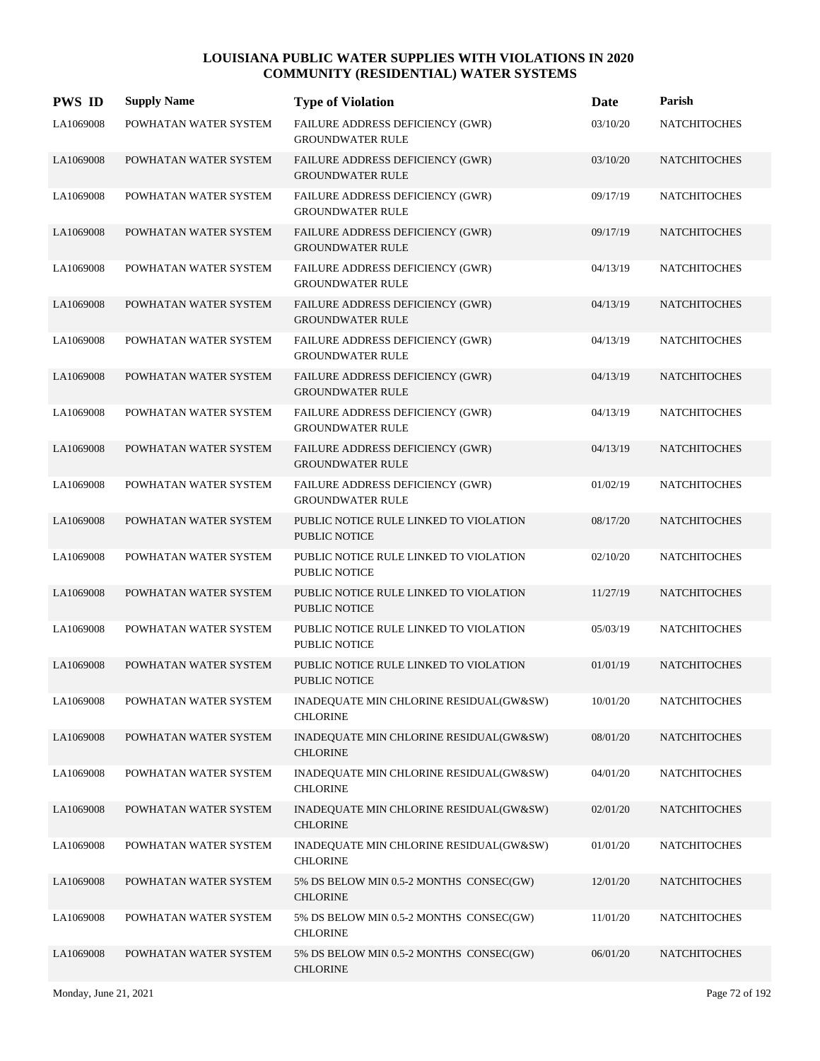# LOUISIANA PUBLIC WATER SUPPLIES WITH VIOLATIONS IN 2020
## COMMUNITY (RESIDENTIAL) WATER SYSTEMS

| PWS ID | Supply Name | Type of Violation | Date | Parish |
|---|---|---|---|---|
| LA1069008 | POWHATAN WATER SYSTEM | FAILURE ADDRESS DEFICIENCY (GWR) GROUNDWATER RULE | 03/10/20 | NATCHITOCHES |
| LA1069008 | POWHATAN WATER SYSTEM | FAILURE ADDRESS DEFICIENCY (GWR) GROUNDWATER RULE | 03/10/20 | NATCHITOCHES |
| LA1069008 | POWHATAN WATER SYSTEM | FAILURE ADDRESS DEFICIENCY (GWR) GROUNDWATER RULE | 09/17/19 | NATCHITOCHES |
| LA1069008 | POWHATAN WATER SYSTEM | FAILURE ADDRESS DEFICIENCY (GWR) GROUNDWATER RULE | 09/17/19 | NATCHITOCHES |
| LA1069008 | POWHATAN WATER SYSTEM | FAILURE ADDRESS DEFICIENCY (GWR) GROUNDWATER RULE | 04/13/19 | NATCHITOCHES |
| LA1069008 | POWHATAN WATER SYSTEM | FAILURE ADDRESS DEFICIENCY (GWR) GROUNDWATER RULE | 04/13/19 | NATCHITOCHES |
| LA1069008 | POWHATAN WATER SYSTEM | FAILURE ADDRESS DEFICIENCY (GWR) GROUNDWATER RULE | 04/13/19 | NATCHITOCHES |
| LA1069008 | POWHATAN WATER SYSTEM | FAILURE ADDRESS DEFICIENCY (GWR) GROUNDWATER RULE | 04/13/19 | NATCHITOCHES |
| LA1069008 | POWHATAN WATER SYSTEM | FAILURE ADDRESS DEFICIENCY (GWR) GROUNDWATER RULE | 04/13/19 | NATCHITOCHES |
| LA1069008 | POWHATAN WATER SYSTEM | FAILURE ADDRESS DEFICIENCY (GWR) GROUNDWATER RULE | 04/13/19 | NATCHITOCHES |
| LA1069008 | POWHATAN WATER SYSTEM | FAILURE ADDRESS DEFICIENCY (GWR) GROUNDWATER RULE | 01/02/19 | NATCHITOCHES |
| LA1069008 | POWHATAN WATER SYSTEM | PUBLIC NOTICE RULE LINKED TO VIOLATION PUBLIC NOTICE | 08/17/20 | NATCHITOCHES |
| LA1069008 | POWHATAN WATER SYSTEM | PUBLIC NOTICE RULE LINKED TO VIOLATION PUBLIC NOTICE | 02/10/20 | NATCHITOCHES |
| LA1069008 | POWHATAN WATER SYSTEM | PUBLIC NOTICE RULE LINKED TO VIOLATION PUBLIC NOTICE | 11/27/19 | NATCHITOCHES |
| LA1069008 | POWHATAN WATER SYSTEM | PUBLIC NOTICE RULE LINKED TO VIOLATION PUBLIC NOTICE | 05/03/19 | NATCHITOCHES |
| LA1069008 | POWHATAN WATER SYSTEM | PUBLIC NOTICE RULE LINKED TO VIOLATION PUBLIC NOTICE | 01/01/19 | NATCHITOCHES |
| LA1069008 | POWHATAN WATER SYSTEM | INADEQUATE MIN CHLORINE RESIDUAL(GW&SW) CHLORINE | 10/01/20 | NATCHITOCHES |
| LA1069008 | POWHATAN WATER SYSTEM | INADEQUATE MIN CHLORINE RESIDUAL(GW&SW) CHLORINE | 08/01/20 | NATCHITOCHES |
| LA1069008 | POWHATAN WATER SYSTEM | INADEQUATE MIN CHLORINE RESIDUAL(GW&SW) CHLORINE | 04/01/20 | NATCHITOCHES |
| LA1069008 | POWHATAN WATER SYSTEM | INADEQUATE MIN CHLORINE RESIDUAL(GW&SW) CHLORINE | 02/01/20 | NATCHITOCHES |
| LA1069008 | POWHATAN WATER SYSTEM | INADEQUATE MIN CHLORINE RESIDUAL(GW&SW) CHLORINE | 01/01/20 | NATCHITOCHES |
| LA1069008 | POWHATAN WATER SYSTEM | 5% DS BELOW MIN 0.5-2 MONTHS CONSEC(GW) CHLORINE | 12/01/20 | NATCHITOCHES |
| LA1069008 | POWHATAN WATER SYSTEM | 5% DS BELOW MIN 0.5-2 MONTHS CONSEC(GW) CHLORINE | 11/01/20 | NATCHITOCHES |
| LA1069008 | POWHATAN WATER SYSTEM | 5% DS BELOW MIN 0.5-2 MONTHS CONSEC(GW) CHLORINE | 06/01/20 | NATCHITOCHES |

Monday, June 21, 2021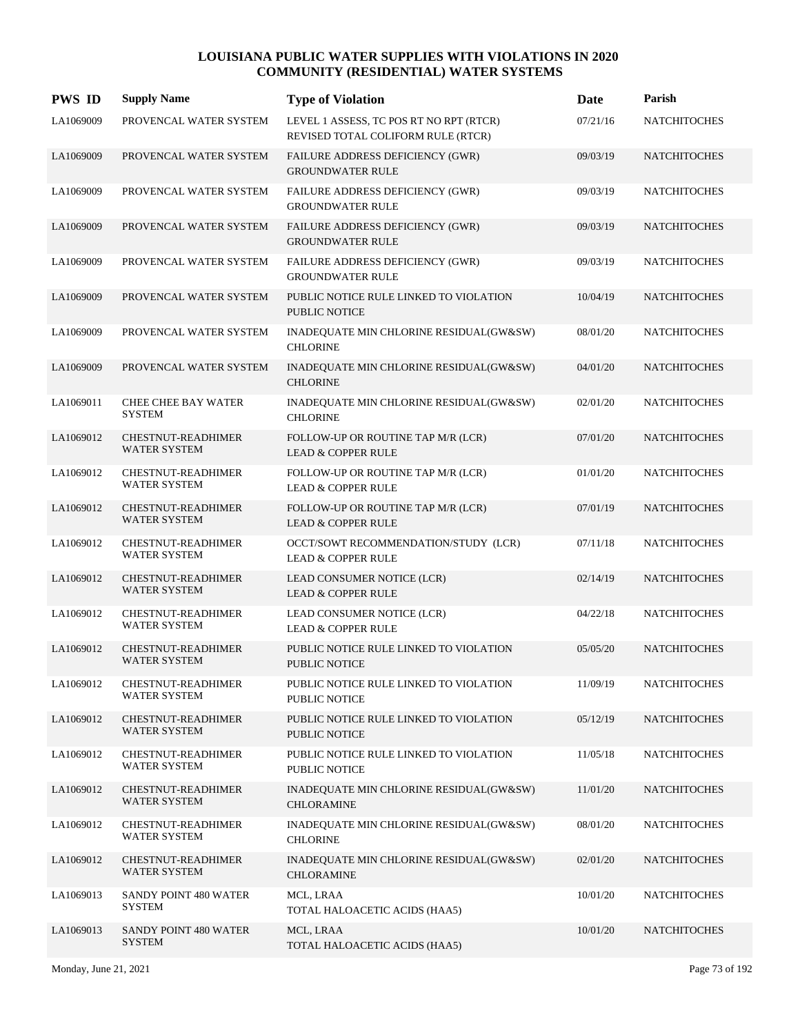# LOUISIANA PUBLIC WATER SUPPLIES WITH VIOLATIONS IN 2020
## COMMUNITY (RESIDENTIAL) WATER SYSTEMS

| PWS ID | Supply Name | Type of Violation | Date | Parish |
|---|---|---|---|---|
| LA1069009 | PROVENCAL WATER SYSTEM | LEVEL 1 ASSESS, TC POS RT NO RPT (RTCR)<br>REVISED TOTAL COLIFORM RULE (RTCR) | 07/21/16 | NATCHITOCHES |
| LA1069009 | PROVENCAL WATER SYSTEM | FAILURE ADDRESS DEFICIENCY (GWR)<br>GROUNDWATER RULE | 09/03/19 | NATCHITOCHES |
| LA1069009 | PROVENCAL WATER SYSTEM | FAILURE ADDRESS DEFICIENCY (GWR)<br>GROUNDWATER RULE | 09/03/19 | NATCHITOCHES |
| LA1069009 | PROVENCAL WATER SYSTEM | FAILURE ADDRESS DEFICIENCY (GWR)<br>GROUNDWATER RULE | 09/03/19 | NATCHITOCHES |
| LA1069009 | PROVENCAL WATER SYSTEM | FAILURE ADDRESS DEFICIENCY (GWR)<br>GROUNDWATER RULE | 09/03/19 | NATCHITOCHES |
| LA1069009 | PROVENCAL WATER SYSTEM | PUBLIC NOTICE RULE LINKED TO VIOLATION<br>PUBLIC NOTICE | 10/04/19 | NATCHITOCHES |
| LA1069009 | PROVENCAL WATER SYSTEM | INADEQUATE MIN CHLORINE RESIDUAL(GW&SW)<br>CHLORINE | 08/01/20 | NATCHITOCHES |
| LA1069009 | PROVENCAL WATER SYSTEM | INADEQUATE MIN CHLORINE RESIDUAL(GW&SW)<br>CHLORINE | 04/01/20 | NATCHITOCHES |
| LA1069011 | CHEE CHEE BAY WATER SYSTEM | INADEQUATE MIN CHLORINE RESIDUAL(GW&SW)<br>CHLORINE | 02/01/20 | NATCHITOCHES |
| LA1069012 | CHESTNUT-READHIMER WATER SYSTEM | FOLLOW-UP OR ROUTINE TAP M/R (LCR)<br>LEAD & COPPER RULE | 07/01/20 | NATCHITOCHES |
| LA1069012 | CHESTNUT-READHIMER WATER SYSTEM | FOLLOW-UP OR ROUTINE TAP M/R (LCR)<br>LEAD & COPPER RULE | 01/01/20 | NATCHITOCHES |
| LA1069012 | CHESTNUT-READHIMER WATER SYSTEM | FOLLOW-UP OR ROUTINE TAP M/R (LCR)<br>LEAD & COPPER RULE | 07/01/19 | NATCHITOCHES |
| LA1069012 | CHESTNUT-READHIMER WATER SYSTEM | OCCT/SOWT RECOMMENDATION/STUDY (LCR)<br>LEAD & COPPER RULE | 07/11/18 | NATCHITOCHES |
| LA1069012 | CHESTNUT-READHIMER WATER SYSTEM | LEAD CONSUMER NOTICE (LCR)<br>LEAD & COPPER RULE | 02/14/19 | NATCHITOCHES |
| LA1069012 | CHESTNUT-READHIMER WATER SYSTEM | LEAD CONSUMER NOTICE (LCR)<br>LEAD & COPPER RULE | 04/22/18 | NATCHITOCHES |
| LA1069012 | CHESTNUT-READHIMER WATER SYSTEM | PUBLIC NOTICE RULE LINKED TO VIOLATION<br>PUBLIC NOTICE | 05/05/20 | NATCHITOCHES |
| LA1069012 | CHESTNUT-READHIMER WATER SYSTEM | PUBLIC NOTICE RULE LINKED TO VIOLATION<br>PUBLIC NOTICE | 11/09/19 | NATCHITOCHES |
| LA1069012 | CHESTNUT-READHIMER WATER SYSTEM | PUBLIC NOTICE RULE LINKED TO VIOLATION<br>PUBLIC NOTICE | 05/12/19 | NATCHITOCHES |
| LA1069012 | CHESTNUT-READHIMER WATER SYSTEM | PUBLIC NOTICE RULE LINKED TO VIOLATION<br>PUBLIC NOTICE | 11/05/18 | NATCHITOCHES |
| LA1069012 | CHESTNUT-READHIMER WATER SYSTEM | INADEQUATE MIN CHLORINE RESIDUAL(GW&SW)<br>CHLORAMINE | 11/01/20 | NATCHITOCHES |
| LA1069012 | CHESTNUT-READHIMER WATER SYSTEM | INADEQUATE MIN CHLORINE RESIDUAL(GW&SW)<br>CHLORINE | 08/01/20 | NATCHITOCHES |
| LA1069012 | CHESTNUT-READHIMER WATER SYSTEM | INADEQUATE MIN CHLORINE RESIDUAL(GW&SW)<br>CHLORAMINE | 02/01/20 | NATCHITOCHES |
| LA1069013 | SANDY POINT 480 WATER SYSTEM | MCL, LRAA<br>TOTAL HALOACETIC ACIDS (HAA5) | 10/01/20 | NATCHITOCHES |
| LA1069013 | SANDY POINT 480 WATER SYSTEM | MCL, LRAA<br>TOTAL HALOACETIC ACIDS (HAA5) | 10/01/20 | NATCHITOCHES |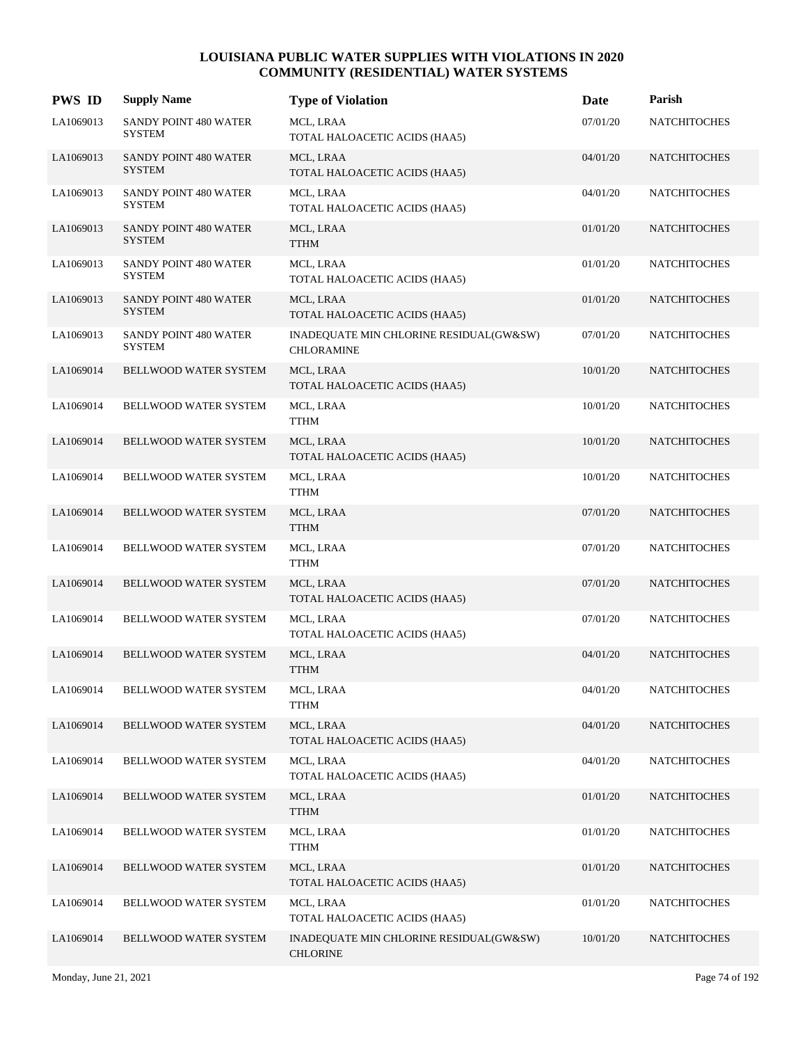# LOUISIANA PUBLIC WATER SUPPLIES WITH VIOLATIONS IN 2020
## COMMUNITY (RESIDENTIAL) WATER SYSTEMS

| PWS ID | Supply Name | Type of Violation | Date | Parish |
|---|---|---|---|---|
| LA1069013 | SANDY POINT 480 WATER SYSTEM | MCL, LRAA TOTAL HALOACETIC ACIDS (HAA5) | 07/01/20 | NATCHITOCHES |
| LA1069013 | SANDY POINT 480 WATER SYSTEM | MCL, LRAA TOTAL HALOACETIC ACIDS (HAA5) | 04/01/20 | NATCHITOCHES |
| LA1069013 | SANDY POINT 480 WATER SYSTEM | MCL, LRAA TOTAL HALOACETIC ACIDS (HAA5) | 04/01/20 | NATCHITOCHES |
| LA1069013 | SANDY POINT 480 WATER SYSTEM | MCL, LRAA TTHM | 01/01/20 | NATCHITOCHES |
| LA1069013 | SANDY POINT 480 WATER SYSTEM | MCL, LRAA TOTAL HALOACETIC ACIDS (HAA5) | 01/01/20 | NATCHITOCHES |
| LA1069013 | SANDY POINT 480 WATER SYSTEM | MCL, LRAA TOTAL HALOACETIC ACIDS (HAA5) | 01/01/20 | NATCHITOCHES |
| LA1069013 | SANDY POINT 480 WATER SYSTEM | INADEQUATE MIN CHLORINE RESIDUAL(GW&SW) CHLORAMINE | 07/01/20 | NATCHITOCHES |
| LA1069014 | BELLWOOD WATER SYSTEM | MCL, LRAA TOTAL HALOACETIC ACIDS (HAA5) | 10/01/20 | NATCHITOCHES |
| LA1069014 | BELLWOOD WATER SYSTEM | MCL, LRAA TTHM | 10/01/20 | NATCHITOCHES |
| LA1069014 | BELLWOOD WATER SYSTEM | MCL, LRAA TOTAL HALOACETIC ACIDS (HAA5) | 10/01/20 | NATCHITOCHES |
| LA1069014 | BELLWOOD WATER SYSTEM | MCL, LRAA TTHM | 10/01/20 | NATCHITOCHES |
| LA1069014 | BELLWOOD WATER SYSTEM | MCL, LRAA TTHM | 07/01/20 | NATCHITOCHES |
| LA1069014 | BELLWOOD WATER SYSTEM | MCL, LRAA TTHM | 07/01/20 | NATCHITOCHES |
| LA1069014 | BELLWOOD WATER SYSTEM | MCL, LRAA TOTAL HALOACETIC ACIDS (HAA5) | 07/01/20 | NATCHITOCHES |
| LA1069014 | BELLWOOD WATER SYSTEM | MCL, LRAA TOTAL HALOACETIC ACIDS (HAA5) | 07/01/20 | NATCHITOCHES |
| LA1069014 | BELLWOOD WATER SYSTEM | MCL, LRAA TTHM | 04/01/20 | NATCHITOCHES |
| LA1069014 | BELLWOOD WATER SYSTEM | MCL, LRAA TTHM | 04/01/20 | NATCHITOCHES |
| LA1069014 | BELLWOOD WATER SYSTEM | MCL, LRAA TOTAL HALOACETIC ACIDS (HAA5) | 04/01/20 | NATCHITOCHES |
| LA1069014 | BELLWOOD WATER SYSTEM | MCL, LRAA TOTAL HALOACETIC ACIDS (HAA5) | 04/01/20 | NATCHITOCHES |
| LA1069014 | BELLWOOD WATER SYSTEM | MCL, LRAA TTHM | 01/01/20 | NATCHITOCHES |
| LA1069014 | BELLWOOD WATER SYSTEM | MCL, LRAA TTHM | 01/01/20 | NATCHITOCHES |
| LA1069014 | BELLWOOD WATER SYSTEM | MCL, LRAA TOTAL HALOACETIC ACIDS (HAA5) | 01/01/20 | NATCHITOCHES |
| LA1069014 | BELLWOOD WATER SYSTEM | MCL, LRAA TOTAL HALOACETIC ACIDS (HAA5) | 01/01/20 | NATCHITOCHES |
| LA1069014 | BELLWOOD WATER SYSTEM | INADEQUATE MIN CHLORINE RESIDUAL(GW&SW) CHLORINE | 10/01/20 | NATCHITOCHES |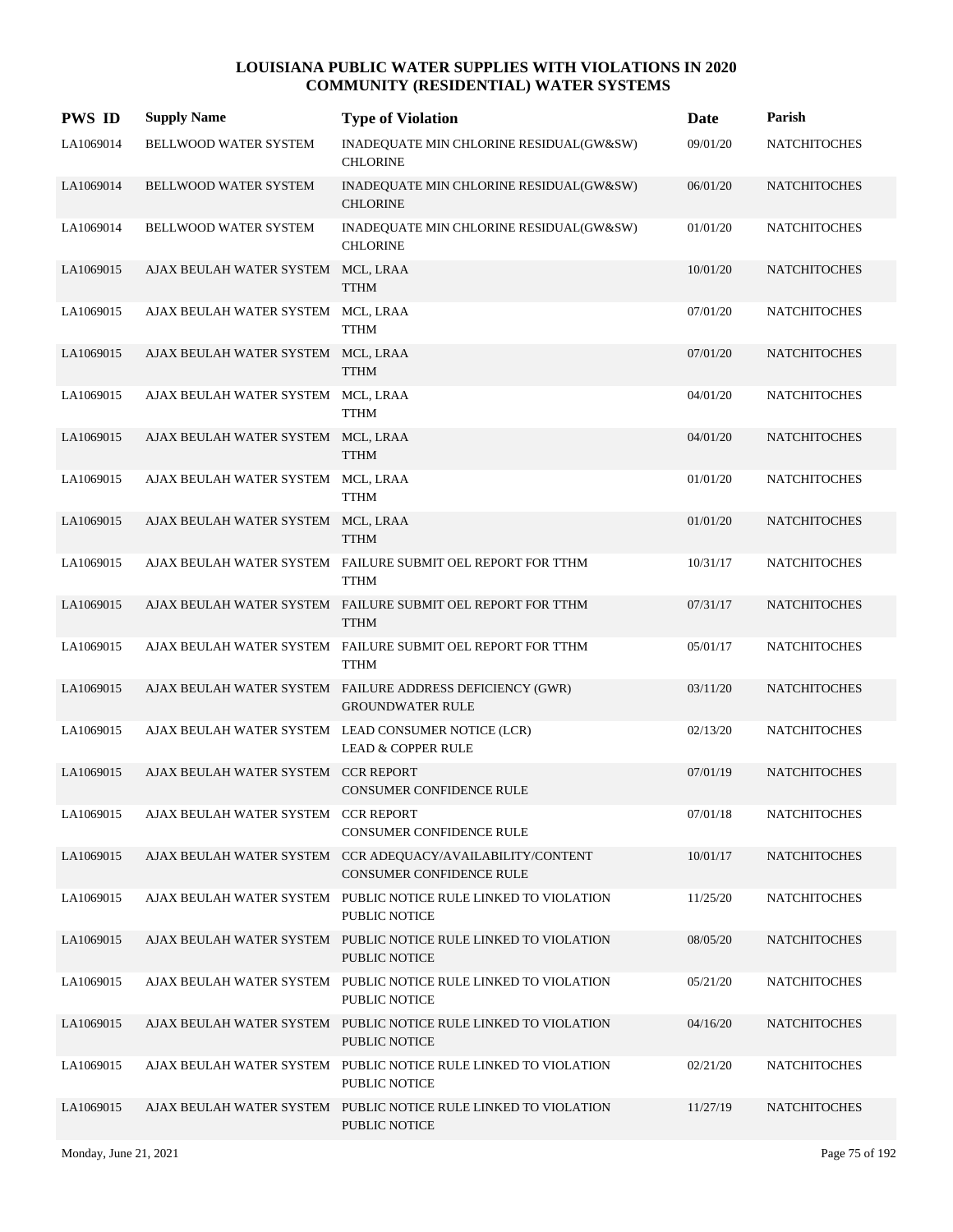# LOUISIANA PUBLIC WATER SUPPLIES WITH VIOLATIONS IN 2020
## COMMUNITY (RESIDENTIAL) WATER SYSTEMS

| PWS ID | Supply Name | Type of Violation | Date | Parish |
|---|---|---|---|---|
| LA1069014 | BELLWOOD WATER SYSTEM | INADEQUATE MIN CHLORINE RESIDUAL(GW&SW) CHLORINE | 09/01/20 | NATCHITOCHES |
| LA1069014 | BELLWOOD WATER SYSTEM | INADEQUATE MIN CHLORINE RESIDUAL(GW&SW) CHLORINE | 06/01/20 | NATCHITOCHES |
| LA1069014 | BELLWOOD WATER SYSTEM | INADEQUATE MIN CHLORINE RESIDUAL(GW&SW) CHLORINE | 01/01/20 | NATCHITOCHES |
| LA1069015 | AJAX BEULAH WATER SYSTEM | MCL, LRAA TTHM | 10/01/20 | NATCHITOCHES |
| LA1069015 | AJAX BEULAH WATER SYSTEM | MCL, LRAA TTHM | 07/01/20 | NATCHITOCHES |
| LA1069015 | AJAX BEULAH WATER SYSTEM | MCL, LRAA TTHM | 07/01/20 | NATCHITOCHES |
| LA1069015 | AJAX BEULAH WATER SYSTEM | MCL, LRAA TTHM | 04/01/20 | NATCHITOCHES |
| LA1069015 | AJAX BEULAH WATER SYSTEM | MCL, LRAA TTHM | 04/01/20 | NATCHITOCHES |
| LA1069015 | AJAX BEULAH WATER SYSTEM | MCL, LRAA TTHM | 01/01/20 | NATCHITOCHES |
| LA1069015 | AJAX BEULAH WATER SYSTEM | MCL, LRAA TTHM | 01/01/20 | NATCHITOCHES |
| LA1069015 | AJAX BEULAH WATER SYSTEM | FAILURE SUBMIT OEL REPORT FOR TTHM TTHM | 10/31/17 | NATCHITOCHES |
| LA1069015 | AJAX BEULAH WATER SYSTEM | FAILURE SUBMIT OEL REPORT FOR TTHM TTHM | 07/31/17 | NATCHITOCHES |
| LA1069015 | AJAX BEULAH WATER SYSTEM | FAILURE SUBMIT OEL REPORT FOR TTHM TTHM | 05/01/17 | NATCHITOCHES |
| LA1069015 | AJAX BEULAH WATER SYSTEM | FAILURE ADDRESS DEFICIENCY (GWR) GROUNDWATER RULE | 03/11/20 | NATCHITOCHES |
| LA1069015 | AJAX BEULAH WATER SYSTEM | LEAD CONSUMER NOTICE (LCR) LEAD & COPPER RULE | 02/13/20 | NATCHITOCHES |
| LA1069015 | AJAX BEULAH WATER SYSTEM | CCR REPORT CONSUMER CONFIDENCE RULE | 07/01/19 | NATCHITOCHES |
| LA1069015 | AJAX BEULAH WATER SYSTEM | CCR REPORT CONSUMER CONFIDENCE RULE | 07/01/18 | NATCHITOCHES |
| LA1069015 | AJAX BEULAH WATER SYSTEM | CCR ADEQUACY/AVAILABILITY/CONTENT CONSUMER CONFIDENCE RULE | 10/01/17 | NATCHITOCHES |
| LA1069015 | AJAX BEULAH WATER SYSTEM | PUBLIC NOTICE RULE LINKED TO VIOLATION PUBLIC NOTICE | 11/25/20 | NATCHITOCHES |
| LA1069015 | AJAX BEULAH WATER SYSTEM | PUBLIC NOTICE RULE LINKED TO VIOLATION PUBLIC NOTICE | 08/05/20 | NATCHITOCHES |
| LA1069015 | AJAX BEULAH WATER SYSTEM | PUBLIC NOTICE RULE LINKED TO VIOLATION PUBLIC NOTICE | 05/21/20 | NATCHITOCHES |
| LA1069015 | AJAX BEULAH WATER SYSTEM | PUBLIC NOTICE RULE LINKED TO VIOLATION PUBLIC NOTICE | 04/16/20 | NATCHITOCHES |
| LA1069015 | AJAX BEULAH WATER SYSTEM | PUBLIC NOTICE RULE LINKED TO VIOLATION PUBLIC NOTICE | 02/21/20 | NATCHITOCHES |
| LA1069015 | AJAX BEULAH WATER SYSTEM | PUBLIC NOTICE RULE LINKED TO VIOLATION PUBLIC NOTICE | 11/27/19 | NATCHITOCHES |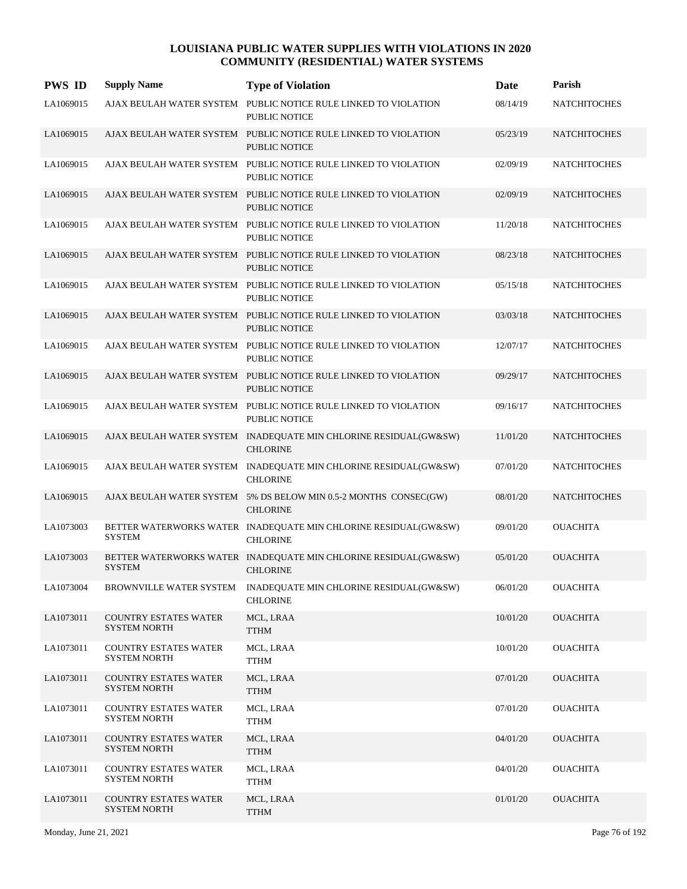# LOUISIANA PUBLIC WATER SUPPLIES WITH VIOLATIONS IN 2020
## COMMUNITY (RESIDENTIAL) WATER SYSTEMS

| PWS ID | Supply Name | Type of Violation | Date | Parish |
|---|---|---|---|---|
| LA1069015 | AJAX BEULAH WATER SYSTEM | PUBLIC NOTICE RULE LINKED TO VIOLATION PUBLIC NOTICE | 08/14/19 | NATCHITOCHES |
| LA1069015 | AJAX BEULAH WATER SYSTEM | PUBLIC NOTICE RULE LINKED TO VIOLATION PUBLIC NOTICE | 05/23/19 | NATCHITOCHES |
| LA1069015 | AJAX BEULAH WATER SYSTEM | PUBLIC NOTICE RULE LINKED TO VIOLATION PUBLIC NOTICE | 02/09/19 | NATCHITOCHES |
| LA1069015 | AJAX BEULAH WATER SYSTEM | PUBLIC NOTICE RULE LINKED TO VIOLATION PUBLIC NOTICE | 02/09/19 | NATCHITOCHES |
| LA1069015 | AJAX BEULAH WATER SYSTEM | PUBLIC NOTICE RULE LINKED TO VIOLATION PUBLIC NOTICE | 11/20/18 | NATCHITOCHES |
| LA1069015 | AJAX BEULAH WATER SYSTEM | PUBLIC NOTICE RULE LINKED TO VIOLATION PUBLIC NOTICE | 08/23/18 | NATCHITOCHES |
| LA1069015 | AJAX BEULAH WATER SYSTEM | PUBLIC NOTICE RULE LINKED TO VIOLATION PUBLIC NOTICE | 05/15/18 | NATCHITOCHES |
| LA1069015 | AJAX BEULAH WATER SYSTEM | PUBLIC NOTICE RULE LINKED TO VIOLATION PUBLIC NOTICE | 03/03/18 | NATCHITOCHES |
| LA1069015 | AJAX BEULAH WATER SYSTEM | PUBLIC NOTICE RULE LINKED TO VIOLATION PUBLIC NOTICE | 12/07/17 | NATCHITOCHES |
| LA1069015 | AJAX BEULAH WATER SYSTEM | PUBLIC NOTICE RULE LINKED TO VIOLATION PUBLIC NOTICE | 09/29/17 | NATCHITOCHES |
| LA1069015 | AJAX BEULAH WATER SYSTEM | PUBLIC NOTICE RULE LINKED TO VIOLATION PUBLIC NOTICE | 09/16/17 | NATCHITOCHES |
| LA1069015 | AJAX BEULAH WATER SYSTEM | INADEQUATE MIN CHLORINE RESIDUAL(GW&SW) CHLORINE | 11/01/20 | NATCHITOCHES |
| LA1069015 | AJAX BEULAH WATER SYSTEM | INADEQUATE MIN CHLORINE RESIDUAL(GW&SW) CHLORINE | 07/01/20 | NATCHITOCHES |
| LA1069015 | AJAX BEULAH WATER SYSTEM | 5% DS BELOW MIN 0.5-2 MONTHS CONSEC(GW) CHLORINE | 08/01/20 | NATCHITOCHES |
| LA1073003 | BETTER WATERWORKS WATER SYSTEM | INADEQUATE MIN CHLORINE RESIDUAL(GW&SW) CHLORINE | 09/01/20 | OUACHITA |
| LA1073003 | BETTER WATERWORKS WATER SYSTEM | INADEQUATE MIN CHLORINE RESIDUAL(GW&SW) CHLORINE | 05/01/20 | OUACHITA |
| LA1073004 | BROWNVILLE WATER SYSTEM | INADEQUATE MIN CHLORINE RESIDUAL(GW&SW) CHLORINE | 06/01/20 | OUACHITA |
| LA1073011 | COUNTRY ESTATES WATER SYSTEM NORTH | MCL, LRAA TTHM | 10/01/20 | OUACHITA |
| LA1073011 | COUNTRY ESTATES WATER SYSTEM NORTH | MCL, LRAA TTHM | 10/01/20 | OUACHITA |
| LA1073011 | COUNTRY ESTATES WATER SYSTEM NORTH | MCL, LRAA TTHM | 07/01/20 | OUACHITA |
| LA1073011 | COUNTRY ESTATES WATER SYSTEM NORTH | MCL, LRAA TTHM | 07/01/20 | OUACHITA |
| LA1073011 | COUNTRY ESTATES WATER SYSTEM NORTH | MCL, LRAA TTHM | 04/01/20 | OUACHITA |
| LA1073011 | COUNTRY ESTATES WATER SYSTEM NORTH | MCL, LRAA TTHM | 04/01/20 | OUACHITA |
| LA1073011 | COUNTRY ESTATES WATER SYSTEM NORTH | MCL, LRAA TTHM | 01/01/20 | OUACHITA |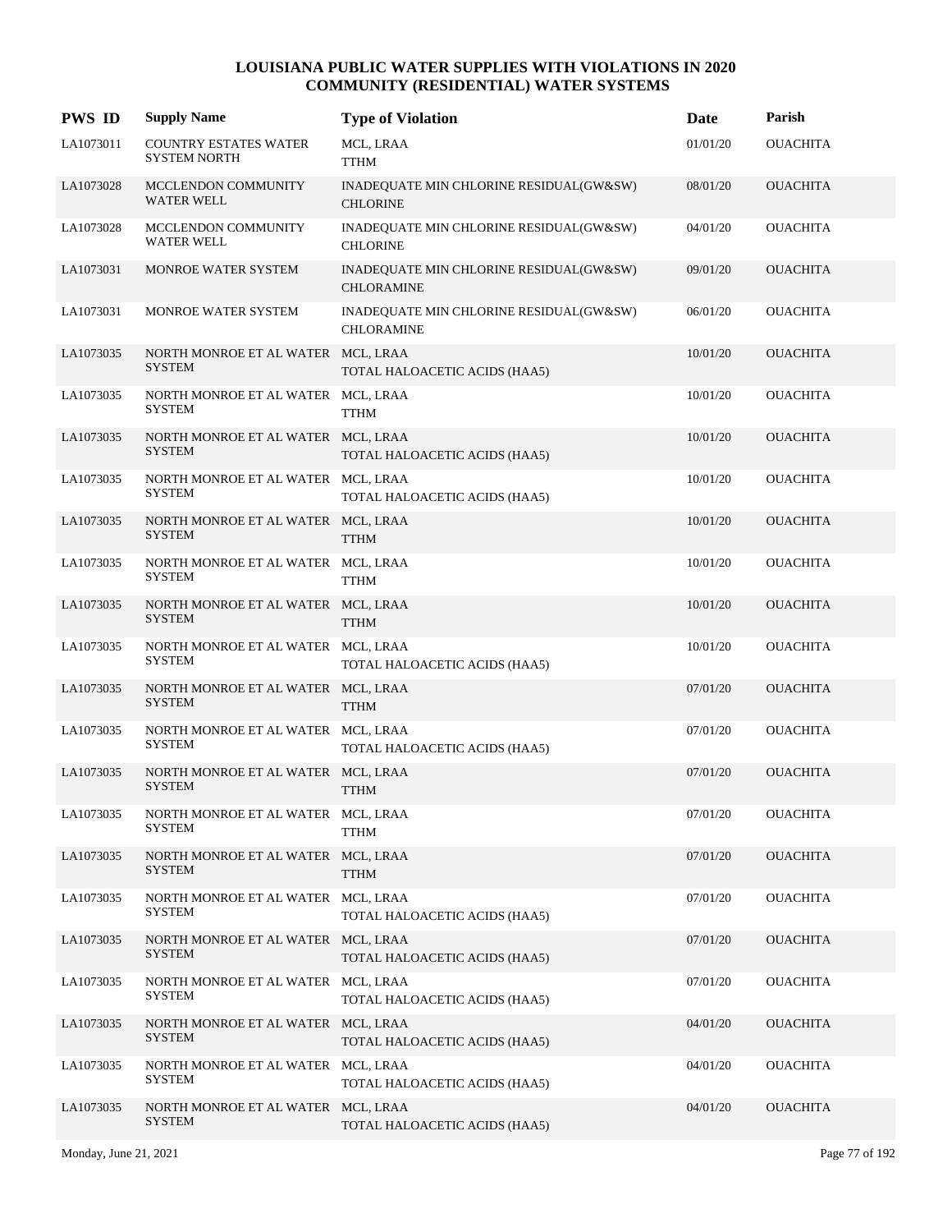# LOUISIANA PUBLIC WATER SUPPLIES WITH VIOLATIONS IN 2020
## COMMUNITY (RESIDENTIAL) WATER SYSTEMS

| PWS ID | Supply Name | Type of Violation | Date | Parish |
|---|---|---|---|---|
| LA1073011 | COUNTRY ESTATES WATER SYSTEM NORTH | MCL, LRAA TTHM | 01/01/20 | OUACHITA |
| LA1073028 | MCCLENDON COMMUNITY WATER WELL | INADEQUATE MIN CHLORINE RESIDUAL(GW&SW) CHLORINE | 08/01/20 | OUACHITA |
| LA1073028 | MCCLENDON COMMUNITY WATER WELL | INADEQUATE MIN CHLORINE RESIDUAL(GW&SW) CHLORINE | 04/01/20 | OUACHITA |
| LA1073031 | MONROE WATER SYSTEM | INADEQUATE MIN CHLORINE RESIDUAL(GW&SW) CHLORAMINE | 09/01/20 | OUACHITA |
| LA1073031 | MONROE WATER SYSTEM | INADEQUATE MIN CHLORINE RESIDUAL(GW&SW) CHLORAMINE | 06/01/20 | OUACHITA |
| LA1073035 | NORTH MONROE ET AL WATER SYSTEM | MCL, LRAA TOTAL HALOACETIC ACIDS (HAA5) | 10/01/20 | OUACHITA |
| LA1073035 | NORTH MONROE ET AL WATER SYSTEM | MCL, LRAA TTHM | 10/01/20 | OUACHITA |
| LA1073035 | NORTH MONROE ET AL WATER SYSTEM | MCL, LRAA TOTAL HALOACETIC ACIDS (HAA5) | 10/01/20 | OUACHITA |
| LA1073035 | NORTH MONROE ET AL WATER SYSTEM | MCL, LRAA TOTAL HALOACETIC ACIDS (HAA5) | 10/01/20 | OUACHITA |
| LA1073035 | NORTH MONROE ET AL WATER SYSTEM | MCL, LRAA TTHM | 10/01/20 | OUACHITA |
| LA1073035 | NORTH MONROE ET AL WATER SYSTEM | MCL, LRAA TTHM | 10/01/20 | OUACHITA |
| LA1073035 | NORTH MONROE ET AL WATER SYSTEM | MCL, LRAA TTHM | 10/01/20 | OUACHITA |
| LA1073035 | NORTH MONROE ET AL WATER SYSTEM | MCL, LRAA TOTAL HALOACETIC ACIDS (HAA5) | 10/01/20 | OUACHITA |
| LA1073035 | NORTH MONROE ET AL WATER SYSTEM | MCL, LRAA TTHM | 07/01/20 | OUACHITA |
| LA1073035 | NORTH MONROE ET AL WATER SYSTEM | MCL, LRAA TOTAL HALOACETIC ACIDS (HAA5) | 07/01/20 | OUACHITA |
| LA1073035 | NORTH MONROE ET AL WATER SYSTEM | MCL, LRAA TTHM | 07/01/20 | OUACHITA |
| LA1073035 | NORTH MONROE ET AL WATER SYSTEM | MCL, LRAA TTHM | 07/01/20 | OUACHITA |
| LA1073035 | NORTH MONROE ET AL WATER SYSTEM | MCL, LRAA TTHM | 07/01/20 | OUACHITA |
| LA1073035 | NORTH MONROE ET AL WATER SYSTEM | MCL, LRAA TOTAL HALOACETIC ACIDS (HAA5) | 07/01/20 | OUACHITA |
| LA1073035 | NORTH MONROE ET AL WATER SYSTEM | MCL, LRAA TOTAL HALOACETIC ACIDS (HAA5) | 07/01/20 | OUACHITA |
| LA1073035 | NORTH MONROE ET AL WATER SYSTEM | MCL, LRAA TOTAL HALOACETIC ACIDS (HAA5) | 07/01/20 | OUACHITA |
| LA1073035 | NORTH MONROE ET AL WATER SYSTEM | MCL, LRAA TOTAL HALOACETIC ACIDS (HAA5) | 04/01/20 | OUACHITA |
| LA1073035 | NORTH MONROE ET AL WATER SYSTEM | MCL, LRAA TOTAL HALOACETIC ACIDS (HAA5) | 04/01/20 | OUACHITA |
| LA1073035 | NORTH MONROE ET AL WATER SYSTEM | MCL, LRAA TOTAL HALOACETIC ACIDS (HAA5) | 04/01/20 | OUACHITA |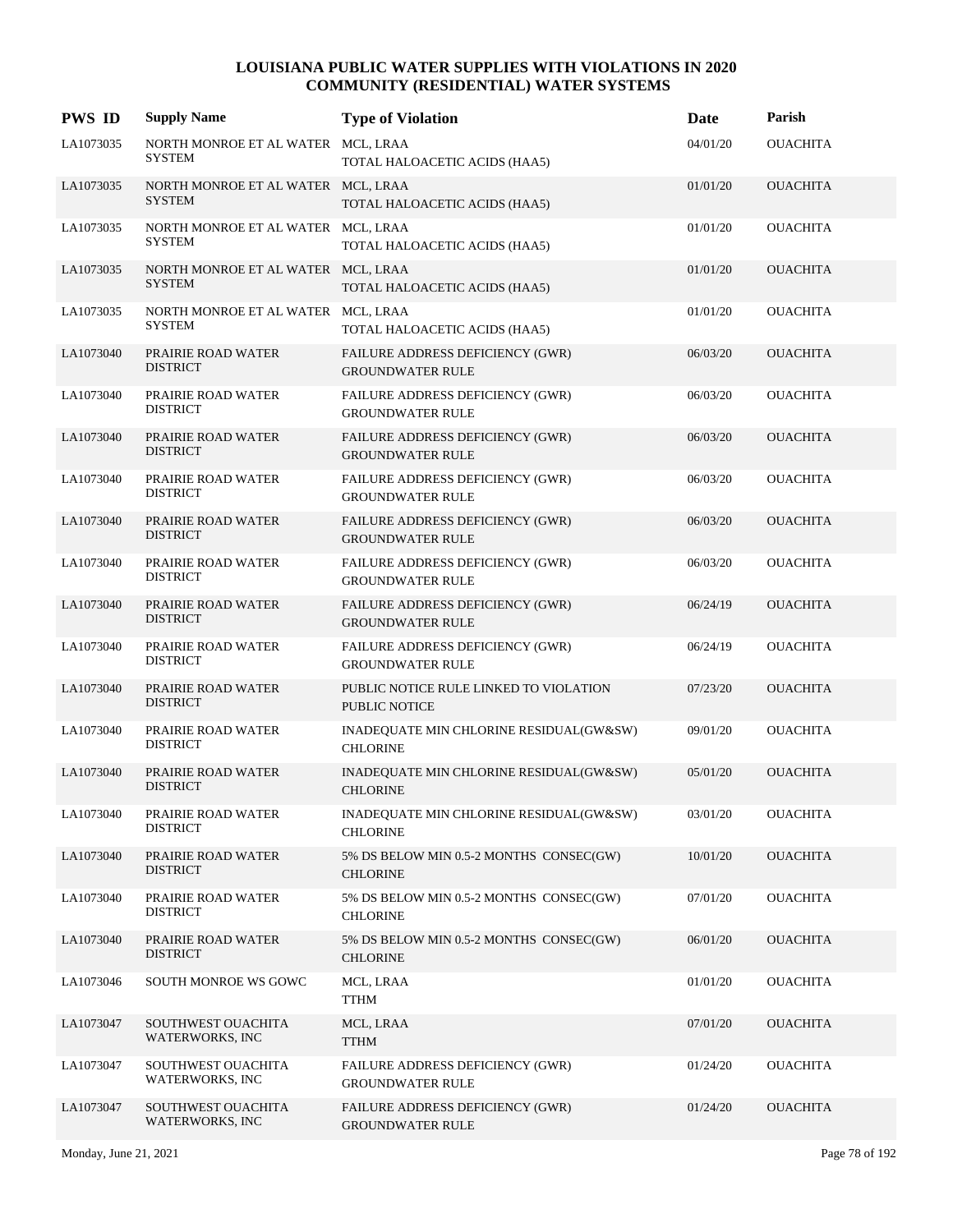# LOUISIANA PUBLIC WATER SUPPLIES WITH VIOLATIONS IN 2020
## COMMUNITY (RESIDENTIAL) WATER SYSTEMS

| PWS ID | Supply Name | Type of Violation | Date | Parish |
|---|---|---|---|---|
| LA1073035 | NORTH MONROE ET AL WATER SYSTEM | MCL, LRAA<br>TOTAL HALOACETIC ACIDS (HAA5) | 04/01/20 | OUACHITA |
| LA1073035 | NORTH MONROE ET AL WATER SYSTEM | MCL, LRAA<br>TOTAL HALOACETIC ACIDS (HAA5) | 01/01/20 | OUACHITA |
| LA1073035 | NORTH MONROE ET AL WATER SYSTEM | MCL, LRAA<br>TOTAL HALOACETIC ACIDS (HAA5) | 01/01/20 | OUACHITA |
| LA1073035 | NORTH MONROE ET AL WATER SYSTEM | MCL, LRAA<br>TOTAL HALOACETIC ACIDS (HAA5) | 01/01/20 | OUACHITA |
| LA1073035 | NORTH MONROE ET AL WATER SYSTEM | MCL, LRAA<br>TOTAL HALOACETIC ACIDS (HAA5) | 01/01/20 | OUACHITA |
| LA1073040 | PRAIRIE ROAD WATER DISTRICT | FAILURE ADDRESS DEFICIENCY (GWR)<br>GROUNDWATER RULE | 06/03/20 | OUACHITA |
| LA1073040 | PRAIRIE ROAD WATER DISTRICT | FAILURE ADDRESS DEFICIENCY (GWR)<br>GROUNDWATER RULE | 06/03/20 | OUACHITA |
| LA1073040 | PRAIRIE ROAD WATER DISTRICT | FAILURE ADDRESS DEFICIENCY (GWR)<br>GROUNDWATER RULE | 06/03/20 | OUACHITA |
| LA1073040 | PRAIRIE ROAD WATER DISTRICT | FAILURE ADDRESS DEFICIENCY (GWR)<br>GROUNDWATER RULE | 06/03/20 | OUACHITA |
| LA1073040 | PRAIRIE ROAD WATER DISTRICT | FAILURE ADDRESS DEFICIENCY (GWR)<br>GROUNDWATER RULE | 06/03/20 | OUACHITA |
| LA1073040 | PRAIRIE ROAD WATER DISTRICT | FAILURE ADDRESS DEFICIENCY (GWR)<br>GROUNDWATER RULE | 06/03/20 | OUACHITA |
| LA1073040 | PRAIRIE ROAD WATER DISTRICT | FAILURE ADDRESS DEFICIENCY (GWR)<br>GROUNDWATER RULE | 06/24/19 | OUACHITA |
| LA1073040 | PRAIRIE ROAD WATER DISTRICT | FAILURE ADDRESS DEFICIENCY (GWR)<br>GROUNDWATER RULE | 06/24/19 | OUACHITA |
| LA1073040 | PRAIRIE ROAD WATER DISTRICT | PUBLIC NOTICE RULE LINKED TO VIOLATION<br>PUBLIC NOTICE | 07/23/20 | OUACHITA |
| LA1073040 | PRAIRIE ROAD WATER DISTRICT | INADEQUATE MIN CHLORINE RESIDUAL(GW&SW)<br>CHLORINE | 09/01/20 | OUACHITA |
| LA1073040 | PRAIRIE ROAD WATER DISTRICT | INADEQUATE MIN CHLORINE RESIDUAL(GW&SW)<br>CHLORINE | 05/01/20 | OUACHITA |
| LA1073040 | PRAIRIE ROAD WATER DISTRICT | INADEQUATE MIN CHLORINE RESIDUAL(GW&SW)<br>CHLORINE | 03/01/20 | OUACHITA |
| LA1073040 | PRAIRIE ROAD WATER DISTRICT | 5% DS BELOW MIN 0.5-2 MONTHS CONSEC(GW)<br>CHLORINE | 10/01/20 | OUACHITA |
| LA1073040 | PRAIRIE ROAD WATER DISTRICT | 5% DS BELOW MIN 0.5-2 MONTHS CONSEC(GW)<br>CHLORINE | 07/01/20 | OUACHITA |
| LA1073040 | PRAIRIE ROAD WATER DISTRICT | 5% DS BELOW MIN 0.5-2 MONTHS CONSEC(GW)<br>CHLORINE | 06/01/20 | OUACHITA |
| LA1073046 | SOUTH MONROE WS GOWC | MCL, LRAA<br>TTHM | 01/01/20 | OUACHITA |
| LA1073047 | SOUTHWEST OUACHITA WATERWORKS, INC | MCL, LRAA<br>TTHM | 07/01/20 | OUACHITA |
| LA1073047 | SOUTHWEST OUACHITA WATERWORKS, INC | FAILURE ADDRESS DEFICIENCY (GWR)<br>GROUNDWATER RULE | 01/24/20 | OUACHITA |
| LA1073047 | SOUTHWEST OUACHITA WATERWORKS, INC | FAILURE ADDRESS DEFICIENCY (GWR)<br>GROUNDWATER RULE | 01/24/20 | OUACHITA |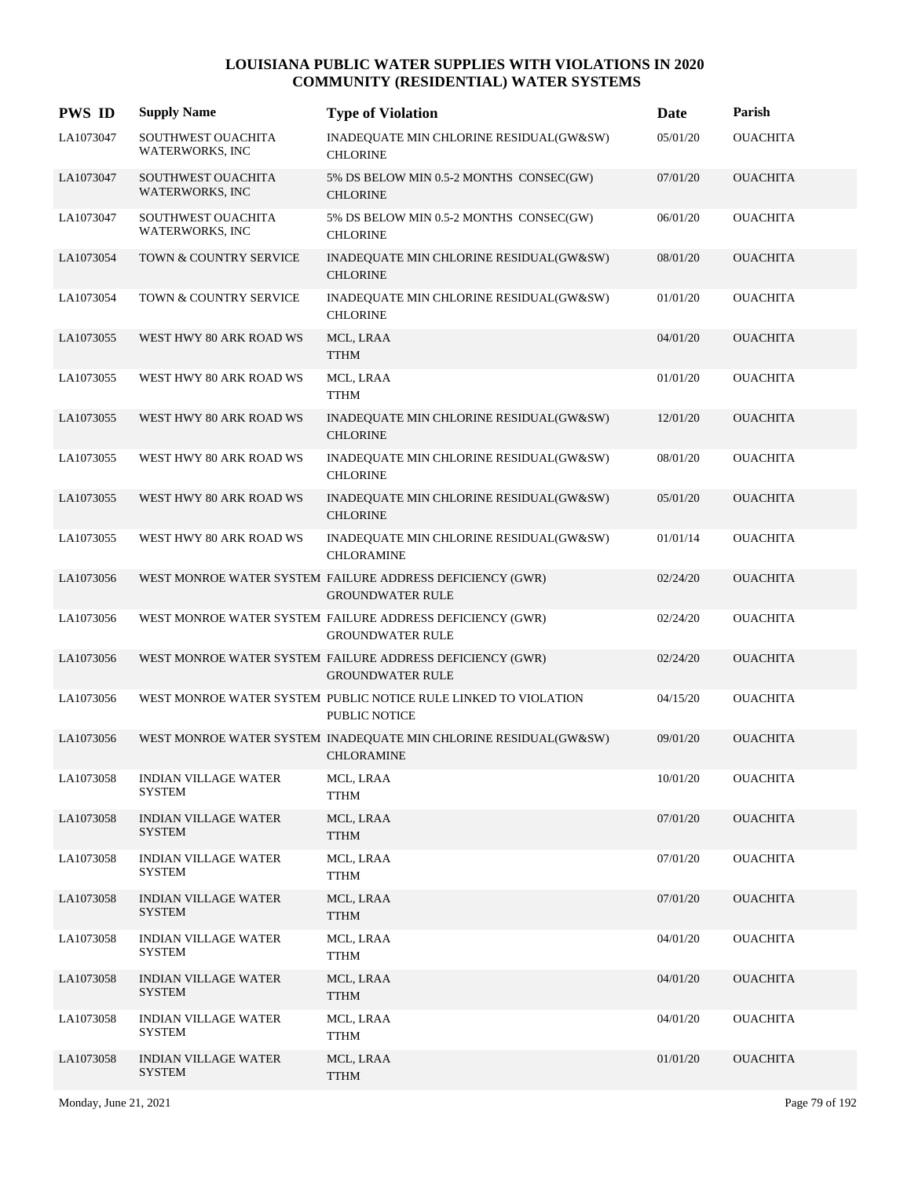# LOUISIANA PUBLIC WATER SUPPLIES WITH VIOLATIONS IN 2020
## COMMUNITY (RESIDENTIAL) WATER SYSTEMS

| PWS ID | Supply Name | Type of Violation | Date | Parish |
|---|---|---|---|---|
| LA1073047 | SOUTHWEST OUACHITA WATERWORKS, INC | INADEQUATE MIN CHLORINE RESIDUAL(GW&SW) CHLORINE | 05/01/20 | OUACHITA |
| LA1073047 | SOUTHWEST OUACHITA WATERWORKS, INC | 5% DS BELOW MIN 0.5-2 MONTHS CONSEC(GW) CHLORINE | 07/01/20 | OUACHITA |
| LA1073047 | SOUTHWEST OUACHITA WATERWORKS, INC | 5% DS BELOW MIN 0.5-2 MONTHS CONSEC(GW) CHLORINE | 06/01/20 | OUACHITA |
| LA1073054 | TOWN & COUNTRY SERVICE | INADEQUATE MIN CHLORINE RESIDUAL(GW&SW) CHLORINE | 08/01/20 | OUACHITA |
| LA1073054 | TOWN & COUNTRY SERVICE | INADEQUATE MIN CHLORINE RESIDUAL(GW&SW) CHLORINE | 01/01/20 | OUACHITA |
| LA1073055 | WEST HWY 80 ARK ROAD WS | MCL, LRAA TTHM | 04/01/20 | OUACHITA |
| LA1073055 | WEST HWY 80 ARK ROAD WS | MCL, LRAA TTHM | 01/01/20 | OUACHITA |
| LA1073055 | WEST HWY 80 ARK ROAD WS | INADEQUATE MIN CHLORINE RESIDUAL(GW&SW) CHLORINE | 12/01/20 | OUACHITA |
| LA1073055 | WEST HWY 80 ARK ROAD WS | INADEQUATE MIN CHLORINE RESIDUAL(GW&SW) CHLORINE | 08/01/20 | OUACHITA |
| LA1073055 | WEST HWY 80 ARK ROAD WS | INADEQUATE MIN CHLORINE RESIDUAL(GW&SW) CHLORINE | 05/01/20 | OUACHITA |
| LA1073055 | WEST HWY 80 ARK ROAD WS | INADEQUATE MIN CHLORINE RESIDUAL(GW&SW) CHLORAMINE | 01/01/14 | OUACHITA |
| LA1073056 | WEST MONROE WATER SYSTEM | FAILURE ADDRESS DEFICIENCY (GWR) GROUNDWATER RULE | 02/24/20 | OUACHITA |
| LA1073056 | WEST MONROE WATER SYSTEM | FAILURE ADDRESS DEFICIENCY (GWR) GROUNDWATER RULE | 02/24/20 | OUACHITA |
| LA1073056 | WEST MONROE WATER SYSTEM | FAILURE ADDRESS DEFICIENCY (GWR) GROUNDWATER RULE | 02/24/20 | OUACHITA |
| LA1073056 | WEST MONROE WATER SYSTEM | PUBLIC NOTICE RULE LINKED TO VIOLATION PUBLIC NOTICE | 04/15/20 | OUACHITA |
| LA1073056 | WEST MONROE WATER SYSTEM | INADEQUATE MIN CHLORINE RESIDUAL(GW&SW) CHLORAMINE | 09/01/20 | OUACHITA |
| LA1073058 | INDIAN VILLAGE WATER SYSTEM | MCL, LRAA TTHM | 10/01/20 | OUACHITA |
| LA1073058 | INDIAN VILLAGE WATER SYSTEM | MCL, LRAA TTHM | 07/01/20 | OUACHITA |
| LA1073058 | INDIAN VILLAGE WATER SYSTEM | MCL, LRAA TTHM | 07/01/20 | OUACHITA |
| LA1073058 | INDIAN VILLAGE WATER SYSTEM | MCL, LRAA TTHM | 07/01/20 | OUACHITA |
| LA1073058 | INDIAN VILLAGE WATER SYSTEM | MCL, LRAA TTHM | 04/01/20 | OUACHITA |
| LA1073058 | INDIAN VILLAGE WATER SYSTEM | MCL, LRAA TTHM | 04/01/20 | OUACHITA |
| LA1073058 | INDIAN VILLAGE WATER SYSTEM | MCL, LRAA TTHM | 04/01/20 | OUACHITA |
| LA1073058 | INDIAN VILLAGE WATER SYSTEM | MCL, LRAA TTHM | 01/01/20 | OUACHITA |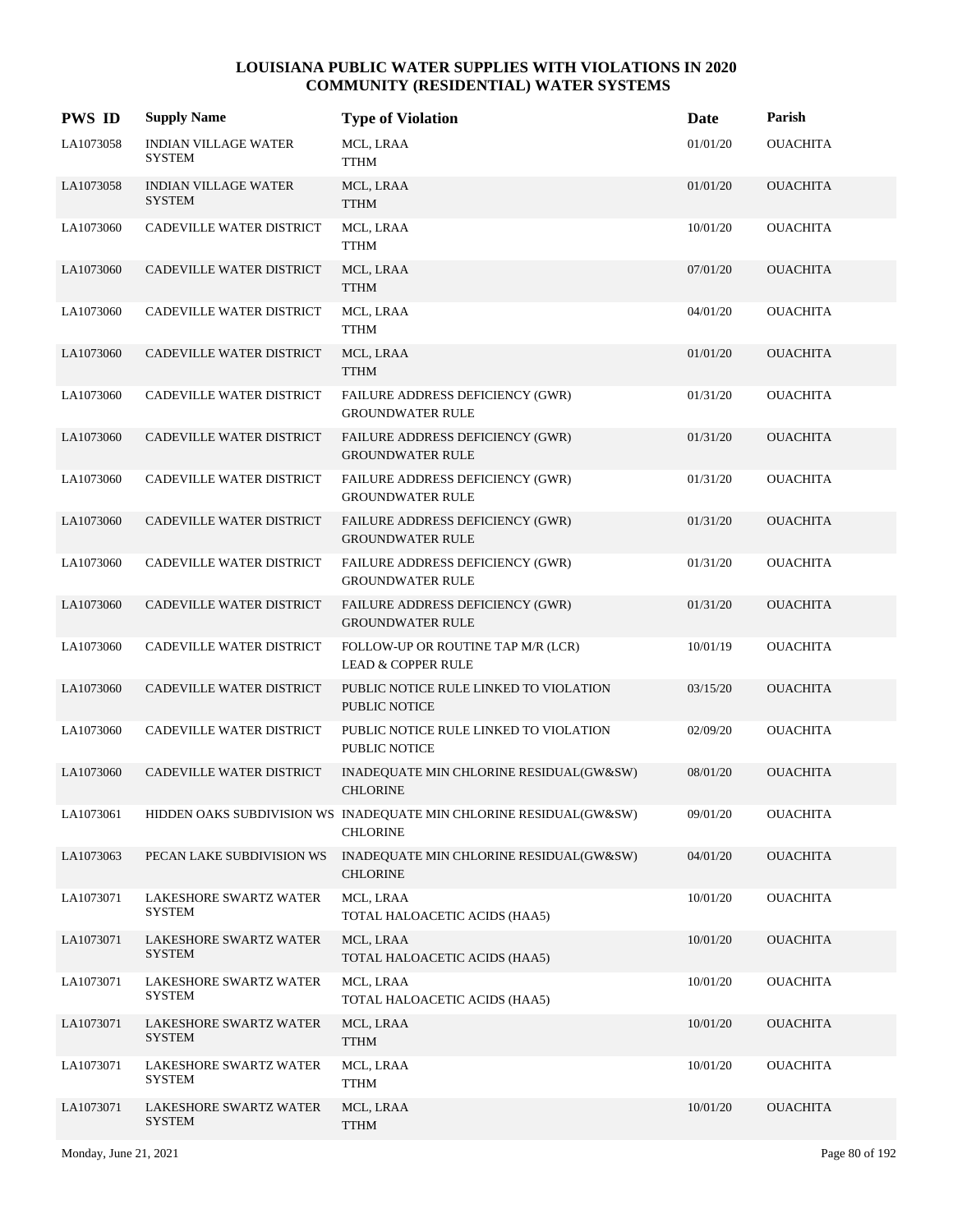# LOUISIANA PUBLIC WATER SUPPLIES WITH VIOLATIONS IN 2020
## COMMUNITY (RESIDENTIAL) WATER SYSTEMS

| PWS ID | Supply Name | Type of Violation | Date | Parish |
|---|---|---|---|---|
| LA1073058 | INDIAN VILLAGE WATER SYSTEM | MCL, LRAA<br>TTHM | 01/01/20 | OUACHITA |
| LA1073058 | INDIAN VILLAGE WATER SYSTEM | MCL, LRAA<br>TTHM | 01/01/20 | OUACHITA |
| LA1073060 | CADEVILLE WATER DISTRICT | MCL, LRAA<br>TTHM | 10/01/20 | OUACHITA |
| LA1073060 | CADEVILLE WATER DISTRICT | MCL, LRAA<br>TTHM | 07/01/20 | OUACHITA |
| LA1073060 | CADEVILLE WATER DISTRICT | MCL, LRAA<br>TTHM | 04/01/20 | OUACHITA |
| LA1073060 | CADEVILLE WATER DISTRICT | MCL, LRAA<br>TTHM | 01/01/20 | OUACHITA |
| LA1073060 | CADEVILLE WATER DISTRICT | FAILURE ADDRESS DEFICIENCY (GWR)<br>GROUNDWATER RULE | 01/31/20 | OUACHITA |
| LA1073060 | CADEVILLE WATER DISTRICT | FAILURE ADDRESS DEFICIENCY (GWR)<br>GROUNDWATER RULE | 01/31/20 | OUACHITA |
| LA1073060 | CADEVILLE WATER DISTRICT | FAILURE ADDRESS DEFICIENCY (GWR)<br>GROUNDWATER RULE | 01/31/20 | OUACHITA |
| LA1073060 | CADEVILLE WATER DISTRICT | FAILURE ADDRESS DEFICIENCY (GWR)<br>GROUNDWATER RULE | 01/31/20 | OUACHITA |
| LA1073060 | CADEVILLE WATER DISTRICT | FAILURE ADDRESS DEFICIENCY (GWR)<br>GROUNDWATER RULE | 01/31/20 | OUACHITA |
| LA1073060 | CADEVILLE WATER DISTRICT | FAILURE ADDRESS DEFICIENCY (GWR)<br>GROUNDWATER RULE | 01/31/20 | OUACHITA |
| LA1073060 | CADEVILLE WATER DISTRICT | FOLLOW-UP OR ROUTINE TAP M/R (LCR)<br>LEAD & COPPER RULE | 10/01/19 | OUACHITA |
| LA1073060 | CADEVILLE WATER DISTRICT | PUBLIC NOTICE RULE LINKED TO VIOLATION<br>PUBLIC NOTICE | 03/15/20 | OUACHITA |
| LA1073060 | CADEVILLE WATER DISTRICT | PUBLIC NOTICE RULE LINKED TO VIOLATION<br>PUBLIC NOTICE | 02/09/20 | OUACHITA |
| LA1073060 | CADEVILLE WATER DISTRICT | INADEQUATE MIN CHLORINE RESIDUAL(GW&SW)<br>CHLORINE | 08/01/20 | OUACHITA |
| LA1073061 | HIDDEN OAKS SUBDIVISION WS | INADEQUATE MIN CHLORINE RESIDUAL(GW&SW)<br>CHLORINE | 09/01/20 | OUACHITA |
| LA1073063 | PECAN LAKE SUBDIVISION WS | INADEQUATE MIN CHLORINE RESIDUAL(GW&SW)<br>CHLORINE | 04/01/20 | OUACHITA |
| LA1073071 | LAKESHORE SWARTZ WATER SYSTEM | MCL, LRAA<br>TOTAL HALOACETIC ACIDS (HAA5) | 10/01/20 | OUACHITA |
| LA1073071 | LAKESHORE SWARTZ WATER SYSTEM | MCL, LRAA<br>TOTAL HALOACETIC ACIDS (HAA5) | 10/01/20 | OUACHITA |
| LA1073071 | LAKESHORE SWARTZ WATER SYSTEM | MCL, LRAA<br>TOTAL HALOACETIC ACIDS (HAA5) | 10/01/20 | OUACHITA |
| LA1073071 | LAKESHORE SWARTZ WATER SYSTEM | MCL, LRAA<br>TTHM | 10/01/20 | OUACHITA |
| LA1073071 | LAKESHORE SWARTZ WATER SYSTEM | MCL, LRAA<br>TTHM | 10/01/20 | OUACHITA |
| LA1073071 | LAKESHORE SWARTZ WATER SYSTEM | MCL, LRAA<br>TTHM | 10/01/20 | OUACHITA |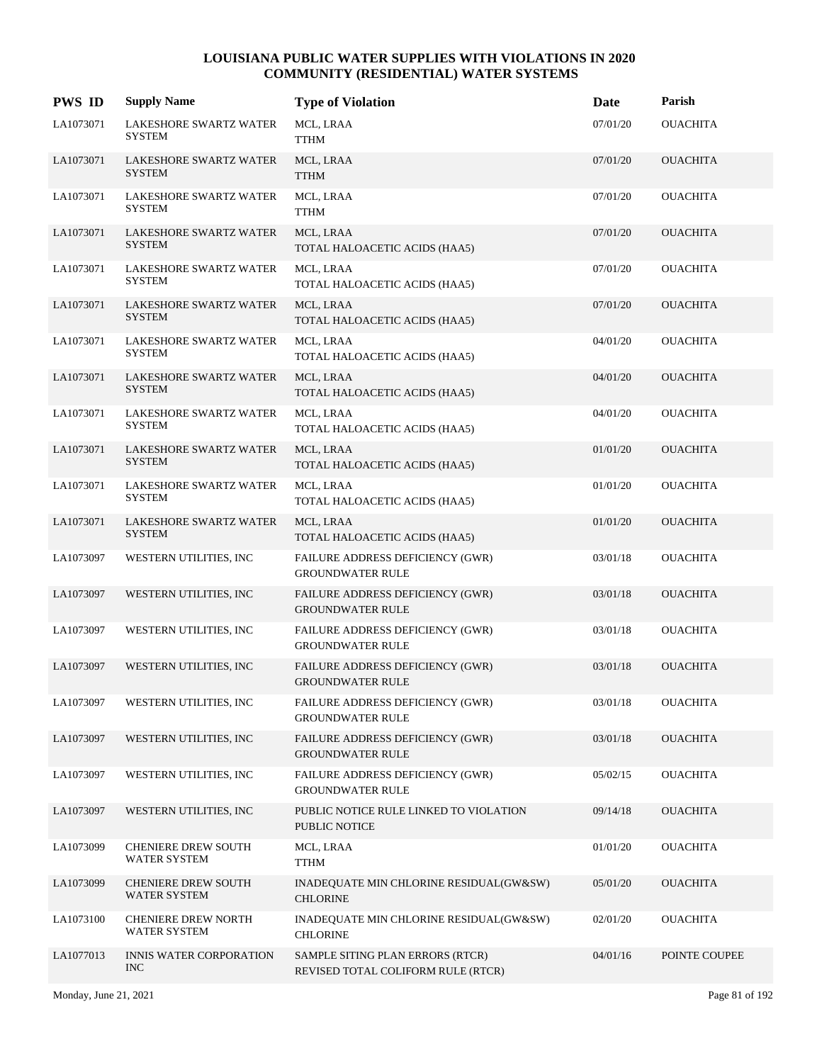# LOUISIANA PUBLIC WATER SUPPLIES WITH VIOLATIONS IN 2020
## COMMUNITY (RESIDENTIAL) WATER SYSTEMS

| PWS ID | Supply Name | Type of Violation | Date | Parish |
|---|---|---|---|---|
| LA1073071 | LAKESHORE SWARTZ WATER SYSTEM | MCL, LRAA<br>TTHM | 07/01/20 | OUACHITA |
| LA1073071 | LAKESHORE SWARTZ WATER SYSTEM | MCL, LRAA<br>TTHM | 07/01/20 | OUACHITA |
| LA1073071 | LAKESHORE SWARTZ WATER SYSTEM | MCL, LRAA<br>TTHM | 07/01/20 | OUACHITA |
| LA1073071 | LAKESHORE SWARTZ WATER SYSTEM | MCL, LRAA<br>TOTAL HALOACETIC ACIDS (HAA5) | 07/01/20 | OUACHITA |
| LA1073071 | LAKESHORE SWARTZ WATER SYSTEM | MCL, LRAA<br>TOTAL HALOACETIC ACIDS (HAA5) | 07/01/20 | OUACHITA |
| LA1073071 | LAKESHORE SWARTZ WATER SYSTEM | MCL, LRAA<br>TOTAL HALOACETIC ACIDS (HAA5) | 07/01/20 | OUACHITA |
| LA1073071 | LAKESHORE SWARTZ WATER SYSTEM | MCL, LRAA<br>TOTAL HALOACETIC ACIDS (HAA5) | 04/01/20 | OUACHITA |
| LA1073071 | LAKESHORE SWARTZ WATER SYSTEM | MCL, LRAA<br>TOTAL HALOACETIC ACIDS (HAA5) | 04/01/20 | OUACHITA |
| LA1073071 | LAKESHORE SWARTZ WATER SYSTEM | MCL, LRAA<br>TOTAL HALOACETIC ACIDS (HAA5) | 04/01/20 | OUACHITA |
| LA1073071 | LAKESHORE SWARTZ WATER SYSTEM | MCL, LRAA<br>TOTAL HALOACETIC ACIDS (HAA5) | 01/01/20 | OUACHITA |
| LA1073071 | LAKESHORE SWARTZ WATER SYSTEM | MCL, LRAA<br>TOTAL HALOACETIC ACIDS (HAA5) | 01/01/20 | OUACHITA |
| LA1073071 | LAKESHORE SWARTZ WATER SYSTEM | MCL, LRAA<br>TOTAL HALOACETIC ACIDS (HAA5) | 01/01/20 | OUACHITA |
| LA1073097 | WESTERN UTILITIES, INC | FAILURE ADDRESS DEFICIENCY (GWR)<br>GROUNDWATER RULE | 03/01/18 | OUACHITA |
| LA1073097 | WESTERN UTILITIES, INC | FAILURE ADDRESS DEFICIENCY (GWR)<br>GROUNDWATER RULE | 03/01/18 | OUACHITA |
| LA1073097 | WESTERN UTILITIES, INC | FAILURE ADDRESS DEFICIENCY (GWR)<br>GROUNDWATER RULE | 03/01/18 | OUACHITA |
| LA1073097 | WESTERN UTILITIES, INC | FAILURE ADDRESS DEFICIENCY (GWR)<br>GROUNDWATER RULE | 03/01/18 | OUACHITA |
| LA1073097 | WESTERN UTILITIES, INC | FAILURE ADDRESS DEFICIENCY (GWR)<br>GROUNDWATER RULE | 03/01/18 | OUACHITA |
| LA1073097 | WESTERN UTILITIES, INC | FAILURE ADDRESS DEFICIENCY (GWR)<br>GROUNDWATER RULE | 03/01/18 | OUACHITA |
| LA1073097 | WESTERN UTILITIES, INC | FAILURE ADDRESS DEFICIENCY (GWR)<br>GROUNDWATER RULE | 05/02/15 | OUACHITA |
| LA1073097 | WESTERN UTILITIES, INC | PUBLIC NOTICE RULE LINKED TO VIOLATION<br>PUBLIC NOTICE | 09/14/18 | OUACHITA |
| LA1073099 | CHENIERE DREW SOUTH WATER SYSTEM | MCL, LRAA<br>TTHM | 01/01/20 | OUACHITA |
| LA1073099 | CHENIERE DREW SOUTH WATER SYSTEM | INADEQUATE MIN CHLORINE RESIDUAL(GW&SW)<br>CHLORINE | 05/01/20 | OUACHITA |
| LA1073100 | CHENIERE DREW NORTH WATER SYSTEM | INADEQUATE MIN CHLORINE RESIDUAL(GW&SW)<br>CHLORINE | 02/01/20 | OUACHITA |
| LA1077013 | INNIS WATER CORPORATION INC | SAMPLE SITING PLAN ERRORS (RTCR)<br>REVISED TOTAL COLIFORM RULE (RTCR) | 04/01/16 | POINTE COUPEE |

Monday, June 21, 2021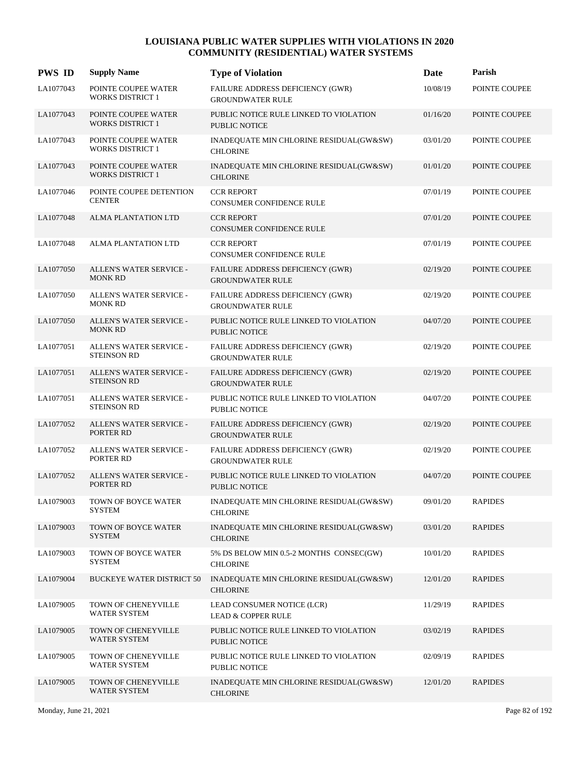# LOUISIANA PUBLIC WATER SUPPLIES WITH VIOLATIONS IN 2020
## COMMUNITY (RESIDENTIAL) WATER SYSTEMS

| PWS ID | Supply Name | Type of Violation | Date | Parish |
|---|---|---|---|---|
| LA1077043 | POINTE COUPEE WATER WORKS DISTRICT 1 | FAILURE ADDRESS DEFICIENCY (GWR) GROUNDWATER RULE | 10/08/19 | POINTE COUPEE |
| LA1077043 | POINTE COUPEE WATER WORKS DISTRICT 1 | PUBLIC NOTICE RULE LINKED TO VIOLATION PUBLIC NOTICE | 01/16/20 | POINTE COUPEE |
| LA1077043 | POINTE COUPEE WATER WORKS DISTRICT 1 | INADEQUATE MIN CHLORINE RESIDUAL(GW&SW) CHLORINE | 03/01/20 | POINTE COUPEE |
| LA1077043 | POINTE COUPEE WATER WORKS DISTRICT 1 | INADEQUATE MIN CHLORINE RESIDUAL(GW&SW) CHLORINE | 01/01/20 | POINTE COUPEE |
| LA1077046 | POINTE COUPEE DETENTION CENTER | CCR REPORT CONSUMER CONFIDENCE RULE | 07/01/19 | POINTE COUPEE |
| LA1077048 | ALMA PLANTATION LTD | CCR REPORT CONSUMER CONFIDENCE RULE | 07/01/20 | POINTE COUPEE |
| LA1077048 | ALMA PLANTATION LTD | CCR REPORT CONSUMER CONFIDENCE RULE | 07/01/19 | POINTE COUPEE |
| LA1077050 | ALLEN'S WATER SERVICE - MONK RD | FAILURE ADDRESS DEFICIENCY (GWR) GROUNDWATER RULE | 02/19/20 | POINTE COUPEE |
| LA1077050 | ALLEN'S WATER SERVICE - MONK RD | FAILURE ADDRESS DEFICIENCY (GWR) GROUNDWATER RULE | 02/19/20 | POINTE COUPEE |
| LA1077050 | ALLEN'S WATER SERVICE - MONK RD | PUBLIC NOTICE RULE LINKED TO VIOLATION PUBLIC NOTICE | 04/07/20 | POINTE COUPEE |
| LA1077051 | ALLEN'S WATER SERVICE - STEINSON RD | FAILURE ADDRESS DEFICIENCY (GWR) GROUNDWATER RULE | 02/19/20 | POINTE COUPEE |
| LA1077051 | ALLEN'S WATER SERVICE - STEINSON RD | FAILURE ADDRESS DEFICIENCY (GWR) GROUNDWATER RULE | 02/19/20 | POINTE COUPEE |
| LA1077051 | ALLEN'S WATER SERVICE - STEINSON RD | PUBLIC NOTICE RULE LINKED TO VIOLATION PUBLIC NOTICE | 04/07/20 | POINTE COUPEE |
| LA1077052 | ALLEN'S WATER SERVICE - PORTER RD | FAILURE ADDRESS DEFICIENCY (GWR) GROUNDWATER RULE | 02/19/20 | POINTE COUPEE |
| LA1077052 | ALLEN'S WATER SERVICE - PORTER RD | FAILURE ADDRESS DEFICIENCY (GWR) GROUNDWATER RULE | 02/19/20 | POINTE COUPEE |
| LA1077052 | ALLEN'S WATER SERVICE - PORTER RD | PUBLIC NOTICE RULE LINKED TO VIOLATION PUBLIC NOTICE | 04/07/20 | POINTE COUPEE |
| LA1079003 | TOWN OF BOYCE WATER SYSTEM | INADEQUATE MIN CHLORINE RESIDUAL(GW&SW) CHLORINE | 09/01/20 | RAPIDES |
| LA1079003 | TOWN OF BOYCE WATER SYSTEM | INADEQUATE MIN CHLORINE RESIDUAL(GW&SW) CHLORINE | 03/01/20 | RAPIDES |
| LA1079003 | TOWN OF BOYCE WATER SYSTEM | 5% DS BELOW MIN 0.5-2 MONTHS CONSEC(GW) CHLORINE | 10/01/20 | RAPIDES |
| LA1079004 | BUCKEYE WATER DISTRICT 50 | INADEQUATE MIN CHLORINE RESIDUAL(GW&SW) CHLORINE | 12/01/20 | RAPIDES |
| LA1079005 | TOWN OF CHENEYVILLE WATER SYSTEM | LEAD CONSUMER NOTICE (LCR) LEAD & COPPER RULE | 11/29/19 | RAPIDES |
| LA1079005 | TOWN OF CHENEYVILLE WATER SYSTEM | PUBLIC NOTICE RULE LINKED TO VIOLATION PUBLIC NOTICE | 03/02/19 | RAPIDES |
| LA1079005 | TOWN OF CHENEYVILLE WATER SYSTEM | PUBLIC NOTICE RULE LINKED TO VIOLATION PUBLIC NOTICE | 02/09/19 | RAPIDES |
| LA1079005 | TOWN OF CHENEYVILLE WATER SYSTEM | INADEQUATE MIN CHLORINE RESIDUAL(GW&SW) CHLORINE | 12/01/20 | RAPIDES |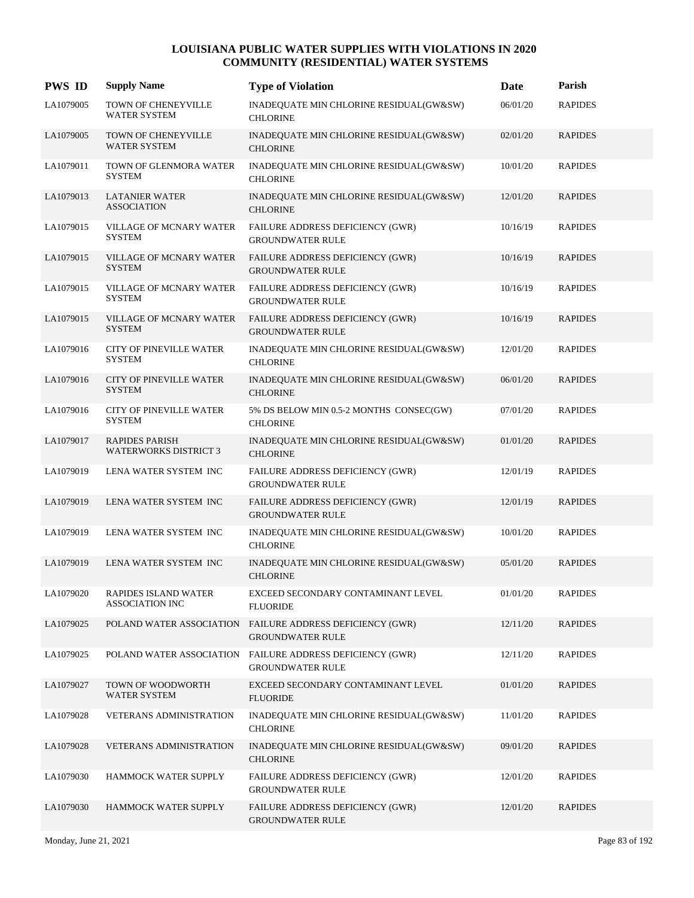# LOUISIANA PUBLIC WATER SUPPLIES WITH VIOLATIONS IN 2020
## COMMUNITY (RESIDENTIAL) WATER SYSTEMS

| PWS ID | Supply Name | Type of Violation | Date | Parish |
|---|---|---|---|---|
| LA1079005 | TOWN OF CHENEYVILLE WATER SYSTEM | INADEQUATE MIN CHLORINE RESIDUAL(GW&SW) CHLORINE | 06/01/20 | RAPIDES |
| LA1079005 | TOWN OF CHENEYVILLE WATER SYSTEM | INADEQUATE MIN CHLORINE RESIDUAL(GW&SW) CHLORINE | 02/01/20 | RAPIDES |
| LA1079011 | TOWN OF GLENMORA WATER SYSTEM | INADEQUATE MIN CHLORINE RESIDUAL(GW&SW) CHLORINE | 10/01/20 | RAPIDES |
| LA1079013 | LATANIER WATER ASSOCIATION | INADEQUATE MIN CHLORINE RESIDUAL(GW&SW) CHLORINE | 12/01/20 | RAPIDES |
| LA1079015 | VILLAGE OF MCNARY WATER SYSTEM | FAILURE ADDRESS DEFICIENCY (GWR) GROUNDWATER RULE | 10/16/19 | RAPIDES |
| LA1079015 | VILLAGE OF MCNARY WATER SYSTEM | FAILURE ADDRESS DEFICIENCY (GWR) GROUNDWATER RULE | 10/16/19 | RAPIDES |
| LA1079015 | VILLAGE OF MCNARY WATER SYSTEM | FAILURE ADDRESS DEFICIENCY (GWR) GROUNDWATER RULE | 10/16/19 | RAPIDES |
| LA1079015 | VILLAGE OF MCNARY WATER SYSTEM | FAILURE ADDRESS DEFICIENCY (GWR) GROUNDWATER RULE | 10/16/19 | RAPIDES |
| LA1079016 | CITY OF PINEVILLE WATER SYSTEM | INADEQUATE MIN CHLORINE RESIDUAL(GW&SW) CHLORINE | 12/01/20 | RAPIDES |
| LA1079016 | CITY OF PINEVILLE WATER SYSTEM | INADEQUATE MIN CHLORINE RESIDUAL(GW&SW) CHLORINE | 06/01/20 | RAPIDES |
| LA1079016 | CITY OF PINEVILLE WATER SYSTEM | 5% DS BELOW MIN 0.5-2 MONTHS CONSEC(GW) CHLORINE | 07/01/20 | RAPIDES |
| LA1079017 | RAPIDES PARISH WATERWORKS DISTRICT 3 | INADEQUATE MIN CHLORINE RESIDUAL(GW&SW) CHLORINE | 01/01/20 | RAPIDES |
| LA1079019 | LENA WATER SYSTEM INC | FAILURE ADDRESS DEFICIENCY (GWR) GROUNDWATER RULE | 12/01/19 | RAPIDES |
| LA1079019 | LENA WATER SYSTEM INC | FAILURE ADDRESS DEFICIENCY (GWR) GROUNDWATER RULE | 12/01/19 | RAPIDES |
| LA1079019 | LENA WATER SYSTEM INC | INADEQUATE MIN CHLORINE RESIDUAL(GW&SW) CHLORINE | 10/01/20 | RAPIDES |
| LA1079019 | LENA WATER SYSTEM INC | INADEQUATE MIN CHLORINE RESIDUAL(GW&SW) CHLORINE | 05/01/20 | RAPIDES |
| LA1079020 | RAPIDES ISLAND WATER ASSOCIATION INC | EXCEED SECONDARY CONTAMINANT LEVEL FLUORIDE | 01/01/20 | RAPIDES |
| LA1079025 | POLAND WATER ASSOCIATION | FAILURE ADDRESS DEFICIENCY (GWR) GROUNDWATER RULE | 12/11/20 | RAPIDES |
| LA1079025 | POLAND WATER ASSOCIATION | FAILURE ADDRESS DEFICIENCY (GWR) GROUNDWATER RULE | 12/11/20 | RAPIDES |
| LA1079027 | TOWN OF WOODWORTH WATER SYSTEM | EXCEED SECONDARY CONTAMINANT LEVEL FLUORIDE | 01/01/20 | RAPIDES |
| LA1079028 | VETERANS ADMINISTRATION | INADEQUATE MIN CHLORINE RESIDUAL(GW&SW) CHLORINE | 11/01/20 | RAPIDES |
| LA1079028 | VETERANS ADMINISTRATION | INADEQUATE MIN CHLORINE RESIDUAL(GW&SW) CHLORINE | 09/01/20 | RAPIDES |
| LA1079030 | HAMMOCK WATER SUPPLY | FAILURE ADDRESS DEFICIENCY (GWR) GROUNDWATER RULE | 12/01/20 | RAPIDES |
| LA1079030 | HAMMOCK WATER SUPPLY | FAILURE ADDRESS DEFICIENCY (GWR) GROUNDWATER RULE | 12/01/20 | RAPIDES |

Monday, June 21, 2021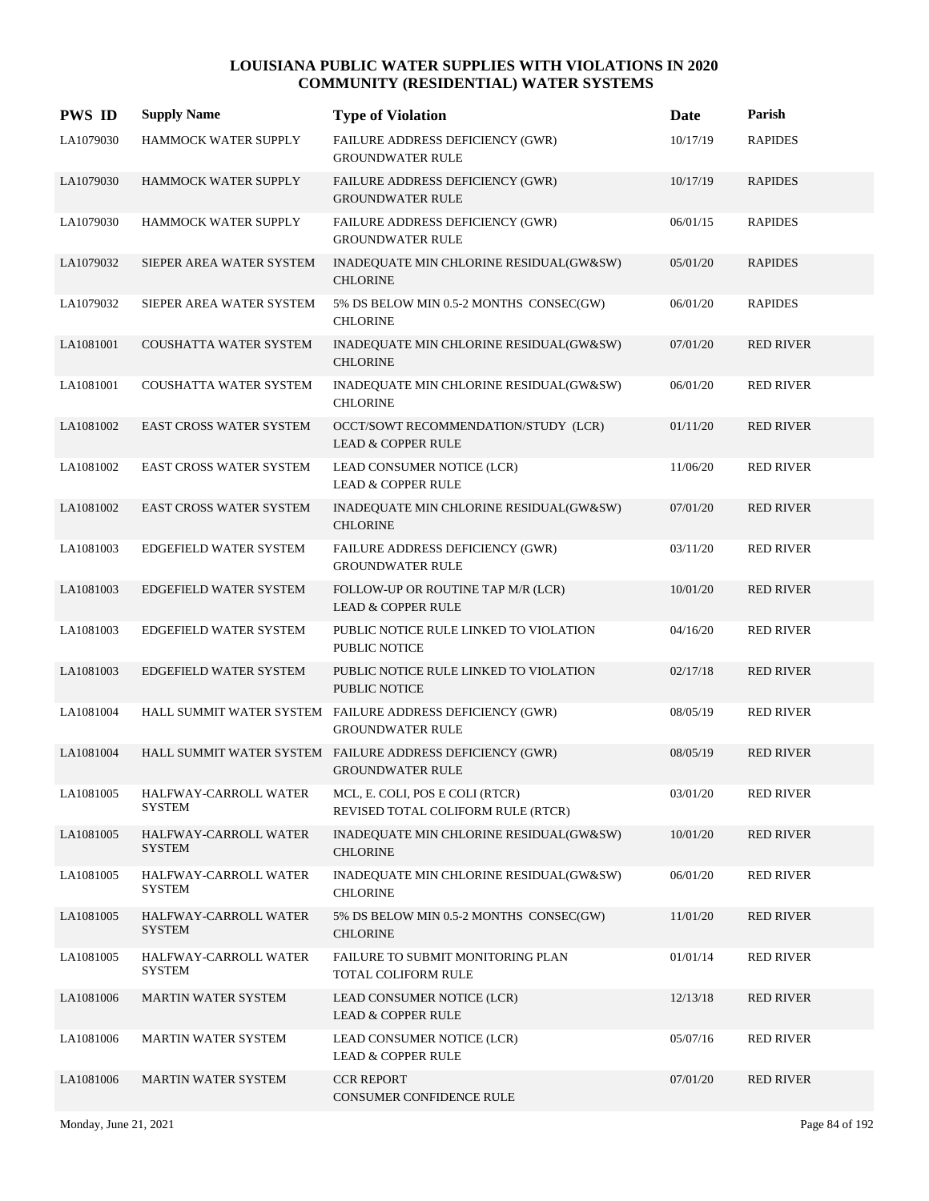# LOUISIANA PUBLIC WATER SUPPLIES WITH VIOLATIONS IN 2020
## COMMUNITY (RESIDENTIAL) WATER SYSTEMS

| PWS ID | Supply Name | Type of Violation | Date | Parish |
|---|---|---|---|---|
| LA1079030 | HAMMOCK WATER SUPPLY | FAILURE ADDRESS DEFICIENCY (GWR)<br>GROUNDWATER RULE | 10/17/19 | RAPIDES |
| LA1079030 | HAMMOCK WATER SUPPLY | FAILURE ADDRESS DEFICIENCY (GWR)<br>GROUNDWATER RULE | 10/17/19 | RAPIDES |
| LA1079030 | HAMMOCK WATER SUPPLY | FAILURE ADDRESS DEFICIENCY (GWR)<br>GROUNDWATER RULE | 06/01/15 | RAPIDES |
| LA1079032 | SIEPER AREA WATER SYSTEM | INADEQUATE MIN CHLORINE RESIDUAL(GW&SW)<br>CHLORINE | 05/01/20 | RAPIDES |
| LA1079032 | SIEPER AREA WATER SYSTEM | 5% DS BELOW MIN 0.5-2 MONTHS CONSEC(GW)<br>CHLORINE | 06/01/20 | RAPIDES |
| LA1081001 | COUSHATTA WATER SYSTEM | INADEQUATE MIN CHLORINE RESIDUAL(GW&SW)<br>CHLORINE | 07/01/20 | RED RIVER |
| LA1081001 | COUSHATTA WATER SYSTEM | INADEQUATE MIN CHLORINE RESIDUAL(GW&SW)<br>CHLORINE | 06/01/20 | RED RIVER |
| LA1081002 | EAST CROSS WATER SYSTEM | OCCT/SOWT RECOMMENDATION/STUDY (LCR)<br>LEAD & COPPER RULE | 01/11/20 | RED RIVER |
| LA1081002 | EAST CROSS WATER SYSTEM | LEAD CONSUMER NOTICE (LCR)<br>LEAD & COPPER RULE | 11/06/20 | RED RIVER |
| LA1081002 | EAST CROSS WATER SYSTEM | INADEQUATE MIN CHLORINE RESIDUAL(GW&SW)<br>CHLORINE | 07/01/20 | RED RIVER |
| LA1081003 | EDGEFIELD WATER SYSTEM | FAILURE ADDRESS DEFICIENCY (GWR)<br>GROUNDWATER RULE | 03/11/20 | RED RIVER |
| LA1081003 | EDGEFIELD WATER SYSTEM | FOLLOW-UP OR ROUTINE TAP M/R (LCR)<br>LEAD & COPPER RULE | 10/01/20 | RED RIVER |
| LA1081003 | EDGEFIELD WATER SYSTEM | PUBLIC NOTICE RULE LINKED TO VIOLATION<br>PUBLIC NOTICE | 04/16/20 | RED RIVER |
| LA1081003 | EDGEFIELD WATER SYSTEM | PUBLIC NOTICE RULE LINKED TO VIOLATION<br>PUBLIC NOTICE | 02/17/18 | RED RIVER |
| LA1081004 | HALL SUMMIT WATER SYSTEM | FAILURE ADDRESS DEFICIENCY (GWR)<br>GROUNDWATER RULE | 08/05/19 | RED RIVER |
| LA1081004 | HALL SUMMIT WATER SYSTEM | FAILURE ADDRESS DEFICIENCY (GWR)<br>GROUNDWATER RULE | 08/05/19 | RED RIVER |
| LA1081005 | HALFWAY-CARROLL WATER SYSTEM | MCL, E. COLI, POS E COLI (RTCR)<br>REVISED TOTAL COLIFORM RULE (RTCR) | 03/01/20 | RED RIVER |
| LA1081005 | HALFWAY-CARROLL WATER SYSTEM | INADEQUATE MIN CHLORINE RESIDUAL(GW&SW)<br>CHLORINE | 10/01/20 | RED RIVER |
| LA1081005 | HALFWAY-CARROLL WATER SYSTEM | INADEQUATE MIN CHLORINE RESIDUAL(GW&SW)<br>CHLORINE | 06/01/20 | RED RIVER |
| LA1081005 | HALFWAY-CARROLL WATER SYSTEM | 5% DS BELOW MIN 0.5-2 MONTHS CONSEC(GW)<br>CHLORINE | 11/01/20 | RED RIVER |
| LA1081005 | HALFWAY-CARROLL WATER SYSTEM | FAILURE TO SUBMIT MONITORING PLAN<br>TOTAL COLIFORM RULE | 01/01/14 | RED RIVER |
| LA1081006 | MARTIN WATER SYSTEM | LEAD CONSUMER NOTICE (LCR)<br>LEAD & COPPER RULE | 12/13/18 | RED RIVER |
| LA1081006 | MARTIN WATER SYSTEM | LEAD CONSUMER NOTICE (LCR)<br>LEAD & COPPER RULE | 05/07/16 | RED RIVER |
| LA1081006 | MARTIN WATER SYSTEM | CCR REPORT<br>CONSUMER CONFIDENCE RULE | 07/01/20 | RED RIVER |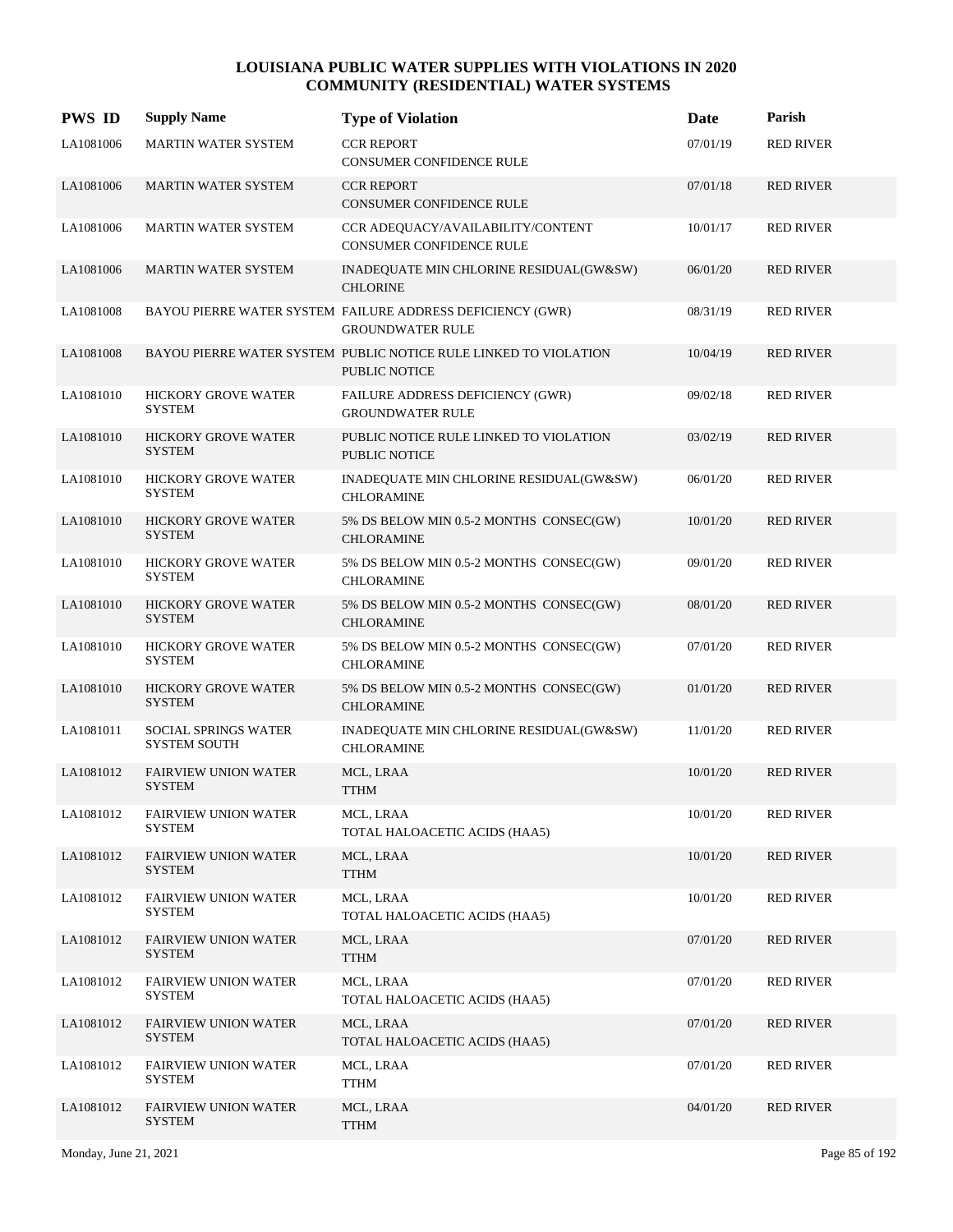# LOUISIANA PUBLIC WATER SUPPLIES WITH VIOLATIONS IN 2020
## COMMUNITY (RESIDENTIAL) WATER SYSTEMS

| PWS ID | Supply Name | Type of Violation | Date | Parish |
|---|---|---|---|---|
| LA1081006 | MARTIN WATER SYSTEM | CCR REPORT<br>CONSUMER CONFIDENCE RULE | 07/01/19 | RED RIVER |
| LA1081006 | MARTIN WATER SYSTEM | CCR REPORT<br>CONSUMER CONFIDENCE RULE | 07/01/18 | RED RIVER |
| LA1081006 | MARTIN WATER SYSTEM | CCR ADEQUACY/AVAILABILITY/CONTENT<br>CONSUMER CONFIDENCE RULE | 10/01/17 | RED RIVER |
| LA1081006 | MARTIN WATER SYSTEM | INADEQUATE MIN CHLORINE RESIDUAL(GW&SW)<br>CHLORINE | 06/01/20 | RED RIVER |
| LA1081008 | BAYOU PIERRE WATER SYSTEM | FAILURE ADDRESS DEFICIENCY (GWR)<br>GROUNDWATER RULE | 08/31/19 | RED RIVER |
| LA1081008 | BAYOU PIERRE WATER SYSTEM | PUBLIC NOTICE RULE LINKED TO VIOLATION<br>PUBLIC NOTICE | 10/04/19 | RED RIVER |
| LA1081010 | HICKORY GROVE WATER SYSTEM | FAILURE ADDRESS DEFICIENCY (GWR)<br>GROUNDWATER RULE | 09/02/18 | RED RIVER |
| LA1081010 | HICKORY GROVE WATER SYSTEM | PUBLIC NOTICE RULE LINKED TO VIOLATION<br>PUBLIC NOTICE | 03/02/19 | RED RIVER |
| LA1081010 | HICKORY GROVE WATER SYSTEM | INADEQUATE MIN CHLORINE RESIDUAL(GW&SW)<br>CHLORAMINE | 06/01/20 | RED RIVER |
| LA1081010 | HICKORY GROVE WATER SYSTEM | 5% DS BELOW MIN 0.5-2 MONTHS CONSEC(GW)<br>CHLORAMINE | 10/01/20 | RED RIVER |
| LA1081010 | HICKORY GROVE WATER SYSTEM | 5% DS BELOW MIN 0.5-2 MONTHS CONSEC(GW)<br>CHLORAMINE | 09/01/20 | RED RIVER |
| LA1081010 | HICKORY GROVE WATER SYSTEM | 5% DS BELOW MIN 0.5-2 MONTHS CONSEC(GW)<br>CHLORAMINE | 08/01/20 | RED RIVER |
| LA1081010 | HICKORY GROVE WATER SYSTEM | 5% DS BELOW MIN 0.5-2 MONTHS CONSEC(GW)<br>CHLORAMINE | 07/01/20 | RED RIVER |
| LA1081010 | HICKORY GROVE WATER SYSTEM | 5% DS BELOW MIN 0.5-2 MONTHS CONSEC(GW)<br>CHLORAMINE | 01/01/20 | RED RIVER |
| LA1081011 | SOCIAL SPRINGS WATER SYSTEM SOUTH | INADEQUATE MIN CHLORINE RESIDUAL(GW&SW)<br>CHLORAMINE | 11/01/20 | RED RIVER |
| LA1081012 | FAIRVIEW UNION WATER SYSTEM | MCL, LRAA<br>TTHM | 10/01/20 | RED RIVER |
| LA1081012 | FAIRVIEW UNION WATER SYSTEM | MCL, LRAA<br>TOTAL HALOACETIC ACIDS (HAA5) | 10/01/20 | RED RIVER |
| LA1081012 | FAIRVIEW UNION WATER SYSTEM | MCL, LRAA<br>TTHM | 10/01/20 | RED RIVER |
| LA1081012 | FAIRVIEW UNION WATER SYSTEM | MCL, LRAA<br>TOTAL HALOACETIC ACIDS (HAA5) | 10/01/20 | RED RIVER |
| LA1081012 | FAIRVIEW UNION WATER SYSTEM | MCL, LRAA<br>TTHM | 07/01/20 | RED RIVER |
| LA1081012 | FAIRVIEW UNION WATER SYSTEM | MCL, LRAA<br>TOTAL HALOACETIC ACIDS (HAA5) | 07/01/20 | RED RIVER |
| LA1081012 | FAIRVIEW UNION WATER SYSTEM | MCL, LRAA<br>TOTAL HALOACETIC ACIDS (HAA5) | 07/01/20 | RED RIVER |
| LA1081012 | FAIRVIEW UNION WATER SYSTEM | MCL, LRAA<br>TTHM | 07/01/20 | RED RIVER |
| LA1081012 | FAIRVIEW UNION WATER SYSTEM | MCL, LRAA<br>TTHM | 04/01/20 | RED RIVER |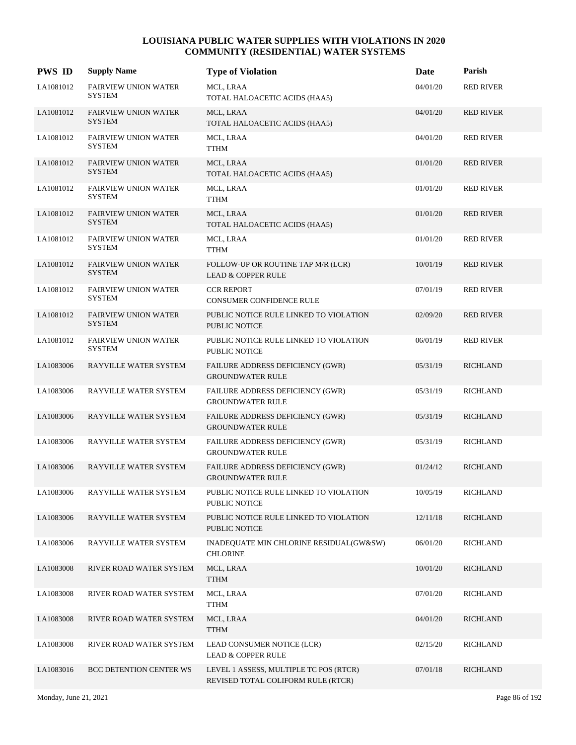# LOUISIANA PUBLIC WATER SUPPLIES WITH VIOLATIONS IN 2020
## COMMUNITY (RESIDENTIAL) WATER SYSTEMS

| PWS ID | Supply Name | Type of Violation | Date | Parish |
|---|---|---|---|---|
| LA1081012 | FAIRVIEW UNION WATER SYSTEM | MCL, LRAA<br>TOTAL HALOACETIC ACIDS (HAA5) | 04/01/20 | RED RIVER |
| LA1081012 | FAIRVIEW UNION WATER SYSTEM | MCL, LRAA<br>TOTAL HALOACETIC ACIDS (HAA5) | 04/01/20 | RED RIVER |
| LA1081012 | FAIRVIEW UNION WATER SYSTEM | MCL, LRAA<br>TTHM | 04/01/20 | RED RIVER |
| LA1081012 | FAIRVIEW UNION WATER SYSTEM | MCL, LRAA<br>TOTAL HALOACETIC ACIDS (HAA5) | 01/01/20 | RED RIVER |
| LA1081012 | FAIRVIEW UNION WATER SYSTEM | MCL, LRAA<br>TTHM | 01/01/20 | RED RIVER |
| LA1081012 | FAIRVIEW UNION WATER SYSTEM | MCL, LRAA<br>TOTAL HALOACETIC ACIDS (HAA5) | 01/01/20 | RED RIVER |
| LA1081012 | FAIRVIEW UNION WATER SYSTEM | MCL, LRAA<br>TTHM | 01/01/20 | RED RIVER |
| LA1081012 | FAIRVIEW UNION WATER SYSTEM | FOLLOW-UP OR ROUTINE TAP M/R (LCR)<br>LEAD & COPPER RULE | 10/01/19 | RED RIVER |
| LA1081012 | FAIRVIEW UNION WATER SYSTEM | CCR REPORT<br>CONSUMER CONFIDENCE RULE | 07/01/19 | RED RIVER |
| LA1081012 | FAIRVIEW UNION WATER SYSTEM | PUBLIC NOTICE RULE LINKED TO VIOLATION<br>PUBLIC NOTICE | 02/09/20 | RED RIVER |
| LA1081012 | FAIRVIEW UNION WATER SYSTEM | PUBLIC NOTICE RULE LINKED TO VIOLATION<br>PUBLIC NOTICE | 06/01/19 | RED RIVER |
| LA1083006 | RAYVILLE WATER SYSTEM | FAILURE ADDRESS DEFICIENCY (GWR)<br>GROUNDWATER RULE | 05/31/19 | RICHLAND |
| LA1083006 | RAYVILLE WATER SYSTEM | FAILURE ADDRESS DEFICIENCY (GWR)<br>GROUNDWATER RULE | 05/31/19 | RICHLAND |
| LA1083006 | RAYVILLE WATER SYSTEM | FAILURE ADDRESS DEFICIENCY (GWR)<br>GROUNDWATER RULE | 05/31/19 | RICHLAND |
| LA1083006 | RAYVILLE WATER SYSTEM | FAILURE ADDRESS DEFICIENCY (GWR)<br>GROUNDWATER RULE | 05/31/19 | RICHLAND |
| LA1083006 | RAYVILLE WATER SYSTEM | FAILURE ADDRESS DEFICIENCY (GWR)<br>GROUNDWATER RULE | 01/24/12 | RICHLAND |
| LA1083006 | RAYVILLE WATER SYSTEM | PUBLIC NOTICE RULE LINKED TO VIOLATION<br>PUBLIC NOTICE | 10/05/19 | RICHLAND |
| LA1083006 | RAYVILLE WATER SYSTEM | PUBLIC NOTICE RULE LINKED TO VIOLATION<br>PUBLIC NOTICE | 12/11/18 | RICHLAND |
| LA1083006 | RAYVILLE WATER SYSTEM | INADEQUATE MIN CHLORINE RESIDUAL(GW&SW)<br>CHLORINE | 06/01/20 | RICHLAND |
| LA1083008 | RIVER ROAD WATER SYSTEM | MCL, LRAA<br>TTHM | 10/01/20 | RICHLAND |
| LA1083008 | RIVER ROAD WATER SYSTEM | MCL, LRAA<br>TTHM | 07/01/20 | RICHLAND |
| LA1083008 | RIVER ROAD WATER SYSTEM | MCL, LRAA<br>TTHM | 04/01/20 | RICHLAND |
| LA1083008 | RIVER ROAD WATER SYSTEM | LEAD CONSUMER NOTICE (LCR)<br>LEAD & COPPER RULE | 02/15/20 | RICHLAND |
| LA1083016 | BCC DETENTION CENTER WS | LEVEL 1 ASSESS, MULTIPLE TC POS (RTCR)<br>REVISED TOTAL COLIFORM RULE (RTCR) | 07/01/18 | RICHLAND |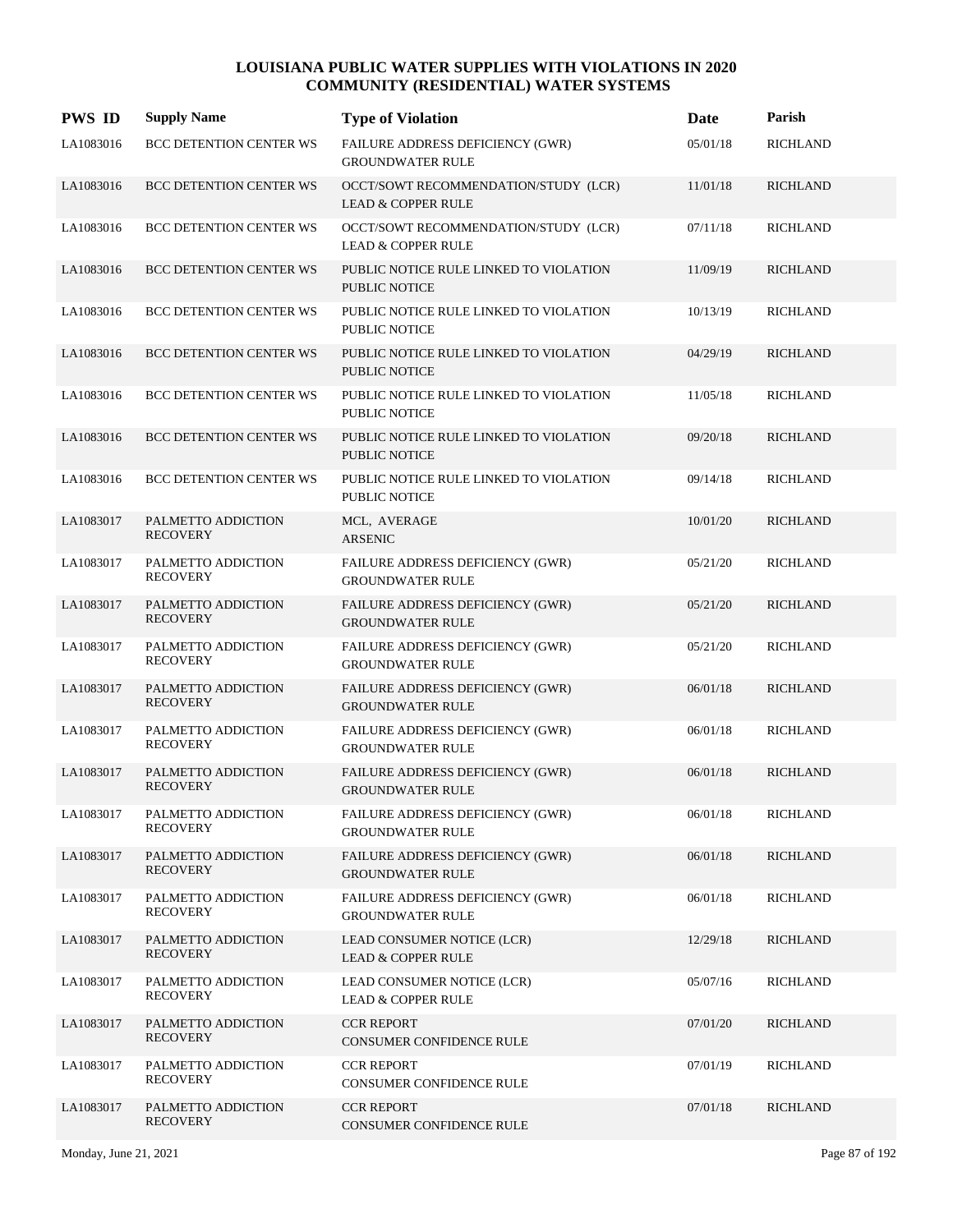# LOUISIANA PUBLIC WATER SUPPLIES WITH VIOLATIONS IN 2020
## COMMUNITY (RESIDENTIAL) WATER SYSTEMS

| PWS ID | Supply Name | Type of Violation | Date | Parish |
|---|---|---|---|---|
| LA1083016 | BCC DETENTION CENTER WS | FAILURE ADDRESS DEFICIENCY (GWR) GROUNDWATER RULE | 05/01/18 | RICHLAND |
| LA1083016 | BCC DETENTION CENTER WS | OCCT/SOWT RECOMMENDATION/STUDY (LCR) LEAD & COPPER RULE | 11/01/18 | RICHLAND |
| LA1083016 | BCC DETENTION CENTER WS | OCCT/SOWT RECOMMENDATION/STUDY (LCR) LEAD & COPPER RULE | 07/11/18 | RICHLAND |
| LA1083016 | BCC DETENTION CENTER WS | PUBLIC NOTICE RULE LINKED TO VIOLATION PUBLIC NOTICE | 11/09/19 | RICHLAND |
| LA1083016 | BCC DETENTION CENTER WS | PUBLIC NOTICE RULE LINKED TO VIOLATION PUBLIC NOTICE | 10/13/19 | RICHLAND |
| LA1083016 | BCC DETENTION CENTER WS | PUBLIC NOTICE RULE LINKED TO VIOLATION PUBLIC NOTICE | 04/29/19 | RICHLAND |
| LA1083016 | BCC DETENTION CENTER WS | PUBLIC NOTICE RULE LINKED TO VIOLATION PUBLIC NOTICE | 11/05/18 | RICHLAND |
| LA1083016 | BCC DETENTION CENTER WS | PUBLIC NOTICE RULE LINKED TO VIOLATION PUBLIC NOTICE | 09/20/18 | RICHLAND |
| LA1083016 | BCC DETENTION CENTER WS | PUBLIC NOTICE RULE LINKED TO VIOLATION PUBLIC NOTICE | 09/14/18 | RICHLAND |
| LA1083017 | PALMETTO ADDICTION RECOVERY | MCL, AVERAGE ARSENIC | 10/01/20 | RICHLAND |
| LA1083017 | PALMETTO ADDICTION RECOVERY | FAILURE ADDRESS DEFICIENCY (GWR) GROUNDWATER RULE | 05/21/20 | RICHLAND |
| LA1083017 | PALMETTO ADDICTION RECOVERY | FAILURE ADDRESS DEFICIENCY (GWR) GROUNDWATER RULE | 05/21/20 | RICHLAND |
| LA1083017 | PALMETTO ADDICTION RECOVERY | FAILURE ADDRESS DEFICIENCY (GWR) GROUNDWATER RULE | 05/21/20 | RICHLAND |
| LA1083017 | PALMETTO ADDICTION RECOVERY | FAILURE ADDRESS DEFICIENCY (GWR) GROUNDWATER RULE | 06/01/18 | RICHLAND |
| LA1083017 | PALMETTO ADDICTION RECOVERY | FAILURE ADDRESS DEFICIENCY (GWR) GROUNDWATER RULE | 06/01/18 | RICHLAND |
| LA1083017 | PALMETTO ADDICTION RECOVERY | FAILURE ADDRESS DEFICIENCY (GWR) GROUNDWATER RULE | 06/01/18 | RICHLAND |
| LA1083017 | PALMETTO ADDICTION RECOVERY | FAILURE ADDRESS DEFICIENCY (GWR) GROUNDWATER RULE | 06/01/18 | RICHLAND |
| LA1083017 | PALMETTO ADDICTION RECOVERY | FAILURE ADDRESS DEFICIENCY (GWR) GROUNDWATER RULE | 06/01/18 | RICHLAND |
| LA1083017 | PALMETTO ADDICTION RECOVERY | FAILURE ADDRESS DEFICIENCY (GWR) GROUNDWATER RULE | 06/01/18 | RICHLAND |
| LA1083017 | PALMETTO ADDICTION RECOVERY | LEAD CONSUMER NOTICE (LCR) LEAD & COPPER RULE | 12/29/18 | RICHLAND |
| LA1083017 | PALMETTO ADDICTION RECOVERY | LEAD CONSUMER NOTICE (LCR) LEAD & COPPER RULE | 05/07/16 | RICHLAND |
| LA1083017 | PALMETTO ADDICTION RECOVERY | CCR REPORT CONSUMER CONFIDENCE RULE | 07/01/20 | RICHLAND |
| LA1083017 | PALMETTO ADDICTION RECOVERY | CCR REPORT CONSUMER CONFIDENCE RULE | 07/01/19 | RICHLAND |
| LA1083017 | PALMETTO ADDICTION RECOVERY | CCR REPORT CONSUMER CONFIDENCE RULE | 07/01/18 | RICHLAND |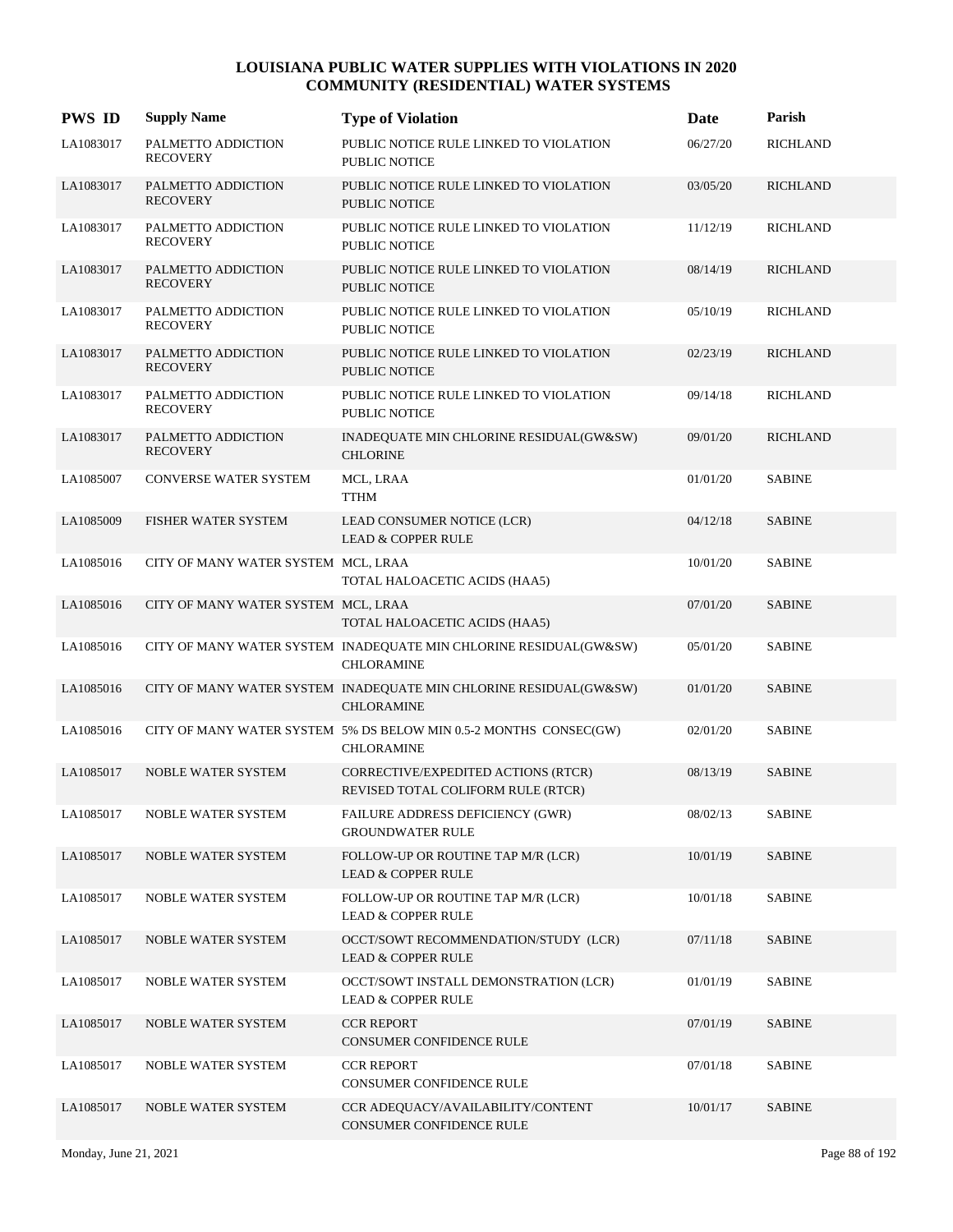# LOUISIANA PUBLIC WATER SUPPLIES WITH VIOLATIONS IN 2020
## COMMUNITY (RESIDENTIAL) WATER SYSTEMS

| PWS ID | Supply Name | Type of Violation | Date | Parish |
|---|---|---|---|---|
| LA1083017 | PALMETTO ADDICTION RECOVERY | PUBLIC NOTICE RULE LINKED TO VIOLATION<br>PUBLIC NOTICE | 06/27/20 | RICHLAND |
| LA1083017 | PALMETTO ADDICTION RECOVERY | PUBLIC NOTICE RULE LINKED TO VIOLATION<br>PUBLIC NOTICE | 03/05/20 | RICHLAND |
| LA1083017 | PALMETTO ADDICTION RECOVERY | PUBLIC NOTICE RULE LINKED TO VIOLATION<br>PUBLIC NOTICE | 11/12/19 | RICHLAND |
| LA1083017 | PALMETTO ADDICTION RECOVERY | PUBLIC NOTICE RULE LINKED TO VIOLATION<br>PUBLIC NOTICE | 08/14/19 | RICHLAND |
| LA1083017 | PALMETTO ADDICTION RECOVERY | PUBLIC NOTICE RULE LINKED TO VIOLATION<br>PUBLIC NOTICE | 05/10/19 | RICHLAND |
| LA1083017 | PALMETTO ADDICTION RECOVERY | PUBLIC NOTICE RULE LINKED TO VIOLATION<br>PUBLIC NOTICE | 02/23/19 | RICHLAND |
| LA1083017 | PALMETTO ADDICTION RECOVERY | PUBLIC NOTICE RULE LINKED TO VIOLATION<br>PUBLIC NOTICE | 09/14/18 | RICHLAND |
| LA1083017 | PALMETTO ADDICTION RECOVERY | INADEQUATE MIN CHLORINE RESIDUAL(GW&SW)<br>CHLORINE | 09/01/20 | RICHLAND |
| LA1085007 | CONVERSE WATER SYSTEM | MCL, LRAA<br>TTHM | 01/01/20 | SABINE |
| LA1085009 | FISHER WATER SYSTEM | LEAD CONSUMER NOTICE (LCR)<br>LEAD & COPPER RULE | 04/12/18 | SABINE |
| LA1085016 | CITY OF MANY WATER SYSTEM | MCL, LRAA<br>TOTAL HALOACETIC ACIDS (HAA5) | 10/01/20 | SABINE |
| LA1085016 | CITY OF MANY WATER SYSTEM | MCL, LRAA<br>TOTAL HALOACETIC ACIDS (HAA5) | 07/01/20 | SABINE |
| LA1085016 | CITY OF MANY WATER SYSTEM | INADEQUATE MIN CHLORINE RESIDUAL(GW&SW)<br>CHLORAMINE | 05/01/20 | SABINE |
| LA1085016 | CITY OF MANY WATER SYSTEM | INADEQUATE MIN CHLORINE RESIDUAL(GW&SW)<br>CHLORAMINE | 01/01/20 | SABINE |
| LA1085016 | CITY OF MANY WATER SYSTEM | 5% DS BELOW MIN 0.5-2 MONTHS CONSEC(GW)<br>CHLORAMINE | 02/01/20 | SABINE |
| LA1085017 | NOBLE WATER SYSTEM | CORRECTIVE/EXPEDITED ACTIONS (RTCR)<br>REVISED TOTAL COLIFORM RULE (RTCR) | 08/13/19 | SABINE |
| LA1085017 | NOBLE WATER SYSTEM | FAILURE ADDRESS DEFICIENCY (GWR)<br>GROUNDWATER RULE | 08/02/13 | SABINE |
| LA1085017 | NOBLE WATER SYSTEM | FOLLOW-UP OR ROUTINE TAP M/R (LCR)<br>LEAD & COPPER RULE | 10/01/19 | SABINE |
| LA1085017 | NOBLE WATER SYSTEM | FOLLOW-UP OR ROUTINE TAP M/R (LCR)<br>LEAD & COPPER RULE | 10/01/18 | SABINE |
| LA1085017 | NOBLE WATER SYSTEM | OCCT/SOWT RECOMMENDATION/STUDY (LCR)<br>LEAD & COPPER RULE | 07/11/18 | SABINE |
| LA1085017 | NOBLE WATER SYSTEM | OCCT/SOWT INSTALL DEMONSTRATION (LCR)<br>LEAD & COPPER RULE | 01/01/19 | SABINE |
| LA1085017 | NOBLE WATER SYSTEM | CCR REPORT<br>CONSUMER CONFIDENCE RULE | 07/01/19 | SABINE |
| LA1085017 | NOBLE WATER SYSTEM | CCR REPORT<br>CONSUMER CONFIDENCE RULE | 07/01/18 | SABINE |
| LA1085017 | NOBLE WATER SYSTEM | CCR ADEQUACY/AVAILABILITY/CONTENT<br>CONSUMER CONFIDENCE RULE | 10/01/17 | SABINE |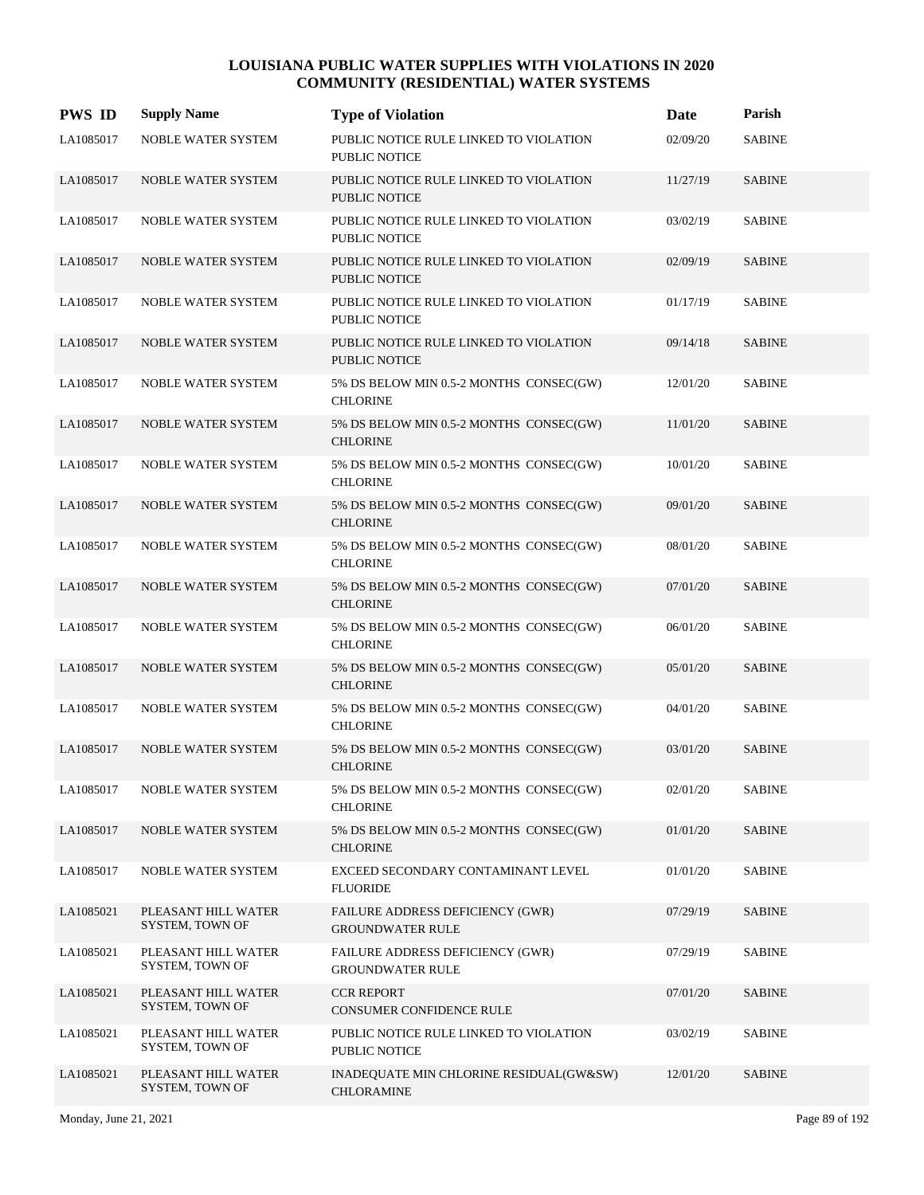# LOUISIANA PUBLIC WATER SUPPLIES WITH VIOLATIONS IN 2020
## COMMUNITY (RESIDENTIAL) WATER SYSTEMS

| PWS ID | Supply Name | Type of Violation | Date | Parish |
|---|---|---|---|---|
| LA1085017 | NOBLE WATER SYSTEM | PUBLIC NOTICE RULE LINKED TO VIOLATION<br>PUBLIC NOTICE | 02/09/20 | SABINE |
| LA1085017 | NOBLE WATER SYSTEM | PUBLIC NOTICE RULE LINKED TO VIOLATION<br>PUBLIC NOTICE | 11/27/19 | SABINE |
| LA1085017 | NOBLE WATER SYSTEM | PUBLIC NOTICE RULE LINKED TO VIOLATION<br>PUBLIC NOTICE | 03/02/19 | SABINE |
| LA1085017 | NOBLE WATER SYSTEM | PUBLIC NOTICE RULE LINKED TO VIOLATION<br>PUBLIC NOTICE | 02/09/19 | SABINE |
| LA1085017 | NOBLE WATER SYSTEM | PUBLIC NOTICE RULE LINKED TO VIOLATION<br>PUBLIC NOTICE | 01/17/19 | SABINE |
| LA1085017 | NOBLE WATER SYSTEM | PUBLIC NOTICE RULE LINKED TO VIOLATION<br>PUBLIC NOTICE | 09/14/18 | SABINE |
| LA1085017 | NOBLE WATER SYSTEM | 5% DS BELOW MIN 0.5-2 MONTHS CONSEC(GW)<br>CHLORINE | 12/01/20 | SABINE |
| LA1085017 | NOBLE WATER SYSTEM | 5% DS BELOW MIN 0.5-2 MONTHS CONSEC(GW)<br>CHLORINE | 11/01/20 | SABINE |
| LA1085017 | NOBLE WATER SYSTEM | 5% DS BELOW MIN 0.5-2 MONTHS CONSEC(GW)<br>CHLORINE | 10/01/20 | SABINE |
| LA1085017 | NOBLE WATER SYSTEM | 5% DS BELOW MIN 0.5-2 MONTHS CONSEC(GW)<br>CHLORINE | 09/01/20 | SABINE |
| LA1085017 | NOBLE WATER SYSTEM | 5% DS BELOW MIN 0.5-2 MONTHS CONSEC(GW)<br>CHLORINE | 08/01/20 | SABINE |
| LA1085017 | NOBLE WATER SYSTEM | 5% DS BELOW MIN 0.5-2 MONTHS CONSEC(GW)<br>CHLORINE | 07/01/20 | SABINE |
| LA1085017 | NOBLE WATER SYSTEM | 5% DS BELOW MIN 0.5-2 MONTHS CONSEC(GW)<br>CHLORINE | 06/01/20 | SABINE |
| LA1085017 | NOBLE WATER SYSTEM | 5% DS BELOW MIN 0.5-2 MONTHS CONSEC(GW)<br>CHLORINE | 05/01/20 | SABINE |
| LA1085017 | NOBLE WATER SYSTEM | 5% DS BELOW MIN 0.5-2 MONTHS CONSEC(GW)<br>CHLORINE | 04/01/20 | SABINE |
| LA1085017 | NOBLE WATER SYSTEM | 5% DS BELOW MIN 0.5-2 MONTHS CONSEC(GW)<br>CHLORINE | 03/01/20 | SABINE |
| LA1085017 | NOBLE WATER SYSTEM | 5% DS BELOW MIN 0.5-2 MONTHS CONSEC(GW)<br>CHLORINE | 02/01/20 | SABINE |
| LA1085017 | NOBLE WATER SYSTEM | 5% DS BELOW MIN 0.5-2 MONTHS CONSEC(GW)<br>CHLORINE | 01/01/20 | SABINE |
| LA1085017 | NOBLE WATER SYSTEM | EXCEED SECONDARY CONTAMINANT LEVEL<br>FLUORIDE | 01/01/20 | SABINE |
| LA1085021 | PLEASANT HILL WATER SYSTEM, TOWN OF | FAILURE ADDRESS DEFICIENCY (GWR)<br>GROUNDWATER RULE | 07/29/19 | SABINE |
| LA1085021 | PLEASANT HILL WATER SYSTEM, TOWN OF | FAILURE ADDRESS DEFICIENCY (GWR)<br>GROUNDWATER RULE | 07/29/19 | SABINE |
| LA1085021 | PLEASANT HILL WATER SYSTEM, TOWN OF | CCR REPORT<br>CONSUMER CONFIDENCE RULE | 07/01/20 | SABINE |
| LA1085021 | PLEASANT HILL WATER SYSTEM, TOWN OF | PUBLIC NOTICE RULE LINKED TO VIOLATION<br>PUBLIC NOTICE | 03/02/19 | SABINE |
| LA1085021 | PLEASANT HILL WATER SYSTEM, TOWN OF | INADEQUATE MIN CHLORINE RESIDUAL(GW&SW)<br>CHLORAMINE | 12/01/20 | SABINE |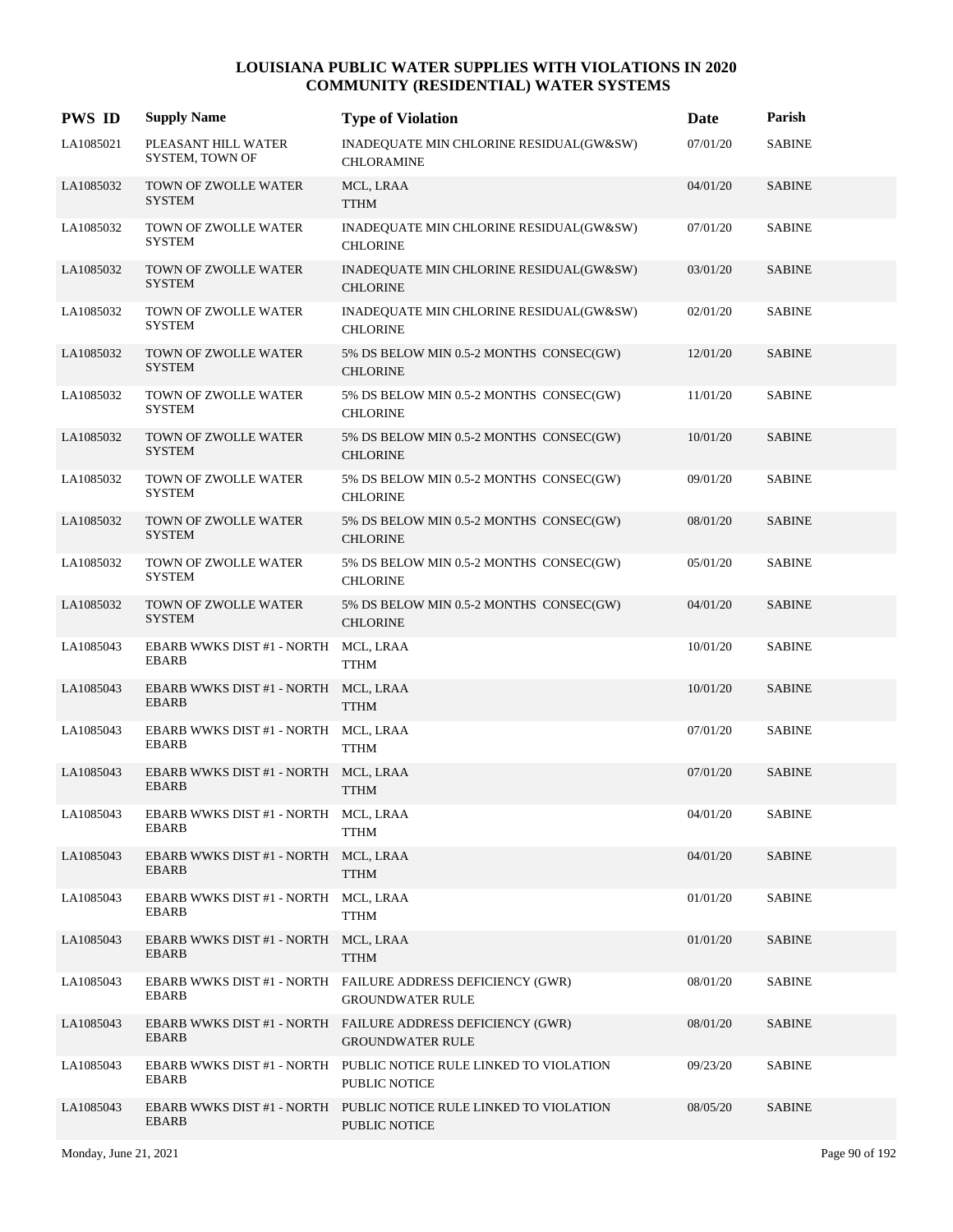# LOUISIANA PUBLIC WATER SUPPLIES WITH VIOLATIONS IN 2020
## COMMUNITY (RESIDENTIAL) WATER SYSTEMS

| PWS ID | Supply Name | Type of Violation | Date | Parish |
|---|---|---|---|---|
| LA1085021 | PLEASANT HILL WATER SYSTEM, TOWN OF | INADEQUATE MIN CHLORINE RESIDUAL(GW&SW) CHLORAMINE | 07/01/20 | SABINE |
| LA1085032 | TOWN OF ZWOLLE WATER SYSTEM | MCL, LRAA TTHM | 04/01/20 | SABINE |
| LA1085032 | TOWN OF ZWOLLE WATER SYSTEM | INADEQUATE MIN CHLORINE RESIDUAL(GW&SW) CHLORINE | 07/01/20 | SABINE |
| LA1085032 | TOWN OF ZWOLLE WATER SYSTEM | INADEQUATE MIN CHLORINE RESIDUAL(GW&SW) CHLORINE | 03/01/20 | SABINE |
| LA1085032 | TOWN OF ZWOLLE WATER SYSTEM | INADEQUATE MIN CHLORINE RESIDUAL(GW&SW) CHLORINE | 02/01/20 | SABINE |
| LA1085032 | TOWN OF ZWOLLE WATER SYSTEM | 5% DS BELOW MIN 0.5-2 MONTHS CONSEC(GW) CHLORINE | 12/01/20 | SABINE |
| LA1085032 | TOWN OF ZWOLLE WATER SYSTEM | 5% DS BELOW MIN 0.5-2 MONTHS CONSEC(GW) CHLORINE | 11/01/20 | SABINE |
| LA1085032 | TOWN OF ZWOLLE WATER SYSTEM | 5% DS BELOW MIN 0.5-2 MONTHS CONSEC(GW) CHLORINE | 10/01/20 | SABINE |
| LA1085032 | TOWN OF ZWOLLE WATER SYSTEM | 5% DS BELOW MIN 0.5-2 MONTHS CONSEC(GW) CHLORINE | 09/01/20 | SABINE |
| LA1085032 | TOWN OF ZWOLLE WATER SYSTEM | 5% DS BELOW MIN 0.5-2 MONTHS CONSEC(GW) CHLORINE | 08/01/20 | SABINE |
| LA1085032 | TOWN OF ZWOLLE WATER SYSTEM | 5% DS BELOW MIN 0.5-2 MONTHS CONSEC(GW) CHLORINE | 05/01/20 | SABINE |
| LA1085032 | TOWN OF ZWOLLE WATER SYSTEM | 5% DS BELOW MIN 0.5-2 MONTHS CONSEC(GW) CHLORINE | 04/01/20 | SABINE |
| LA1085043 | EBARB WWKS DIST #1 - NORTH EBARB | MCL, LRAA TTHM | 10/01/20 | SABINE |
| LA1085043 | EBARB WWKS DIST #1 - NORTH EBARB | MCL, LRAA TTHM | 10/01/20 | SABINE |
| LA1085043 | EBARB WWKS DIST #1 - NORTH EBARB | MCL, LRAA TTHM | 07/01/20 | SABINE |
| LA1085043 | EBARB WWKS DIST #1 - NORTH EBARB | MCL, LRAA TTHM | 07/01/20 | SABINE |
| LA1085043 | EBARB WWKS DIST #1 - NORTH EBARB | MCL, LRAA TTHM | 04/01/20 | SABINE |
| LA1085043 | EBARB WWKS DIST #1 - NORTH EBARB | MCL, LRAA TTHM | 04/01/20 | SABINE |
| LA1085043 | EBARB WWKS DIST #1 - NORTH EBARB | MCL, LRAA TTHM | 01/01/20 | SABINE |
| LA1085043 | EBARB WWKS DIST #1 - NORTH EBARB | MCL, LRAA TTHM | 01/01/20 | SABINE |
| LA1085043 | EBARB WWKS DIST #1 - NORTH EBARB | FAILURE ADDRESS DEFICIENCY (GWR) GROUNDWATER RULE | 08/01/20 | SABINE |
| LA1085043 | EBARB WWKS DIST #1 - NORTH EBARB | FAILURE ADDRESS DEFICIENCY (GWR) GROUNDWATER RULE | 08/01/20 | SABINE |
| LA1085043 | EBARB WWKS DIST #1 - NORTH EBARB | PUBLIC NOTICE RULE LINKED TO VIOLATION PUBLIC NOTICE | 09/23/20 | SABINE |
| LA1085043 | EBARB WWKS DIST #1 - NORTH EBARB | PUBLIC NOTICE RULE LINKED TO VIOLATION PUBLIC NOTICE | 08/05/20 | SABINE |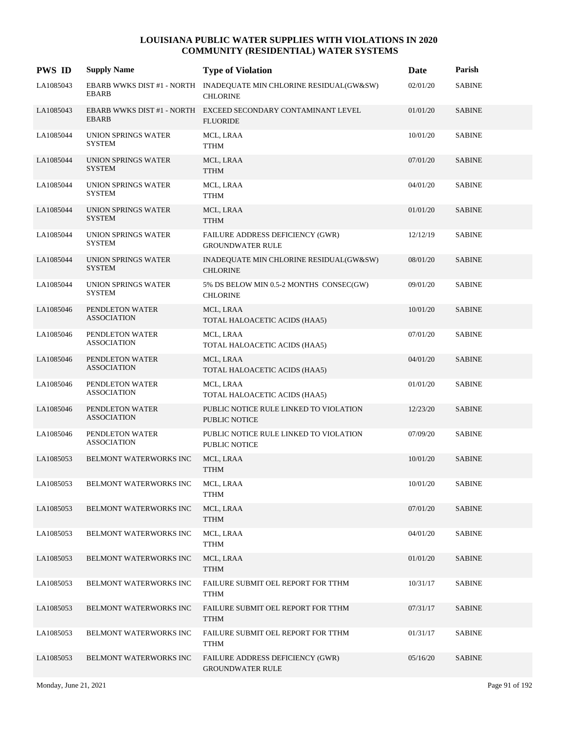# LOUISIANA PUBLIC WATER SUPPLIES WITH VIOLATIONS IN 2020
## COMMUNITY (RESIDENTIAL) WATER SYSTEMS

| PWS ID | Supply Name | Type of Violation | Date | Parish |
|---|---|---|---|---|
| LA1085043 | EBARB WWKS DIST #1 - NORTH EBARB | INADEQUATE MIN CHLORINE RESIDUAL(GW&SW) CHLORINE | 02/01/20 | SABINE |
| LA1085043 | EBARB WWKS DIST #1 - NORTH EBARB | EXCEED SECONDARY CONTAMINANT LEVEL FLUORIDE | 01/01/20 | SABINE |
| LA1085044 | UNION SPRINGS WATER SYSTEM | MCL, LRAA TTHM | 10/01/20 | SABINE |
| LA1085044 | UNION SPRINGS WATER SYSTEM | MCL, LRAA TTHM | 07/01/20 | SABINE |
| LA1085044 | UNION SPRINGS WATER SYSTEM | MCL, LRAA TTHM | 04/01/20 | SABINE |
| LA1085044 | UNION SPRINGS WATER SYSTEM | MCL, LRAA TTHM | 01/01/20 | SABINE |
| LA1085044 | UNION SPRINGS WATER SYSTEM | FAILURE ADDRESS DEFICIENCY (GWR) GROUNDWATER RULE | 12/12/19 | SABINE |
| LA1085044 | UNION SPRINGS WATER SYSTEM | INADEQUATE MIN CHLORINE RESIDUAL(GW&SW) CHLORINE | 08/01/20 | SABINE |
| LA1085044 | UNION SPRINGS WATER SYSTEM | 5% DS BELOW MIN 0.5-2 MONTHS CONSEC(GW) CHLORINE | 09/01/20 | SABINE |
| LA1085046 | PENDLETON WATER ASSOCIATION | MCL, LRAA TOTAL HALOACETIC ACIDS (HAA5) | 10/01/20 | SABINE |
| LA1085046 | PENDLETON WATER ASSOCIATION | MCL, LRAA TOTAL HALOACETIC ACIDS (HAA5) | 07/01/20 | SABINE |
| LA1085046 | PENDLETON WATER ASSOCIATION | MCL, LRAA TOTAL HALOACETIC ACIDS (HAA5) | 04/01/20 | SABINE |
| LA1085046 | PENDLETON WATER ASSOCIATION | MCL, LRAA TOTAL HALOACETIC ACIDS (HAA5) | 01/01/20 | SABINE |
| LA1085046 | PENDLETON WATER ASSOCIATION | PUBLIC NOTICE RULE LINKED TO VIOLATION PUBLIC NOTICE | 12/23/20 | SABINE |
| LA1085046 | PENDLETON WATER ASSOCIATION | PUBLIC NOTICE RULE LINKED TO VIOLATION PUBLIC NOTICE | 07/09/20 | SABINE |
| LA1085053 | BELMONT WATERWORKS INC | MCL, LRAA TTHM | 10/01/20 | SABINE |
| LA1085053 | BELMONT WATERWORKS INC | MCL, LRAA TTHM | 10/01/20 | SABINE |
| LA1085053 | BELMONT WATERWORKS INC | MCL, LRAA TTHM | 07/01/20 | SABINE |
| LA1085053 | BELMONT WATERWORKS INC | MCL, LRAA TTHM | 04/01/20 | SABINE |
| LA1085053 | BELMONT WATERWORKS INC | MCL, LRAA TTHM | 01/01/20 | SABINE |
| LA1085053 | BELMONT WATERWORKS INC | FAILURE SUBMIT OEL REPORT FOR TTHM TTHM | 10/31/17 | SABINE |
| LA1085053 | BELMONT WATERWORKS INC | FAILURE SUBMIT OEL REPORT FOR TTHM TTHM | 07/31/17 | SABINE |
| LA1085053 | BELMONT WATERWORKS INC | FAILURE SUBMIT OEL REPORT FOR TTHM TTHM | 01/31/17 | SABINE |
| LA1085053 | BELMONT WATERWORKS INC | FAILURE ADDRESS DEFICIENCY (GWR) GROUNDWATER RULE | 05/16/20 | SABINE |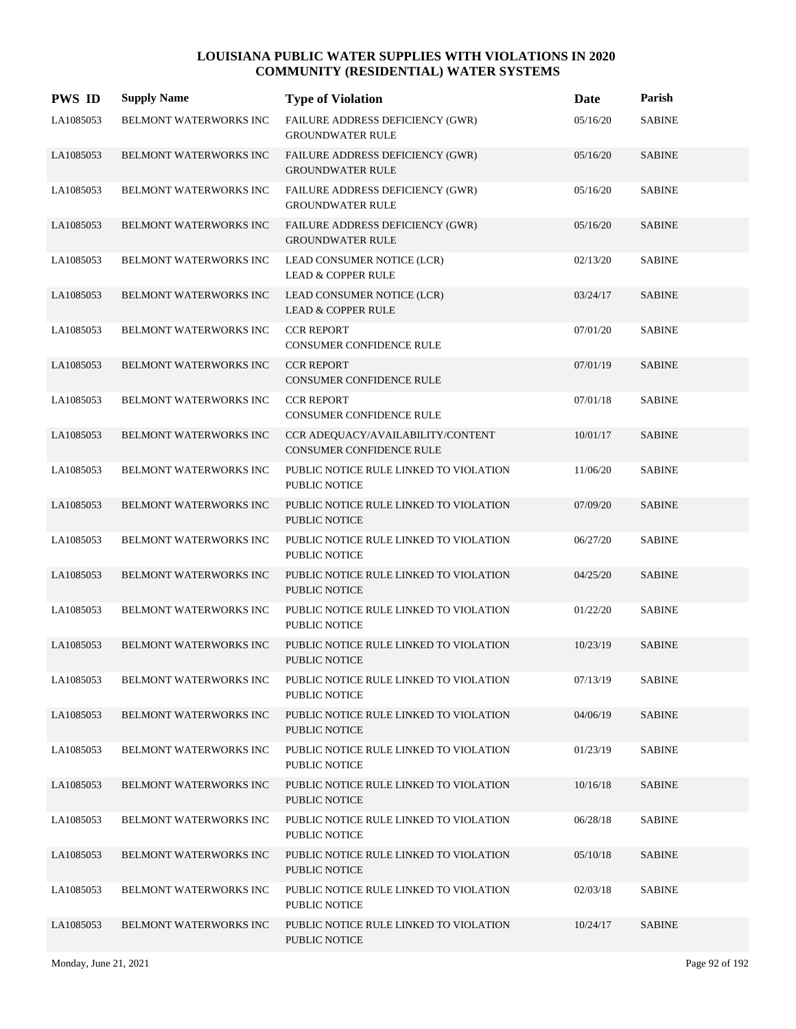# LOUISIANA PUBLIC WATER SUPPLIES WITH VIOLATIONS IN 2020
## COMMUNITY (RESIDENTIAL) WATER SYSTEMS

| PWS ID | Supply Name | Type of Violation | Date | Parish |
|---|---|---|---|---|
| LA1085053 | BELMONT WATERWORKS INC | FAILURE ADDRESS DEFICIENCY (GWR) GROUNDWATER RULE | 05/16/20 | SABINE |
| LA1085053 | BELMONT WATERWORKS INC | FAILURE ADDRESS DEFICIENCY (GWR) GROUNDWATER RULE | 05/16/20 | SABINE |
| LA1085053 | BELMONT WATERWORKS INC | FAILURE ADDRESS DEFICIENCY (GWR) GROUNDWATER RULE | 05/16/20 | SABINE |
| LA1085053 | BELMONT WATERWORKS INC | FAILURE ADDRESS DEFICIENCY (GWR) GROUNDWATER RULE | 05/16/20 | SABINE |
| LA1085053 | BELMONT WATERWORKS INC | LEAD CONSUMER NOTICE (LCR) LEAD & COPPER RULE | 02/13/20 | SABINE |
| LA1085053 | BELMONT WATERWORKS INC | LEAD CONSUMER NOTICE (LCR) LEAD & COPPER RULE | 03/24/17 | SABINE |
| LA1085053 | BELMONT WATERWORKS INC | CCR REPORT CONSUMER CONFIDENCE RULE | 07/01/20 | SABINE |
| LA1085053 | BELMONT WATERWORKS INC | CCR REPORT CONSUMER CONFIDENCE RULE | 07/01/19 | SABINE |
| LA1085053 | BELMONT WATERWORKS INC | CCR REPORT CONSUMER CONFIDENCE RULE | 07/01/18 | SABINE |
| LA1085053 | BELMONT WATERWORKS INC | CCR ADEQUACY/AVAILABILITY/CONTENT CONSUMER CONFIDENCE RULE | 10/01/17 | SABINE |
| LA1085053 | BELMONT WATERWORKS INC | PUBLIC NOTICE RULE LINKED TO VIOLATION PUBLIC NOTICE | 11/06/20 | SABINE |
| LA1085053 | BELMONT WATERWORKS INC | PUBLIC NOTICE RULE LINKED TO VIOLATION PUBLIC NOTICE | 07/09/20 | SABINE |
| LA1085053 | BELMONT WATERWORKS INC | PUBLIC NOTICE RULE LINKED TO VIOLATION PUBLIC NOTICE | 06/27/20 | SABINE |
| LA1085053 | BELMONT WATERWORKS INC | PUBLIC NOTICE RULE LINKED TO VIOLATION PUBLIC NOTICE | 04/25/20 | SABINE |
| LA1085053 | BELMONT WATERWORKS INC | PUBLIC NOTICE RULE LINKED TO VIOLATION PUBLIC NOTICE | 01/22/20 | SABINE |
| LA1085053 | BELMONT WATERWORKS INC | PUBLIC NOTICE RULE LINKED TO VIOLATION PUBLIC NOTICE | 10/23/19 | SABINE |
| LA1085053 | BELMONT WATERWORKS INC | PUBLIC NOTICE RULE LINKED TO VIOLATION PUBLIC NOTICE | 07/13/19 | SABINE |
| LA1085053 | BELMONT WATERWORKS INC | PUBLIC NOTICE RULE LINKED TO VIOLATION PUBLIC NOTICE | 04/06/19 | SABINE |
| LA1085053 | BELMONT WATERWORKS INC | PUBLIC NOTICE RULE LINKED TO VIOLATION PUBLIC NOTICE | 01/23/19 | SABINE |
| LA1085053 | BELMONT WATERWORKS INC | PUBLIC NOTICE RULE LINKED TO VIOLATION PUBLIC NOTICE | 10/16/18 | SABINE |
| LA1085053 | BELMONT WATERWORKS INC | PUBLIC NOTICE RULE LINKED TO VIOLATION PUBLIC NOTICE | 06/28/18 | SABINE |
| LA1085053 | BELMONT WATERWORKS INC | PUBLIC NOTICE RULE LINKED TO VIOLATION PUBLIC NOTICE | 05/10/18 | SABINE |
| LA1085053 | BELMONT WATERWORKS INC | PUBLIC NOTICE RULE LINKED TO VIOLATION PUBLIC NOTICE | 02/03/18 | SABINE |
| LA1085053 | BELMONT WATERWORKS INC | PUBLIC NOTICE RULE LINKED TO VIOLATION PUBLIC NOTICE | 10/24/17 | SABINE |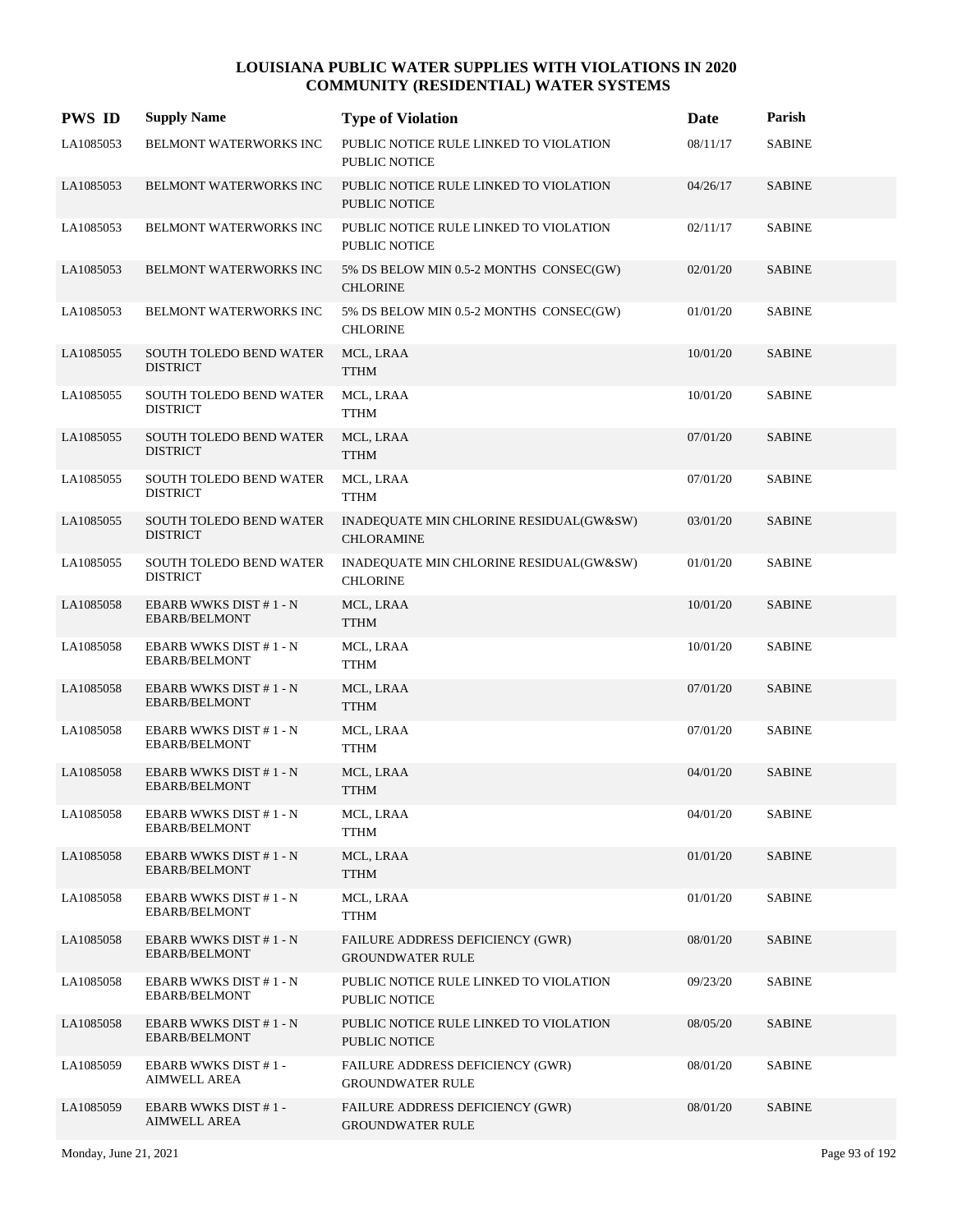# LOUISIANA PUBLIC WATER SUPPLIES WITH VIOLATIONS IN 2020
## COMMUNITY (RESIDENTIAL) WATER SYSTEMS

| PWS ID | Supply Name | Type of Violation | Date | Parish |
|---|---|---|---|---|
| LA1085053 | BELMONT WATERWORKS INC | PUBLIC NOTICE RULE LINKED TO VIOLATION PUBLIC NOTICE | 08/11/17 | SABINE |
| LA1085053 | BELMONT WATERWORKS INC | PUBLIC NOTICE RULE LINKED TO VIOLATION PUBLIC NOTICE | 04/26/17 | SABINE |
| LA1085053 | BELMONT WATERWORKS INC | PUBLIC NOTICE RULE LINKED TO VIOLATION PUBLIC NOTICE | 02/11/17 | SABINE |
| LA1085053 | BELMONT WATERWORKS INC | 5% DS BELOW MIN 0.5-2 MONTHS CONSEC(GW) CHLORINE | 02/01/20 | SABINE |
| LA1085053 | BELMONT WATERWORKS INC | 5% DS BELOW MIN 0.5-2 MONTHS CONSEC(GW) CHLORINE | 01/01/20 | SABINE |
| LA1085055 | SOUTH TOLEDO BEND WATER DISTRICT | MCL, LRAA TTHM | 10/01/20 | SABINE |
| LA1085055 | SOUTH TOLEDO BEND WATER DISTRICT | MCL, LRAA TTHM | 10/01/20 | SABINE |
| LA1085055 | SOUTH TOLEDO BEND WATER DISTRICT | MCL, LRAA TTHM | 07/01/20 | SABINE |
| LA1085055 | SOUTH TOLEDO BEND WATER DISTRICT | MCL, LRAA TTHM | 07/01/20 | SABINE |
| LA1085055 | SOUTH TOLEDO BEND WATER DISTRICT | INADEQUATE MIN CHLORINE RESIDUAL(GW&SW) CHLORAMINE | 03/01/20 | SABINE |
| LA1085055 | SOUTH TOLEDO BEND WATER DISTRICT | INADEQUATE MIN CHLORINE RESIDUAL(GW&SW) CHLORINE | 01/01/20 | SABINE |
| LA1085058 | EBARB WWKS DIST # 1 - N EBARB/BELMONT | MCL, LRAA TTHM | 10/01/20 | SABINE |
| LA1085058 | EBARB WWKS DIST # 1 - N EBARB/BELMONT | MCL, LRAA TTHM | 10/01/20 | SABINE |
| LA1085058 | EBARB WWKS DIST # 1 - N EBARB/BELMONT | MCL, LRAA TTHM | 07/01/20 | SABINE |
| LA1085058 | EBARB WWKS DIST # 1 - N EBARB/BELMONT | MCL, LRAA TTHM | 07/01/20 | SABINE |
| LA1085058 | EBARB WWKS DIST # 1 - N EBARB/BELMONT | MCL, LRAA TTHM | 04/01/20 | SABINE |
| LA1085058 | EBARB WWKS DIST # 1 - N EBARB/BELMONT | MCL, LRAA TTHM | 04/01/20 | SABINE |
| LA1085058 | EBARB WWKS DIST # 1 - N EBARB/BELMONT | MCL, LRAA TTHM | 01/01/20 | SABINE |
| LA1085058 | EBARB WWKS DIST # 1 - N EBARB/BELMONT | MCL, LRAA TTHM | 01/01/20 | SABINE |
| LA1085058 | EBARB WWKS DIST # 1 - N EBARB/BELMONT | FAILURE ADDRESS DEFICIENCY (GWR) GROUNDWATER RULE | 08/01/20 | SABINE |
| LA1085058 | EBARB WWKS DIST # 1 - N EBARB/BELMONT | PUBLIC NOTICE RULE LINKED TO VIOLATION PUBLIC NOTICE | 09/23/20 | SABINE |
| LA1085058 | EBARB WWKS DIST # 1 - N EBARB/BELMONT | PUBLIC NOTICE RULE LINKED TO VIOLATION PUBLIC NOTICE | 08/05/20 | SABINE |
| LA1085059 | EBARB WWKS DIST # 1 - AIMWELL AREA | FAILURE ADDRESS DEFICIENCY (GWR) GROUNDWATER RULE | 08/01/20 | SABINE |
| LA1085059 | EBARB WWKS DIST # 1 - AIMWELL AREA | FAILURE ADDRESS DEFICIENCY (GWR) GROUNDWATER RULE | 08/01/20 | SABINE |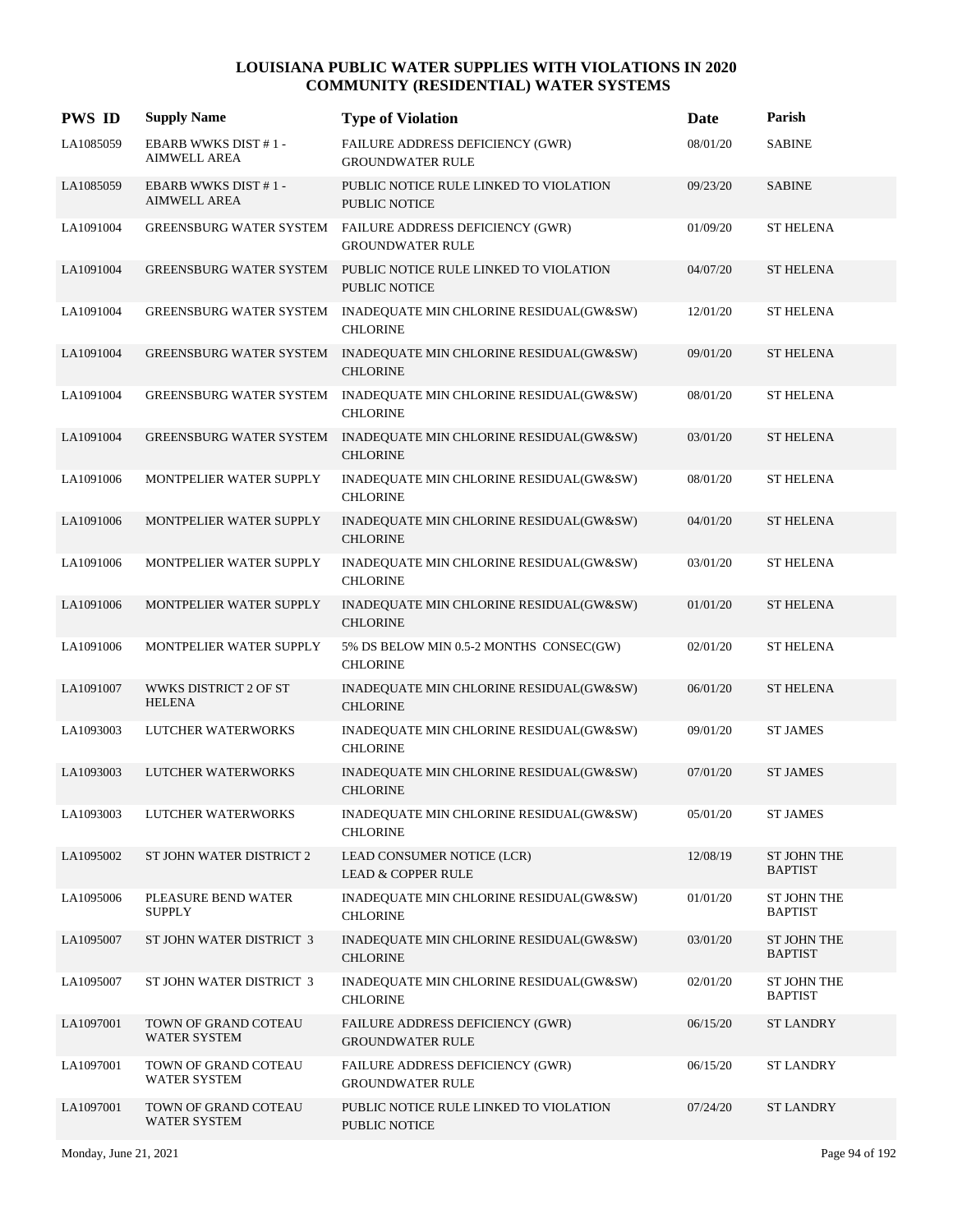# LOUISIANA PUBLIC WATER SUPPLIES WITH VIOLATIONS IN 2020
## COMMUNITY (RESIDENTIAL) WATER SYSTEMS

| PWS ID | Supply Name | Type of Violation | Date | Parish |
|---|---|---|---|---|
| LA1085059 | EBARB WWKS DIST # 1 - AIMWELL AREA | FAILURE ADDRESS DEFICIENCY (GWR) GROUNDWATER RULE | 08/01/20 | SABINE |
| LA1085059 | EBARB WWKS DIST # 1 - AIMWELL AREA | PUBLIC NOTICE RULE LINKED TO VIOLATION PUBLIC NOTICE | 09/23/20 | SABINE |
| LA1091004 | GREENSBURG WATER SYSTEM | FAILURE ADDRESS DEFICIENCY (GWR) GROUNDWATER RULE | 01/09/20 | ST HELENA |
| LA1091004 | GREENSBURG WATER SYSTEM | PUBLIC NOTICE RULE LINKED TO VIOLATION PUBLIC NOTICE | 04/07/20 | ST HELENA |
| LA1091004 | GREENSBURG WATER SYSTEM | INADEQUATE MIN CHLORINE RESIDUAL(GW&SW) CHLORINE | 12/01/20 | ST HELENA |
| LA1091004 | GREENSBURG WATER SYSTEM | INADEQUATE MIN CHLORINE RESIDUAL(GW&SW) CHLORINE | 09/01/20 | ST HELENA |
| LA1091004 | GREENSBURG WATER SYSTEM | INADEQUATE MIN CHLORINE RESIDUAL(GW&SW) CHLORINE | 08/01/20 | ST HELENA |
| LA1091004 | GREENSBURG WATER SYSTEM | INADEQUATE MIN CHLORINE RESIDUAL(GW&SW) CHLORINE | 03/01/20 | ST HELENA |
| LA1091006 | MONTPELIER WATER SUPPLY | INADEQUATE MIN CHLORINE RESIDUAL(GW&SW) CHLORINE | 08/01/20 | ST HELENA |
| LA1091006 | MONTPELIER WATER SUPPLY | INADEQUATE MIN CHLORINE RESIDUAL(GW&SW) CHLORINE | 04/01/20 | ST HELENA |
| LA1091006 | MONTPELIER WATER SUPPLY | INADEQUATE MIN CHLORINE RESIDUAL(GW&SW) CHLORINE | 03/01/20 | ST HELENA |
| LA1091006 | MONTPELIER WATER SUPPLY | INADEQUATE MIN CHLORINE RESIDUAL(GW&SW) CHLORINE | 01/01/20 | ST HELENA |
| LA1091006 | MONTPELIER WATER SUPPLY | 5% DS BELOW MIN 0.5-2 MONTHS CONSEC(GW) CHLORINE | 02/01/20 | ST HELENA |
| LA1091007 | WWKS DISTRICT 2 OF ST HELENA | INADEQUATE MIN CHLORINE RESIDUAL(GW&SW) CHLORINE | 06/01/20 | ST HELENA |
| LA1093003 | LUTCHER WATERWORKS | INADEQUATE MIN CHLORINE RESIDUAL(GW&SW) CHLORINE | 09/01/20 | ST JAMES |
| LA1093003 | LUTCHER WATERWORKS | INADEQUATE MIN CHLORINE RESIDUAL(GW&SW) CHLORINE | 07/01/20 | ST JAMES |
| LA1093003 | LUTCHER WATERWORKS | INADEQUATE MIN CHLORINE RESIDUAL(GW&SW) CHLORINE | 05/01/20 | ST JAMES |
| LA1095002 | ST JOHN WATER DISTRICT 2 | LEAD CONSUMER NOTICE (LCR) LEAD & COPPER RULE | 12/08/19 | ST JOHN THE BAPTIST |
| LA1095006 | PLEASURE BEND WATER SUPPLY | INADEQUATE MIN CHLORINE RESIDUAL(GW&SW) CHLORINE | 01/01/20 | ST JOHN THE BAPTIST |
| LA1095007 | ST JOHN WATER DISTRICT 3 | INADEQUATE MIN CHLORINE RESIDUAL(GW&SW) CHLORINE | 03/01/20 | ST JOHN THE BAPTIST |
| LA1095007 | ST JOHN WATER DISTRICT 3 | INADEQUATE MIN CHLORINE RESIDUAL(GW&SW) CHLORINE | 02/01/20 | ST JOHN THE BAPTIST |
| LA1097001 | TOWN OF GRAND COTEAU WATER SYSTEM | FAILURE ADDRESS DEFICIENCY (GWR) GROUNDWATER RULE | 06/15/20 | ST LANDRY |
| LA1097001 | TOWN OF GRAND COTEAU WATER SYSTEM | FAILURE ADDRESS DEFICIENCY (GWR) GROUNDWATER RULE | 06/15/20 | ST LANDRY |
| LA1097001 | TOWN OF GRAND COTEAU WATER SYSTEM | PUBLIC NOTICE RULE LINKED TO VIOLATION PUBLIC NOTICE | 07/24/20 | ST LANDRY |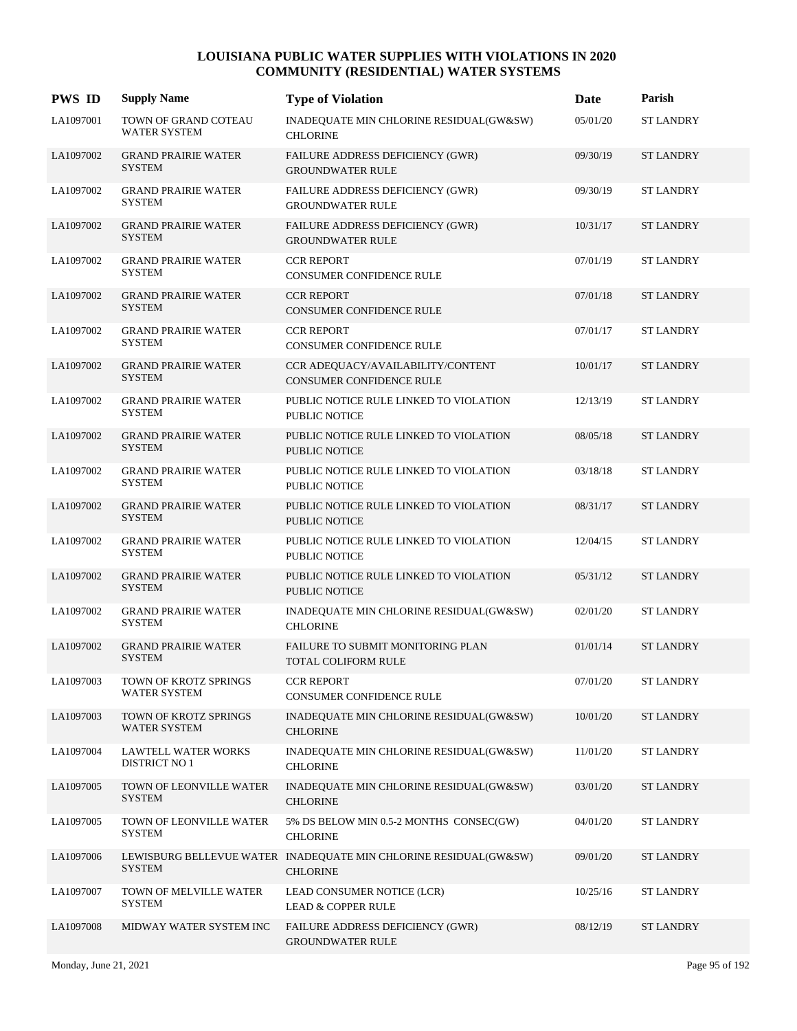# LOUISIANA PUBLIC WATER SUPPLIES WITH VIOLATIONS IN 2020
## COMMUNITY (RESIDENTIAL) WATER SYSTEMS

| PWS ID | Supply Name | Type of Violation | Date | Parish |
|---|---|---|---|---|
| LA1097001 | TOWN OF GRAND COTEAU WATER SYSTEM | INADEQUATE MIN CHLORINE RESIDUAL(GW&SW) CHLORINE | 05/01/20 | ST LANDRY |
| LA1097002 | GRAND PRAIRIE WATER SYSTEM | FAILURE ADDRESS DEFICIENCY (GWR) GROUNDWATER RULE | 09/30/19 | ST LANDRY |
| LA1097002 | GRAND PRAIRIE WATER SYSTEM | FAILURE ADDRESS DEFICIENCY (GWR) GROUNDWATER RULE | 09/30/19 | ST LANDRY |
| LA1097002 | GRAND PRAIRIE WATER SYSTEM | FAILURE ADDRESS DEFICIENCY (GWR) GROUNDWATER RULE | 10/31/17 | ST LANDRY |
| LA1097002 | GRAND PRAIRIE WATER SYSTEM | CCR REPORT CONSUMER CONFIDENCE RULE | 07/01/19 | ST LANDRY |
| LA1097002 | GRAND PRAIRIE WATER SYSTEM | CCR REPORT CONSUMER CONFIDENCE RULE | 07/01/18 | ST LANDRY |
| LA1097002 | GRAND PRAIRIE WATER SYSTEM | CCR REPORT CONSUMER CONFIDENCE RULE | 07/01/17 | ST LANDRY |
| LA1097002 | GRAND PRAIRIE WATER SYSTEM | CCR ADEQUACY/AVAILABILITY/CONTENT CONSUMER CONFIDENCE RULE | 10/01/17 | ST LANDRY |
| LA1097002 | GRAND PRAIRIE WATER SYSTEM | PUBLIC NOTICE RULE LINKED TO VIOLATION PUBLIC NOTICE | 12/13/19 | ST LANDRY |
| LA1097002 | GRAND PRAIRIE WATER SYSTEM | PUBLIC NOTICE RULE LINKED TO VIOLATION PUBLIC NOTICE | 08/05/18 | ST LANDRY |
| LA1097002 | GRAND PRAIRIE WATER SYSTEM | PUBLIC NOTICE RULE LINKED TO VIOLATION PUBLIC NOTICE | 03/18/18 | ST LANDRY |
| LA1097002 | GRAND PRAIRIE WATER SYSTEM | PUBLIC NOTICE RULE LINKED TO VIOLATION PUBLIC NOTICE | 08/31/17 | ST LANDRY |
| LA1097002 | GRAND PRAIRIE WATER SYSTEM | PUBLIC NOTICE RULE LINKED TO VIOLATION PUBLIC NOTICE | 12/04/15 | ST LANDRY |
| LA1097002 | GRAND PRAIRIE WATER SYSTEM | PUBLIC NOTICE RULE LINKED TO VIOLATION PUBLIC NOTICE | 05/31/12 | ST LANDRY |
| LA1097002 | GRAND PRAIRIE WATER SYSTEM | INADEQUATE MIN CHLORINE RESIDUAL(GW&SW) CHLORINE | 02/01/20 | ST LANDRY |
| LA1097002 | GRAND PRAIRIE WATER SYSTEM | FAILURE TO SUBMIT MONITORING PLAN TOTAL COLIFORM RULE | 01/01/14 | ST LANDRY |
| LA1097003 | TOWN OF KROTZ SPRINGS WATER SYSTEM | CCR REPORT CONSUMER CONFIDENCE RULE | 07/01/20 | ST LANDRY |
| LA1097003 | TOWN OF KROTZ SPRINGS WATER SYSTEM | INADEQUATE MIN CHLORINE RESIDUAL(GW&SW) CHLORINE | 10/01/20 | ST LANDRY |
| LA1097004 | LAWTELL WATER WORKS DISTRICT NO 1 | INADEQUATE MIN CHLORINE RESIDUAL(GW&SW) CHLORINE | 11/01/20 | ST LANDRY |
| LA1097005 | TOWN OF LEONVILLE WATER SYSTEM | INADEQUATE MIN CHLORINE RESIDUAL(GW&SW) CHLORINE | 03/01/20 | ST LANDRY |
| LA1097005 | TOWN OF LEONVILLE WATER SYSTEM | 5% DS BELOW MIN 0.5-2 MONTHS CONSEC(GW) CHLORINE | 04/01/20 | ST LANDRY |
| LA1097006 | LEWISBURG BELLEVUE WATER SYSTEM | INADEQUATE MIN CHLORINE RESIDUAL(GW&SW) CHLORINE | 09/01/20 | ST LANDRY |
| LA1097007 | TOWN OF MELVILLE WATER SYSTEM | LEAD CONSUMER NOTICE (LCR) LEAD & COPPER RULE | 10/25/16 | ST LANDRY |
| LA1097008 | MIDWAY WATER SYSTEM INC | FAILURE ADDRESS DEFICIENCY (GWR) GROUNDWATER RULE | 08/12/19 | ST LANDRY |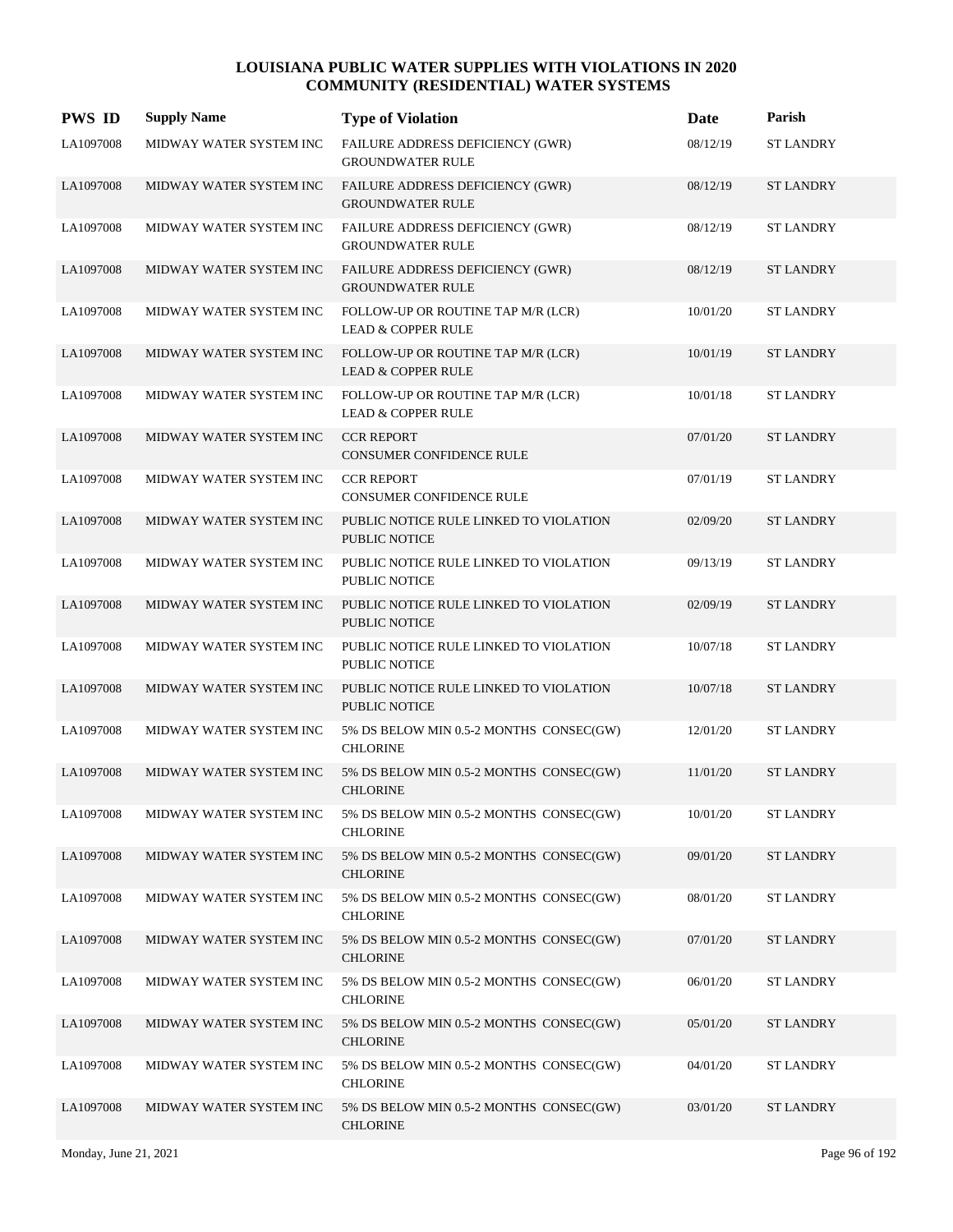# LOUISIANA PUBLIC WATER SUPPLIES WITH VIOLATIONS IN 2020
## COMMUNITY (RESIDENTIAL) WATER SYSTEMS

| PWS ID | Supply Name | Type of Violation | Date | Parish |
|---|---|---|---|---|
| LA1097008 | MIDWAY WATER SYSTEM INC | FAILURE ADDRESS DEFICIENCY (GWR) GROUNDWATER RULE | 08/12/19 | ST LANDRY |
| LA1097008 | MIDWAY WATER SYSTEM INC | FAILURE ADDRESS DEFICIENCY (GWR) GROUNDWATER RULE | 08/12/19 | ST LANDRY |
| LA1097008 | MIDWAY WATER SYSTEM INC | FAILURE ADDRESS DEFICIENCY (GWR) GROUNDWATER RULE | 08/12/19 | ST LANDRY |
| LA1097008 | MIDWAY WATER SYSTEM INC | FAILURE ADDRESS DEFICIENCY (GWR) GROUNDWATER RULE | 08/12/19 | ST LANDRY |
| LA1097008 | MIDWAY WATER SYSTEM INC | FOLLOW-UP OR ROUTINE TAP M/R (LCR) LEAD & COPPER RULE | 10/01/20 | ST LANDRY |
| LA1097008 | MIDWAY WATER SYSTEM INC | FOLLOW-UP OR ROUTINE TAP M/R (LCR) LEAD & COPPER RULE | 10/01/19 | ST LANDRY |
| LA1097008 | MIDWAY WATER SYSTEM INC | FOLLOW-UP OR ROUTINE TAP M/R (LCR) LEAD & COPPER RULE | 10/01/18 | ST LANDRY |
| LA1097008 | MIDWAY WATER SYSTEM INC | CCR REPORT CONSUMER CONFIDENCE RULE | 07/01/20 | ST LANDRY |
| LA1097008 | MIDWAY WATER SYSTEM INC | CCR REPORT CONSUMER CONFIDENCE RULE | 07/01/19 | ST LANDRY |
| LA1097008 | MIDWAY WATER SYSTEM INC | PUBLIC NOTICE RULE LINKED TO VIOLATION PUBLIC NOTICE | 02/09/20 | ST LANDRY |
| LA1097008 | MIDWAY WATER SYSTEM INC | PUBLIC NOTICE RULE LINKED TO VIOLATION PUBLIC NOTICE | 09/13/19 | ST LANDRY |
| LA1097008 | MIDWAY WATER SYSTEM INC | PUBLIC NOTICE RULE LINKED TO VIOLATION PUBLIC NOTICE | 02/09/19 | ST LANDRY |
| LA1097008 | MIDWAY WATER SYSTEM INC | PUBLIC NOTICE RULE LINKED TO VIOLATION PUBLIC NOTICE | 10/07/18 | ST LANDRY |
| LA1097008 | MIDWAY WATER SYSTEM INC | PUBLIC NOTICE RULE LINKED TO VIOLATION PUBLIC NOTICE | 10/07/18 | ST LANDRY |
| LA1097008 | MIDWAY WATER SYSTEM INC | 5% DS BELOW MIN 0.5-2 MONTHS CONSEC(GW) CHLORINE | 12/01/20 | ST LANDRY |
| LA1097008 | MIDWAY WATER SYSTEM INC | 5% DS BELOW MIN 0.5-2 MONTHS CONSEC(GW) CHLORINE | 11/01/20 | ST LANDRY |
| LA1097008 | MIDWAY WATER SYSTEM INC | 5% DS BELOW MIN 0.5-2 MONTHS CONSEC(GW) CHLORINE | 10/01/20 | ST LANDRY |
| LA1097008 | MIDWAY WATER SYSTEM INC | 5% DS BELOW MIN 0.5-2 MONTHS CONSEC(GW) CHLORINE | 09/01/20 | ST LANDRY |
| LA1097008 | MIDWAY WATER SYSTEM INC | 5% DS BELOW MIN 0.5-2 MONTHS CONSEC(GW) CHLORINE | 08/01/20 | ST LANDRY |
| LA1097008 | MIDWAY WATER SYSTEM INC | 5% DS BELOW MIN 0.5-2 MONTHS CONSEC(GW) CHLORINE | 07/01/20 | ST LANDRY |
| LA1097008 | MIDWAY WATER SYSTEM INC | 5% DS BELOW MIN 0.5-2 MONTHS CONSEC(GW) CHLORINE | 06/01/20 | ST LANDRY |
| LA1097008 | MIDWAY WATER SYSTEM INC | 5% DS BELOW MIN 0.5-2 MONTHS CONSEC(GW) CHLORINE | 05/01/20 | ST LANDRY |
| LA1097008 | MIDWAY WATER SYSTEM INC | 5% DS BELOW MIN 0.5-2 MONTHS CONSEC(GW) CHLORINE | 04/01/20 | ST LANDRY |
| LA1097008 | MIDWAY WATER SYSTEM INC | 5% DS BELOW MIN 0.5-2 MONTHS CONSEC(GW) CHLORINE | 03/01/20 | ST LANDRY |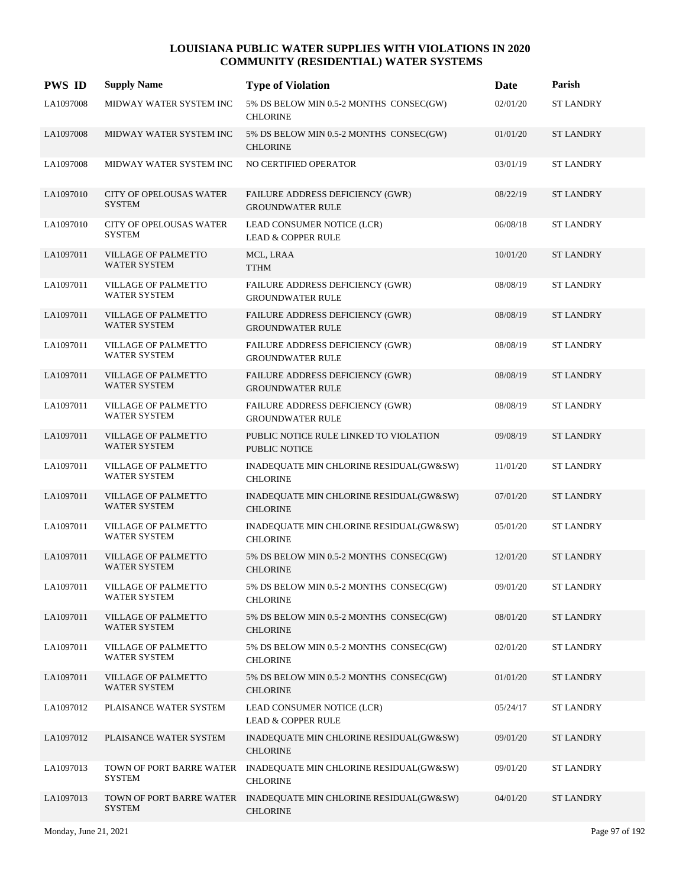# LOUISIANA PUBLIC WATER SUPPLIES WITH VIOLATIONS IN 2020
## COMMUNITY (RESIDENTIAL) WATER SYSTEMS

| PWS ID | Supply Name | Type of Violation | Date | Parish |
|---|---|---|---|---|
| LA1097008 | MIDWAY WATER SYSTEM INC | 5% DS BELOW MIN 0.5-2 MONTHS CONSEC(GW) CHLORINE | 02/01/20 | ST LANDRY |
| LA1097008 | MIDWAY WATER SYSTEM INC | 5% DS BELOW MIN 0.5-2 MONTHS CONSEC(GW) CHLORINE | 01/01/20 | ST LANDRY |
| LA1097008 | MIDWAY WATER SYSTEM INC | NO CERTIFIED OPERATOR | 03/01/19 | ST LANDRY |
| LA1097010 | CITY OF OPELOUSAS WATER SYSTEM | FAILURE ADDRESS DEFICIENCY (GWR) GROUNDWATER RULE | 08/22/19 | ST LANDRY |
| LA1097010 | CITY OF OPELOUSAS WATER SYSTEM | LEAD CONSUMER NOTICE (LCR) LEAD & COPPER RULE | 06/08/18 | ST LANDRY |
| LA1097011 | VILLAGE OF PALMETTO WATER SYSTEM | MCL, LRAA TTHM | 10/01/20 | ST LANDRY |
| LA1097011 | VILLAGE OF PALMETTO WATER SYSTEM | FAILURE ADDRESS DEFICIENCY (GWR) GROUNDWATER RULE | 08/08/19 | ST LANDRY |
| LA1097011 | VILLAGE OF PALMETTO WATER SYSTEM | FAILURE ADDRESS DEFICIENCY (GWR) GROUNDWATER RULE | 08/08/19 | ST LANDRY |
| LA1097011 | VILLAGE OF PALMETTO WATER SYSTEM | FAILURE ADDRESS DEFICIENCY (GWR) GROUNDWATER RULE | 08/08/19 | ST LANDRY |
| LA1097011 | VILLAGE OF PALMETTO WATER SYSTEM | FAILURE ADDRESS DEFICIENCY (GWR) GROUNDWATER RULE | 08/08/19 | ST LANDRY |
| LA1097011 | VILLAGE OF PALMETTO WATER SYSTEM | FAILURE ADDRESS DEFICIENCY (GWR) GROUNDWATER RULE | 08/08/19 | ST LANDRY |
| LA1097011 | VILLAGE OF PALMETTO WATER SYSTEM | PUBLIC NOTICE RULE LINKED TO VIOLATION PUBLIC NOTICE | 09/08/19 | ST LANDRY |
| LA1097011 | VILLAGE OF PALMETTO WATER SYSTEM | INADEQUATE MIN CHLORINE RESIDUAL(GW&SW) CHLORINE | 11/01/20 | ST LANDRY |
| LA1097011 | VILLAGE OF PALMETTO WATER SYSTEM | INADEQUATE MIN CHLORINE RESIDUAL(GW&SW) CHLORINE | 07/01/20 | ST LANDRY |
| LA1097011 | VILLAGE OF PALMETTO WATER SYSTEM | INADEQUATE MIN CHLORINE RESIDUAL(GW&SW) CHLORINE | 05/01/20 | ST LANDRY |
| LA1097011 | VILLAGE OF PALMETTO WATER SYSTEM | 5% DS BELOW MIN 0.5-2 MONTHS CONSEC(GW) CHLORINE | 12/01/20 | ST LANDRY |
| LA1097011 | VILLAGE OF PALMETTO WATER SYSTEM | 5% DS BELOW MIN 0.5-2 MONTHS CONSEC(GW) CHLORINE | 09/01/20 | ST LANDRY |
| LA1097011 | VILLAGE OF PALMETTO WATER SYSTEM | 5% DS BELOW MIN 0.5-2 MONTHS CONSEC(GW) CHLORINE | 08/01/20 | ST LANDRY |
| LA1097011 | VILLAGE OF PALMETTO WATER SYSTEM | 5% DS BELOW MIN 0.5-2 MONTHS CONSEC(GW) CHLORINE | 02/01/20 | ST LANDRY |
| LA1097011 | VILLAGE OF PALMETTO WATER SYSTEM | 5% DS BELOW MIN 0.5-2 MONTHS CONSEC(GW) CHLORINE | 01/01/20 | ST LANDRY |
| LA1097012 | PLAISANCE WATER SYSTEM | LEAD CONSUMER NOTICE (LCR) LEAD & COPPER RULE | 05/24/17 | ST LANDRY |
| LA1097012 | PLAISANCE WATER SYSTEM | INADEQUATE MIN CHLORINE RESIDUAL(GW&SW) CHLORINE | 09/01/20 | ST LANDRY |
| LA1097013 | TOWN OF PORT BARRE WATER SYSTEM | INADEQUATE MIN CHLORINE RESIDUAL(GW&SW) CHLORINE | 09/01/20 | ST LANDRY |
| LA1097013 | TOWN OF PORT BARRE WATER SYSTEM | INADEQUATE MIN CHLORINE RESIDUAL(GW&SW) CHLORINE | 04/01/20 | ST LANDRY |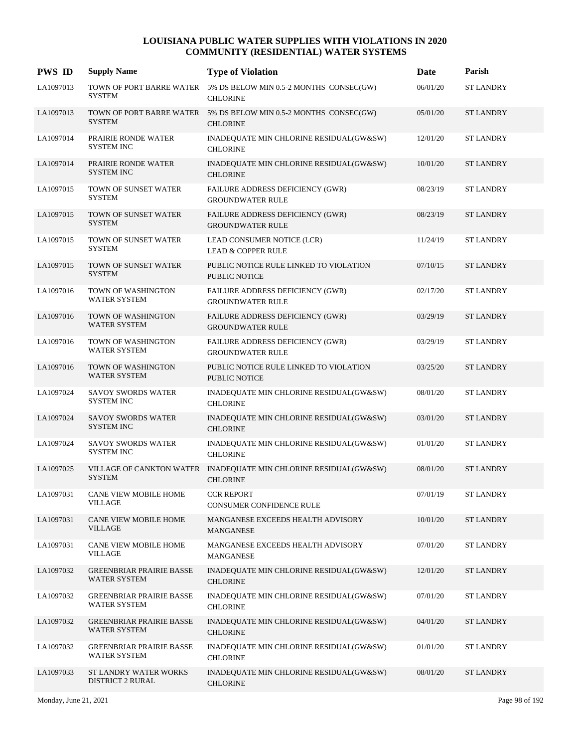# LOUISIANA PUBLIC WATER SUPPLIES WITH VIOLATIONS IN 2020
## COMMUNITY (RESIDENTIAL) WATER SYSTEMS

| PWS ID | Supply Name | Type of Violation | Date | Parish |
|---|---|---|---|---|
| LA1097013 | TOWN OF PORT BARRE WATER SYSTEM | 5% DS BELOW MIN 0.5-2 MONTHS CONSEC(GW) CHLORINE | 06/01/20 | ST LANDRY |
| LA1097013 | TOWN OF PORT BARRE WATER SYSTEM | 5% DS BELOW MIN 0.5-2 MONTHS CONSEC(GW) CHLORINE | 05/01/20 | ST LANDRY |
| LA1097014 | PRAIRIE RONDE WATER SYSTEM INC | INADEQUATE MIN CHLORINE RESIDUAL(GW&SW) CHLORINE | 12/01/20 | ST LANDRY |
| LA1097014 | PRAIRIE RONDE WATER SYSTEM INC | INADEQUATE MIN CHLORINE RESIDUAL(GW&SW) CHLORINE | 10/01/20 | ST LANDRY |
| LA1097015 | TOWN OF SUNSET WATER SYSTEM | FAILURE ADDRESS DEFICIENCY (GWR) GROUNDWATER RULE | 08/23/19 | ST LANDRY |
| LA1097015 | TOWN OF SUNSET WATER SYSTEM | FAILURE ADDRESS DEFICIENCY (GWR) GROUNDWATER RULE | 08/23/19 | ST LANDRY |
| LA1097015 | TOWN OF SUNSET WATER SYSTEM | LEAD CONSUMER NOTICE (LCR) LEAD & COPPER RULE | 11/24/19 | ST LANDRY |
| LA1097015 | TOWN OF SUNSET WATER SYSTEM | PUBLIC NOTICE RULE LINKED TO VIOLATION PUBLIC NOTICE | 07/10/15 | ST LANDRY |
| LA1097016 | TOWN OF WASHINGTON WATER SYSTEM | FAILURE ADDRESS DEFICIENCY (GWR) GROUNDWATER RULE | 02/17/20 | ST LANDRY |
| LA1097016 | TOWN OF WASHINGTON WATER SYSTEM | FAILURE ADDRESS DEFICIENCY (GWR) GROUNDWATER RULE | 03/29/19 | ST LANDRY |
| LA1097016 | TOWN OF WASHINGTON WATER SYSTEM | FAILURE ADDRESS DEFICIENCY (GWR) GROUNDWATER RULE | 03/29/19 | ST LANDRY |
| LA1097016 | TOWN OF WASHINGTON WATER SYSTEM | PUBLIC NOTICE RULE LINKED TO VIOLATION PUBLIC NOTICE | 03/25/20 | ST LANDRY |
| LA1097024 | SAVOY SWORDS WATER SYSTEM INC | INADEQUATE MIN CHLORINE RESIDUAL(GW&SW) CHLORINE | 08/01/20 | ST LANDRY |
| LA1097024 | SAVOY SWORDS WATER SYSTEM INC | INADEQUATE MIN CHLORINE RESIDUAL(GW&SW) CHLORINE | 03/01/20 | ST LANDRY |
| LA1097024 | SAVOY SWORDS WATER SYSTEM INC | INADEQUATE MIN CHLORINE RESIDUAL(GW&SW) CHLORINE | 01/01/20 | ST LANDRY |
| LA1097025 | VILLAGE OF CANKTON WATER SYSTEM | INADEQUATE MIN CHLORINE RESIDUAL(GW&SW) CHLORINE | 08/01/20 | ST LANDRY |
| LA1097031 | CANE VIEW MOBILE HOME VILLAGE | CCR REPORT CONSUMER CONFIDENCE RULE | 07/01/19 | ST LANDRY |
| LA1097031 | CANE VIEW MOBILE HOME VILLAGE | MANGANESE EXCEEDS HEALTH ADVISORY MANGANESE | 10/01/20 | ST LANDRY |
| LA1097031 | CANE VIEW MOBILE HOME VILLAGE | MANGANESE EXCEEDS HEALTH ADVISORY MANGANESE | 07/01/20 | ST LANDRY |
| LA1097032 | GREENBRIAR PRAIRIE BASSE WATER SYSTEM | INADEQUATE MIN CHLORINE RESIDUAL(GW&SW) CHLORINE | 12/01/20 | ST LANDRY |
| LA1097032 | GREENBRIAR PRAIRIE BASSE WATER SYSTEM | INADEQUATE MIN CHLORINE RESIDUAL(GW&SW) CHLORINE | 07/01/20 | ST LANDRY |
| LA1097032 | GREENBRIAR PRAIRIE BASSE WATER SYSTEM | INADEQUATE MIN CHLORINE RESIDUAL(GW&SW) CHLORINE | 04/01/20 | ST LANDRY |
| LA1097032 | GREENBRIAR PRAIRIE BASSE WATER SYSTEM | INADEQUATE MIN CHLORINE RESIDUAL(GW&SW) CHLORINE | 01/01/20 | ST LANDRY |
| LA1097033 | ST LANDRY WATER WORKS DISTRICT 2 RURAL | INADEQUATE MIN CHLORINE RESIDUAL(GW&SW) CHLORINE | 08/01/20 | ST LANDRY |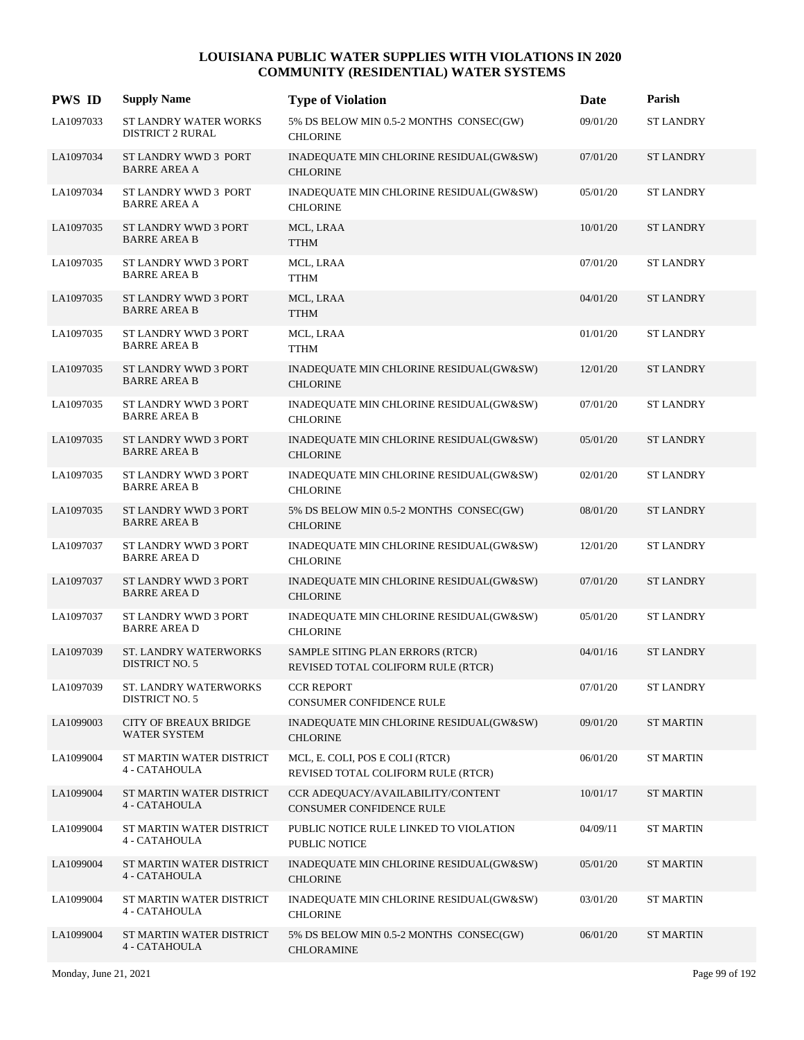# LOUISIANA PUBLIC WATER SUPPLIES WITH VIOLATIONS IN 2020
## COMMUNITY (RESIDENTIAL) WATER SYSTEMS

| PWS ID | Supply Name | Type of Violation | Date | Parish |
|---|---|---|---|---|
| LA1097033 | ST LANDRY WATER WORKS DISTRICT 2 RURAL | 5% DS BELOW MIN 0.5-2 MONTHS CONSEC(GW) CHLORINE | 09/01/20 | ST LANDRY |
| LA1097034 | ST LANDRY WWD 3 PORT BARRE AREA A | INADEQUATE MIN CHLORINE RESIDUAL(GW&SW) CHLORINE | 07/01/20 | ST LANDRY |
| LA1097034 | ST LANDRY WWD 3 PORT BARRE AREA A | INADEQUATE MIN CHLORINE RESIDUAL(GW&SW) CHLORINE | 05/01/20 | ST LANDRY |
| LA1097035 | ST LANDRY WWD 3 PORT BARRE AREA B | MCL, LRAA TTHM | 10/01/20 | ST LANDRY |
| LA1097035 | ST LANDRY WWD 3 PORT BARRE AREA B | MCL, LRAA TTHM | 07/01/20 | ST LANDRY |
| LA1097035 | ST LANDRY WWD 3 PORT BARRE AREA B | MCL, LRAA TTHM | 04/01/20 | ST LANDRY |
| LA1097035 | ST LANDRY WWD 3 PORT BARRE AREA B | MCL, LRAA TTHM | 01/01/20 | ST LANDRY |
| LA1097035 | ST LANDRY WWD 3 PORT BARRE AREA B | INADEQUATE MIN CHLORINE RESIDUAL(GW&SW) CHLORINE | 12/01/20 | ST LANDRY |
| LA1097035 | ST LANDRY WWD 3 PORT BARRE AREA B | INADEQUATE MIN CHLORINE RESIDUAL(GW&SW) CHLORINE | 07/01/20 | ST LANDRY |
| LA1097035 | ST LANDRY WWD 3 PORT BARRE AREA B | INADEQUATE MIN CHLORINE RESIDUAL(GW&SW) CHLORINE | 05/01/20 | ST LANDRY |
| LA1097035 | ST LANDRY WWD 3 PORT BARRE AREA B | INADEQUATE MIN CHLORINE RESIDUAL(GW&SW) CHLORINE | 02/01/20 | ST LANDRY |
| LA1097035 | ST LANDRY WWD 3 PORT BARRE AREA B | 5% DS BELOW MIN 0.5-2 MONTHS CONSEC(GW) CHLORINE | 08/01/20 | ST LANDRY |
| LA1097037 | ST LANDRY WWD 3 PORT BARRE AREA D | INADEQUATE MIN CHLORINE RESIDUAL(GW&SW) CHLORINE | 12/01/20 | ST LANDRY |
| LA1097037 | ST LANDRY WWD 3 PORT BARRE AREA D | INADEQUATE MIN CHLORINE RESIDUAL(GW&SW) CHLORINE | 07/01/20 | ST LANDRY |
| LA1097037 | ST LANDRY WWD 3 PORT BARRE AREA D | INADEQUATE MIN CHLORINE RESIDUAL(GW&SW) CHLORINE | 05/01/20 | ST LANDRY |
| LA1097039 | ST. LANDRY WATERWORKS DISTRICT NO. 5 | SAMPLE SITING PLAN ERRORS (RTCR) REVISED TOTAL COLIFORM RULE (RTCR) | 04/01/16 | ST LANDRY |
| LA1097039 | ST. LANDRY WATERWORKS DISTRICT NO. 5 | CCR REPORT CONSUMER CONFIDENCE RULE | 07/01/20 | ST LANDRY |
| LA1099003 | CITY OF BREAUX BRIDGE WATER SYSTEM | INADEQUATE MIN CHLORINE RESIDUAL(GW&SW) CHLORINE | 09/01/20 | ST MARTIN |
| LA1099004 | ST MARTIN WATER DISTRICT 4 - CATAHOULA | MCL, E. COLI, POS E COLI (RTCR) REVISED TOTAL COLIFORM RULE (RTCR) | 06/01/20 | ST MARTIN |
| LA1099004 | ST MARTIN WATER DISTRICT 4 - CATAHOULA | CCR ADEQUACY/AVAILABILITY/CONTENT CONSUMER CONFIDENCE RULE | 10/01/17 | ST MARTIN |
| LA1099004 | ST MARTIN WATER DISTRICT 4 - CATAHOULA | PUBLIC NOTICE RULE LINKED TO VIOLATION PUBLIC NOTICE | 04/09/11 | ST MARTIN |
| LA1099004 | ST MARTIN WATER DISTRICT 4 - CATAHOULA | INADEQUATE MIN CHLORINE RESIDUAL(GW&SW) CHLORINE | 05/01/20 | ST MARTIN |
| LA1099004 | ST MARTIN WATER DISTRICT 4 - CATAHOULA | INADEQUATE MIN CHLORINE RESIDUAL(GW&SW) CHLORINE | 03/01/20 | ST MARTIN |
| LA1099004 | ST MARTIN WATER DISTRICT 4 - CATAHOULA | 5% DS BELOW MIN 0.5-2 MONTHS CONSEC(GW) CHLORAMINE | 06/01/20 | ST MARTIN |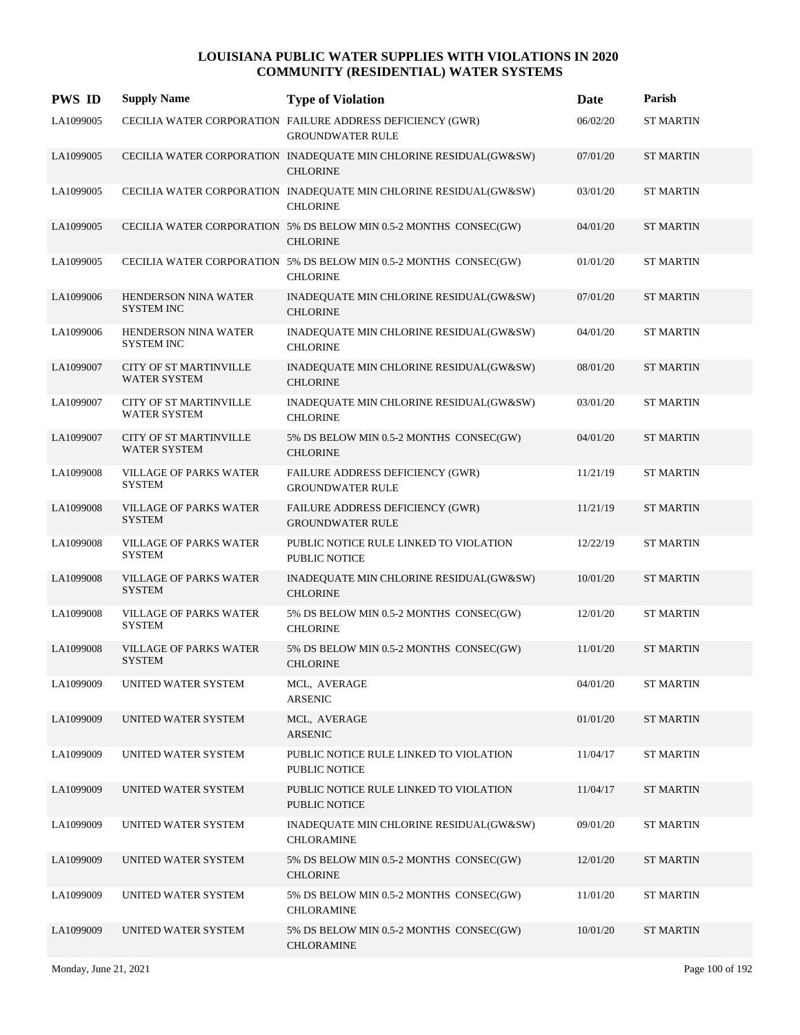# LOUISIANA PUBLIC WATER SUPPLIES WITH VIOLATIONS IN 2020
## COMMUNITY (RESIDENTIAL) WATER SYSTEMS

| PWS ID | Supply Name | Type of Violation | Date | Parish |
|---|---|---|---|---|
| LA1099005 | CECILIA WATER CORPORATION | FAILURE ADDRESS DEFICIENCY (GWR) GROUNDWATER RULE | 06/02/20 | ST MARTIN |
| LA1099005 | CECILIA WATER CORPORATION | INADEQUATE MIN CHLORINE RESIDUAL(GW&SW) CHLORINE | 07/01/20 | ST MARTIN |
| LA1099005 | CECILIA WATER CORPORATION | INADEQUATE MIN CHLORINE RESIDUAL(GW&SW) CHLORINE | 03/01/20 | ST MARTIN |
| LA1099005 | CECILIA WATER CORPORATION | 5% DS BELOW MIN 0.5-2 MONTHS CONSEC(GW) CHLORINE | 04/01/20 | ST MARTIN |
| LA1099005 | CECILIA WATER CORPORATION | 5% DS BELOW MIN 0.5-2 MONTHS CONSEC(GW) CHLORINE | 01/01/20 | ST MARTIN |
| LA1099006 | HENDERSON NINA WATER SYSTEM INC | INADEQUATE MIN CHLORINE RESIDUAL(GW&SW) CHLORINE | 07/01/20 | ST MARTIN |
| LA1099006 | HENDERSON NINA WATER SYSTEM INC | INADEQUATE MIN CHLORINE RESIDUAL(GW&SW) CHLORINE | 04/01/20 | ST MARTIN |
| LA1099007 | CITY OF ST MARTINVILLE WATER SYSTEM | INADEQUATE MIN CHLORINE RESIDUAL(GW&SW) CHLORINE | 08/01/20 | ST MARTIN |
| LA1099007 | CITY OF ST MARTINVILLE WATER SYSTEM | INADEQUATE MIN CHLORINE RESIDUAL(GW&SW) CHLORINE | 03/01/20 | ST MARTIN |
| LA1099007 | CITY OF ST MARTINVILLE WATER SYSTEM | 5% DS BELOW MIN 0.5-2 MONTHS CONSEC(GW) CHLORINE | 04/01/20 | ST MARTIN |
| LA1099008 | VILLAGE OF PARKS WATER SYSTEM | FAILURE ADDRESS DEFICIENCY (GWR) GROUNDWATER RULE | 11/21/19 | ST MARTIN |
| LA1099008 | VILLAGE OF PARKS WATER SYSTEM | FAILURE ADDRESS DEFICIENCY (GWR) GROUNDWATER RULE | 11/21/19 | ST MARTIN |
| LA1099008 | VILLAGE OF PARKS WATER SYSTEM | PUBLIC NOTICE RULE LINKED TO VIOLATION PUBLIC NOTICE | 12/22/19 | ST MARTIN |
| LA1099008 | VILLAGE OF PARKS WATER SYSTEM | INADEQUATE MIN CHLORINE RESIDUAL(GW&SW) CHLORINE | 10/01/20 | ST MARTIN |
| LA1099008 | VILLAGE OF PARKS WATER SYSTEM | 5% DS BELOW MIN 0.5-2 MONTHS CONSEC(GW) CHLORINE | 12/01/20 | ST MARTIN |
| LA1099008 | VILLAGE OF PARKS WATER SYSTEM | 5% DS BELOW MIN 0.5-2 MONTHS CONSEC(GW) CHLORINE | 11/01/20 | ST MARTIN |
| LA1099009 | UNITED WATER SYSTEM | MCL, AVERAGE ARSENIC | 04/01/20 | ST MARTIN |
| LA1099009 | UNITED WATER SYSTEM | MCL, AVERAGE ARSENIC | 01/01/20 | ST MARTIN |
| LA1099009 | UNITED WATER SYSTEM | PUBLIC NOTICE RULE LINKED TO VIOLATION PUBLIC NOTICE | 11/04/17 | ST MARTIN |
| LA1099009 | UNITED WATER SYSTEM | PUBLIC NOTICE RULE LINKED TO VIOLATION PUBLIC NOTICE | 11/04/17 | ST MARTIN |
| LA1099009 | UNITED WATER SYSTEM | INADEQUATE MIN CHLORINE RESIDUAL(GW&SW) CHLORAMINE | 09/01/20 | ST MARTIN |
| LA1099009 | UNITED WATER SYSTEM | 5% DS BELOW MIN 0.5-2 MONTHS CONSEC(GW) CHLORINE | 12/01/20 | ST MARTIN |
| LA1099009 | UNITED WATER SYSTEM | 5% DS BELOW MIN 0.5-2 MONTHS CONSEC(GW) CHLORAMINE | 11/01/20 | ST MARTIN |
| LA1099009 | UNITED WATER SYSTEM | 5% DS BELOW MIN 0.5-2 MONTHS CONSEC(GW) CHLORAMINE | 10/01/20 | ST MARTIN |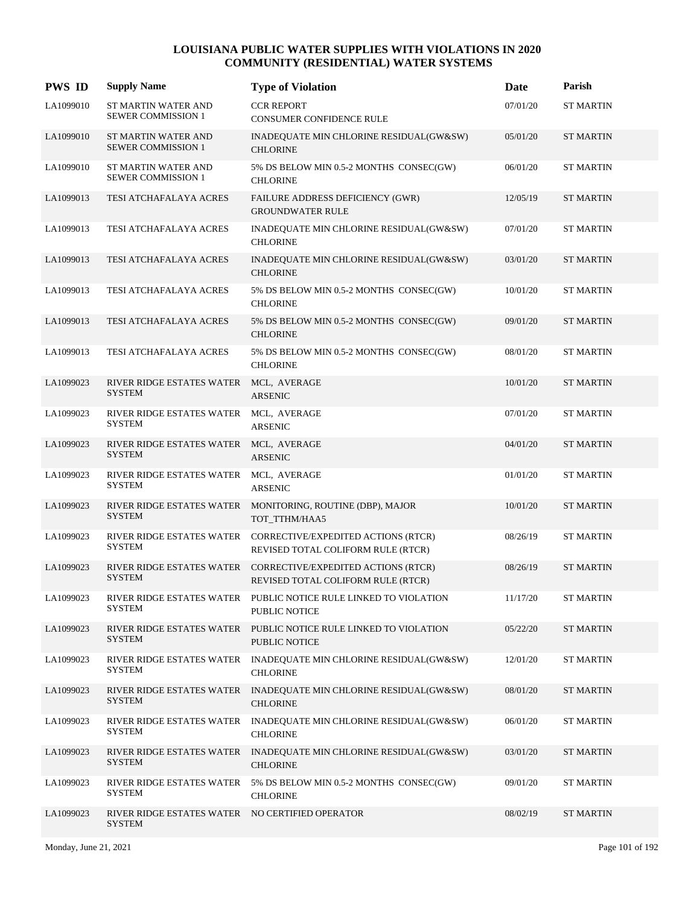# LOUISIANA PUBLIC WATER SUPPLIES WITH VIOLATIONS IN 2020
## COMMUNITY (RESIDENTIAL) WATER SYSTEMS

| PWS ID | Supply Name | Type of Violation | Date | Parish |
|---|---|---|---|---|
| LA1099010 | ST MARTIN WATER AND SEWER COMMISSION 1 | CCR REPORT<br>CONSUMER CONFIDENCE RULE | 07/01/20 | ST MARTIN |
| LA1099010 | ST MARTIN WATER AND SEWER COMMISSION 1 | INADEQUATE MIN CHLORINE RESIDUAL(GW&SW)<br>CHLORINE | 05/01/20 | ST MARTIN |
| LA1099010 | ST MARTIN WATER AND SEWER COMMISSION 1 | 5% DS BELOW MIN 0.5-2 MONTHS CONSEC(GW)<br>CHLORINE | 06/01/20 | ST MARTIN |
| LA1099013 | TESI ATCHAFALAYA ACRES | FAILURE ADDRESS DEFICIENCY (GWR)<br>GROUNDWATER RULE | 12/05/19 | ST MARTIN |
| LA1099013 | TESI ATCHAFALAYA ACRES | INADEQUATE MIN CHLORINE RESIDUAL(GW&SW)<br>CHLORINE | 07/01/20 | ST MARTIN |
| LA1099013 | TESI ATCHAFALAYA ACRES | INADEQUATE MIN CHLORINE RESIDUAL(GW&SW)<br>CHLORINE | 03/01/20 | ST MARTIN |
| LA1099013 | TESI ATCHAFALAYA ACRES | 5% DS BELOW MIN 0.5-2 MONTHS CONSEC(GW)<br>CHLORINE | 10/01/20 | ST MARTIN |
| LA1099013 | TESI ATCHAFALAYA ACRES | 5% DS BELOW MIN 0.5-2 MONTHS CONSEC(GW)<br>CHLORINE | 09/01/20 | ST MARTIN |
| LA1099013 | TESI ATCHAFALAYA ACRES | 5% DS BELOW MIN 0.5-2 MONTHS CONSEC(GW)<br>CHLORINE | 08/01/20 | ST MARTIN |
| LA1099023 | RIVER RIDGE ESTATES WATER SYSTEM | MCL, AVERAGE<br>ARSENIC | 10/01/20 | ST MARTIN |
| LA1099023 | RIVER RIDGE ESTATES WATER SYSTEM | MCL, AVERAGE<br>ARSENIC | 07/01/20 | ST MARTIN |
| LA1099023 | RIVER RIDGE ESTATES WATER SYSTEM | MCL, AVERAGE<br>ARSENIC | 04/01/20 | ST MARTIN |
| LA1099023 | RIVER RIDGE ESTATES WATER SYSTEM | MCL, AVERAGE<br>ARSENIC | 01/01/20 | ST MARTIN |
| LA1099023 | RIVER RIDGE ESTATES WATER SYSTEM | MONITORING, ROUTINE (DBP), MAJOR<br>TOT_TTHM/HAA5 | 10/01/20 | ST MARTIN |
| LA1099023 | RIVER RIDGE ESTATES WATER SYSTEM | CORRECTIVE/EXPEDITED ACTIONS (RTCR)<br>REVISED TOTAL COLIFORM RULE (RTCR) | 08/26/19 | ST MARTIN |
| LA1099023 | RIVER RIDGE ESTATES WATER SYSTEM | CORRECTIVE/EXPEDITED ACTIONS (RTCR)<br>REVISED TOTAL COLIFORM RULE (RTCR) | 08/26/19 | ST MARTIN |
| LA1099023 | RIVER RIDGE ESTATES WATER SYSTEM | PUBLIC NOTICE RULE LINKED TO VIOLATION<br>PUBLIC NOTICE | 11/17/20 | ST MARTIN |
| LA1099023 | RIVER RIDGE ESTATES WATER SYSTEM | PUBLIC NOTICE RULE LINKED TO VIOLATION<br>PUBLIC NOTICE | 05/22/20 | ST MARTIN |
| LA1099023 | RIVER RIDGE ESTATES WATER SYSTEM | INADEQUATE MIN CHLORINE RESIDUAL(GW&SW)<br>CHLORINE | 12/01/20 | ST MARTIN |
| LA1099023 | RIVER RIDGE ESTATES WATER SYSTEM | INADEQUATE MIN CHLORINE RESIDUAL(GW&SW)<br>CHLORINE | 08/01/20 | ST MARTIN |
| LA1099023 | RIVER RIDGE ESTATES WATER SYSTEM | INADEQUATE MIN CHLORINE RESIDUAL(GW&SW)<br>CHLORINE | 06/01/20 | ST MARTIN |
| LA1099023 | RIVER RIDGE ESTATES WATER SYSTEM | INADEQUATE MIN CHLORINE RESIDUAL(GW&SW)<br>CHLORINE | 03/01/20 | ST MARTIN |
| LA1099023 | RIVER RIDGE ESTATES WATER SYSTEM | 5% DS BELOW MIN 0.5-2 MONTHS CONSEC(GW)<br>CHLORINE | 09/01/20 | ST MARTIN |
| LA1099023 | RIVER RIDGE ESTATES WATER SYSTEM | NO CERTIFIED OPERATOR | 08/02/19 | ST MARTIN |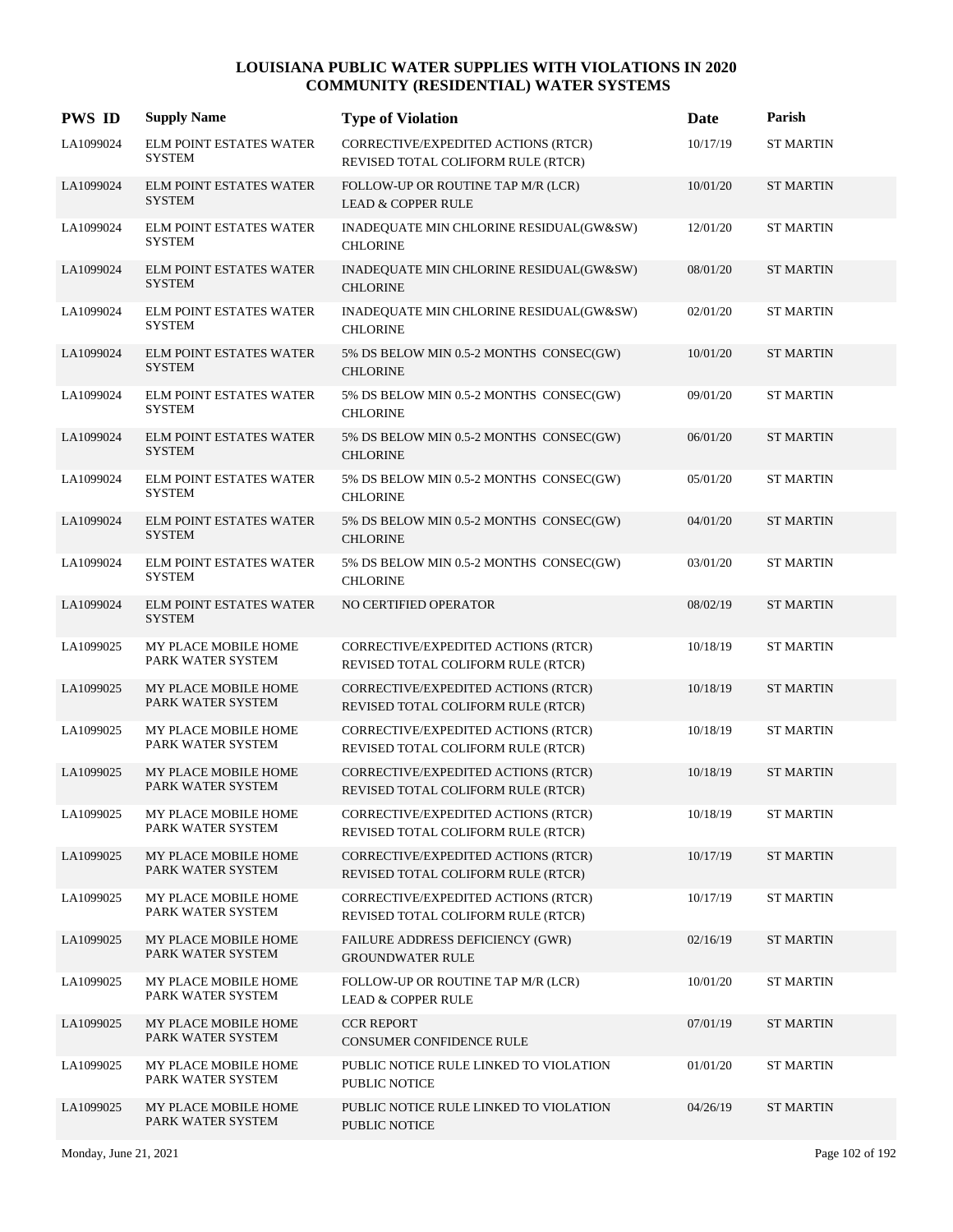# LOUISIANA PUBLIC WATER SUPPLIES WITH VIOLATIONS IN 2020
## COMMUNITY (RESIDENTIAL) WATER SYSTEMS

| PWS ID | Supply Name | Type of Violation | Date | Parish |
|---|---|---|---|---|
| LA1099024 | ELM POINT ESTATES WATER SYSTEM | CORRECTIVE/EXPEDITED ACTIONS (RTCR) REVISED TOTAL COLIFORM RULE (RTCR) | 10/17/19 | ST MARTIN |
| LA1099024 | ELM POINT ESTATES WATER SYSTEM | FOLLOW-UP OR ROUTINE TAP M/R (LCR) LEAD & COPPER RULE | 10/01/20 | ST MARTIN |
| LA1099024 | ELM POINT ESTATES WATER SYSTEM | INADEQUATE MIN CHLORINE RESIDUAL(GW&SW) CHLORINE | 12/01/20 | ST MARTIN |
| LA1099024 | ELM POINT ESTATES WATER SYSTEM | INADEQUATE MIN CHLORINE RESIDUAL(GW&SW) CHLORINE | 08/01/20 | ST MARTIN |
| LA1099024 | ELM POINT ESTATES WATER SYSTEM | INADEQUATE MIN CHLORINE RESIDUAL(GW&SW) CHLORINE | 02/01/20 | ST MARTIN |
| LA1099024 | ELM POINT ESTATES WATER SYSTEM | 5% DS BELOW MIN 0.5-2 MONTHS CONSEC(GW) CHLORINE | 10/01/20 | ST MARTIN |
| LA1099024 | ELM POINT ESTATES WATER SYSTEM | 5% DS BELOW MIN 0.5-2 MONTHS CONSEC(GW) CHLORINE | 09/01/20 | ST MARTIN |
| LA1099024 | ELM POINT ESTATES WATER SYSTEM | 5% DS BELOW MIN 0.5-2 MONTHS CONSEC(GW) CHLORINE | 06/01/20 | ST MARTIN |
| LA1099024 | ELM POINT ESTATES WATER SYSTEM | 5% DS BELOW MIN 0.5-2 MONTHS CONSEC(GW) CHLORINE | 05/01/20 | ST MARTIN |
| LA1099024 | ELM POINT ESTATES WATER SYSTEM | 5% DS BELOW MIN 0.5-2 MONTHS CONSEC(GW) CHLORINE | 04/01/20 | ST MARTIN |
| LA1099024 | ELM POINT ESTATES WATER SYSTEM | 5% DS BELOW MIN 0.5-2 MONTHS CONSEC(GW) CHLORINE | 03/01/20 | ST MARTIN |
| LA1099024 | ELM POINT ESTATES WATER SYSTEM | NO CERTIFIED OPERATOR | 08/02/19 | ST MARTIN |
| LA1099025 | MY PLACE MOBILE HOME PARK WATER SYSTEM | CORRECTIVE/EXPEDITED ACTIONS (RTCR) REVISED TOTAL COLIFORM RULE (RTCR) | 10/18/19 | ST MARTIN |
| LA1099025 | MY PLACE MOBILE HOME PARK WATER SYSTEM | CORRECTIVE/EXPEDITED ACTIONS (RTCR) REVISED TOTAL COLIFORM RULE (RTCR) | 10/18/19 | ST MARTIN |
| LA1099025 | MY PLACE MOBILE HOME PARK WATER SYSTEM | CORRECTIVE/EXPEDITED ACTIONS (RTCR) REVISED TOTAL COLIFORM RULE (RTCR) | 10/18/19 | ST MARTIN |
| LA1099025 | MY PLACE MOBILE HOME PARK WATER SYSTEM | CORRECTIVE/EXPEDITED ACTIONS (RTCR) REVISED TOTAL COLIFORM RULE (RTCR) | 10/18/19 | ST MARTIN |
| LA1099025 | MY PLACE MOBILE HOME PARK WATER SYSTEM | CORRECTIVE/EXPEDITED ACTIONS (RTCR) REVISED TOTAL COLIFORM RULE (RTCR) | 10/18/19 | ST MARTIN |
| LA1099025 | MY PLACE MOBILE HOME PARK WATER SYSTEM | CORRECTIVE/EXPEDITED ACTIONS (RTCR) REVISED TOTAL COLIFORM RULE (RTCR) | 10/17/19 | ST MARTIN |
| LA1099025 | MY PLACE MOBILE HOME PARK WATER SYSTEM | CORRECTIVE/EXPEDITED ACTIONS (RTCR) REVISED TOTAL COLIFORM RULE (RTCR) | 10/17/19 | ST MARTIN |
| LA1099025 | MY PLACE MOBILE HOME PARK WATER SYSTEM | FAILURE ADDRESS DEFICIENCY (GWR) GROUNDWATER RULE | 02/16/19 | ST MARTIN |
| LA1099025 | MY PLACE MOBILE HOME PARK WATER SYSTEM | FOLLOW-UP OR ROUTINE TAP M/R (LCR) LEAD & COPPER RULE | 10/01/20 | ST MARTIN |
| LA1099025 | MY PLACE MOBILE HOME PARK WATER SYSTEM | CCR REPORT CONSUMER CONFIDENCE RULE | 07/01/19 | ST MARTIN |
| LA1099025 | MY PLACE MOBILE HOME PARK WATER SYSTEM | PUBLIC NOTICE RULE LINKED TO VIOLATION PUBLIC NOTICE | 01/01/20 | ST MARTIN |
| LA1099025 | MY PLACE MOBILE HOME PARK WATER SYSTEM | PUBLIC NOTICE RULE LINKED TO VIOLATION PUBLIC NOTICE | 04/26/19 | ST MARTIN |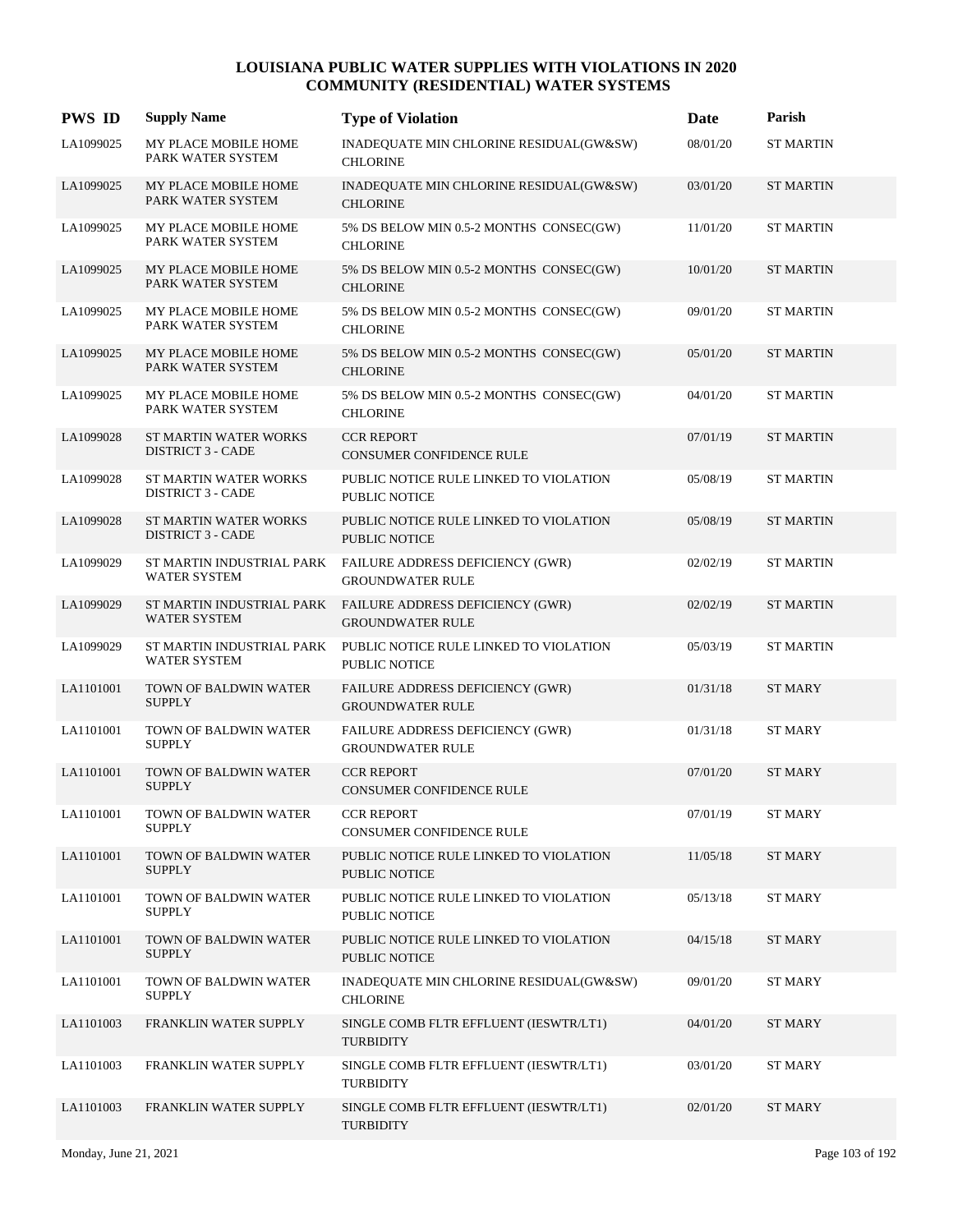# LOUISIANA PUBLIC WATER SUPPLIES WITH VIOLATIONS IN 2020
## COMMUNITY (RESIDENTIAL) WATER SYSTEMS

| PWS ID | Supply Name | Type of Violation | Date | Parish |
|---|---|---|---|---|
| LA1099025 | MY PLACE MOBILE HOME PARK WATER SYSTEM | INADEQUATE MIN CHLORINE RESIDUAL(GW&SW) CHLORINE | 08/01/20 | ST MARTIN |
| LA1099025 | MY PLACE MOBILE HOME PARK WATER SYSTEM | INADEQUATE MIN CHLORINE RESIDUAL(GW&SW) CHLORINE | 03/01/20 | ST MARTIN |
| LA1099025 | MY PLACE MOBILE HOME PARK WATER SYSTEM | 5% DS BELOW MIN 0.5-2 MONTHS CONSEC(GW) CHLORINE | 11/01/20 | ST MARTIN |
| LA1099025 | MY PLACE MOBILE HOME PARK WATER SYSTEM | 5% DS BELOW MIN 0.5-2 MONTHS CONSEC(GW) CHLORINE | 10/01/20 | ST MARTIN |
| LA1099025 | MY PLACE MOBILE HOME PARK WATER SYSTEM | 5% DS BELOW MIN 0.5-2 MONTHS CONSEC(GW) CHLORINE | 09/01/20 | ST MARTIN |
| LA1099025 | MY PLACE MOBILE HOME PARK WATER SYSTEM | 5% DS BELOW MIN 0.5-2 MONTHS CONSEC(GW) CHLORINE | 05/01/20 | ST MARTIN |
| LA1099025 | MY PLACE MOBILE HOME PARK WATER SYSTEM | 5% DS BELOW MIN 0.5-2 MONTHS CONSEC(GW) CHLORINE | 04/01/20 | ST MARTIN |
| LA1099028 | ST MARTIN WATER WORKS DISTRICT 3 - CADE | CCR REPORT CONSUMER CONFIDENCE RULE | 07/01/19 | ST MARTIN |
| LA1099028 | ST MARTIN WATER WORKS DISTRICT 3 - CADE | PUBLIC NOTICE RULE LINKED TO VIOLATION PUBLIC NOTICE | 05/08/19 | ST MARTIN |
| LA1099028 | ST MARTIN WATER WORKS DISTRICT 3 - CADE | PUBLIC NOTICE RULE LINKED TO VIOLATION PUBLIC NOTICE | 05/08/19 | ST MARTIN |
| LA1099029 | ST MARTIN INDUSTRIAL PARK WATER SYSTEM | FAILURE ADDRESS DEFICIENCY (GWR) GROUNDWATER RULE | 02/02/19 | ST MARTIN |
| LA1099029 | ST MARTIN INDUSTRIAL PARK WATER SYSTEM | FAILURE ADDRESS DEFICIENCY (GWR) GROUNDWATER RULE | 02/02/19 | ST MARTIN |
| LA1099029 | ST MARTIN INDUSTRIAL PARK WATER SYSTEM | PUBLIC NOTICE RULE LINKED TO VIOLATION PUBLIC NOTICE | 05/03/19 | ST MARTIN |
| LA1101001 | TOWN OF BALDWIN WATER SUPPLY | FAILURE ADDRESS DEFICIENCY (GWR) GROUNDWATER RULE | 01/31/18 | ST MARY |
| LA1101001 | TOWN OF BALDWIN WATER SUPPLY | FAILURE ADDRESS DEFICIENCY (GWR) GROUNDWATER RULE | 01/31/18 | ST MARY |
| LA1101001 | TOWN OF BALDWIN WATER SUPPLY | CCR REPORT CONSUMER CONFIDENCE RULE | 07/01/20 | ST MARY |
| LA1101001 | TOWN OF BALDWIN WATER SUPPLY | CCR REPORT CONSUMER CONFIDENCE RULE | 07/01/19 | ST MARY |
| LA1101001 | TOWN OF BALDWIN WATER SUPPLY | PUBLIC NOTICE RULE LINKED TO VIOLATION PUBLIC NOTICE | 11/05/18 | ST MARY |
| LA1101001 | TOWN OF BALDWIN WATER SUPPLY | PUBLIC NOTICE RULE LINKED TO VIOLATION PUBLIC NOTICE | 05/13/18 | ST MARY |
| LA1101001 | TOWN OF BALDWIN WATER SUPPLY | PUBLIC NOTICE RULE LINKED TO VIOLATION PUBLIC NOTICE | 04/15/18 | ST MARY |
| LA1101001 | TOWN OF BALDWIN WATER SUPPLY | INADEQUATE MIN CHLORINE RESIDUAL(GW&SW) CHLORINE | 09/01/20 | ST MARY |
| LA1101003 | FRANKLIN WATER SUPPLY | SINGLE COMB FLTR EFFLUENT (IESWTR/LT1) TURBIDITY | 04/01/20 | ST MARY |
| LA1101003 | FRANKLIN WATER SUPPLY | SINGLE COMB FLTR EFFLUENT (IESWTR/LT1) TURBIDITY | 03/01/20 | ST MARY |
| LA1101003 | FRANKLIN WATER SUPPLY | SINGLE COMB FLTR EFFLUENT (IESWTR/LT1) TURBIDITY | 02/01/20 | ST MARY |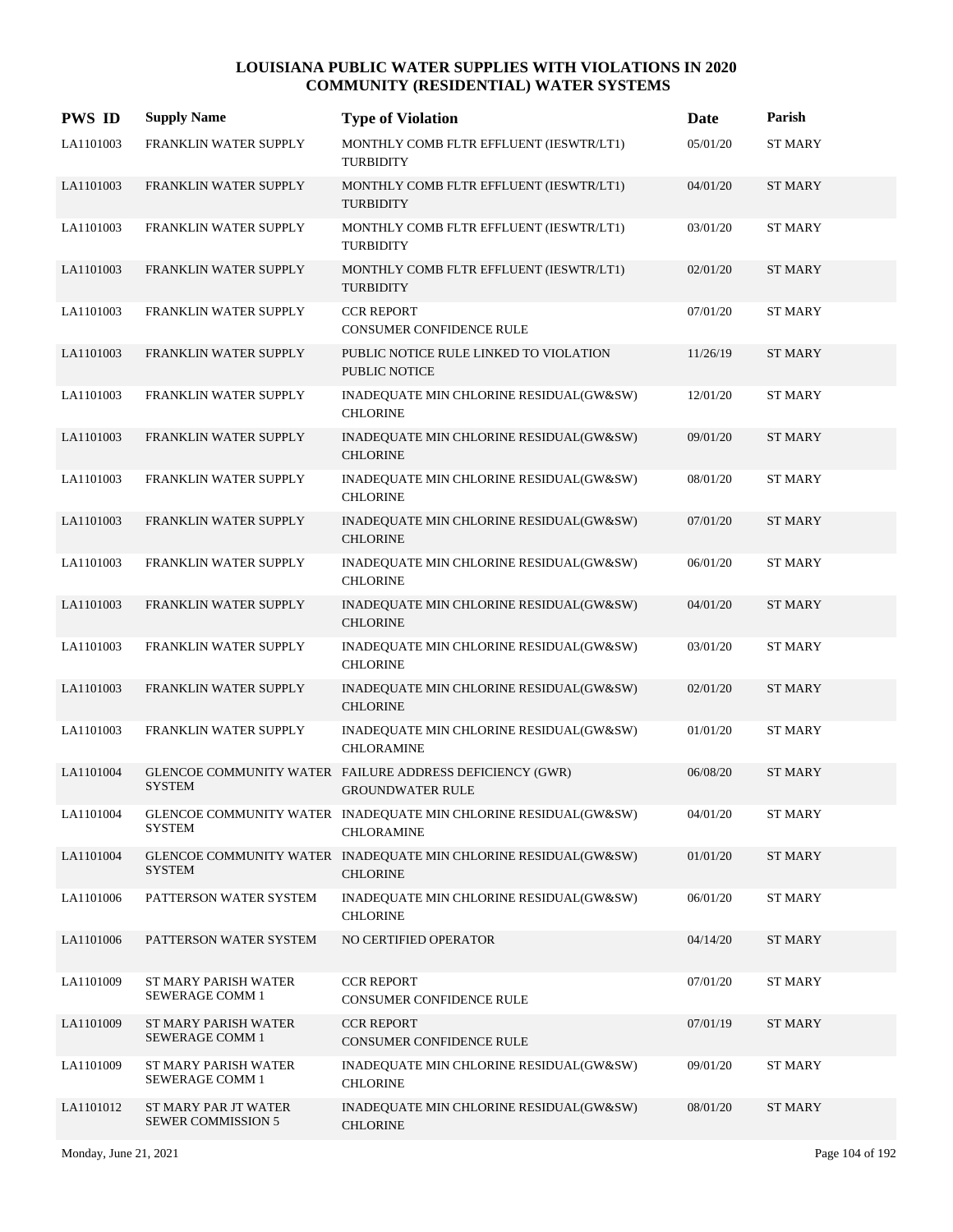# LOUISIANA PUBLIC WATER SUPPLIES WITH VIOLATIONS IN 2020
## COMMUNITY (RESIDENTIAL) WATER SYSTEMS

| PWS ID | Supply Name | Type of Violation | Date | Parish |
|---|---|---|---|---|
| LA1101003 | FRANKLIN WATER SUPPLY | MONTHLY COMB FLTR EFFLUENT (IESWTR/LT1) TURBIDITY | 05/01/20 | ST MARY |
| LA1101003 | FRANKLIN WATER SUPPLY | MONTHLY COMB FLTR EFFLUENT (IESWTR/LT1) TURBIDITY | 04/01/20 | ST MARY |
| LA1101003 | FRANKLIN WATER SUPPLY | MONTHLY COMB FLTR EFFLUENT (IESWTR/LT1) TURBIDITY | 03/01/20 | ST MARY |
| LA1101003 | FRANKLIN WATER SUPPLY | MONTHLY COMB FLTR EFFLUENT (IESWTR/LT1) TURBIDITY | 02/01/20 | ST MARY |
| LA1101003 | FRANKLIN WATER SUPPLY | CCR REPORT CONSUMER CONFIDENCE RULE | 07/01/20 | ST MARY |
| LA1101003 | FRANKLIN WATER SUPPLY | PUBLIC NOTICE RULE LINKED TO VIOLATION PUBLIC NOTICE | 11/26/19 | ST MARY |
| LA1101003 | FRANKLIN WATER SUPPLY | INADEQUATE MIN CHLORINE RESIDUAL(GW&SW) CHLORINE | 12/01/20 | ST MARY |
| LA1101003 | FRANKLIN WATER SUPPLY | INADEQUATE MIN CHLORINE RESIDUAL(GW&SW) CHLORINE | 09/01/20 | ST MARY |
| LA1101003 | FRANKLIN WATER SUPPLY | INADEQUATE MIN CHLORINE RESIDUAL(GW&SW) CHLORINE | 08/01/20 | ST MARY |
| LA1101003 | FRANKLIN WATER SUPPLY | INADEQUATE MIN CHLORINE RESIDUAL(GW&SW) CHLORINE | 07/01/20 | ST MARY |
| LA1101003 | FRANKLIN WATER SUPPLY | INADEQUATE MIN CHLORINE RESIDUAL(GW&SW) CHLORINE | 06/01/20 | ST MARY |
| LA1101003 | FRANKLIN WATER SUPPLY | INADEQUATE MIN CHLORINE RESIDUAL(GW&SW) CHLORINE | 04/01/20 | ST MARY |
| LA1101003 | FRANKLIN WATER SUPPLY | INADEQUATE MIN CHLORINE RESIDUAL(GW&SW) CHLORINE | 03/01/20 | ST MARY |
| LA1101003 | FRANKLIN WATER SUPPLY | INADEQUATE MIN CHLORINE RESIDUAL(GW&SW) CHLORINE | 02/01/20 | ST MARY |
| LA1101003 | FRANKLIN WATER SUPPLY | INADEQUATE MIN CHLORINE RESIDUAL(GW&SW) CHLORAMINE | 01/01/20 | ST MARY |
| LA1101004 | GLENCOE COMMUNITY WATER SYSTEM | FAILURE ADDRESS DEFICIENCY (GWR) GROUNDWATER RULE | 06/08/20 | ST MARY |
| LA1101004 | GLENCOE COMMUNITY WATER SYSTEM | INADEQUATE MIN CHLORINE RESIDUAL(GW&SW) CHLORAMINE | 04/01/20 | ST MARY |
| LA1101004 | GLENCOE COMMUNITY WATER SYSTEM | INADEQUATE MIN CHLORINE RESIDUAL(GW&SW) CHLORINE | 01/01/20 | ST MARY |
| LA1101006 | PATTERSON WATER SYSTEM | INADEQUATE MIN CHLORINE RESIDUAL(GW&SW) CHLORINE | 06/01/20 | ST MARY |
| LA1101006 | PATTERSON WATER SYSTEM | NO CERTIFIED OPERATOR | 04/14/20 | ST MARY |
| LA1101009 | ST MARY PARISH WATER SEWERAGE COMM 1 | CCR REPORT CONSUMER CONFIDENCE RULE | 07/01/20 | ST MARY |
| LA1101009 | ST MARY PARISH WATER SEWERAGE COMM 1 | CCR REPORT CONSUMER CONFIDENCE RULE | 07/01/19 | ST MARY |
| LA1101009 | ST MARY PARISH WATER SEWERAGE COMM 1 | INADEQUATE MIN CHLORINE RESIDUAL(GW&SW) CHLORINE | 09/01/20 | ST MARY |
| LA1101012 | ST MARY PAR JT WATER SEWER COMMISSION 5 | INADEQUATE MIN CHLORINE RESIDUAL(GW&SW) CHLORINE | 08/01/20 | ST MARY |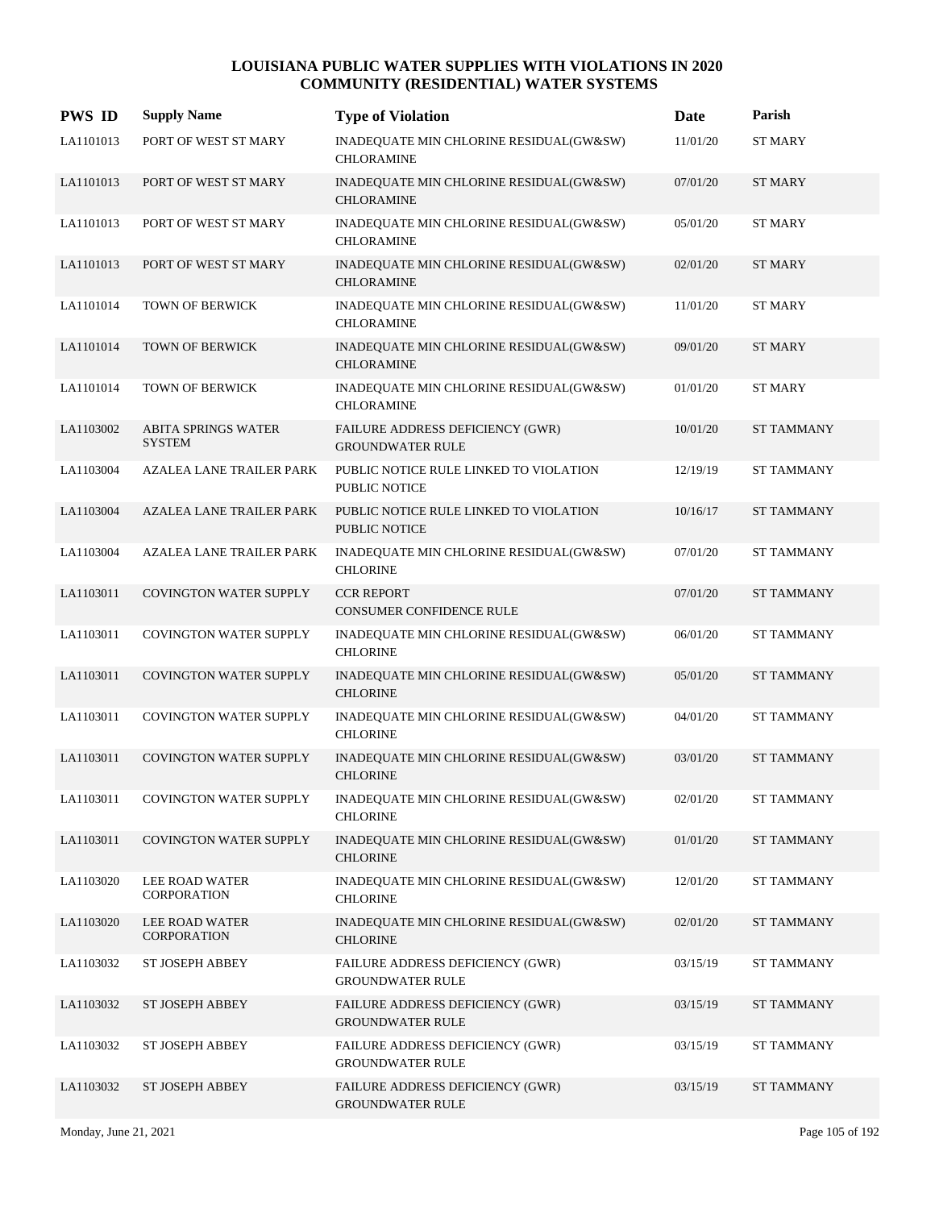# LOUISIANA PUBLIC WATER SUPPLIES WITH VIOLATIONS IN 2020
## COMMUNITY (RESIDENTIAL) WATER SYSTEMS

| PWS ID | Supply Name | Type of Violation | Date | Parish |
|---|---|---|---|---|
| LA1101013 | PORT OF WEST ST MARY | INADEQUATE MIN CHLORINE RESIDUAL(GW&SW) CHLORAMINE | 11/01/20 | ST MARY |
| LA1101013 | PORT OF WEST ST MARY | INADEQUATE MIN CHLORINE RESIDUAL(GW&SW) CHLORAMINE | 07/01/20 | ST MARY |
| LA1101013 | PORT OF WEST ST MARY | INADEQUATE MIN CHLORINE RESIDUAL(GW&SW) CHLORAMINE | 05/01/20 | ST MARY |
| LA1101013 | PORT OF WEST ST MARY | INADEQUATE MIN CHLORINE RESIDUAL(GW&SW) CHLORAMINE | 02/01/20 | ST MARY |
| LA1101014 | TOWN OF BERWICK | INADEQUATE MIN CHLORINE RESIDUAL(GW&SW) CHLORAMINE | 11/01/20 | ST MARY |
| LA1101014 | TOWN OF BERWICK | INADEQUATE MIN CHLORINE RESIDUAL(GW&SW) CHLORAMINE | 09/01/20 | ST MARY |
| LA1101014 | TOWN OF BERWICK | INADEQUATE MIN CHLORINE RESIDUAL(GW&SW) CHLORAMINE | 01/01/20 | ST MARY |
| LA1103002 | ABITA SPRINGS WATER SYSTEM | FAILURE ADDRESS DEFICIENCY (GWR) GROUNDWATER RULE | 10/01/20 | ST TAMMANY |
| LA1103004 | AZALEA LANE TRAILER PARK | PUBLIC NOTICE RULE LINKED TO VIOLATION PUBLIC NOTICE | 12/19/19 | ST TAMMANY |
| LA1103004 | AZALEA LANE TRAILER PARK | PUBLIC NOTICE RULE LINKED TO VIOLATION PUBLIC NOTICE | 10/16/17 | ST TAMMANY |
| LA1103004 | AZALEA LANE TRAILER PARK | INADEQUATE MIN CHLORINE RESIDUAL(GW&SW) CHLORINE | 07/01/20 | ST TAMMANY |
| LA1103011 | COVINGTON WATER SUPPLY | CCR REPORT CONSUMER CONFIDENCE RULE | 07/01/20 | ST TAMMANY |
| LA1103011 | COVINGTON WATER SUPPLY | INADEQUATE MIN CHLORINE RESIDUAL(GW&SW) CHLORINE | 06/01/20 | ST TAMMANY |
| LA1103011 | COVINGTON WATER SUPPLY | INADEQUATE MIN CHLORINE RESIDUAL(GW&SW) CHLORINE | 05/01/20 | ST TAMMANY |
| LA1103011 | COVINGTON WATER SUPPLY | INADEQUATE MIN CHLORINE RESIDUAL(GW&SW) CHLORINE | 04/01/20 | ST TAMMANY |
| LA1103011 | COVINGTON WATER SUPPLY | INADEQUATE MIN CHLORINE RESIDUAL(GW&SW) CHLORINE | 03/01/20 | ST TAMMANY |
| LA1103011 | COVINGTON WATER SUPPLY | INADEQUATE MIN CHLORINE RESIDUAL(GW&SW) CHLORINE | 02/01/20 | ST TAMMANY |
| LA1103011 | COVINGTON WATER SUPPLY | INADEQUATE MIN CHLORINE RESIDUAL(GW&SW) CHLORINE | 01/01/20 | ST TAMMANY |
| LA1103020 | LEE ROAD WATER CORPORATION | INADEQUATE MIN CHLORINE RESIDUAL(GW&SW) CHLORINE | 12/01/20 | ST TAMMANY |
| LA1103020 | LEE ROAD WATER CORPORATION | INADEQUATE MIN CHLORINE RESIDUAL(GW&SW) CHLORINE | 02/01/20 | ST TAMMANY |
| LA1103032 | ST JOSEPH ABBEY | FAILURE ADDRESS DEFICIENCY (GWR) GROUNDWATER RULE | 03/15/19 | ST TAMMANY |
| LA1103032 | ST JOSEPH ABBEY | FAILURE ADDRESS DEFICIENCY (GWR) GROUNDWATER RULE | 03/15/19 | ST TAMMANY |
| LA1103032 | ST JOSEPH ABBEY | FAILURE ADDRESS DEFICIENCY (GWR) GROUNDWATER RULE | 03/15/19 | ST TAMMANY |
| LA1103032 | ST JOSEPH ABBEY | FAILURE ADDRESS DEFICIENCY (GWR) GROUNDWATER RULE | 03/15/19 | ST TAMMANY |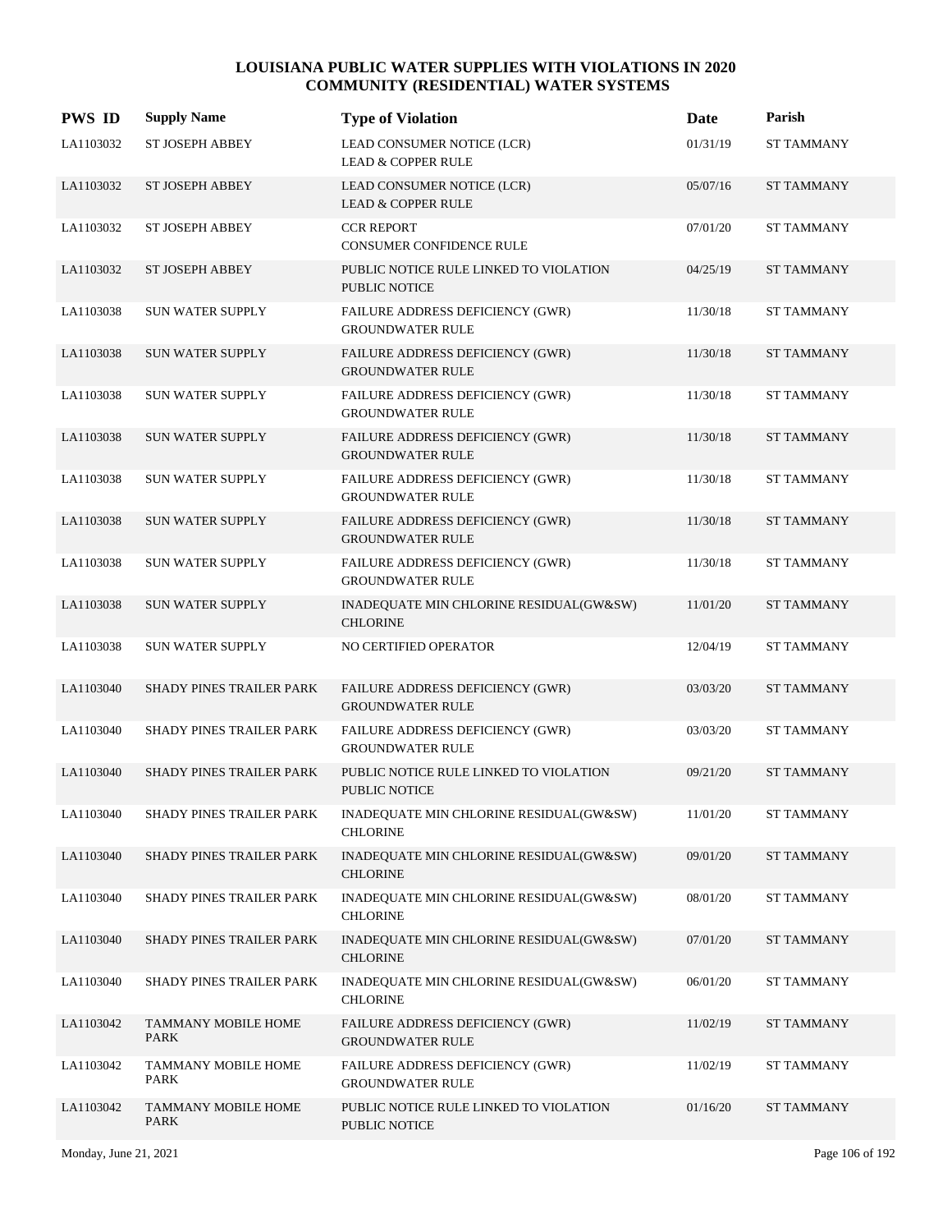# LOUISIANA PUBLIC WATER SUPPLIES WITH VIOLATIONS IN 2020
## COMMUNITY (RESIDENTIAL) WATER SYSTEMS

| PWS ID | Supply Name | Type of Violation | Date | Parish |
|---|---|---|---|---|
| LA1103032 | ST JOSEPH ABBEY | LEAD CONSUMER NOTICE (LCR) LEAD & COPPER RULE | 01/31/19 | ST TAMMANY |
| LA1103032 | ST JOSEPH ABBEY | LEAD CONSUMER NOTICE (LCR) LEAD & COPPER RULE | 05/07/16 | ST TAMMANY |
| LA1103032 | ST JOSEPH ABBEY | CCR REPORT CONSUMER CONFIDENCE RULE | 07/01/20 | ST TAMMANY |
| LA1103032 | ST JOSEPH ABBEY | PUBLIC NOTICE RULE LINKED TO VIOLATION PUBLIC NOTICE | 04/25/19 | ST TAMMANY |
| LA1103038 | SUN WATER SUPPLY | FAILURE ADDRESS DEFICIENCY (GWR) GROUNDWATER RULE | 11/30/18 | ST TAMMANY |
| LA1103038 | SUN WATER SUPPLY | FAILURE ADDRESS DEFICIENCY (GWR) GROUNDWATER RULE | 11/30/18 | ST TAMMANY |
| LA1103038 | SUN WATER SUPPLY | FAILURE ADDRESS DEFICIENCY (GWR) GROUNDWATER RULE | 11/30/18 | ST TAMMANY |
| LA1103038 | SUN WATER SUPPLY | FAILURE ADDRESS DEFICIENCY (GWR) GROUNDWATER RULE | 11/30/18 | ST TAMMANY |
| LA1103038 | SUN WATER SUPPLY | FAILURE ADDRESS DEFICIENCY (GWR) GROUNDWATER RULE | 11/30/18 | ST TAMMANY |
| LA1103038 | SUN WATER SUPPLY | FAILURE ADDRESS DEFICIENCY (GWR) GROUNDWATER RULE | 11/30/18 | ST TAMMANY |
| LA1103038 | SUN WATER SUPPLY | FAILURE ADDRESS DEFICIENCY (GWR) GROUNDWATER RULE | 11/30/18 | ST TAMMANY |
| LA1103038 | SUN WATER SUPPLY | INADEQUATE MIN CHLORINE RESIDUAL(GW&SW) CHLORINE | 11/01/20 | ST TAMMANY |
| LA1103038 | SUN WATER SUPPLY | NO CERTIFIED OPERATOR | 12/04/19 | ST TAMMANY |
| LA1103040 | SHADY PINES TRAILER PARK | FAILURE ADDRESS DEFICIENCY (GWR) GROUNDWATER RULE | 03/03/20 | ST TAMMANY |
| LA1103040 | SHADY PINES TRAILER PARK | FAILURE ADDRESS DEFICIENCY (GWR) GROUNDWATER RULE | 03/03/20 | ST TAMMANY |
| LA1103040 | SHADY PINES TRAILER PARK | PUBLIC NOTICE RULE LINKED TO VIOLATION PUBLIC NOTICE | 09/21/20 | ST TAMMANY |
| LA1103040 | SHADY PINES TRAILER PARK | INADEQUATE MIN CHLORINE RESIDUAL(GW&SW) CHLORINE | 11/01/20 | ST TAMMANY |
| LA1103040 | SHADY PINES TRAILER PARK | INADEQUATE MIN CHLORINE RESIDUAL(GW&SW) CHLORINE | 09/01/20 | ST TAMMANY |
| LA1103040 | SHADY PINES TRAILER PARK | INADEQUATE MIN CHLORINE RESIDUAL(GW&SW) CHLORINE | 08/01/20 | ST TAMMANY |
| LA1103040 | SHADY PINES TRAILER PARK | INADEQUATE MIN CHLORINE RESIDUAL(GW&SW) CHLORINE | 07/01/20 | ST TAMMANY |
| LA1103040 | SHADY PINES TRAILER PARK | INADEQUATE MIN CHLORINE RESIDUAL(GW&SW) CHLORINE | 06/01/20 | ST TAMMANY |
| LA1103042 | TAMMANY MOBILE HOME PARK | FAILURE ADDRESS DEFICIENCY (GWR) GROUNDWATER RULE | 11/02/19 | ST TAMMANY |
| LA1103042 | TAMMANY MOBILE HOME PARK | FAILURE ADDRESS DEFICIENCY (GWR) GROUNDWATER RULE | 11/02/19 | ST TAMMANY |
| LA1103042 | TAMMANY MOBILE HOME PARK | PUBLIC NOTICE RULE LINKED TO VIOLATION PUBLIC NOTICE | 01/16/20 | ST TAMMANY |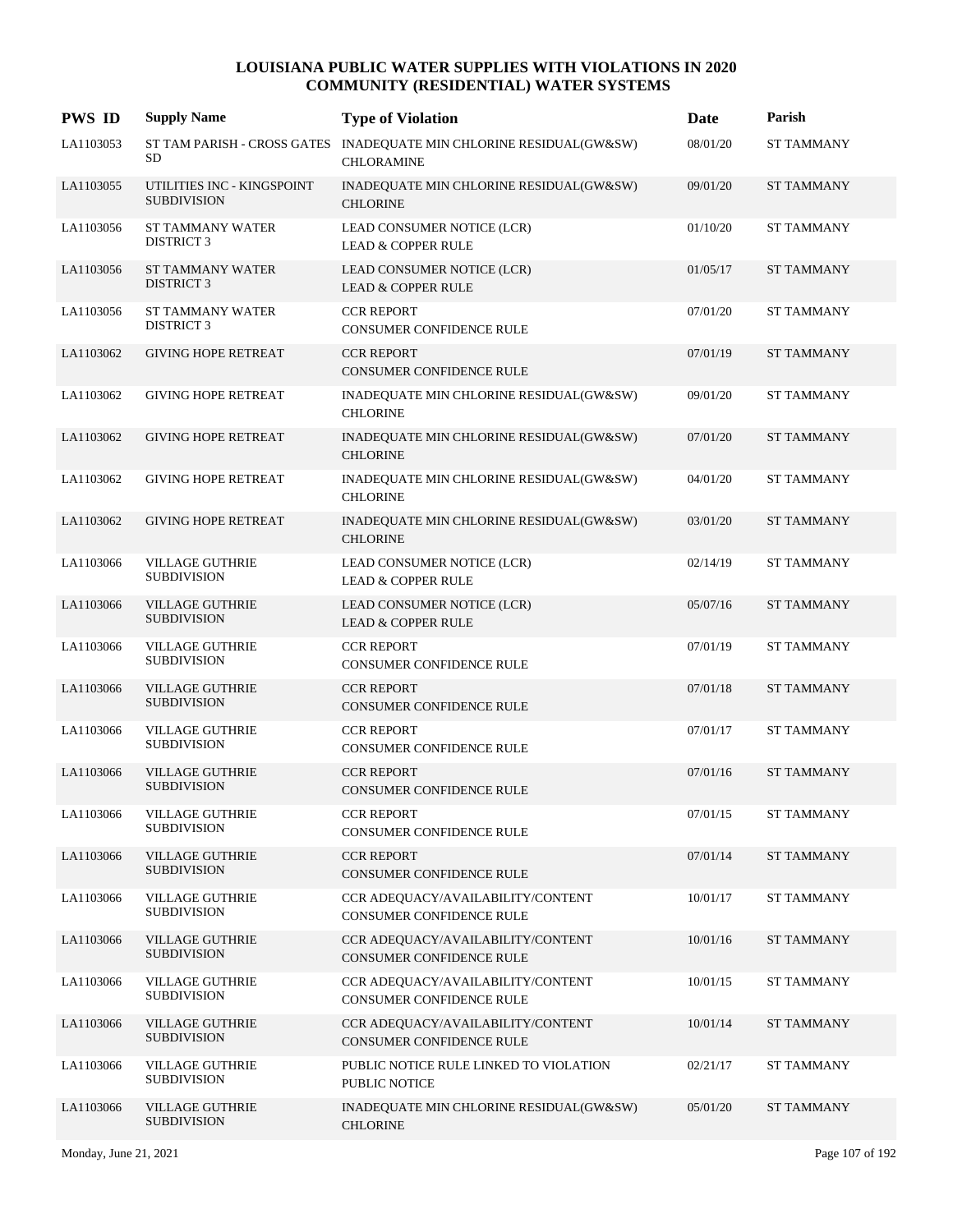# LOUISIANA PUBLIC WATER SUPPLIES WITH VIOLATIONS IN 2020
## COMMUNITY (RESIDENTIAL) WATER SYSTEMS

| PWS ID | Supply Name | Type of Violation | Date | Parish |
|---|---|---|---|---|
| LA1103053 | ST TAM PARISH - CROSS GATES SD | INADEQUATE MIN CHLORINE RESIDUAL(GW&SW) CHLORAMINE | 08/01/20 | ST TAMMANY |
| LA1103055 | UTILITIES INC - KINGSPOINT SUBDIVISION | INADEQUATE MIN CHLORINE RESIDUAL(GW&SW) CHLORINE | 09/01/20 | ST TAMMANY |
| LA1103056 | ST TAMMANY WATER DISTRICT 3 | LEAD CONSUMER NOTICE (LCR) LEAD & COPPER RULE | 01/10/20 | ST TAMMANY |
| LA1103056 | ST TAMMANY WATER DISTRICT 3 | LEAD CONSUMER NOTICE (LCR) LEAD & COPPER RULE | 01/05/17 | ST TAMMANY |
| LA1103056 | ST TAMMANY WATER DISTRICT 3 | CCR REPORT CONSUMER CONFIDENCE RULE | 07/01/20 | ST TAMMANY |
| LA1103062 | GIVING HOPE RETREAT | CCR REPORT CONSUMER CONFIDENCE RULE | 07/01/19 | ST TAMMANY |
| LA1103062 | GIVING HOPE RETREAT | INADEQUATE MIN CHLORINE RESIDUAL(GW&SW) CHLORINE | 09/01/20 | ST TAMMANY |
| LA1103062 | GIVING HOPE RETREAT | INADEQUATE MIN CHLORINE RESIDUAL(GW&SW) CHLORINE | 07/01/20 | ST TAMMANY |
| LA1103062 | GIVING HOPE RETREAT | INADEQUATE MIN CHLORINE RESIDUAL(GW&SW) CHLORINE | 04/01/20 | ST TAMMANY |
| LA1103062 | GIVING HOPE RETREAT | INADEQUATE MIN CHLORINE RESIDUAL(GW&SW) CHLORINE | 03/01/20 | ST TAMMANY |
| LA1103066 | VILLAGE GUTHRIE SUBDIVISION | LEAD CONSUMER NOTICE (LCR) LEAD & COPPER RULE | 02/14/19 | ST TAMMANY |
| LA1103066 | VILLAGE GUTHRIE SUBDIVISION | LEAD CONSUMER NOTICE (LCR) LEAD & COPPER RULE | 05/07/16 | ST TAMMANY |
| LA1103066 | VILLAGE GUTHRIE SUBDIVISION | CCR REPORT CONSUMER CONFIDENCE RULE | 07/01/19 | ST TAMMANY |
| LA1103066 | VILLAGE GUTHRIE SUBDIVISION | CCR REPORT CONSUMER CONFIDENCE RULE | 07/01/18 | ST TAMMANY |
| LA1103066 | VILLAGE GUTHRIE SUBDIVISION | CCR REPORT CONSUMER CONFIDENCE RULE | 07/01/17 | ST TAMMANY |
| LA1103066 | VILLAGE GUTHRIE SUBDIVISION | CCR REPORT CONSUMER CONFIDENCE RULE | 07/01/16 | ST TAMMANY |
| LA1103066 | VILLAGE GUTHRIE SUBDIVISION | CCR REPORT CONSUMER CONFIDENCE RULE | 07/01/15 | ST TAMMANY |
| LA1103066 | VILLAGE GUTHRIE SUBDIVISION | CCR REPORT CONSUMER CONFIDENCE RULE | 07/01/14 | ST TAMMANY |
| LA1103066 | VILLAGE GUTHRIE SUBDIVISION | CCR ADEQUACY/AVAILABILITY/CONTENT CONSUMER CONFIDENCE RULE | 10/01/17 | ST TAMMANY |
| LA1103066 | VILLAGE GUTHRIE SUBDIVISION | CCR ADEQUACY/AVAILABILITY/CONTENT CONSUMER CONFIDENCE RULE | 10/01/16 | ST TAMMANY |
| LA1103066 | VILLAGE GUTHRIE SUBDIVISION | CCR ADEQUACY/AVAILABILITY/CONTENT CONSUMER CONFIDENCE RULE | 10/01/15 | ST TAMMANY |
| LA1103066 | VILLAGE GUTHRIE SUBDIVISION | CCR ADEQUACY/AVAILABILITY/CONTENT CONSUMER CONFIDENCE RULE | 10/01/14 | ST TAMMANY |
| LA1103066 | VILLAGE GUTHRIE SUBDIVISION | PUBLIC NOTICE RULE LINKED TO VIOLATION PUBLIC NOTICE | 02/21/17 | ST TAMMANY |
| LA1103066 | VILLAGE GUTHRIE SUBDIVISION | INADEQUATE MIN CHLORINE RESIDUAL(GW&SW) CHLORINE | 05/01/20 | ST TAMMANY |

Monday, June 21, 2021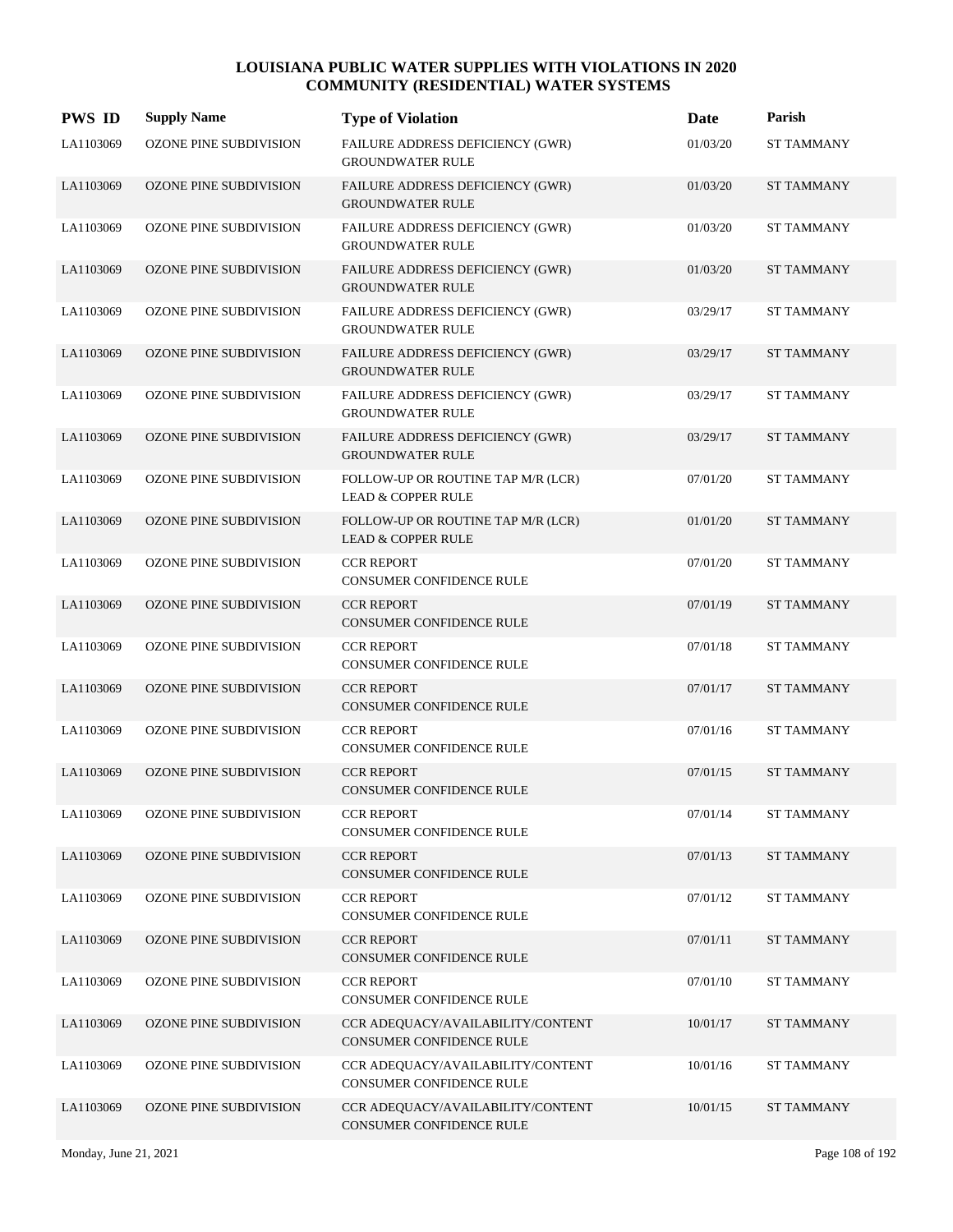# LOUISIANA PUBLIC WATER SUPPLIES WITH VIOLATIONS IN 2020
## COMMUNITY (RESIDENTIAL) WATER SYSTEMS

| PWS ID | Supply Name | Type of Violation | Date | Parish |
|---|---|---|---|---|
| LA1103069 | OZONE PINE SUBDIVISION | FAILURE ADDRESS DEFICIENCY (GWR) GROUNDWATER RULE | 01/03/20 | ST TAMMANY |
| LA1103069 | OZONE PINE SUBDIVISION | FAILURE ADDRESS DEFICIENCY (GWR) GROUNDWATER RULE | 01/03/20 | ST TAMMANY |
| LA1103069 | OZONE PINE SUBDIVISION | FAILURE ADDRESS DEFICIENCY (GWR) GROUNDWATER RULE | 01/03/20 | ST TAMMANY |
| LA1103069 | OZONE PINE SUBDIVISION | FAILURE ADDRESS DEFICIENCY (GWR) GROUNDWATER RULE | 01/03/20 | ST TAMMANY |
| LA1103069 | OZONE PINE SUBDIVISION | FAILURE ADDRESS DEFICIENCY (GWR) GROUNDWATER RULE | 03/29/17 | ST TAMMANY |
| LA1103069 | OZONE PINE SUBDIVISION | FAILURE ADDRESS DEFICIENCY (GWR) GROUNDWATER RULE | 03/29/17 | ST TAMMANY |
| LA1103069 | OZONE PINE SUBDIVISION | FAILURE ADDRESS DEFICIENCY (GWR) GROUNDWATER RULE | 03/29/17 | ST TAMMANY |
| LA1103069 | OZONE PINE SUBDIVISION | FAILURE ADDRESS DEFICIENCY (GWR) GROUNDWATER RULE | 03/29/17 | ST TAMMANY |
| LA1103069 | OZONE PINE SUBDIVISION | FOLLOW-UP OR ROUTINE TAP M/R (LCR) LEAD & COPPER RULE | 07/01/20 | ST TAMMANY |
| LA1103069 | OZONE PINE SUBDIVISION | FOLLOW-UP OR ROUTINE TAP M/R (LCR) LEAD & COPPER RULE | 01/01/20 | ST TAMMANY |
| LA1103069 | OZONE PINE SUBDIVISION | CCR REPORT CONSUMER CONFIDENCE RULE | 07/01/20 | ST TAMMANY |
| LA1103069 | OZONE PINE SUBDIVISION | CCR REPORT CONSUMER CONFIDENCE RULE | 07/01/19 | ST TAMMANY |
| LA1103069 | OZONE PINE SUBDIVISION | CCR REPORT CONSUMER CONFIDENCE RULE | 07/01/18 | ST TAMMANY |
| LA1103069 | OZONE PINE SUBDIVISION | CCR REPORT CONSUMER CONFIDENCE RULE | 07/01/17 | ST TAMMANY |
| LA1103069 | OZONE PINE SUBDIVISION | CCR REPORT CONSUMER CONFIDENCE RULE | 07/01/16 | ST TAMMANY |
| LA1103069 | OZONE PINE SUBDIVISION | CCR REPORT CONSUMER CONFIDENCE RULE | 07/01/15 | ST TAMMANY |
| LA1103069 | OZONE PINE SUBDIVISION | CCR REPORT CONSUMER CONFIDENCE RULE | 07/01/14 | ST TAMMANY |
| LA1103069 | OZONE PINE SUBDIVISION | CCR REPORT CONSUMER CONFIDENCE RULE | 07/01/13 | ST TAMMANY |
| LA1103069 | OZONE PINE SUBDIVISION | CCR REPORT CONSUMER CONFIDENCE RULE | 07/01/12 | ST TAMMANY |
| LA1103069 | OZONE PINE SUBDIVISION | CCR REPORT CONSUMER CONFIDENCE RULE | 07/01/11 | ST TAMMANY |
| LA1103069 | OZONE PINE SUBDIVISION | CCR REPORT CONSUMER CONFIDENCE RULE | 07/01/10 | ST TAMMANY |
| LA1103069 | OZONE PINE SUBDIVISION | CCR ADEQUACY/AVAILABILITY/CONTENT CONSUMER CONFIDENCE RULE | 10/01/17 | ST TAMMANY |
| LA1103069 | OZONE PINE SUBDIVISION | CCR ADEQUACY/AVAILABILITY/CONTENT CONSUMER CONFIDENCE RULE | 10/01/16 | ST TAMMANY |
| LA1103069 | OZONE PINE SUBDIVISION | CCR ADEQUACY/AVAILABILITY/CONTENT CONSUMER CONFIDENCE RULE | 10/01/15 | ST TAMMANY |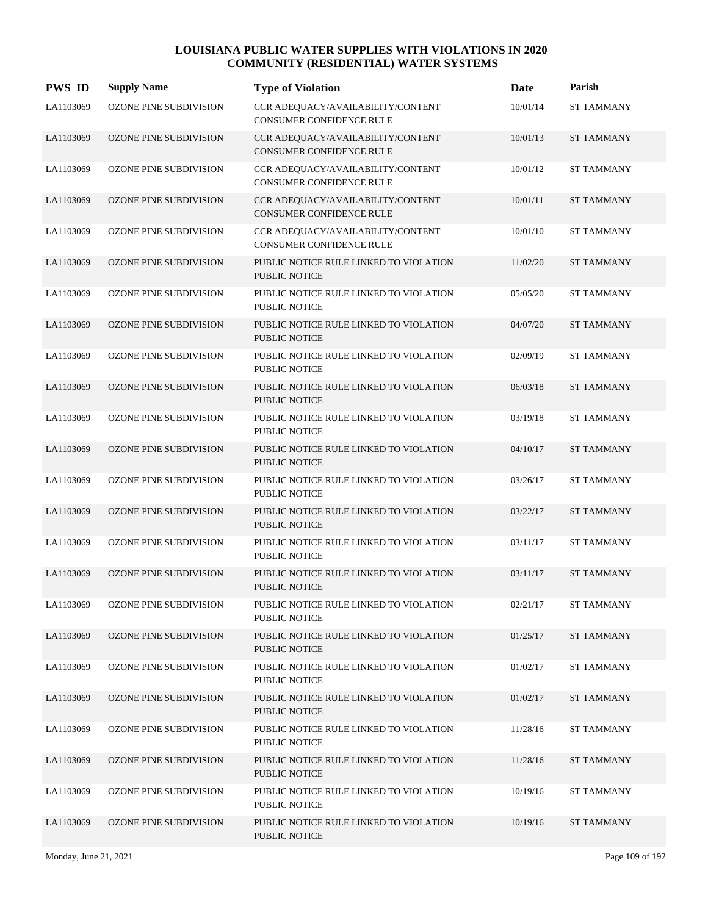# LOUISIANA PUBLIC WATER SUPPLIES WITH VIOLATIONS IN 2020
## COMMUNITY (RESIDENTIAL) WATER SYSTEMS

| PWS ID | Supply Name | Type of Violation | Date | Parish |
|---|---|---|---|---|
| LA1103069 | OZONE PINE SUBDIVISION | CCR ADEQUACY/AVAILABILITY/CONTENT CONSUMER CONFIDENCE RULE | 10/01/14 | ST TAMMANY |
| LA1103069 | OZONE PINE SUBDIVISION | CCR ADEQUACY/AVAILABILITY/CONTENT CONSUMER CONFIDENCE RULE | 10/01/13 | ST TAMMANY |
| LA1103069 | OZONE PINE SUBDIVISION | CCR ADEQUACY/AVAILABILITY/CONTENT CONSUMER CONFIDENCE RULE | 10/01/12 | ST TAMMANY |
| LA1103069 | OZONE PINE SUBDIVISION | CCR ADEQUACY/AVAILABILITY/CONTENT CONSUMER CONFIDENCE RULE | 10/01/11 | ST TAMMANY |
| LA1103069 | OZONE PINE SUBDIVISION | CCR ADEQUACY/AVAILABILITY/CONTENT CONSUMER CONFIDENCE RULE | 10/01/10 | ST TAMMANY |
| LA1103069 | OZONE PINE SUBDIVISION | PUBLIC NOTICE RULE LINKED TO VIOLATION PUBLIC NOTICE | 11/02/20 | ST TAMMANY |
| LA1103069 | OZONE PINE SUBDIVISION | PUBLIC NOTICE RULE LINKED TO VIOLATION PUBLIC NOTICE | 05/05/20 | ST TAMMANY |
| LA1103069 | OZONE PINE SUBDIVISION | PUBLIC NOTICE RULE LINKED TO VIOLATION PUBLIC NOTICE | 04/07/20 | ST TAMMANY |
| LA1103069 | OZONE PINE SUBDIVISION | PUBLIC NOTICE RULE LINKED TO VIOLATION PUBLIC NOTICE | 02/09/19 | ST TAMMANY |
| LA1103069 | OZONE PINE SUBDIVISION | PUBLIC NOTICE RULE LINKED TO VIOLATION PUBLIC NOTICE | 06/03/18 | ST TAMMANY |
| LA1103069 | OZONE PINE SUBDIVISION | PUBLIC NOTICE RULE LINKED TO VIOLATION PUBLIC NOTICE | 03/19/18 | ST TAMMANY |
| LA1103069 | OZONE PINE SUBDIVISION | PUBLIC NOTICE RULE LINKED TO VIOLATION PUBLIC NOTICE | 04/10/17 | ST TAMMANY |
| LA1103069 | OZONE PINE SUBDIVISION | PUBLIC NOTICE RULE LINKED TO VIOLATION PUBLIC NOTICE | 03/26/17 | ST TAMMANY |
| LA1103069 | OZONE PINE SUBDIVISION | PUBLIC NOTICE RULE LINKED TO VIOLATION PUBLIC NOTICE | 03/22/17 | ST TAMMANY |
| LA1103069 | OZONE PINE SUBDIVISION | PUBLIC NOTICE RULE LINKED TO VIOLATION PUBLIC NOTICE | 03/11/17 | ST TAMMANY |
| LA1103069 | OZONE PINE SUBDIVISION | PUBLIC NOTICE RULE LINKED TO VIOLATION PUBLIC NOTICE | 03/11/17 | ST TAMMANY |
| LA1103069 | OZONE PINE SUBDIVISION | PUBLIC NOTICE RULE LINKED TO VIOLATION PUBLIC NOTICE | 02/21/17 | ST TAMMANY |
| LA1103069 | OZONE PINE SUBDIVISION | PUBLIC NOTICE RULE LINKED TO VIOLATION PUBLIC NOTICE | 01/25/17 | ST TAMMANY |
| LA1103069 | OZONE PINE SUBDIVISION | PUBLIC NOTICE RULE LINKED TO VIOLATION PUBLIC NOTICE | 01/02/17 | ST TAMMANY |
| LA1103069 | OZONE PINE SUBDIVISION | PUBLIC NOTICE RULE LINKED TO VIOLATION PUBLIC NOTICE | 01/02/17 | ST TAMMANY |
| LA1103069 | OZONE PINE SUBDIVISION | PUBLIC NOTICE RULE LINKED TO VIOLATION PUBLIC NOTICE | 11/28/16 | ST TAMMANY |
| LA1103069 | OZONE PINE SUBDIVISION | PUBLIC NOTICE RULE LINKED TO VIOLATION PUBLIC NOTICE | 11/28/16 | ST TAMMANY |
| LA1103069 | OZONE PINE SUBDIVISION | PUBLIC NOTICE RULE LINKED TO VIOLATION PUBLIC NOTICE | 10/19/16 | ST TAMMANY |
| LA1103069 | OZONE PINE SUBDIVISION | PUBLIC NOTICE RULE LINKED TO VIOLATION PUBLIC NOTICE | 10/19/16 | ST TAMMANY |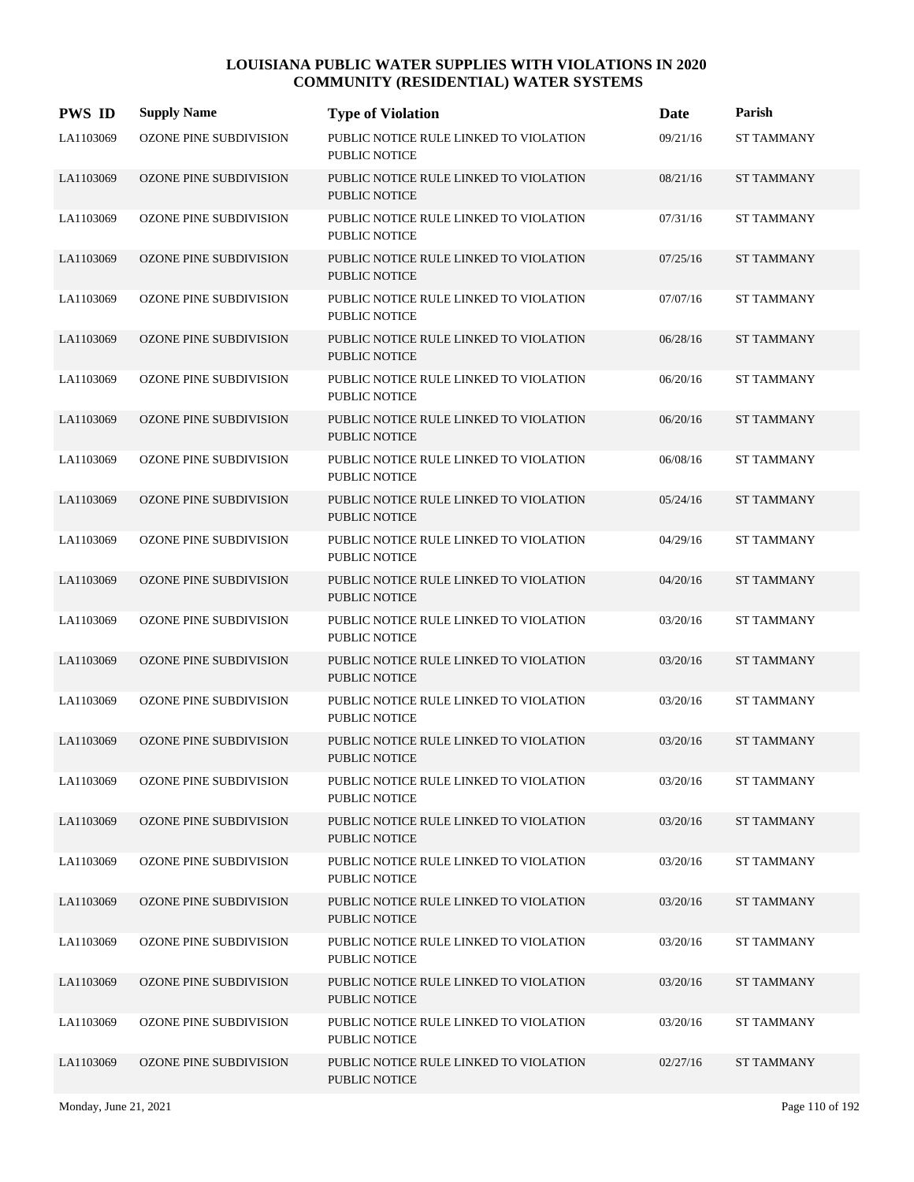# LOUISIANA PUBLIC WATER SUPPLIES WITH VIOLATIONS IN 2020
## COMMUNITY (RESIDENTIAL) WATER SYSTEMS

| PWS ID | Supply Name | Type of Violation | Date | Parish |
|---|---|---|---|---|
| LA1103069 | OZONE PINE SUBDIVISION | PUBLIC NOTICE RULE LINKED TO VIOLATION PUBLIC NOTICE | 09/21/16 | ST TAMMANY |
| LA1103069 | OZONE PINE SUBDIVISION | PUBLIC NOTICE RULE LINKED TO VIOLATION PUBLIC NOTICE | 08/21/16 | ST TAMMANY |
| LA1103069 | OZONE PINE SUBDIVISION | PUBLIC NOTICE RULE LINKED TO VIOLATION PUBLIC NOTICE | 07/31/16 | ST TAMMANY |
| LA1103069 | OZONE PINE SUBDIVISION | PUBLIC NOTICE RULE LINKED TO VIOLATION PUBLIC NOTICE | 07/25/16 | ST TAMMANY |
| LA1103069 | OZONE PINE SUBDIVISION | PUBLIC NOTICE RULE LINKED TO VIOLATION PUBLIC NOTICE | 07/07/16 | ST TAMMANY |
| LA1103069 | OZONE PINE SUBDIVISION | PUBLIC NOTICE RULE LINKED TO VIOLATION PUBLIC NOTICE | 06/28/16 | ST TAMMANY |
| LA1103069 | OZONE PINE SUBDIVISION | PUBLIC NOTICE RULE LINKED TO VIOLATION PUBLIC NOTICE | 06/20/16 | ST TAMMANY |
| LA1103069 | OZONE PINE SUBDIVISION | PUBLIC NOTICE RULE LINKED TO VIOLATION PUBLIC NOTICE | 06/20/16 | ST TAMMANY |
| LA1103069 | OZONE PINE SUBDIVISION | PUBLIC NOTICE RULE LINKED TO VIOLATION PUBLIC NOTICE | 06/08/16 | ST TAMMANY |
| LA1103069 | OZONE PINE SUBDIVISION | PUBLIC NOTICE RULE LINKED TO VIOLATION PUBLIC NOTICE | 05/24/16 | ST TAMMANY |
| LA1103069 | OZONE PINE SUBDIVISION | PUBLIC NOTICE RULE LINKED TO VIOLATION PUBLIC NOTICE | 04/29/16 | ST TAMMANY |
| LA1103069 | OZONE PINE SUBDIVISION | PUBLIC NOTICE RULE LINKED TO VIOLATION PUBLIC NOTICE | 04/20/16 | ST TAMMANY |
| LA1103069 | OZONE PINE SUBDIVISION | PUBLIC NOTICE RULE LINKED TO VIOLATION PUBLIC NOTICE | 03/20/16 | ST TAMMANY |
| LA1103069 | OZONE PINE SUBDIVISION | PUBLIC NOTICE RULE LINKED TO VIOLATION PUBLIC NOTICE | 03/20/16 | ST TAMMANY |
| LA1103069 | OZONE PINE SUBDIVISION | PUBLIC NOTICE RULE LINKED TO VIOLATION PUBLIC NOTICE | 03/20/16 | ST TAMMANY |
| LA1103069 | OZONE PINE SUBDIVISION | PUBLIC NOTICE RULE LINKED TO VIOLATION PUBLIC NOTICE | 03/20/16 | ST TAMMANY |
| LA1103069 | OZONE PINE SUBDIVISION | PUBLIC NOTICE RULE LINKED TO VIOLATION PUBLIC NOTICE | 03/20/16 | ST TAMMANY |
| LA1103069 | OZONE PINE SUBDIVISION | PUBLIC NOTICE RULE LINKED TO VIOLATION PUBLIC NOTICE | 03/20/16 | ST TAMMANY |
| LA1103069 | OZONE PINE SUBDIVISION | PUBLIC NOTICE RULE LINKED TO VIOLATION PUBLIC NOTICE | 03/20/16 | ST TAMMANY |
| LA1103069 | OZONE PINE SUBDIVISION | PUBLIC NOTICE RULE LINKED TO VIOLATION PUBLIC NOTICE | 03/20/16 | ST TAMMANY |
| LA1103069 | OZONE PINE SUBDIVISION | PUBLIC NOTICE RULE LINKED TO VIOLATION PUBLIC NOTICE | 03/20/16 | ST TAMMANY |
| LA1103069 | OZONE PINE SUBDIVISION | PUBLIC NOTICE RULE LINKED TO VIOLATION PUBLIC NOTICE | 03/20/16 | ST TAMMANY |
| LA1103069 | OZONE PINE SUBDIVISION | PUBLIC NOTICE RULE LINKED TO VIOLATION PUBLIC NOTICE | 03/20/16 | ST TAMMANY |
| LA1103069 | OZONE PINE SUBDIVISION | PUBLIC NOTICE RULE LINKED TO VIOLATION PUBLIC NOTICE | 02/27/16 | ST TAMMANY |

Monday, June 21, 2021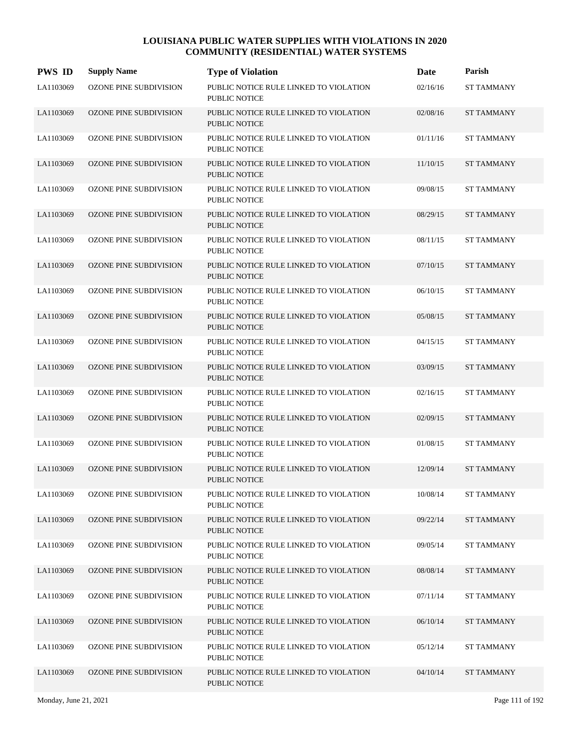# LOUISIANA PUBLIC WATER SUPPLIES WITH VIOLATIONS IN 2020
## COMMUNITY (RESIDENTIAL) WATER SYSTEMS

| PWS ID | Supply Name | Type of Violation | Date | Parish |
|---|---|---|---|---|
| LA1103069 | OZONE PINE SUBDIVISION | PUBLIC NOTICE RULE LINKED TO VIOLATION PUBLIC NOTICE | 02/16/16 | ST TAMMANY |
| LA1103069 | OZONE PINE SUBDIVISION | PUBLIC NOTICE RULE LINKED TO VIOLATION PUBLIC NOTICE | 02/08/16 | ST TAMMANY |
| LA1103069 | OZONE PINE SUBDIVISION | PUBLIC NOTICE RULE LINKED TO VIOLATION PUBLIC NOTICE | 01/11/16 | ST TAMMANY |
| LA1103069 | OZONE PINE SUBDIVISION | PUBLIC NOTICE RULE LINKED TO VIOLATION PUBLIC NOTICE | 11/10/15 | ST TAMMANY |
| LA1103069 | OZONE PINE SUBDIVISION | PUBLIC NOTICE RULE LINKED TO VIOLATION PUBLIC NOTICE | 09/08/15 | ST TAMMANY |
| LA1103069 | OZONE PINE SUBDIVISION | PUBLIC NOTICE RULE LINKED TO VIOLATION PUBLIC NOTICE | 08/29/15 | ST TAMMANY |
| LA1103069 | OZONE PINE SUBDIVISION | PUBLIC NOTICE RULE LINKED TO VIOLATION PUBLIC NOTICE | 08/11/15 | ST TAMMANY |
| LA1103069 | OZONE PINE SUBDIVISION | PUBLIC NOTICE RULE LINKED TO VIOLATION PUBLIC NOTICE | 07/10/15 | ST TAMMANY |
| LA1103069 | OZONE PINE SUBDIVISION | PUBLIC NOTICE RULE LINKED TO VIOLATION PUBLIC NOTICE | 06/10/15 | ST TAMMANY |
| LA1103069 | OZONE PINE SUBDIVISION | PUBLIC NOTICE RULE LINKED TO VIOLATION PUBLIC NOTICE | 05/08/15 | ST TAMMANY |
| LA1103069 | OZONE PINE SUBDIVISION | PUBLIC NOTICE RULE LINKED TO VIOLATION PUBLIC NOTICE | 04/15/15 | ST TAMMANY |
| LA1103069 | OZONE PINE SUBDIVISION | PUBLIC NOTICE RULE LINKED TO VIOLATION PUBLIC NOTICE | 03/09/15 | ST TAMMANY |
| LA1103069 | OZONE PINE SUBDIVISION | PUBLIC NOTICE RULE LINKED TO VIOLATION PUBLIC NOTICE | 02/16/15 | ST TAMMANY |
| LA1103069 | OZONE PINE SUBDIVISION | PUBLIC NOTICE RULE LINKED TO VIOLATION PUBLIC NOTICE | 02/09/15 | ST TAMMANY |
| LA1103069 | OZONE PINE SUBDIVISION | PUBLIC NOTICE RULE LINKED TO VIOLATION PUBLIC NOTICE | 01/08/15 | ST TAMMANY |
| LA1103069 | OZONE PINE SUBDIVISION | PUBLIC NOTICE RULE LINKED TO VIOLATION PUBLIC NOTICE | 12/09/14 | ST TAMMANY |
| LA1103069 | OZONE PINE SUBDIVISION | PUBLIC NOTICE RULE LINKED TO VIOLATION PUBLIC NOTICE | 10/08/14 | ST TAMMANY |
| LA1103069 | OZONE PINE SUBDIVISION | PUBLIC NOTICE RULE LINKED TO VIOLATION PUBLIC NOTICE | 09/22/14 | ST TAMMANY |
| LA1103069 | OZONE PINE SUBDIVISION | PUBLIC NOTICE RULE LINKED TO VIOLATION PUBLIC NOTICE | 09/05/14 | ST TAMMANY |
| LA1103069 | OZONE PINE SUBDIVISION | PUBLIC NOTICE RULE LINKED TO VIOLATION PUBLIC NOTICE | 08/08/14 | ST TAMMANY |
| LA1103069 | OZONE PINE SUBDIVISION | PUBLIC NOTICE RULE LINKED TO VIOLATION PUBLIC NOTICE | 07/11/14 | ST TAMMANY |
| LA1103069 | OZONE PINE SUBDIVISION | PUBLIC NOTICE RULE LINKED TO VIOLATION PUBLIC NOTICE | 06/10/14 | ST TAMMANY |
| LA1103069 | OZONE PINE SUBDIVISION | PUBLIC NOTICE RULE LINKED TO VIOLATION PUBLIC NOTICE | 05/12/14 | ST TAMMANY |
| LA1103069 | OZONE PINE SUBDIVISION | PUBLIC NOTICE RULE LINKED TO VIOLATION PUBLIC NOTICE | 04/10/14 | ST TAMMANY |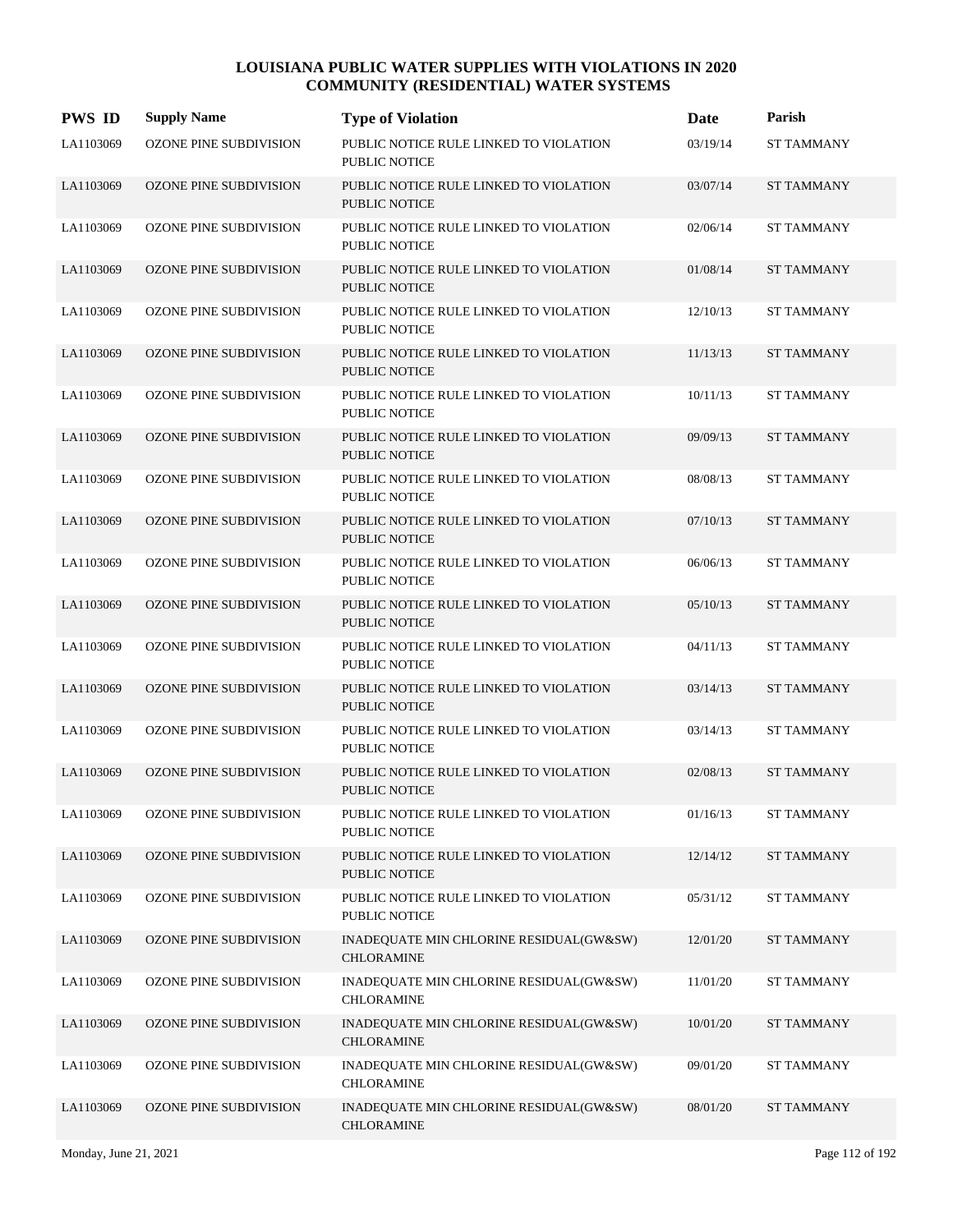# LOUISIANA PUBLIC WATER SUPPLIES WITH VIOLATIONS IN 2020
## COMMUNITY (RESIDENTIAL) WATER SYSTEMS

| PWS ID | Supply Name | Type of Violation | Date | Parish |
|---|---|---|---|---|
| LA1103069 | OZONE PINE SUBDIVISION | PUBLIC NOTICE RULE LINKED TO VIOLATION PUBLIC NOTICE | 03/19/14 | ST TAMMANY |
| LA1103069 | OZONE PINE SUBDIVISION | PUBLIC NOTICE RULE LINKED TO VIOLATION PUBLIC NOTICE | 03/07/14 | ST TAMMANY |
| LA1103069 | OZONE PINE SUBDIVISION | PUBLIC NOTICE RULE LINKED TO VIOLATION PUBLIC NOTICE | 02/06/14 | ST TAMMANY |
| LA1103069 | OZONE PINE SUBDIVISION | PUBLIC NOTICE RULE LINKED TO VIOLATION PUBLIC NOTICE | 01/08/14 | ST TAMMANY |
| LA1103069 | OZONE PINE SUBDIVISION | PUBLIC NOTICE RULE LINKED TO VIOLATION PUBLIC NOTICE | 12/10/13 | ST TAMMANY |
| LA1103069 | OZONE PINE SUBDIVISION | PUBLIC NOTICE RULE LINKED TO VIOLATION PUBLIC NOTICE | 11/13/13 | ST TAMMANY |
| LA1103069 | OZONE PINE SUBDIVISION | PUBLIC NOTICE RULE LINKED TO VIOLATION PUBLIC NOTICE | 10/11/13 | ST TAMMANY |
| LA1103069 | OZONE PINE SUBDIVISION | PUBLIC NOTICE RULE LINKED TO VIOLATION PUBLIC NOTICE | 09/09/13 | ST TAMMANY |
| LA1103069 | OZONE PINE SUBDIVISION | PUBLIC NOTICE RULE LINKED TO VIOLATION PUBLIC NOTICE | 08/08/13 | ST TAMMANY |
| LA1103069 | OZONE PINE SUBDIVISION | PUBLIC NOTICE RULE LINKED TO VIOLATION PUBLIC NOTICE | 07/10/13 | ST TAMMANY |
| LA1103069 | OZONE PINE SUBDIVISION | PUBLIC NOTICE RULE LINKED TO VIOLATION PUBLIC NOTICE | 06/06/13 | ST TAMMANY |
| LA1103069 | OZONE PINE SUBDIVISION | PUBLIC NOTICE RULE LINKED TO VIOLATION PUBLIC NOTICE | 05/10/13 | ST TAMMANY |
| LA1103069 | OZONE PINE SUBDIVISION | PUBLIC NOTICE RULE LINKED TO VIOLATION PUBLIC NOTICE | 04/11/13 | ST TAMMANY |
| LA1103069 | OZONE PINE SUBDIVISION | PUBLIC NOTICE RULE LINKED TO VIOLATION PUBLIC NOTICE | 03/14/13 | ST TAMMANY |
| LA1103069 | OZONE PINE SUBDIVISION | PUBLIC NOTICE RULE LINKED TO VIOLATION PUBLIC NOTICE | 03/14/13 | ST TAMMANY |
| LA1103069 | OZONE PINE SUBDIVISION | PUBLIC NOTICE RULE LINKED TO VIOLATION PUBLIC NOTICE | 02/08/13 | ST TAMMANY |
| LA1103069 | OZONE PINE SUBDIVISION | PUBLIC NOTICE RULE LINKED TO VIOLATION PUBLIC NOTICE | 01/16/13 | ST TAMMANY |
| LA1103069 | OZONE PINE SUBDIVISION | PUBLIC NOTICE RULE LINKED TO VIOLATION PUBLIC NOTICE | 12/14/12 | ST TAMMANY |
| LA1103069 | OZONE PINE SUBDIVISION | PUBLIC NOTICE RULE LINKED TO VIOLATION PUBLIC NOTICE | 05/31/12 | ST TAMMANY |
| LA1103069 | OZONE PINE SUBDIVISION | INADEQUATE MIN CHLORINE RESIDUAL(GW&SW) CHLORAMINE | 12/01/20 | ST TAMMANY |
| LA1103069 | OZONE PINE SUBDIVISION | INADEQUATE MIN CHLORINE RESIDUAL(GW&SW) CHLORAMINE | 11/01/20 | ST TAMMANY |
| LA1103069 | OZONE PINE SUBDIVISION | INADEQUATE MIN CHLORINE RESIDUAL(GW&SW) CHLORAMINE | 10/01/20 | ST TAMMANY |
| LA1103069 | OZONE PINE SUBDIVISION | INADEQUATE MIN CHLORINE RESIDUAL(GW&SW) CHLORAMINE | 09/01/20 | ST TAMMANY |
| LA1103069 | OZONE PINE SUBDIVISION | INADEQUATE MIN CHLORINE RESIDUAL(GW&SW) CHLORAMINE | 08/01/20 | ST TAMMANY |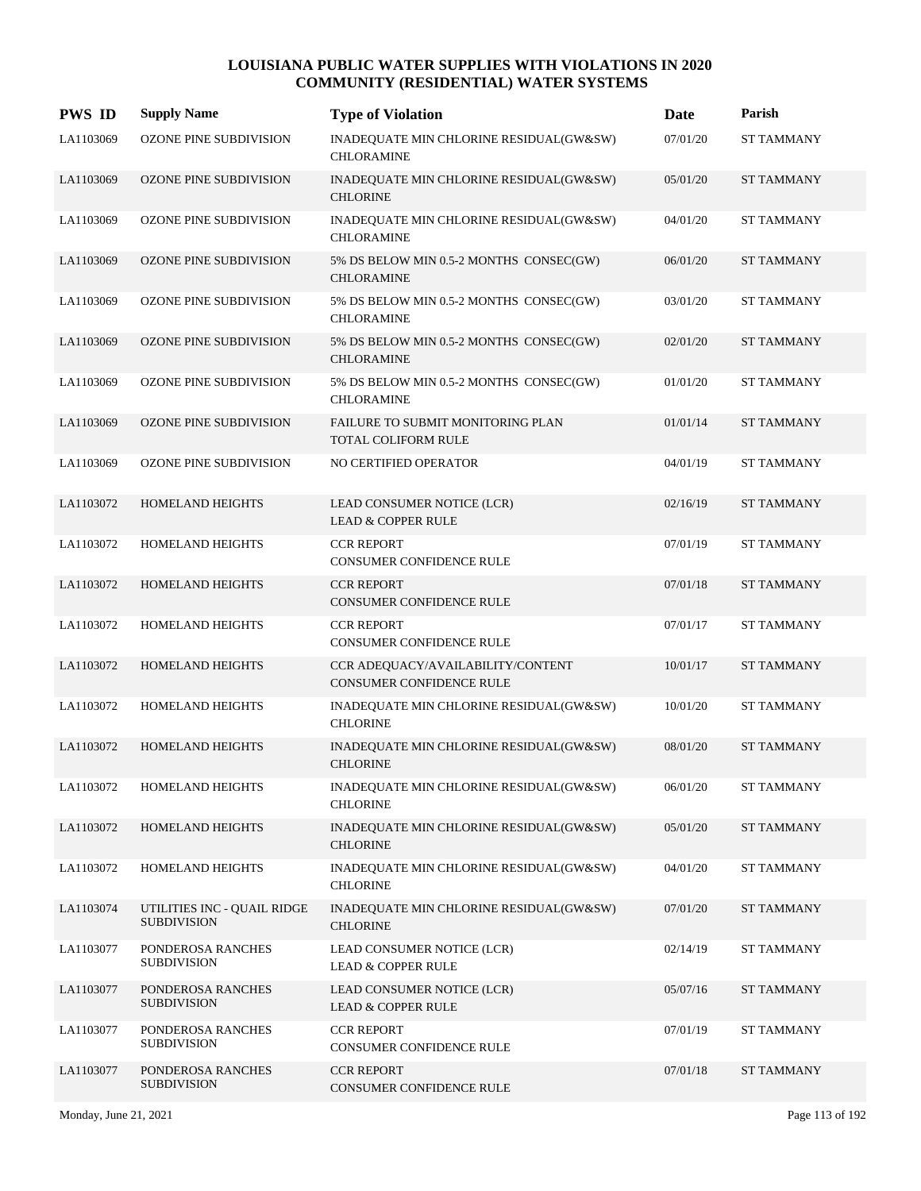# LOUISIANA PUBLIC WATER SUPPLIES WITH VIOLATIONS IN 2020
## COMMUNITY (RESIDENTIAL) WATER SYSTEMS

| PWS ID | Supply Name | Type of Violation | Date | Parish |
|---|---|---|---|---|
| LA1103069 | OZONE PINE SUBDIVISION | INADEQUATE MIN CHLORINE RESIDUAL(GW&SW) CHLORAMINE | 07/01/20 | ST TAMMANY |
| LA1103069 | OZONE PINE SUBDIVISION | INADEQUATE MIN CHLORINE RESIDUAL(GW&SW) CHLORINE | 05/01/20 | ST TAMMANY |
| LA1103069 | OZONE PINE SUBDIVISION | INADEQUATE MIN CHLORINE RESIDUAL(GW&SW) CHLORAMINE | 04/01/20 | ST TAMMANY |
| LA1103069 | OZONE PINE SUBDIVISION | 5% DS BELOW MIN 0.5-2 MONTHS CONSEC(GW) CHLORAMINE | 06/01/20 | ST TAMMANY |
| LA1103069 | OZONE PINE SUBDIVISION | 5% DS BELOW MIN 0.5-2 MONTHS CONSEC(GW) CHLORAMINE | 03/01/20 | ST TAMMANY |
| LA1103069 | OZONE PINE SUBDIVISION | 5% DS BELOW MIN 0.5-2 MONTHS CONSEC(GW) CHLORAMINE | 02/01/20 | ST TAMMANY |
| LA1103069 | OZONE PINE SUBDIVISION | 5% DS BELOW MIN 0.5-2 MONTHS CONSEC(GW) CHLORAMINE | 01/01/20 | ST TAMMANY |
| LA1103069 | OZONE PINE SUBDIVISION | FAILURE TO SUBMIT MONITORING PLAN TOTAL COLIFORM RULE | 01/01/14 | ST TAMMANY |
| LA1103069 | OZONE PINE SUBDIVISION | NO CERTIFIED OPERATOR | 04/01/19 | ST TAMMANY |
| LA1103072 | HOMELAND HEIGHTS | LEAD CONSUMER NOTICE (LCR) LEAD & COPPER RULE | 02/16/19 | ST TAMMANY |
| LA1103072 | HOMELAND HEIGHTS | CCR REPORT CONSUMER CONFIDENCE RULE | 07/01/19 | ST TAMMANY |
| LA1103072 | HOMELAND HEIGHTS | CCR REPORT CONSUMER CONFIDENCE RULE | 07/01/18 | ST TAMMANY |
| LA1103072 | HOMELAND HEIGHTS | CCR REPORT CONSUMER CONFIDENCE RULE | 07/01/17 | ST TAMMANY |
| LA1103072 | HOMELAND HEIGHTS | CCR ADEQUACY/AVAILABILITY/CONTENT CONSUMER CONFIDENCE RULE | 10/01/17 | ST TAMMANY |
| LA1103072 | HOMELAND HEIGHTS | INADEQUATE MIN CHLORINE RESIDUAL(GW&SW) CHLORINE | 10/01/20 | ST TAMMANY |
| LA1103072 | HOMELAND HEIGHTS | INADEQUATE MIN CHLORINE RESIDUAL(GW&SW) CHLORINE | 08/01/20 | ST TAMMANY |
| LA1103072 | HOMELAND HEIGHTS | INADEQUATE MIN CHLORINE RESIDUAL(GW&SW) CHLORINE | 06/01/20 | ST TAMMANY |
| LA1103072 | HOMELAND HEIGHTS | INADEQUATE MIN CHLORINE RESIDUAL(GW&SW) CHLORINE | 05/01/20 | ST TAMMANY |
| LA1103072 | HOMELAND HEIGHTS | INADEQUATE MIN CHLORINE RESIDUAL(GW&SW) CHLORINE | 04/01/20 | ST TAMMANY |
| LA1103074 | UTILITIES INC - QUAIL RIDGE SUBDIVISION | INADEQUATE MIN CHLORINE RESIDUAL(GW&SW) CHLORINE | 07/01/20 | ST TAMMANY |
| LA1103077 | PONDEROSA RANCHES SUBDIVISION | LEAD CONSUMER NOTICE (LCR) LEAD & COPPER RULE | 02/14/19 | ST TAMMANY |
| LA1103077 | PONDEROSA RANCHES SUBDIVISION | LEAD CONSUMER NOTICE (LCR) LEAD & COPPER RULE | 05/07/16 | ST TAMMANY |
| LA1103077 | PONDEROSA RANCHES SUBDIVISION | CCR REPORT CONSUMER CONFIDENCE RULE | 07/01/19 | ST TAMMANY |
| LA1103077 | PONDEROSA RANCHES SUBDIVISION | CCR REPORT CONSUMER CONFIDENCE RULE | 07/01/18 | ST TAMMANY |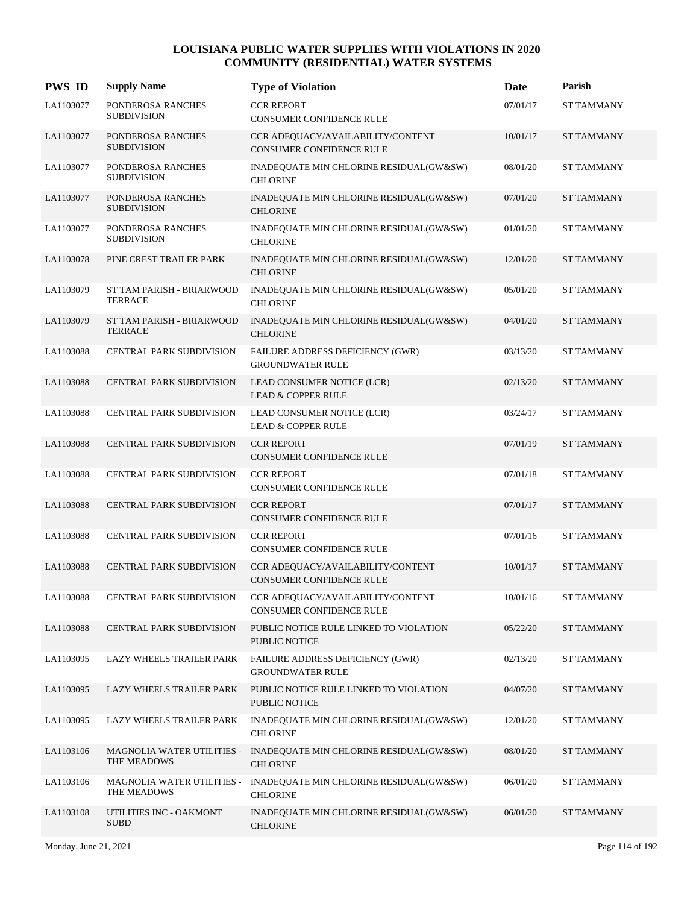# LOUISIANA PUBLIC WATER SUPPLIES WITH VIOLATIONS IN 2020
## COMMUNITY (RESIDENTIAL) WATER SYSTEMS

| PWS ID | Supply Name | Type of Violation | Date | Parish |
|---|---|---|---|---|
| LA1103077 | PONDEROSA RANCHES SUBDIVISION | CCR REPORT<br>CONSUMER CONFIDENCE RULE | 07/01/17 | ST TAMMANY |
| LA1103077 | PONDEROSA RANCHES SUBDIVISION | CCR ADEQUACY/AVAILABILITY/CONTENT<br>CONSUMER CONFIDENCE RULE | 10/01/17 | ST TAMMANY |
| LA1103077 | PONDEROSA RANCHES SUBDIVISION | INADEQUATE MIN CHLORINE RESIDUAL(GW&SW)<br>CHLORINE | 08/01/20 | ST TAMMANY |
| LA1103077 | PONDEROSA RANCHES SUBDIVISION | INADEQUATE MIN CHLORINE RESIDUAL(GW&SW)<br>CHLORINE | 07/01/20 | ST TAMMANY |
| LA1103077 | PONDEROSA RANCHES SUBDIVISION | INADEQUATE MIN CHLORINE RESIDUAL(GW&SW)<br>CHLORINE | 01/01/20 | ST TAMMANY |
| LA1103078 | PINE CREST TRAILER PARK | INADEQUATE MIN CHLORINE RESIDUAL(GW&SW)<br>CHLORINE | 12/01/20 | ST TAMMANY |
| LA1103079 | ST TAM PARISH - BRIARWOOD TERRACE | INADEQUATE MIN CHLORINE RESIDUAL(GW&SW)<br>CHLORINE | 05/01/20 | ST TAMMANY |
| LA1103079 | ST TAM PARISH - BRIARWOOD TERRACE | INADEQUATE MIN CHLORINE RESIDUAL(GW&SW)<br>CHLORINE | 04/01/20 | ST TAMMANY |
| LA1103088 | CENTRAL PARK SUBDIVISION | FAILURE ADDRESS DEFICIENCY (GWR)<br>GROUNDWATER RULE | 03/13/20 | ST TAMMANY |
| LA1103088 | CENTRAL PARK SUBDIVISION | LEAD CONSUMER NOTICE (LCR)<br>LEAD & COPPER RULE | 02/13/20 | ST TAMMANY |
| LA1103088 | CENTRAL PARK SUBDIVISION | LEAD CONSUMER NOTICE (LCR)<br>LEAD & COPPER RULE | 03/24/17 | ST TAMMANY |
| LA1103088 | CENTRAL PARK SUBDIVISION | CCR REPORT<br>CONSUMER CONFIDENCE RULE | 07/01/19 | ST TAMMANY |
| LA1103088 | CENTRAL PARK SUBDIVISION | CCR REPORT<br>CONSUMER CONFIDENCE RULE | 07/01/18 | ST TAMMANY |
| LA1103088 | CENTRAL PARK SUBDIVISION | CCR REPORT<br>CONSUMER CONFIDENCE RULE | 07/01/17 | ST TAMMANY |
| LA1103088 | CENTRAL PARK SUBDIVISION | CCR REPORT<br>CONSUMER CONFIDENCE RULE | 07/01/16 | ST TAMMANY |
| LA1103088 | CENTRAL PARK SUBDIVISION | CCR ADEQUACY/AVAILABILITY/CONTENT<br>CONSUMER CONFIDENCE RULE | 10/01/17 | ST TAMMANY |
| LA1103088 | CENTRAL PARK SUBDIVISION | CCR ADEQUACY/AVAILABILITY/CONTENT<br>CONSUMER CONFIDENCE RULE | 10/01/16 | ST TAMMANY |
| LA1103088 | CENTRAL PARK SUBDIVISION | PUBLIC NOTICE RULE LINKED TO VIOLATION<br>PUBLIC NOTICE | 05/22/20 | ST TAMMANY |
| LA1103095 | LAZY WHEELS TRAILER PARK | FAILURE ADDRESS DEFICIENCY (GWR)<br>GROUNDWATER RULE | 02/13/20 | ST TAMMANY |
| LA1103095 | LAZY WHEELS TRAILER PARK | PUBLIC NOTICE RULE LINKED TO VIOLATION<br>PUBLIC NOTICE | 04/07/20 | ST TAMMANY |
| LA1103095 | LAZY WHEELS TRAILER PARK | INADEQUATE MIN CHLORINE RESIDUAL(GW&SW)<br>CHLORINE | 12/01/20 | ST TAMMANY |
| LA1103106 | MAGNOLIA WATER UTILITIES - THE MEADOWS | INADEQUATE MIN CHLORINE RESIDUAL(GW&SW)<br>CHLORINE | 08/01/20 | ST TAMMANY |
| LA1103106 | MAGNOLIA WATER UTILITIES - THE MEADOWS | INADEQUATE MIN CHLORINE RESIDUAL(GW&SW)<br>CHLORINE | 06/01/20 | ST TAMMANY |
| LA1103108 | UTILITIES INC - OAKMONT SUBD | INADEQUATE MIN CHLORINE RESIDUAL(GW&SW)<br>CHLORINE | 06/01/20 | ST TAMMANY |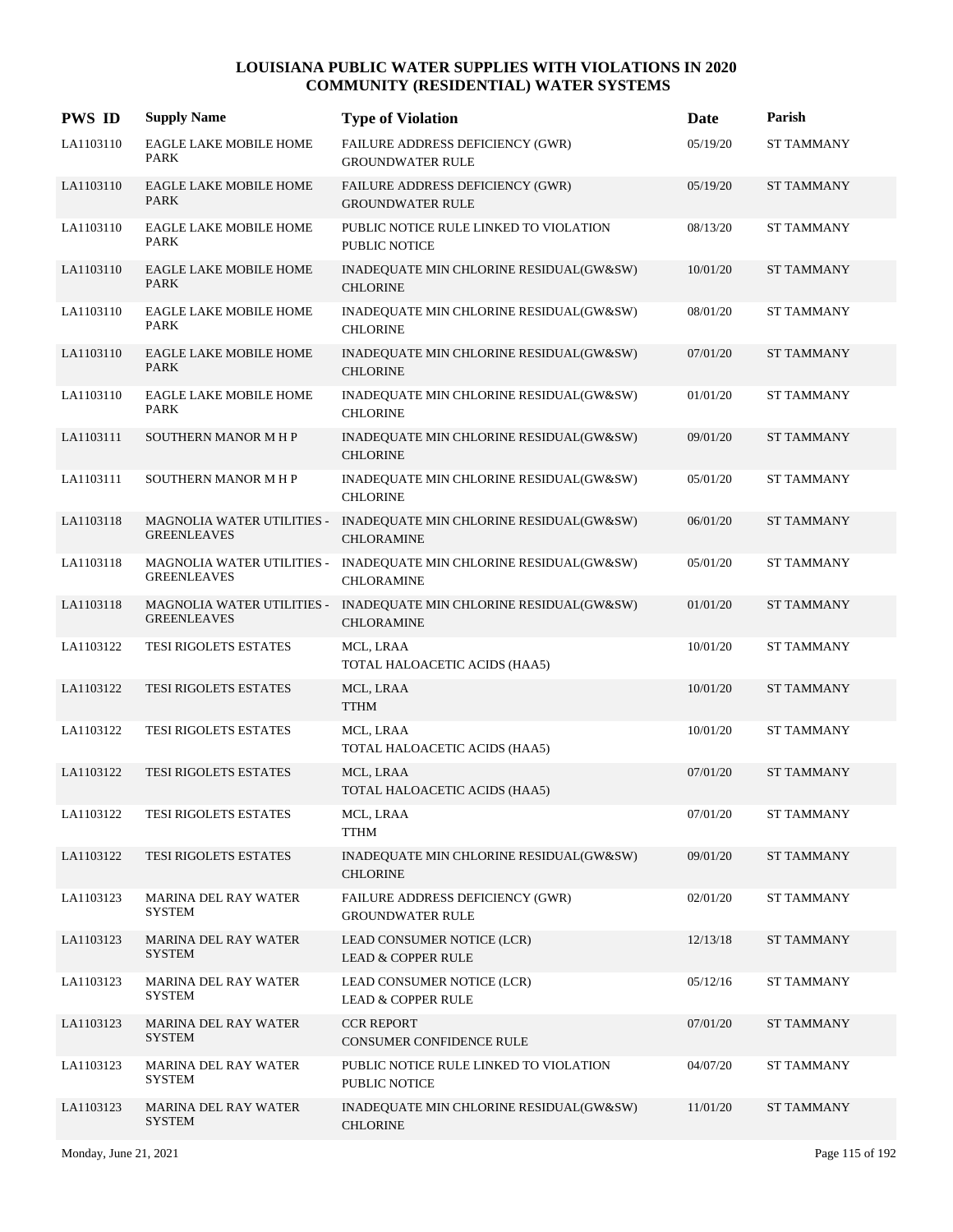# LOUISIANA PUBLIC WATER SUPPLIES WITH VIOLATIONS IN 2020
## COMMUNITY (RESIDENTIAL) WATER SYSTEMS

| PWS ID | Supply Name | Type of Violation | Date | Parish |
|---|---|---|---|---|
| LA1103110 | EAGLE LAKE MOBILE HOME PARK | FAILURE ADDRESS DEFICIENCY (GWR) GROUNDWATER RULE | 05/19/20 | ST TAMMANY |
| LA1103110 | EAGLE LAKE MOBILE HOME PARK | FAILURE ADDRESS DEFICIENCY (GWR) GROUNDWATER RULE | 05/19/20 | ST TAMMANY |
| LA1103110 | EAGLE LAKE MOBILE HOME PARK | PUBLIC NOTICE RULE LINKED TO VIOLATION PUBLIC NOTICE | 08/13/20 | ST TAMMANY |
| LA1103110 | EAGLE LAKE MOBILE HOME PARK | INADEQUATE MIN CHLORINE RESIDUAL(GW&SW) CHLORINE | 10/01/20 | ST TAMMANY |
| LA1103110 | EAGLE LAKE MOBILE HOME PARK | INADEQUATE MIN CHLORINE RESIDUAL(GW&SW) CHLORINE | 08/01/20 | ST TAMMANY |
| LA1103110 | EAGLE LAKE MOBILE HOME PARK | INADEQUATE MIN CHLORINE RESIDUAL(GW&SW) CHLORINE | 07/01/20 | ST TAMMANY |
| LA1103110 | EAGLE LAKE MOBILE HOME PARK | INADEQUATE MIN CHLORINE RESIDUAL(GW&SW) CHLORINE | 01/01/20 | ST TAMMANY |
| LA1103111 | SOUTHERN MANOR M H P | INADEQUATE MIN CHLORINE RESIDUAL(GW&SW) CHLORINE | 09/01/20 | ST TAMMANY |
| LA1103111 | SOUTHERN MANOR M H P | INADEQUATE MIN CHLORINE RESIDUAL(GW&SW) CHLORINE | 05/01/20 | ST TAMMANY |
| LA1103118 | MAGNOLIA WATER UTILITIES - GREENLEAVES | INADEQUATE MIN CHLORINE RESIDUAL(GW&SW) CHLORAMINE | 06/01/20 | ST TAMMANY |
| LA1103118 | MAGNOLIA WATER UTILITIES - GREENLEAVES | INADEQUATE MIN CHLORINE RESIDUAL(GW&SW) CHLORAMINE | 05/01/20 | ST TAMMANY |
| LA1103118 | MAGNOLIA WATER UTILITIES - GREENLEAVES | INADEQUATE MIN CHLORINE RESIDUAL(GW&SW) CHLORAMINE | 01/01/20 | ST TAMMANY |
| LA1103122 | TESI RIGOLETS ESTATES | MCL, LRAA TOTAL HALOACETIC ACIDS (HAA5) | 10/01/20 | ST TAMMANY |
| LA1103122 | TESI RIGOLETS ESTATES | MCL, LRAA TTHM | 10/01/20 | ST TAMMANY |
| LA1103122 | TESI RIGOLETS ESTATES | MCL, LRAA TOTAL HALOACETIC ACIDS (HAA5) | 10/01/20 | ST TAMMANY |
| LA1103122 | TESI RIGOLETS ESTATES | MCL, LRAA TOTAL HALOACETIC ACIDS (HAA5) | 07/01/20 | ST TAMMANY |
| LA1103122 | TESI RIGOLETS ESTATES | MCL, LRAA TTHM | 07/01/20 | ST TAMMANY |
| LA1103122 | TESI RIGOLETS ESTATES | INADEQUATE MIN CHLORINE RESIDUAL(GW&SW) CHLORINE | 09/01/20 | ST TAMMANY |
| LA1103123 | MARINA DEL RAY WATER SYSTEM | FAILURE ADDRESS DEFICIENCY (GWR) GROUNDWATER RULE | 02/01/20 | ST TAMMANY |
| LA1103123 | MARINA DEL RAY WATER SYSTEM | LEAD CONSUMER NOTICE (LCR) LEAD & COPPER RULE | 12/13/18 | ST TAMMANY |
| LA1103123 | MARINA DEL RAY WATER SYSTEM | LEAD CONSUMER NOTICE (LCR) LEAD & COPPER RULE | 05/12/16 | ST TAMMANY |
| LA1103123 | MARINA DEL RAY WATER SYSTEM | CCR REPORT CONSUMER CONFIDENCE RULE | 07/01/20 | ST TAMMANY |
| LA1103123 | MARINA DEL RAY WATER SYSTEM | PUBLIC NOTICE RULE LINKED TO VIOLATION PUBLIC NOTICE | 04/07/20 | ST TAMMANY |
| LA1103123 | MARINA DEL RAY WATER SYSTEM | INADEQUATE MIN CHLORINE RESIDUAL(GW&SW) CHLORINE | 11/01/20 | ST TAMMANY |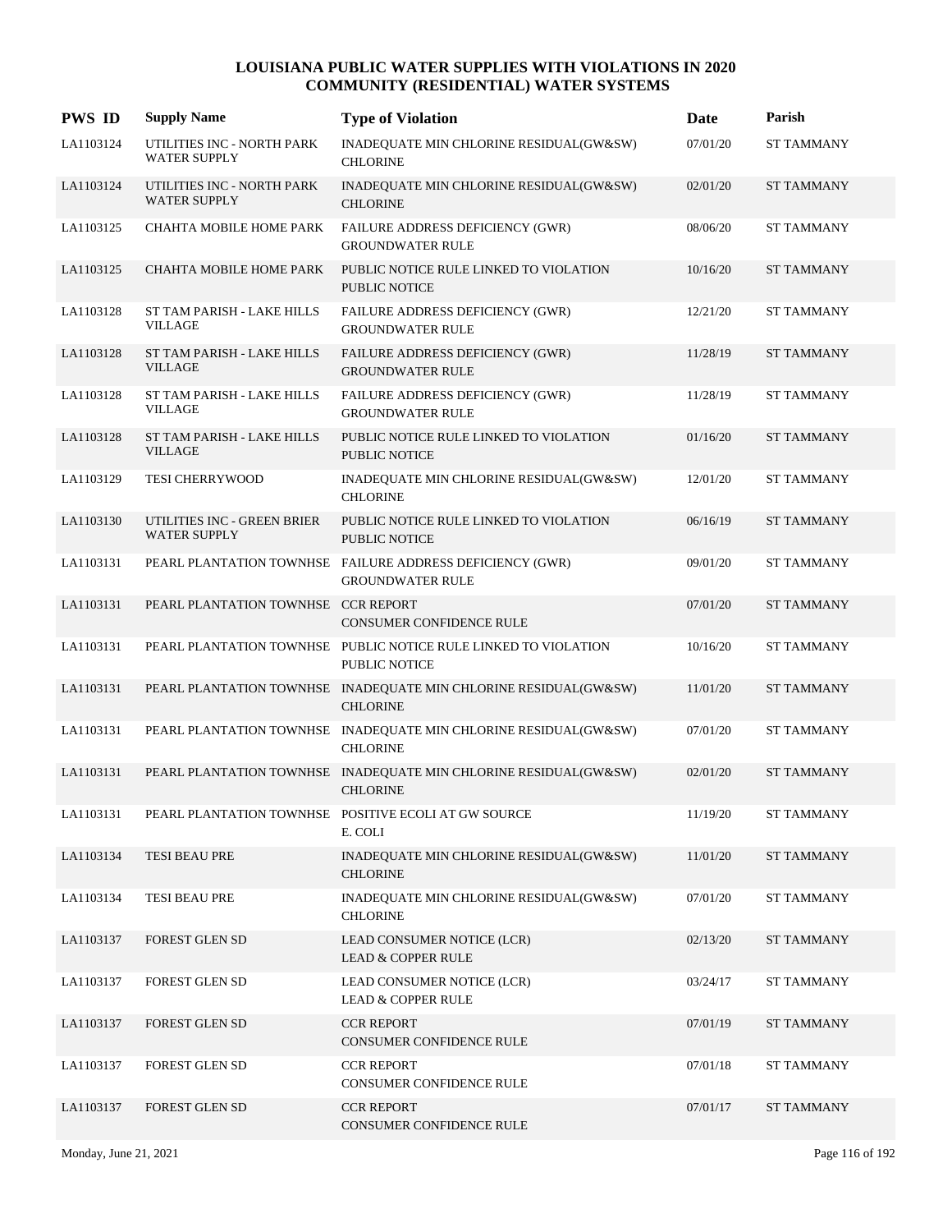# LOUISIANA PUBLIC WATER SUPPLIES WITH VIOLATIONS IN 2020
## COMMUNITY (RESIDENTIAL) WATER SYSTEMS

| PWS ID | Supply Name | Type of Violation | Date | Parish |
|---|---|---|---|---|
| LA1103124 | UTILITIES INC - NORTH PARK WATER SUPPLY | INADEQUATE MIN CHLORINE RESIDUAL(GW&SW) CHLORINE | 07/01/20 | ST TAMMANY |
| LA1103124 | UTILITIES INC - NORTH PARK WATER SUPPLY | INADEQUATE MIN CHLORINE RESIDUAL(GW&SW) CHLORINE | 02/01/20 | ST TAMMANY |
| LA1103125 | CHAHTA MOBILE HOME PARK | FAILURE ADDRESS DEFICIENCY (GWR) GROUNDWATER RULE | 08/06/20 | ST TAMMANY |
| LA1103125 | CHAHTA MOBILE HOME PARK | PUBLIC NOTICE RULE LINKED TO VIOLATION PUBLIC NOTICE | 10/16/20 | ST TAMMANY |
| LA1103128 | ST TAM PARISH - LAKE HILLS VILLAGE | FAILURE ADDRESS DEFICIENCY (GWR) GROUNDWATER RULE | 12/21/20 | ST TAMMANY |
| LA1103128 | ST TAM PARISH - LAKE HILLS VILLAGE | FAILURE ADDRESS DEFICIENCY (GWR) GROUNDWATER RULE | 11/28/19 | ST TAMMANY |
| LA1103128 | ST TAM PARISH - LAKE HILLS VILLAGE | FAILURE ADDRESS DEFICIENCY (GWR) GROUNDWATER RULE | 11/28/19 | ST TAMMANY |
| LA1103128 | ST TAM PARISH - LAKE HILLS VILLAGE | PUBLIC NOTICE RULE LINKED TO VIOLATION PUBLIC NOTICE | 01/16/20 | ST TAMMANY |
| LA1103129 | TESI CHERRYWOOD | INADEQUATE MIN CHLORINE RESIDUAL(GW&SW) CHLORINE | 12/01/20 | ST TAMMANY |
| LA1103130 | UTILITIES INC - GREEN BRIER WATER SUPPLY | PUBLIC NOTICE RULE LINKED TO VIOLATION PUBLIC NOTICE | 06/16/19 | ST TAMMANY |
| LA1103131 | PEARL PLANTATION TOWNHSE | FAILURE ADDRESS DEFICIENCY (GWR) GROUNDWATER RULE | 09/01/20 | ST TAMMANY |
| LA1103131 | PEARL PLANTATION TOWNHSE | CCR REPORT CONSUMER CONFIDENCE RULE | 07/01/20 | ST TAMMANY |
| LA1103131 | PEARL PLANTATION TOWNHSE | PUBLIC NOTICE RULE LINKED TO VIOLATION PUBLIC NOTICE | 10/16/20 | ST TAMMANY |
| LA1103131 | PEARL PLANTATION TOWNHSE | INADEQUATE MIN CHLORINE RESIDUAL(GW&SW) CHLORINE | 11/01/20 | ST TAMMANY |
| LA1103131 | PEARL PLANTATION TOWNHSE | INADEQUATE MIN CHLORINE RESIDUAL(GW&SW) CHLORINE | 07/01/20 | ST TAMMANY |
| LA1103131 | PEARL PLANTATION TOWNHSE | INADEQUATE MIN CHLORINE RESIDUAL(GW&SW) CHLORINE | 02/01/20 | ST TAMMANY |
| LA1103131 | PEARL PLANTATION TOWNHSE | POSITIVE ECOLI AT GW SOURCE E. COLI | 11/19/20 | ST TAMMANY |
| LA1103134 | TESI BEAU PRE | INADEQUATE MIN CHLORINE RESIDUAL(GW&SW) CHLORINE | 11/01/20 | ST TAMMANY |
| LA1103134 | TESI BEAU PRE | INADEQUATE MIN CHLORINE RESIDUAL(GW&SW) CHLORINE | 07/01/20 | ST TAMMANY |
| LA1103137 | FOREST GLEN SD | LEAD CONSUMER NOTICE (LCR) LEAD & COPPER RULE | 02/13/20 | ST TAMMANY |
| LA1103137 | FOREST GLEN SD | LEAD CONSUMER NOTICE (LCR) LEAD & COPPER RULE | 03/24/17 | ST TAMMANY |
| LA1103137 | FOREST GLEN SD | CCR REPORT CONSUMER CONFIDENCE RULE | 07/01/19 | ST TAMMANY |
| LA1103137 | FOREST GLEN SD | CCR REPORT CONSUMER CONFIDENCE RULE | 07/01/18 | ST TAMMANY |
| LA1103137 | FOREST GLEN SD | CCR REPORT CONSUMER CONFIDENCE RULE | 07/01/17 | ST TAMMANY |

Monday, June 21, 2021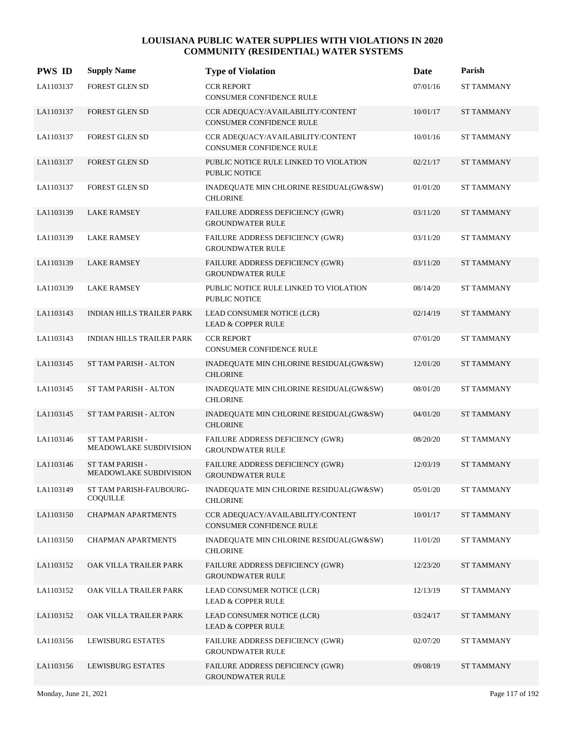# LOUISIANA PUBLIC WATER SUPPLIES WITH VIOLATIONS IN 2020
## COMMUNITY (RESIDENTIAL) WATER SYSTEMS

| PWS ID | Supply Name | Type of Violation | Date | Parish |
|---|---|---|---|---|
| LA1103137 | FOREST GLEN SD | CCR REPORT<br>CONSUMER CONFIDENCE RULE | 07/01/16 | ST TAMMANY |
| LA1103137 | FOREST GLEN SD | CCR ADEQUACY/AVAILABILITY/CONTENT<br>CONSUMER CONFIDENCE RULE | 10/01/17 | ST TAMMANY |
| LA1103137 | FOREST GLEN SD | CCR ADEQUACY/AVAILABILITY/CONTENT<br>CONSUMER CONFIDENCE RULE | 10/01/16 | ST TAMMANY |
| LA1103137 | FOREST GLEN SD | PUBLIC NOTICE RULE LINKED TO VIOLATION<br>PUBLIC NOTICE | 02/21/17 | ST TAMMANY |
| LA1103137 | FOREST GLEN SD | INADEQUATE MIN CHLORINE RESIDUAL(GW&SW)<br>CHLORINE | 01/01/20 | ST TAMMANY |
| LA1103139 | LAKE RAMSEY | FAILURE ADDRESS DEFICIENCY (GWR)<br>GROUNDWATER RULE | 03/11/20 | ST TAMMANY |
| LA1103139 | LAKE RAMSEY | FAILURE ADDRESS DEFICIENCY (GWR)<br>GROUNDWATER RULE | 03/11/20 | ST TAMMANY |
| LA1103139 | LAKE RAMSEY | FAILURE ADDRESS DEFICIENCY (GWR)<br>GROUNDWATER RULE | 03/11/20 | ST TAMMANY |
| LA1103139 | LAKE RAMSEY | PUBLIC NOTICE RULE LINKED TO VIOLATION<br>PUBLIC NOTICE | 08/14/20 | ST TAMMANY |
| LA1103143 | INDIAN HILLS TRAILER PARK | LEAD CONSUMER NOTICE (LCR)<br>LEAD & COPPER RULE | 02/14/19 | ST TAMMANY |
| LA1103143 | INDIAN HILLS TRAILER PARK | CCR REPORT<br>CONSUMER CONFIDENCE RULE | 07/01/20 | ST TAMMANY |
| LA1103145 | ST TAM PARISH - ALTON | INADEQUATE MIN CHLORINE RESIDUAL(GW&SW)<br>CHLORINE | 12/01/20 | ST TAMMANY |
| LA1103145 | ST TAM PARISH - ALTON | INADEQUATE MIN CHLORINE RESIDUAL(GW&SW)<br>CHLORINE | 08/01/20 | ST TAMMANY |
| LA1103145 | ST TAM PARISH - ALTON | INADEQUATE MIN CHLORINE RESIDUAL(GW&SW)<br>CHLORINE | 04/01/20 | ST TAMMANY |
| LA1103146 | ST TAM PARISH - MEADOWLAKE SUBDIVISION | FAILURE ADDRESS DEFICIENCY (GWR)<br>GROUNDWATER RULE | 08/20/20 | ST TAMMANY |
| LA1103146 | ST TAM PARISH - MEADOWLAKE SUBDIVISION | FAILURE ADDRESS DEFICIENCY (GWR)<br>GROUNDWATER RULE | 12/03/19 | ST TAMMANY |
| LA1103149 | ST TAM PARISH-FAUBOURG-COQUILLE | INADEQUATE MIN CHLORINE RESIDUAL(GW&SW)<br>CHLORINE | 05/01/20 | ST TAMMANY |
| LA1103150 | CHAPMAN APARTMENTS | CCR ADEQUACY/AVAILABILITY/CONTENT<br>CONSUMER CONFIDENCE RULE | 10/01/17 | ST TAMMANY |
| LA1103150 | CHAPMAN APARTMENTS | INADEQUATE MIN CHLORINE RESIDUAL(GW&SW)<br>CHLORINE | 11/01/20 | ST TAMMANY |
| LA1103152 | OAK VILLA TRAILER PARK | FAILURE ADDRESS DEFICIENCY (GWR)<br>GROUNDWATER RULE | 12/23/20 | ST TAMMANY |
| LA1103152 | OAK VILLA TRAILER PARK | LEAD CONSUMER NOTICE (LCR)<br>LEAD & COPPER RULE | 12/13/19 | ST TAMMANY |
| LA1103152 | OAK VILLA TRAILER PARK | LEAD CONSUMER NOTICE (LCR)<br>LEAD & COPPER RULE | 03/24/17 | ST TAMMANY |
| LA1103156 | LEWISBURG ESTATES | FAILURE ADDRESS DEFICIENCY (GWR)<br>GROUNDWATER RULE | 02/07/20 | ST TAMMANY |
| LA1103156 | LEWISBURG ESTATES | FAILURE ADDRESS DEFICIENCY (GWR)<br>GROUNDWATER RULE | 09/08/19 | ST TAMMANY |

Monday, June 21, 2021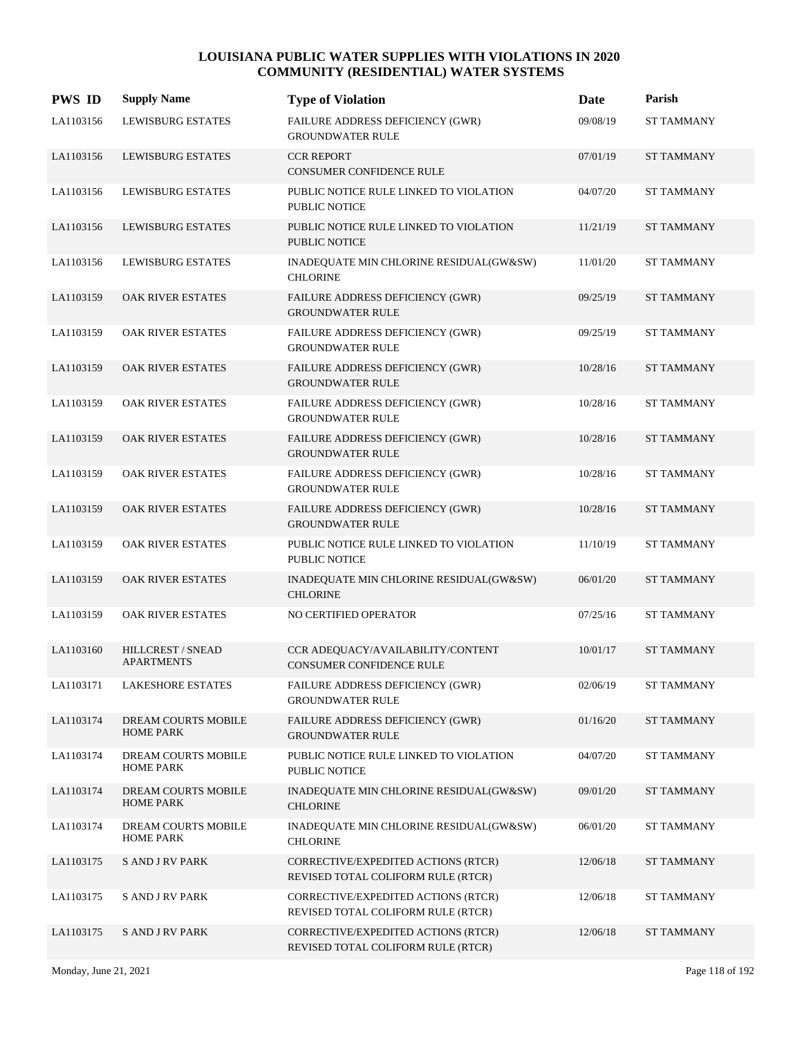# LOUISIANA PUBLIC WATER SUPPLIES WITH VIOLATIONS IN 2020
## COMMUNITY (RESIDENTIAL) WATER SYSTEMS

| PWS ID | Supply Name | Type of Violation | Date | Parish |
|---|---|---|---|---|
| LA1103156 | LEWISBURG ESTATES | FAILURE ADDRESS DEFICIENCY (GWR)<br>GROUNDWATER RULE | 09/08/19 | ST TAMMANY |
| LA1103156 | LEWISBURG ESTATES | CCR REPORT<br>CONSUMER CONFIDENCE RULE | 07/01/19 | ST TAMMANY |
| LA1103156 | LEWISBURG ESTATES | PUBLIC NOTICE RULE LINKED TO VIOLATION<br>PUBLIC NOTICE | 04/07/20 | ST TAMMANY |
| LA1103156 | LEWISBURG ESTATES | PUBLIC NOTICE RULE LINKED TO VIOLATION<br>PUBLIC NOTICE | 11/21/19 | ST TAMMANY |
| LA1103156 | LEWISBURG ESTATES | INADEQUATE MIN CHLORINE RESIDUAL(GW&SW)<br>CHLORINE | 11/01/20 | ST TAMMANY |
| LA1103159 | OAK RIVER ESTATES | FAILURE ADDRESS DEFICIENCY (GWR)<br>GROUNDWATER RULE | 09/25/19 | ST TAMMANY |
| LA1103159 | OAK RIVER ESTATES | FAILURE ADDRESS DEFICIENCY (GWR)<br>GROUNDWATER RULE | 09/25/19 | ST TAMMANY |
| LA1103159 | OAK RIVER ESTATES | FAILURE ADDRESS DEFICIENCY (GWR)<br>GROUNDWATER RULE | 10/28/16 | ST TAMMANY |
| LA1103159 | OAK RIVER ESTATES | FAILURE ADDRESS DEFICIENCY (GWR)<br>GROUNDWATER RULE | 10/28/16 | ST TAMMANY |
| LA1103159 | OAK RIVER ESTATES | FAILURE ADDRESS DEFICIENCY (GWR)<br>GROUNDWATER RULE | 10/28/16 | ST TAMMANY |
| LA1103159 | OAK RIVER ESTATES | FAILURE ADDRESS DEFICIENCY (GWR)<br>GROUNDWATER RULE | 10/28/16 | ST TAMMANY |
| LA1103159 | OAK RIVER ESTATES | FAILURE ADDRESS DEFICIENCY (GWR)<br>GROUNDWATER RULE | 10/28/16 | ST TAMMANY |
| LA1103159 | OAK RIVER ESTATES | PUBLIC NOTICE RULE LINKED TO VIOLATION<br>PUBLIC NOTICE | 11/10/19 | ST TAMMANY |
| LA1103159 | OAK RIVER ESTATES | INADEQUATE MIN CHLORINE RESIDUAL(GW&SW)<br>CHLORINE | 06/01/20 | ST TAMMANY |
| LA1103159 | OAK RIVER ESTATES | NO CERTIFIED OPERATOR | 07/25/16 | ST TAMMANY |
| LA1103160 | HILLCREST / SNEAD APARTMENTS | CCR ADEQUACY/AVAILABILITY/CONTENT<br>CONSUMER CONFIDENCE RULE | 10/01/17 | ST TAMMANY |
| LA1103171 | LAKESHORE ESTATES | FAILURE ADDRESS DEFICIENCY (GWR)<br>GROUNDWATER RULE | 02/06/19 | ST TAMMANY |
| LA1103174 | DREAM COURTS MOBILE HOME PARK | FAILURE ADDRESS DEFICIENCY (GWR)<br>GROUNDWATER RULE | 01/16/20 | ST TAMMANY |
| LA1103174 | DREAM COURTS MOBILE HOME PARK | PUBLIC NOTICE RULE LINKED TO VIOLATION<br>PUBLIC NOTICE | 04/07/20 | ST TAMMANY |
| LA1103174 | DREAM COURTS MOBILE HOME PARK | INADEQUATE MIN CHLORINE RESIDUAL(GW&SW)<br>CHLORINE | 09/01/20 | ST TAMMANY |
| LA1103174 | DREAM COURTS MOBILE HOME PARK | INADEQUATE MIN CHLORINE RESIDUAL(GW&SW)<br>CHLORINE | 06/01/20 | ST TAMMANY |
| LA1103175 | S AND J RV PARK | CORRECTIVE/EXPEDITED ACTIONS (RTCR)<br>REVISED TOTAL COLIFORM RULE (RTCR) | 12/06/18 | ST TAMMANY |
| LA1103175 | S AND J RV PARK | CORRECTIVE/EXPEDITED ACTIONS (RTCR)<br>REVISED TOTAL COLIFORM RULE (RTCR) | 12/06/18 | ST TAMMANY |
| LA1103175 | S AND J RV PARK | CORRECTIVE/EXPEDITED ACTIONS (RTCR)<br>REVISED TOTAL COLIFORM RULE (RTCR) | 12/06/18 | ST TAMMANY |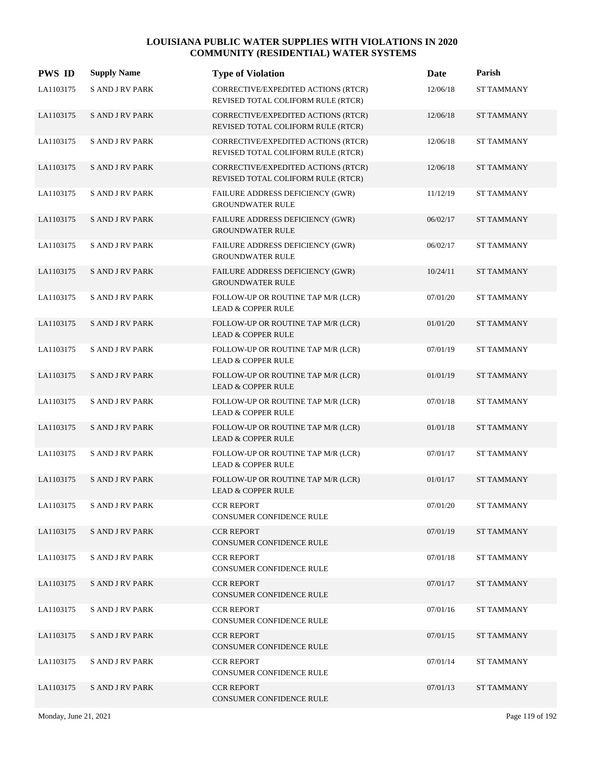# LOUISIANA PUBLIC WATER SUPPLIES WITH VIOLATIONS IN 2020
## COMMUNITY (RESIDENTIAL) WATER SYSTEMS

| PWS ID | Supply Name | Type of Violation | Date | Parish |
|---|---|---|---|---|
| LA1103175 | S AND J RV PARK | CORRECTIVE/EXPEDITED ACTIONS (RTCR) REVISED TOTAL COLIFORM RULE (RTCR) | 12/06/18 | ST TAMMANY |
| LA1103175 | S AND J RV PARK | CORRECTIVE/EXPEDITED ACTIONS (RTCR) REVISED TOTAL COLIFORM RULE (RTCR) | 12/06/18 | ST TAMMANY |
| LA1103175 | S AND J RV PARK | CORRECTIVE/EXPEDITED ACTIONS (RTCR) REVISED TOTAL COLIFORM RULE (RTCR) | 12/06/18 | ST TAMMANY |
| LA1103175 | S AND J RV PARK | CORRECTIVE/EXPEDITED ACTIONS (RTCR) REVISED TOTAL COLIFORM RULE (RTCR) | 12/06/18 | ST TAMMANY |
| LA1103175 | S AND J RV PARK | FAILURE ADDRESS DEFICIENCY (GWR) GROUNDWATER RULE | 11/12/19 | ST TAMMANY |
| LA1103175 | S AND J RV PARK | FAILURE ADDRESS DEFICIENCY (GWR) GROUNDWATER RULE | 06/02/17 | ST TAMMANY |
| LA1103175 | S AND J RV PARK | FAILURE ADDRESS DEFICIENCY (GWR) GROUNDWATER RULE | 06/02/17 | ST TAMMANY |
| LA1103175 | S AND J RV PARK | FAILURE ADDRESS DEFICIENCY (GWR) GROUNDWATER RULE | 10/24/11 | ST TAMMANY |
| LA1103175 | S AND J RV PARK | FOLLOW-UP OR ROUTINE TAP M/R (LCR) LEAD & COPPER RULE | 07/01/20 | ST TAMMANY |
| LA1103175 | S AND J RV PARK | FOLLOW-UP OR ROUTINE TAP M/R (LCR) LEAD & COPPER RULE | 01/01/20 | ST TAMMANY |
| LA1103175 | S AND J RV PARK | FOLLOW-UP OR ROUTINE TAP M/R (LCR) LEAD & COPPER RULE | 07/01/19 | ST TAMMANY |
| LA1103175 | S AND J RV PARK | FOLLOW-UP OR ROUTINE TAP M/R (LCR) LEAD & COPPER RULE | 01/01/19 | ST TAMMANY |
| LA1103175 | S AND J RV PARK | FOLLOW-UP OR ROUTINE TAP M/R (LCR) LEAD & COPPER RULE | 07/01/18 | ST TAMMANY |
| LA1103175 | S AND J RV PARK | FOLLOW-UP OR ROUTINE TAP M/R (LCR) LEAD & COPPER RULE | 01/01/18 | ST TAMMANY |
| LA1103175 | S AND J RV PARK | FOLLOW-UP OR ROUTINE TAP M/R (LCR) LEAD & COPPER RULE | 07/01/17 | ST TAMMANY |
| LA1103175 | S AND J RV PARK | FOLLOW-UP OR ROUTINE TAP M/R (LCR) LEAD & COPPER RULE | 01/01/17 | ST TAMMANY |
| LA1103175 | S AND J RV PARK | CCR REPORT CONSUMER CONFIDENCE RULE | 07/01/20 | ST TAMMANY |
| LA1103175 | S AND J RV PARK | CCR REPORT CONSUMER CONFIDENCE RULE | 07/01/19 | ST TAMMANY |
| LA1103175 | S AND J RV PARK | CCR REPORT CONSUMER CONFIDENCE RULE | 07/01/18 | ST TAMMANY |
| LA1103175 | S AND J RV PARK | CCR REPORT CONSUMER CONFIDENCE RULE | 07/01/17 | ST TAMMANY |
| LA1103175 | S AND J RV PARK | CCR REPORT CONSUMER CONFIDENCE RULE | 07/01/16 | ST TAMMANY |
| LA1103175 | S AND J RV PARK | CCR REPORT CONSUMER CONFIDENCE RULE | 07/01/15 | ST TAMMANY |
| LA1103175 | S AND J RV PARK | CCR REPORT CONSUMER CONFIDENCE RULE | 07/01/14 | ST TAMMANY |
| LA1103175 | S AND J RV PARK | CCR REPORT CONSUMER CONFIDENCE RULE | 07/01/13 | ST TAMMANY |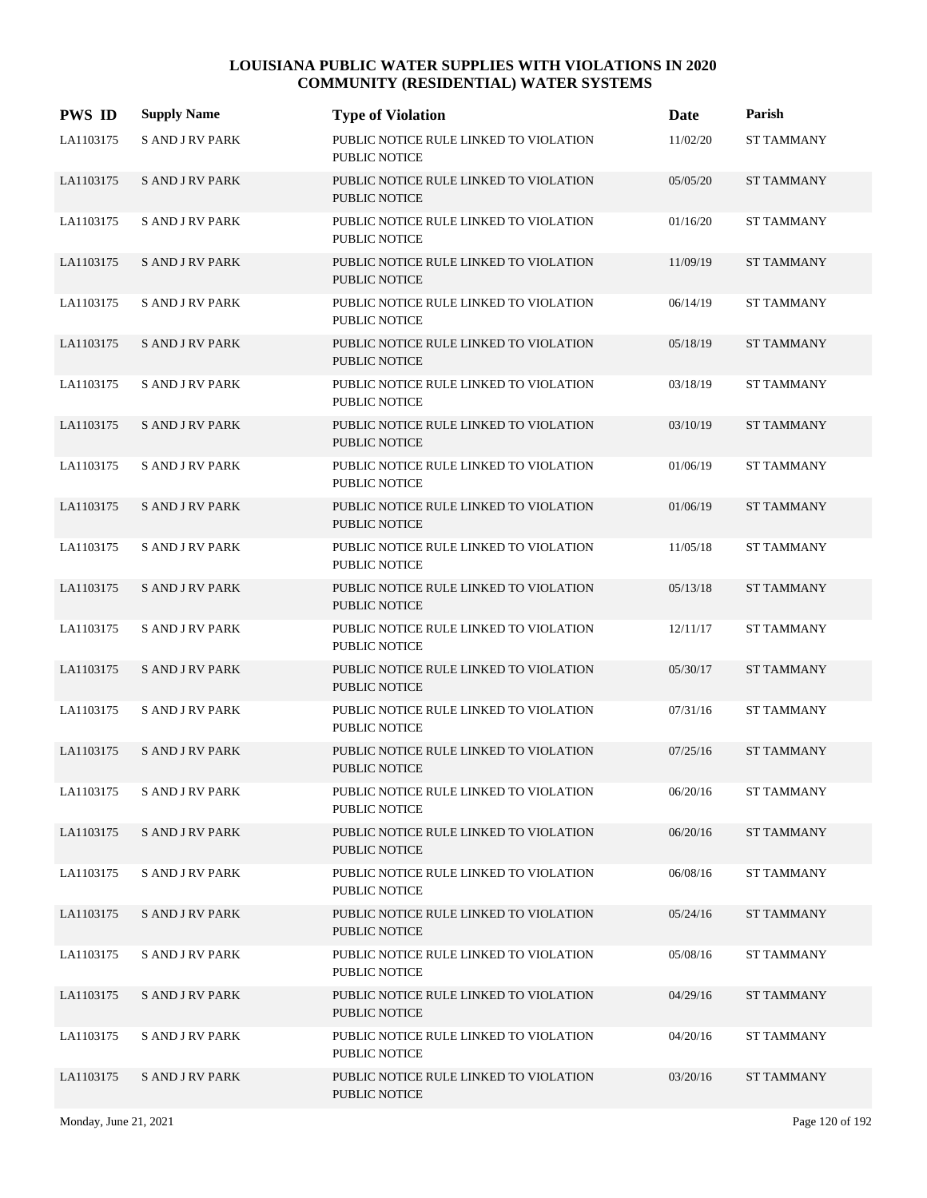# LOUISIANA PUBLIC WATER SUPPLIES WITH VIOLATIONS IN 2020
## COMMUNITY (RESIDENTIAL) WATER SYSTEMS

| PWS ID | Supply Name | Type of Violation | Date | Parish |
|---|---|---|---|---|
| LA1103175 | S AND J RV PARK | PUBLIC NOTICE RULE LINKED TO VIOLATION PUBLIC NOTICE | 11/02/20 | ST TAMMANY |
| LA1103175 | S AND J RV PARK | PUBLIC NOTICE RULE LINKED TO VIOLATION PUBLIC NOTICE | 05/05/20 | ST TAMMANY |
| LA1103175 | S AND J RV PARK | PUBLIC NOTICE RULE LINKED TO VIOLATION PUBLIC NOTICE | 01/16/20 | ST TAMMANY |
| LA1103175 | S AND J RV PARK | PUBLIC NOTICE RULE LINKED TO VIOLATION PUBLIC NOTICE | 11/09/19 | ST TAMMANY |
| LA1103175 | S AND J RV PARK | PUBLIC NOTICE RULE LINKED TO VIOLATION PUBLIC NOTICE | 06/14/19 | ST TAMMANY |
| LA1103175 | S AND J RV PARK | PUBLIC NOTICE RULE LINKED TO VIOLATION PUBLIC NOTICE | 05/18/19 | ST TAMMANY |
| LA1103175 | S AND J RV PARK | PUBLIC NOTICE RULE LINKED TO VIOLATION PUBLIC NOTICE | 03/18/19 | ST TAMMANY |
| LA1103175 | S AND J RV PARK | PUBLIC NOTICE RULE LINKED TO VIOLATION PUBLIC NOTICE | 03/10/19 | ST TAMMANY |
| LA1103175 | S AND J RV PARK | PUBLIC NOTICE RULE LINKED TO VIOLATION PUBLIC NOTICE | 01/06/19 | ST TAMMANY |
| LA1103175 | S AND J RV PARK | PUBLIC NOTICE RULE LINKED TO VIOLATION PUBLIC NOTICE | 01/06/19 | ST TAMMANY |
| LA1103175 | S AND J RV PARK | PUBLIC NOTICE RULE LINKED TO VIOLATION PUBLIC NOTICE | 11/05/18 | ST TAMMANY |
| LA1103175 | S AND J RV PARK | PUBLIC NOTICE RULE LINKED TO VIOLATION PUBLIC NOTICE | 05/13/18 | ST TAMMANY |
| LA1103175 | S AND J RV PARK | PUBLIC NOTICE RULE LINKED TO VIOLATION PUBLIC NOTICE | 12/11/17 | ST TAMMANY |
| LA1103175 | S AND J RV PARK | PUBLIC NOTICE RULE LINKED TO VIOLATION PUBLIC NOTICE | 05/30/17 | ST TAMMANY |
| LA1103175 | S AND J RV PARK | PUBLIC NOTICE RULE LINKED TO VIOLATION PUBLIC NOTICE | 07/31/16 | ST TAMMANY |
| LA1103175 | S AND J RV PARK | PUBLIC NOTICE RULE LINKED TO VIOLATION PUBLIC NOTICE | 07/25/16 | ST TAMMANY |
| LA1103175 | S AND J RV PARK | PUBLIC NOTICE RULE LINKED TO VIOLATION PUBLIC NOTICE | 06/20/16 | ST TAMMANY |
| LA1103175 | S AND J RV PARK | PUBLIC NOTICE RULE LINKED TO VIOLATION PUBLIC NOTICE | 06/20/16 | ST TAMMANY |
| LA1103175 | S AND J RV PARK | PUBLIC NOTICE RULE LINKED TO VIOLATION PUBLIC NOTICE | 06/08/16 | ST TAMMANY |
| LA1103175 | S AND J RV PARK | PUBLIC NOTICE RULE LINKED TO VIOLATION PUBLIC NOTICE | 05/24/16 | ST TAMMANY |
| LA1103175 | S AND J RV PARK | PUBLIC NOTICE RULE LINKED TO VIOLATION PUBLIC NOTICE | 05/08/16 | ST TAMMANY |
| LA1103175 | S AND J RV PARK | PUBLIC NOTICE RULE LINKED TO VIOLATION PUBLIC NOTICE | 04/29/16 | ST TAMMANY |
| LA1103175 | S AND J RV PARK | PUBLIC NOTICE RULE LINKED TO VIOLATION PUBLIC NOTICE | 04/20/16 | ST TAMMANY |
| LA1103175 | S AND J RV PARK | PUBLIC NOTICE RULE LINKED TO VIOLATION PUBLIC NOTICE | 03/20/16 | ST TAMMANY |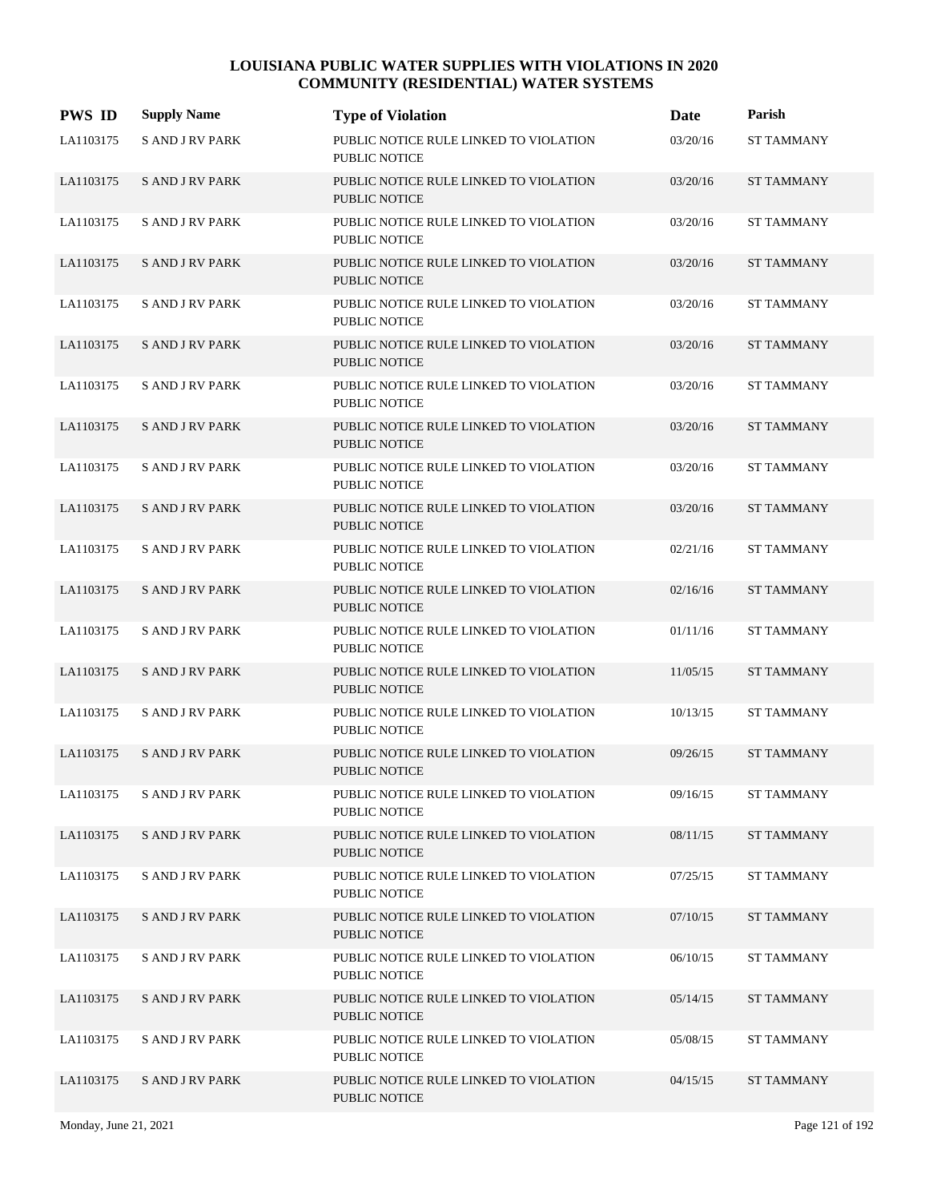# LOUISIANA PUBLIC WATER SUPPLIES WITH VIOLATIONS IN 2020
## COMMUNITY (RESIDENTIAL) WATER SYSTEMS

| PWS ID | Supply Name | Type of Violation | Date | Parish |
|---|---|---|---|---|
| LA1103175 | S AND J RV PARK | PUBLIC NOTICE RULE LINKED TO VIOLATION PUBLIC NOTICE | 03/20/16 | ST TAMMANY |
| LA1103175 | S AND J RV PARK | PUBLIC NOTICE RULE LINKED TO VIOLATION PUBLIC NOTICE | 03/20/16 | ST TAMMANY |
| LA1103175 | S AND J RV PARK | PUBLIC NOTICE RULE LINKED TO VIOLATION PUBLIC NOTICE | 03/20/16 | ST TAMMANY |
| LA1103175 | S AND J RV PARK | PUBLIC NOTICE RULE LINKED TO VIOLATION PUBLIC NOTICE | 03/20/16 | ST TAMMANY |
| LA1103175 | S AND J RV PARK | PUBLIC NOTICE RULE LINKED TO VIOLATION PUBLIC NOTICE | 03/20/16 | ST TAMMANY |
| LA1103175 | S AND J RV PARK | PUBLIC NOTICE RULE LINKED TO VIOLATION PUBLIC NOTICE | 03/20/16 | ST TAMMANY |
| LA1103175 | S AND J RV PARK | PUBLIC NOTICE RULE LINKED TO VIOLATION PUBLIC NOTICE | 03/20/16 | ST TAMMANY |
| LA1103175 | S AND J RV PARK | PUBLIC NOTICE RULE LINKED TO VIOLATION PUBLIC NOTICE | 03/20/16 | ST TAMMANY |
| LA1103175 | S AND J RV PARK | PUBLIC NOTICE RULE LINKED TO VIOLATION PUBLIC NOTICE | 03/20/16 | ST TAMMANY |
| LA1103175 | S AND J RV PARK | PUBLIC NOTICE RULE LINKED TO VIOLATION PUBLIC NOTICE | 03/20/16 | ST TAMMANY |
| LA1103175 | S AND J RV PARK | PUBLIC NOTICE RULE LINKED TO VIOLATION PUBLIC NOTICE | 02/21/16 | ST TAMMANY |
| LA1103175 | S AND J RV PARK | PUBLIC NOTICE RULE LINKED TO VIOLATION PUBLIC NOTICE | 02/16/16 | ST TAMMANY |
| LA1103175 | S AND J RV PARK | PUBLIC NOTICE RULE LINKED TO VIOLATION PUBLIC NOTICE | 01/11/16 | ST TAMMANY |
| LA1103175 | S AND J RV PARK | PUBLIC NOTICE RULE LINKED TO VIOLATION PUBLIC NOTICE | 11/05/15 | ST TAMMANY |
| LA1103175 | S AND J RV PARK | PUBLIC NOTICE RULE LINKED TO VIOLATION PUBLIC NOTICE | 10/13/15 | ST TAMMANY |
| LA1103175 | S AND J RV PARK | PUBLIC NOTICE RULE LINKED TO VIOLATION PUBLIC NOTICE | 09/26/15 | ST TAMMANY |
| LA1103175 | S AND J RV PARK | PUBLIC NOTICE RULE LINKED TO VIOLATION PUBLIC NOTICE | 09/16/15 | ST TAMMANY |
| LA1103175 | S AND J RV PARK | PUBLIC NOTICE RULE LINKED TO VIOLATION PUBLIC NOTICE | 08/11/15 | ST TAMMANY |
| LA1103175 | S AND J RV PARK | PUBLIC NOTICE RULE LINKED TO VIOLATION PUBLIC NOTICE | 07/25/15 | ST TAMMANY |
| LA1103175 | S AND J RV PARK | PUBLIC NOTICE RULE LINKED TO VIOLATION PUBLIC NOTICE | 07/10/15 | ST TAMMANY |
| LA1103175 | S AND J RV PARK | PUBLIC NOTICE RULE LINKED TO VIOLATION PUBLIC NOTICE | 06/10/15 | ST TAMMANY |
| LA1103175 | S AND J RV PARK | PUBLIC NOTICE RULE LINKED TO VIOLATION PUBLIC NOTICE | 05/14/15 | ST TAMMANY |
| LA1103175 | S AND J RV PARK | PUBLIC NOTICE RULE LINKED TO VIOLATION PUBLIC NOTICE | 05/08/15 | ST TAMMANY |
| LA1103175 | S AND J RV PARK | PUBLIC NOTICE RULE LINKED TO VIOLATION PUBLIC NOTICE | 04/15/15 | ST TAMMANY |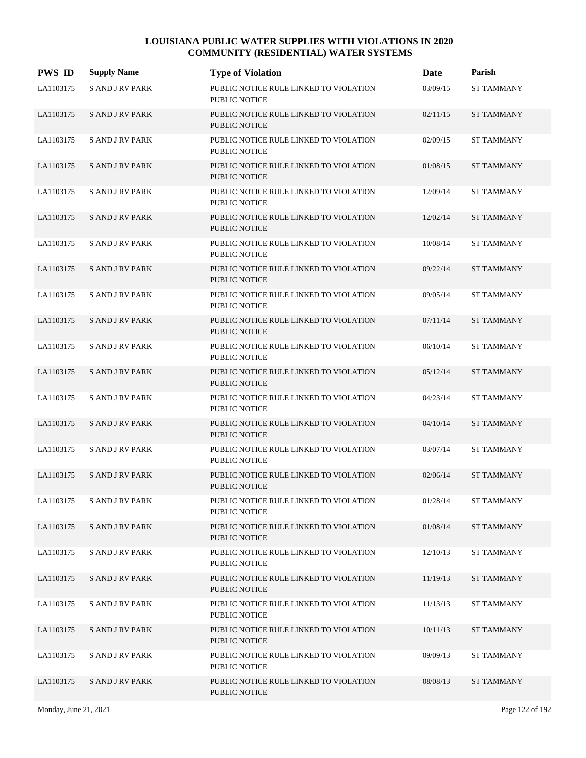# LOUISIANA PUBLIC WATER SUPPLIES WITH VIOLATIONS IN 2020
## COMMUNITY (RESIDENTIAL) WATER SYSTEMS

| PWS ID | Supply Name | Type of Violation | Date | Parish |
|---|---|---|---|---|
| LA1103175 | S AND J RV PARK | PUBLIC NOTICE RULE LINKED TO VIOLATION PUBLIC NOTICE | 03/09/15 | ST TAMMANY |
| LA1103175 | S AND J RV PARK | PUBLIC NOTICE RULE LINKED TO VIOLATION PUBLIC NOTICE | 02/11/15 | ST TAMMANY |
| LA1103175 | S AND J RV PARK | PUBLIC NOTICE RULE LINKED TO VIOLATION PUBLIC NOTICE | 02/09/15 | ST TAMMANY |
| LA1103175 | S AND J RV PARK | PUBLIC NOTICE RULE LINKED TO VIOLATION PUBLIC NOTICE | 01/08/15 | ST TAMMANY |
| LA1103175 | S AND J RV PARK | PUBLIC NOTICE RULE LINKED TO VIOLATION PUBLIC NOTICE | 12/09/14 | ST TAMMANY |
| LA1103175 | S AND J RV PARK | PUBLIC NOTICE RULE LINKED TO VIOLATION PUBLIC NOTICE | 12/02/14 | ST TAMMANY |
| LA1103175 | S AND J RV PARK | PUBLIC NOTICE RULE LINKED TO VIOLATION PUBLIC NOTICE | 10/08/14 | ST TAMMANY |
| LA1103175 | S AND J RV PARK | PUBLIC NOTICE RULE LINKED TO VIOLATION PUBLIC NOTICE | 09/22/14 | ST TAMMANY |
| LA1103175 | S AND J RV PARK | PUBLIC NOTICE RULE LINKED TO VIOLATION PUBLIC NOTICE | 09/05/14 | ST TAMMANY |
| LA1103175 | S AND J RV PARK | PUBLIC NOTICE RULE LINKED TO VIOLATION PUBLIC NOTICE | 07/11/14 | ST TAMMANY |
| LA1103175 | S AND J RV PARK | PUBLIC NOTICE RULE LINKED TO VIOLATION PUBLIC NOTICE | 06/10/14 | ST TAMMANY |
| LA1103175 | S AND J RV PARK | PUBLIC NOTICE RULE LINKED TO VIOLATION PUBLIC NOTICE | 05/12/14 | ST TAMMANY |
| LA1103175 | S AND J RV PARK | PUBLIC NOTICE RULE LINKED TO VIOLATION PUBLIC NOTICE | 04/23/14 | ST TAMMANY |
| LA1103175 | S AND J RV PARK | PUBLIC NOTICE RULE LINKED TO VIOLATION PUBLIC NOTICE | 04/10/14 | ST TAMMANY |
| LA1103175 | S AND J RV PARK | PUBLIC NOTICE RULE LINKED TO VIOLATION PUBLIC NOTICE | 03/07/14 | ST TAMMANY |
| LA1103175 | S AND J RV PARK | PUBLIC NOTICE RULE LINKED TO VIOLATION PUBLIC NOTICE | 02/06/14 | ST TAMMANY |
| LA1103175 | S AND J RV PARK | PUBLIC NOTICE RULE LINKED TO VIOLATION PUBLIC NOTICE | 01/28/14 | ST TAMMANY |
| LA1103175 | S AND J RV PARK | PUBLIC NOTICE RULE LINKED TO VIOLATION PUBLIC NOTICE | 01/08/14 | ST TAMMANY |
| LA1103175 | S AND J RV PARK | PUBLIC NOTICE RULE LINKED TO VIOLATION PUBLIC NOTICE | 12/10/13 | ST TAMMANY |
| LA1103175 | S AND J RV PARK | PUBLIC NOTICE RULE LINKED TO VIOLATION PUBLIC NOTICE | 11/19/13 | ST TAMMANY |
| LA1103175 | S AND J RV PARK | PUBLIC NOTICE RULE LINKED TO VIOLATION PUBLIC NOTICE | 11/13/13 | ST TAMMANY |
| LA1103175 | S AND J RV PARK | PUBLIC NOTICE RULE LINKED TO VIOLATION PUBLIC NOTICE | 10/11/13 | ST TAMMANY |
| LA1103175 | S AND J RV PARK | PUBLIC NOTICE RULE LINKED TO VIOLATION PUBLIC NOTICE | 09/09/13 | ST TAMMANY |
| LA1103175 | S AND J RV PARK | PUBLIC NOTICE RULE LINKED TO VIOLATION PUBLIC NOTICE | 08/08/13 | ST TAMMANY |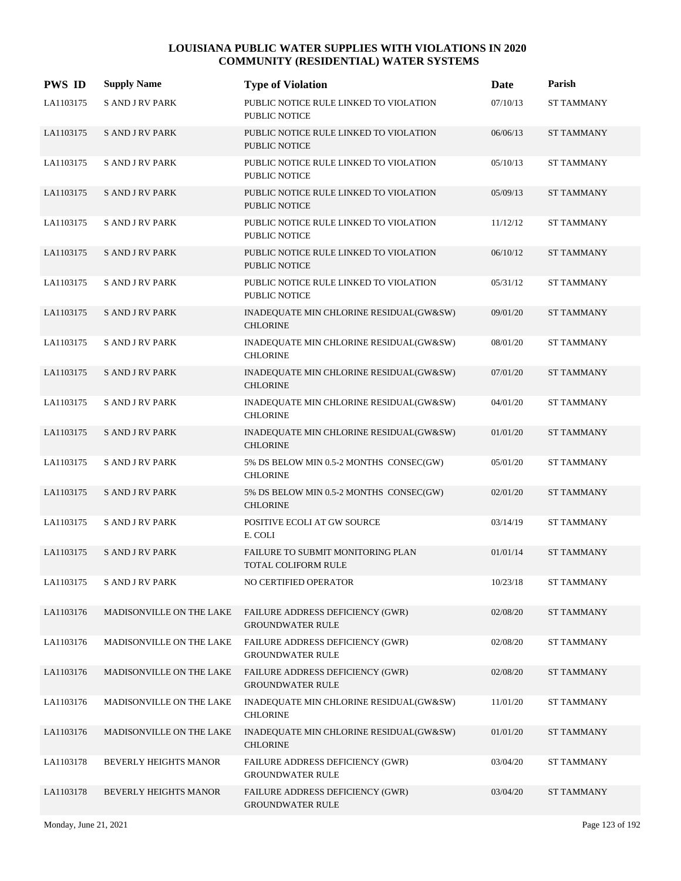# LOUISIANA PUBLIC WATER SUPPLIES WITH VIOLATIONS IN 2020
## COMMUNITY (RESIDENTIAL) WATER SYSTEMS

| PWS ID | Supply Name | Type of Violation | Date | Parish |
|---|---|---|---|---|
| LA1103175 | S AND J RV PARK | PUBLIC NOTICE RULE LINKED TO VIOLATION PUBLIC NOTICE | 07/10/13 | ST TAMMANY |
| LA1103175 | S AND J RV PARK | PUBLIC NOTICE RULE LINKED TO VIOLATION PUBLIC NOTICE | 06/06/13 | ST TAMMANY |
| LA1103175 | S AND J RV PARK | PUBLIC NOTICE RULE LINKED TO VIOLATION PUBLIC NOTICE | 05/10/13 | ST TAMMANY |
| LA1103175 | S AND J RV PARK | PUBLIC NOTICE RULE LINKED TO VIOLATION PUBLIC NOTICE | 05/09/13 | ST TAMMANY |
| LA1103175 | S AND J RV PARK | PUBLIC NOTICE RULE LINKED TO VIOLATION PUBLIC NOTICE | 11/12/12 | ST TAMMANY |
| LA1103175 | S AND J RV PARK | PUBLIC NOTICE RULE LINKED TO VIOLATION PUBLIC NOTICE | 06/10/12 | ST TAMMANY |
| LA1103175 | S AND J RV PARK | PUBLIC NOTICE RULE LINKED TO VIOLATION PUBLIC NOTICE | 05/31/12 | ST TAMMANY |
| LA1103175 | S AND J RV PARK | INADEQUATE MIN CHLORINE RESIDUAL(GW&SW) CHLORINE | 09/01/20 | ST TAMMANY |
| LA1103175 | S AND J RV PARK | INADEQUATE MIN CHLORINE RESIDUAL(GW&SW) CHLORINE | 08/01/20 | ST TAMMANY |
| LA1103175 | S AND J RV PARK | INADEQUATE MIN CHLORINE RESIDUAL(GW&SW) CHLORINE | 07/01/20 | ST TAMMANY |
| LA1103175 | S AND J RV PARK | INADEQUATE MIN CHLORINE RESIDUAL(GW&SW) CHLORINE | 04/01/20 | ST TAMMANY |
| LA1103175 | S AND J RV PARK | INADEQUATE MIN CHLORINE RESIDUAL(GW&SW) CHLORINE | 01/01/20 | ST TAMMANY |
| LA1103175 | S AND J RV PARK | 5% DS BELOW MIN 0.5-2 MONTHS CONSEC(GW) CHLORINE | 05/01/20 | ST TAMMANY |
| LA1103175 | S AND J RV PARK | 5% DS BELOW MIN 0.5-2 MONTHS CONSEC(GW) CHLORINE | 02/01/20 | ST TAMMANY |
| LA1103175 | S AND J RV PARK | POSITIVE ECOLI AT GW SOURCE E. COLI | 03/14/19 | ST TAMMANY |
| LA1103175 | S AND J RV PARK | FAILURE TO SUBMIT MONITORING PLAN TOTAL COLIFORM RULE | 01/01/14 | ST TAMMANY |
| LA1103175 | S AND J RV PARK | NO CERTIFIED OPERATOR | 10/23/18 | ST TAMMANY |
| LA1103176 | MADISONVILLE ON THE LAKE | FAILURE ADDRESS DEFICIENCY (GWR) GROUNDWATER RULE | 02/08/20 | ST TAMMANY |
| LA1103176 | MADISONVILLE ON THE LAKE | FAILURE ADDRESS DEFICIENCY (GWR) GROUNDWATER RULE | 02/08/20 | ST TAMMANY |
| LA1103176 | MADISONVILLE ON THE LAKE | FAILURE ADDRESS DEFICIENCY (GWR) GROUNDWATER RULE | 02/08/20 | ST TAMMANY |
| LA1103176 | MADISONVILLE ON THE LAKE | INADEQUATE MIN CHLORINE RESIDUAL(GW&SW) CHLORINE | 11/01/20 | ST TAMMANY |
| LA1103176 | MADISONVILLE ON THE LAKE | INADEQUATE MIN CHLORINE RESIDUAL(GW&SW) CHLORINE | 01/01/20 | ST TAMMANY |
| LA1103178 | BEVERLY HEIGHTS MANOR | FAILURE ADDRESS DEFICIENCY (GWR) GROUNDWATER RULE | 03/04/20 | ST TAMMANY |
| LA1103178 | BEVERLY HEIGHTS MANOR | FAILURE ADDRESS DEFICIENCY (GWR) GROUNDWATER RULE | 03/04/20 | ST TAMMANY |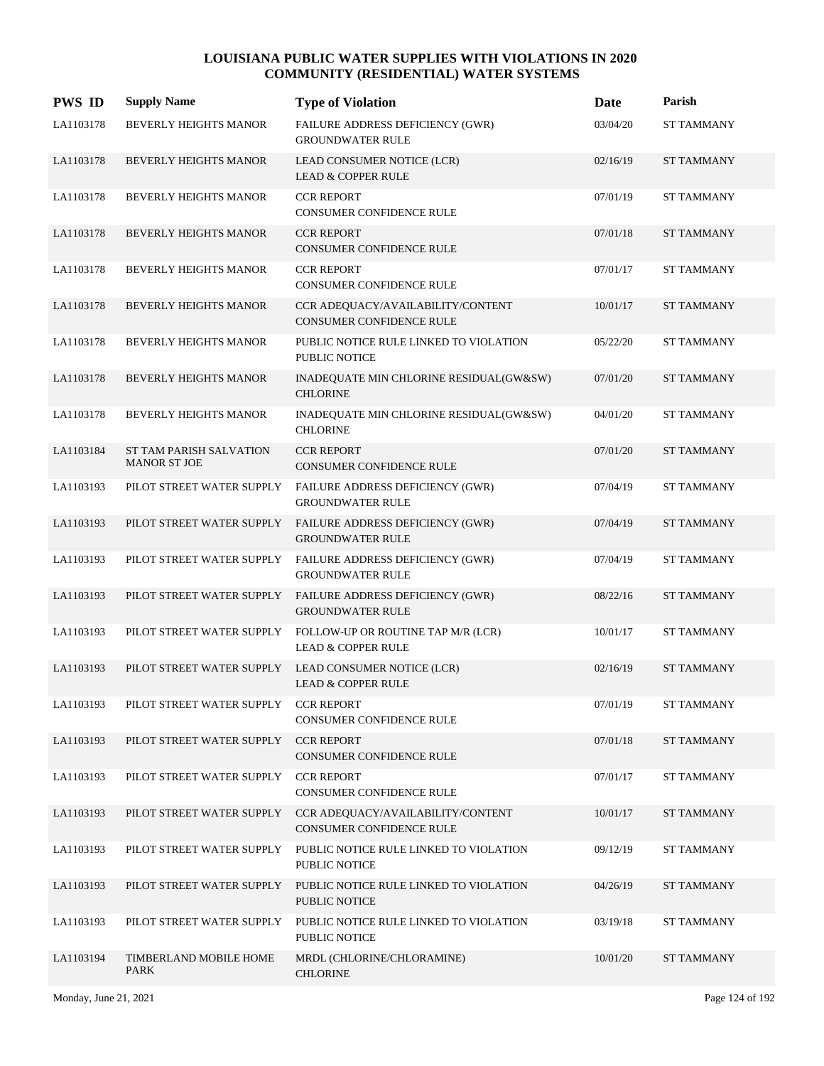# LOUISIANA PUBLIC WATER SUPPLIES WITH VIOLATIONS IN 2020
## COMMUNITY (RESIDENTIAL) WATER SYSTEMS

| PWS ID | Supply Name | Type of Violation | Date | Parish |
|---|---|---|---|---|
| LA1103178 | BEVERLY HEIGHTS MANOR | FAILURE ADDRESS DEFICIENCY (GWR) GROUNDWATER RULE | 03/04/20 | ST TAMMANY |
| LA1103178 | BEVERLY HEIGHTS MANOR | LEAD CONSUMER NOTICE (LCR) LEAD & COPPER RULE | 02/16/19 | ST TAMMANY |
| LA1103178 | BEVERLY HEIGHTS MANOR | CCR REPORT CONSUMER CONFIDENCE RULE | 07/01/19 | ST TAMMANY |
| LA1103178 | BEVERLY HEIGHTS MANOR | CCR REPORT CONSUMER CONFIDENCE RULE | 07/01/18 | ST TAMMANY |
| LA1103178 | BEVERLY HEIGHTS MANOR | CCR REPORT CONSUMER CONFIDENCE RULE | 07/01/17 | ST TAMMANY |
| LA1103178 | BEVERLY HEIGHTS MANOR | CCR ADEQUACY/AVAILABILITY/CONTENT CONSUMER CONFIDENCE RULE | 10/01/17 | ST TAMMANY |
| LA1103178 | BEVERLY HEIGHTS MANOR | PUBLIC NOTICE RULE LINKED TO VIOLATION PUBLIC NOTICE | 05/22/20 | ST TAMMANY |
| LA1103178 | BEVERLY HEIGHTS MANOR | INADEQUATE MIN CHLORINE RESIDUAL(GW&SW) CHLORINE | 07/01/20 | ST TAMMANY |
| LA1103178 | BEVERLY HEIGHTS MANOR | INADEQUATE MIN CHLORINE RESIDUAL(GW&SW) CHLORINE | 04/01/20 | ST TAMMANY |
| LA1103184 | ST TAM PARISH SALVATION MANOR ST JOE | CCR REPORT CONSUMER CONFIDENCE RULE | 07/01/20 | ST TAMMANY |
| LA1103193 | PILOT STREET WATER SUPPLY | FAILURE ADDRESS DEFICIENCY (GWR) GROUNDWATER RULE | 07/04/19 | ST TAMMANY |
| LA1103193 | PILOT STREET WATER SUPPLY | FAILURE ADDRESS DEFICIENCY (GWR) GROUNDWATER RULE | 07/04/19 | ST TAMMANY |
| LA1103193 | PILOT STREET WATER SUPPLY | FAILURE ADDRESS DEFICIENCY (GWR) GROUNDWATER RULE | 07/04/19 | ST TAMMANY |
| LA1103193 | PILOT STREET WATER SUPPLY | FAILURE ADDRESS DEFICIENCY (GWR) GROUNDWATER RULE | 08/22/16 | ST TAMMANY |
| LA1103193 | PILOT STREET WATER SUPPLY | FOLLOW-UP OR ROUTINE TAP M/R (LCR) LEAD & COPPER RULE | 10/01/17 | ST TAMMANY |
| LA1103193 | PILOT STREET WATER SUPPLY | LEAD CONSUMER NOTICE (LCR) LEAD & COPPER RULE | 02/16/19 | ST TAMMANY |
| LA1103193 | PILOT STREET WATER SUPPLY | CCR REPORT CONSUMER CONFIDENCE RULE | 07/01/19 | ST TAMMANY |
| LA1103193 | PILOT STREET WATER SUPPLY | CCR REPORT CONSUMER CONFIDENCE RULE | 07/01/18 | ST TAMMANY |
| LA1103193 | PILOT STREET WATER SUPPLY | CCR REPORT CONSUMER CONFIDENCE RULE | 07/01/17 | ST TAMMANY |
| LA1103193 | PILOT STREET WATER SUPPLY | CCR ADEQUACY/AVAILABILITY/CONTENT CONSUMER CONFIDENCE RULE | 10/01/17 | ST TAMMANY |
| LA1103193 | PILOT STREET WATER SUPPLY | PUBLIC NOTICE RULE LINKED TO VIOLATION PUBLIC NOTICE | 09/12/19 | ST TAMMANY |
| LA1103193 | PILOT STREET WATER SUPPLY | PUBLIC NOTICE RULE LINKED TO VIOLATION PUBLIC NOTICE | 04/26/19 | ST TAMMANY |
| LA1103193 | PILOT STREET WATER SUPPLY | PUBLIC NOTICE RULE LINKED TO VIOLATION PUBLIC NOTICE | 03/19/18 | ST TAMMANY |
| LA1103194 | TIMBERLAND MOBILE HOME PARK | MRDL (CHLORINE/CHLORAMINE) CHLORINE | 10/01/20 | ST TAMMANY |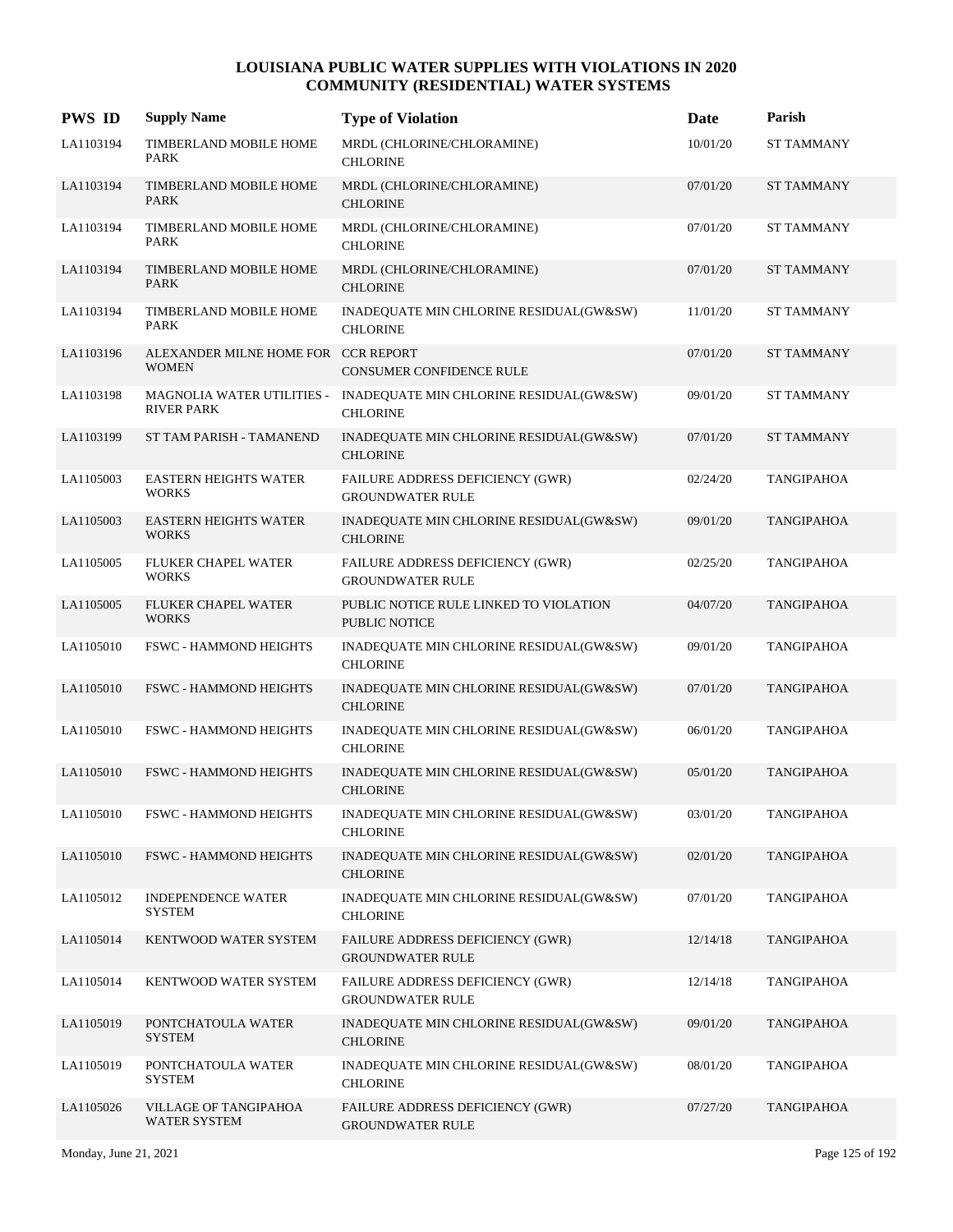# LOUISIANA PUBLIC WATER SUPPLIES WITH VIOLATIONS IN 2020
## COMMUNITY (RESIDENTIAL) WATER SYSTEMS

| PWS ID | Supply Name | Type of Violation | Date | Parish |
|---|---|---|---|---|
| LA1103194 | TIMBERLAND MOBILE HOME PARK | MRDL (CHLORINE/CHLORAMINE) CHLORINE | 10/01/20 | ST TAMMANY |
| LA1103194 | TIMBERLAND MOBILE HOME PARK | MRDL (CHLORINE/CHLORAMINE) CHLORINE | 07/01/20 | ST TAMMANY |
| LA1103194 | TIMBERLAND MOBILE HOME PARK | MRDL (CHLORINE/CHLORAMINE) CHLORINE | 07/01/20 | ST TAMMANY |
| LA1103194 | TIMBERLAND MOBILE HOME PARK | MRDL (CHLORINE/CHLORAMINE) CHLORINE | 07/01/20 | ST TAMMANY |
| LA1103194 | TIMBERLAND MOBILE HOME PARK | INADEQUATE MIN CHLORINE RESIDUAL(GW&SW) CHLORINE | 11/01/20 | ST TAMMANY |
| LA1103196 | ALEXANDER MILNE HOME FOR WOMEN | CCR REPORT CONSUMER CONFIDENCE RULE | 07/01/20 | ST TAMMANY |
| LA1103198 | MAGNOLIA WATER UTILITIES - RIVER PARK | INADEQUATE MIN CHLORINE RESIDUAL(GW&SW) CHLORINE | 09/01/20 | ST TAMMANY |
| LA1103199 | ST TAM PARISH - TAMANEND | INADEQUATE MIN CHLORINE RESIDUAL(GW&SW) CHLORINE | 07/01/20 | ST TAMMANY |
| LA1105003 | EASTERN HEIGHTS WATER WORKS | FAILURE ADDRESS DEFICIENCY (GWR) GROUNDWATER RULE | 02/24/20 | TANGIPAHOA |
| LA1105003 | EASTERN HEIGHTS WATER WORKS | INADEQUATE MIN CHLORINE RESIDUAL(GW&SW) CHLORINE | 09/01/20 | TANGIPAHOA |
| LA1105005 | FLUKER CHAPEL WATER WORKS | FAILURE ADDRESS DEFICIENCY (GWR) GROUNDWATER RULE | 02/25/20 | TANGIPAHOA |
| LA1105005 | FLUKER CHAPEL WATER WORKS | PUBLIC NOTICE RULE LINKED TO VIOLATION PUBLIC NOTICE | 04/07/20 | TANGIPAHOA |
| LA1105010 | FSWC - HAMMOND HEIGHTS | INADEQUATE MIN CHLORINE RESIDUAL(GW&SW) CHLORINE | 09/01/20 | TANGIPAHOA |
| LA1105010 | FSWC - HAMMOND HEIGHTS | INADEQUATE MIN CHLORINE RESIDUAL(GW&SW) CHLORINE | 07/01/20 | TANGIPAHOA |
| LA1105010 | FSWC - HAMMOND HEIGHTS | INADEQUATE MIN CHLORINE RESIDUAL(GW&SW) CHLORINE | 06/01/20 | TANGIPAHOA |
| LA1105010 | FSWC - HAMMOND HEIGHTS | INADEQUATE MIN CHLORINE RESIDUAL(GW&SW) CHLORINE | 05/01/20 | TANGIPAHOA |
| LA1105010 | FSWC - HAMMOND HEIGHTS | INADEQUATE MIN CHLORINE RESIDUAL(GW&SW) CHLORINE | 03/01/20 | TANGIPAHOA |
| LA1105010 | FSWC - HAMMOND HEIGHTS | INADEQUATE MIN CHLORINE RESIDUAL(GW&SW) CHLORINE | 02/01/20 | TANGIPAHOA |
| LA1105012 | INDEPENDENCE WATER SYSTEM | INADEQUATE MIN CHLORINE RESIDUAL(GW&SW) CHLORINE | 07/01/20 | TANGIPAHOA |
| LA1105014 | KENTWOOD WATER SYSTEM | FAILURE ADDRESS DEFICIENCY (GWR) GROUNDWATER RULE | 12/14/18 | TANGIPAHOA |
| LA1105014 | KENTWOOD WATER SYSTEM | FAILURE ADDRESS DEFICIENCY (GWR) GROUNDWATER RULE | 12/14/18 | TANGIPAHOA |
| LA1105019 | PONTCHATOULA WATER SYSTEM | INADEQUATE MIN CHLORINE RESIDUAL(GW&SW) CHLORINE | 09/01/20 | TANGIPAHOA |
| LA1105019 | PONTCHATOULA WATER SYSTEM | INADEQUATE MIN CHLORINE RESIDUAL(GW&SW) CHLORINE | 08/01/20 | TANGIPAHOA |
| LA1105026 | VILLAGE OF TANGIPAHOA WATER SYSTEM | FAILURE ADDRESS DEFICIENCY (GWR) GROUNDWATER RULE | 07/27/20 | TANGIPAHOA |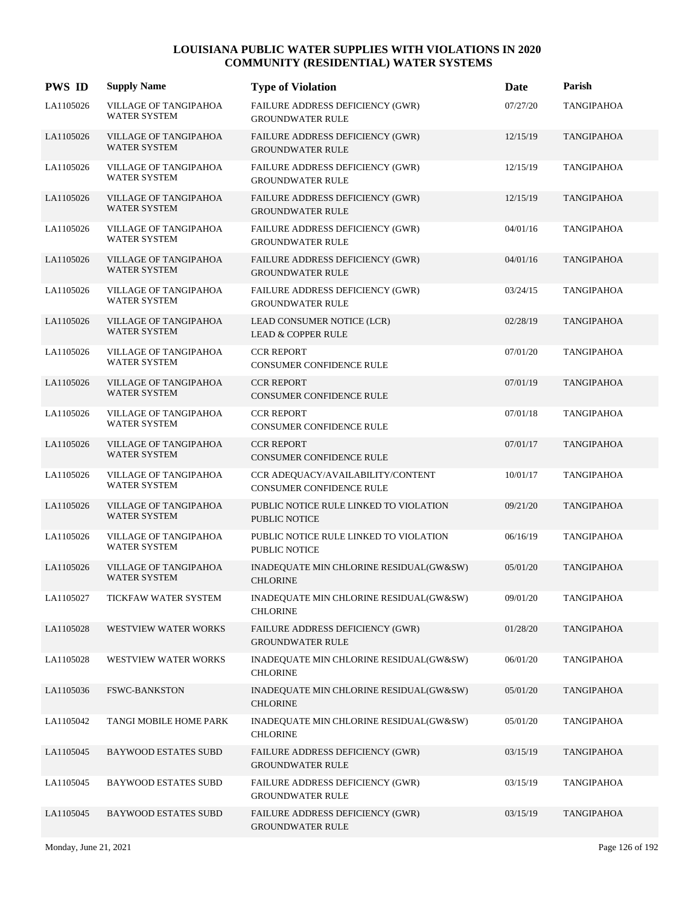# LOUISIANA PUBLIC WATER SUPPLIES WITH VIOLATIONS IN 2020
## COMMUNITY (RESIDENTIAL) WATER SYSTEMS

| PWS ID | Supply Name | Type of Violation | Date | Parish |
|---|---|---|---|---|
| LA1105026 | VILLAGE OF TANGIPAHOA WATER SYSTEM | FAILURE ADDRESS DEFICIENCY (GWR) GROUNDWATER RULE | 07/27/20 | TANGIPAHOA |
| LA1105026 | VILLAGE OF TANGIPAHOA WATER SYSTEM | FAILURE ADDRESS DEFICIENCY (GWR) GROUNDWATER RULE | 12/15/19 | TANGIPAHOA |
| LA1105026 | VILLAGE OF TANGIPAHOA WATER SYSTEM | FAILURE ADDRESS DEFICIENCY (GWR) GROUNDWATER RULE | 12/15/19 | TANGIPAHOA |
| LA1105026 | VILLAGE OF TANGIPAHOA WATER SYSTEM | FAILURE ADDRESS DEFICIENCY (GWR) GROUNDWATER RULE | 12/15/19 | TANGIPAHOA |
| LA1105026 | VILLAGE OF TANGIPAHOA WATER SYSTEM | FAILURE ADDRESS DEFICIENCY (GWR) GROUNDWATER RULE | 04/01/16 | TANGIPAHOA |
| LA1105026 | VILLAGE OF TANGIPAHOA WATER SYSTEM | FAILURE ADDRESS DEFICIENCY (GWR) GROUNDWATER RULE | 04/01/16 | TANGIPAHOA |
| LA1105026 | VILLAGE OF TANGIPAHOA WATER SYSTEM | FAILURE ADDRESS DEFICIENCY (GWR) GROUNDWATER RULE | 03/24/15 | TANGIPAHOA |
| LA1105026 | VILLAGE OF TANGIPAHOA WATER SYSTEM | LEAD CONSUMER NOTICE (LCR) LEAD & COPPER RULE | 02/28/19 | TANGIPAHOA |
| LA1105026 | VILLAGE OF TANGIPAHOA WATER SYSTEM | CCR REPORT CONSUMER CONFIDENCE RULE | 07/01/20 | TANGIPAHOA |
| LA1105026 | VILLAGE OF TANGIPAHOA WATER SYSTEM | CCR REPORT CONSUMER CONFIDENCE RULE | 07/01/19 | TANGIPAHOA |
| LA1105026 | VILLAGE OF TANGIPAHOA WATER SYSTEM | CCR REPORT CONSUMER CONFIDENCE RULE | 07/01/18 | TANGIPAHOA |
| LA1105026 | VILLAGE OF TANGIPAHOA WATER SYSTEM | CCR REPORT CONSUMER CONFIDENCE RULE | 07/01/17 | TANGIPAHOA |
| LA1105026 | VILLAGE OF TANGIPAHOA WATER SYSTEM | CCR ADEQUACY/AVAILABILITY/CONTENT CONSUMER CONFIDENCE RULE | 10/01/17 | TANGIPAHOA |
| LA1105026 | VILLAGE OF TANGIPAHOA WATER SYSTEM | PUBLIC NOTICE RULE LINKED TO VIOLATION PUBLIC NOTICE | 09/21/20 | TANGIPAHOA |
| LA1105026 | VILLAGE OF TANGIPAHOA WATER SYSTEM | PUBLIC NOTICE RULE LINKED TO VIOLATION PUBLIC NOTICE | 06/16/19 | TANGIPAHOA |
| LA1105026 | VILLAGE OF TANGIPAHOA WATER SYSTEM | INADEQUATE MIN CHLORINE RESIDUAL(GW&SW) CHLORINE | 05/01/20 | TANGIPAHOA |
| LA1105027 | TICKFAW WATER SYSTEM | INADEQUATE MIN CHLORINE RESIDUAL(GW&SW) CHLORINE | 09/01/20 | TANGIPAHOA |
| LA1105028 | WESTVIEW WATER WORKS | FAILURE ADDRESS DEFICIENCY (GWR) GROUNDWATER RULE | 01/28/20 | TANGIPAHOA |
| LA1105028 | WESTVIEW WATER WORKS | INADEQUATE MIN CHLORINE RESIDUAL(GW&SW) CHLORINE | 06/01/20 | TANGIPAHOA |
| LA1105036 | FSWC-BANKSTON | INADEQUATE MIN CHLORINE RESIDUAL(GW&SW) CHLORINE | 05/01/20 | TANGIPAHOA |
| LA1105042 | TANGI MOBILE HOME PARK | INADEQUATE MIN CHLORINE RESIDUAL(GW&SW) CHLORINE | 05/01/20 | TANGIPAHOA |
| LA1105045 | BAYWOOD ESTATES SUBD | FAILURE ADDRESS DEFICIENCY (GWR) GROUNDWATER RULE | 03/15/19 | TANGIPAHOA |
| LA1105045 | BAYWOOD ESTATES SUBD | FAILURE ADDRESS DEFICIENCY (GWR) GROUNDWATER RULE | 03/15/19 | TANGIPAHOA |
| LA1105045 | BAYWOOD ESTATES SUBD | FAILURE ADDRESS DEFICIENCY (GWR) GROUNDWATER RULE | 03/15/19 | TANGIPAHOA |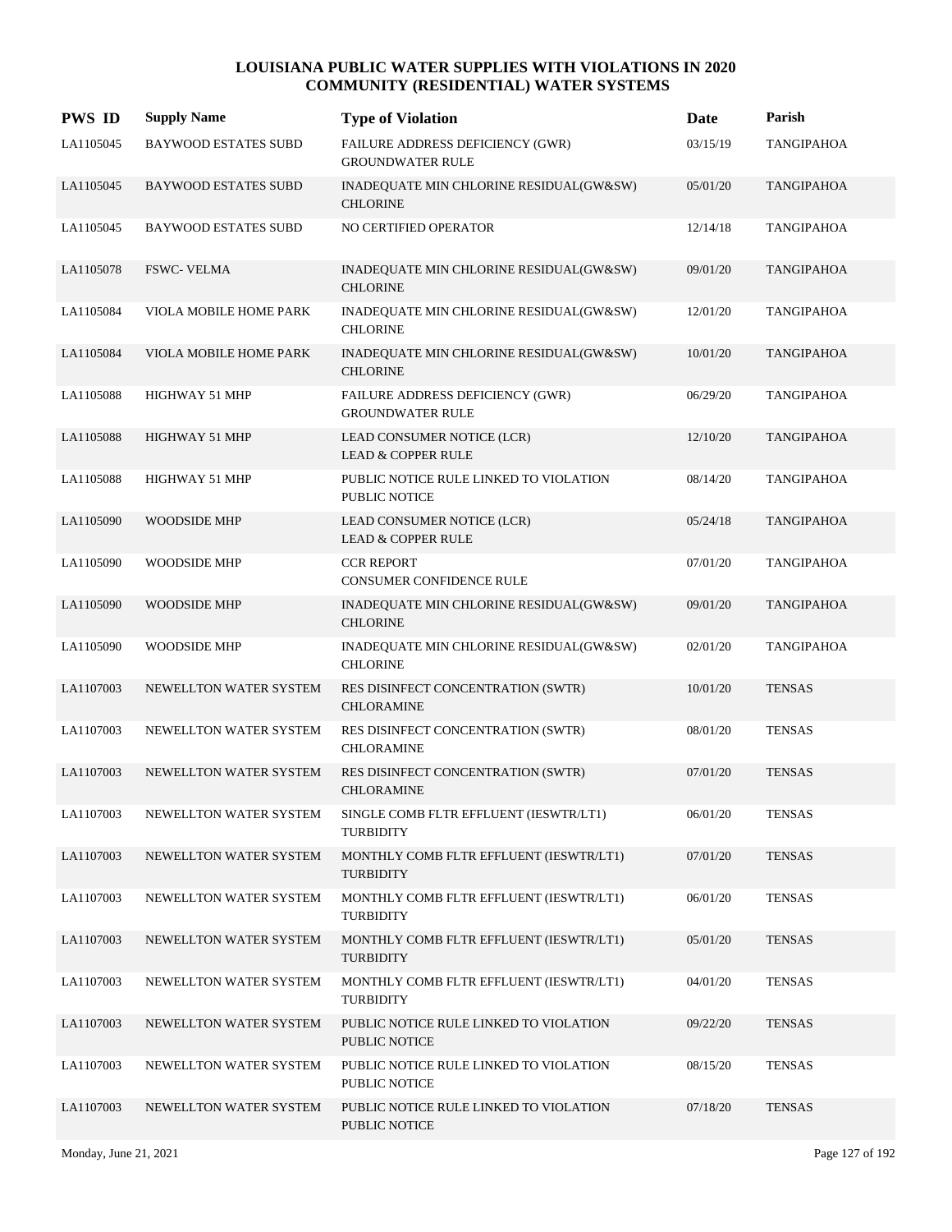# LOUISIANA PUBLIC WATER SUPPLIES WITH VIOLATIONS IN 2020
## COMMUNITY (RESIDENTIAL) WATER SYSTEMS

| PWS ID | Supply Name | Type of Violation | Date | Parish |
|---|---|---|---|---|
| LA1105045 | BAYWOOD ESTATES SUBD | FAILURE ADDRESS DEFICIENCY (GWR) GROUNDWATER RULE | 03/15/19 | TANGIPAHOA |
| LA1105045 | BAYWOOD ESTATES SUBD | INADEQUATE MIN CHLORINE RESIDUAL(GW&SW) CHLORINE | 05/01/20 | TANGIPAHOA |
| LA1105045 | BAYWOOD ESTATES SUBD | NO CERTIFIED OPERATOR | 12/14/18 | TANGIPAHOA |
| LA1105078 | FSWC- VELMA | INADEQUATE MIN CHLORINE RESIDUAL(GW&SW) CHLORINE | 09/01/20 | TANGIPAHOA |
| LA1105084 | VIOLA MOBILE HOME PARK | INADEQUATE MIN CHLORINE RESIDUAL(GW&SW) CHLORINE | 12/01/20 | TANGIPAHOA |
| LA1105084 | VIOLA MOBILE HOME PARK | INADEQUATE MIN CHLORINE RESIDUAL(GW&SW) CHLORINE | 10/01/20 | TANGIPAHOA |
| LA1105088 | HIGHWAY 51 MHP | FAILURE ADDRESS DEFICIENCY (GWR) GROUNDWATER RULE | 06/29/20 | TANGIPAHOA |
| LA1105088 | HIGHWAY 51 MHP | LEAD CONSUMER NOTICE (LCR) LEAD & COPPER RULE | 12/10/20 | TANGIPAHOA |
| LA1105088 | HIGHWAY 51 MHP | PUBLIC NOTICE RULE LINKED TO VIOLATION PUBLIC NOTICE | 08/14/20 | TANGIPAHOA |
| LA1105090 | WOODSIDE MHP | LEAD CONSUMER NOTICE (LCR) LEAD & COPPER RULE | 05/24/18 | TANGIPAHOA |
| LA1105090 | WOODSIDE MHP | CCR REPORT CONSUMER CONFIDENCE RULE | 07/01/20 | TANGIPAHOA |
| LA1105090 | WOODSIDE MHP | INADEQUATE MIN CHLORINE RESIDUAL(GW&SW) CHLORINE | 09/01/20 | TANGIPAHOA |
| LA1105090 | WOODSIDE MHP | INADEQUATE MIN CHLORINE RESIDUAL(GW&SW) CHLORINE | 02/01/20 | TANGIPAHOA |
| LA1107003 | NEWELLTON WATER SYSTEM | RES DISINFECT CONCENTRATION (SWTR) CHLORAMINE | 10/01/20 | TENSAS |
| LA1107003 | NEWELLTON WATER SYSTEM | RES DISINFECT CONCENTRATION (SWTR) CHLORAMINE | 08/01/20 | TENSAS |
| LA1107003 | NEWELLTON WATER SYSTEM | RES DISINFECT CONCENTRATION (SWTR) CHLORAMINE | 07/01/20 | TENSAS |
| LA1107003 | NEWELLTON WATER SYSTEM | SINGLE COMB FLTR EFFLUENT (IESWTR/LT1) TURBIDITY | 06/01/20 | TENSAS |
| LA1107003 | NEWELLTON WATER SYSTEM | MONTHLY COMB FLTR EFFLUENT (IESWTR/LT1) TURBIDITY | 07/01/20 | TENSAS |
| LA1107003 | NEWELLTON WATER SYSTEM | MONTHLY COMB FLTR EFFLUENT (IESWTR/LT1) TURBIDITY | 06/01/20 | TENSAS |
| LA1107003 | NEWELLTON WATER SYSTEM | MONTHLY COMB FLTR EFFLUENT (IESWTR/LT1) TURBIDITY | 05/01/20 | TENSAS |
| LA1107003 | NEWELLTON WATER SYSTEM | MONTHLY COMB FLTR EFFLUENT (IESWTR/LT1) TURBIDITY | 04/01/20 | TENSAS |
| LA1107003 | NEWELLTON WATER SYSTEM | PUBLIC NOTICE RULE LINKED TO VIOLATION PUBLIC NOTICE | 09/22/20 | TENSAS |
| LA1107003 | NEWELLTON WATER SYSTEM | PUBLIC NOTICE RULE LINKED TO VIOLATION PUBLIC NOTICE | 08/15/20 | TENSAS |
| LA1107003 | NEWELLTON WATER SYSTEM | PUBLIC NOTICE RULE LINKED TO VIOLATION PUBLIC NOTICE | 07/18/20 | TENSAS |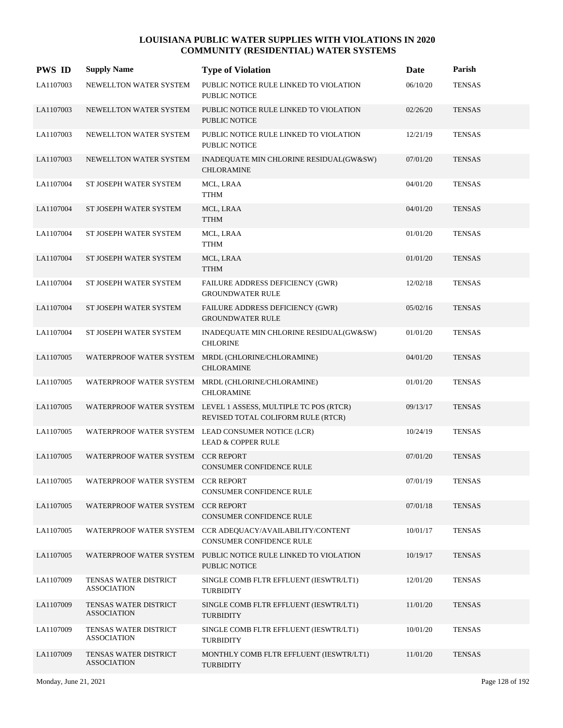# LOUISIANA PUBLIC WATER SUPPLIES WITH VIOLATIONS IN 2020
## COMMUNITY (RESIDENTIAL) WATER SYSTEMS

| PWS ID | Supply Name | Type of Violation | Date | Parish |
|---|---|---|---|---|
| LA1107003 | NEWELLTON WATER SYSTEM | PUBLIC NOTICE RULE LINKED TO VIOLATION<br>PUBLIC NOTICE | 06/10/20 | TENSAS |
| LA1107003 | NEWELLTON WATER SYSTEM | PUBLIC NOTICE RULE LINKED TO VIOLATION<br>PUBLIC NOTICE | 02/26/20 | TENSAS |
| LA1107003 | NEWELLTON WATER SYSTEM | PUBLIC NOTICE RULE LINKED TO VIOLATION<br>PUBLIC NOTICE | 12/21/19 | TENSAS |
| LA1107003 | NEWELLTON WATER SYSTEM | INADEQUATE MIN CHLORINE RESIDUAL(GW&SW)<br>CHLORAMINE | 07/01/20 | TENSAS |
| LA1107004 | ST JOSEPH WATER SYSTEM | MCL, LRAA<br>TTHM | 04/01/20 | TENSAS |
| LA1107004 | ST JOSEPH WATER SYSTEM | MCL, LRAA<br>TTHM | 04/01/20 | TENSAS |
| LA1107004 | ST JOSEPH WATER SYSTEM | MCL, LRAA<br>TTHM | 01/01/20 | TENSAS |
| LA1107004 | ST JOSEPH WATER SYSTEM | MCL, LRAA<br>TTHM | 01/01/20 | TENSAS |
| LA1107004 | ST JOSEPH WATER SYSTEM | FAILURE ADDRESS DEFICIENCY (GWR)<br>GROUNDWATER RULE | 12/02/18 | TENSAS |
| LA1107004 | ST JOSEPH WATER SYSTEM | FAILURE ADDRESS DEFICIENCY (GWR)<br>GROUNDWATER RULE | 05/02/16 | TENSAS |
| LA1107004 | ST JOSEPH WATER SYSTEM | INADEQUATE MIN CHLORINE RESIDUAL(GW&SW)<br>CHLORINE | 01/01/20 | TENSAS |
| LA1107005 | WATERPROOF WATER SYSTEM | MRDL (CHLORINE/CHLORAMINE)<br>CHLORAMINE | 04/01/20 | TENSAS |
| LA1107005 | WATERPROOF WATER SYSTEM | MRDL (CHLORINE/CHLORAMINE)<br>CHLORAMINE | 01/01/20 | TENSAS |
| LA1107005 | WATERPROOF WATER SYSTEM | LEVEL 1 ASSESS, MULTIPLE TC POS (RTCR)<br>REVISED TOTAL COLIFORM RULE (RTCR) | 09/13/17 | TENSAS |
| LA1107005 | WATERPROOF WATER SYSTEM | LEAD CONSUMER NOTICE (LCR)<br>LEAD & COPPER RULE | 10/24/19 | TENSAS |
| LA1107005 | WATERPROOF WATER SYSTEM | CCR REPORT<br>CONSUMER CONFIDENCE RULE | 07/01/20 | TENSAS |
| LA1107005 | WATERPROOF WATER SYSTEM | CCR REPORT<br>CONSUMER CONFIDENCE RULE | 07/01/19 | TENSAS |
| LA1107005 | WATERPROOF WATER SYSTEM | CCR REPORT<br>CONSUMER CONFIDENCE RULE | 07/01/18 | TENSAS |
| LA1107005 | WATERPROOF WATER SYSTEM | CCR ADEQUACY/AVAILABILITY/CONTENT<br>CONSUMER CONFIDENCE RULE | 10/01/17 | TENSAS |
| LA1107005 | WATERPROOF WATER SYSTEM | PUBLIC NOTICE RULE LINKED TO VIOLATION<br>PUBLIC NOTICE | 10/19/17 | TENSAS |
| LA1107009 | TENSAS WATER DISTRICT ASSOCIATION | SINGLE COMB FLTR EFFLUENT (IESWTR/LT1)<br>TURBIDITY | 12/01/20 | TENSAS |
| LA1107009 | TENSAS WATER DISTRICT ASSOCIATION | SINGLE COMB FLTR EFFLUENT (IESWTR/LT1)<br>TURBIDITY | 11/01/20 | TENSAS |
| LA1107009 | TENSAS WATER DISTRICT ASSOCIATION | SINGLE COMB FLTR EFFLUENT (IESWTR/LT1)<br>TURBIDITY | 10/01/20 | TENSAS |
| LA1107009 | TENSAS WATER DISTRICT ASSOCIATION | MONTHLY COMB FLTR EFFLUENT (IESWTR/LT1)<br>TURBIDITY | 11/01/20 | TENSAS |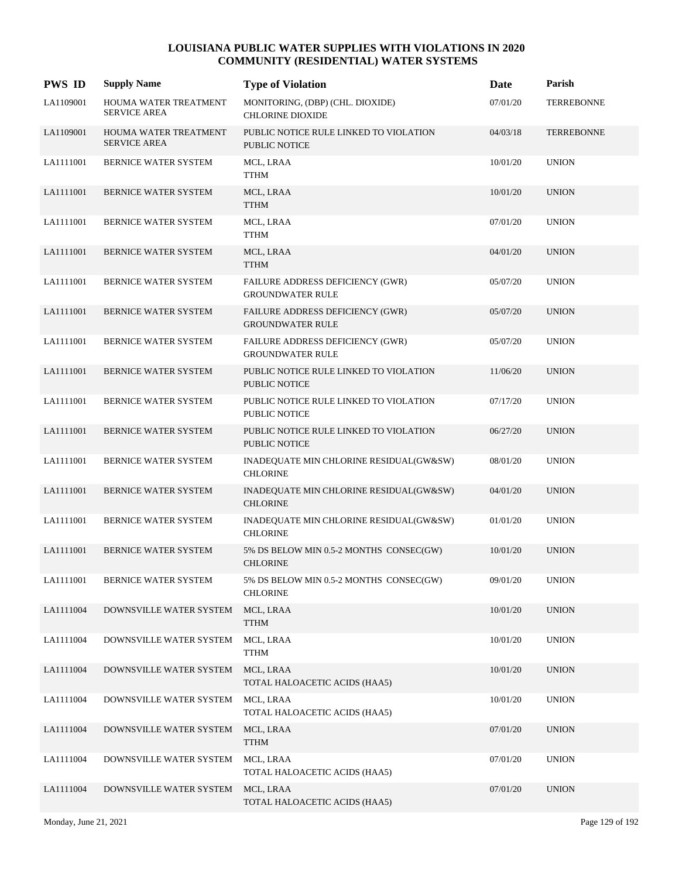# LOUISIANA PUBLIC WATER SUPPLIES WITH VIOLATIONS IN 2020
## COMMUNITY (RESIDENTIAL) WATER SYSTEMS

| PWS ID | Supply Name | Type of Violation | Date | Parish |
|---|---|---|---|---|
| LA1109001 | HOUMA WATER TREATMENT SERVICE AREA | MONITORING, (DBP) (CHL. DIOXIDE) CHLORINE DIOXIDE | 07/01/20 | TERREBONNE |
| LA1109001 | HOUMA WATER TREATMENT SERVICE AREA | PUBLIC NOTICE RULE LINKED TO VIOLATION PUBLIC NOTICE | 04/03/18 | TERREBONNE |
| LA1111001 | BERNICE WATER SYSTEM | MCL, LRAA TTHM | 10/01/20 | UNION |
| LA1111001 | BERNICE WATER SYSTEM | MCL, LRAA TTHM | 10/01/20 | UNION |
| LA1111001 | BERNICE WATER SYSTEM | MCL, LRAA TTHM | 07/01/20 | UNION |
| LA1111001 | BERNICE WATER SYSTEM | MCL, LRAA TTHM | 04/01/20 | UNION |
| LA1111001 | BERNICE WATER SYSTEM | FAILURE ADDRESS DEFICIENCY (GWR) GROUNDWATER RULE | 05/07/20 | UNION |
| LA1111001 | BERNICE WATER SYSTEM | FAILURE ADDRESS DEFICIENCY (GWR) GROUNDWATER RULE | 05/07/20 | UNION |
| LA1111001 | BERNICE WATER SYSTEM | FAILURE ADDRESS DEFICIENCY (GWR) GROUNDWATER RULE | 05/07/20 | UNION |
| LA1111001 | BERNICE WATER SYSTEM | PUBLIC NOTICE RULE LINKED TO VIOLATION PUBLIC NOTICE | 11/06/20 | UNION |
| LA1111001 | BERNICE WATER SYSTEM | PUBLIC NOTICE RULE LINKED TO VIOLATION PUBLIC NOTICE | 07/17/20 | UNION |
| LA1111001 | BERNICE WATER SYSTEM | PUBLIC NOTICE RULE LINKED TO VIOLATION PUBLIC NOTICE | 06/27/20 | UNION |
| LA1111001 | BERNICE WATER SYSTEM | INADEQUATE MIN CHLORINE RESIDUAL(GW&SW) CHLORINE | 08/01/20 | UNION |
| LA1111001 | BERNICE WATER SYSTEM | INADEQUATE MIN CHLORINE RESIDUAL(GW&SW) CHLORINE | 04/01/20 | UNION |
| LA1111001 | BERNICE WATER SYSTEM | INADEQUATE MIN CHLORINE RESIDUAL(GW&SW) CHLORINE | 01/01/20 | UNION |
| LA1111001 | BERNICE WATER SYSTEM | 5% DS BELOW MIN 0.5-2 MONTHS CONSEC(GW) CHLORINE | 10/01/20 | UNION |
| LA1111001 | BERNICE WATER SYSTEM | 5% DS BELOW MIN 0.5-2 MONTHS CONSEC(GW) CHLORINE | 09/01/20 | UNION |
| LA1111004 | DOWNSVILLE WATER SYSTEM | MCL, LRAA TTHM | 10/01/20 | UNION |
| LA1111004 | DOWNSVILLE WATER SYSTEM | MCL, LRAA TTHM | 10/01/20 | UNION |
| LA1111004 | DOWNSVILLE WATER SYSTEM | MCL, LRAA TOTAL HALOACETIC ACIDS (HAA5) | 10/01/20 | UNION |
| LA1111004 | DOWNSVILLE WATER SYSTEM | MCL, LRAA TOTAL HALOACETIC ACIDS (HAA5) | 10/01/20 | UNION |
| LA1111004 | DOWNSVILLE WATER SYSTEM | MCL, LRAA TTHM | 07/01/20 | UNION |
| LA1111004 | DOWNSVILLE WATER SYSTEM | MCL, LRAA TOTAL HALOACETIC ACIDS (HAA5) | 07/01/20 | UNION |
| LA1111004 | DOWNSVILLE WATER SYSTEM | MCL, LRAA TOTAL HALOACETIC ACIDS (HAA5) | 07/01/20 | UNION |

Monday, June 21, 2021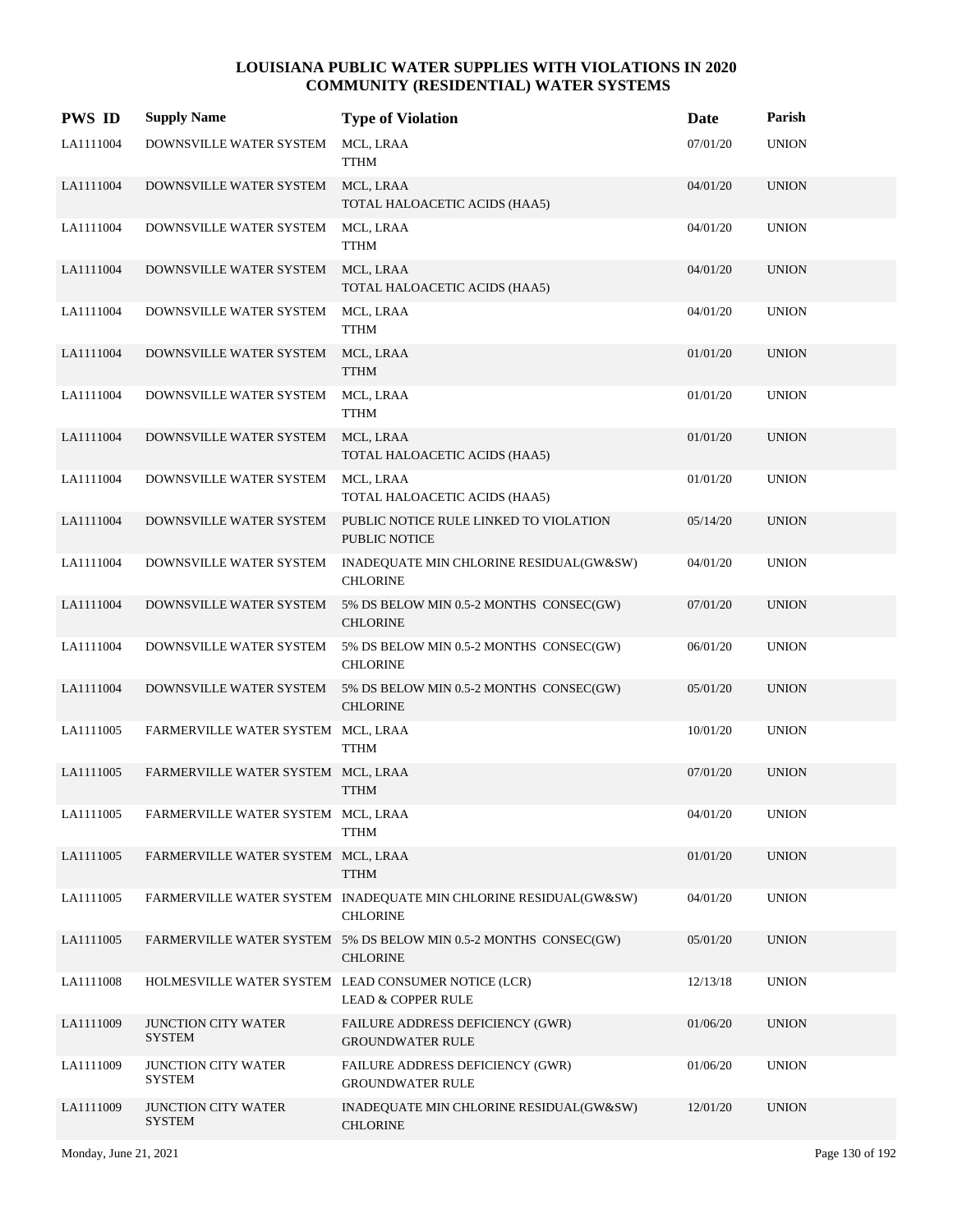# LOUISIANA PUBLIC WATER SUPPLIES WITH VIOLATIONS IN 2020
## COMMUNITY (RESIDENTIAL) WATER SYSTEMS

| PWS ID | Supply Name | Type of Violation | Date | Parish |
|---|---|---|---|---|
| LA1111004 | DOWNSVILLE WATER SYSTEM | MCL, LRAA<br>TTHM | 07/01/20 | UNION |
| LA1111004 | DOWNSVILLE WATER SYSTEM | MCL, LRAA<br>TOTAL HALOACETIC ACIDS (HAA5) | 04/01/20 | UNION |
| LA1111004 | DOWNSVILLE WATER SYSTEM | MCL, LRAA<br>TTHM | 04/01/20 | UNION |
| LA1111004 | DOWNSVILLE WATER SYSTEM | MCL, LRAA<br>TOTAL HALOACETIC ACIDS (HAA5) | 04/01/20 | UNION |
| LA1111004 | DOWNSVILLE WATER SYSTEM | MCL, LRAA<br>TTHM | 04/01/20 | UNION |
| LA1111004 | DOWNSVILLE WATER SYSTEM | MCL, LRAA<br>TTHM | 01/01/20 | UNION |
| LA1111004 | DOWNSVILLE WATER SYSTEM | MCL, LRAA<br>TTHM | 01/01/20 | UNION |
| LA1111004 | DOWNSVILLE WATER SYSTEM | MCL, LRAA<br>TOTAL HALOACETIC ACIDS (HAA5) | 01/01/20 | UNION |
| LA1111004 | DOWNSVILLE WATER SYSTEM | MCL, LRAA<br>TOTAL HALOACETIC ACIDS (HAA5) | 01/01/20 | UNION |
| LA1111004 | DOWNSVILLE WATER SYSTEM | PUBLIC NOTICE RULE LINKED TO VIOLATION<br>PUBLIC NOTICE | 05/14/20 | UNION |
| LA1111004 | DOWNSVILLE WATER SYSTEM | INADEQUATE MIN CHLORINE RESIDUAL(GW&SW)<br>CHLORINE | 04/01/20 | UNION |
| LA1111004 | DOWNSVILLE WATER SYSTEM | 5% DS BELOW MIN 0.5-2 MONTHS CONSEC(GW)<br>CHLORINE | 07/01/20 | UNION |
| LA1111004 | DOWNSVILLE WATER SYSTEM | 5% DS BELOW MIN 0.5-2 MONTHS CONSEC(GW)<br>CHLORINE | 06/01/20 | UNION |
| LA1111004 | DOWNSVILLE WATER SYSTEM | 5% DS BELOW MIN 0.5-2 MONTHS CONSEC(GW)<br>CHLORINE | 05/01/20 | UNION |
| LA1111005 | FARMERVILLE WATER SYSTEM | MCL, LRAA<br>TTHM | 10/01/20 | UNION |
| LA1111005 | FARMERVILLE WATER SYSTEM | MCL, LRAA<br>TTHM | 07/01/20 | UNION |
| LA1111005 | FARMERVILLE WATER SYSTEM | MCL, LRAA<br>TTHM | 04/01/20 | UNION |
| LA1111005 | FARMERVILLE WATER SYSTEM | MCL, LRAA<br>TTHM | 01/01/20 | UNION |
| LA1111005 | FARMERVILLE WATER SYSTEM | INADEQUATE MIN CHLORINE RESIDUAL(GW&SW)<br>CHLORINE | 04/01/20 | UNION |
| LA1111005 | FARMERVILLE WATER SYSTEM | 5% DS BELOW MIN 0.5-2 MONTHS CONSEC(GW)<br>CHLORINE | 05/01/20 | UNION |
| LA1111008 | HOLMESVILLE WATER SYSTEM | LEAD CONSUMER NOTICE (LCR)<br>LEAD & COPPER RULE | 12/13/18 | UNION |
| LA1111009 | JUNCTION CITY WATER SYSTEM | FAILURE ADDRESS DEFICIENCY (GWR)<br>GROUNDWATER RULE | 01/06/20 | UNION |
| LA1111009 | JUNCTION CITY WATER SYSTEM | FAILURE ADDRESS DEFICIENCY (GWR)<br>GROUNDWATER RULE | 01/06/20 | UNION |
| LA1111009 | JUNCTION CITY WATER SYSTEM | INADEQUATE MIN CHLORINE RESIDUAL(GW&SW)<br>CHLORINE | 12/01/20 | UNION |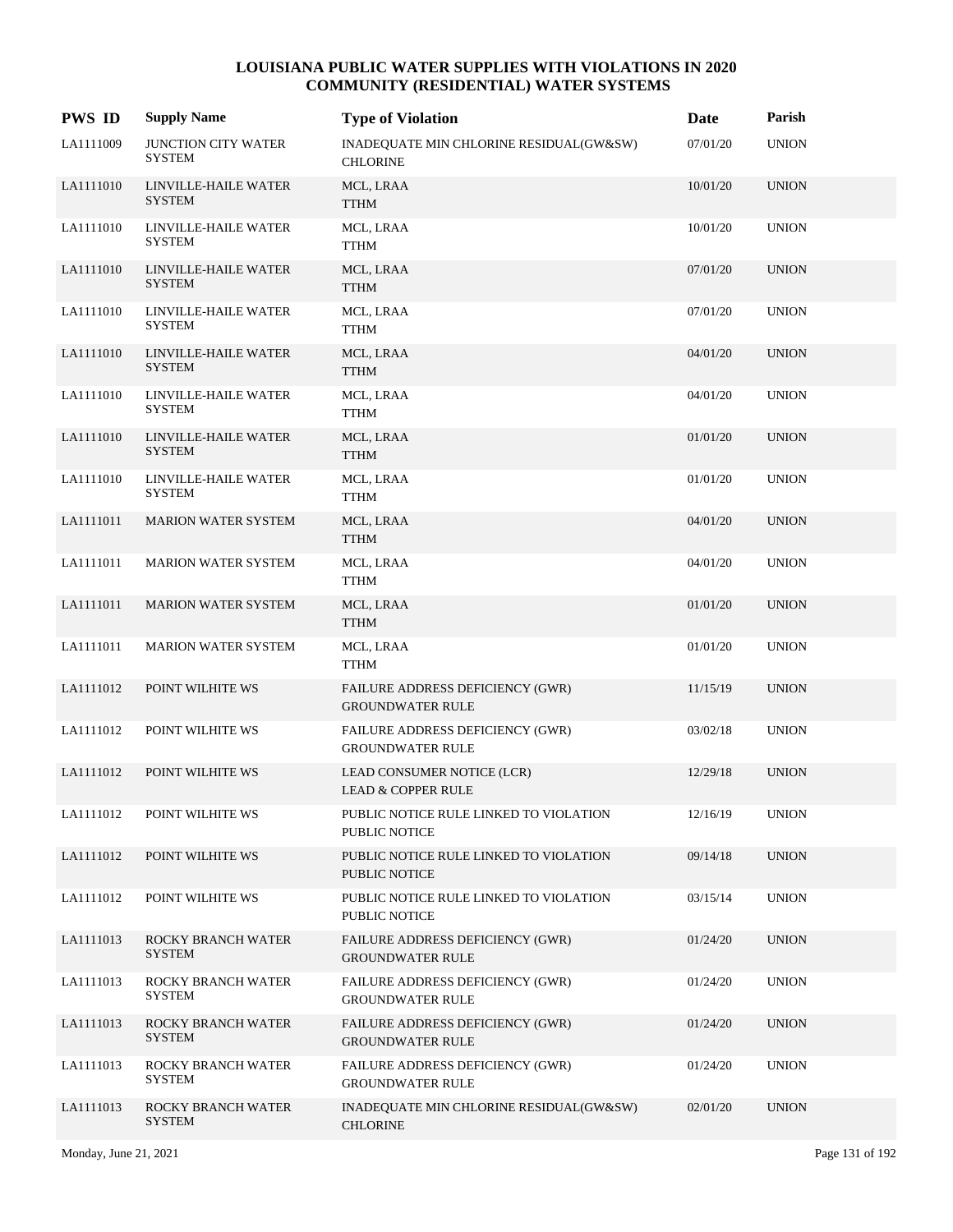# LOUISIANA PUBLIC WATER SUPPLIES WITH VIOLATIONS IN 2020
## COMMUNITY (RESIDENTIAL) WATER SYSTEMS

| PWS ID | Supply Name | Type of Violation | Date | Parish |
|---|---|---|---|---|
| LA1111009 | JUNCTION CITY WATER SYSTEM | INADEQUATE MIN CHLORINE RESIDUAL(GW&SW) CHLORINE | 07/01/20 | UNION |
| LA1111010 | LINVILLE-HAILE WATER SYSTEM | MCL, LRAA TTHM | 10/01/20 | UNION |
| LA1111010 | LINVILLE-HAILE WATER SYSTEM | MCL, LRAA TTHM | 10/01/20 | UNION |
| LA1111010 | LINVILLE-HAILE WATER SYSTEM | MCL, LRAA TTHM | 07/01/20 | UNION |
| LA1111010 | LINVILLE-HAILE WATER SYSTEM | MCL, LRAA TTHM | 07/01/20 | UNION |
| LA1111010 | LINVILLE-HAILE WATER SYSTEM | MCL, LRAA TTHM | 04/01/20 | UNION |
| LA1111010 | LINVILLE-HAILE WATER SYSTEM | MCL, LRAA TTHM | 04/01/20 | UNION |
| LA1111010 | LINVILLE-HAILE WATER SYSTEM | MCL, LRAA TTHM | 01/01/20 | UNION |
| LA1111010 | LINVILLE-HAILE WATER SYSTEM | MCL, LRAA TTHM | 01/01/20 | UNION |
| LA1111011 | MARION WATER SYSTEM | MCL, LRAA TTHM | 04/01/20 | UNION |
| LA1111011 | MARION WATER SYSTEM | MCL, LRAA TTHM | 04/01/20 | UNION |
| LA1111011 | MARION WATER SYSTEM | MCL, LRAA TTHM | 01/01/20 | UNION |
| LA1111011 | MARION WATER SYSTEM | MCL, LRAA TTHM | 01/01/20 | UNION |
| LA1111012 | POINT WILHITE WS | FAILURE ADDRESS DEFICIENCY (GWR) GROUNDWATER RULE | 11/15/19 | UNION |
| LA1111012 | POINT WILHITE WS | FAILURE ADDRESS DEFICIENCY (GWR) GROUNDWATER RULE | 03/02/18 | UNION |
| LA1111012 | POINT WILHITE WS | LEAD CONSUMER NOTICE (LCR) LEAD & COPPER RULE | 12/29/18 | UNION |
| LA1111012 | POINT WILHITE WS | PUBLIC NOTICE RULE LINKED TO VIOLATION PUBLIC NOTICE | 12/16/19 | UNION |
| LA1111012 | POINT WILHITE WS | PUBLIC NOTICE RULE LINKED TO VIOLATION PUBLIC NOTICE | 09/14/18 | UNION |
| LA1111012 | POINT WILHITE WS | PUBLIC NOTICE RULE LINKED TO VIOLATION PUBLIC NOTICE | 03/15/14 | UNION |
| LA1111013 | ROCKY BRANCH WATER SYSTEM | FAILURE ADDRESS DEFICIENCY (GWR) GROUNDWATER RULE | 01/24/20 | UNION |
| LA1111013 | ROCKY BRANCH WATER SYSTEM | FAILURE ADDRESS DEFICIENCY (GWR) GROUNDWATER RULE | 01/24/20 | UNION |
| LA1111013 | ROCKY BRANCH WATER SYSTEM | FAILURE ADDRESS DEFICIENCY (GWR) GROUNDWATER RULE | 01/24/20 | UNION |
| LA1111013 | ROCKY BRANCH WATER SYSTEM | FAILURE ADDRESS DEFICIENCY (GWR) GROUNDWATER RULE | 01/24/20 | UNION |
| LA1111013 | ROCKY BRANCH WATER SYSTEM | INADEQUATE MIN CHLORINE RESIDUAL(GW&SW) CHLORINE | 02/01/20 | UNION |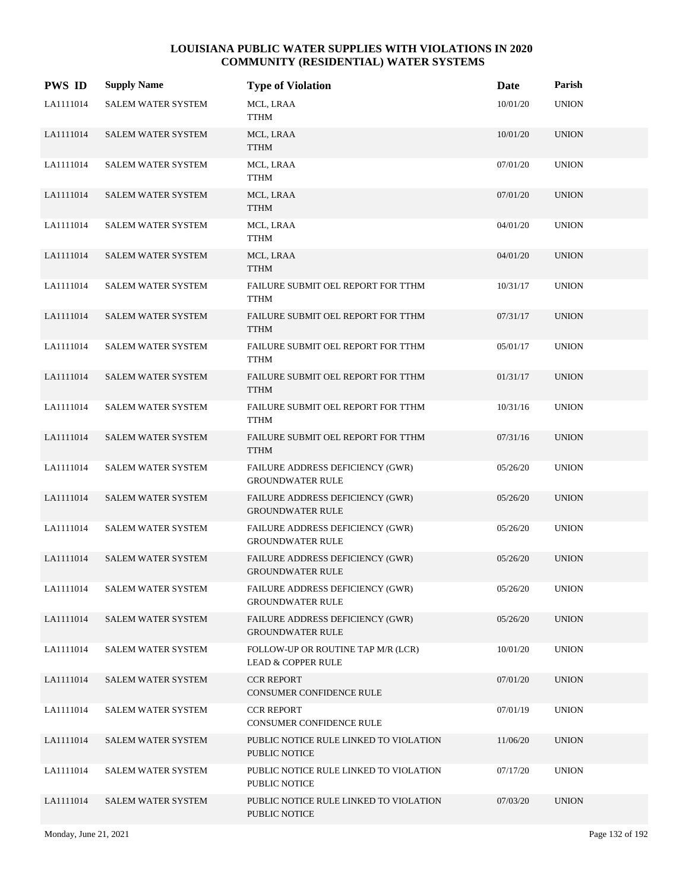# LOUISIANA PUBLIC WATER SUPPLIES WITH VIOLATIONS IN 2020
## COMMUNITY (RESIDENTIAL) WATER SYSTEMS

| PWS ID | Supply Name | Type of Violation | Date | Parish |
|---|---|---|---|---|
| LA1111014 | SALEM WATER SYSTEM | MCL, LRAA<br>TTHM | 10/01/20 | UNION |
| LA1111014 | SALEM WATER SYSTEM | MCL, LRAA<br>TTHM | 10/01/20 | UNION |
| LA1111014 | SALEM WATER SYSTEM | MCL, LRAA<br>TTHM | 07/01/20 | UNION |
| LA1111014 | SALEM WATER SYSTEM | MCL, LRAA<br>TTHM | 07/01/20 | UNION |
| LA1111014 | SALEM WATER SYSTEM | MCL, LRAA<br>TTHM | 04/01/20 | UNION |
| LA1111014 | SALEM WATER SYSTEM | MCL, LRAA<br>TTHM | 04/01/20 | UNION |
| LA1111014 | SALEM WATER SYSTEM | FAILURE SUBMIT OEL REPORT FOR TTHM<br>TTHM | 10/31/17 | UNION |
| LA1111014 | SALEM WATER SYSTEM | FAILURE SUBMIT OEL REPORT FOR TTHM<br>TTHM | 07/31/17 | UNION |
| LA1111014 | SALEM WATER SYSTEM | FAILURE SUBMIT OEL REPORT FOR TTHM<br>TTHM | 05/01/17 | UNION |
| LA1111014 | SALEM WATER SYSTEM | FAILURE SUBMIT OEL REPORT FOR TTHM<br>TTHM | 01/31/17 | UNION |
| LA1111014 | SALEM WATER SYSTEM | FAILURE SUBMIT OEL REPORT FOR TTHM<br>TTHM | 10/31/16 | UNION |
| LA1111014 | SALEM WATER SYSTEM | FAILURE SUBMIT OEL REPORT FOR TTHM<br>TTHM | 07/31/16 | UNION |
| LA1111014 | SALEM WATER SYSTEM | FAILURE ADDRESS DEFICIENCY (GWR)<br>GROUNDWATER RULE | 05/26/20 | UNION |
| LA1111014 | SALEM WATER SYSTEM | FAILURE ADDRESS DEFICIENCY (GWR)<br>GROUNDWATER RULE | 05/26/20 | UNION |
| LA1111014 | SALEM WATER SYSTEM | FAILURE ADDRESS DEFICIENCY (GWR)<br>GROUNDWATER RULE | 05/26/20 | UNION |
| LA1111014 | SALEM WATER SYSTEM | FAILURE ADDRESS DEFICIENCY (GWR)<br>GROUNDWATER RULE | 05/26/20 | UNION |
| LA1111014 | SALEM WATER SYSTEM | FAILURE ADDRESS DEFICIENCY (GWR)<br>GROUNDWATER RULE | 05/26/20 | UNION |
| LA1111014 | SALEM WATER SYSTEM | FAILURE ADDRESS DEFICIENCY (GWR)<br>GROUNDWATER RULE | 05/26/20 | UNION |
| LA1111014 | SALEM WATER SYSTEM | FOLLOW-UP OR ROUTINE TAP M/R (LCR)<br>LEAD & COPPER RULE | 10/01/20 | UNION |
| LA1111014 | SALEM WATER SYSTEM | CCR REPORT<br>CONSUMER CONFIDENCE RULE | 07/01/20 | UNION |
| LA1111014 | SALEM WATER SYSTEM | CCR REPORT<br>CONSUMER CONFIDENCE RULE | 07/01/19 | UNION |
| LA1111014 | SALEM WATER SYSTEM | PUBLIC NOTICE RULE LINKED TO VIOLATION<br>PUBLIC NOTICE | 11/06/20 | UNION |
| LA1111014 | SALEM WATER SYSTEM | PUBLIC NOTICE RULE LINKED TO VIOLATION<br>PUBLIC NOTICE | 07/17/20 | UNION |
| LA1111014 | SALEM WATER SYSTEM | PUBLIC NOTICE RULE LINKED TO VIOLATION<br>PUBLIC NOTICE | 07/03/20 | UNION |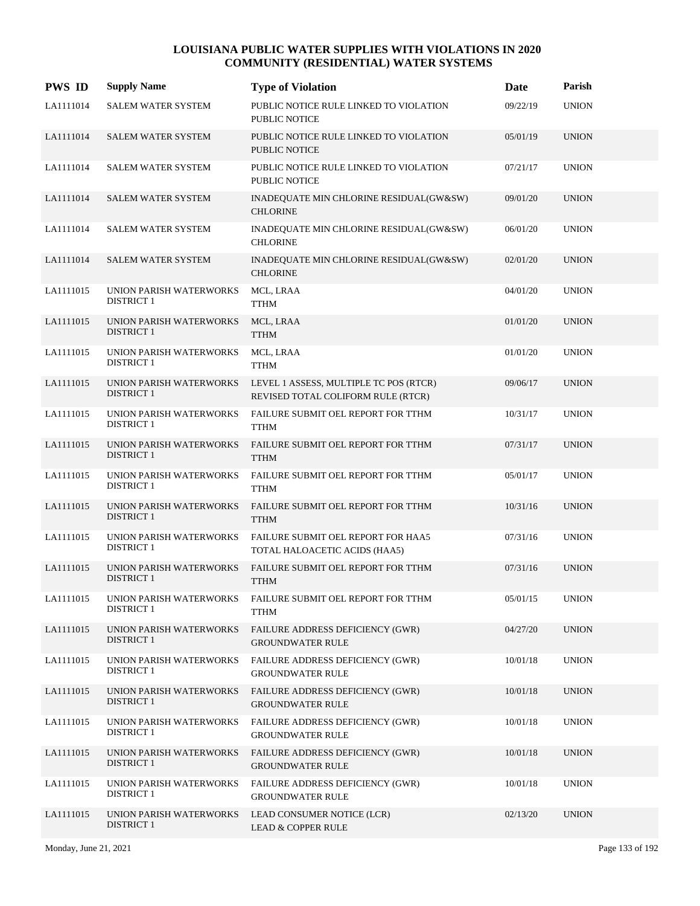# LOUISIANA PUBLIC WATER SUPPLIES WITH VIOLATIONS IN 2020
## COMMUNITY (RESIDENTIAL) WATER SYSTEMS

| PWS ID | Supply Name | Type of Violation | Date | Parish |
|---|---|---|---|---|
| LA1111014 | SALEM WATER SYSTEM | PUBLIC NOTICE RULE LINKED TO VIOLATION<br>PUBLIC NOTICE | 09/22/19 | UNION |
| LA1111014 | SALEM WATER SYSTEM | PUBLIC NOTICE RULE LINKED TO VIOLATION<br>PUBLIC NOTICE | 05/01/19 | UNION |
| LA1111014 | SALEM WATER SYSTEM | PUBLIC NOTICE RULE LINKED TO VIOLATION<br>PUBLIC NOTICE | 07/21/17 | UNION |
| LA1111014 | SALEM WATER SYSTEM | INADEQUATE MIN CHLORINE RESIDUAL(GW&SW)<br>CHLORINE | 09/01/20 | UNION |
| LA1111014 | SALEM WATER SYSTEM | INADEQUATE MIN CHLORINE RESIDUAL(GW&SW)<br>CHLORINE | 06/01/20 | UNION |
| LA1111014 | SALEM WATER SYSTEM | INADEQUATE MIN CHLORINE RESIDUAL(GW&SW)<br>CHLORINE | 02/01/20 | UNION |
| LA1111015 | UNION PARISH WATERWORKS DISTRICT 1 | MCL, LRAA<br>TTHM | 04/01/20 | UNION |
| LA1111015 | UNION PARISH WATERWORKS DISTRICT 1 | MCL, LRAA<br>TTHM | 01/01/20 | UNION |
| LA1111015 | UNION PARISH WATERWORKS DISTRICT 1 | MCL, LRAA<br>TTHM | 01/01/20 | UNION |
| LA1111015 | UNION PARISH WATERWORKS DISTRICT 1 | LEVEL 1 ASSESS, MULTIPLE TC POS (RTCR)<br>REVISED TOTAL COLIFORM RULE (RTCR) | 09/06/17 | UNION |
| LA1111015 | UNION PARISH WATERWORKS DISTRICT 1 | FAILURE SUBMIT OEL REPORT FOR TTHM<br>TTHM | 10/31/17 | UNION |
| LA1111015 | UNION PARISH WATERWORKS DISTRICT 1 | FAILURE SUBMIT OEL REPORT FOR TTHM<br>TTHM | 07/31/17 | UNION |
| LA1111015 | UNION PARISH WATERWORKS DISTRICT 1 | FAILURE SUBMIT OEL REPORT FOR TTHM<br>TTHM | 05/01/17 | UNION |
| LA1111015 | UNION PARISH WATERWORKS DISTRICT 1 | FAILURE SUBMIT OEL REPORT FOR TTHM<br>TTHM | 10/31/16 | UNION |
| LA1111015 | UNION PARISH WATERWORKS DISTRICT 1 | FAILURE SUBMIT OEL REPORT FOR HAA5<br>TOTAL HALOACETIC ACIDS (HAA5) | 07/31/16 | UNION |
| LA1111015 | UNION PARISH WATERWORKS DISTRICT 1 | FAILURE SUBMIT OEL REPORT FOR TTHM<br>TTHM | 07/31/16 | UNION |
| LA1111015 | UNION PARISH WATERWORKS DISTRICT 1 | FAILURE SUBMIT OEL REPORT FOR TTHM<br>TTHM | 05/01/15 | UNION |
| LA1111015 | UNION PARISH WATERWORKS DISTRICT 1 | FAILURE ADDRESS DEFICIENCY (GWR)<br>GROUNDWATER RULE | 04/27/20 | UNION |
| LA1111015 | UNION PARISH WATERWORKS DISTRICT 1 | FAILURE ADDRESS DEFICIENCY (GWR)<br>GROUNDWATER RULE | 10/01/18 | UNION |
| LA1111015 | UNION PARISH WATERWORKS DISTRICT 1 | FAILURE ADDRESS DEFICIENCY (GWR)<br>GROUNDWATER RULE | 10/01/18 | UNION |
| LA1111015 | UNION PARISH WATERWORKS DISTRICT 1 | FAILURE ADDRESS DEFICIENCY (GWR)<br>GROUNDWATER RULE | 10/01/18 | UNION |
| LA1111015 | UNION PARISH WATERWORKS DISTRICT 1 | FAILURE ADDRESS DEFICIENCY (GWR)<br>GROUNDWATER RULE | 10/01/18 | UNION |
| LA1111015 | UNION PARISH WATERWORKS DISTRICT 1 | FAILURE ADDRESS DEFICIENCY (GWR)<br>GROUNDWATER RULE | 10/01/18 | UNION |
| LA1111015 | UNION PARISH WATERWORKS DISTRICT 1 | LEAD CONSUMER NOTICE (LCR)<br>LEAD & COPPER RULE | 02/13/20 | UNION |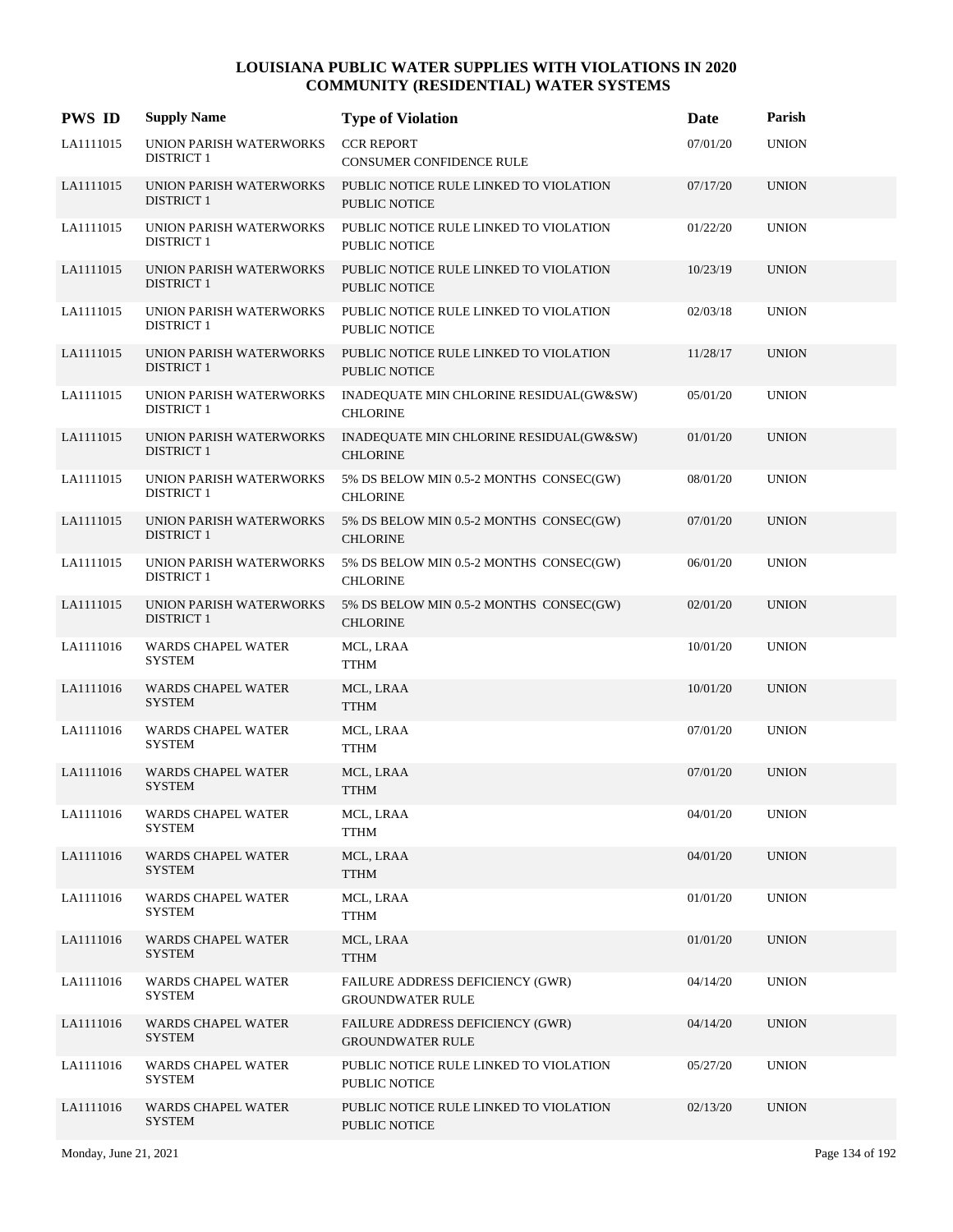# LOUISIANA PUBLIC WATER SUPPLIES WITH VIOLATIONS IN 2020
## COMMUNITY (RESIDENTIAL) WATER SYSTEMS

| PWS ID | Supply Name | Type of Violation | Date | Parish |
|---|---|---|---|---|
| LA1111015 | UNION PARISH WATERWORKS DISTRICT 1 | CCR REPORT<br>CONSUMER CONFIDENCE RULE | 07/01/20 | UNION |
| LA1111015 | UNION PARISH WATERWORKS DISTRICT 1 | PUBLIC NOTICE RULE LINKED TO VIOLATION<br>PUBLIC NOTICE | 07/17/20 | UNION |
| LA1111015 | UNION PARISH WATERWORKS DISTRICT 1 | PUBLIC NOTICE RULE LINKED TO VIOLATION<br>PUBLIC NOTICE | 01/22/20 | UNION |
| LA1111015 | UNION PARISH WATERWORKS DISTRICT 1 | PUBLIC NOTICE RULE LINKED TO VIOLATION<br>PUBLIC NOTICE | 10/23/19 | UNION |
| LA1111015 | UNION PARISH WATERWORKS DISTRICT 1 | PUBLIC NOTICE RULE LINKED TO VIOLATION<br>PUBLIC NOTICE | 02/03/18 | UNION |
| LA1111015 | UNION PARISH WATERWORKS DISTRICT 1 | PUBLIC NOTICE RULE LINKED TO VIOLATION<br>PUBLIC NOTICE | 11/28/17 | UNION |
| LA1111015 | UNION PARISH WATERWORKS DISTRICT 1 | INADEQUATE MIN CHLORINE RESIDUAL(GW&SW)<br>CHLORINE | 05/01/20 | UNION |
| LA1111015 | UNION PARISH WATERWORKS DISTRICT 1 | INADEQUATE MIN CHLORINE RESIDUAL(GW&SW)<br>CHLORINE | 01/01/20 | UNION |
| LA1111015 | UNION PARISH WATERWORKS DISTRICT 1 | 5% DS BELOW MIN 0.5-2 MONTHS CONSEC(GW)<br>CHLORINE | 08/01/20 | UNION |
| LA1111015 | UNION PARISH WATERWORKS DISTRICT 1 | 5% DS BELOW MIN 0.5-2 MONTHS CONSEC(GW)<br>CHLORINE | 07/01/20 | UNION |
| LA1111015 | UNION PARISH WATERWORKS DISTRICT 1 | 5% DS BELOW MIN 0.5-2 MONTHS CONSEC(GW)<br>CHLORINE | 06/01/20 | UNION |
| LA1111015 | UNION PARISH WATERWORKS DISTRICT 1 | 5% DS BELOW MIN 0.5-2 MONTHS CONSEC(GW)<br>CHLORINE | 02/01/20 | UNION |
| LA1111016 | WARDS CHAPEL WATER SYSTEM | MCL, LRAA<br>TTHM | 10/01/20 | UNION |
| LA1111016 | WARDS CHAPEL WATER SYSTEM | MCL, LRAA<br>TTHM | 10/01/20 | UNION |
| LA1111016 | WARDS CHAPEL WATER SYSTEM | MCL, LRAA<br>TTHM | 07/01/20 | UNION |
| LA1111016 | WARDS CHAPEL WATER SYSTEM | MCL, LRAA<br>TTHM | 07/01/20 | UNION |
| LA1111016 | WARDS CHAPEL WATER SYSTEM | MCL, LRAA<br>TTHM | 04/01/20 | UNION |
| LA1111016 | WARDS CHAPEL WATER SYSTEM | MCL, LRAA<br>TTHM | 04/01/20 | UNION |
| LA1111016 | WARDS CHAPEL WATER SYSTEM | MCL, LRAA<br>TTHM | 01/01/20 | UNION |
| LA1111016 | WARDS CHAPEL WATER SYSTEM | MCL, LRAA<br>TTHM | 01/01/20 | UNION |
| LA1111016 | WARDS CHAPEL WATER SYSTEM | FAILURE ADDRESS DEFICIENCY (GWR)<br>GROUNDWATER RULE | 04/14/20 | UNION |
| LA1111016 | WARDS CHAPEL WATER SYSTEM | FAILURE ADDRESS DEFICIENCY (GWR)<br>GROUNDWATER RULE | 04/14/20 | UNION |
| LA1111016 | WARDS CHAPEL WATER SYSTEM | PUBLIC NOTICE RULE LINKED TO VIOLATION<br>PUBLIC NOTICE | 05/27/20 | UNION |
| LA1111016 | WARDS CHAPEL WATER SYSTEM | PUBLIC NOTICE RULE LINKED TO VIOLATION<br>PUBLIC NOTICE | 02/13/20 | UNION |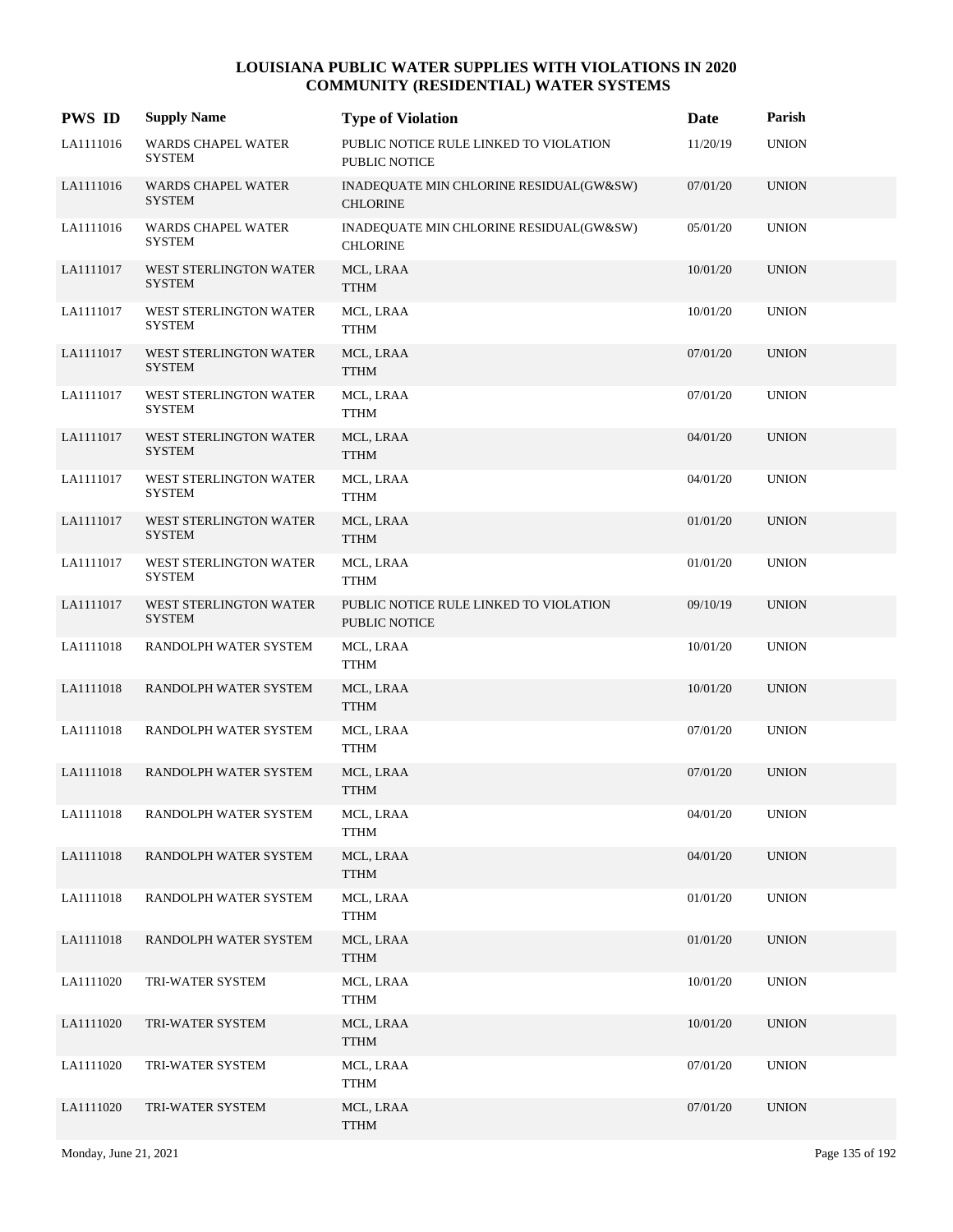# LOUISIANA PUBLIC WATER SUPPLIES WITH VIOLATIONS IN 2020
## COMMUNITY (RESIDENTIAL) WATER SYSTEMS

| PWS ID | Supply Name | Type of Violation | Date | Parish |
|---|---|---|---|---|
| LA1111016 | WARDS CHAPEL WATER SYSTEM | PUBLIC NOTICE RULE LINKED TO VIOLATION PUBLIC NOTICE | 11/20/19 | UNION |
| LA1111016 | WARDS CHAPEL WATER SYSTEM | INADEQUATE MIN CHLORINE RESIDUAL(GW&SW) CHLORINE | 07/01/20 | UNION |
| LA1111016 | WARDS CHAPEL WATER SYSTEM | INADEQUATE MIN CHLORINE RESIDUAL(GW&SW) CHLORINE | 05/01/20 | UNION |
| LA1111017 | WEST STERLINGTON WATER SYSTEM | MCL, LRAA TTHM | 10/01/20 | UNION |
| LA1111017 | WEST STERLINGTON WATER SYSTEM | MCL, LRAA TTHM | 10/01/20 | UNION |
| LA1111017 | WEST STERLINGTON WATER SYSTEM | MCL, LRAA TTHM | 07/01/20 | UNION |
| LA1111017 | WEST STERLINGTON WATER SYSTEM | MCL, LRAA TTHM | 07/01/20 | UNION |
| LA1111017 | WEST STERLINGTON WATER SYSTEM | MCL, LRAA TTHM | 04/01/20 | UNION |
| LA1111017 | WEST STERLINGTON WATER SYSTEM | MCL, LRAA TTHM | 04/01/20 | UNION |
| LA1111017 | WEST STERLINGTON WATER SYSTEM | MCL, LRAA TTHM | 01/01/20 | UNION |
| LA1111017 | WEST STERLINGTON WATER SYSTEM | MCL, LRAA TTHM | 01/01/20 | UNION |
| LA1111017 | WEST STERLINGTON WATER SYSTEM | PUBLIC NOTICE RULE LINKED TO VIOLATION PUBLIC NOTICE | 09/10/19 | UNION |
| LA1111018 | RANDOLPH WATER SYSTEM | MCL, LRAA TTHM | 10/01/20 | UNION |
| LA1111018 | RANDOLPH WATER SYSTEM | MCL, LRAA TTHM | 10/01/20 | UNION |
| LA1111018 | RANDOLPH WATER SYSTEM | MCL, LRAA TTHM | 07/01/20 | UNION |
| LA1111018 | RANDOLPH WATER SYSTEM | MCL, LRAA TTHM | 07/01/20 | UNION |
| LA1111018 | RANDOLPH WATER SYSTEM | MCL, LRAA TTHM | 04/01/20 | UNION |
| LA1111018 | RANDOLPH WATER SYSTEM | MCL, LRAA TTHM | 04/01/20 | UNION |
| LA1111018 | RANDOLPH WATER SYSTEM | MCL, LRAA TTHM | 01/01/20 | UNION |
| LA1111018 | RANDOLPH WATER SYSTEM | MCL, LRAA TTHM | 01/01/20 | UNION |
| LA1111020 | TRI-WATER SYSTEM | MCL, LRAA TTHM | 10/01/20 | UNION |
| LA1111020 | TRI-WATER SYSTEM | MCL, LRAA TTHM | 10/01/20 | UNION |
| LA1111020 | TRI-WATER SYSTEM | MCL, LRAA TTHM | 07/01/20 | UNION |
| LA1111020 | TRI-WATER SYSTEM | MCL, LRAA TTHM | 07/01/20 | UNION |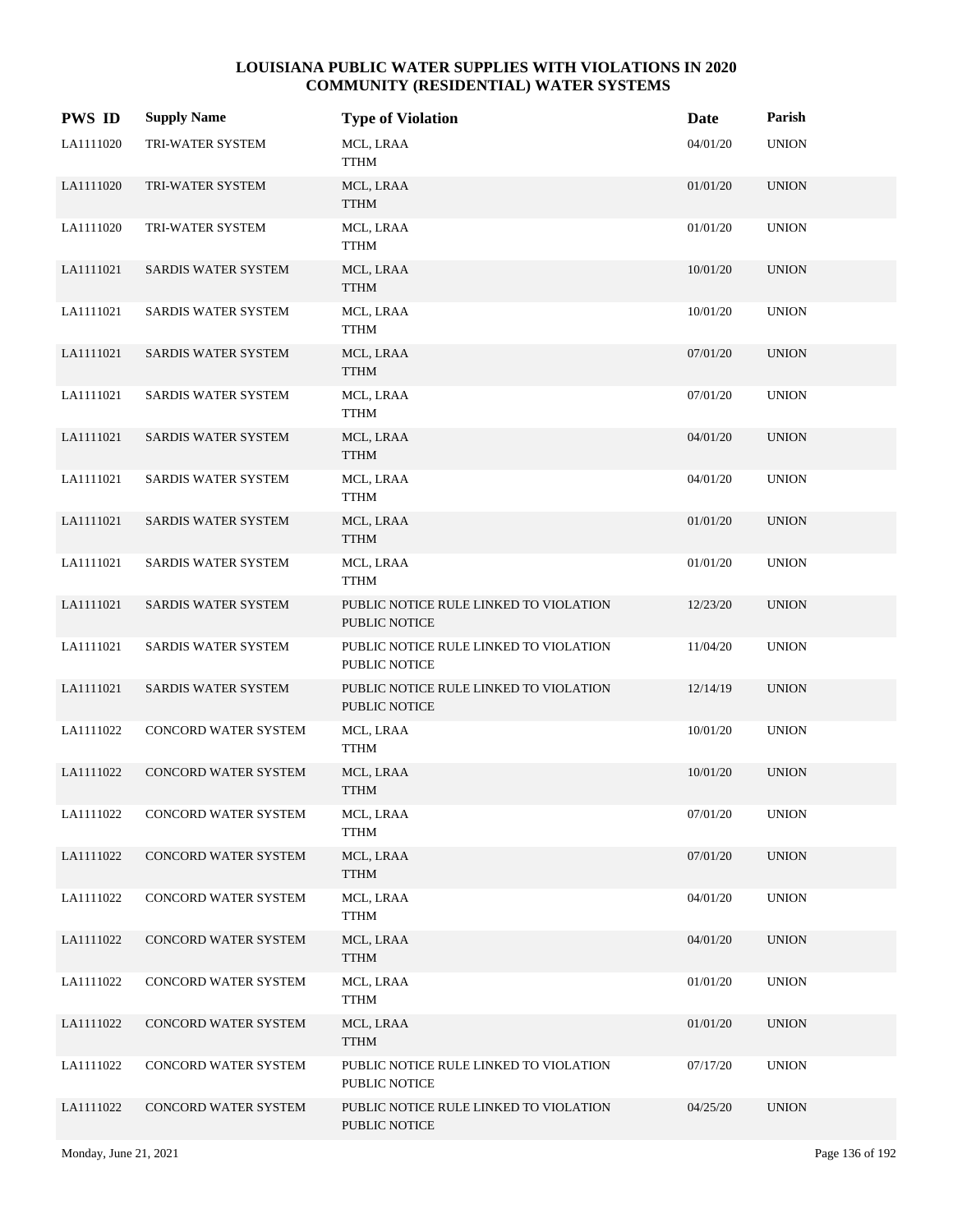# LOUISIANA PUBLIC WATER SUPPLIES WITH VIOLATIONS IN 2020
## COMMUNITY (RESIDENTIAL) WATER SYSTEMS

| PWS ID | Supply Name | Type of Violation | Date | Parish |
|---|---|---|---|---|
| LA1111020 | TRI-WATER SYSTEM | MCL, LRAA<br>TTHM | 04/01/20 | UNION |
| LA1111020 | TRI-WATER SYSTEM | MCL, LRAA<br>TTHM | 01/01/20 | UNION |
| LA1111020 | TRI-WATER SYSTEM | MCL, LRAA<br>TTHM | 01/01/20 | UNION |
| LA1111021 | SARDIS WATER SYSTEM | MCL, LRAA<br>TTHM | 10/01/20 | UNION |
| LA1111021 | SARDIS WATER SYSTEM | MCL, LRAA<br>TTHM | 10/01/20 | UNION |
| LA1111021 | SARDIS WATER SYSTEM | MCL, LRAA<br>TTHM | 07/01/20 | UNION |
| LA1111021 | SARDIS WATER SYSTEM | MCL, LRAA<br>TTHM | 07/01/20 | UNION |
| LA1111021 | SARDIS WATER SYSTEM | MCL, LRAA<br>TTHM | 04/01/20 | UNION |
| LA1111021 | SARDIS WATER SYSTEM | MCL, LRAA<br>TTHM | 04/01/20 | UNION |
| LA1111021 | SARDIS WATER SYSTEM | MCL, LRAA<br>TTHM | 01/01/20 | UNION |
| LA1111021 | SARDIS WATER SYSTEM | MCL, LRAA<br>TTHM | 01/01/20 | UNION |
| LA1111021 | SARDIS WATER SYSTEM | PUBLIC NOTICE RULE LINKED TO VIOLATION<br>PUBLIC NOTICE | 12/23/20 | UNION |
| LA1111021 | SARDIS WATER SYSTEM | PUBLIC NOTICE RULE LINKED TO VIOLATION<br>PUBLIC NOTICE | 11/04/20 | UNION |
| LA1111021 | SARDIS WATER SYSTEM | PUBLIC NOTICE RULE LINKED TO VIOLATION<br>PUBLIC NOTICE | 12/14/19 | UNION |
| LA1111022 | CONCORD WATER SYSTEM | MCL, LRAA<br>TTHM | 10/01/20 | UNION |
| LA1111022 | CONCORD WATER SYSTEM | MCL, LRAA<br>TTHM | 10/01/20 | UNION |
| LA1111022 | CONCORD WATER SYSTEM | MCL, LRAA<br>TTHM | 07/01/20 | UNION |
| LA1111022 | CONCORD WATER SYSTEM | MCL, LRAA<br>TTHM | 07/01/20 | UNION |
| LA1111022 | CONCORD WATER SYSTEM | MCL, LRAA<br>TTHM | 04/01/20 | UNION |
| LA1111022 | CONCORD WATER SYSTEM | MCL, LRAA<br>TTHM | 04/01/20 | UNION |
| LA1111022 | CONCORD WATER SYSTEM | MCL, LRAA<br>TTHM | 01/01/20 | UNION |
| LA1111022 | CONCORD WATER SYSTEM | MCL, LRAA<br>TTHM | 01/01/20 | UNION |
| LA1111022 | CONCORD WATER SYSTEM | PUBLIC NOTICE RULE LINKED TO VIOLATION<br>PUBLIC NOTICE | 07/17/20 | UNION |
| LA1111022 | CONCORD WATER SYSTEM | PUBLIC NOTICE RULE LINKED TO VIOLATION<br>PUBLIC NOTICE | 04/25/20 | UNION |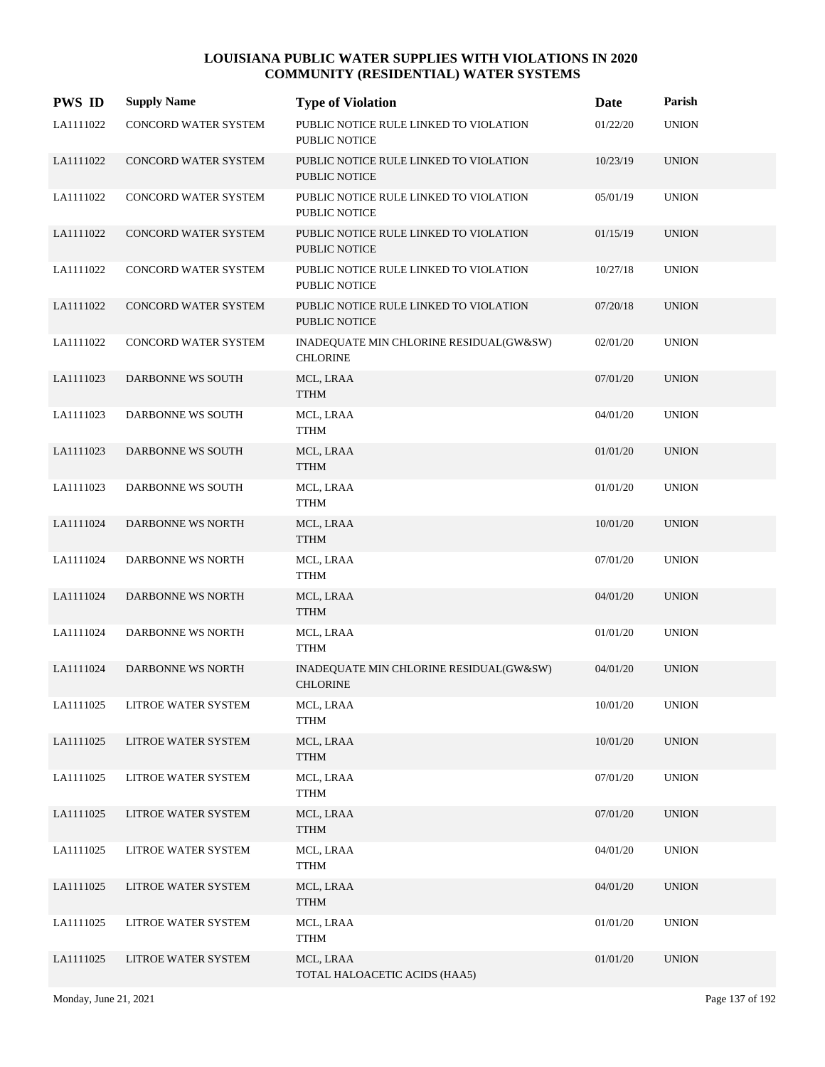# LOUISIANA PUBLIC WATER SUPPLIES WITH VIOLATIONS IN 2020
## COMMUNITY (RESIDENTIAL) WATER SYSTEMS

| PWS ID | Supply Name | Type of Violation | Date | Parish |
|---|---|---|---|---|
| LA1111022 | CONCORD WATER SYSTEM | PUBLIC NOTICE RULE LINKED TO VIOLATION PUBLIC NOTICE | 01/22/20 | UNION |
| LA1111022 | CONCORD WATER SYSTEM | PUBLIC NOTICE RULE LINKED TO VIOLATION PUBLIC NOTICE | 10/23/19 | UNION |
| LA1111022 | CONCORD WATER SYSTEM | PUBLIC NOTICE RULE LINKED TO VIOLATION PUBLIC NOTICE | 05/01/19 | UNION |
| LA1111022 | CONCORD WATER SYSTEM | PUBLIC NOTICE RULE LINKED TO VIOLATION PUBLIC NOTICE | 01/15/19 | UNION |
| LA1111022 | CONCORD WATER SYSTEM | PUBLIC NOTICE RULE LINKED TO VIOLATION PUBLIC NOTICE | 10/27/18 | UNION |
| LA1111022 | CONCORD WATER SYSTEM | PUBLIC NOTICE RULE LINKED TO VIOLATION PUBLIC NOTICE | 07/20/18 | UNION |
| LA1111022 | CONCORD WATER SYSTEM | INADEQUATE MIN CHLORINE RESIDUAL(GW&SW) CHLORINE | 02/01/20 | UNION |
| LA1111023 | DARBONNE WS SOUTH | MCL, LRAA TTHM | 07/01/20 | UNION |
| LA1111023 | DARBONNE WS SOUTH | MCL, LRAA TTHM | 04/01/20 | UNION |
| LA1111023 | DARBONNE WS SOUTH | MCL, LRAA TTHM | 01/01/20 | UNION |
| LA1111023 | DARBONNE WS SOUTH | MCL, LRAA TTHM | 01/01/20 | UNION |
| LA1111024 | DARBONNE WS NORTH | MCL, LRAA TTHM | 10/01/20 | UNION |
| LA1111024 | DARBONNE WS NORTH | MCL, LRAA TTHM | 07/01/20 | UNION |
| LA1111024 | DARBONNE WS NORTH | MCL, LRAA TTHM | 04/01/20 | UNION |
| LA1111024 | DARBONNE WS NORTH | MCL, LRAA TTHM | 01/01/20 | UNION |
| LA1111024 | DARBONNE WS NORTH | INADEQUATE MIN CHLORINE RESIDUAL(GW&SW) CHLORINE | 04/01/20 | UNION |
| LA1111025 | LITROE WATER SYSTEM | MCL, LRAA TTHM | 10/01/20 | UNION |
| LA1111025 | LITROE WATER SYSTEM | MCL, LRAA TTHM | 10/01/20 | UNION |
| LA1111025 | LITROE WATER SYSTEM | MCL, LRAA TTHM | 07/01/20 | UNION |
| LA1111025 | LITROE WATER SYSTEM | MCL, LRAA TTHM | 07/01/20 | UNION |
| LA1111025 | LITROE WATER SYSTEM | MCL, LRAA TTHM | 04/01/20 | UNION |
| LA1111025 | LITROE WATER SYSTEM | MCL, LRAA TTHM | 04/01/20 | UNION |
| LA1111025 | LITROE WATER SYSTEM | MCL, LRAA TTHM | 01/01/20 | UNION |
| LA1111025 | LITROE WATER SYSTEM | MCL, LRAA TOTAL HALOACETIC ACIDS (HAA5) | 01/01/20 | UNION |

Monday, June 21, 2021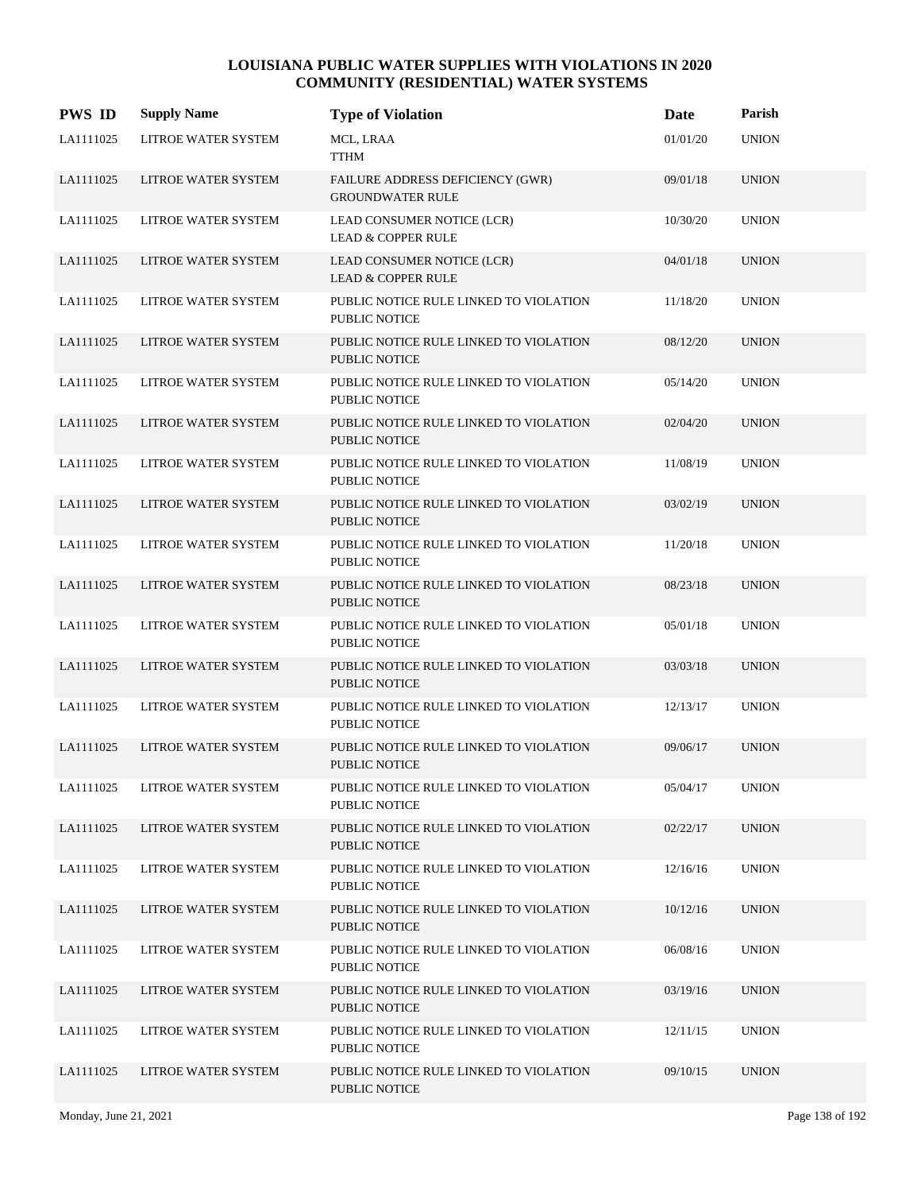# LOUISIANA PUBLIC WATER SUPPLIES WITH VIOLATIONS IN 2020
## COMMUNITY (RESIDENTIAL) WATER SYSTEMS

| PWS ID | Supply Name | Type of Violation | Date | Parish |
|---|---|---|---|---|
| LA1111025 | LITROE WATER SYSTEM | MCL, LRAA<br>TTHM | 01/01/20 | UNION |
| LA1111025 | LITROE WATER SYSTEM | FAILURE ADDRESS DEFICIENCY (GWR)<br>GROUNDWATER RULE | 09/01/18 | UNION |
| LA1111025 | LITROE WATER SYSTEM | LEAD CONSUMER NOTICE (LCR)<br>LEAD & COPPER RULE | 10/30/20 | UNION |
| LA1111025 | LITROE WATER SYSTEM | LEAD CONSUMER NOTICE (LCR)<br>LEAD & COPPER RULE | 04/01/18 | UNION |
| LA1111025 | LITROE WATER SYSTEM | PUBLIC NOTICE RULE LINKED TO VIOLATION<br>PUBLIC NOTICE | 11/18/20 | UNION |
| LA1111025 | LITROE WATER SYSTEM | PUBLIC NOTICE RULE LINKED TO VIOLATION<br>PUBLIC NOTICE | 08/12/20 | UNION |
| LA1111025 | LITROE WATER SYSTEM | PUBLIC NOTICE RULE LINKED TO VIOLATION<br>PUBLIC NOTICE | 05/14/20 | UNION |
| LA1111025 | LITROE WATER SYSTEM | PUBLIC NOTICE RULE LINKED TO VIOLATION<br>PUBLIC NOTICE | 02/04/20 | UNION |
| LA1111025 | LITROE WATER SYSTEM | PUBLIC NOTICE RULE LINKED TO VIOLATION<br>PUBLIC NOTICE | 11/08/19 | UNION |
| LA1111025 | LITROE WATER SYSTEM | PUBLIC NOTICE RULE LINKED TO VIOLATION<br>PUBLIC NOTICE | 03/02/19 | UNION |
| LA1111025 | LITROE WATER SYSTEM | PUBLIC NOTICE RULE LINKED TO VIOLATION<br>PUBLIC NOTICE | 11/20/18 | UNION |
| LA1111025 | LITROE WATER SYSTEM | PUBLIC NOTICE RULE LINKED TO VIOLATION<br>PUBLIC NOTICE | 08/23/18 | UNION |
| LA1111025 | LITROE WATER SYSTEM | PUBLIC NOTICE RULE LINKED TO VIOLATION<br>PUBLIC NOTICE | 05/01/18 | UNION |
| LA1111025 | LITROE WATER SYSTEM | PUBLIC NOTICE RULE LINKED TO VIOLATION<br>PUBLIC NOTICE | 03/03/18 | UNION |
| LA1111025 | LITROE WATER SYSTEM | PUBLIC NOTICE RULE LINKED TO VIOLATION<br>PUBLIC NOTICE | 12/13/17 | UNION |
| LA1111025 | LITROE WATER SYSTEM | PUBLIC NOTICE RULE LINKED TO VIOLATION<br>PUBLIC NOTICE | 09/06/17 | UNION |
| LA1111025 | LITROE WATER SYSTEM | PUBLIC NOTICE RULE LINKED TO VIOLATION<br>PUBLIC NOTICE | 05/04/17 | UNION |
| LA1111025 | LITROE WATER SYSTEM | PUBLIC NOTICE RULE LINKED TO VIOLATION<br>PUBLIC NOTICE | 02/22/17 | UNION |
| LA1111025 | LITROE WATER SYSTEM | PUBLIC NOTICE RULE LINKED TO VIOLATION<br>PUBLIC NOTICE | 12/16/16 | UNION |
| LA1111025 | LITROE WATER SYSTEM | PUBLIC NOTICE RULE LINKED TO VIOLATION<br>PUBLIC NOTICE | 10/12/16 | UNION |
| LA1111025 | LITROE WATER SYSTEM | PUBLIC NOTICE RULE LINKED TO VIOLATION<br>PUBLIC NOTICE | 06/08/16 | UNION |
| LA1111025 | LITROE WATER SYSTEM | PUBLIC NOTICE RULE LINKED TO VIOLATION<br>PUBLIC NOTICE | 03/19/16 | UNION |
| LA1111025 | LITROE WATER SYSTEM | PUBLIC NOTICE RULE LINKED TO VIOLATION<br>PUBLIC NOTICE | 12/11/15 | UNION |
| LA1111025 | LITROE WATER SYSTEM | PUBLIC NOTICE RULE LINKED TO VIOLATION<br>PUBLIC NOTICE | 09/10/15 | UNION |

Monday, June 21, 2021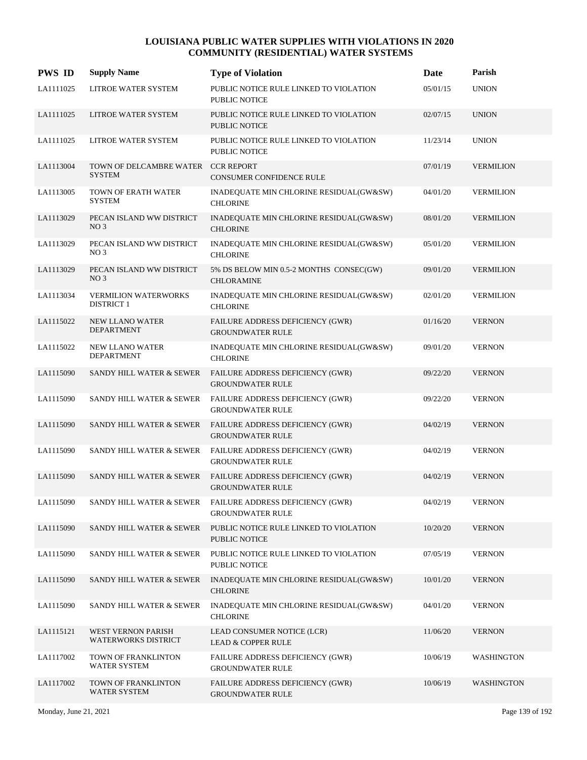# LOUISIANA PUBLIC WATER SUPPLIES WITH VIOLATIONS IN 2020
## COMMUNITY (RESIDENTIAL) WATER SYSTEMS

| PWS ID | Supply Name | Type of Violation | Date | Parish |
|---|---|---|---|---|
| LA1111025 | LITROE WATER SYSTEM | PUBLIC NOTICE RULE LINKED TO VIOLATION PUBLIC NOTICE | 05/01/15 | UNION |
| LA1111025 | LITROE WATER SYSTEM | PUBLIC NOTICE RULE LINKED TO VIOLATION PUBLIC NOTICE | 02/07/15 | UNION |
| LA1111025 | LITROE WATER SYSTEM | PUBLIC NOTICE RULE LINKED TO VIOLATION PUBLIC NOTICE | 11/23/14 | UNION |
| LA1113004 | TOWN OF DELCAMBRE WATER SYSTEM | CCR REPORT CONSUMER CONFIDENCE RULE | 07/01/19 | VERMILION |
| LA1113005 | TOWN OF ERATH WATER SYSTEM | INADEQUATE MIN CHLORINE RESIDUAL(GW&SW) CHLORINE | 04/01/20 | VERMILION |
| LA1113029 | PECAN ISLAND WW DISTRICT NO 3 | INADEQUATE MIN CHLORINE RESIDUAL(GW&SW) CHLORINE | 08/01/20 | VERMILION |
| LA1113029 | PECAN ISLAND WW DISTRICT NO 3 | INADEQUATE MIN CHLORINE RESIDUAL(GW&SW) CHLORINE | 05/01/20 | VERMILION |
| LA1113029 | PECAN ISLAND WW DISTRICT NO 3 | 5% DS BELOW MIN 0.5-2 MONTHS CONSEC(GW) CHLORAMINE | 09/01/20 | VERMILION |
| LA1113034 | VERMILION WATERWORKS DISTRICT 1 | INADEQUATE MIN CHLORINE RESIDUAL(GW&SW) CHLORINE | 02/01/20 | VERMILION |
| LA1115022 | NEW LLANO WATER DEPARTMENT | FAILURE ADDRESS DEFICIENCY (GWR) GROUNDWATER RULE | 01/16/20 | VERNON |
| LA1115022 | NEW LLANO WATER DEPARTMENT | INADEQUATE MIN CHLORINE RESIDUAL(GW&SW) CHLORINE | 09/01/20 | VERNON |
| LA1115090 | SANDY HILL WATER & SEWER | FAILURE ADDRESS DEFICIENCY (GWR) GROUNDWATER RULE | 09/22/20 | VERNON |
| LA1115090 | SANDY HILL WATER & SEWER | FAILURE ADDRESS DEFICIENCY (GWR) GROUNDWATER RULE | 09/22/20 | VERNON |
| LA1115090 | SANDY HILL WATER & SEWER | FAILURE ADDRESS DEFICIENCY (GWR) GROUNDWATER RULE | 04/02/19 | VERNON |
| LA1115090 | SANDY HILL WATER & SEWER | FAILURE ADDRESS DEFICIENCY (GWR) GROUNDWATER RULE | 04/02/19 | VERNON |
| LA1115090 | SANDY HILL WATER & SEWER | FAILURE ADDRESS DEFICIENCY (GWR) GROUNDWATER RULE | 04/02/19 | VERNON |
| LA1115090 | SANDY HILL WATER & SEWER | FAILURE ADDRESS DEFICIENCY (GWR) GROUNDWATER RULE | 04/02/19 | VERNON |
| LA1115090 | SANDY HILL WATER & SEWER | PUBLIC NOTICE RULE LINKED TO VIOLATION PUBLIC NOTICE | 10/20/20 | VERNON |
| LA1115090 | SANDY HILL WATER & SEWER | PUBLIC NOTICE RULE LINKED TO VIOLATION PUBLIC NOTICE | 07/05/19 | VERNON |
| LA1115090 | SANDY HILL WATER & SEWER | INADEQUATE MIN CHLORINE RESIDUAL(GW&SW) CHLORINE | 10/01/20 | VERNON |
| LA1115090 | SANDY HILL WATER & SEWER | INADEQUATE MIN CHLORINE RESIDUAL(GW&SW) CHLORINE | 04/01/20 | VERNON |
| LA1115121 | WEST VERNON PARISH WATERWORKS DISTRICT | LEAD CONSUMER NOTICE (LCR) LEAD & COPPER RULE | 11/06/20 | VERNON |
| LA1117002 | TOWN OF FRANKLINTON WATER SYSTEM | FAILURE ADDRESS DEFICIENCY (GWR) GROUNDWATER RULE | 10/06/19 | WASHINGTON |
| LA1117002 | TOWN OF FRANKLINTON WATER SYSTEM | FAILURE ADDRESS DEFICIENCY (GWR) GROUNDWATER RULE | 10/06/19 | WASHINGTON |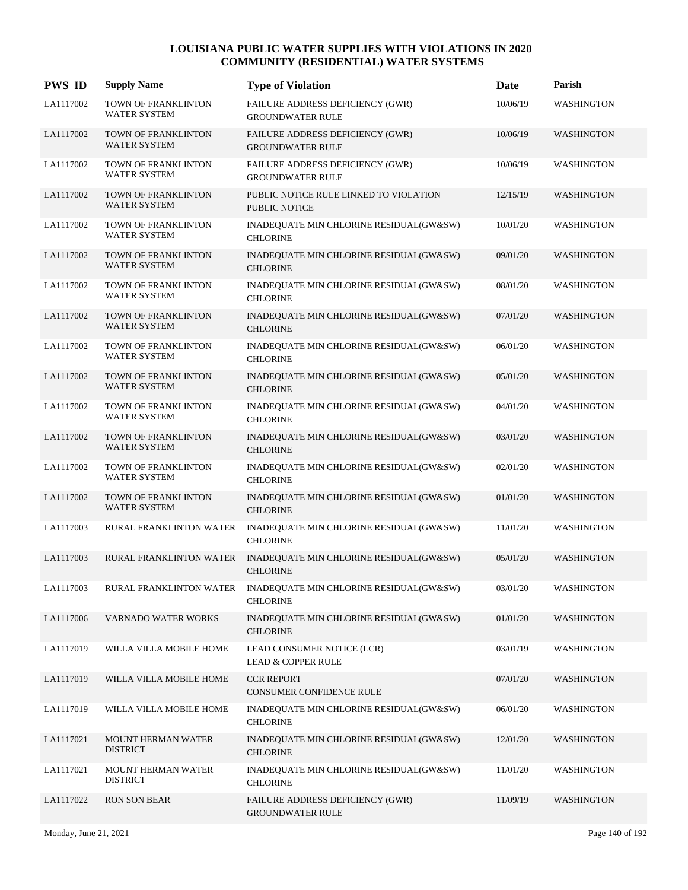# LOUISIANA PUBLIC WATER SUPPLIES WITH VIOLATIONS IN 2020
## COMMUNITY (RESIDENTIAL) WATER SYSTEMS

| PWS ID | Supply Name | Type of Violation | Date | Parish |
|---|---|---|---|---|
| LA1117002 | TOWN OF FRANKLINTON WATER SYSTEM | FAILURE ADDRESS DEFICIENCY (GWR) GROUNDWATER RULE | 10/06/19 | WASHINGTON |
| LA1117002 | TOWN OF FRANKLINTON WATER SYSTEM | FAILURE ADDRESS DEFICIENCY (GWR) GROUNDWATER RULE | 10/06/19 | WASHINGTON |
| LA1117002 | TOWN OF FRANKLINTON WATER SYSTEM | FAILURE ADDRESS DEFICIENCY (GWR) GROUNDWATER RULE | 10/06/19 | WASHINGTON |
| LA1117002 | TOWN OF FRANKLINTON WATER SYSTEM | PUBLIC NOTICE RULE LINKED TO VIOLATION PUBLIC NOTICE | 12/15/19 | WASHINGTON |
| LA1117002 | TOWN OF FRANKLINTON WATER SYSTEM | INADEQUATE MIN CHLORINE RESIDUAL(GW&SW) CHLORINE | 10/01/20 | WASHINGTON |
| LA1117002 | TOWN OF FRANKLINTON WATER SYSTEM | INADEQUATE MIN CHLORINE RESIDUAL(GW&SW) CHLORINE | 09/01/20 | WASHINGTON |
| LA1117002 | TOWN OF FRANKLINTON WATER SYSTEM | INADEQUATE MIN CHLORINE RESIDUAL(GW&SW) CHLORINE | 08/01/20 | WASHINGTON |
| LA1117002 | TOWN OF FRANKLINTON WATER SYSTEM | INADEQUATE MIN CHLORINE RESIDUAL(GW&SW) CHLORINE | 07/01/20 | WASHINGTON |
| LA1117002 | TOWN OF FRANKLINTON WATER SYSTEM | INADEQUATE MIN CHLORINE RESIDUAL(GW&SW) CHLORINE | 06/01/20 | WASHINGTON |
| LA1117002 | TOWN OF FRANKLINTON WATER SYSTEM | INADEQUATE MIN CHLORINE RESIDUAL(GW&SW) CHLORINE | 05/01/20 | WASHINGTON |
| LA1117002 | TOWN OF FRANKLINTON WATER SYSTEM | INADEQUATE MIN CHLORINE RESIDUAL(GW&SW) CHLORINE | 04/01/20 | WASHINGTON |
| LA1117002 | TOWN OF FRANKLINTON WATER SYSTEM | INADEQUATE MIN CHLORINE RESIDUAL(GW&SW) CHLORINE | 03/01/20 | WASHINGTON |
| LA1117002 | TOWN OF FRANKLINTON WATER SYSTEM | INADEQUATE MIN CHLORINE RESIDUAL(GW&SW) CHLORINE | 02/01/20 | WASHINGTON |
| LA1117002 | TOWN OF FRANKLINTON WATER SYSTEM | INADEQUATE MIN CHLORINE RESIDUAL(GW&SW) CHLORINE | 01/01/20 | WASHINGTON |
| LA1117003 | RURAL FRANKLINTON WATER | INADEQUATE MIN CHLORINE RESIDUAL(GW&SW) CHLORINE | 11/01/20 | WASHINGTON |
| LA1117003 | RURAL FRANKLINTON WATER | INADEQUATE MIN CHLORINE RESIDUAL(GW&SW) CHLORINE | 05/01/20 | WASHINGTON |
| LA1117003 | RURAL FRANKLINTON WATER | INADEQUATE MIN CHLORINE RESIDUAL(GW&SW) CHLORINE | 03/01/20 | WASHINGTON |
| LA1117006 | VARNADO WATER WORKS | INADEQUATE MIN CHLORINE RESIDUAL(GW&SW) CHLORINE | 01/01/20 | WASHINGTON |
| LA1117019 | WILLA VILLA MOBILE HOME | LEAD CONSUMER NOTICE (LCR) LEAD & COPPER RULE | 03/01/19 | WASHINGTON |
| LA1117019 | WILLA VILLA MOBILE HOME | CCR REPORT CONSUMER CONFIDENCE RULE | 07/01/20 | WASHINGTON |
| LA1117019 | WILLA VILLA MOBILE HOME | INADEQUATE MIN CHLORINE RESIDUAL(GW&SW) CHLORINE | 06/01/20 | WASHINGTON |
| LA1117021 | MOUNT HERMAN WATER DISTRICT | INADEQUATE MIN CHLORINE RESIDUAL(GW&SW) CHLORINE | 12/01/20 | WASHINGTON |
| LA1117021 | MOUNT HERMAN WATER DISTRICT | INADEQUATE MIN CHLORINE RESIDUAL(GW&SW) CHLORINE | 11/01/20 | WASHINGTON |
| LA1117022 | RON SON BEAR | FAILURE ADDRESS DEFICIENCY (GWR) GROUNDWATER RULE | 11/09/19 | WASHINGTON |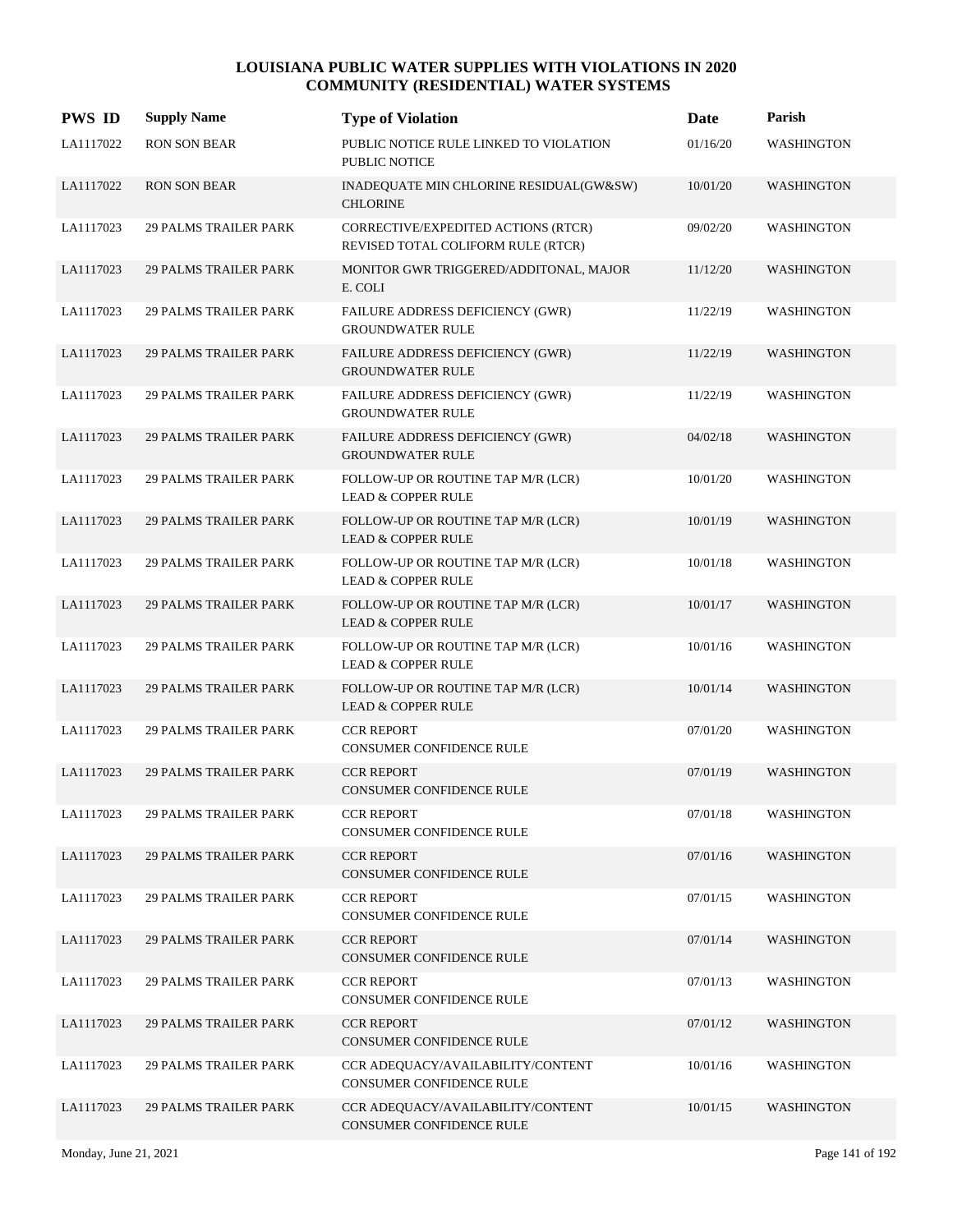# LOUISIANA PUBLIC WATER SUPPLIES WITH VIOLATIONS IN 2020
## COMMUNITY (RESIDENTIAL) WATER SYSTEMS

| PWS ID | Supply Name | Type of Violation | Date | Parish |
|---|---|---|---|---|
| LA1117022 | RON SON BEAR | PUBLIC NOTICE RULE LINKED TO VIOLATION PUBLIC NOTICE | 01/16/20 | WASHINGTON |
| LA1117022 | RON SON BEAR | INADEQUATE MIN CHLORINE RESIDUAL(GW&SW) CHLORINE | 10/01/20 | WASHINGTON |
| LA1117023 | 29 PALMS TRAILER PARK | CORRECTIVE/EXPEDITED ACTIONS (RTCR) REVISED TOTAL COLIFORM RULE (RTCR) | 09/02/20 | WASHINGTON |
| LA1117023 | 29 PALMS TRAILER PARK | MONITOR GWR TRIGGERED/ADDITONAL, MAJOR E. COLI | 11/12/20 | WASHINGTON |
| LA1117023 | 29 PALMS TRAILER PARK | FAILURE ADDRESS DEFICIENCY (GWR) GROUNDWATER RULE | 11/22/19 | WASHINGTON |
| LA1117023 | 29 PALMS TRAILER PARK | FAILURE ADDRESS DEFICIENCY (GWR) GROUNDWATER RULE | 11/22/19 | WASHINGTON |
| LA1117023 | 29 PALMS TRAILER PARK | FAILURE ADDRESS DEFICIENCY (GWR) GROUNDWATER RULE | 11/22/19 | WASHINGTON |
| LA1117023 | 29 PALMS TRAILER PARK | FAILURE ADDRESS DEFICIENCY (GWR) GROUNDWATER RULE | 04/02/18 | WASHINGTON |
| LA1117023 | 29 PALMS TRAILER PARK | FOLLOW-UP OR ROUTINE TAP M/R (LCR) LEAD & COPPER RULE | 10/01/20 | WASHINGTON |
| LA1117023 | 29 PALMS TRAILER PARK | FOLLOW-UP OR ROUTINE TAP M/R (LCR) LEAD & COPPER RULE | 10/01/19 | WASHINGTON |
| LA1117023 | 29 PALMS TRAILER PARK | FOLLOW-UP OR ROUTINE TAP M/R (LCR) LEAD & COPPER RULE | 10/01/18 | WASHINGTON |
| LA1117023 | 29 PALMS TRAILER PARK | FOLLOW-UP OR ROUTINE TAP M/R (LCR) LEAD & COPPER RULE | 10/01/17 | WASHINGTON |
| LA1117023 | 29 PALMS TRAILER PARK | FOLLOW-UP OR ROUTINE TAP M/R (LCR) LEAD & COPPER RULE | 10/01/16 | WASHINGTON |
| LA1117023 | 29 PALMS TRAILER PARK | FOLLOW-UP OR ROUTINE TAP M/R (LCR) LEAD & COPPER RULE | 10/01/14 | WASHINGTON |
| LA1117023 | 29 PALMS TRAILER PARK | CCR REPORT CONSUMER CONFIDENCE RULE | 07/01/20 | WASHINGTON |
| LA1117023 | 29 PALMS TRAILER PARK | CCR REPORT CONSUMER CONFIDENCE RULE | 07/01/19 | WASHINGTON |
| LA1117023 | 29 PALMS TRAILER PARK | CCR REPORT CONSUMER CONFIDENCE RULE | 07/01/18 | WASHINGTON |
| LA1117023 | 29 PALMS TRAILER PARK | CCR REPORT CONSUMER CONFIDENCE RULE | 07/01/16 | WASHINGTON |
| LA1117023 | 29 PALMS TRAILER PARK | CCR REPORT CONSUMER CONFIDENCE RULE | 07/01/15 | WASHINGTON |
| LA1117023 | 29 PALMS TRAILER PARK | CCR REPORT CONSUMER CONFIDENCE RULE | 07/01/14 | WASHINGTON |
| LA1117023 | 29 PALMS TRAILER PARK | CCR REPORT CONSUMER CONFIDENCE RULE | 07/01/13 | WASHINGTON |
| LA1117023 | 29 PALMS TRAILER PARK | CCR REPORT CONSUMER CONFIDENCE RULE | 07/01/12 | WASHINGTON |
| LA1117023 | 29 PALMS TRAILER PARK | CCR ADEQUACY/AVAILABILITY/CONTENT CONSUMER CONFIDENCE RULE | 10/01/16 | WASHINGTON |
| LA1117023 | 29 PALMS TRAILER PARK | CCR ADEQUACY/AVAILABILITY/CONTENT CONSUMER CONFIDENCE RULE | 10/01/15 | WASHINGTON |

Monday, June 21, 2021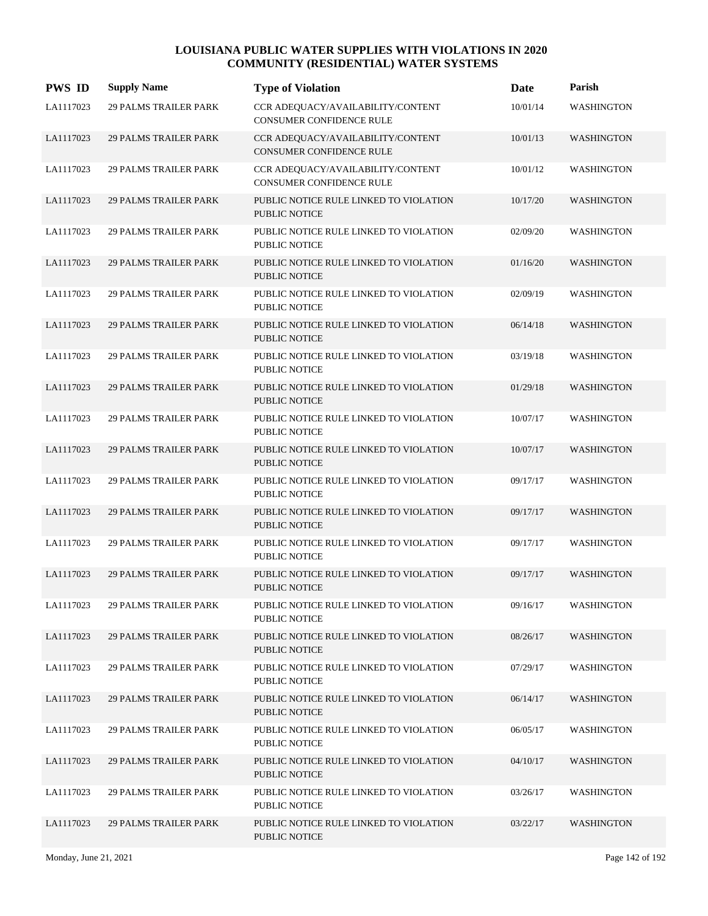# LOUISIANA PUBLIC WATER SUPPLIES WITH VIOLATIONS IN 2020
## COMMUNITY (RESIDENTIAL) WATER SYSTEMS

| PWS ID | Supply Name | Type of Violation | Date | Parish |
|---|---|---|---|---|
| LA1117023 | 29 PALMS TRAILER PARK | CCR ADEQUACY/AVAILABILITY/CONTENT CONSUMER CONFIDENCE RULE | 10/01/14 | WASHINGTON |
| LA1117023 | 29 PALMS TRAILER PARK | CCR ADEQUACY/AVAILABILITY/CONTENT CONSUMER CONFIDENCE RULE | 10/01/13 | WASHINGTON |
| LA1117023 | 29 PALMS TRAILER PARK | CCR ADEQUACY/AVAILABILITY/CONTENT CONSUMER CONFIDENCE RULE | 10/01/12 | WASHINGTON |
| LA1117023 | 29 PALMS TRAILER PARK | PUBLIC NOTICE RULE LINKED TO VIOLATION PUBLIC NOTICE | 10/17/20 | WASHINGTON |
| LA1117023 | 29 PALMS TRAILER PARK | PUBLIC NOTICE RULE LINKED TO VIOLATION PUBLIC NOTICE | 02/09/20 | WASHINGTON |
| LA1117023 | 29 PALMS TRAILER PARK | PUBLIC NOTICE RULE LINKED TO VIOLATION PUBLIC NOTICE | 01/16/20 | WASHINGTON |
| LA1117023 | 29 PALMS TRAILER PARK | PUBLIC NOTICE RULE LINKED TO VIOLATION PUBLIC NOTICE | 02/09/19 | WASHINGTON |
| LA1117023 | 29 PALMS TRAILER PARK | PUBLIC NOTICE RULE LINKED TO VIOLATION PUBLIC NOTICE | 06/14/18 | WASHINGTON |
| LA1117023 | 29 PALMS TRAILER PARK | PUBLIC NOTICE RULE LINKED TO VIOLATION PUBLIC NOTICE | 03/19/18 | WASHINGTON |
| LA1117023 | 29 PALMS TRAILER PARK | PUBLIC NOTICE RULE LINKED TO VIOLATION PUBLIC NOTICE | 01/29/18 | WASHINGTON |
| LA1117023 | 29 PALMS TRAILER PARK | PUBLIC NOTICE RULE LINKED TO VIOLATION PUBLIC NOTICE | 10/07/17 | WASHINGTON |
| LA1117023 | 29 PALMS TRAILER PARK | PUBLIC NOTICE RULE LINKED TO VIOLATION PUBLIC NOTICE | 10/07/17 | WASHINGTON |
| LA1117023 | 29 PALMS TRAILER PARK | PUBLIC NOTICE RULE LINKED TO VIOLATION PUBLIC NOTICE | 09/17/17 | WASHINGTON |
| LA1117023 | 29 PALMS TRAILER PARK | PUBLIC NOTICE RULE LINKED TO VIOLATION PUBLIC NOTICE | 09/17/17 | WASHINGTON |
| LA1117023 | 29 PALMS TRAILER PARK | PUBLIC NOTICE RULE LINKED TO VIOLATION PUBLIC NOTICE | 09/17/17 | WASHINGTON |
| LA1117023 | 29 PALMS TRAILER PARK | PUBLIC NOTICE RULE LINKED TO VIOLATION PUBLIC NOTICE | 09/17/17 | WASHINGTON |
| LA1117023 | 29 PALMS TRAILER PARK | PUBLIC NOTICE RULE LINKED TO VIOLATION PUBLIC NOTICE | 09/16/17 | WASHINGTON |
| LA1117023 | 29 PALMS TRAILER PARK | PUBLIC NOTICE RULE LINKED TO VIOLATION PUBLIC NOTICE | 08/26/17 | WASHINGTON |
| LA1117023 | 29 PALMS TRAILER PARK | PUBLIC NOTICE RULE LINKED TO VIOLATION PUBLIC NOTICE | 07/29/17 | WASHINGTON |
| LA1117023 | 29 PALMS TRAILER PARK | PUBLIC NOTICE RULE LINKED TO VIOLATION PUBLIC NOTICE | 06/14/17 | WASHINGTON |
| LA1117023 | 29 PALMS TRAILER PARK | PUBLIC NOTICE RULE LINKED TO VIOLATION PUBLIC NOTICE | 06/05/17 | WASHINGTON |
| LA1117023 | 29 PALMS TRAILER PARK | PUBLIC NOTICE RULE LINKED TO VIOLATION PUBLIC NOTICE | 04/10/17 | WASHINGTON |
| LA1117023 | 29 PALMS TRAILER PARK | PUBLIC NOTICE RULE LINKED TO VIOLATION PUBLIC NOTICE | 03/26/17 | WASHINGTON |
| LA1117023 | 29 PALMS TRAILER PARK | PUBLIC NOTICE RULE LINKED TO VIOLATION PUBLIC NOTICE | 03/22/17 | WASHINGTON |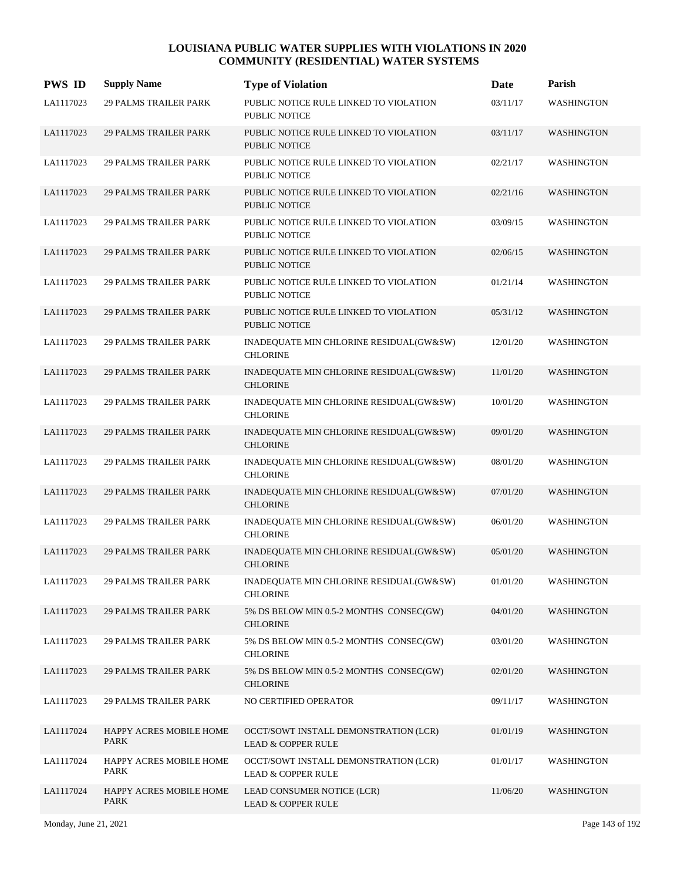# LOUISIANA PUBLIC WATER SUPPLIES WITH VIOLATIONS IN 2020
## COMMUNITY (RESIDENTIAL) WATER SYSTEMS

| PWS ID | Supply Name | Type of Violation | Date | Parish |
|---|---|---|---|---|
| LA1117023 | 29 PALMS TRAILER PARK | PUBLIC NOTICE RULE LINKED TO VIOLATION<br>PUBLIC NOTICE | 03/11/17 | WASHINGTON |
| LA1117023 | 29 PALMS TRAILER PARK | PUBLIC NOTICE RULE LINKED TO VIOLATION<br>PUBLIC NOTICE | 03/11/17 | WASHINGTON |
| LA1117023 | 29 PALMS TRAILER PARK | PUBLIC NOTICE RULE LINKED TO VIOLATION<br>PUBLIC NOTICE | 02/21/17 | WASHINGTON |
| LA1117023 | 29 PALMS TRAILER PARK | PUBLIC NOTICE RULE LINKED TO VIOLATION<br>PUBLIC NOTICE | 02/21/16 | WASHINGTON |
| LA1117023 | 29 PALMS TRAILER PARK | PUBLIC NOTICE RULE LINKED TO VIOLATION<br>PUBLIC NOTICE | 03/09/15 | WASHINGTON |
| LA1117023 | 29 PALMS TRAILER PARK | PUBLIC NOTICE RULE LINKED TO VIOLATION<br>PUBLIC NOTICE | 02/06/15 | WASHINGTON |
| LA1117023 | 29 PALMS TRAILER PARK | PUBLIC NOTICE RULE LINKED TO VIOLATION<br>PUBLIC NOTICE | 01/21/14 | WASHINGTON |
| LA1117023 | 29 PALMS TRAILER PARK | PUBLIC NOTICE RULE LINKED TO VIOLATION<br>PUBLIC NOTICE | 05/31/12 | WASHINGTON |
| LA1117023 | 29 PALMS TRAILER PARK | INADEQUATE MIN CHLORINE RESIDUAL(GW&SW)<br>CHLORINE | 12/01/20 | WASHINGTON |
| LA1117023 | 29 PALMS TRAILER PARK | INADEQUATE MIN CHLORINE RESIDUAL(GW&SW)<br>CHLORINE | 11/01/20 | WASHINGTON |
| LA1117023 | 29 PALMS TRAILER PARK | INADEQUATE MIN CHLORINE RESIDUAL(GW&SW)<br>CHLORINE | 10/01/20 | WASHINGTON |
| LA1117023 | 29 PALMS TRAILER PARK | INADEQUATE MIN CHLORINE RESIDUAL(GW&SW)<br>CHLORINE | 09/01/20 | WASHINGTON |
| LA1117023 | 29 PALMS TRAILER PARK | INADEQUATE MIN CHLORINE RESIDUAL(GW&SW)<br>CHLORINE | 08/01/20 | WASHINGTON |
| LA1117023 | 29 PALMS TRAILER PARK | INADEQUATE MIN CHLORINE RESIDUAL(GW&SW)<br>CHLORINE | 07/01/20 | WASHINGTON |
| LA1117023 | 29 PALMS TRAILER PARK | INADEQUATE MIN CHLORINE RESIDUAL(GW&SW)<br>CHLORINE | 06/01/20 | WASHINGTON |
| LA1117023 | 29 PALMS TRAILER PARK | INADEQUATE MIN CHLORINE RESIDUAL(GW&SW)<br>CHLORINE | 05/01/20 | WASHINGTON |
| LA1117023 | 29 PALMS TRAILER PARK | INADEQUATE MIN CHLORINE RESIDUAL(GW&SW)<br>CHLORINE | 01/01/20 | WASHINGTON |
| LA1117023 | 29 PALMS TRAILER PARK | 5% DS BELOW MIN 0.5-2 MONTHS CONSEC(GW)<br>CHLORINE | 04/01/20 | WASHINGTON |
| LA1117023 | 29 PALMS TRAILER PARK | 5% DS BELOW MIN 0.5-2 MONTHS CONSEC(GW)<br>CHLORINE | 03/01/20 | WASHINGTON |
| LA1117023 | 29 PALMS TRAILER PARK | 5% DS BELOW MIN 0.5-2 MONTHS CONSEC(GW)<br>CHLORINE | 02/01/20 | WASHINGTON |
| LA1117023 | 29 PALMS TRAILER PARK | NO CERTIFIED OPERATOR | 09/11/17 | WASHINGTON |
| LA1117024 | HAPPY ACRES MOBILE HOME PARK | OCCT/SOWT INSTALL DEMONSTRATION (LCR)<br>LEAD & COPPER RULE | 01/01/19 | WASHINGTON |
| LA1117024 | HAPPY ACRES MOBILE HOME PARK | OCCT/SOWT INSTALL DEMONSTRATION (LCR)<br>LEAD & COPPER RULE | 01/01/17 | WASHINGTON |
| LA1117024 | HAPPY ACRES MOBILE HOME PARK | LEAD CONSUMER NOTICE (LCR)<br>LEAD & COPPER RULE | 11/06/20 | WASHINGTON |

Monday, June 21, 2021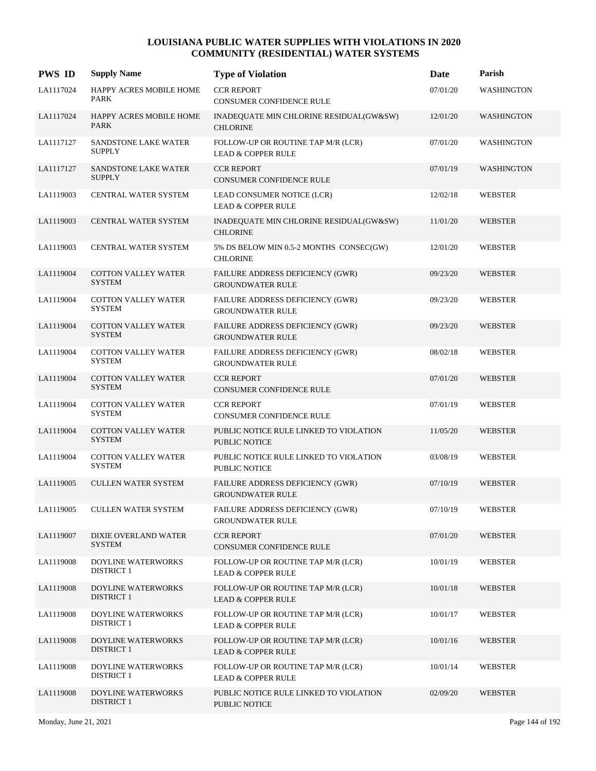# LOUISIANA PUBLIC WATER SUPPLIES WITH VIOLATIONS IN 2020
## COMMUNITY (RESIDENTIAL) WATER SYSTEMS

| PWS ID | Supply Name | Type of Violation | Date | Parish |
|---|---|---|---|---|
| LA1117024 | HAPPY ACRES MOBILE HOME PARK | CCR REPORT<br>CONSUMER CONFIDENCE RULE | 07/01/20 | WASHINGTON |
| LA1117024 | HAPPY ACRES MOBILE HOME PARK | INADEQUATE MIN CHLORINE RESIDUAL(GW&SW)<br>CHLORINE | 12/01/20 | WASHINGTON |
| LA1117127 | SANDSTONE LAKE WATER SUPPLY | FOLLOW-UP OR ROUTINE TAP M/R (LCR)<br>LEAD & COPPER RULE | 07/01/20 | WASHINGTON |
| LA1117127 | SANDSTONE LAKE WATER SUPPLY | CCR REPORT<br>CONSUMER CONFIDENCE RULE | 07/01/19 | WASHINGTON |
| LA1119003 | CENTRAL WATER SYSTEM | LEAD CONSUMER NOTICE (LCR)<br>LEAD & COPPER RULE | 12/02/18 | WEBSTER |
| LA1119003 | CENTRAL WATER SYSTEM | INADEQUATE MIN CHLORINE RESIDUAL(GW&SW)<br>CHLORINE | 11/01/20 | WEBSTER |
| LA1119003 | CENTRAL WATER SYSTEM | 5% DS BELOW MIN 0.5-2 MONTHS CONSEC(GW)<br>CHLORINE | 12/01/20 | WEBSTER |
| LA1119004 | COTTON VALLEY WATER SYSTEM | FAILURE ADDRESS DEFICIENCY (GWR)<br>GROUNDWATER RULE | 09/23/20 | WEBSTER |
| LA1119004 | COTTON VALLEY WATER SYSTEM | FAILURE ADDRESS DEFICIENCY (GWR)<br>GROUNDWATER RULE | 09/23/20 | WEBSTER |
| LA1119004 | COTTON VALLEY WATER SYSTEM | FAILURE ADDRESS DEFICIENCY (GWR)<br>GROUNDWATER RULE | 09/23/20 | WEBSTER |
| LA1119004 | COTTON VALLEY WATER SYSTEM | FAILURE ADDRESS DEFICIENCY (GWR)<br>GROUNDWATER RULE | 08/02/18 | WEBSTER |
| LA1119004 | COTTON VALLEY WATER SYSTEM | CCR REPORT<br>CONSUMER CONFIDENCE RULE | 07/01/20 | WEBSTER |
| LA1119004 | COTTON VALLEY WATER SYSTEM | CCR REPORT<br>CONSUMER CONFIDENCE RULE | 07/01/19 | WEBSTER |
| LA1119004 | COTTON VALLEY WATER SYSTEM | PUBLIC NOTICE RULE LINKED TO VIOLATION<br>PUBLIC NOTICE | 11/05/20 | WEBSTER |
| LA1119004 | COTTON VALLEY WATER SYSTEM | PUBLIC NOTICE RULE LINKED TO VIOLATION<br>PUBLIC NOTICE | 03/08/19 | WEBSTER |
| LA1119005 | CULLEN WATER SYSTEM | FAILURE ADDRESS DEFICIENCY (GWR)<br>GROUNDWATER RULE | 07/10/19 | WEBSTER |
| LA1119005 | CULLEN WATER SYSTEM | FAILURE ADDRESS DEFICIENCY (GWR)<br>GROUNDWATER RULE | 07/10/19 | WEBSTER |
| LA1119007 | DIXIE OVERLAND WATER SYSTEM | CCR REPORT<br>CONSUMER CONFIDENCE RULE | 07/01/20 | WEBSTER |
| LA1119008 | DOYLINE WATERWORKS DISTRICT 1 | FOLLOW-UP OR ROUTINE TAP M/R (LCR)<br>LEAD & COPPER RULE | 10/01/19 | WEBSTER |
| LA1119008 | DOYLINE WATERWORKS DISTRICT 1 | FOLLOW-UP OR ROUTINE TAP M/R (LCR)<br>LEAD & COPPER RULE | 10/01/18 | WEBSTER |
| LA1119008 | DOYLINE WATERWORKS DISTRICT 1 | FOLLOW-UP OR ROUTINE TAP M/R (LCR)<br>LEAD & COPPER RULE | 10/01/17 | WEBSTER |
| LA1119008 | DOYLINE WATERWORKS DISTRICT 1 | FOLLOW-UP OR ROUTINE TAP M/R (LCR)<br>LEAD & COPPER RULE | 10/01/16 | WEBSTER |
| LA1119008 | DOYLINE WATERWORKS DISTRICT 1 | FOLLOW-UP OR ROUTINE TAP M/R (LCR)<br>LEAD & COPPER RULE | 10/01/14 | WEBSTER |
| LA1119008 | DOYLINE WATERWORKS DISTRICT 1 | PUBLIC NOTICE RULE LINKED TO VIOLATION<br>PUBLIC NOTICE | 02/09/20 | WEBSTER |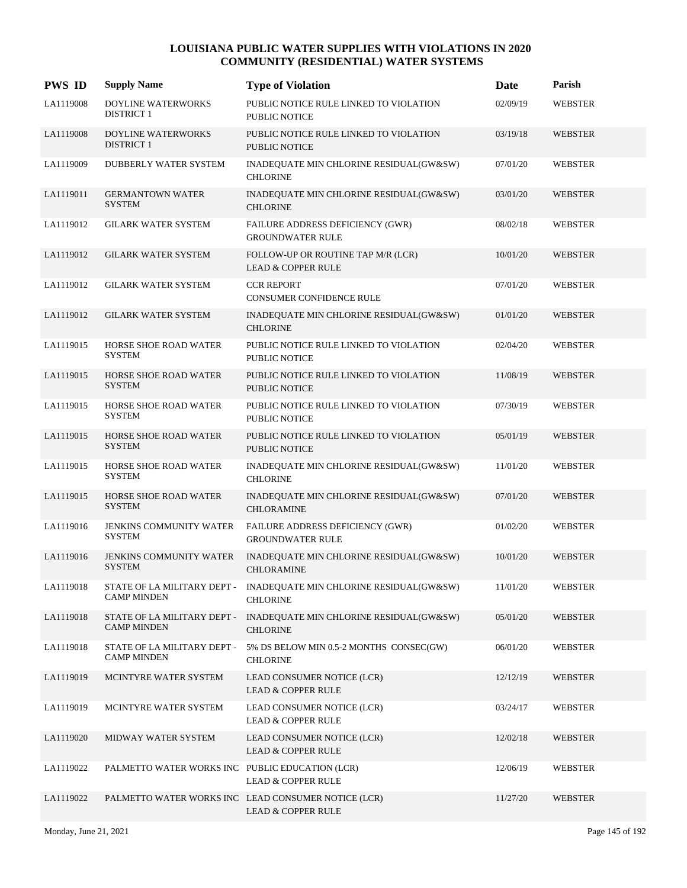# LOUISIANA PUBLIC WATER SUPPLIES WITH VIOLATIONS IN 2020
## COMMUNITY (RESIDENTIAL) WATER SYSTEMS

| PWS ID | Supply Name | Type of Violation | Date | Parish |
|---|---|---|---|---|
| LA1119008 | DOYLINE WATERWORKS DISTRICT 1 | PUBLIC NOTICE RULE LINKED TO VIOLATION<br>PUBLIC NOTICE | 02/09/19 | WEBSTER |
| LA1119008 | DOYLINE WATERWORKS DISTRICT 1 | PUBLIC NOTICE RULE LINKED TO VIOLATION<br>PUBLIC NOTICE | 03/19/18 | WEBSTER |
| LA1119009 | DUBBERLY WATER SYSTEM | INADEQUATE MIN CHLORINE RESIDUAL(GW&SW)<br>CHLORINE | 07/01/20 | WEBSTER |
| LA1119011 | GERMANTOWN WATER SYSTEM | INADEQUATE MIN CHLORINE RESIDUAL(GW&SW)<br>CHLORINE | 03/01/20 | WEBSTER |
| LA1119012 | GILARK WATER SYSTEM | FAILURE ADDRESS DEFICIENCY (GWR)<br>GROUNDWATER RULE | 08/02/18 | WEBSTER |
| LA1119012 | GILARK WATER SYSTEM | FOLLOW-UP OR ROUTINE TAP M/R (LCR)<br>LEAD & COPPER RULE | 10/01/20 | WEBSTER |
| LA1119012 | GILARK WATER SYSTEM | CCR REPORT<br>CONSUMER CONFIDENCE RULE | 07/01/20 | WEBSTER |
| LA1119012 | GILARK WATER SYSTEM | INADEQUATE MIN CHLORINE RESIDUAL(GW&SW)<br>CHLORINE | 01/01/20 | WEBSTER |
| LA1119015 | HORSE SHOE ROAD WATER SYSTEM | PUBLIC NOTICE RULE LINKED TO VIOLATION<br>PUBLIC NOTICE | 02/04/20 | WEBSTER |
| LA1119015 | HORSE SHOE ROAD WATER SYSTEM | PUBLIC NOTICE RULE LINKED TO VIOLATION<br>PUBLIC NOTICE | 11/08/19 | WEBSTER |
| LA1119015 | HORSE SHOE ROAD WATER SYSTEM | PUBLIC NOTICE RULE LINKED TO VIOLATION<br>PUBLIC NOTICE | 07/30/19 | WEBSTER |
| LA1119015 | HORSE SHOE ROAD WATER SYSTEM | PUBLIC NOTICE RULE LINKED TO VIOLATION<br>PUBLIC NOTICE | 05/01/19 | WEBSTER |
| LA1119015 | HORSE SHOE ROAD WATER SYSTEM | INADEQUATE MIN CHLORINE RESIDUAL(GW&SW)<br>CHLORINE | 11/01/20 | WEBSTER |
| LA1119015 | HORSE SHOE ROAD WATER SYSTEM | INADEQUATE MIN CHLORINE RESIDUAL(GW&SW)<br>CHLORAMINE | 07/01/20 | WEBSTER |
| LA1119016 | JENKINS COMMUNITY WATER SYSTEM | FAILURE ADDRESS DEFICIENCY (GWR)<br>GROUNDWATER RULE | 01/02/20 | WEBSTER |
| LA1119016 | JENKINS COMMUNITY WATER SYSTEM | INADEQUATE MIN CHLORINE RESIDUAL(GW&SW)<br>CHLORAMINE | 10/01/20 | WEBSTER |
| LA1119018 | STATE OF LA MILITARY DEPT - CAMP MINDEN | INADEQUATE MIN CHLORINE RESIDUAL(GW&SW)<br>CHLORINE | 11/01/20 | WEBSTER |
| LA1119018 | STATE OF LA MILITARY DEPT - CAMP MINDEN | INADEQUATE MIN CHLORINE RESIDUAL(GW&SW)<br>CHLORINE | 05/01/20 | WEBSTER |
| LA1119018 | STATE OF LA MILITARY DEPT - CAMP MINDEN | 5% DS BELOW MIN 0.5-2 MONTHS CONSEC(GW)<br>CHLORINE | 06/01/20 | WEBSTER |
| LA1119019 | MCINTYRE WATER SYSTEM | LEAD CONSUMER NOTICE (LCR)<br>LEAD & COPPER RULE | 12/12/19 | WEBSTER |
| LA1119019 | MCINTYRE WATER SYSTEM | LEAD CONSUMER NOTICE (LCR)<br>LEAD & COPPER RULE | 03/24/17 | WEBSTER |
| LA1119020 | MIDWAY WATER SYSTEM | LEAD CONSUMER NOTICE (LCR)<br>LEAD & COPPER RULE | 12/02/18 | WEBSTER |
| LA1119022 | PALMETTO WATER WORKS INC | PUBLIC EDUCATION (LCR)<br>LEAD & COPPER RULE | 12/06/19 | WEBSTER |
| LA1119022 | PALMETTO WATER WORKS INC | LEAD CONSUMER NOTICE (LCR)<br>LEAD & COPPER RULE | 11/27/20 | WEBSTER |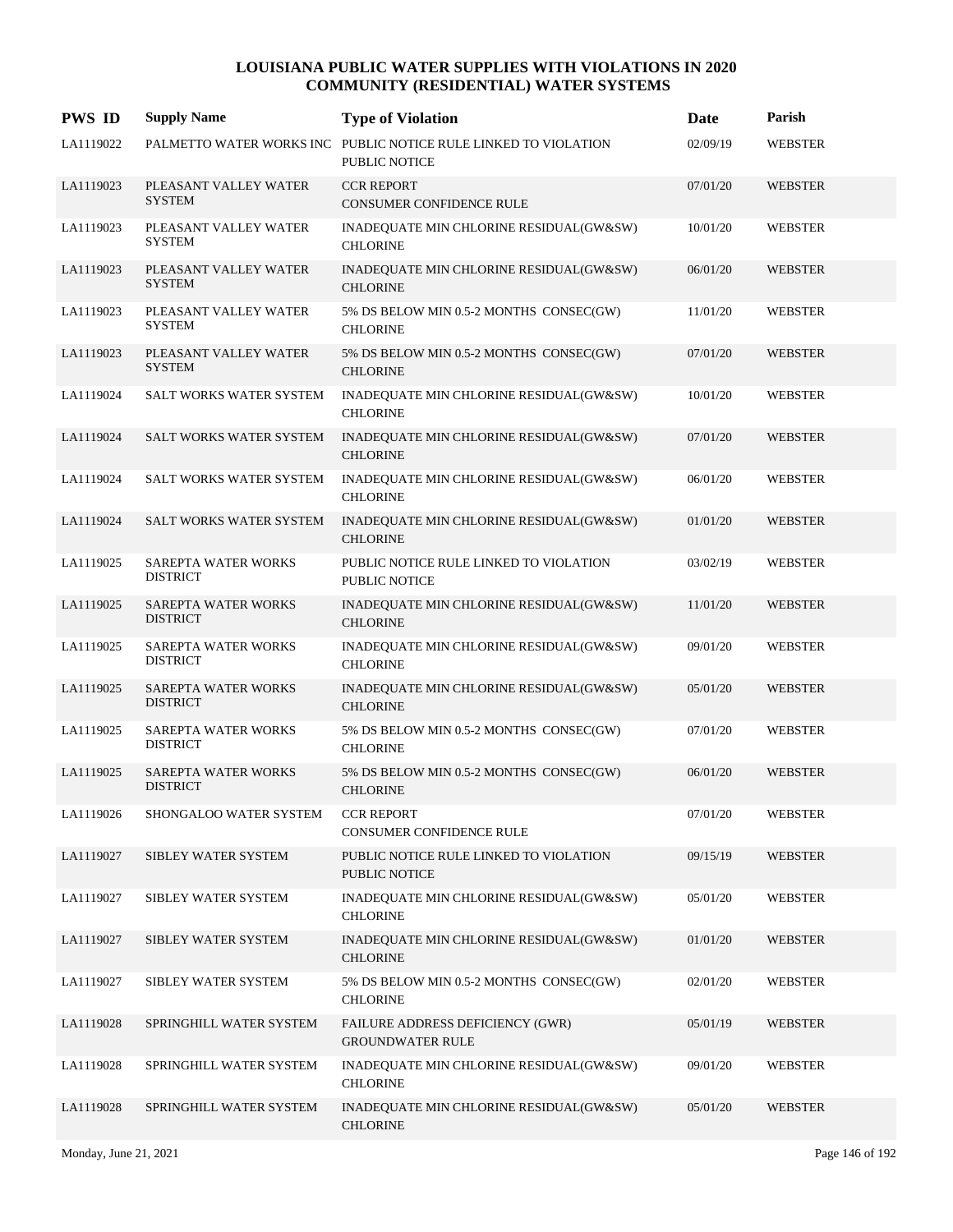# LOUISIANA PUBLIC WATER SUPPLIES WITH VIOLATIONS IN 2020
## COMMUNITY (RESIDENTIAL) WATER SYSTEMS

| PWS ID | Supply Name | Type of Violation | Date | Parish |
|---|---|---|---|---|
| LA1119022 | PALMETTO WATER WORKS INC | PUBLIC NOTICE RULE LINKED TO VIOLATION<br>PUBLIC NOTICE | 02/09/19 | WEBSTER |
| LA1119023 | PLEASANT VALLEY WATER SYSTEM | CCR REPORT<br>CONSUMER CONFIDENCE RULE | 07/01/20 | WEBSTER |
| LA1119023 | PLEASANT VALLEY WATER SYSTEM | INADEQUATE MIN CHLORINE RESIDUAL(GW&SW)<br>CHLORINE | 10/01/20 | WEBSTER |
| LA1119023 | PLEASANT VALLEY WATER SYSTEM | INADEQUATE MIN CHLORINE RESIDUAL(GW&SW)<br>CHLORINE | 06/01/20 | WEBSTER |
| LA1119023 | PLEASANT VALLEY WATER SYSTEM | 5% DS BELOW MIN 0.5-2 MONTHS CONSEC(GW)<br>CHLORINE | 11/01/20 | WEBSTER |
| LA1119023 | PLEASANT VALLEY WATER SYSTEM | 5% DS BELOW MIN 0.5-2 MONTHS CONSEC(GW)<br>CHLORINE | 07/01/20 | WEBSTER |
| LA1119024 | SALT WORKS WATER SYSTEM | INADEQUATE MIN CHLORINE RESIDUAL(GW&SW)<br>CHLORINE | 10/01/20 | WEBSTER |
| LA1119024 | SALT WORKS WATER SYSTEM | INADEQUATE MIN CHLORINE RESIDUAL(GW&SW)<br>CHLORINE | 07/01/20 | WEBSTER |
| LA1119024 | SALT WORKS WATER SYSTEM | INADEQUATE MIN CHLORINE RESIDUAL(GW&SW)<br>CHLORINE | 06/01/20 | WEBSTER |
| LA1119024 | SALT WORKS WATER SYSTEM | INADEQUATE MIN CHLORINE RESIDUAL(GW&SW)<br>CHLORINE | 01/01/20 | WEBSTER |
| LA1119025 | SAREPTA WATER WORKS DISTRICT | PUBLIC NOTICE RULE LINKED TO VIOLATION<br>PUBLIC NOTICE | 03/02/19 | WEBSTER |
| LA1119025 | SAREPTA WATER WORKS DISTRICT | INADEQUATE MIN CHLORINE RESIDUAL(GW&SW)<br>CHLORINE | 11/01/20 | WEBSTER |
| LA1119025 | SAREPTA WATER WORKS DISTRICT | INADEQUATE MIN CHLORINE RESIDUAL(GW&SW)<br>CHLORINE | 09/01/20 | WEBSTER |
| LA1119025 | SAREPTA WATER WORKS DISTRICT | INADEQUATE MIN CHLORINE RESIDUAL(GW&SW)<br>CHLORINE | 05/01/20 | WEBSTER |
| LA1119025 | SAREPTA WATER WORKS DISTRICT | 5% DS BELOW MIN 0.5-2 MONTHS CONSEC(GW)<br>CHLORINE | 07/01/20 | WEBSTER |
| LA1119025 | SAREPTA WATER WORKS DISTRICT | 5% DS BELOW MIN 0.5-2 MONTHS CONSEC(GW)<br>CHLORINE | 06/01/20 | WEBSTER |
| LA1119026 | SHONGALOO WATER SYSTEM | CCR REPORT<br>CONSUMER CONFIDENCE RULE | 07/01/20 | WEBSTER |
| LA1119027 | SIBLEY WATER SYSTEM | PUBLIC NOTICE RULE LINKED TO VIOLATION<br>PUBLIC NOTICE | 09/15/19 | WEBSTER |
| LA1119027 | SIBLEY WATER SYSTEM | INADEQUATE MIN CHLORINE RESIDUAL(GW&SW)<br>CHLORINE | 05/01/20 | WEBSTER |
| LA1119027 | SIBLEY WATER SYSTEM | INADEQUATE MIN CHLORINE RESIDUAL(GW&SW)<br>CHLORINE | 01/01/20 | WEBSTER |
| LA1119027 | SIBLEY WATER SYSTEM | 5% DS BELOW MIN 0.5-2 MONTHS CONSEC(GW)<br>CHLORINE | 02/01/20 | WEBSTER |
| LA1119028 | SPRINGHILL WATER SYSTEM | FAILURE ADDRESS DEFICIENCY (GWR)<br>GROUNDWATER RULE | 05/01/19 | WEBSTER |
| LA1119028 | SPRINGHILL WATER SYSTEM | INADEQUATE MIN CHLORINE RESIDUAL(GW&SW)<br>CHLORINE | 09/01/20 | WEBSTER |
| LA1119028 | SPRINGHILL WATER SYSTEM | INADEQUATE MIN CHLORINE RESIDUAL(GW&SW)<br>CHLORINE | 05/01/20 | WEBSTER |

Monday, June 21, 2021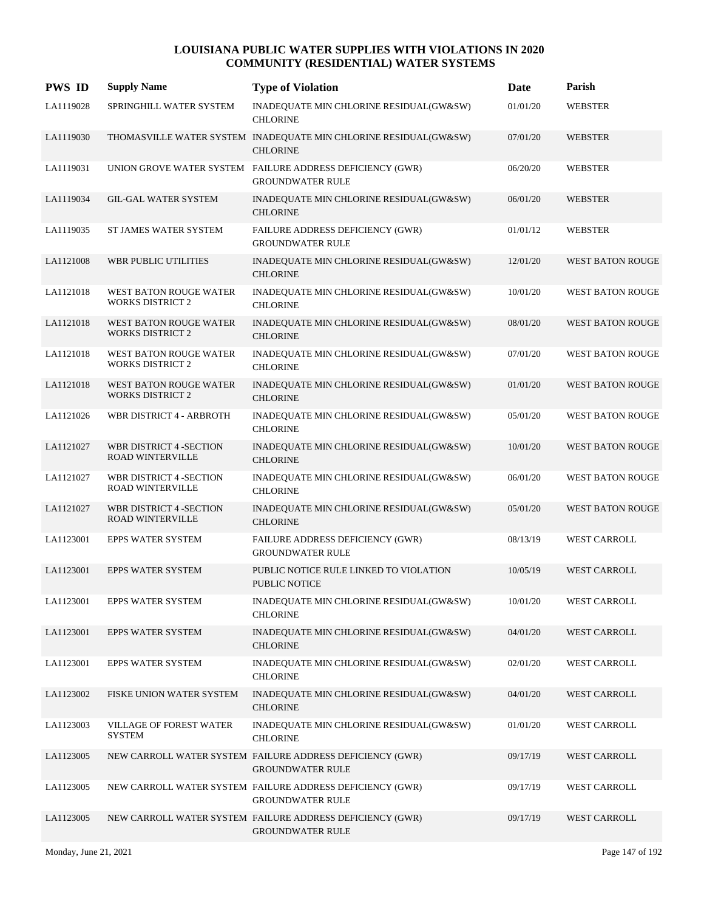# LOUISIANA PUBLIC WATER SUPPLIES WITH VIOLATIONS IN 2020
## COMMUNITY (RESIDENTIAL) WATER SYSTEMS

| PWS ID | Supply Name | Type of Violation | Date | Parish |
|---|---|---|---|---|
| LA1119028 | SPRINGHILL WATER SYSTEM | INADEQUATE MIN CHLORINE RESIDUAL(GW&SW) CHLORINE | 01/01/20 | WEBSTER |
| LA1119030 | THOMASVILLE WATER SYSTEM | INADEQUATE MIN CHLORINE RESIDUAL(GW&SW) CHLORINE | 07/01/20 | WEBSTER |
| LA1119031 | UNION GROVE WATER SYSTEM | FAILURE ADDRESS DEFICIENCY (GWR) GROUNDWATER RULE | 06/20/20 | WEBSTER |
| LA1119034 | GIL-GAL WATER SYSTEM | INADEQUATE MIN CHLORINE RESIDUAL(GW&SW) CHLORINE | 06/01/20 | WEBSTER |
| LA1119035 | ST JAMES WATER SYSTEM | FAILURE ADDRESS DEFICIENCY (GWR) GROUNDWATER RULE | 01/01/12 | WEBSTER |
| LA1121008 | WBR PUBLIC UTILITIES | INADEQUATE MIN CHLORINE RESIDUAL(GW&SW) CHLORINE | 12/01/20 | WEST BATON ROUGE |
| LA1121018 | WEST BATON ROUGE WATER WORKS DISTRICT 2 | INADEQUATE MIN CHLORINE RESIDUAL(GW&SW) CHLORINE | 10/01/20 | WEST BATON ROUGE |
| LA1121018 | WEST BATON ROUGE WATER WORKS DISTRICT 2 | INADEQUATE MIN CHLORINE RESIDUAL(GW&SW) CHLORINE | 08/01/20 | WEST BATON ROUGE |
| LA1121018 | WEST BATON ROUGE WATER WORKS DISTRICT 2 | INADEQUATE MIN CHLORINE RESIDUAL(GW&SW) CHLORINE | 07/01/20 | WEST BATON ROUGE |
| LA1121018 | WEST BATON ROUGE WATER WORKS DISTRICT 2 | INADEQUATE MIN CHLORINE RESIDUAL(GW&SW) CHLORINE | 01/01/20 | WEST BATON ROUGE |
| LA1121026 | WBR DISTRICT 4 - ARBROTH | INADEQUATE MIN CHLORINE RESIDUAL(GW&SW) CHLORINE | 05/01/20 | WEST BATON ROUGE |
| LA1121027 | WBR DISTRICT 4 -SECTION ROAD WINTERVILLE | INADEQUATE MIN CHLORINE RESIDUAL(GW&SW) CHLORINE | 10/01/20 | WEST BATON ROUGE |
| LA1121027 | WBR DISTRICT 4 -SECTION ROAD WINTERVILLE | INADEQUATE MIN CHLORINE RESIDUAL(GW&SW) CHLORINE | 06/01/20 | WEST BATON ROUGE |
| LA1121027 | WBR DISTRICT 4 -SECTION ROAD WINTERVILLE | INADEQUATE MIN CHLORINE RESIDUAL(GW&SW) CHLORINE | 05/01/20 | WEST BATON ROUGE |
| LA1123001 | EPPS WATER SYSTEM | FAILURE ADDRESS DEFICIENCY (GWR) GROUNDWATER RULE | 08/13/19 | WEST CARROLL |
| LA1123001 | EPPS WATER SYSTEM | PUBLIC NOTICE RULE LINKED TO VIOLATION PUBLIC NOTICE | 10/05/19 | WEST CARROLL |
| LA1123001 | EPPS WATER SYSTEM | INADEQUATE MIN CHLORINE RESIDUAL(GW&SW) CHLORINE | 10/01/20 | WEST CARROLL |
| LA1123001 | EPPS WATER SYSTEM | INADEQUATE MIN CHLORINE RESIDUAL(GW&SW) CHLORINE | 04/01/20 | WEST CARROLL |
| LA1123001 | EPPS WATER SYSTEM | INADEQUATE MIN CHLORINE RESIDUAL(GW&SW) CHLORINE | 02/01/20 | WEST CARROLL |
| LA1123002 | FISKE UNION WATER SYSTEM | INADEQUATE MIN CHLORINE RESIDUAL(GW&SW) CHLORINE | 04/01/20 | WEST CARROLL |
| LA1123003 | VILLAGE OF FOREST WATER SYSTEM | INADEQUATE MIN CHLORINE RESIDUAL(GW&SW) CHLORINE | 01/01/20 | WEST CARROLL |
| LA1123005 | NEW CARROLL WATER SYSTEM | FAILURE ADDRESS DEFICIENCY (GWR) GROUNDWATER RULE | 09/17/19 | WEST CARROLL |
| LA1123005 | NEW CARROLL WATER SYSTEM | FAILURE ADDRESS DEFICIENCY (GWR) GROUNDWATER RULE | 09/17/19 | WEST CARROLL |
| LA1123005 | NEW CARROLL WATER SYSTEM | FAILURE ADDRESS DEFICIENCY (GWR) GROUNDWATER RULE | 09/17/19 | WEST CARROLL |

Monday, June 21, 2021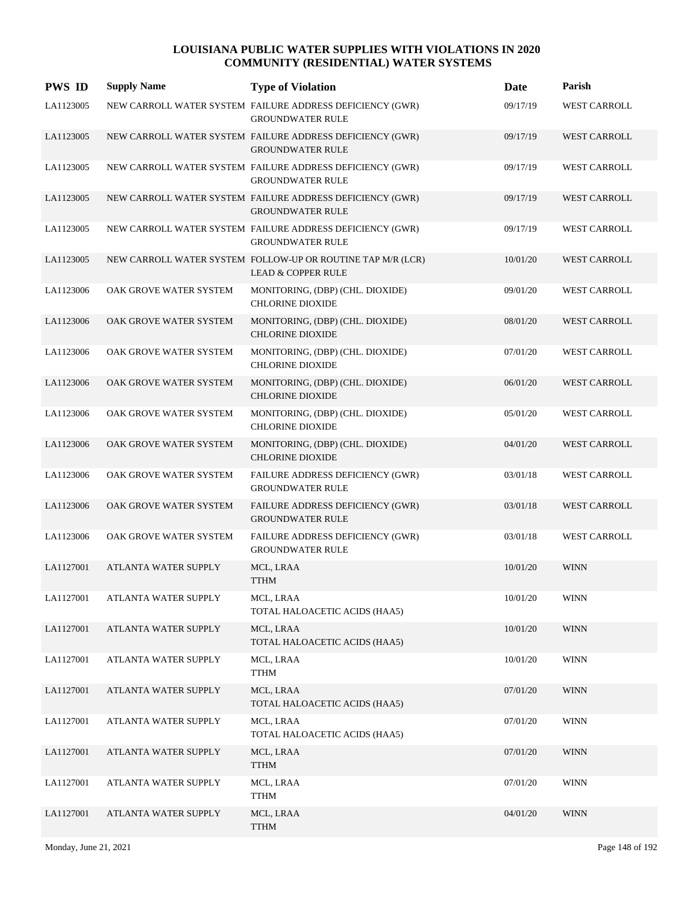# LOUISIANA PUBLIC WATER SUPPLIES WITH VIOLATIONS IN 2020
## COMMUNITY (RESIDENTIAL) WATER SYSTEMS

| PWS ID | Supply Name | Type of Violation | Date | Parish |
|---|---|---|---|---|
| LA1123005 | NEW CARROLL WATER SYSTEM | FAILURE ADDRESS DEFICIENCY (GWR) GROUNDWATER RULE | 09/17/19 | WEST CARROLL |
| LA1123005 | NEW CARROLL WATER SYSTEM | FAILURE ADDRESS DEFICIENCY (GWR) GROUNDWATER RULE | 09/17/19 | WEST CARROLL |
| LA1123005 | NEW CARROLL WATER SYSTEM | FAILURE ADDRESS DEFICIENCY (GWR) GROUNDWATER RULE | 09/17/19 | WEST CARROLL |
| LA1123005 | NEW CARROLL WATER SYSTEM | FAILURE ADDRESS DEFICIENCY (GWR) GROUNDWATER RULE | 09/17/19 | WEST CARROLL |
| LA1123005 | NEW CARROLL WATER SYSTEM | FAILURE ADDRESS DEFICIENCY (GWR) GROUNDWATER RULE | 09/17/19 | WEST CARROLL |
| LA1123005 | NEW CARROLL WATER SYSTEM | FOLLOW-UP OR ROUTINE TAP M/R (LCR) LEAD & COPPER RULE | 10/01/20 | WEST CARROLL |
| LA1123006 | OAK GROVE WATER SYSTEM | MONITORING, (DBP) (CHL. DIOXIDE) CHLORINE DIOXIDE | 09/01/20 | WEST CARROLL |
| LA1123006 | OAK GROVE WATER SYSTEM | MONITORING, (DBP) (CHL. DIOXIDE) CHLORINE DIOXIDE | 08/01/20 | WEST CARROLL |
| LA1123006 | OAK GROVE WATER SYSTEM | MONITORING, (DBP) (CHL. DIOXIDE) CHLORINE DIOXIDE | 07/01/20 | WEST CARROLL |
| LA1123006 | OAK GROVE WATER SYSTEM | MONITORING, (DBP) (CHL. DIOXIDE) CHLORINE DIOXIDE | 06/01/20 | WEST CARROLL |
| LA1123006 | OAK GROVE WATER SYSTEM | MONITORING, (DBP) (CHL. DIOXIDE) CHLORINE DIOXIDE | 05/01/20 | WEST CARROLL |
| LA1123006 | OAK GROVE WATER SYSTEM | MONITORING, (DBP) (CHL. DIOXIDE) CHLORINE DIOXIDE | 04/01/20 | WEST CARROLL |
| LA1123006 | OAK GROVE WATER SYSTEM | FAILURE ADDRESS DEFICIENCY (GWR) GROUNDWATER RULE | 03/01/18 | WEST CARROLL |
| LA1123006 | OAK GROVE WATER SYSTEM | FAILURE ADDRESS DEFICIENCY (GWR) GROUNDWATER RULE | 03/01/18 | WEST CARROLL |
| LA1123006 | OAK GROVE WATER SYSTEM | FAILURE ADDRESS DEFICIENCY (GWR) GROUNDWATER RULE | 03/01/18 | WEST CARROLL |
| LA1127001 | ATLANTA WATER SUPPLY | MCL, LRAA TTHM | 10/01/20 | WINN |
| LA1127001 | ATLANTA WATER SUPPLY | MCL, LRAA TOTAL HALOACETIC ACIDS (HAA5) | 10/01/20 | WINN |
| LA1127001 | ATLANTA WATER SUPPLY | MCL, LRAA TOTAL HALOACETIC ACIDS (HAA5) | 10/01/20 | WINN |
| LA1127001 | ATLANTA WATER SUPPLY | MCL, LRAA TTHM | 10/01/20 | WINN |
| LA1127001 | ATLANTA WATER SUPPLY | MCL, LRAA TOTAL HALOACETIC ACIDS (HAA5) | 07/01/20 | WINN |
| LA1127001 | ATLANTA WATER SUPPLY | MCL, LRAA TOTAL HALOACETIC ACIDS (HAA5) | 07/01/20 | WINN |
| LA1127001 | ATLANTA WATER SUPPLY | MCL, LRAA TTHM | 07/01/20 | WINN |
| LA1127001 | ATLANTA WATER SUPPLY | MCL, LRAA TTHM | 07/01/20 | WINN |
| LA1127001 | ATLANTA WATER SUPPLY | MCL, LRAA TTHM | 04/01/20 | WINN |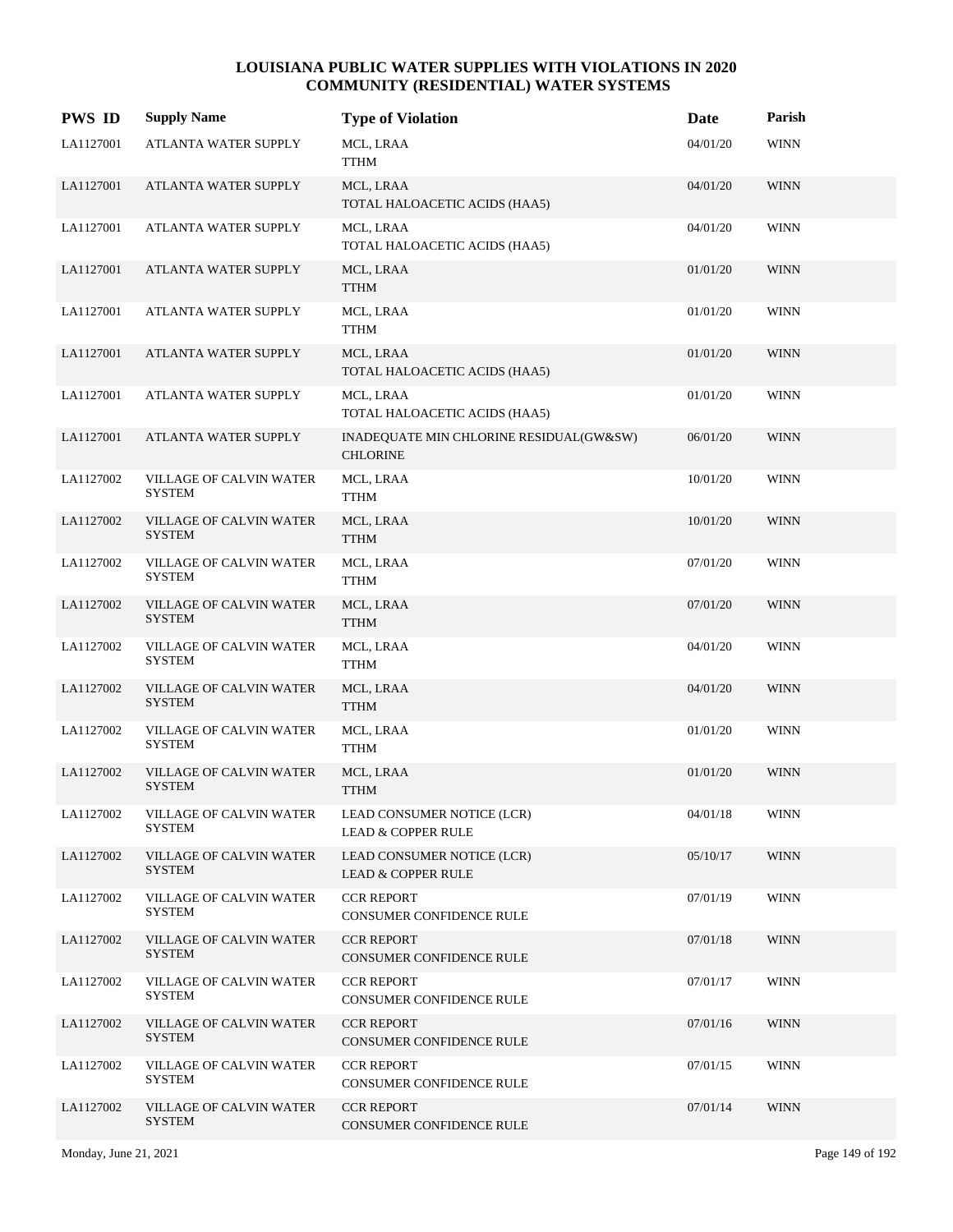# LOUISIANA PUBLIC WATER SUPPLIES WITH VIOLATIONS IN 2020
## COMMUNITY (RESIDENTIAL) WATER SYSTEMS

| PWS ID | Supply Name | Type of Violation | Date | Parish |
|---|---|---|---|---|
| LA1127001 | ATLANTA WATER SUPPLY | MCL, LRAA<br>TTHM | 04/01/20 | WINN |
| LA1127001 | ATLANTA WATER SUPPLY | MCL, LRAA<br>TOTAL HALOACETIC ACIDS (HAA5) | 04/01/20 | WINN |
| LA1127001 | ATLANTA WATER SUPPLY | MCL, LRAA<br>TOTAL HALOACETIC ACIDS (HAA5) | 04/01/20 | WINN |
| LA1127001 | ATLANTA WATER SUPPLY | MCL, LRAA<br>TTHM | 01/01/20 | WINN |
| LA1127001 | ATLANTA WATER SUPPLY | MCL, LRAA<br>TTHM | 01/01/20 | WINN |
| LA1127001 | ATLANTA WATER SUPPLY | MCL, LRAA<br>TOTAL HALOACETIC ACIDS (HAA5) | 01/01/20 | WINN |
| LA1127001 | ATLANTA WATER SUPPLY | MCL, LRAA<br>TOTAL HALOACETIC ACIDS (HAA5) | 01/01/20 | WINN |
| LA1127001 | ATLANTA WATER SUPPLY | INADEQUATE MIN CHLORINE RESIDUAL(GW&SW)<br>CHLORINE | 06/01/20 | WINN |
| LA1127002 | VILLAGE OF CALVIN WATER SYSTEM | MCL, LRAA<br>TTHM | 10/01/20 | WINN |
| LA1127002 | VILLAGE OF CALVIN WATER SYSTEM | MCL, LRAA<br>TTHM | 10/01/20 | WINN |
| LA1127002 | VILLAGE OF CALVIN WATER SYSTEM | MCL, LRAA<br>TTHM | 07/01/20 | WINN |
| LA1127002 | VILLAGE OF CALVIN WATER SYSTEM | MCL, LRAA<br>TTHM | 07/01/20 | WINN |
| LA1127002 | VILLAGE OF CALVIN WATER SYSTEM | MCL, LRAA<br>TTHM | 04/01/20 | WINN |
| LA1127002 | VILLAGE OF CALVIN WATER SYSTEM | MCL, LRAA<br>TTHM | 04/01/20 | WINN |
| LA1127002 | VILLAGE OF CALVIN WATER SYSTEM | MCL, LRAA<br>TTHM | 01/01/20 | WINN |
| LA1127002 | VILLAGE OF CALVIN WATER SYSTEM | MCL, LRAA<br>TTHM | 01/01/20 | WINN |
| LA1127002 | VILLAGE OF CALVIN WATER SYSTEM | LEAD CONSUMER NOTICE (LCR)<br>LEAD & COPPER RULE | 04/01/18 | WINN |
| LA1127002 | VILLAGE OF CALVIN WATER SYSTEM | LEAD CONSUMER NOTICE (LCR)<br>LEAD & COPPER RULE | 05/10/17 | WINN |
| LA1127002 | VILLAGE OF CALVIN WATER SYSTEM | CCR REPORT<br>CONSUMER CONFIDENCE RULE | 07/01/19 | WINN |
| LA1127002 | VILLAGE OF CALVIN WATER SYSTEM | CCR REPORT<br>CONSUMER CONFIDENCE RULE | 07/01/18 | WINN |
| LA1127002 | VILLAGE OF CALVIN WATER SYSTEM | CCR REPORT<br>CONSUMER CONFIDENCE RULE | 07/01/17 | WINN |
| LA1127002 | VILLAGE OF CALVIN WATER SYSTEM | CCR REPORT<br>CONSUMER CONFIDENCE RULE | 07/01/16 | WINN |
| LA1127002 | VILLAGE OF CALVIN WATER SYSTEM | CCR REPORT<br>CONSUMER CONFIDENCE RULE | 07/01/15 | WINN |
| LA1127002 | VILLAGE OF CALVIN WATER SYSTEM | CCR REPORT<br>CONSUMER CONFIDENCE RULE | 07/01/14 | WINN |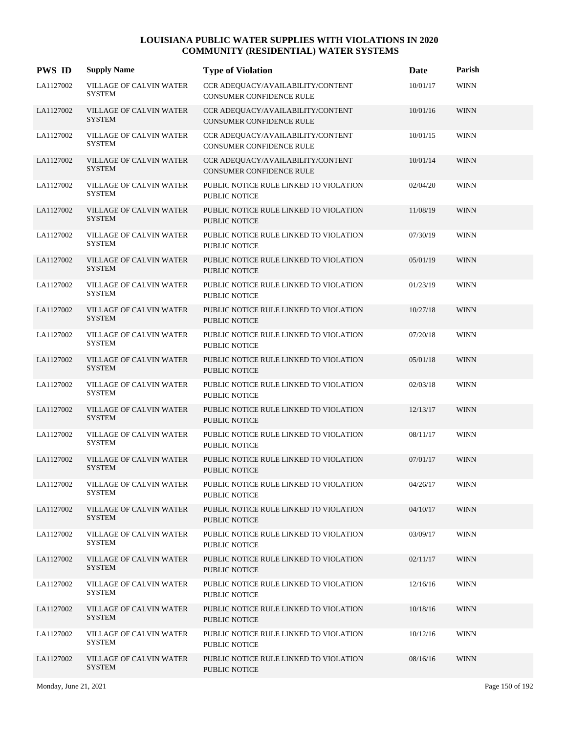# LOUISIANA PUBLIC WATER SUPPLIES WITH VIOLATIONS IN 2020
## COMMUNITY (RESIDENTIAL) WATER SYSTEMS

| PWS ID | Supply Name | Type of Violation | Date | Parish |
|---|---|---|---|---|
| LA1127002 | VILLAGE OF CALVIN WATER SYSTEM | CCR ADEQUACY/AVAILABILITY/CONTENT CONSUMER CONFIDENCE RULE | 10/01/17 | WINN |
| LA1127002 | VILLAGE OF CALVIN WATER SYSTEM | CCR ADEQUACY/AVAILABILITY/CONTENT CONSUMER CONFIDENCE RULE | 10/01/16 | WINN |
| LA1127002 | VILLAGE OF CALVIN WATER SYSTEM | CCR ADEQUACY/AVAILABILITY/CONTENT CONSUMER CONFIDENCE RULE | 10/01/15 | WINN |
| LA1127002 | VILLAGE OF CALVIN WATER SYSTEM | CCR ADEQUACY/AVAILABILITY/CONTENT CONSUMER CONFIDENCE RULE | 10/01/14 | WINN |
| LA1127002 | VILLAGE OF CALVIN WATER SYSTEM | PUBLIC NOTICE RULE LINKED TO VIOLATION PUBLIC NOTICE | 02/04/20 | WINN |
| LA1127002 | VILLAGE OF CALVIN WATER SYSTEM | PUBLIC NOTICE RULE LINKED TO VIOLATION PUBLIC NOTICE | 11/08/19 | WINN |
| LA1127002 | VILLAGE OF CALVIN WATER SYSTEM | PUBLIC NOTICE RULE LINKED TO VIOLATION PUBLIC NOTICE | 07/30/19 | WINN |
| LA1127002 | VILLAGE OF CALVIN WATER SYSTEM | PUBLIC NOTICE RULE LINKED TO VIOLATION PUBLIC NOTICE | 05/01/19 | WINN |
| LA1127002 | VILLAGE OF CALVIN WATER SYSTEM | PUBLIC NOTICE RULE LINKED TO VIOLATION PUBLIC NOTICE | 01/23/19 | WINN |
| LA1127002 | VILLAGE OF CALVIN WATER SYSTEM | PUBLIC NOTICE RULE LINKED TO VIOLATION PUBLIC NOTICE | 10/27/18 | WINN |
| LA1127002 | VILLAGE OF CALVIN WATER SYSTEM | PUBLIC NOTICE RULE LINKED TO VIOLATION PUBLIC NOTICE | 07/20/18 | WINN |
| LA1127002 | VILLAGE OF CALVIN WATER SYSTEM | PUBLIC NOTICE RULE LINKED TO VIOLATION PUBLIC NOTICE | 05/01/18 | WINN |
| LA1127002 | VILLAGE OF CALVIN WATER SYSTEM | PUBLIC NOTICE RULE LINKED TO VIOLATION PUBLIC NOTICE | 02/03/18 | WINN |
| LA1127002 | VILLAGE OF CALVIN WATER SYSTEM | PUBLIC NOTICE RULE LINKED TO VIOLATION PUBLIC NOTICE | 12/13/17 | WINN |
| LA1127002 | VILLAGE OF CALVIN WATER SYSTEM | PUBLIC NOTICE RULE LINKED TO VIOLATION PUBLIC NOTICE | 08/11/17 | WINN |
| LA1127002 | VILLAGE OF CALVIN WATER SYSTEM | PUBLIC NOTICE RULE LINKED TO VIOLATION PUBLIC NOTICE | 07/01/17 | WINN |
| LA1127002 | VILLAGE OF CALVIN WATER SYSTEM | PUBLIC NOTICE RULE LINKED TO VIOLATION PUBLIC NOTICE | 04/26/17 | WINN |
| LA1127002 | VILLAGE OF CALVIN WATER SYSTEM | PUBLIC NOTICE RULE LINKED TO VIOLATION PUBLIC NOTICE | 04/10/17 | WINN |
| LA1127002 | VILLAGE OF CALVIN WATER SYSTEM | PUBLIC NOTICE RULE LINKED TO VIOLATION PUBLIC NOTICE | 03/09/17 | WINN |
| LA1127002 | VILLAGE OF CALVIN WATER SYSTEM | PUBLIC NOTICE RULE LINKED TO VIOLATION PUBLIC NOTICE | 02/11/17 | WINN |
| LA1127002 | VILLAGE OF CALVIN WATER SYSTEM | PUBLIC NOTICE RULE LINKED TO VIOLATION PUBLIC NOTICE | 12/16/16 | WINN |
| LA1127002 | VILLAGE OF CALVIN WATER SYSTEM | PUBLIC NOTICE RULE LINKED TO VIOLATION PUBLIC NOTICE | 10/18/16 | WINN |
| LA1127002 | VILLAGE OF CALVIN WATER SYSTEM | PUBLIC NOTICE RULE LINKED TO VIOLATION PUBLIC NOTICE | 10/12/16 | WINN |
| LA1127002 | VILLAGE OF CALVIN WATER SYSTEM | PUBLIC NOTICE RULE LINKED TO VIOLATION PUBLIC NOTICE | 08/16/16 | WINN |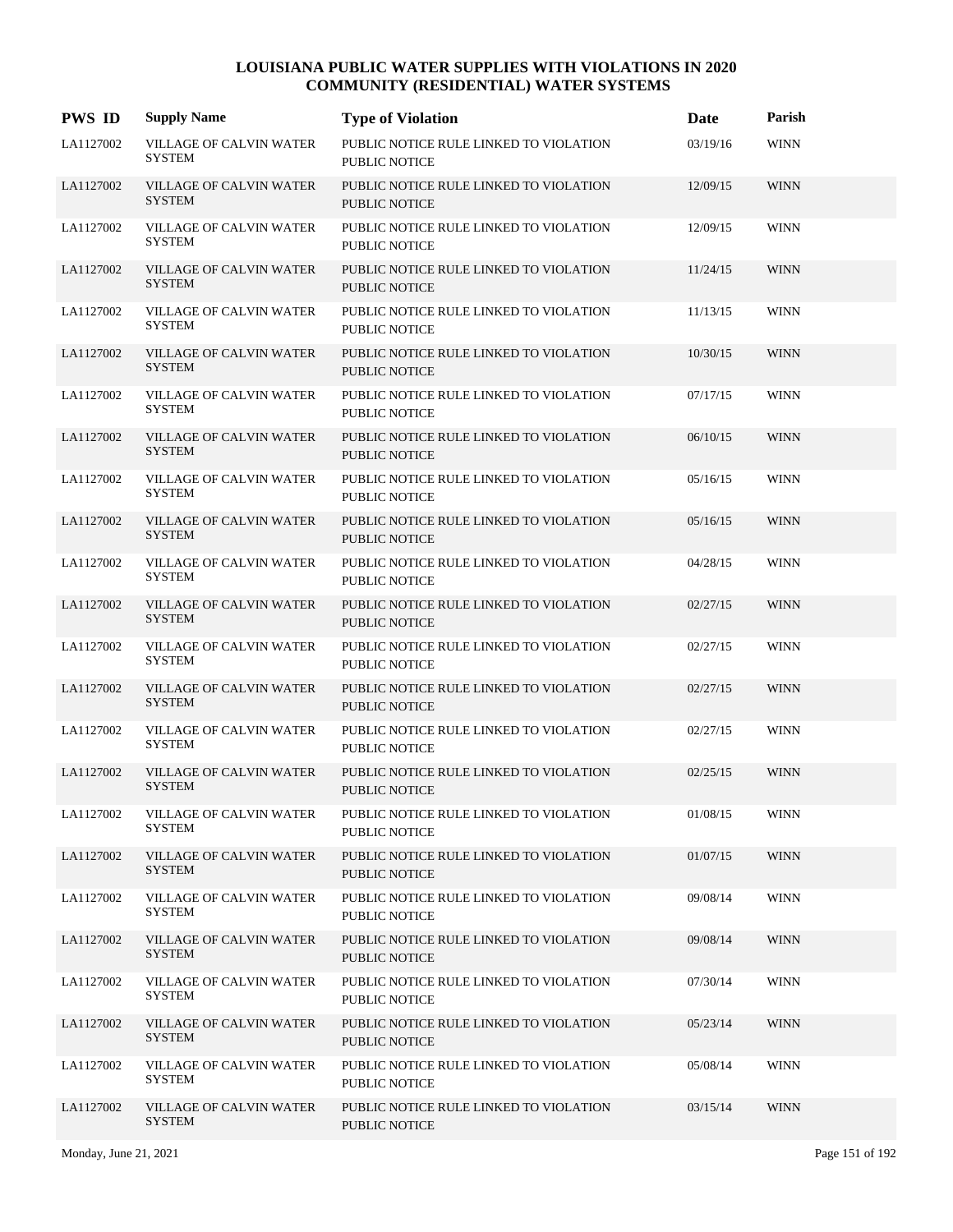# LOUISIANA PUBLIC WATER SUPPLIES WITH VIOLATIONS IN 2020
## COMMUNITY (RESIDENTIAL) WATER SYSTEMS

| PWS ID | Supply Name | Type of Violation | Date | Parish |
|---|---|---|---|---|
| LA1127002 | VILLAGE OF CALVIN WATER SYSTEM | PUBLIC NOTICE RULE LINKED TO VIOLATION PUBLIC NOTICE | 03/19/16 | WINN |
| LA1127002 | VILLAGE OF CALVIN WATER SYSTEM | PUBLIC NOTICE RULE LINKED TO VIOLATION PUBLIC NOTICE | 12/09/15 | WINN |
| LA1127002 | VILLAGE OF CALVIN WATER SYSTEM | PUBLIC NOTICE RULE LINKED TO VIOLATION PUBLIC NOTICE | 12/09/15 | WINN |
| LA1127002 | VILLAGE OF CALVIN WATER SYSTEM | PUBLIC NOTICE RULE LINKED TO VIOLATION PUBLIC NOTICE | 11/24/15 | WINN |
| LA1127002 | VILLAGE OF CALVIN WATER SYSTEM | PUBLIC NOTICE RULE LINKED TO VIOLATION PUBLIC NOTICE | 11/13/15 | WINN |
| LA1127002 | VILLAGE OF CALVIN WATER SYSTEM | PUBLIC NOTICE RULE LINKED TO VIOLATION PUBLIC NOTICE | 10/30/15 | WINN |
| LA1127002 | VILLAGE OF CALVIN WATER SYSTEM | PUBLIC NOTICE RULE LINKED TO VIOLATION PUBLIC NOTICE | 07/17/15 | WINN |
| LA1127002 | VILLAGE OF CALVIN WATER SYSTEM | PUBLIC NOTICE RULE LINKED TO VIOLATION PUBLIC NOTICE | 06/10/15 | WINN |
| LA1127002 | VILLAGE OF CALVIN WATER SYSTEM | PUBLIC NOTICE RULE LINKED TO VIOLATION PUBLIC NOTICE | 05/16/15 | WINN |
| LA1127002 | VILLAGE OF CALVIN WATER SYSTEM | PUBLIC NOTICE RULE LINKED TO VIOLATION PUBLIC NOTICE | 05/16/15 | WINN |
| LA1127002 | VILLAGE OF CALVIN WATER SYSTEM | PUBLIC NOTICE RULE LINKED TO VIOLATION PUBLIC NOTICE | 04/28/15 | WINN |
| LA1127002 | VILLAGE OF CALVIN WATER SYSTEM | PUBLIC NOTICE RULE LINKED TO VIOLATION PUBLIC NOTICE | 02/27/15 | WINN |
| LA1127002 | VILLAGE OF CALVIN WATER SYSTEM | PUBLIC NOTICE RULE LINKED TO VIOLATION PUBLIC NOTICE | 02/27/15 | WINN |
| LA1127002 | VILLAGE OF CALVIN WATER SYSTEM | PUBLIC NOTICE RULE LINKED TO VIOLATION PUBLIC NOTICE | 02/27/15 | WINN |
| LA1127002 | VILLAGE OF CALVIN WATER SYSTEM | PUBLIC NOTICE RULE LINKED TO VIOLATION PUBLIC NOTICE | 02/27/15 | WINN |
| LA1127002 | VILLAGE OF CALVIN WATER SYSTEM | PUBLIC NOTICE RULE LINKED TO VIOLATION PUBLIC NOTICE | 02/25/15 | WINN |
| LA1127002 | VILLAGE OF CALVIN WATER SYSTEM | PUBLIC NOTICE RULE LINKED TO VIOLATION PUBLIC NOTICE | 01/08/15 | WINN |
| LA1127002 | VILLAGE OF CALVIN WATER SYSTEM | PUBLIC NOTICE RULE LINKED TO VIOLATION PUBLIC NOTICE | 01/07/15 | WINN |
| LA1127002 | VILLAGE OF CALVIN WATER SYSTEM | PUBLIC NOTICE RULE LINKED TO VIOLATION PUBLIC NOTICE | 09/08/14 | WINN |
| LA1127002 | VILLAGE OF CALVIN WATER SYSTEM | PUBLIC NOTICE RULE LINKED TO VIOLATION PUBLIC NOTICE | 09/08/14 | WINN |
| LA1127002 | VILLAGE OF CALVIN WATER SYSTEM | PUBLIC NOTICE RULE LINKED TO VIOLATION PUBLIC NOTICE | 07/30/14 | WINN |
| LA1127002 | VILLAGE OF CALVIN WATER SYSTEM | PUBLIC NOTICE RULE LINKED TO VIOLATION PUBLIC NOTICE | 05/23/14 | WINN |
| LA1127002 | VILLAGE OF CALVIN WATER SYSTEM | PUBLIC NOTICE RULE LINKED TO VIOLATION PUBLIC NOTICE | 05/08/14 | WINN |
| LA1127002 | VILLAGE OF CALVIN WATER SYSTEM | PUBLIC NOTICE RULE LINKED TO VIOLATION PUBLIC NOTICE | 03/15/14 | WINN |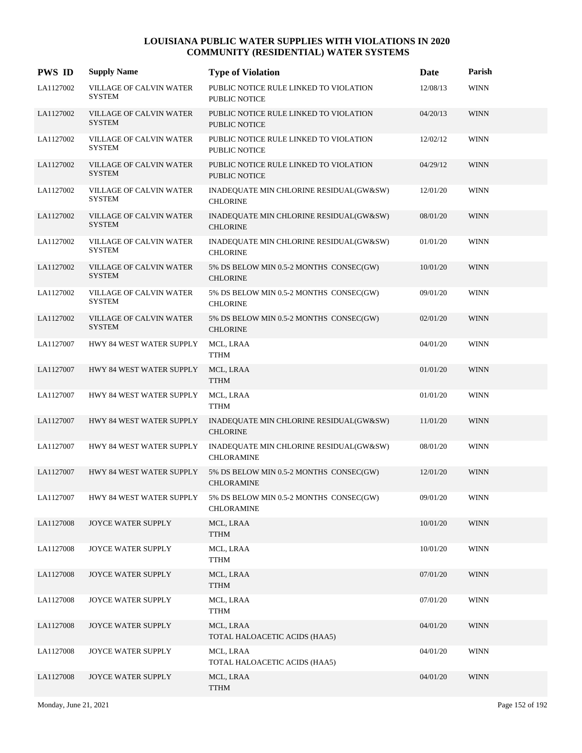# LOUISIANA PUBLIC WATER SUPPLIES WITH VIOLATIONS IN 2020
## COMMUNITY (RESIDENTIAL) WATER SYSTEMS

| PWS ID | Supply Name | Type of Violation | Date | Parish |
|---|---|---|---|---|
| LA1127002 | VILLAGE OF CALVIN WATER SYSTEM | PUBLIC NOTICE RULE LINKED TO VIOLATION PUBLIC NOTICE | 12/08/13 | WINN |
| LA1127002 | VILLAGE OF CALVIN WATER SYSTEM | PUBLIC NOTICE RULE LINKED TO VIOLATION PUBLIC NOTICE | 04/20/13 | WINN |
| LA1127002 | VILLAGE OF CALVIN WATER SYSTEM | PUBLIC NOTICE RULE LINKED TO VIOLATION PUBLIC NOTICE | 12/02/12 | WINN |
| LA1127002 | VILLAGE OF CALVIN WATER SYSTEM | PUBLIC NOTICE RULE LINKED TO VIOLATION PUBLIC NOTICE | 04/29/12 | WINN |
| LA1127002 | VILLAGE OF CALVIN WATER SYSTEM | INADEQUATE MIN CHLORINE RESIDUAL(GW&SW) CHLORINE | 12/01/20 | WINN |
| LA1127002 | VILLAGE OF CALVIN WATER SYSTEM | INADEQUATE MIN CHLORINE RESIDUAL(GW&SW) CHLORINE | 08/01/20 | WINN |
| LA1127002 | VILLAGE OF CALVIN WATER SYSTEM | INADEQUATE MIN CHLORINE RESIDUAL(GW&SW) CHLORINE | 01/01/20 | WINN |
| LA1127002 | VILLAGE OF CALVIN WATER SYSTEM | 5% DS BELOW MIN 0.5-2 MONTHS CONSEC(GW) CHLORINE | 10/01/20 | WINN |
| LA1127002 | VILLAGE OF CALVIN WATER SYSTEM | 5% DS BELOW MIN 0.5-2 MONTHS CONSEC(GW) CHLORINE | 09/01/20 | WINN |
| LA1127002 | VILLAGE OF CALVIN WATER SYSTEM | 5% DS BELOW MIN 0.5-2 MONTHS CONSEC(GW) CHLORINE | 02/01/20 | WINN |
| LA1127007 | HWY 84 WEST WATER SUPPLY | MCL, LRAA TTHM | 04/01/20 | WINN |
| LA1127007 | HWY 84 WEST WATER SUPPLY | MCL, LRAA TTHM | 01/01/20 | WINN |
| LA1127007 | HWY 84 WEST WATER SUPPLY | MCL, LRAA TTHM | 01/01/20 | WINN |
| LA1127007 | HWY 84 WEST WATER SUPPLY | INADEQUATE MIN CHLORINE RESIDUAL(GW&SW) CHLORINE | 11/01/20 | WINN |
| LA1127007 | HWY 84 WEST WATER SUPPLY | INADEQUATE MIN CHLORINE RESIDUAL(GW&SW) CHLORAMINE | 08/01/20 | WINN |
| LA1127007 | HWY 84 WEST WATER SUPPLY | 5% DS BELOW MIN 0.5-2 MONTHS CONSEC(GW) CHLORAMINE | 12/01/20 | WINN |
| LA1127007 | HWY 84 WEST WATER SUPPLY | 5% DS BELOW MIN 0.5-2 MONTHS CONSEC(GW) CHLORAMINE | 09/01/20 | WINN |
| LA1127008 | JOYCE WATER SUPPLY | MCL, LRAA TTHM | 10/01/20 | WINN |
| LA1127008 | JOYCE WATER SUPPLY | MCL, LRAA TTHM | 10/01/20 | WINN |
| LA1127008 | JOYCE WATER SUPPLY | MCL, LRAA TTHM | 07/01/20 | WINN |
| LA1127008 | JOYCE WATER SUPPLY | MCL, LRAA TTHM | 07/01/20 | WINN |
| LA1127008 | JOYCE WATER SUPPLY | MCL, LRAA TOTAL HALOACETIC ACIDS (HAA5) | 04/01/20 | WINN |
| LA1127008 | JOYCE WATER SUPPLY | MCL, LRAA TOTAL HALOACETIC ACIDS (HAA5) | 04/01/20 | WINN |
| LA1127008 | JOYCE WATER SUPPLY | MCL, LRAA TTHM | 04/01/20 | WINN |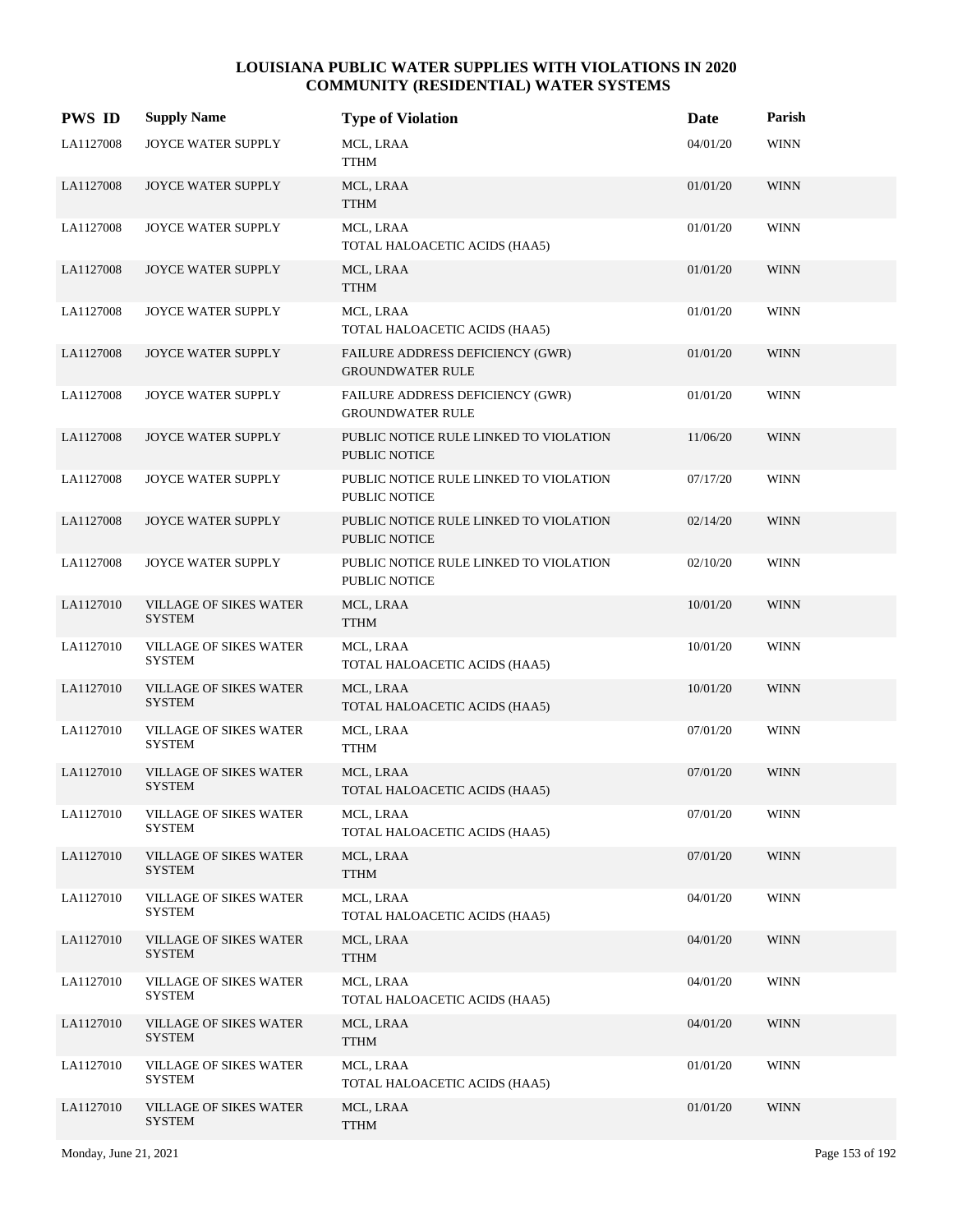# LOUISIANA PUBLIC WATER SUPPLIES WITH VIOLATIONS IN 2020
## COMMUNITY (RESIDENTIAL) WATER SYSTEMS

| PWS ID | Supply Name | Type of Violation | Date | Parish |
|---|---|---|---|---|
| LA1127008 | JOYCE WATER SUPPLY | MCL, LRAA<br>TTHM | 04/01/20 | WINN |
| LA1127008 | JOYCE WATER SUPPLY | MCL, LRAA<br>TTHM | 01/01/20 | WINN |
| LA1127008 | JOYCE WATER SUPPLY | MCL, LRAA<br>TOTAL HALOACETIC ACIDS (HAA5) | 01/01/20 | WINN |
| LA1127008 | JOYCE WATER SUPPLY | MCL, LRAA<br>TTHM | 01/01/20 | WINN |
| LA1127008 | JOYCE WATER SUPPLY | MCL, LRAA<br>TOTAL HALOACETIC ACIDS (HAA5) | 01/01/20 | WINN |
| LA1127008 | JOYCE WATER SUPPLY | FAILURE ADDRESS DEFICIENCY (GWR)<br>GROUNDWATER RULE | 01/01/20 | WINN |
| LA1127008 | JOYCE WATER SUPPLY | FAILURE ADDRESS DEFICIENCY (GWR)<br>GROUNDWATER RULE | 01/01/20 | WINN |
| LA1127008 | JOYCE WATER SUPPLY | PUBLIC NOTICE RULE LINKED TO VIOLATION<br>PUBLIC NOTICE | 11/06/20 | WINN |
| LA1127008 | JOYCE WATER SUPPLY | PUBLIC NOTICE RULE LINKED TO VIOLATION<br>PUBLIC NOTICE | 07/17/20 | WINN |
| LA1127008 | JOYCE WATER SUPPLY | PUBLIC NOTICE RULE LINKED TO VIOLATION<br>PUBLIC NOTICE | 02/14/20 | WINN |
| LA1127008 | JOYCE WATER SUPPLY | PUBLIC NOTICE RULE LINKED TO VIOLATION<br>PUBLIC NOTICE | 02/10/20 | WINN |
| LA1127010 | VILLAGE OF SIKES WATER SYSTEM | MCL, LRAA<br>TTHM | 10/01/20 | WINN |
| LA1127010 | VILLAGE OF SIKES WATER SYSTEM | MCL, LRAA<br>TOTAL HALOACETIC ACIDS (HAA5) | 10/01/20 | WINN |
| LA1127010 | VILLAGE OF SIKES WATER SYSTEM | MCL, LRAA<br>TOTAL HALOACETIC ACIDS (HAA5) | 10/01/20 | WINN |
| LA1127010 | VILLAGE OF SIKES WATER SYSTEM | MCL, LRAA<br>TTHM | 07/01/20 | WINN |
| LA1127010 | VILLAGE OF SIKES WATER SYSTEM | MCL, LRAA<br>TOTAL HALOACETIC ACIDS (HAA5) | 07/01/20 | WINN |
| LA1127010 | VILLAGE OF SIKES WATER SYSTEM | MCL, LRAA<br>TOTAL HALOACETIC ACIDS (HAA5) | 07/01/20 | WINN |
| LA1127010 | VILLAGE OF SIKES WATER SYSTEM | MCL, LRAA<br>TTHM | 07/01/20 | WINN |
| LA1127010 | VILLAGE OF SIKES WATER SYSTEM | MCL, LRAA<br>TOTAL HALOACETIC ACIDS (HAA5) | 04/01/20 | WINN |
| LA1127010 | VILLAGE OF SIKES WATER SYSTEM | MCL, LRAA<br>TTHM | 04/01/20 | WINN |
| LA1127010 | VILLAGE OF SIKES WATER SYSTEM | MCL, LRAA<br>TOTAL HALOACETIC ACIDS (HAA5) | 04/01/20 | WINN |
| LA1127010 | VILLAGE OF SIKES WATER SYSTEM | MCL, LRAA<br>TTHM | 04/01/20 | WINN |
| LA1127010 | VILLAGE OF SIKES WATER SYSTEM | MCL, LRAA<br>TOTAL HALOACETIC ACIDS (HAA5) | 01/01/20 | WINN |
| LA1127010 | VILLAGE OF SIKES WATER SYSTEM | MCL, LRAA<br>TTHM | 01/01/20 | WINN |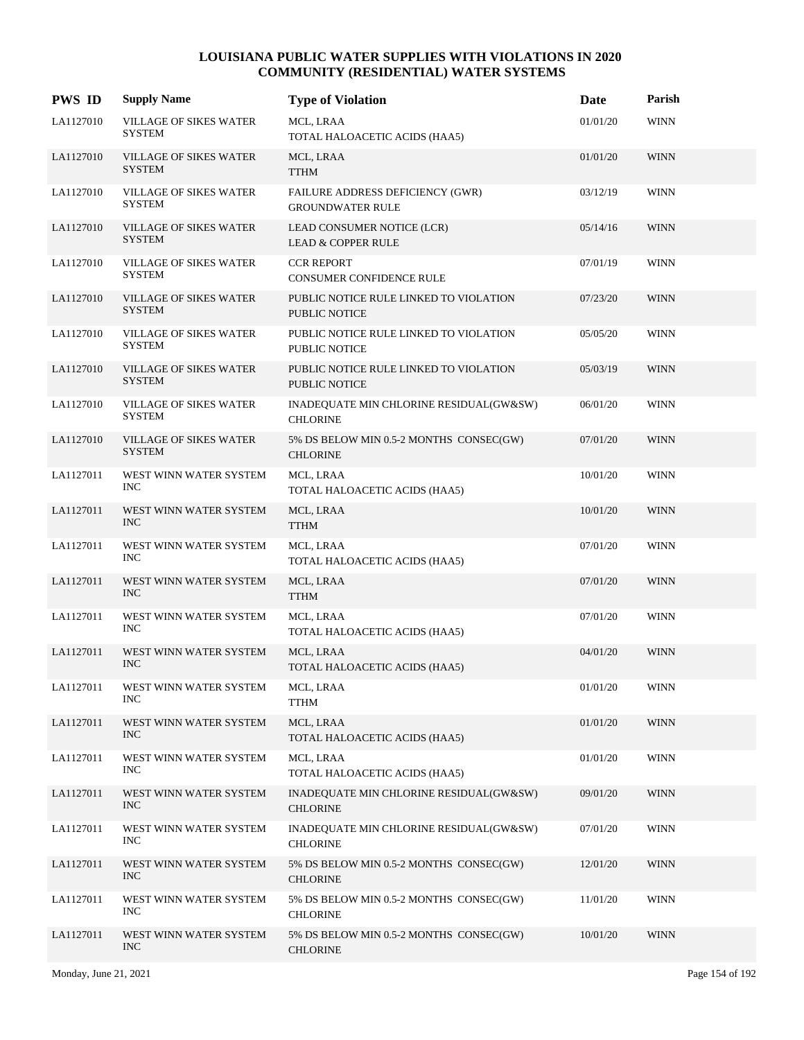# LOUISIANA PUBLIC WATER SUPPLIES WITH VIOLATIONS IN 2020
## COMMUNITY (RESIDENTIAL) WATER SYSTEMS

| PWS ID | Supply Name | Type of Violation | Date | Parish |
|---|---|---|---|---|
| LA1127010 | VILLAGE OF SIKES WATER SYSTEM | MCL, LRAA<br>TOTAL HALOACETIC ACIDS (HAA5) | 01/01/20 | WINN |
| LA1127010 | VILLAGE OF SIKES WATER SYSTEM | MCL, LRAA<br>TTHM | 01/01/20 | WINN |
| LA1127010 | VILLAGE OF SIKES WATER SYSTEM | FAILURE ADDRESS DEFICIENCY (GWR)<br>GROUNDWATER RULE | 03/12/19 | WINN |
| LA1127010 | VILLAGE OF SIKES WATER SYSTEM | LEAD CONSUMER NOTICE (LCR)<br>LEAD & COPPER RULE | 05/14/16 | WINN |
| LA1127010 | VILLAGE OF SIKES WATER SYSTEM | CCR REPORT<br>CONSUMER CONFIDENCE RULE | 07/01/19 | WINN |
| LA1127010 | VILLAGE OF SIKES WATER SYSTEM | PUBLIC NOTICE RULE LINKED TO VIOLATION<br>PUBLIC NOTICE | 07/23/20 | WINN |
| LA1127010 | VILLAGE OF SIKES WATER SYSTEM | PUBLIC NOTICE RULE LINKED TO VIOLATION<br>PUBLIC NOTICE | 05/05/20 | WINN |
| LA1127010 | VILLAGE OF SIKES WATER SYSTEM | PUBLIC NOTICE RULE LINKED TO VIOLATION<br>PUBLIC NOTICE | 05/03/19 | WINN |
| LA1127010 | VILLAGE OF SIKES WATER SYSTEM | INADEQUATE MIN CHLORINE RESIDUAL(GW&SW)<br>CHLORINE | 06/01/20 | WINN |
| LA1127010 | VILLAGE OF SIKES WATER SYSTEM | 5% DS BELOW MIN 0.5-2 MONTHS CONSEC(GW)<br>CHLORINE | 07/01/20 | WINN |
| LA1127011 | WEST WINN WATER SYSTEM INC | MCL, LRAA<br>TOTAL HALOACETIC ACIDS (HAA5) | 10/01/20 | WINN |
| LA1127011 | WEST WINN WATER SYSTEM INC | MCL, LRAA<br>TTHM | 10/01/20 | WINN |
| LA1127011 | WEST WINN WATER SYSTEM INC | MCL, LRAA<br>TOTAL HALOACETIC ACIDS (HAA5) | 07/01/20 | WINN |
| LA1127011 | WEST WINN WATER SYSTEM INC | MCL, LRAA<br>TTHM | 07/01/20 | WINN |
| LA1127011 | WEST WINN WATER SYSTEM INC | MCL, LRAA<br>TOTAL HALOACETIC ACIDS (HAA5) | 07/01/20 | WINN |
| LA1127011 | WEST WINN WATER SYSTEM INC | MCL, LRAA<br>TOTAL HALOACETIC ACIDS (HAA5) | 04/01/20 | WINN |
| LA1127011 | WEST WINN WATER SYSTEM INC | MCL, LRAA<br>TTHM | 01/01/20 | WINN |
| LA1127011 | WEST WINN WATER SYSTEM INC | MCL, LRAA<br>TOTAL HALOACETIC ACIDS (HAA5) | 01/01/20 | WINN |
| LA1127011 | WEST WINN WATER SYSTEM INC | MCL, LRAA<br>TOTAL HALOACETIC ACIDS (HAA5) | 01/01/20 | WINN |
| LA1127011 | WEST WINN WATER SYSTEM INC | INADEQUATE MIN CHLORINE RESIDUAL(GW&SW)<br>CHLORINE | 09/01/20 | WINN |
| LA1127011 | WEST WINN WATER SYSTEM INC | INADEQUATE MIN CHLORINE RESIDUAL(GW&SW)<br>CHLORINE | 07/01/20 | WINN |
| LA1127011 | WEST WINN WATER SYSTEM INC | 5% DS BELOW MIN 0.5-2 MONTHS CONSEC(GW)<br>CHLORINE | 12/01/20 | WINN |
| LA1127011 | WEST WINN WATER SYSTEM INC | 5% DS BELOW MIN 0.5-2 MONTHS CONSEC(GW)<br>CHLORINE | 11/01/20 | WINN |
| LA1127011 | WEST WINN WATER SYSTEM INC | 5% DS BELOW MIN 0.5-2 MONTHS CONSEC(GW)<br>CHLORINE | 10/01/20 | WINN |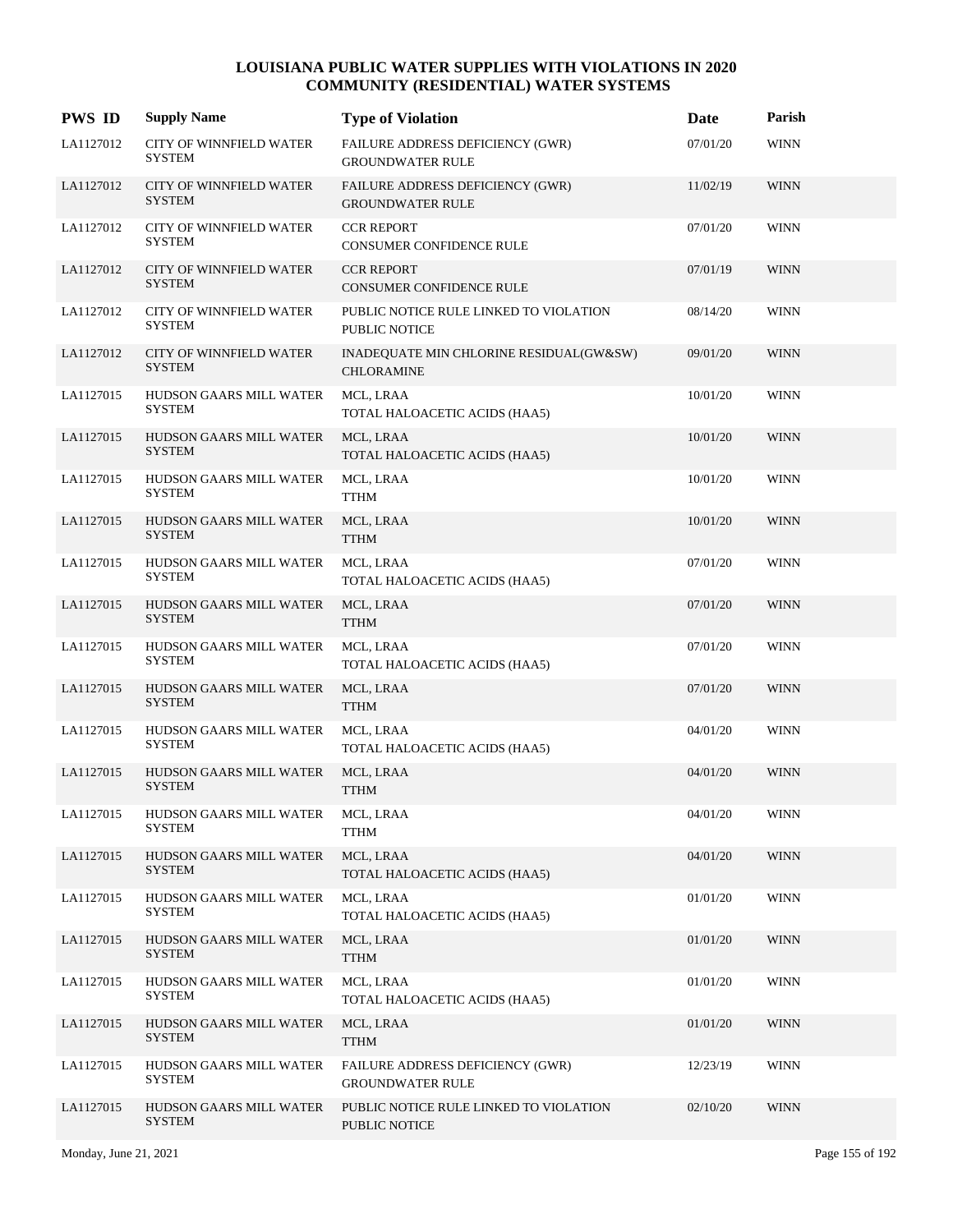# LOUISIANA PUBLIC WATER SUPPLIES WITH VIOLATIONS IN 2020
## COMMUNITY (RESIDENTIAL) WATER SYSTEMS

| PWS ID | Supply Name | Type of Violation | Date | Parish |
|---|---|---|---|---|
| LA1127012 | CITY OF WINNFIELD WATER SYSTEM | FAILURE ADDRESS DEFICIENCY (GWR) GROUNDWATER RULE | 07/01/20 | WINN |
| LA1127012 | CITY OF WINNFIELD WATER SYSTEM | FAILURE ADDRESS DEFICIENCY (GWR) GROUNDWATER RULE | 11/02/19 | WINN |
| LA1127012 | CITY OF WINNFIELD WATER SYSTEM | CCR REPORT CONSUMER CONFIDENCE RULE | 07/01/20 | WINN |
| LA1127012 | CITY OF WINNFIELD WATER SYSTEM | CCR REPORT CONSUMER CONFIDENCE RULE | 07/01/19 | WINN |
| LA1127012 | CITY OF WINNFIELD WATER SYSTEM | PUBLIC NOTICE RULE LINKED TO VIOLATION PUBLIC NOTICE | 08/14/20 | WINN |
| LA1127012 | CITY OF WINNFIELD WATER SYSTEM | INADEQUATE MIN CHLORINE RESIDUAL(GW&SW) CHLORAMINE | 09/01/20 | WINN |
| LA1127015 | HUDSON GAARS MILL WATER SYSTEM | MCL, LRAA TOTAL HALOACETIC ACIDS (HAA5) | 10/01/20 | WINN |
| LA1127015 | HUDSON GAARS MILL WATER SYSTEM | MCL, LRAA TOTAL HALOACETIC ACIDS (HAA5) | 10/01/20 | WINN |
| LA1127015 | HUDSON GAARS MILL WATER SYSTEM | MCL, LRAA TTHM | 10/01/20 | WINN |
| LA1127015 | HUDSON GAARS MILL WATER SYSTEM | MCL, LRAA TTHM | 10/01/20 | WINN |
| LA1127015 | HUDSON GAARS MILL WATER SYSTEM | MCL, LRAA TOTAL HALOACETIC ACIDS (HAA5) | 07/01/20 | WINN |
| LA1127015 | HUDSON GAARS MILL WATER SYSTEM | MCL, LRAA TTHM | 07/01/20 | WINN |
| LA1127015 | HUDSON GAARS MILL WATER SYSTEM | MCL, LRAA TOTAL HALOACETIC ACIDS (HAA5) | 07/01/20 | WINN |
| LA1127015 | HUDSON GAARS MILL WATER SYSTEM | MCL, LRAA TTHM | 07/01/20 | WINN |
| LA1127015 | HUDSON GAARS MILL WATER SYSTEM | MCL, LRAA TOTAL HALOACETIC ACIDS (HAA5) | 04/01/20 | WINN |
| LA1127015 | HUDSON GAARS MILL WATER SYSTEM | MCL, LRAA TTHM | 04/01/20 | WINN |
| LA1127015 | HUDSON GAARS MILL WATER SYSTEM | MCL, LRAA TTHM | 04/01/20 | WINN |
| LA1127015 | HUDSON GAARS MILL WATER SYSTEM | MCL, LRAA TOTAL HALOACETIC ACIDS (HAA5) | 04/01/20 | WINN |
| LA1127015 | HUDSON GAARS MILL WATER SYSTEM | MCL, LRAA TOTAL HALOACETIC ACIDS (HAA5) | 01/01/20 | WINN |
| LA1127015 | HUDSON GAARS MILL WATER SYSTEM | MCL, LRAA TTHM | 01/01/20 | WINN |
| LA1127015 | HUDSON GAARS MILL WATER SYSTEM | MCL, LRAA TOTAL HALOACETIC ACIDS (HAA5) | 01/01/20 | WINN |
| LA1127015 | HUDSON GAARS MILL WATER SYSTEM | MCL, LRAA TTHM | 01/01/20 | WINN |
| LA1127015 | HUDSON GAARS MILL WATER SYSTEM | FAILURE ADDRESS DEFICIENCY (GWR) GROUNDWATER RULE | 12/23/19 | WINN |
| LA1127015 | HUDSON GAARS MILL WATER SYSTEM | PUBLIC NOTICE RULE LINKED TO VIOLATION PUBLIC NOTICE | 02/10/20 | WINN |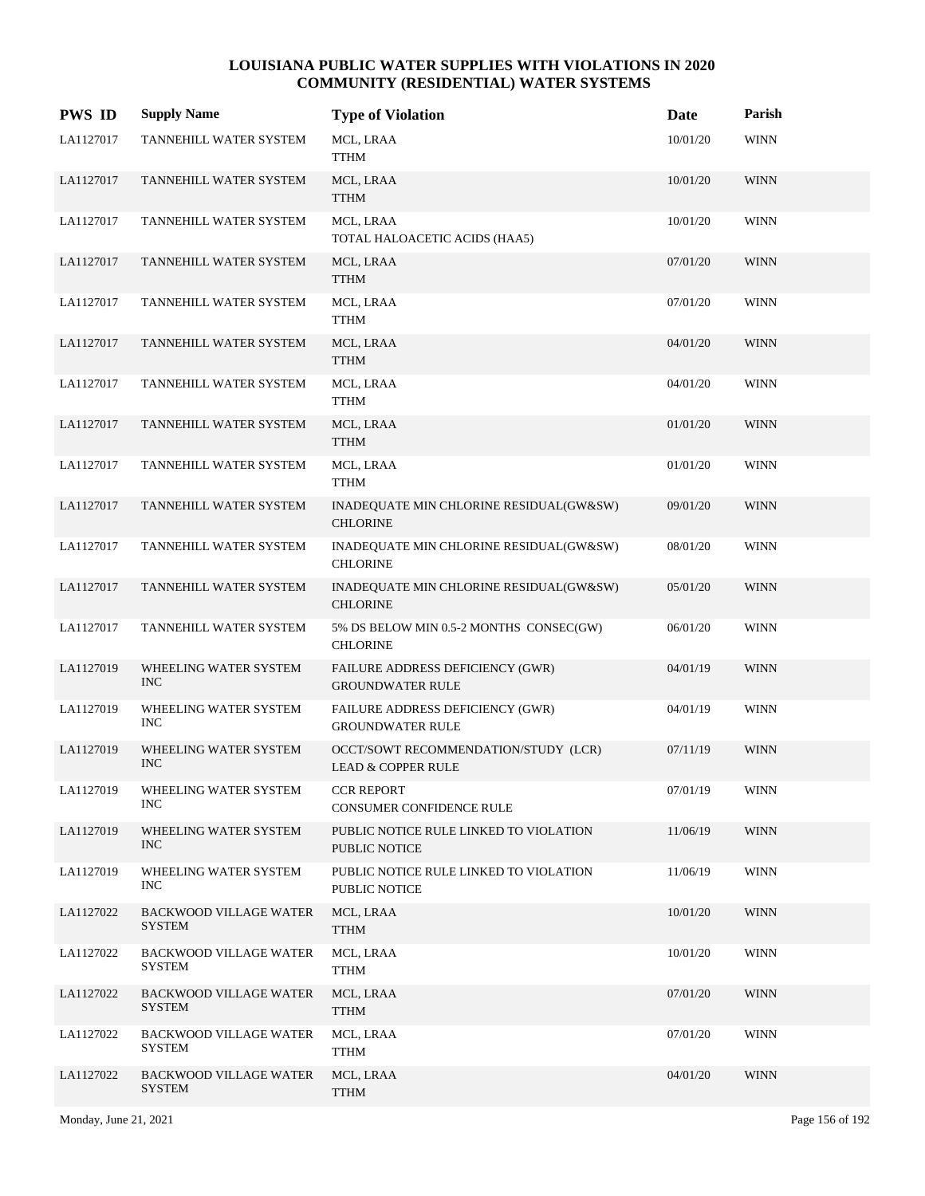# LOUISIANA PUBLIC WATER SUPPLIES WITH VIOLATIONS IN 2020
## COMMUNITY (RESIDENTIAL) WATER SYSTEMS

| PWS ID | Supply Name | Type of Violation | Date | Parish |
|---|---|---|---|---|
| LA1127017 | TANNEHILL WATER SYSTEM | MCL, LRAA<br>TTHM | 10/01/20 | WINN |
| LA1127017 | TANNEHILL WATER SYSTEM | MCL, LRAA<br>TTHM | 10/01/20 | WINN |
| LA1127017 | TANNEHILL WATER SYSTEM | MCL, LRAA<br>TOTAL HALOACETIC ACIDS (HAA5) | 10/01/20 | WINN |
| LA1127017 | TANNEHILL WATER SYSTEM | MCL, LRAA<br>TTHM | 07/01/20 | WINN |
| LA1127017 | TANNEHILL WATER SYSTEM | MCL, LRAA<br>TTHM | 07/01/20 | WINN |
| LA1127017 | TANNEHILL WATER SYSTEM | MCL, LRAA<br>TTHM | 04/01/20 | WINN |
| LA1127017 | TANNEHILL WATER SYSTEM | MCL, LRAA<br>TTHM | 04/01/20 | WINN |
| LA1127017 | TANNEHILL WATER SYSTEM | MCL, LRAA<br>TTHM | 01/01/20 | WINN |
| LA1127017 | TANNEHILL WATER SYSTEM | MCL, LRAA<br>TTHM | 01/01/20 | WINN |
| LA1127017 | TANNEHILL WATER SYSTEM | INADEQUATE MIN CHLORINE RESIDUAL(GW&SW)<br>CHLORINE | 09/01/20 | WINN |
| LA1127017 | TANNEHILL WATER SYSTEM | INADEQUATE MIN CHLORINE RESIDUAL(GW&SW)<br>CHLORINE | 08/01/20 | WINN |
| LA1127017 | TANNEHILL WATER SYSTEM | INADEQUATE MIN CHLORINE RESIDUAL(GW&SW)<br>CHLORINE | 05/01/20 | WINN |
| LA1127017 | TANNEHILL WATER SYSTEM | 5% DS BELOW MIN 0.5-2 MONTHS CONSEC(GW)<br>CHLORINE | 06/01/20 | WINN |
| LA1127019 | WHEELING WATER SYSTEM INC | FAILURE ADDRESS DEFICIENCY (GWR)<br>GROUNDWATER RULE | 04/01/19 | WINN |
| LA1127019 | WHEELING WATER SYSTEM INC | FAILURE ADDRESS DEFICIENCY (GWR)<br>GROUNDWATER RULE | 04/01/19 | WINN |
| LA1127019 | WHEELING WATER SYSTEM INC | OCCT/SOWT RECOMMENDATION/STUDY (LCR)<br>LEAD & COPPER RULE | 07/11/19 | WINN |
| LA1127019 | WHEELING WATER SYSTEM INC | CCR REPORT<br>CONSUMER CONFIDENCE RULE | 07/01/19 | WINN |
| LA1127019 | WHEELING WATER SYSTEM INC | PUBLIC NOTICE RULE LINKED TO VIOLATION<br>PUBLIC NOTICE | 11/06/19 | WINN |
| LA1127019 | WHEELING WATER SYSTEM INC | PUBLIC NOTICE RULE LINKED TO VIOLATION<br>PUBLIC NOTICE | 11/06/19 | WINN |
| LA1127022 | BACKWOOD VILLAGE WATER SYSTEM | MCL, LRAA<br>TTHM | 10/01/20 | WINN |
| LA1127022 | BACKWOOD VILLAGE WATER SYSTEM | MCL, LRAA<br>TTHM | 10/01/20 | WINN |
| LA1127022 | BACKWOOD VILLAGE WATER SYSTEM | MCL, LRAA<br>TTHM | 07/01/20 | WINN |
| LA1127022 | BACKWOOD VILLAGE WATER SYSTEM | MCL, LRAA<br>TTHM | 07/01/20 | WINN |
| LA1127022 | BACKWOOD VILLAGE WATER SYSTEM | MCL, LRAA<br>TTHM | 04/01/20 | WINN |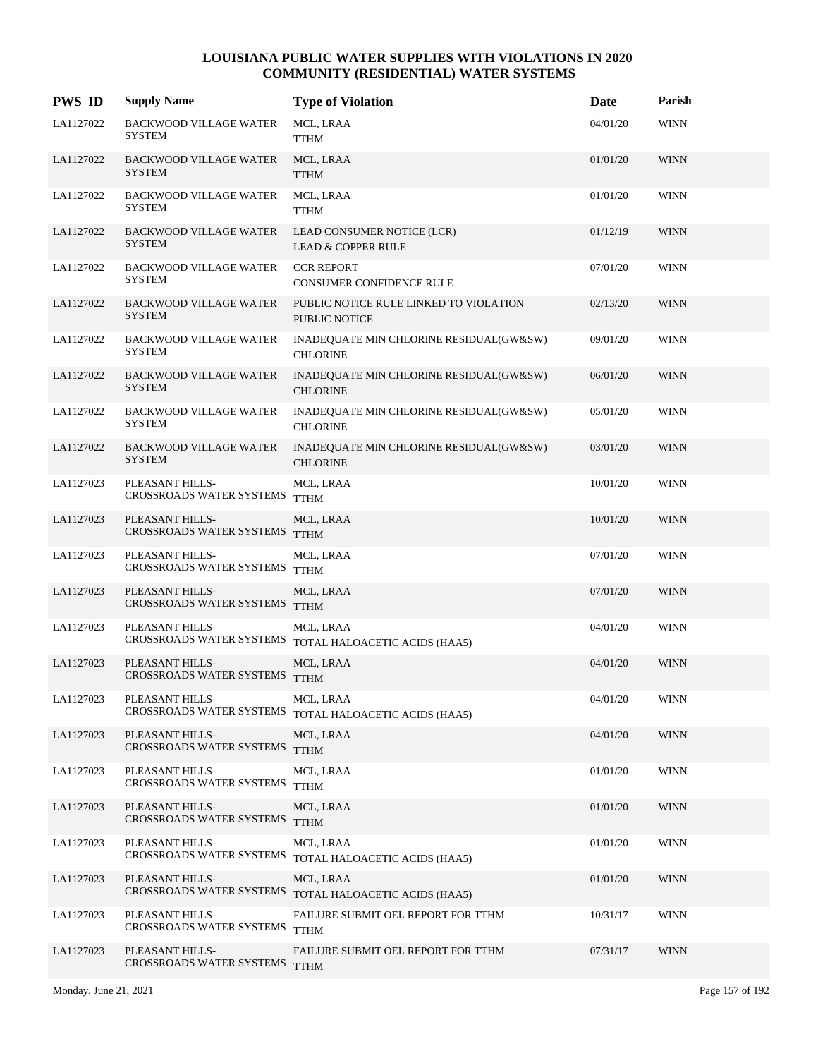# LOUISIANA PUBLIC WATER SUPPLIES WITH VIOLATIONS IN 2020
## COMMUNITY (RESIDENTIAL) WATER SYSTEMS

| PWS ID | Supply Name | Type of Violation | Date | Parish |
|---|---|---|---|---|
| LA1127022 | BACKWOOD VILLAGE WATER SYSTEM | MCL, LRAA<br>TTHM | 04/01/20 | WINN |
| LA1127022 | BACKWOOD VILLAGE WATER SYSTEM | MCL, LRAA<br>TTHM | 01/01/20 | WINN |
| LA1127022 | BACKWOOD VILLAGE WATER SYSTEM | MCL, LRAA<br>TTHM | 01/01/20 | WINN |
| LA1127022 | BACKWOOD VILLAGE WATER SYSTEM | LEAD CONSUMER NOTICE (LCR)<br>LEAD & COPPER RULE | 01/12/19 | WINN |
| LA1127022 | BACKWOOD VILLAGE WATER SYSTEM | CCR REPORT<br>CONSUMER CONFIDENCE RULE | 07/01/20 | WINN |
| LA1127022 | BACKWOOD VILLAGE WATER SYSTEM | PUBLIC NOTICE RULE LINKED TO VIOLATION<br>PUBLIC NOTICE | 02/13/20 | WINN |
| LA1127022 | BACKWOOD VILLAGE WATER SYSTEM | INADEQUATE MIN CHLORINE RESIDUAL(GW&SW)<br>CHLORINE | 09/01/20 | WINN |
| LA1127022 | BACKWOOD VILLAGE WATER SYSTEM | INADEQUATE MIN CHLORINE RESIDUAL(GW&SW)<br>CHLORINE | 06/01/20 | WINN |
| LA1127022 | BACKWOOD VILLAGE WATER SYSTEM | INADEQUATE MIN CHLORINE RESIDUAL(GW&SW)<br>CHLORINE | 05/01/20 | WINN |
| LA1127022 | BACKWOOD VILLAGE WATER SYSTEM | INADEQUATE MIN CHLORINE RESIDUAL(GW&SW)<br>CHLORINE | 03/01/20 | WINN |
| LA1127023 | PLEASANT HILLS-CROSSROADS WATER SYSTEMS | MCL, LRAA<br>TTHM | 10/01/20 | WINN |
| LA1127023 | PLEASANT HILLS-CROSSROADS WATER SYSTEMS | MCL, LRAA<br>TTHM | 10/01/20 | WINN |
| LA1127023 | PLEASANT HILLS-CROSSROADS WATER SYSTEMS | MCL, LRAA<br>TTHM | 07/01/20 | WINN |
| LA1127023 | PLEASANT HILLS-CROSSROADS WATER SYSTEMS | MCL, LRAA<br>TTHM | 07/01/20 | WINN |
| LA1127023 | PLEASANT HILLS-CROSSROADS WATER SYSTEMS | MCL, LRAA<br>TOTAL HALOACETIC ACIDS (HAA5) | 04/01/20 | WINN |
| LA1127023 | PLEASANT HILLS-CROSSROADS WATER SYSTEMS | MCL, LRAA<br>TTHM | 04/01/20 | WINN |
| LA1127023 | PLEASANT HILLS-CROSSROADS WATER SYSTEMS | MCL, LRAA<br>TOTAL HALOACETIC ACIDS (HAA5) | 04/01/20 | WINN |
| LA1127023 | PLEASANT HILLS-CROSSROADS WATER SYSTEMS | MCL, LRAA<br>TTHM | 04/01/20 | WINN |
| LA1127023 | PLEASANT HILLS-CROSSROADS WATER SYSTEMS | MCL, LRAA<br>TTHM | 01/01/20 | WINN |
| LA1127023 | PLEASANT HILLS-CROSSROADS WATER SYSTEMS | MCL, LRAA<br>TTHM | 01/01/20 | WINN |
| LA1127023 | PLEASANT HILLS-CROSSROADS WATER SYSTEMS | MCL, LRAA<br>TOTAL HALOACETIC ACIDS (HAA5) | 01/01/20 | WINN |
| LA1127023 | PLEASANT HILLS-CROSSROADS WATER SYSTEMS | MCL, LRAA<br>TOTAL HALOACETIC ACIDS (HAA5) | 01/01/20 | WINN |
| LA1127023 | PLEASANT HILLS-CROSSROADS WATER SYSTEMS | FAILURE SUBMIT OEL REPORT FOR TTHM<br>TTHM | 10/31/17 | WINN |
| LA1127023 | PLEASANT HILLS-CROSSROADS WATER SYSTEMS | FAILURE SUBMIT OEL REPORT FOR TTHM<br>TTHM | 07/31/17 | WINN |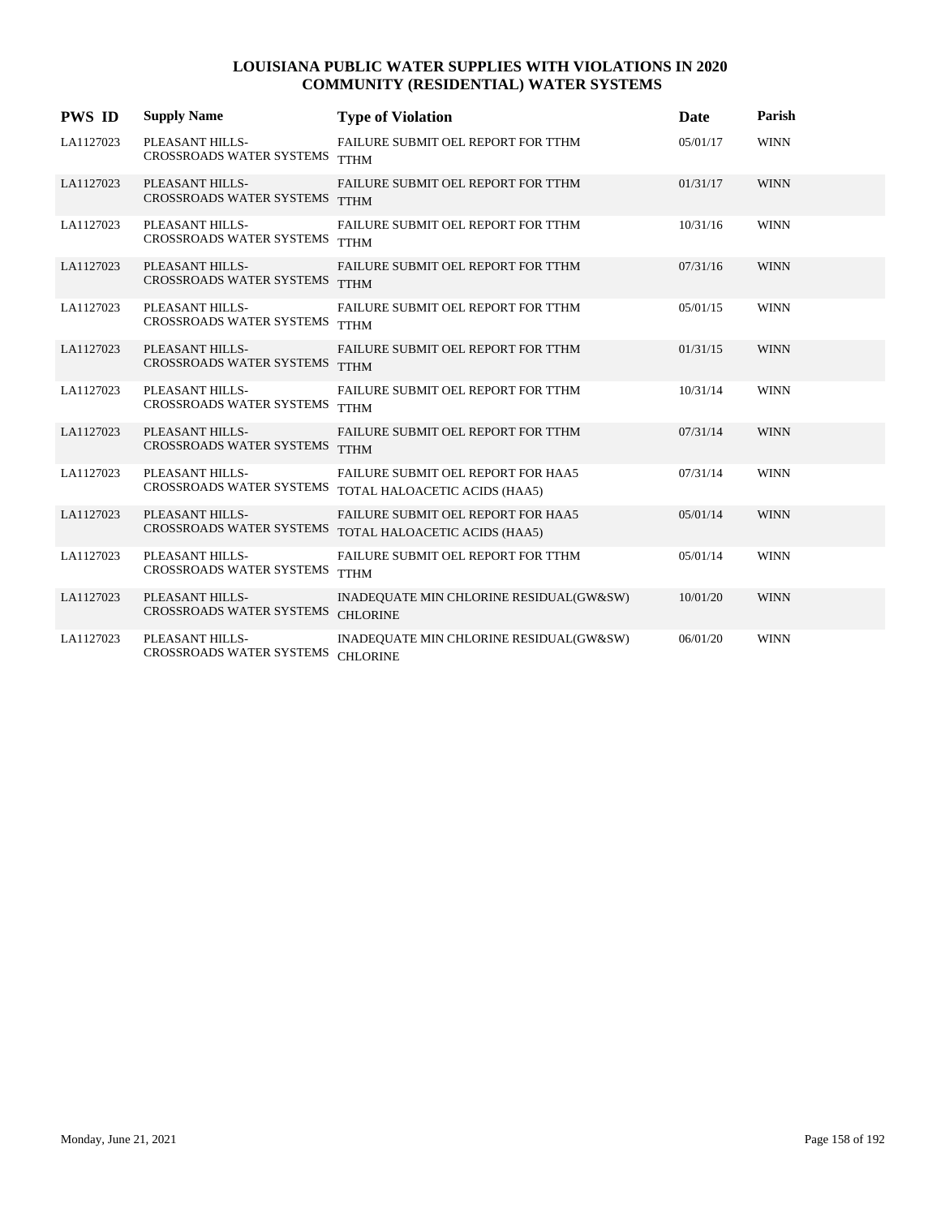# LOUISIANA PUBLIC WATER SUPPLIES WITH VIOLATIONS IN 2020
## COMMUNITY (RESIDENTIAL) WATER SYSTEMS

| PWS ID | Supply Name | Type of Violation | Date | Parish |
|---|---|---|---|---|
| LA1127023 | PLEASANT HILLS-CROSSROADS WATER SYSTEMS | FAILURE SUBMIT OEL REPORT FOR TTHM TTHM | 05/01/17 | WINN |
| LA1127023 | PLEASANT HILLS-CROSSROADS WATER SYSTEMS | FAILURE SUBMIT OEL REPORT FOR TTHM TTHM | 01/31/17 | WINN |
| LA1127023 | PLEASANT HILLS-CROSSROADS WATER SYSTEMS | FAILURE SUBMIT OEL REPORT FOR TTHM TTHM | 10/31/16 | WINN |
| LA1127023 | PLEASANT HILLS-CROSSROADS WATER SYSTEMS | FAILURE SUBMIT OEL REPORT FOR TTHM TTHM | 07/31/16 | WINN |
| LA1127023 | PLEASANT HILLS-CROSSROADS WATER SYSTEMS | FAILURE SUBMIT OEL REPORT FOR TTHM TTHM | 05/01/15 | WINN |
| LA1127023 | PLEASANT HILLS-CROSSROADS WATER SYSTEMS | FAILURE SUBMIT OEL REPORT FOR TTHM TTHM | 01/31/15 | WINN |
| LA1127023 | PLEASANT HILLS-CROSSROADS WATER SYSTEMS | FAILURE SUBMIT OEL REPORT FOR TTHM TTHM | 10/31/14 | WINN |
| LA1127023 | PLEASANT HILLS-CROSSROADS WATER SYSTEMS | FAILURE SUBMIT OEL REPORT FOR TTHM TTHM | 07/31/14 | WINN |
| LA1127023 | PLEASANT HILLS-CROSSROADS WATER SYSTEMS | FAILURE SUBMIT OEL REPORT FOR HAA5 TOTAL HALOACETIC ACIDS (HAA5) | 07/31/14 | WINN |
| LA1127023 | PLEASANT HILLS-CROSSROADS WATER SYSTEMS | FAILURE SUBMIT OEL REPORT FOR HAA5 TOTAL HALOACETIC ACIDS (HAA5) | 05/01/14 | WINN |
| LA1127023 | PLEASANT HILLS-CROSSROADS WATER SYSTEMS | FAILURE SUBMIT OEL REPORT FOR TTHM TTHM | 05/01/14 | WINN |
| LA1127023 | PLEASANT HILLS-CROSSROADS WATER SYSTEMS | INADEQUATE MIN CHLORINE RESIDUAL(GW&SW) CHLORINE | 10/01/20 | WINN |
| LA1127023 | PLEASANT HILLS-CROSSROADS WATER SYSTEMS | INADEQUATE MIN CHLORINE RESIDUAL(GW&SW) CHLORINE | 06/01/20 | WINN |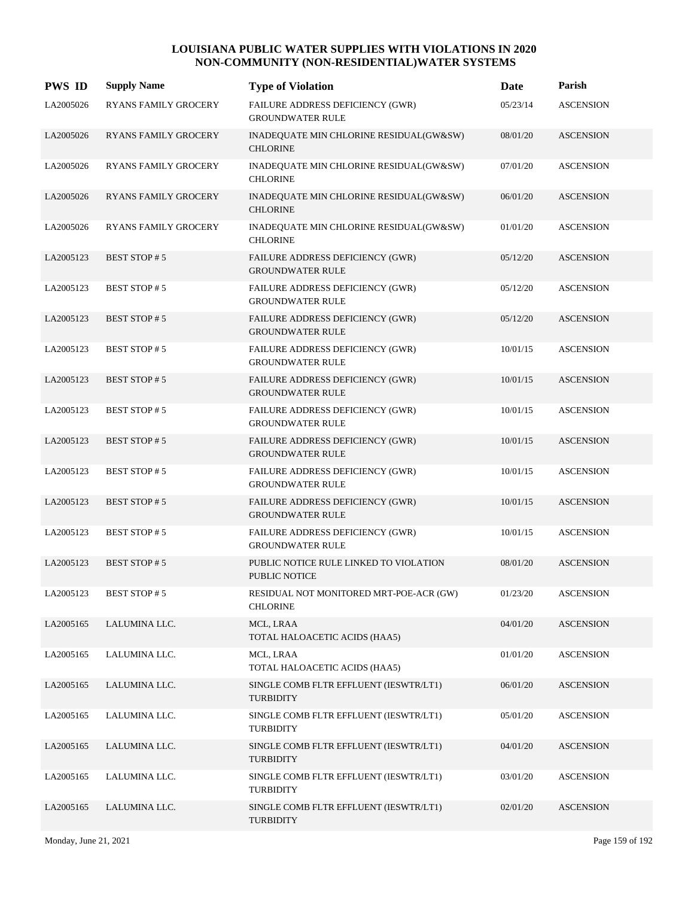# LOUISIANA PUBLIC WATER SUPPLIES WITH VIOLATIONS IN 2020
## NON-COMMUNITY (NON-RESIDENTIAL)WATER SYSTEMS

| PWS ID | Supply Name | Type of Violation | Date | Parish |
|---|---|---|---|---|
| LA2005026 | RYANS FAMILY GROCERY | FAILURE ADDRESS DEFICIENCY (GWR)<br>GROUNDWATER RULE | 05/23/14 | ASCENSION |
| LA2005026 | RYANS FAMILY GROCERY | INADEQUATE MIN CHLORINE RESIDUAL(GW&SW)<br>CHLORINE | 08/01/20 | ASCENSION |
| LA2005026 | RYANS FAMILY GROCERY | INADEQUATE MIN CHLORINE RESIDUAL(GW&SW)<br>CHLORINE | 07/01/20 | ASCENSION |
| LA2005026 | RYANS FAMILY GROCERY | INADEQUATE MIN CHLORINE RESIDUAL(GW&SW)<br>CHLORINE | 06/01/20 | ASCENSION |
| LA2005026 | RYANS FAMILY GROCERY | INADEQUATE MIN CHLORINE RESIDUAL(GW&SW)<br>CHLORINE | 01/01/20 | ASCENSION |
| LA2005123 | BEST STOP # 5 | FAILURE ADDRESS DEFICIENCY (GWR)<br>GROUNDWATER RULE | 05/12/20 | ASCENSION |
| LA2005123 | BEST STOP # 5 | FAILURE ADDRESS DEFICIENCY (GWR)<br>GROUNDWATER RULE | 05/12/20 | ASCENSION |
| LA2005123 | BEST STOP # 5 | FAILURE ADDRESS DEFICIENCY (GWR)<br>GROUNDWATER RULE | 05/12/20 | ASCENSION |
| LA2005123 | BEST STOP # 5 | FAILURE ADDRESS DEFICIENCY (GWR)<br>GROUNDWATER RULE | 10/01/15 | ASCENSION |
| LA2005123 | BEST STOP # 5 | FAILURE ADDRESS DEFICIENCY (GWR)<br>GROUNDWATER RULE | 10/01/15 | ASCENSION |
| LA2005123 | BEST STOP # 5 | FAILURE ADDRESS DEFICIENCY (GWR)<br>GROUNDWATER RULE | 10/01/15 | ASCENSION |
| LA2005123 | BEST STOP # 5 | FAILURE ADDRESS DEFICIENCY (GWR)<br>GROUNDWATER RULE | 10/01/15 | ASCENSION |
| LA2005123 | BEST STOP # 5 | FAILURE ADDRESS DEFICIENCY (GWR)<br>GROUNDWATER RULE | 10/01/15 | ASCENSION |
| LA2005123 | BEST STOP # 5 | FAILURE ADDRESS DEFICIENCY (GWR)<br>GROUNDWATER RULE | 10/01/15 | ASCENSION |
| LA2005123 | BEST STOP # 5 | FAILURE ADDRESS DEFICIENCY (GWR)<br>GROUNDWATER RULE | 10/01/15 | ASCENSION |
| LA2005123 | BEST STOP # 5 | PUBLIC NOTICE RULE LINKED TO VIOLATION<br>PUBLIC NOTICE | 08/01/20 | ASCENSION |
| LA2005123 | BEST STOP # 5 | RESIDUAL NOT MONITORED MRT-POE-ACR (GW)<br>CHLORINE | 01/23/20 | ASCENSION |
| LA2005165 | LALUMINA LLC. | MCL, LRAA<br>TOTAL HALOACETIC ACIDS (HAA5) | 04/01/20 | ASCENSION |
| LA2005165 | LALUMINA LLC. | MCL, LRAA<br>TOTAL HALOACETIC ACIDS (HAA5) | 01/01/20 | ASCENSION |
| LA2005165 | LALUMINA LLC. | SINGLE COMB FLTR EFFLUENT (IESWTR/LT1)<br>TURBIDITY | 06/01/20 | ASCENSION |
| LA2005165 | LALUMINA LLC. | SINGLE COMB FLTR EFFLUENT (IESWTR/LT1)<br>TURBIDITY | 05/01/20 | ASCENSION |
| LA2005165 | LALUMINA LLC. | SINGLE COMB FLTR EFFLUENT (IESWTR/LT1)<br>TURBIDITY | 04/01/20 | ASCENSION |
| LA2005165 | LALUMINA LLC. | SINGLE COMB FLTR EFFLUENT (IESWTR/LT1)<br>TURBIDITY | 03/01/20 | ASCENSION |
| LA2005165 | LALUMINA LLC. | SINGLE COMB FLTR EFFLUENT (IESWTR/LT1)<br>TURBIDITY | 02/01/20 | ASCENSION |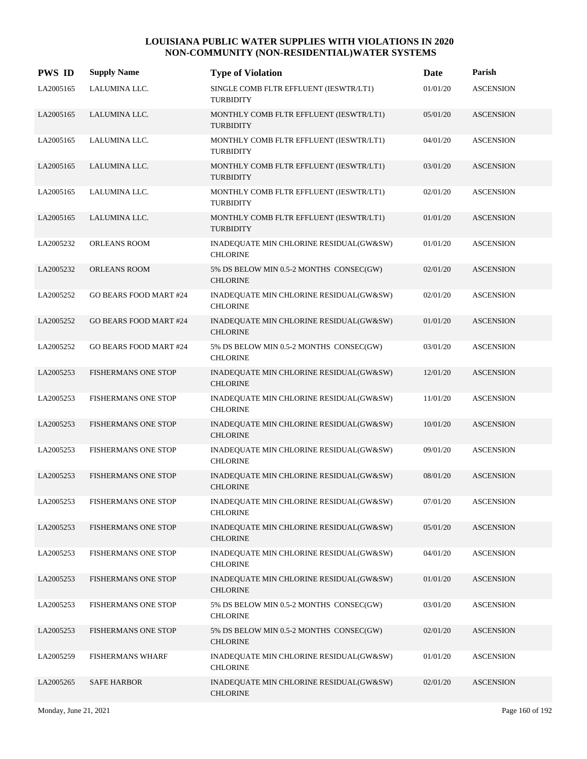# LOUISIANA PUBLIC WATER SUPPLIES WITH VIOLATIONS IN 2020
## NON-COMMUNITY (NON-RESIDENTIAL)WATER SYSTEMS

| PWS ID | Supply Name | Type of Violation | Date | Parish |
|---|---|---|---|---|
| LA2005165 | LALUMINA LLC. | SINGLE COMB FLTR EFFLUENT (IESWTR/LT1) TURBIDITY | 01/01/20 | ASCENSION |
| LA2005165 | LALUMINA LLC. | MONTHLY COMB FLTR EFFLUENT (IESWTR/LT1) TURBIDITY | 05/01/20 | ASCENSION |
| LA2005165 | LALUMINA LLC. | MONTHLY COMB FLTR EFFLUENT (IESWTR/LT1) TURBIDITY | 04/01/20 | ASCENSION |
| LA2005165 | LALUMINA LLC. | MONTHLY COMB FLTR EFFLUENT (IESWTR/LT1) TURBIDITY | 03/01/20 | ASCENSION |
| LA2005165 | LALUMINA LLC. | MONTHLY COMB FLTR EFFLUENT (IESWTR/LT1) TURBIDITY | 02/01/20 | ASCENSION |
| LA2005165 | LALUMINA LLC. | MONTHLY COMB FLTR EFFLUENT (IESWTR/LT1) TURBIDITY | 01/01/20 | ASCENSION |
| LA2005232 | ORLEANS ROOM | INADEQUATE MIN CHLORINE RESIDUAL(GW&SW) CHLORINE | 01/01/20 | ASCENSION |
| LA2005232 | ORLEANS ROOM | 5% DS BELOW MIN 0.5-2 MONTHS CONSEC(GW) CHLORINE | 02/01/20 | ASCENSION |
| LA2005252 | GO BEARS FOOD MART #24 | INADEQUATE MIN CHLORINE RESIDUAL(GW&SW) CHLORINE | 02/01/20 | ASCENSION |
| LA2005252 | GO BEARS FOOD MART #24 | INADEQUATE MIN CHLORINE RESIDUAL(GW&SW) CHLORINE | 01/01/20 | ASCENSION |
| LA2005252 | GO BEARS FOOD MART #24 | 5% DS BELOW MIN 0.5-2 MONTHS CONSEC(GW) CHLORINE | 03/01/20 | ASCENSION |
| LA2005253 | FISHERMANS ONE STOP | INADEQUATE MIN CHLORINE RESIDUAL(GW&SW) CHLORINE | 12/01/20 | ASCENSION |
| LA2005253 | FISHERMANS ONE STOP | INADEQUATE MIN CHLORINE RESIDUAL(GW&SW) CHLORINE | 11/01/20 | ASCENSION |
| LA2005253 | FISHERMANS ONE STOP | INADEQUATE MIN CHLORINE RESIDUAL(GW&SW) CHLORINE | 10/01/20 | ASCENSION |
| LA2005253 | FISHERMANS ONE STOP | INADEQUATE MIN CHLORINE RESIDUAL(GW&SW) CHLORINE | 09/01/20 | ASCENSION |
| LA2005253 | FISHERMANS ONE STOP | INADEQUATE MIN CHLORINE RESIDUAL(GW&SW) CHLORINE | 08/01/20 | ASCENSION |
| LA2005253 | FISHERMANS ONE STOP | INADEQUATE MIN CHLORINE RESIDUAL(GW&SW) CHLORINE | 07/01/20 | ASCENSION |
| LA2005253 | FISHERMANS ONE STOP | INADEQUATE MIN CHLORINE RESIDUAL(GW&SW) CHLORINE | 05/01/20 | ASCENSION |
| LA2005253 | FISHERMANS ONE STOP | INADEQUATE MIN CHLORINE RESIDUAL(GW&SW) CHLORINE | 04/01/20 | ASCENSION |
| LA2005253 | FISHERMANS ONE STOP | INADEQUATE MIN CHLORINE RESIDUAL(GW&SW) CHLORINE | 01/01/20 | ASCENSION |
| LA2005253 | FISHERMANS ONE STOP | 5% DS BELOW MIN 0.5-2 MONTHS CONSEC(GW) CHLORINE | 03/01/20 | ASCENSION |
| LA2005253 | FISHERMANS ONE STOP | 5% DS BELOW MIN 0.5-2 MONTHS CONSEC(GW) CHLORINE | 02/01/20 | ASCENSION |
| LA2005259 | FISHERMANS WHARF | INADEQUATE MIN CHLORINE RESIDUAL(GW&SW) CHLORINE | 01/01/20 | ASCENSION |
| LA2005265 | SAFE HARBOR | INADEQUATE MIN CHLORINE RESIDUAL(GW&SW) CHLORINE | 02/01/20 | ASCENSION |

Monday, June 21, 2021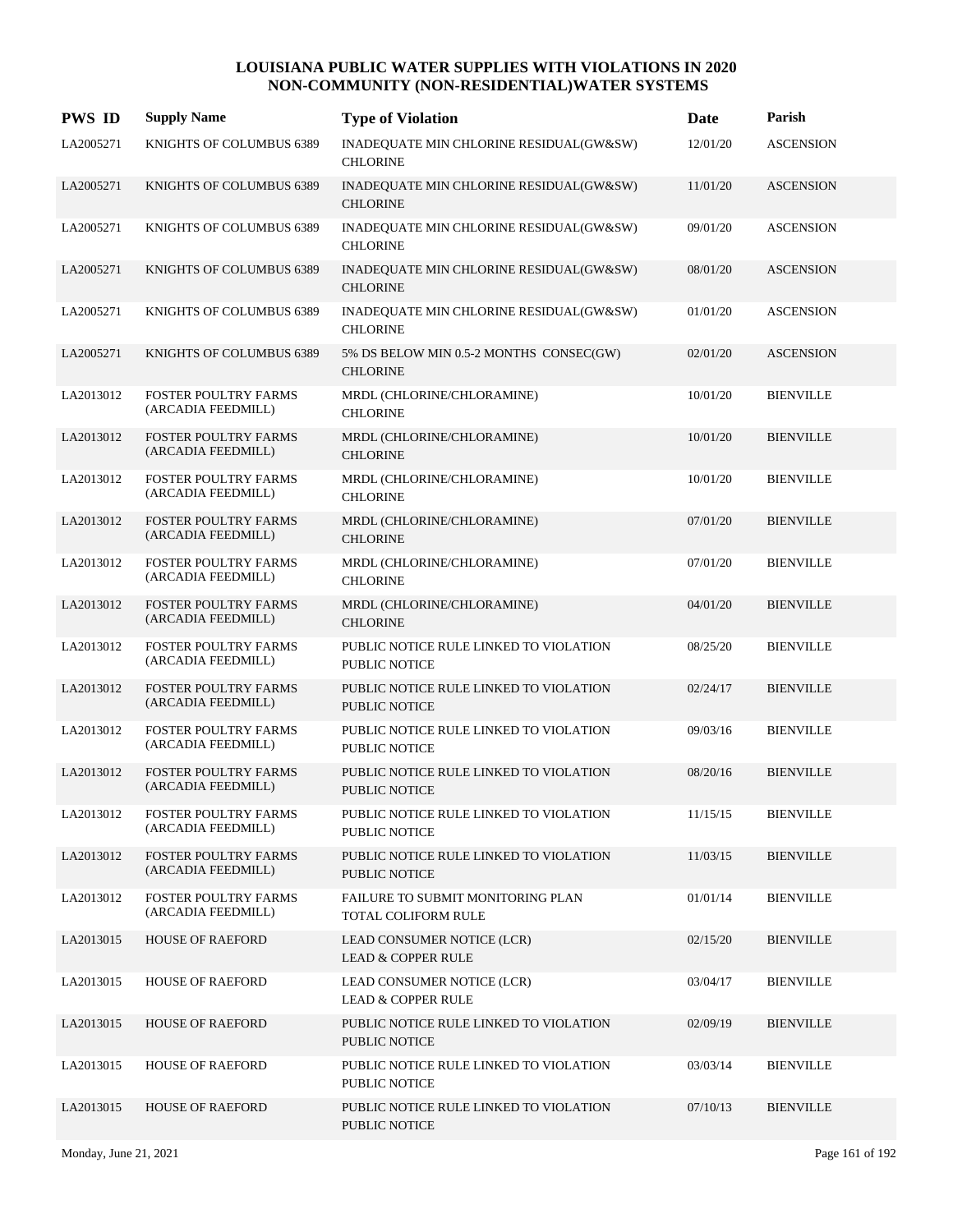# LOUISIANA PUBLIC WATER SUPPLIES WITH VIOLATIONS IN 2020
## NON-COMMUNITY (NON-RESIDENTIAL)WATER SYSTEMS

| PWS ID | Supply Name | Type of Violation | Date | Parish |
|---|---|---|---|---|
| LA2005271 | KNIGHTS OF COLUMBUS 6389 | INADEQUATE MIN CHLORINE RESIDUAL(GW&SW) CHLORINE | 12/01/20 | ASCENSION |
| LA2005271 | KNIGHTS OF COLUMBUS 6389 | INADEQUATE MIN CHLORINE RESIDUAL(GW&SW) CHLORINE | 11/01/20 | ASCENSION |
| LA2005271 | KNIGHTS OF COLUMBUS 6389 | INADEQUATE MIN CHLORINE RESIDUAL(GW&SW) CHLORINE | 09/01/20 | ASCENSION |
| LA2005271 | KNIGHTS OF COLUMBUS 6389 | INADEQUATE MIN CHLORINE RESIDUAL(GW&SW) CHLORINE | 08/01/20 | ASCENSION |
| LA2005271 | KNIGHTS OF COLUMBUS 6389 | INADEQUATE MIN CHLORINE RESIDUAL(GW&SW) CHLORINE | 01/01/20 | ASCENSION |
| LA2005271 | KNIGHTS OF COLUMBUS 6389 | 5% DS BELOW MIN 0.5-2 MONTHS CONSEC(GW) CHLORINE | 02/01/20 | ASCENSION |
| LA2013012 | FOSTER POULTRY FARMS (ARCADIA FEEDMILL) | MRDL (CHLORINE/CHLORAMINE) CHLORINE | 10/01/20 | BIENVILLE |
| LA2013012 | FOSTER POULTRY FARMS (ARCADIA FEEDMILL) | MRDL (CHLORINE/CHLORAMINE) CHLORINE | 10/01/20 | BIENVILLE |
| LA2013012 | FOSTER POULTRY FARMS (ARCADIA FEEDMILL) | MRDL (CHLORINE/CHLORAMINE) CHLORINE | 10/01/20 | BIENVILLE |
| LA2013012 | FOSTER POULTRY FARMS (ARCADIA FEEDMILL) | MRDL (CHLORINE/CHLORAMINE) CHLORINE | 07/01/20 | BIENVILLE |
| LA2013012 | FOSTER POULTRY FARMS (ARCADIA FEEDMILL) | MRDL (CHLORINE/CHLORAMINE) CHLORINE | 07/01/20 | BIENVILLE |
| LA2013012 | FOSTER POULTRY FARMS (ARCADIA FEEDMILL) | MRDL (CHLORINE/CHLORAMINE) CHLORINE | 04/01/20 | BIENVILLE |
| LA2013012 | FOSTER POULTRY FARMS (ARCADIA FEEDMILL) | PUBLIC NOTICE RULE LINKED TO VIOLATION PUBLIC NOTICE | 08/25/20 | BIENVILLE |
| LA2013012 | FOSTER POULTRY FARMS (ARCADIA FEEDMILL) | PUBLIC NOTICE RULE LINKED TO VIOLATION PUBLIC NOTICE | 02/24/17 | BIENVILLE |
| LA2013012 | FOSTER POULTRY FARMS (ARCADIA FEEDMILL) | PUBLIC NOTICE RULE LINKED TO VIOLATION PUBLIC NOTICE | 09/03/16 | BIENVILLE |
| LA2013012 | FOSTER POULTRY FARMS (ARCADIA FEEDMILL) | PUBLIC NOTICE RULE LINKED TO VIOLATION PUBLIC NOTICE | 08/20/16 | BIENVILLE |
| LA2013012 | FOSTER POULTRY FARMS (ARCADIA FEEDMILL) | PUBLIC NOTICE RULE LINKED TO VIOLATION PUBLIC NOTICE | 11/15/15 | BIENVILLE |
| LA2013012 | FOSTER POULTRY FARMS (ARCADIA FEEDMILL) | PUBLIC NOTICE RULE LINKED TO VIOLATION PUBLIC NOTICE | 11/03/15 | BIENVILLE |
| LA2013012 | FOSTER POULTRY FARMS (ARCADIA FEEDMILL) | FAILURE TO SUBMIT MONITORING PLAN TOTAL COLIFORM RULE | 01/01/14 | BIENVILLE |
| LA2013015 | HOUSE OF RAEFORD | LEAD CONSUMER NOTICE (LCR) LEAD & COPPER RULE | 02/15/20 | BIENVILLE |
| LA2013015 | HOUSE OF RAEFORD | LEAD CONSUMER NOTICE (LCR) LEAD & COPPER RULE | 03/04/17 | BIENVILLE |
| LA2013015 | HOUSE OF RAEFORD | PUBLIC NOTICE RULE LINKED TO VIOLATION PUBLIC NOTICE | 02/09/19 | BIENVILLE |
| LA2013015 | HOUSE OF RAEFORD | PUBLIC NOTICE RULE LINKED TO VIOLATION PUBLIC NOTICE | 03/03/14 | BIENVILLE |
| LA2013015 | HOUSE OF RAEFORD | PUBLIC NOTICE RULE LINKED TO VIOLATION PUBLIC NOTICE | 07/10/13 | BIENVILLE |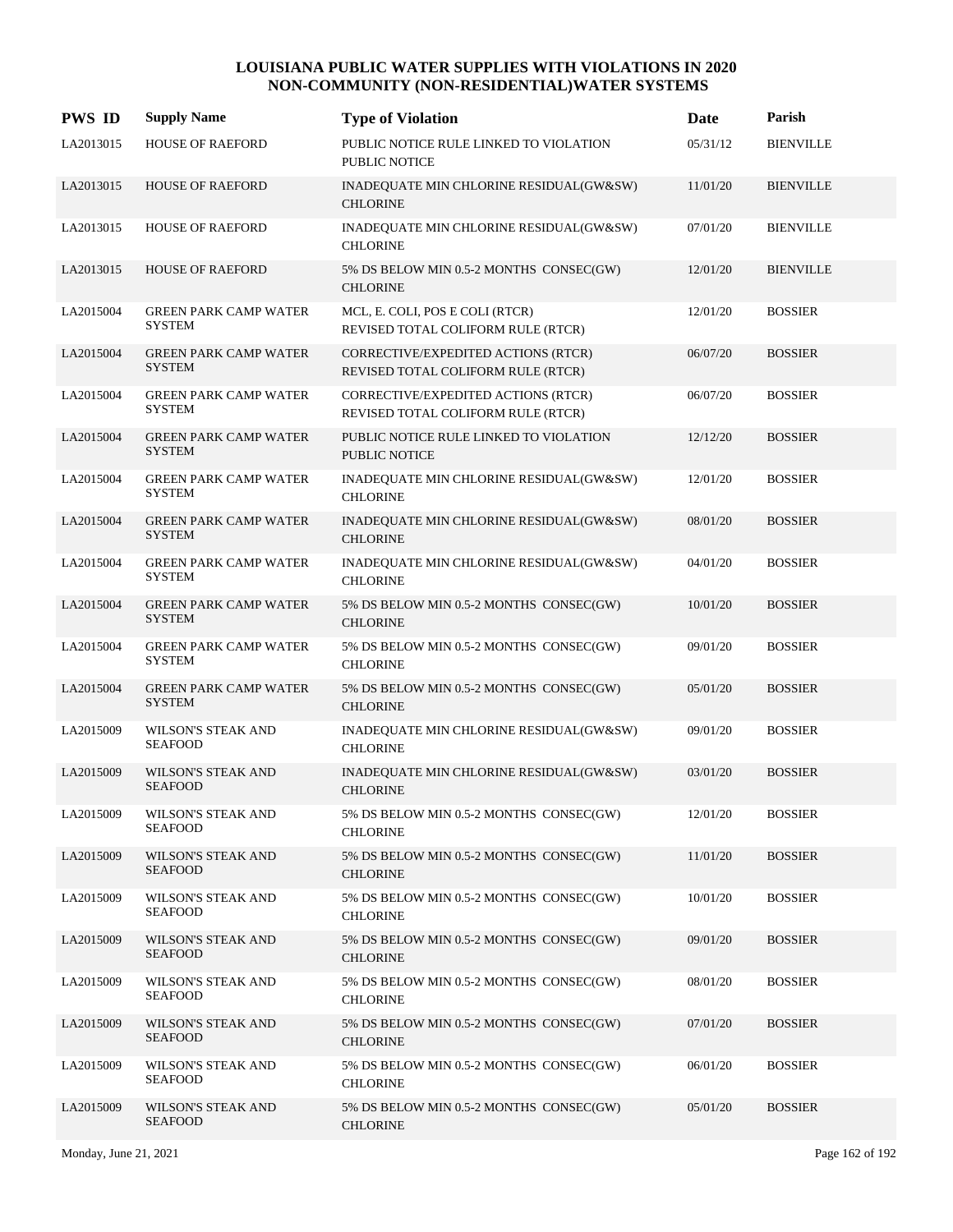# LOUISIANA PUBLIC WATER SUPPLIES WITH VIOLATIONS IN 2020
## NON-COMMUNITY (NON-RESIDENTIAL)WATER SYSTEMS

| PWS ID | Supply Name | Type of Violation | Date | Parish |
|---|---|---|---|---|
| LA2013015 | HOUSE OF RAEFORD | PUBLIC NOTICE RULE LINKED TO VIOLATION PUBLIC NOTICE | 05/31/12 | BIENVILLE |
| LA2013015 | HOUSE OF RAEFORD | INADEQUATE MIN CHLORINE RESIDUAL(GW&SW) CHLORINE | 11/01/20 | BIENVILLE |
| LA2013015 | HOUSE OF RAEFORD | INADEQUATE MIN CHLORINE RESIDUAL(GW&SW) CHLORINE | 07/01/20 | BIENVILLE |
| LA2013015 | HOUSE OF RAEFORD | 5% DS BELOW MIN 0.5-2 MONTHS CONSEC(GW) CHLORINE | 12/01/20 | BIENVILLE |
| LA2015004 | GREEN PARK CAMP WATER SYSTEM | MCL, E. COLI, POS E COLI (RTCR) REVISED TOTAL COLIFORM RULE (RTCR) | 12/01/20 | BOSSIER |
| LA2015004 | GREEN PARK CAMP WATER SYSTEM | CORRECTIVE/EXPEDITED ACTIONS (RTCR) REVISED TOTAL COLIFORM RULE (RTCR) | 06/07/20 | BOSSIER |
| LA2015004 | GREEN PARK CAMP WATER SYSTEM | CORRECTIVE/EXPEDITED ACTIONS (RTCR) REVISED TOTAL COLIFORM RULE (RTCR) | 06/07/20 | BOSSIER |
| LA2015004 | GREEN PARK CAMP WATER SYSTEM | PUBLIC NOTICE RULE LINKED TO VIOLATION PUBLIC NOTICE | 12/12/20 | BOSSIER |
| LA2015004 | GREEN PARK CAMP WATER SYSTEM | INADEQUATE MIN CHLORINE RESIDUAL(GW&SW) CHLORINE | 12/01/20 | BOSSIER |
| LA2015004 | GREEN PARK CAMP WATER SYSTEM | INADEQUATE MIN CHLORINE RESIDUAL(GW&SW) CHLORINE | 08/01/20 | BOSSIER |
| LA2015004 | GREEN PARK CAMP WATER SYSTEM | INADEQUATE MIN CHLORINE RESIDUAL(GW&SW) CHLORINE | 04/01/20 | BOSSIER |
| LA2015004 | GREEN PARK CAMP WATER SYSTEM | 5% DS BELOW MIN 0.5-2 MONTHS CONSEC(GW) CHLORINE | 10/01/20 | BOSSIER |
| LA2015004 | GREEN PARK CAMP WATER SYSTEM | 5% DS BELOW MIN 0.5-2 MONTHS CONSEC(GW) CHLORINE | 09/01/20 | BOSSIER |
| LA2015004 | GREEN PARK CAMP WATER SYSTEM | 5% DS BELOW MIN 0.5-2 MONTHS CONSEC(GW) CHLORINE | 05/01/20 | BOSSIER |
| LA2015009 | WILSON'S STEAK AND SEAFOOD | INADEQUATE MIN CHLORINE RESIDUAL(GW&SW) CHLORINE | 09/01/20 | BOSSIER |
| LA2015009 | WILSON'S STEAK AND SEAFOOD | INADEQUATE MIN CHLORINE RESIDUAL(GW&SW) CHLORINE | 03/01/20 | BOSSIER |
| LA2015009 | WILSON'S STEAK AND SEAFOOD | 5% DS BELOW MIN 0.5-2 MONTHS CONSEC(GW) CHLORINE | 12/01/20 | BOSSIER |
| LA2015009 | WILSON'S STEAK AND SEAFOOD | 5% DS BELOW MIN 0.5-2 MONTHS CONSEC(GW) CHLORINE | 11/01/20 | BOSSIER |
| LA2015009 | WILSON'S STEAK AND SEAFOOD | 5% DS BELOW MIN 0.5-2 MONTHS CONSEC(GW) CHLORINE | 10/01/20 | BOSSIER |
| LA2015009 | WILSON'S STEAK AND SEAFOOD | 5% DS BELOW MIN 0.5-2 MONTHS CONSEC(GW) CHLORINE | 09/01/20 | BOSSIER |
| LA2015009 | WILSON'S STEAK AND SEAFOOD | 5% DS BELOW MIN 0.5-2 MONTHS CONSEC(GW) CHLORINE | 08/01/20 | BOSSIER |
| LA2015009 | WILSON'S STEAK AND SEAFOOD | 5% DS BELOW MIN 0.5-2 MONTHS CONSEC(GW) CHLORINE | 07/01/20 | BOSSIER |
| LA2015009 | WILSON'S STEAK AND SEAFOOD | 5% DS BELOW MIN 0.5-2 MONTHS CONSEC(GW) CHLORINE | 06/01/20 | BOSSIER |
| LA2015009 | WILSON'S STEAK AND SEAFOOD | 5% DS BELOW MIN 0.5-2 MONTHS CONSEC(GW) CHLORINE | 05/01/20 | BOSSIER |

Monday, June 21, 2021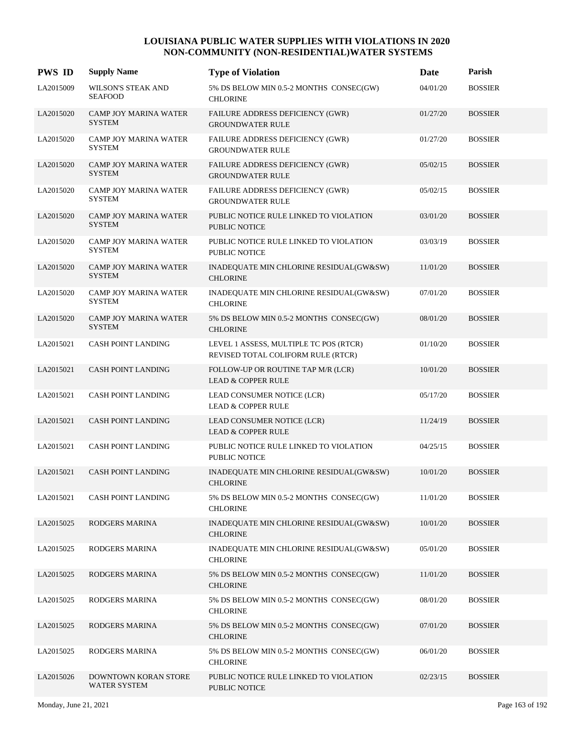# LOUISIANA PUBLIC WATER SUPPLIES WITH VIOLATIONS IN 2020
## NON-COMMUNITY (NON-RESIDENTIAL)WATER SYSTEMS

| PWS ID | Supply Name | Type of Violation | Date | Parish |
|---|---|---|---|---|
| LA2015009 | WILSON'S STEAK AND SEAFOOD | 5% DS BELOW MIN 0.5-2 MONTHS CONSEC(GW) CHLORINE | 04/01/20 | BOSSIER |
| LA2015020 | CAMP JOY MARINA WATER SYSTEM | FAILURE ADDRESS DEFICIENCY (GWR) GROUNDWATER RULE | 01/27/20 | BOSSIER |
| LA2015020 | CAMP JOY MARINA WATER SYSTEM | FAILURE ADDRESS DEFICIENCY (GWR) GROUNDWATER RULE | 01/27/20 | BOSSIER |
| LA2015020 | CAMP JOY MARINA WATER SYSTEM | FAILURE ADDRESS DEFICIENCY (GWR) GROUNDWATER RULE | 05/02/15 | BOSSIER |
| LA2015020 | CAMP JOY MARINA WATER SYSTEM | FAILURE ADDRESS DEFICIENCY (GWR) GROUNDWATER RULE | 05/02/15 | BOSSIER |
| LA2015020 | CAMP JOY MARINA WATER SYSTEM | PUBLIC NOTICE RULE LINKED TO VIOLATION PUBLIC NOTICE | 03/01/20 | BOSSIER |
| LA2015020 | CAMP JOY MARINA WATER SYSTEM | PUBLIC NOTICE RULE LINKED TO VIOLATION PUBLIC NOTICE | 03/03/19 | BOSSIER |
| LA2015020 | CAMP JOY MARINA WATER SYSTEM | INADEQUATE MIN CHLORINE RESIDUAL(GW&SW) CHLORINE | 11/01/20 | BOSSIER |
| LA2015020 | CAMP JOY MARINA WATER SYSTEM | INADEQUATE MIN CHLORINE RESIDUAL(GW&SW) CHLORINE | 07/01/20 | BOSSIER |
| LA2015020 | CAMP JOY MARINA WATER SYSTEM | 5% DS BELOW MIN 0.5-2 MONTHS CONSEC(GW) CHLORINE | 08/01/20 | BOSSIER |
| LA2015021 | CASH POINT LANDING | LEVEL 1 ASSESS, MULTIPLE TC POS (RTCR) REVISED TOTAL COLIFORM RULE (RTCR) | 01/10/20 | BOSSIER |
| LA2015021 | CASH POINT LANDING | FOLLOW-UP OR ROUTINE TAP M/R (LCR) LEAD & COPPER RULE | 10/01/20 | BOSSIER |
| LA2015021 | CASH POINT LANDING | LEAD CONSUMER NOTICE (LCR) LEAD & COPPER RULE | 05/17/20 | BOSSIER |
| LA2015021 | CASH POINT LANDING | LEAD CONSUMER NOTICE (LCR) LEAD & COPPER RULE | 11/24/19 | BOSSIER |
| LA2015021 | CASH POINT LANDING | PUBLIC NOTICE RULE LINKED TO VIOLATION PUBLIC NOTICE | 04/25/15 | BOSSIER |
| LA2015021 | CASH POINT LANDING | INADEQUATE MIN CHLORINE RESIDUAL(GW&SW) CHLORINE | 10/01/20 | BOSSIER |
| LA2015021 | CASH POINT LANDING | 5% DS BELOW MIN 0.5-2 MONTHS CONSEC(GW) CHLORINE | 11/01/20 | BOSSIER |
| LA2015025 | RODGERS MARINA | INADEQUATE MIN CHLORINE RESIDUAL(GW&SW) CHLORINE | 10/01/20 | BOSSIER |
| LA2015025 | RODGERS MARINA | INADEQUATE MIN CHLORINE RESIDUAL(GW&SW) CHLORINE | 05/01/20 | BOSSIER |
| LA2015025 | RODGERS MARINA | 5% DS BELOW MIN 0.5-2 MONTHS CONSEC(GW) CHLORINE | 11/01/20 | BOSSIER |
| LA2015025 | RODGERS MARINA | 5% DS BELOW MIN 0.5-2 MONTHS CONSEC(GW) CHLORINE | 08/01/20 | BOSSIER |
| LA2015025 | RODGERS MARINA | 5% DS BELOW MIN 0.5-2 MONTHS CONSEC(GW) CHLORINE | 07/01/20 | BOSSIER |
| LA2015025 | RODGERS MARINA | 5% DS BELOW MIN 0.5-2 MONTHS CONSEC(GW) CHLORINE | 06/01/20 | BOSSIER |
| LA2015026 | DOWNTOWN KORAN STORE WATER SYSTEM | PUBLIC NOTICE RULE LINKED TO VIOLATION PUBLIC NOTICE | 02/23/15 | BOSSIER |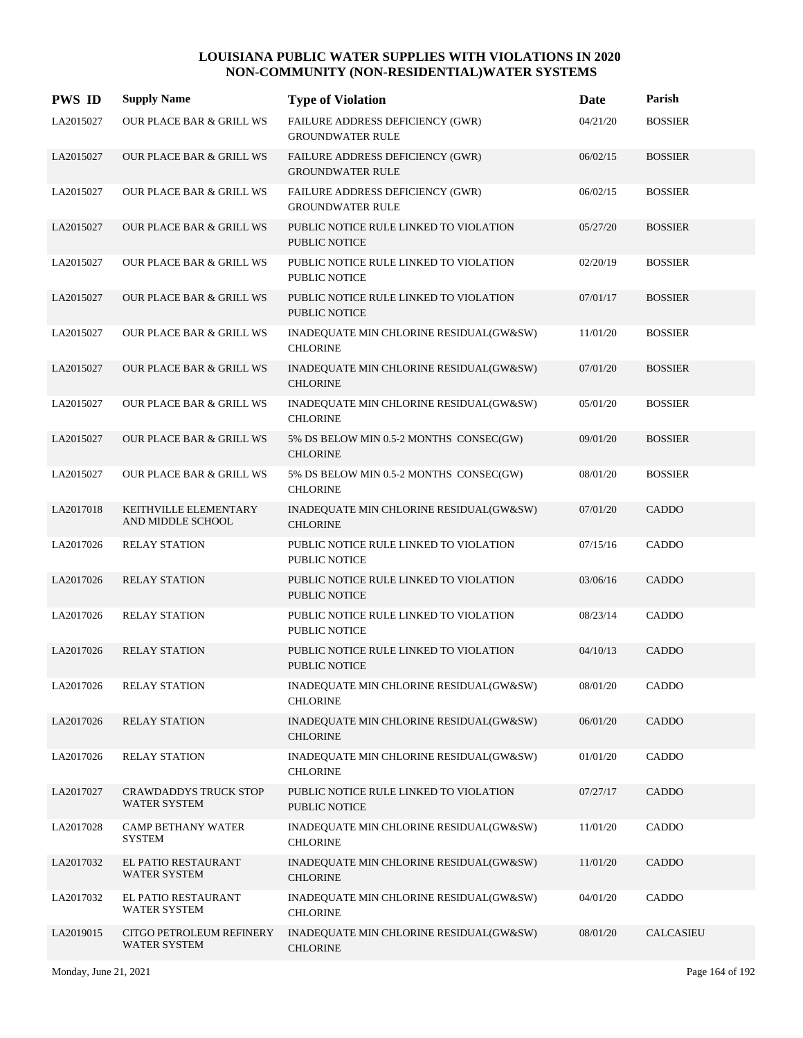# LOUISIANA PUBLIC WATER SUPPLIES WITH VIOLATIONS IN 2020
## NON-COMMUNITY (NON-RESIDENTIAL)WATER SYSTEMS

| PWS ID | Supply Name | Type of Violation | Date | Parish |
|---|---|---|---|---|
| LA2015027 | OUR PLACE BAR & GRILL WS | FAILURE ADDRESS DEFICIENCY (GWR) GROUNDWATER RULE | 04/21/20 | BOSSIER |
| LA2015027 | OUR PLACE BAR & GRILL WS | FAILURE ADDRESS DEFICIENCY (GWR) GROUNDWATER RULE | 06/02/15 | BOSSIER |
| LA2015027 | OUR PLACE BAR & GRILL WS | FAILURE ADDRESS DEFICIENCY (GWR) GROUNDWATER RULE | 06/02/15 | BOSSIER |
| LA2015027 | OUR PLACE BAR & GRILL WS | PUBLIC NOTICE RULE LINKED TO VIOLATION PUBLIC NOTICE | 05/27/20 | BOSSIER |
| LA2015027 | OUR PLACE BAR & GRILL WS | PUBLIC NOTICE RULE LINKED TO VIOLATION PUBLIC NOTICE | 02/20/19 | BOSSIER |
| LA2015027 | OUR PLACE BAR & GRILL WS | PUBLIC NOTICE RULE LINKED TO VIOLATION PUBLIC NOTICE | 07/01/17 | BOSSIER |
| LA2015027 | OUR PLACE BAR & GRILL WS | INADEQUATE MIN CHLORINE RESIDUAL(GW&SW) CHLORINE | 11/01/20 | BOSSIER |
| LA2015027 | OUR PLACE BAR & GRILL WS | INADEQUATE MIN CHLORINE RESIDUAL(GW&SW) CHLORINE | 07/01/20 | BOSSIER |
| LA2015027 | OUR PLACE BAR & GRILL WS | INADEQUATE MIN CHLORINE RESIDUAL(GW&SW) CHLORINE | 05/01/20 | BOSSIER |
| LA2015027 | OUR PLACE BAR & GRILL WS | 5% DS BELOW MIN 0.5-2 MONTHS CONSEC(GW) CHLORINE | 09/01/20 | BOSSIER |
| LA2015027 | OUR PLACE BAR & GRILL WS | 5% DS BELOW MIN 0.5-2 MONTHS CONSEC(GW) CHLORINE | 08/01/20 | BOSSIER |
| LA2017018 | KEITHVILLE ELEMENTARY AND MIDDLE SCHOOL | INADEQUATE MIN CHLORINE RESIDUAL(GW&SW) CHLORINE | 07/01/20 | CADDO |
| LA2017026 | RELAY STATION | PUBLIC NOTICE RULE LINKED TO VIOLATION PUBLIC NOTICE | 07/15/16 | CADDO |
| LA2017026 | RELAY STATION | PUBLIC NOTICE RULE LINKED TO VIOLATION PUBLIC NOTICE | 03/06/16 | CADDO |
| LA2017026 | RELAY STATION | PUBLIC NOTICE RULE LINKED TO VIOLATION PUBLIC NOTICE | 08/23/14 | CADDO |
| LA2017026 | RELAY STATION | PUBLIC NOTICE RULE LINKED TO VIOLATION PUBLIC NOTICE | 04/10/13 | CADDO |
| LA2017026 | RELAY STATION | INADEQUATE MIN CHLORINE RESIDUAL(GW&SW) CHLORINE | 08/01/20 | CADDO |
| LA2017026 | RELAY STATION | INADEQUATE MIN CHLORINE RESIDUAL(GW&SW) CHLORINE | 06/01/20 | CADDO |
| LA2017026 | RELAY STATION | INADEQUATE MIN CHLORINE RESIDUAL(GW&SW) CHLORINE | 01/01/20 | CADDO |
| LA2017027 | CRAWDADDYS TRUCK STOP WATER SYSTEM | PUBLIC NOTICE RULE LINKED TO VIOLATION PUBLIC NOTICE | 07/27/17 | CADDO |
| LA2017028 | CAMP BETHANY WATER SYSTEM | INADEQUATE MIN CHLORINE RESIDUAL(GW&SW) CHLORINE | 11/01/20 | CADDO |
| LA2017032 | EL PATIO RESTAURANT WATER SYSTEM | INADEQUATE MIN CHLORINE RESIDUAL(GW&SW) CHLORINE | 11/01/20 | CADDO |
| LA2017032 | EL PATIO RESTAURANT WATER SYSTEM | INADEQUATE MIN CHLORINE RESIDUAL(GW&SW) CHLORINE | 04/01/20 | CADDO |
| LA2019015 | CITGO PETROLEUM REFINERY WATER SYSTEM | INADEQUATE MIN CHLORINE RESIDUAL(GW&SW) CHLORINE | 08/01/20 | CALCASIEU |

Monday, June 21, 2021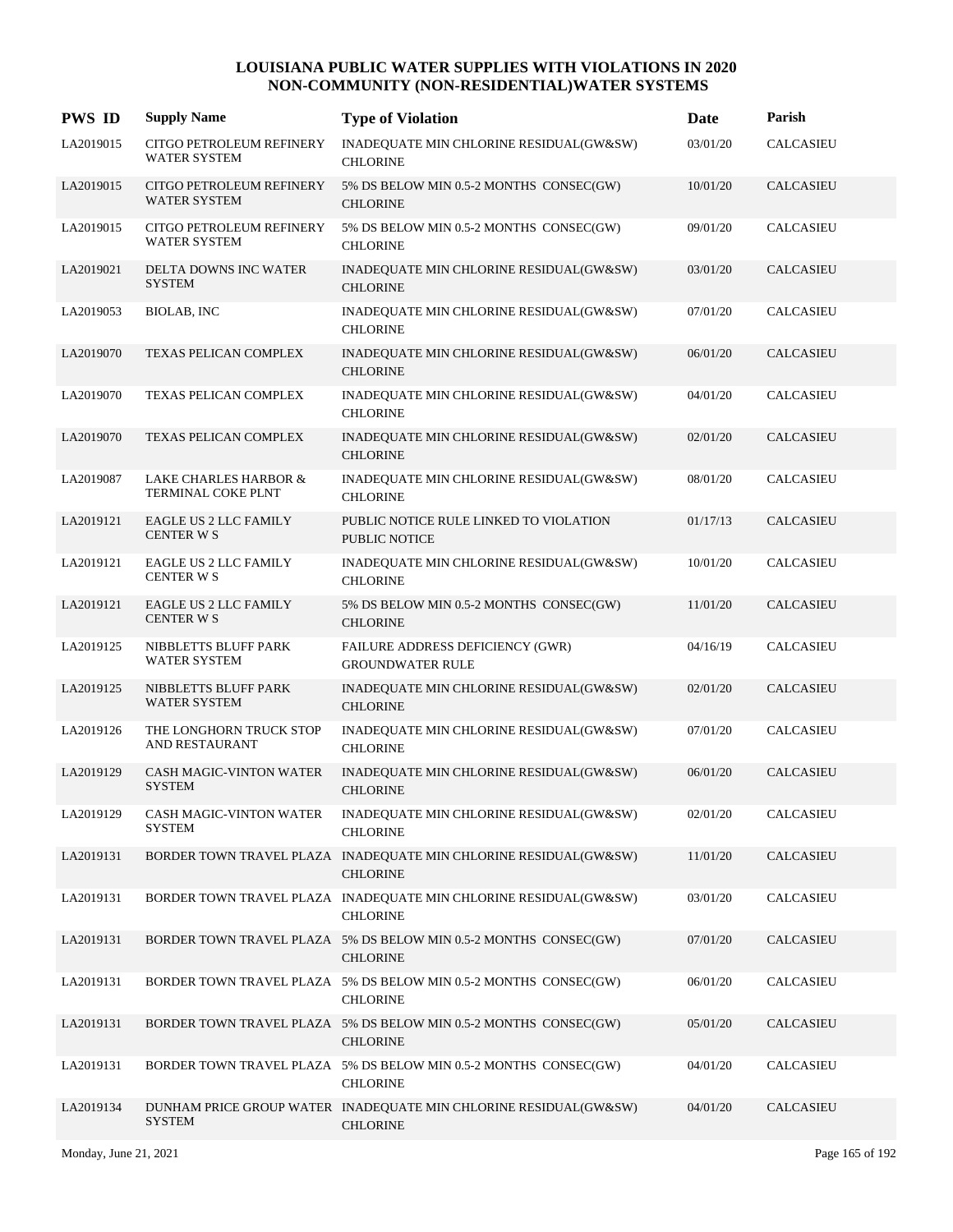# LOUISIANA PUBLIC WATER SUPPLIES WITH VIOLATIONS IN 2020
## NON-COMMUNITY (NON-RESIDENTIAL)WATER SYSTEMS

| PWS ID | Supply Name | Type of Violation | Date | Parish |
|---|---|---|---|---|
| LA2019015 | CITGO PETROLEUM REFINERY WATER SYSTEM | INADEQUATE MIN CHLORINE RESIDUAL(GW&SW) CHLORINE | 03/01/20 | CALCASIEU |
| LA2019015 | CITGO PETROLEUM REFINERY WATER SYSTEM | 5% DS BELOW MIN 0.5-2 MONTHS CONSEC(GW) CHLORINE | 10/01/20 | CALCASIEU |
| LA2019015 | CITGO PETROLEUM REFINERY WATER SYSTEM | 5% DS BELOW MIN 0.5-2 MONTHS CONSEC(GW) CHLORINE | 09/01/20 | CALCASIEU |
| LA2019021 | DELTA DOWNS INC WATER SYSTEM | INADEQUATE MIN CHLORINE RESIDUAL(GW&SW) CHLORINE | 03/01/20 | CALCASIEU |
| LA2019053 | BIOLAB, INC | INADEQUATE MIN CHLORINE RESIDUAL(GW&SW) CHLORINE | 07/01/20 | CALCASIEU |
| LA2019070 | TEXAS PELICAN COMPLEX | INADEQUATE MIN CHLORINE RESIDUAL(GW&SW) CHLORINE | 06/01/20 | CALCASIEU |
| LA2019070 | TEXAS PELICAN COMPLEX | INADEQUATE MIN CHLORINE RESIDUAL(GW&SW) CHLORINE | 04/01/20 | CALCASIEU |
| LA2019070 | TEXAS PELICAN COMPLEX | INADEQUATE MIN CHLORINE RESIDUAL(GW&SW) CHLORINE | 02/01/20 | CALCASIEU |
| LA2019087 | LAKE CHARLES HARBOR & TERMINAL COKE PLNT | INADEQUATE MIN CHLORINE RESIDUAL(GW&SW) CHLORINE | 08/01/20 | CALCASIEU |
| LA2019121 | EAGLE US 2 LLC FAMILY CENTER W S | PUBLIC NOTICE RULE LINKED TO VIOLATION PUBLIC NOTICE | 01/17/13 | CALCASIEU |
| LA2019121 | EAGLE US 2 LLC FAMILY CENTER W S | INADEQUATE MIN CHLORINE RESIDUAL(GW&SW) CHLORINE | 10/01/20 | CALCASIEU |
| LA2019121 | EAGLE US 2 LLC FAMILY CENTER W S | 5% DS BELOW MIN 0.5-2 MONTHS CONSEC(GW) CHLORINE | 11/01/20 | CALCASIEU |
| LA2019125 | NIBBLETTS BLUFF PARK WATER SYSTEM | FAILURE ADDRESS DEFICIENCY (GWR) GROUNDWATER RULE | 04/16/19 | CALCASIEU |
| LA2019125 | NIBBLETTS BLUFF PARK WATER SYSTEM | INADEQUATE MIN CHLORINE RESIDUAL(GW&SW) CHLORINE | 02/01/20 | CALCASIEU |
| LA2019126 | THE LONGHORN TRUCK STOP AND RESTAURANT | INADEQUATE MIN CHLORINE RESIDUAL(GW&SW) CHLORINE | 07/01/20 | CALCASIEU |
| LA2019129 | CASH MAGIC-VINTON WATER SYSTEM | INADEQUATE MIN CHLORINE RESIDUAL(GW&SW) CHLORINE | 06/01/20 | CALCASIEU |
| LA2019129 | CASH MAGIC-VINTON WATER SYSTEM | INADEQUATE MIN CHLORINE RESIDUAL(GW&SW) CHLORINE | 02/01/20 | CALCASIEU |
| LA2019131 | BORDER TOWN TRAVEL PLAZA | INADEQUATE MIN CHLORINE RESIDUAL(GW&SW) CHLORINE | 11/01/20 | CALCASIEU |
| LA2019131 | BORDER TOWN TRAVEL PLAZA | INADEQUATE MIN CHLORINE RESIDUAL(GW&SW) CHLORINE | 03/01/20 | CALCASIEU |
| LA2019131 | BORDER TOWN TRAVEL PLAZA | 5% DS BELOW MIN 0.5-2 MONTHS CONSEC(GW) CHLORINE | 07/01/20 | CALCASIEU |
| LA2019131 | BORDER TOWN TRAVEL PLAZA | 5% DS BELOW MIN 0.5-2 MONTHS CONSEC(GW) CHLORINE | 06/01/20 | CALCASIEU |
| LA2019131 | BORDER TOWN TRAVEL PLAZA | 5% DS BELOW MIN 0.5-2 MONTHS CONSEC(GW) CHLORINE | 05/01/20 | CALCASIEU |
| LA2019131 | BORDER TOWN TRAVEL PLAZA | 5% DS BELOW MIN 0.5-2 MONTHS CONSEC(GW) CHLORINE | 04/01/20 | CALCASIEU |
| LA2019134 | DUNHAM PRICE GROUP WATER SYSTEM | INADEQUATE MIN CHLORINE RESIDUAL(GW&SW) CHLORINE | 04/01/20 | CALCASIEU |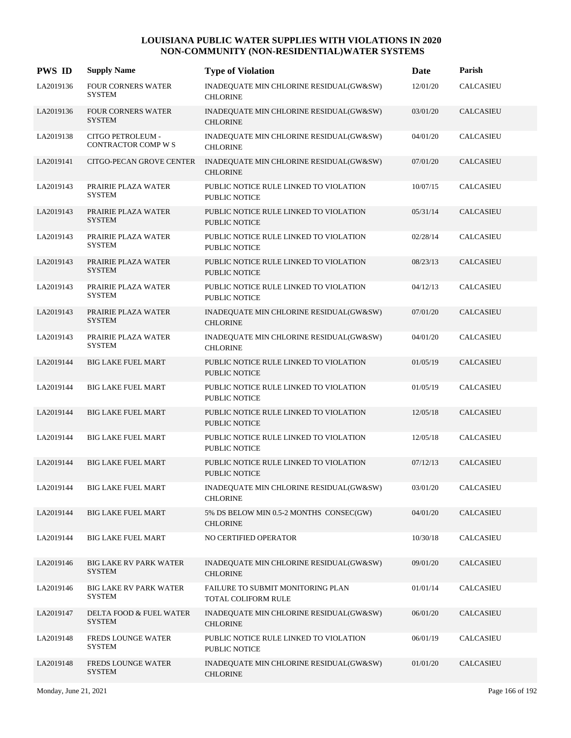# LOUISIANA PUBLIC WATER SUPPLIES WITH VIOLATIONS IN 2020
## NON-COMMUNITY (NON-RESIDENTIAL)WATER SYSTEMS

| PWS ID | Supply Name | Type of Violation | Date | Parish |
|---|---|---|---|---|
| LA2019136 | FOUR CORNERS WATER SYSTEM | INADEQUATE MIN CHLORINE RESIDUAL(GW&SW) CHLORINE | 12/01/20 | CALCASIEU |
| LA2019136 | FOUR CORNERS WATER SYSTEM | INADEQUATE MIN CHLORINE RESIDUAL(GW&SW) CHLORINE | 03/01/20 | CALCASIEU |
| LA2019138 | CITGO PETROLEUM - CONTRACTOR COMP W S | INADEQUATE MIN CHLORINE RESIDUAL(GW&SW) CHLORINE | 04/01/20 | CALCASIEU |
| LA2019141 | CITGO-PECAN GROVE CENTER | INADEQUATE MIN CHLORINE RESIDUAL(GW&SW) CHLORINE | 07/01/20 | CALCASIEU |
| LA2019143 | PRAIRIE PLAZA WATER SYSTEM | PUBLIC NOTICE RULE LINKED TO VIOLATION PUBLIC NOTICE | 10/07/15 | CALCASIEU |
| LA2019143 | PRAIRIE PLAZA WATER SYSTEM | PUBLIC NOTICE RULE LINKED TO VIOLATION PUBLIC NOTICE | 05/31/14 | CALCASIEU |
| LA2019143 | PRAIRIE PLAZA WATER SYSTEM | PUBLIC NOTICE RULE LINKED TO VIOLATION PUBLIC NOTICE | 02/28/14 | CALCASIEU |
| LA2019143 | PRAIRIE PLAZA WATER SYSTEM | PUBLIC NOTICE RULE LINKED TO VIOLATION PUBLIC NOTICE | 08/23/13 | CALCASIEU |
| LA2019143 | PRAIRIE PLAZA WATER SYSTEM | PUBLIC NOTICE RULE LINKED TO VIOLATION PUBLIC NOTICE | 04/12/13 | CALCASIEU |
| LA2019143 | PRAIRIE PLAZA WATER SYSTEM | INADEQUATE MIN CHLORINE RESIDUAL(GW&SW) CHLORINE | 07/01/20 | CALCASIEU |
| LA2019143 | PRAIRIE PLAZA WATER SYSTEM | INADEQUATE MIN CHLORINE RESIDUAL(GW&SW) CHLORINE | 04/01/20 | CALCASIEU |
| LA2019144 | BIG LAKE FUEL MART | PUBLIC NOTICE RULE LINKED TO VIOLATION PUBLIC NOTICE | 01/05/19 | CALCASIEU |
| LA2019144 | BIG LAKE FUEL MART | PUBLIC NOTICE RULE LINKED TO VIOLATION PUBLIC NOTICE | 01/05/19 | CALCASIEU |
| LA2019144 | BIG LAKE FUEL MART | PUBLIC NOTICE RULE LINKED TO VIOLATION PUBLIC NOTICE | 12/05/18 | CALCASIEU |
| LA2019144 | BIG LAKE FUEL MART | PUBLIC NOTICE RULE LINKED TO VIOLATION PUBLIC NOTICE | 12/05/18 | CALCASIEU |
| LA2019144 | BIG LAKE FUEL MART | PUBLIC NOTICE RULE LINKED TO VIOLATION PUBLIC NOTICE | 07/12/13 | CALCASIEU |
| LA2019144 | BIG LAKE FUEL MART | INADEQUATE MIN CHLORINE RESIDUAL(GW&SW) CHLORINE | 03/01/20 | CALCASIEU |
| LA2019144 | BIG LAKE FUEL MART | 5% DS BELOW MIN 0.5-2 MONTHS CONSEC(GW) CHLORINE | 04/01/20 | CALCASIEU |
| LA2019144 | BIG LAKE FUEL MART | NO CERTIFIED OPERATOR | 10/30/18 | CALCASIEU |
| LA2019146 | BIG LAKE RV PARK WATER SYSTEM | INADEQUATE MIN CHLORINE RESIDUAL(GW&SW) CHLORINE | 09/01/20 | CALCASIEU |
| LA2019146 | BIG LAKE RV PARK WATER SYSTEM | FAILURE TO SUBMIT MONITORING PLAN TOTAL COLIFORM RULE | 01/01/14 | CALCASIEU |
| LA2019147 | DELTA FOOD & FUEL WATER SYSTEM | INADEQUATE MIN CHLORINE RESIDUAL(GW&SW) CHLORINE | 06/01/20 | CALCASIEU |
| LA2019148 | FREDS LOUNGE WATER SYSTEM | PUBLIC NOTICE RULE LINKED TO VIOLATION PUBLIC NOTICE | 06/01/19 | CALCASIEU |
| LA2019148 | FREDS LOUNGE WATER SYSTEM | INADEQUATE MIN CHLORINE RESIDUAL(GW&SW) CHLORINE | 01/01/20 | CALCASIEU |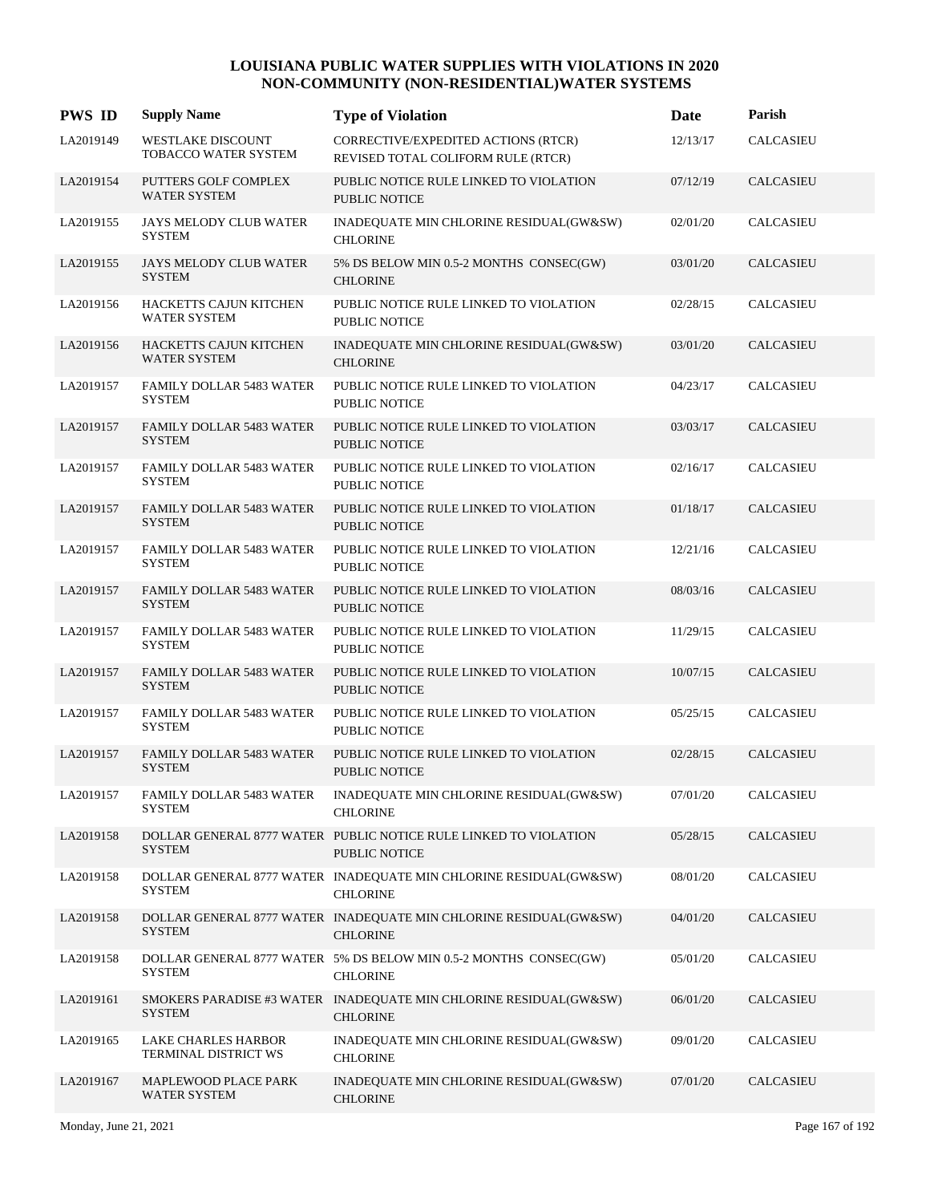# LOUISIANA PUBLIC WATER SUPPLIES WITH VIOLATIONS IN 2020
## NON-COMMUNITY (NON-RESIDENTIAL)WATER SYSTEMS

| PWS ID | Supply Name | Type of Violation | Date | Parish |
|---|---|---|---|---|
| LA2019149 | WESTLAKE DISCOUNT TOBACCO WATER SYSTEM | CORRECTIVE/EXPEDITED ACTIONS (RTCR) REVISED TOTAL COLIFORM RULE (RTCR) | 12/13/17 | CALCASIEU |
| LA2019154 | PUTTERS GOLF COMPLEX WATER SYSTEM | PUBLIC NOTICE RULE LINKED TO VIOLATION PUBLIC NOTICE | 07/12/19 | CALCASIEU |
| LA2019155 | JAYS MELODY CLUB WATER SYSTEM | INADEQUATE MIN CHLORINE RESIDUAL(GW&SW) CHLORINE | 02/01/20 | CALCASIEU |
| LA2019155 | JAYS MELODY CLUB WATER SYSTEM | 5% DS BELOW MIN 0.5-2 MONTHS CONSEC(GW) CHLORINE | 03/01/20 | CALCASIEU |
| LA2019156 | HACKETTS CAJUN KITCHEN WATER SYSTEM | PUBLIC NOTICE RULE LINKED TO VIOLATION PUBLIC NOTICE | 02/28/15 | CALCASIEU |
| LA2019156 | HACKETTS CAJUN KITCHEN WATER SYSTEM | INADEQUATE MIN CHLORINE RESIDUAL(GW&SW) CHLORINE | 03/01/20 | CALCASIEU |
| LA2019157 | FAMILY DOLLAR 5483 WATER SYSTEM | PUBLIC NOTICE RULE LINKED TO VIOLATION PUBLIC NOTICE | 04/23/17 | CALCASIEU |
| LA2019157 | FAMILY DOLLAR 5483 WATER SYSTEM | PUBLIC NOTICE RULE LINKED TO VIOLATION PUBLIC NOTICE | 03/03/17 | CALCASIEU |
| LA2019157 | FAMILY DOLLAR 5483 WATER SYSTEM | PUBLIC NOTICE RULE LINKED TO VIOLATION PUBLIC NOTICE | 02/16/17 | CALCASIEU |
| LA2019157 | FAMILY DOLLAR 5483 WATER SYSTEM | PUBLIC NOTICE RULE LINKED TO VIOLATION PUBLIC NOTICE | 01/18/17 | CALCASIEU |
| LA2019157 | FAMILY DOLLAR 5483 WATER SYSTEM | PUBLIC NOTICE RULE LINKED TO VIOLATION PUBLIC NOTICE | 12/21/16 | CALCASIEU |
| LA2019157 | FAMILY DOLLAR 5483 WATER SYSTEM | PUBLIC NOTICE RULE LINKED TO VIOLATION PUBLIC NOTICE | 08/03/16 | CALCASIEU |
| LA2019157 | FAMILY DOLLAR 5483 WATER SYSTEM | PUBLIC NOTICE RULE LINKED TO VIOLATION PUBLIC NOTICE | 11/29/15 | CALCASIEU |
| LA2019157 | FAMILY DOLLAR 5483 WATER SYSTEM | PUBLIC NOTICE RULE LINKED TO VIOLATION PUBLIC NOTICE | 10/07/15 | CALCASIEU |
| LA2019157 | FAMILY DOLLAR 5483 WATER SYSTEM | PUBLIC NOTICE RULE LINKED TO VIOLATION PUBLIC NOTICE | 05/25/15 | CALCASIEU |
| LA2019157 | FAMILY DOLLAR 5483 WATER SYSTEM | PUBLIC NOTICE RULE LINKED TO VIOLATION PUBLIC NOTICE | 02/28/15 | CALCASIEU |
| LA2019157 | FAMILY DOLLAR 5483 WATER SYSTEM | INADEQUATE MIN CHLORINE RESIDUAL(GW&SW) CHLORINE | 07/01/20 | CALCASIEU |
| LA2019158 | DOLLAR GENERAL 8777 WATER SYSTEM | PUBLIC NOTICE RULE LINKED TO VIOLATION PUBLIC NOTICE | 05/28/15 | CALCASIEU |
| LA2019158 | DOLLAR GENERAL 8777 WATER SYSTEM | INADEQUATE MIN CHLORINE RESIDUAL(GW&SW) CHLORINE | 08/01/20 | CALCASIEU |
| LA2019158 | DOLLAR GENERAL 8777 WATER SYSTEM | INADEQUATE MIN CHLORINE RESIDUAL(GW&SW) CHLORINE | 04/01/20 | CALCASIEU |
| LA2019158 | DOLLAR GENERAL 8777 WATER SYSTEM | 5% DS BELOW MIN 0.5-2 MONTHS CONSEC(GW) CHLORINE | 05/01/20 | CALCASIEU |
| LA2019161 | SMOKERS PARADISE #3 WATER SYSTEM | INADEQUATE MIN CHLORINE RESIDUAL(GW&SW) CHLORINE | 06/01/20 | CALCASIEU |
| LA2019165 | LAKE CHARLES HARBOR TERMINAL DISTRICT WS | INADEQUATE MIN CHLORINE RESIDUAL(GW&SW) CHLORINE | 09/01/20 | CALCASIEU |
| LA2019167 | MAPLEWOOD PLACE PARK WATER SYSTEM | INADEQUATE MIN CHLORINE RESIDUAL(GW&SW) CHLORINE | 07/01/20 | CALCASIEU |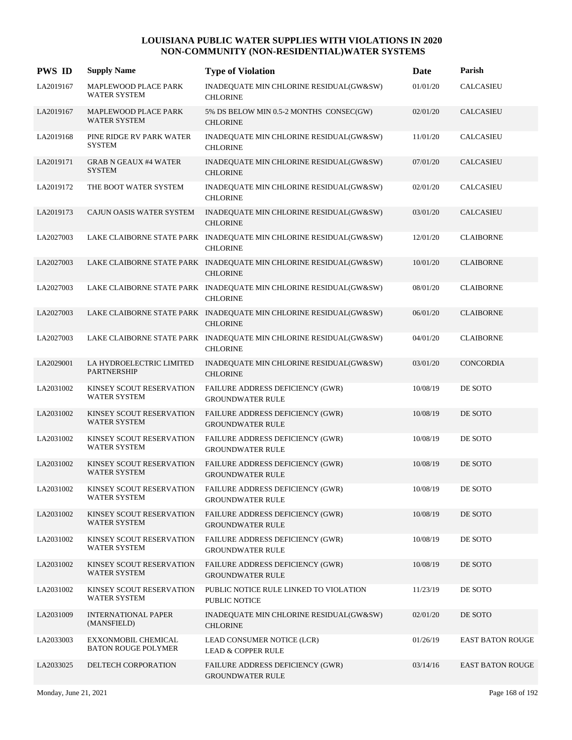# LOUISIANA PUBLIC WATER SUPPLIES WITH VIOLATIONS IN 2020
## NON-COMMUNITY (NON-RESIDENTIAL)WATER SYSTEMS

| PWS ID | Supply Name | Type of Violation | Date | Parish |
|---|---|---|---|---|
| LA2019167 | MAPLEWOOD PLACE PARK WATER SYSTEM | INADEQUATE MIN CHLORINE RESIDUAL(GW&SW) CHLORINE | 01/01/20 | CALCASIEU |
| LA2019167 | MAPLEWOOD PLACE PARK WATER SYSTEM | 5% DS BELOW MIN 0.5-2 MONTHS CONSEC(GW) CHLORINE | 02/01/20 | CALCASIEU |
| LA2019168 | PINE RIDGE RV PARK WATER SYSTEM | INADEQUATE MIN CHLORINE RESIDUAL(GW&SW) CHLORINE | 11/01/20 | CALCASIEU |
| LA2019171 | GRAB N GEAUX #4 WATER SYSTEM | INADEQUATE MIN CHLORINE RESIDUAL(GW&SW) CHLORINE | 07/01/20 | CALCASIEU |
| LA2019172 | THE BOOT WATER SYSTEM | INADEQUATE MIN CHLORINE RESIDUAL(GW&SW) CHLORINE | 02/01/20 | CALCASIEU |
| LA2019173 | CAJUN OASIS WATER SYSTEM | INADEQUATE MIN CHLORINE RESIDUAL(GW&SW) CHLORINE | 03/01/20 | CALCASIEU |
| LA2027003 | LAKE CLAIBORNE STATE PARK | INADEQUATE MIN CHLORINE RESIDUAL(GW&SW) CHLORINE | 12/01/20 | CLAIBORNE |
| LA2027003 | LAKE CLAIBORNE STATE PARK | INADEQUATE MIN CHLORINE RESIDUAL(GW&SW) CHLORINE | 10/01/20 | CLAIBORNE |
| LA2027003 | LAKE CLAIBORNE STATE PARK | INADEQUATE MIN CHLORINE RESIDUAL(GW&SW) CHLORINE | 08/01/20 | CLAIBORNE |
| LA2027003 | LAKE CLAIBORNE STATE PARK | INADEQUATE MIN CHLORINE RESIDUAL(GW&SW) CHLORINE | 06/01/20 | CLAIBORNE |
| LA2027003 | LAKE CLAIBORNE STATE PARK | INADEQUATE MIN CHLORINE RESIDUAL(GW&SW) CHLORINE | 04/01/20 | CLAIBORNE |
| LA2029001 | LA HYDROELECTRIC LIMITED PARTNERSHIP | INADEQUATE MIN CHLORINE RESIDUAL(GW&SW) CHLORINE | 03/01/20 | CONCORDIA |
| LA2031002 | KINSEY SCOUT RESERVATION WATER SYSTEM | FAILURE ADDRESS DEFICIENCY (GWR) GROUNDWATER RULE | 10/08/19 | DE SOTO |
| LA2031002 | KINSEY SCOUT RESERVATION WATER SYSTEM | FAILURE ADDRESS DEFICIENCY (GWR) GROUNDWATER RULE | 10/08/19 | DE SOTO |
| LA2031002 | KINSEY SCOUT RESERVATION WATER SYSTEM | FAILURE ADDRESS DEFICIENCY (GWR) GROUNDWATER RULE | 10/08/19 | DE SOTO |
| LA2031002 | KINSEY SCOUT RESERVATION WATER SYSTEM | FAILURE ADDRESS DEFICIENCY (GWR) GROUNDWATER RULE | 10/08/19 | DE SOTO |
| LA2031002 | KINSEY SCOUT RESERVATION WATER SYSTEM | FAILURE ADDRESS DEFICIENCY (GWR) GROUNDWATER RULE | 10/08/19 | DE SOTO |
| LA2031002 | KINSEY SCOUT RESERVATION WATER SYSTEM | FAILURE ADDRESS DEFICIENCY (GWR) GROUNDWATER RULE | 10/08/19 | DE SOTO |
| LA2031002 | KINSEY SCOUT RESERVATION WATER SYSTEM | FAILURE ADDRESS DEFICIENCY (GWR) GROUNDWATER RULE | 10/08/19 | DE SOTO |
| LA2031002 | KINSEY SCOUT RESERVATION WATER SYSTEM | FAILURE ADDRESS DEFICIENCY (GWR) GROUNDWATER RULE | 10/08/19 | DE SOTO |
| LA2031002 | KINSEY SCOUT RESERVATION WATER SYSTEM | PUBLIC NOTICE RULE LINKED TO VIOLATION PUBLIC NOTICE | 11/23/19 | DE SOTO |
| LA2031009 | INTERNATIONAL PAPER (MANSFIELD) | INADEQUATE MIN CHLORINE RESIDUAL(GW&SW) CHLORINE | 02/01/20 | DE SOTO |
| LA2033003 | EXXONMOBIL CHEMICAL BATON ROUGE POLYMER | LEAD CONSUMER NOTICE (LCR) LEAD & COPPER RULE | 01/26/19 | EAST BATON ROUGE |
| LA2033025 | DELTECH CORPORATION | FAILURE ADDRESS DEFICIENCY (GWR) GROUNDWATER RULE | 03/14/16 | EAST BATON ROUGE |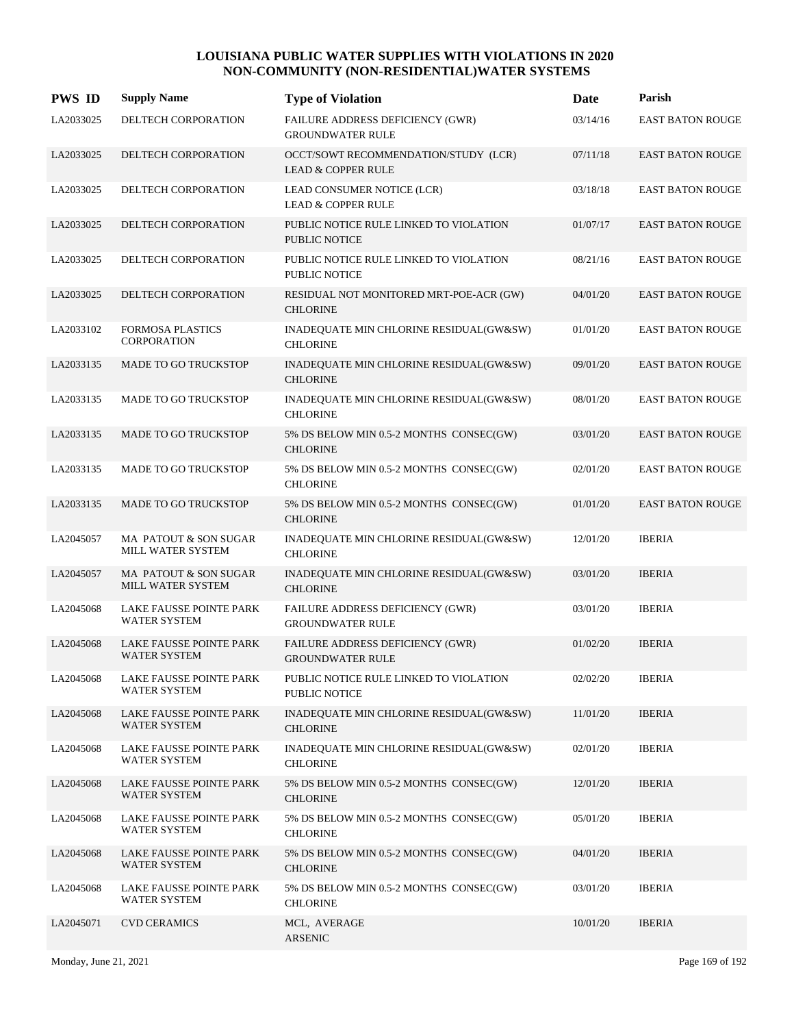# LOUISIANA PUBLIC WATER SUPPLIES WITH VIOLATIONS IN 2020
## NON-COMMUNITY (NON-RESIDENTIAL)WATER SYSTEMS

| PWS ID | Supply Name | Type of Violation | Date | Parish |
|---|---|---|---|---|
| LA2033025 | DELTECH CORPORATION | FAILURE ADDRESS DEFICIENCY (GWR) GROUNDWATER RULE | 03/14/16 | EAST BATON ROUGE |
| LA2033025 | DELTECH CORPORATION | OCCT/SOWT RECOMMENDATION/STUDY (LCR) LEAD & COPPER RULE | 07/11/18 | EAST BATON ROUGE |
| LA2033025 | DELTECH CORPORATION | LEAD CONSUMER NOTICE (LCR) LEAD & COPPER RULE | 03/18/18 | EAST BATON ROUGE |
| LA2033025 | DELTECH CORPORATION | PUBLIC NOTICE RULE LINKED TO VIOLATION PUBLIC NOTICE | 01/07/17 | EAST BATON ROUGE |
| LA2033025 | DELTECH CORPORATION | PUBLIC NOTICE RULE LINKED TO VIOLATION PUBLIC NOTICE | 08/21/16 | EAST BATON ROUGE |
| LA2033025 | DELTECH CORPORATION | RESIDUAL NOT MONITORED MRT-POE-ACR (GW) CHLORINE | 04/01/20 | EAST BATON ROUGE |
| LA2033102 | FORMOSA PLASTICS CORPORATION | INADEQUATE MIN CHLORINE RESIDUAL(GW&SW) CHLORINE | 01/01/20 | EAST BATON ROUGE |
| LA2033135 | MADE TO GO TRUCKSTOP | INADEQUATE MIN CHLORINE RESIDUAL(GW&SW) CHLORINE | 09/01/20 | EAST BATON ROUGE |
| LA2033135 | MADE TO GO TRUCKSTOP | INADEQUATE MIN CHLORINE RESIDUAL(GW&SW) CHLORINE | 08/01/20 | EAST BATON ROUGE |
| LA2033135 | MADE TO GO TRUCKSTOP | 5% DS BELOW MIN 0.5-2 MONTHS CONSEC(GW) CHLORINE | 03/01/20 | EAST BATON ROUGE |
| LA2033135 | MADE TO GO TRUCKSTOP | 5% DS BELOW MIN 0.5-2 MONTHS CONSEC(GW) CHLORINE | 02/01/20 | EAST BATON ROUGE |
| LA2033135 | MADE TO GO TRUCKSTOP | 5% DS BELOW MIN 0.5-2 MONTHS CONSEC(GW) CHLORINE | 01/01/20 | EAST BATON ROUGE |
| LA2045057 | MA PATOUT & SON SUGAR MILL WATER SYSTEM | INADEQUATE MIN CHLORINE RESIDUAL(GW&SW) CHLORINE | 12/01/20 | IBERIA |
| LA2045057 | MA PATOUT & SON SUGAR MILL WATER SYSTEM | INADEQUATE MIN CHLORINE RESIDUAL(GW&SW) CHLORINE | 03/01/20 | IBERIA |
| LA2045068 | LAKE FAUSSE POINTE PARK WATER SYSTEM | FAILURE ADDRESS DEFICIENCY (GWR) GROUNDWATER RULE | 03/01/20 | IBERIA |
| LA2045068 | LAKE FAUSSE POINTE PARK WATER SYSTEM | FAILURE ADDRESS DEFICIENCY (GWR) GROUNDWATER RULE | 01/02/20 | IBERIA |
| LA2045068 | LAKE FAUSSE POINTE PARK WATER SYSTEM | PUBLIC NOTICE RULE LINKED TO VIOLATION PUBLIC NOTICE | 02/02/20 | IBERIA |
| LA2045068 | LAKE FAUSSE POINTE PARK WATER SYSTEM | INADEQUATE MIN CHLORINE RESIDUAL(GW&SW) CHLORINE | 11/01/20 | IBERIA |
| LA2045068 | LAKE FAUSSE POINTE PARK WATER SYSTEM | INADEQUATE MIN CHLORINE RESIDUAL(GW&SW) CHLORINE | 02/01/20 | IBERIA |
| LA2045068 | LAKE FAUSSE POINTE PARK WATER SYSTEM | 5% DS BELOW MIN 0.5-2 MONTHS CONSEC(GW) CHLORINE | 12/01/20 | IBERIA |
| LA2045068 | LAKE FAUSSE POINTE PARK WATER SYSTEM | 5% DS BELOW MIN 0.5-2 MONTHS CONSEC(GW) CHLORINE | 05/01/20 | IBERIA |
| LA2045068 | LAKE FAUSSE POINTE PARK WATER SYSTEM | 5% DS BELOW MIN 0.5-2 MONTHS CONSEC(GW) CHLORINE | 04/01/20 | IBERIA |
| LA2045068 | LAKE FAUSSE POINTE PARK WATER SYSTEM | 5% DS BELOW MIN 0.5-2 MONTHS CONSEC(GW) CHLORINE | 03/01/20 | IBERIA |
| LA2045071 | CVD CERAMICS | MCL, AVERAGE ARSENIC | 10/01/20 | IBERIA |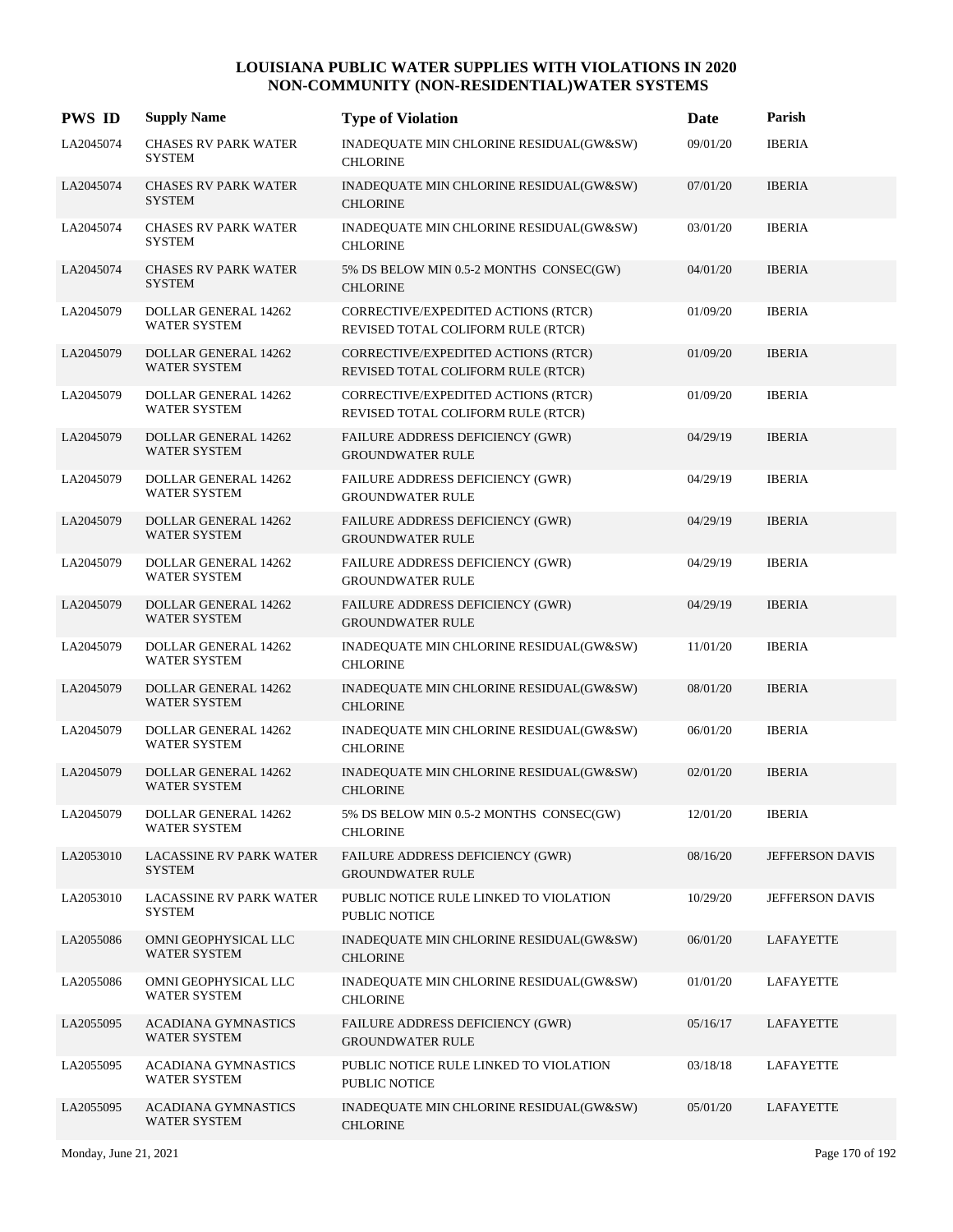# LOUISIANA PUBLIC WATER SUPPLIES WITH VIOLATIONS IN 2020
## NON-COMMUNITY (NON-RESIDENTIAL)WATER SYSTEMS

| PWS ID | Supply Name | Type of Violation | Date | Parish |
|---|---|---|---|---|
| LA2045074 | CHASES RV PARK WATER SYSTEM | INADEQUATE MIN CHLORINE RESIDUAL(GW&SW) CHLORINE | 09/01/20 | IBERIA |
| LA2045074 | CHASES RV PARK WATER SYSTEM | INADEQUATE MIN CHLORINE RESIDUAL(GW&SW) CHLORINE | 07/01/20 | IBERIA |
| LA2045074 | CHASES RV PARK WATER SYSTEM | INADEQUATE MIN CHLORINE RESIDUAL(GW&SW) CHLORINE | 03/01/20 | IBERIA |
| LA2045074 | CHASES RV PARK WATER SYSTEM | 5% DS BELOW MIN 0.5-2 MONTHS CONSEC(GW) CHLORINE | 04/01/20 | IBERIA |
| LA2045079 | DOLLAR GENERAL 14262 WATER SYSTEM | CORRECTIVE/EXPEDITED ACTIONS (RTCR) REVISED TOTAL COLIFORM RULE (RTCR) | 01/09/20 | IBERIA |
| LA2045079 | DOLLAR GENERAL 14262 WATER SYSTEM | CORRECTIVE/EXPEDITED ACTIONS (RTCR) REVISED TOTAL COLIFORM RULE (RTCR) | 01/09/20 | IBERIA |
| LA2045079 | DOLLAR GENERAL 14262 WATER SYSTEM | CORRECTIVE/EXPEDITED ACTIONS (RTCR) REVISED TOTAL COLIFORM RULE (RTCR) | 01/09/20 | IBERIA |
| LA2045079 | DOLLAR GENERAL 14262 WATER SYSTEM | FAILURE ADDRESS DEFICIENCY (GWR) GROUNDWATER RULE | 04/29/19 | IBERIA |
| LA2045079 | DOLLAR GENERAL 14262 WATER SYSTEM | FAILURE ADDRESS DEFICIENCY (GWR) GROUNDWATER RULE | 04/29/19 | IBERIA |
| LA2045079 | DOLLAR GENERAL 14262 WATER SYSTEM | FAILURE ADDRESS DEFICIENCY (GWR) GROUNDWATER RULE | 04/29/19 | IBERIA |
| LA2045079 | DOLLAR GENERAL 14262 WATER SYSTEM | FAILURE ADDRESS DEFICIENCY (GWR) GROUNDWATER RULE | 04/29/19 | IBERIA |
| LA2045079 | DOLLAR GENERAL 14262 WATER SYSTEM | FAILURE ADDRESS DEFICIENCY (GWR) GROUNDWATER RULE | 04/29/19 | IBERIA |
| LA2045079 | DOLLAR GENERAL 14262 WATER SYSTEM | INADEQUATE MIN CHLORINE RESIDUAL(GW&SW) CHLORINE | 11/01/20 | IBERIA |
| LA2045079 | DOLLAR GENERAL 14262 WATER SYSTEM | INADEQUATE MIN CHLORINE RESIDUAL(GW&SW) CHLORINE | 08/01/20 | IBERIA |
| LA2045079 | DOLLAR GENERAL 14262 WATER SYSTEM | INADEQUATE MIN CHLORINE RESIDUAL(GW&SW) CHLORINE | 06/01/20 | IBERIA |
| LA2045079 | DOLLAR GENERAL 14262 WATER SYSTEM | INADEQUATE MIN CHLORINE RESIDUAL(GW&SW) CHLORINE | 02/01/20 | IBERIA |
| LA2045079 | DOLLAR GENERAL 14262 WATER SYSTEM | 5% DS BELOW MIN 0.5-2 MONTHS CONSEC(GW) CHLORINE | 12/01/20 | IBERIA |
| LA2053010 | LACASSINE RV PARK WATER SYSTEM | FAILURE ADDRESS DEFICIENCY (GWR) GROUNDWATER RULE | 08/16/20 | JEFFERSON DAVIS |
| LA2053010 | LACASSINE RV PARK WATER SYSTEM | PUBLIC NOTICE RULE LINKED TO VIOLATION PUBLIC NOTICE | 10/29/20 | JEFFERSON DAVIS |
| LA2055086 | OMNI GEOPHYSICAL LLC WATER SYSTEM | INADEQUATE MIN CHLORINE RESIDUAL(GW&SW) CHLORINE | 06/01/20 | LAFAYETTE |
| LA2055086 | OMNI GEOPHYSICAL LLC WATER SYSTEM | INADEQUATE MIN CHLORINE RESIDUAL(GW&SW) CHLORINE | 01/01/20 | LAFAYETTE |
| LA2055095 | ACADIANA GYMNASTICS WATER SYSTEM | FAILURE ADDRESS DEFICIENCY (GWR) GROUNDWATER RULE | 05/16/17 | LAFAYETTE |
| LA2055095 | ACADIANA GYMNASTICS WATER SYSTEM | PUBLIC NOTICE RULE LINKED TO VIOLATION PUBLIC NOTICE | 03/18/18 | LAFAYETTE |
| LA2055095 | ACADIANA GYMNASTICS WATER SYSTEM | INADEQUATE MIN CHLORINE RESIDUAL(GW&SW) CHLORINE | 05/01/20 | LAFAYETTE |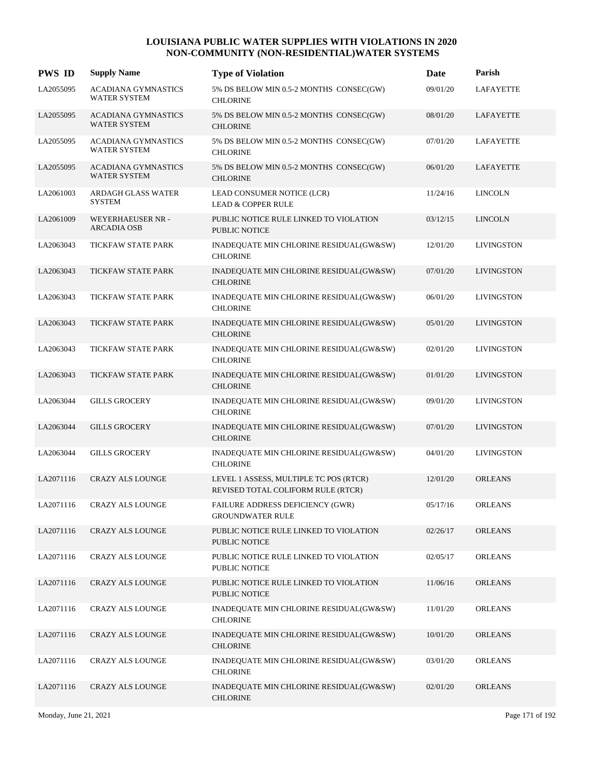# LOUISIANA PUBLIC WATER SUPPLIES WITH VIOLATIONS IN 2020
## NON-COMMUNITY (NON-RESIDENTIAL)WATER SYSTEMS

| PWS ID | Supply Name | Type of Violation | Date | Parish |
|---|---|---|---|---|
| LA2055095 | ACADIANA GYMNASTICS WATER SYSTEM | 5% DS BELOW MIN 0.5-2 MONTHS CONSEC(GW) CHLORINE | 09/01/20 | LAFAYETTE |
| LA2055095 | ACADIANA GYMNASTICS WATER SYSTEM | 5% DS BELOW MIN 0.5-2 MONTHS CONSEC(GW) CHLORINE | 08/01/20 | LAFAYETTE |
| LA2055095 | ACADIANA GYMNASTICS WATER SYSTEM | 5% DS BELOW MIN 0.5-2 MONTHS CONSEC(GW) CHLORINE | 07/01/20 | LAFAYETTE |
| LA2055095 | ACADIANA GYMNASTICS WATER SYSTEM | 5% DS BELOW MIN 0.5-2 MONTHS CONSEC(GW) CHLORINE | 06/01/20 | LAFAYETTE |
| LA2061003 | ARDAGH GLASS WATER SYSTEM | LEAD CONSUMER NOTICE (LCR) LEAD & COPPER RULE | 11/24/16 | LINCOLN |
| LA2061009 | WEYERHAEUSER NR - ARCADIA OSB | PUBLIC NOTICE RULE LINKED TO VIOLATION PUBLIC NOTICE | 03/12/15 | LINCOLN |
| LA2063043 | TICKFAW STATE PARK | INADEQUATE MIN CHLORINE RESIDUAL(GW&SW) CHLORINE | 12/01/20 | LIVINGSTON |
| LA2063043 | TICKFAW STATE PARK | INADEQUATE MIN CHLORINE RESIDUAL(GW&SW) CHLORINE | 07/01/20 | LIVINGSTON |
| LA2063043 | TICKFAW STATE PARK | INADEQUATE MIN CHLORINE RESIDUAL(GW&SW) CHLORINE | 06/01/20 | LIVINGSTON |
| LA2063043 | TICKFAW STATE PARK | INADEQUATE MIN CHLORINE RESIDUAL(GW&SW) CHLORINE | 05/01/20 | LIVINGSTON |
| LA2063043 | TICKFAW STATE PARK | INADEQUATE MIN CHLORINE RESIDUAL(GW&SW) CHLORINE | 02/01/20 | LIVINGSTON |
| LA2063043 | TICKFAW STATE PARK | INADEQUATE MIN CHLORINE RESIDUAL(GW&SW) CHLORINE | 01/01/20 | LIVINGSTON |
| LA2063044 | GILLS GROCERY | INADEQUATE MIN CHLORINE RESIDUAL(GW&SW) CHLORINE | 09/01/20 | LIVINGSTON |
| LA2063044 | GILLS GROCERY | INADEQUATE MIN CHLORINE RESIDUAL(GW&SW) CHLORINE | 07/01/20 | LIVINGSTON |
| LA2063044 | GILLS GROCERY | INADEQUATE MIN CHLORINE RESIDUAL(GW&SW) CHLORINE | 04/01/20 | LIVINGSTON |
| LA2071116 | CRAZY ALS LOUNGE | LEVEL 1 ASSESS, MULTIPLE TC POS (RTCR) REVISED TOTAL COLIFORM RULE (RTCR) | 12/01/20 | ORLEANS |
| LA2071116 | CRAZY ALS LOUNGE | FAILURE ADDRESS DEFICIENCY (GWR) GROUNDWATER RULE | 05/17/16 | ORLEANS |
| LA2071116 | CRAZY ALS LOUNGE | PUBLIC NOTICE RULE LINKED TO VIOLATION PUBLIC NOTICE | 02/26/17 | ORLEANS |
| LA2071116 | CRAZY ALS LOUNGE | PUBLIC NOTICE RULE LINKED TO VIOLATION PUBLIC NOTICE | 02/05/17 | ORLEANS |
| LA2071116 | CRAZY ALS LOUNGE | PUBLIC NOTICE RULE LINKED TO VIOLATION PUBLIC NOTICE | 11/06/16 | ORLEANS |
| LA2071116 | CRAZY ALS LOUNGE | INADEQUATE MIN CHLORINE RESIDUAL(GW&SW) CHLORINE | 11/01/20 | ORLEANS |
| LA2071116 | CRAZY ALS LOUNGE | INADEQUATE MIN CHLORINE RESIDUAL(GW&SW) CHLORINE | 10/01/20 | ORLEANS |
| LA2071116 | CRAZY ALS LOUNGE | INADEQUATE MIN CHLORINE RESIDUAL(GW&SW) CHLORINE | 03/01/20 | ORLEANS |
| LA2071116 | CRAZY ALS LOUNGE | INADEQUATE MIN CHLORINE RESIDUAL(GW&SW) CHLORINE | 02/01/20 | ORLEANS |

Monday, June 21, 2021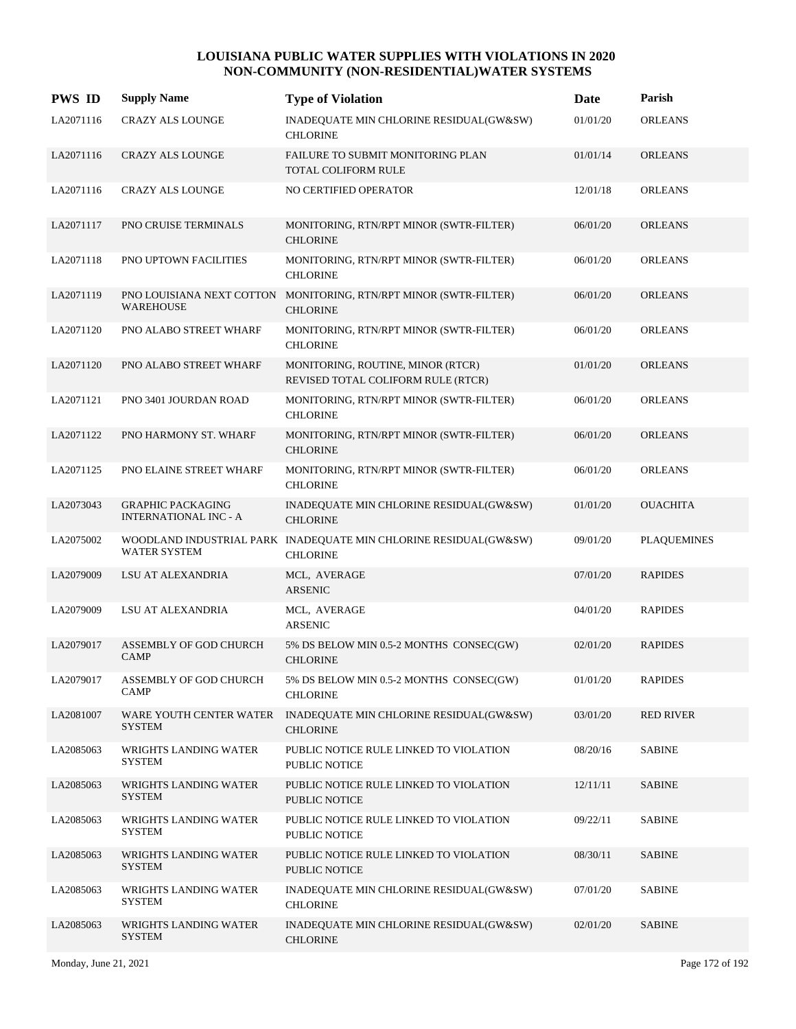# LOUISIANA PUBLIC WATER SUPPLIES WITH VIOLATIONS IN 2020
## NON-COMMUNITY (NON-RESIDENTIAL)WATER SYSTEMS

| PWS ID | Supply Name | Type of Violation | Date | Parish |
|---|---|---|---|---|
| LA2071116 | CRAZY ALS LOUNGE | INADEQUATE MIN CHLORINE RESIDUAL(GW&SW) CHLORINE | 01/01/20 | ORLEANS |
| LA2071116 | CRAZY ALS LOUNGE | FAILURE TO SUBMIT MONITORING PLAN TOTAL COLIFORM RULE | 01/01/14 | ORLEANS |
| LA2071116 | CRAZY ALS LOUNGE | NO CERTIFIED OPERATOR | 12/01/18 | ORLEANS |
| LA2071117 | PNO CRUISE TERMINALS | MONITORING, RTN/RPT MINOR (SWTR-FILTER) CHLORINE | 06/01/20 | ORLEANS |
| LA2071118 | PNO UPTOWN FACILITIES | MONITORING, RTN/RPT MINOR (SWTR-FILTER) CHLORINE | 06/01/20 | ORLEANS |
| LA2071119 | PNO LOUISIANA NEXT COTTON WAREHOUSE | MONITORING, RTN/RPT MINOR (SWTR-FILTER) CHLORINE | 06/01/20 | ORLEANS |
| LA2071120 | PNO ALABO STREET WHARF | MONITORING, RTN/RPT MINOR (SWTR-FILTER) CHLORINE | 06/01/20 | ORLEANS |
| LA2071120 | PNO ALABO STREET WHARF | MONITORING, ROUTINE, MINOR (RTCR) REVISED TOTAL COLIFORM RULE (RTCR) | 01/01/20 | ORLEANS |
| LA2071121 | PNO 3401 JOURDAN ROAD | MONITORING, RTN/RPT MINOR (SWTR-FILTER) CHLORINE | 06/01/20 | ORLEANS |
| LA2071122 | PNO HARMONY ST. WHARF | MONITORING, RTN/RPT MINOR (SWTR-FILTER) CHLORINE | 06/01/20 | ORLEANS |
| LA2071125 | PNO ELAINE STREET WHARF | MONITORING, RTN/RPT MINOR (SWTR-FILTER) CHLORINE | 06/01/20 | ORLEANS |
| LA2073043 | GRAPHIC PACKAGING INTERNATIONAL INC - A | INADEQUATE MIN CHLORINE RESIDUAL(GW&SW) CHLORINE | 01/01/20 | OUACHITA |
| LA2075002 | WOODLAND INDUSTRIAL PARK WATER SYSTEM | INADEQUATE MIN CHLORINE RESIDUAL(GW&SW) CHLORINE | 09/01/20 | PLAQUEMINES |
| LA2079009 | LSU AT ALEXANDRIA | MCL, AVERAGE ARSENIC | 07/01/20 | RAPIDES |
| LA2079009 | LSU AT ALEXANDRIA | MCL, AVERAGE ARSENIC | 04/01/20 | RAPIDES |
| LA2079017 | ASSEMBLY OF GOD CHURCH CAMP | 5% DS BELOW MIN 0.5-2 MONTHS CONSEC(GW) CHLORINE | 02/01/20 | RAPIDES |
| LA2079017 | ASSEMBLY OF GOD CHURCH CAMP | 5% DS BELOW MIN 0.5-2 MONTHS CONSEC(GW) CHLORINE | 01/01/20 | RAPIDES |
| LA2081007 | WARE YOUTH CENTER WATER SYSTEM | INADEQUATE MIN CHLORINE RESIDUAL(GW&SW) CHLORINE | 03/01/20 | RED RIVER |
| LA2085063 | WRIGHTS LANDING WATER SYSTEM | PUBLIC NOTICE RULE LINKED TO VIOLATION PUBLIC NOTICE | 08/20/16 | SABINE |
| LA2085063 | WRIGHTS LANDING WATER SYSTEM | PUBLIC NOTICE RULE LINKED TO VIOLATION PUBLIC NOTICE | 12/11/11 | SABINE |
| LA2085063 | WRIGHTS LANDING WATER SYSTEM | PUBLIC NOTICE RULE LINKED TO VIOLATION PUBLIC NOTICE | 09/22/11 | SABINE |
| LA2085063 | WRIGHTS LANDING WATER SYSTEM | PUBLIC NOTICE RULE LINKED TO VIOLATION PUBLIC NOTICE | 08/30/11 | SABINE |
| LA2085063 | WRIGHTS LANDING WATER SYSTEM | INADEQUATE MIN CHLORINE RESIDUAL(GW&SW) CHLORINE | 07/01/20 | SABINE |
| LA2085063 | WRIGHTS LANDING WATER SYSTEM | INADEQUATE MIN CHLORINE RESIDUAL(GW&SW) CHLORINE | 02/01/20 | SABINE |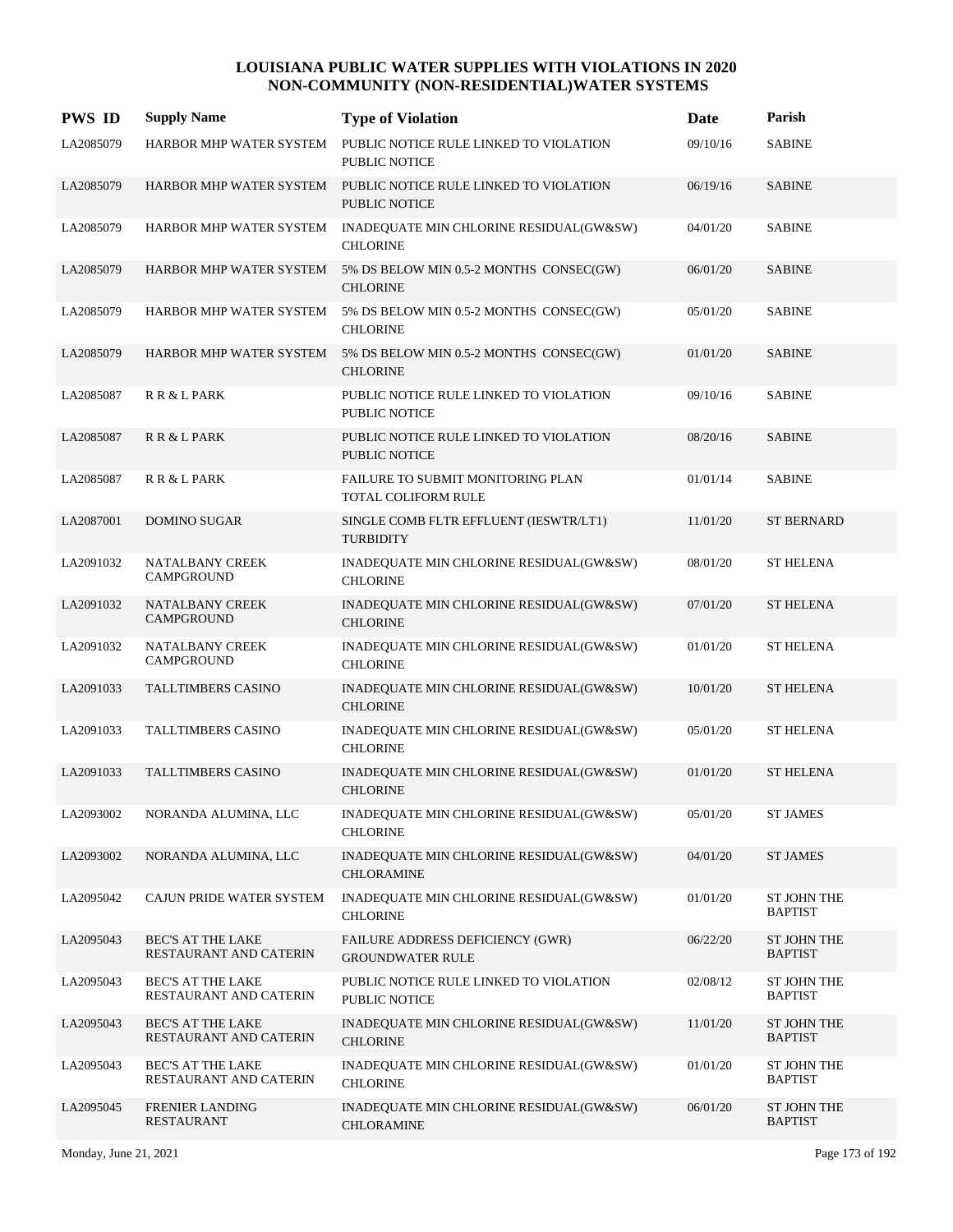# LOUISIANA PUBLIC WATER SUPPLIES WITH VIOLATIONS IN 2020
## NON-COMMUNITY (NON-RESIDENTIAL)WATER SYSTEMS

| PWS ID | Supply Name | Type of Violation | Date | Parish |
|---|---|---|---|---|
| LA2085079 | HARBOR MHP WATER SYSTEM | PUBLIC NOTICE RULE LINKED TO VIOLATION PUBLIC NOTICE | 09/10/16 | SABINE |
| LA2085079 | HARBOR MHP WATER SYSTEM | PUBLIC NOTICE RULE LINKED TO VIOLATION PUBLIC NOTICE | 06/19/16 | SABINE |
| LA2085079 | HARBOR MHP WATER SYSTEM | INADEQUATE MIN CHLORINE RESIDUAL(GW&SW) CHLORINE | 04/01/20 | SABINE |
| LA2085079 | HARBOR MHP WATER SYSTEM | 5% DS BELOW MIN 0.5-2 MONTHS CONSEC(GW) CHLORINE | 06/01/20 | SABINE |
| LA2085079 | HARBOR MHP WATER SYSTEM | 5% DS BELOW MIN 0.5-2 MONTHS CONSEC(GW) CHLORINE | 05/01/20 | SABINE |
| LA2085079 | HARBOR MHP WATER SYSTEM | 5% DS BELOW MIN 0.5-2 MONTHS CONSEC(GW) CHLORINE | 01/01/20 | SABINE |
| LA2085087 | R R & L PARK | PUBLIC NOTICE RULE LINKED TO VIOLATION PUBLIC NOTICE | 09/10/16 | SABINE |
| LA2085087 | R R & L PARK | PUBLIC NOTICE RULE LINKED TO VIOLATION PUBLIC NOTICE | 08/20/16 | SABINE |
| LA2085087 | R R & L PARK | FAILURE TO SUBMIT MONITORING PLAN TOTAL COLIFORM RULE | 01/01/14 | SABINE |
| LA2087001 | DOMINO SUGAR | SINGLE COMB FLTR EFFLUENT (IESWTR/LT1) TURBIDITY | 11/01/20 | ST BERNARD |
| LA2091032 | NATALBANY CREEK CAMPGROUND | INADEQUATE MIN CHLORINE RESIDUAL(GW&SW) CHLORINE | 08/01/20 | ST HELENA |
| LA2091032 | NATALBANY CREEK CAMPGROUND | INADEQUATE MIN CHLORINE RESIDUAL(GW&SW) CHLORINE | 07/01/20 | ST HELENA |
| LA2091032 | NATALBANY CREEK CAMPGROUND | INADEQUATE MIN CHLORINE RESIDUAL(GW&SW) CHLORINE | 01/01/20 | ST HELENA |
| LA2091033 | TALLTIMBERS CASINO | INADEQUATE MIN CHLORINE RESIDUAL(GW&SW) CHLORINE | 10/01/20 | ST HELENA |
| LA2091033 | TALLTIMBERS CASINO | INADEQUATE MIN CHLORINE RESIDUAL(GW&SW) CHLORINE | 05/01/20 | ST HELENA |
| LA2091033 | TALLTIMBERS CASINO | INADEQUATE MIN CHLORINE RESIDUAL(GW&SW) CHLORINE | 01/01/20 | ST HELENA |
| LA2093002 | NORANDA ALUMINA, LLC | INADEQUATE MIN CHLORINE RESIDUAL(GW&SW) CHLORINE | 05/01/20 | ST JAMES |
| LA2093002 | NORANDA ALUMINA, LLC | INADEQUATE MIN CHLORINE RESIDUAL(GW&SW) CHLORAMINE | 04/01/20 | ST JAMES |
| LA2095042 | CAJUN PRIDE WATER SYSTEM | INADEQUATE MIN CHLORINE RESIDUAL(GW&SW) CHLORINE | 01/01/20 | ST JOHN THE BAPTIST |
| LA2095043 | BEC'S AT THE LAKE RESTAURANT AND CATERIN | FAILURE ADDRESS DEFICIENCY (GWR) GROUNDWATER RULE | 06/22/20 | ST JOHN THE BAPTIST |
| LA2095043 | BEC'S AT THE LAKE RESTAURANT AND CATERIN | PUBLIC NOTICE RULE LINKED TO VIOLATION PUBLIC NOTICE | 02/08/12 | ST JOHN THE BAPTIST |
| LA2095043 | BEC'S AT THE LAKE RESTAURANT AND CATERIN | INADEQUATE MIN CHLORINE RESIDUAL(GW&SW) CHLORINE | 11/01/20 | ST JOHN THE BAPTIST |
| LA2095043 | BEC'S AT THE LAKE RESTAURANT AND CATERIN | INADEQUATE MIN CHLORINE RESIDUAL(GW&SW) CHLORINE | 01/01/20 | ST JOHN THE BAPTIST |
| LA2095045 | FRENIER LANDING RESTAURANT | INADEQUATE MIN CHLORINE RESIDUAL(GW&SW) CHLORAMINE | 06/01/20 | ST JOHN THE BAPTIST |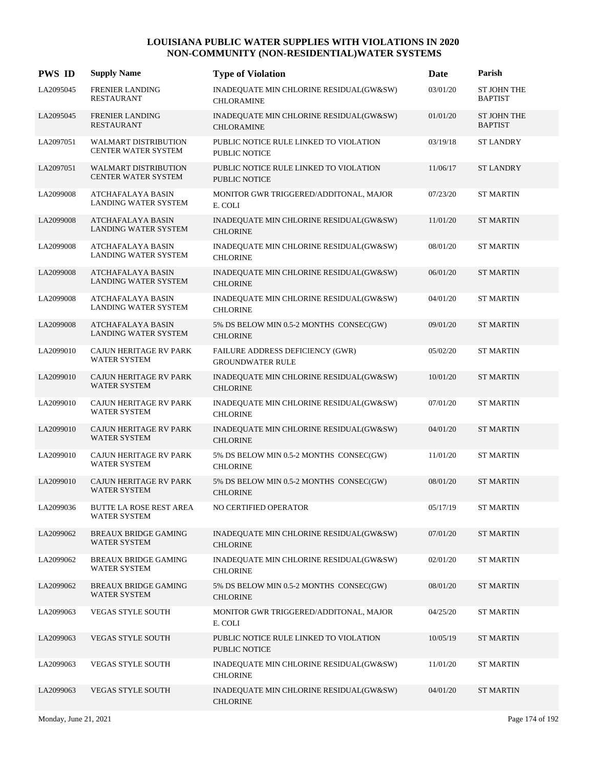# LOUISIANA PUBLIC WATER SUPPLIES WITH VIOLATIONS IN 2020
## NON-COMMUNITY (NON-RESIDENTIAL)WATER SYSTEMS

| PWS ID | Supply Name | Type of Violation | Date | Parish |
|---|---|---|---|---|
| LA2095045 | FRENIER LANDING RESTAURANT | INADEQUATE MIN CHLORINE RESIDUAL(GW&SW) CHLORAMINE | 03/01/20 | ST JOHN THE BAPTIST |
| LA2095045 | FRENIER LANDING RESTAURANT | INADEQUATE MIN CHLORINE RESIDUAL(GW&SW) CHLORAMINE | 01/01/20 | ST JOHN THE BAPTIST |
| LA2097051 | WALMART DISTRIBUTION CENTER WATER SYSTEM | PUBLIC NOTICE RULE LINKED TO VIOLATION PUBLIC NOTICE | 03/19/18 | ST LANDRY |
| LA2097051 | WALMART DISTRIBUTION CENTER WATER SYSTEM | PUBLIC NOTICE RULE LINKED TO VIOLATION PUBLIC NOTICE | 11/06/17 | ST LANDRY |
| LA2099008 | ATCHAFALAYA BASIN LANDING WATER SYSTEM | MONITOR GWR TRIGGERED/ADDITONAL, MAJOR E. COLI | 07/23/20 | ST MARTIN |
| LA2099008 | ATCHAFALAYA BASIN LANDING WATER SYSTEM | INADEQUATE MIN CHLORINE RESIDUAL(GW&SW) CHLORINE | 11/01/20 | ST MARTIN |
| LA2099008 | ATCHAFALAYA BASIN LANDING WATER SYSTEM | INADEQUATE MIN CHLORINE RESIDUAL(GW&SW) CHLORINE | 08/01/20 | ST MARTIN |
| LA2099008 | ATCHAFALAYA BASIN LANDING WATER SYSTEM | INADEQUATE MIN CHLORINE RESIDUAL(GW&SW) CHLORINE | 06/01/20 | ST MARTIN |
| LA2099008 | ATCHAFALAYA BASIN LANDING WATER SYSTEM | INADEQUATE MIN CHLORINE RESIDUAL(GW&SW) CHLORINE | 04/01/20 | ST MARTIN |
| LA2099008 | ATCHAFALAYA BASIN LANDING WATER SYSTEM | 5% DS BELOW MIN 0.5-2 MONTHS CONSEC(GW) CHLORINE | 09/01/20 | ST MARTIN |
| LA2099010 | CAJUN HERITAGE RV PARK WATER SYSTEM | FAILURE ADDRESS DEFICIENCY (GWR) GROUNDWATER RULE | 05/02/20 | ST MARTIN |
| LA2099010 | CAJUN HERITAGE RV PARK WATER SYSTEM | INADEQUATE MIN CHLORINE RESIDUAL(GW&SW) CHLORINE | 10/01/20 | ST MARTIN |
| LA2099010 | CAJUN HERITAGE RV PARK WATER SYSTEM | INADEQUATE MIN CHLORINE RESIDUAL(GW&SW) CHLORINE | 07/01/20 | ST MARTIN |
| LA2099010 | CAJUN HERITAGE RV PARK WATER SYSTEM | INADEQUATE MIN CHLORINE RESIDUAL(GW&SW) CHLORINE | 04/01/20 | ST MARTIN |
| LA2099010 | CAJUN HERITAGE RV PARK WATER SYSTEM | 5% DS BELOW MIN 0.5-2 MONTHS CONSEC(GW) CHLORINE | 11/01/20 | ST MARTIN |
| LA2099010 | CAJUN HERITAGE RV PARK WATER SYSTEM | 5% DS BELOW MIN 0.5-2 MONTHS CONSEC(GW) CHLORINE | 08/01/20 | ST MARTIN |
| LA2099036 | BUTTE LA ROSE REST AREA WATER SYSTEM | NO CERTIFIED OPERATOR | 05/17/19 | ST MARTIN |
| LA2099062 | BREAUX BRIDGE GAMING WATER SYSTEM | INADEQUATE MIN CHLORINE RESIDUAL(GW&SW) CHLORINE | 07/01/20 | ST MARTIN |
| LA2099062 | BREAUX BRIDGE GAMING WATER SYSTEM | INADEQUATE MIN CHLORINE RESIDUAL(GW&SW) CHLORINE | 02/01/20 | ST MARTIN |
| LA2099062 | BREAUX BRIDGE GAMING WATER SYSTEM | 5% DS BELOW MIN 0.5-2 MONTHS CONSEC(GW) CHLORINE | 08/01/20 | ST MARTIN |
| LA2099063 | VEGAS STYLE SOUTH | MONITOR GWR TRIGGERED/ADDITONAL, MAJOR E. COLI | 04/25/20 | ST MARTIN |
| LA2099063 | VEGAS STYLE SOUTH | PUBLIC NOTICE RULE LINKED TO VIOLATION PUBLIC NOTICE | 10/05/19 | ST MARTIN |
| LA2099063 | VEGAS STYLE SOUTH | INADEQUATE MIN CHLORINE RESIDUAL(GW&SW) CHLORINE | 11/01/20 | ST MARTIN |
| LA2099063 | VEGAS STYLE SOUTH | INADEQUATE MIN CHLORINE RESIDUAL(GW&SW) CHLORINE | 04/01/20 | ST MARTIN |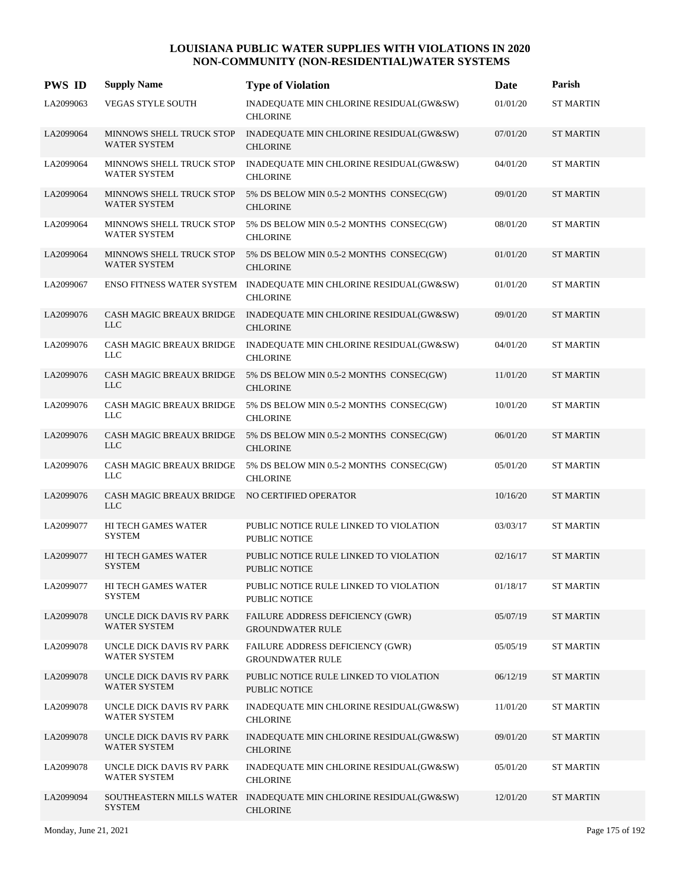# LOUISIANA PUBLIC WATER SUPPLIES WITH VIOLATIONS IN 2020
## NON-COMMUNITY (NON-RESIDENTIAL)WATER SYSTEMS

| PWS ID | Supply Name | Type of Violation | Date | Parish |
|---|---|---|---|---|
| LA2099063 | VEGAS STYLE SOUTH | INADEQUATE MIN CHLORINE RESIDUAL(GW&SW) CHLORINE | 01/01/20 | ST MARTIN |
| LA2099064 | MINNOWS SHELL TRUCK STOP WATER SYSTEM | INADEQUATE MIN CHLORINE RESIDUAL(GW&SW) CHLORINE | 07/01/20 | ST MARTIN |
| LA2099064 | MINNOWS SHELL TRUCK STOP WATER SYSTEM | INADEQUATE MIN CHLORINE RESIDUAL(GW&SW) CHLORINE | 04/01/20 | ST MARTIN |
| LA2099064 | MINNOWS SHELL TRUCK STOP WATER SYSTEM | 5% DS BELOW MIN 0.5-2 MONTHS CONSEC(GW) CHLORINE | 09/01/20 | ST MARTIN |
| LA2099064 | MINNOWS SHELL TRUCK STOP WATER SYSTEM | 5% DS BELOW MIN 0.5-2 MONTHS CONSEC(GW) CHLORINE | 08/01/20 | ST MARTIN |
| LA2099064 | MINNOWS SHELL TRUCK STOP WATER SYSTEM | 5% DS BELOW MIN 0.5-2 MONTHS CONSEC(GW) CHLORINE | 01/01/20 | ST MARTIN |
| LA2099067 | ENSO FITNESS WATER SYSTEM | INADEQUATE MIN CHLORINE RESIDUAL(GW&SW) CHLORINE | 01/01/20 | ST MARTIN |
| LA2099076 | CASH MAGIC BREAUX BRIDGE LLC | INADEQUATE MIN CHLORINE RESIDUAL(GW&SW) CHLORINE | 09/01/20 | ST MARTIN |
| LA2099076 | CASH MAGIC BREAUX BRIDGE LLC | INADEQUATE MIN CHLORINE RESIDUAL(GW&SW) CHLORINE | 04/01/20 | ST MARTIN |
| LA2099076 | CASH MAGIC BREAUX BRIDGE LLC | 5% DS BELOW MIN 0.5-2 MONTHS CONSEC(GW) CHLORINE | 11/01/20 | ST MARTIN |
| LA2099076 | CASH MAGIC BREAUX BRIDGE LLC | 5% DS BELOW MIN 0.5-2 MONTHS CONSEC(GW) CHLORINE | 10/01/20 | ST MARTIN |
| LA2099076 | CASH MAGIC BREAUX BRIDGE LLC | 5% DS BELOW MIN 0.5-2 MONTHS CONSEC(GW) CHLORINE | 06/01/20 | ST MARTIN |
| LA2099076 | CASH MAGIC BREAUX BRIDGE LLC | 5% DS BELOW MIN 0.5-2 MONTHS CONSEC(GW) CHLORINE | 05/01/20 | ST MARTIN |
| LA2099076 | CASH MAGIC BREAUX BRIDGE LLC | NO CERTIFIED OPERATOR | 10/16/20 | ST MARTIN |
| LA2099077 | HI TECH GAMES WATER SYSTEM | PUBLIC NOTICE RULE LINKED TO VIOLATION PUBLIC NOTICE | 03/03/17 | ST MARTIN |
| LA2099077 | HI TECH GAMES WATER SYSTEM | PUBLIC NOTICE RULE LINKED TO VIOLATION PUBLIC NOTICE | 02/16/17 | ST MARTIN |
| LA2099077 | HI TECH GAMES WATER SYSTEM | PUBLIC NOTICE RULE LINKED TO VIOLATION PUBLIC NOTICE | 01/18/17 | ST MARTIN |
| LA2099078 | UNCLE DICK DAVIS RV PARK WATER SYSTEM | FAILURE ADDRESS DEFICIENCY (GWR) GROUNDWATER RULE | 05/07/19 | ST MARTIN |
| LA2099078 | UNCLE DICK DAVIS RV PARK WATER SYSTEM | FAILURE ADDRESS DEFICIENCY (GWR) GROUNDWATER RULE | 05/05/19 | ST MARTIN |
| LA2099078 | UNCLE DICK DAVIS RV PARK WATER SYSTEM | PUBLIC NOTICE RULE LINKED TO VIOLATION PUBLIC NOTICE | 06/12/19 | ST MARTIN |
| LA2099078 | UNCLE DICK DAVIS RV PARK WATER SYSTEM | INADEQUATE MIN CHLORINE RESIDUAL(GW&SW) CHLORINE | 11/01/20 | ST MARTIN |
| LA2099078 | UNCLE DICK DAVIS RV PARK WATER SYSTEM | INADEQUATE MIN CHLORINE RESIDUAL(GW&SW) CHLORINE | 09/01/20 | ST MARTIN |
| LA2099078 | UNCLE DICK DAVIS RV PARK WATER SYSTEM | INADEQUATE MIN CHLORINE RESIDUAL(GW&SW) CHLORINE | 05/01/20 | ST MARTIN |
| LA2099094 | SOUTHEASTERN MILLS WATER SYSTEM | INADEQUATE MIN CHLORINE RESIDUAL(GW&SW) CHLORINE | 12/01/20 | ST MARTIN |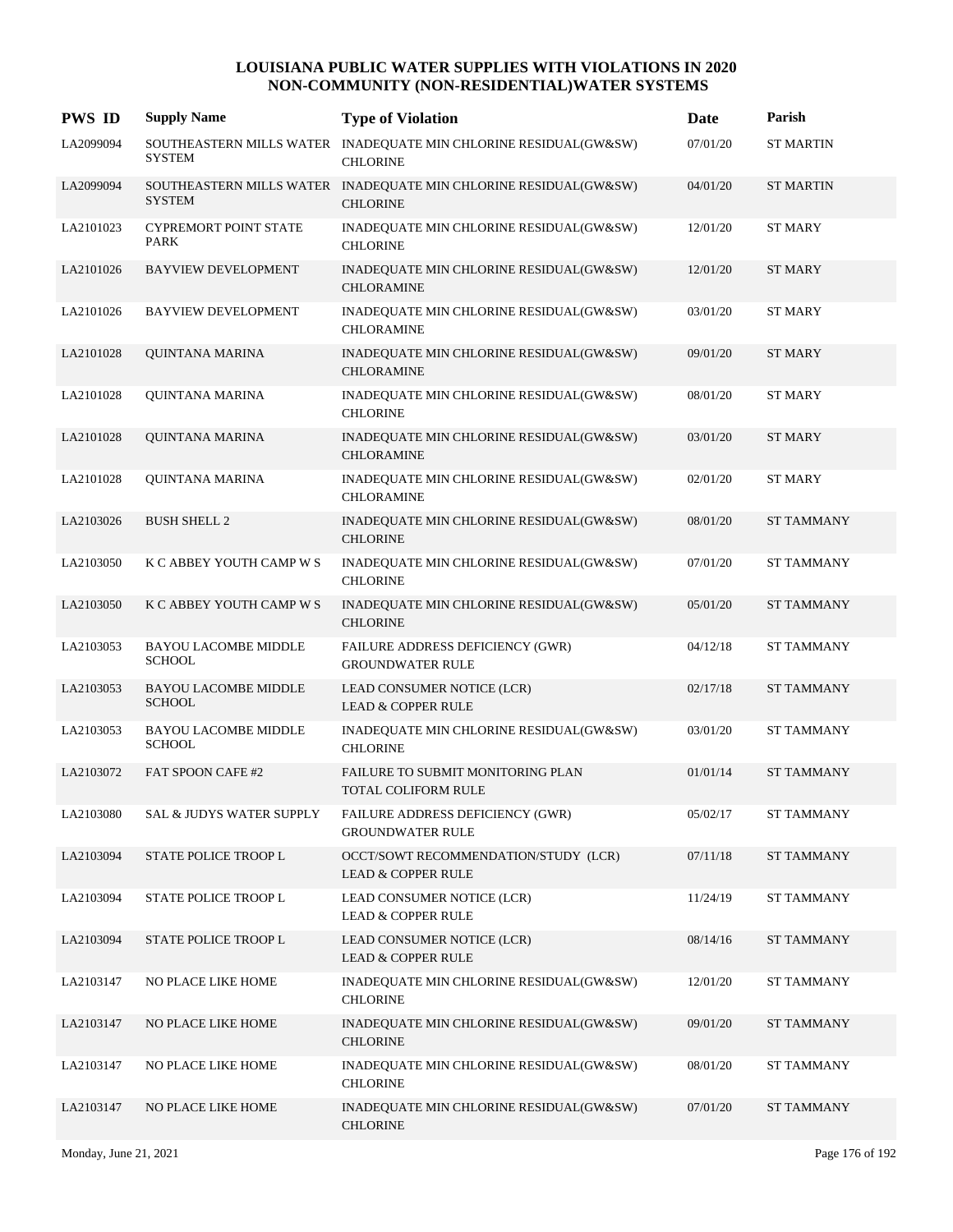# LOUISIANA PUBLIC WATER SUPPLIES WITH VIOLATIONS IN 2020
## NON-COMMUNITY (NON-RESIDENTIAL)WATER SYSTEMS

| PWS ID | Supply Name | Type of Violation | Date | Parish |
|---|---|---|---|---|
| LA2099094 | SOUTHEASTERN MILLS WATER SYSTEM | INADEQUATE MIN CHLORINE RESIDUAL(GW&SW) CHLORINE | 07/01/20 | ST MARTIN |
| LA2099094 | SOUTHEASTERN MILLS WATER SYSTEM | INADEQUATE MIN CHLORINE RESIDUAL(GW&SW) CHLORINE | 04/01/20 | ST MARTIN |
| LA2101023 | CYPREMORT POINT STATE PARK | INADEQUATE MIN CHLORINE RESIDUAL(GW&SW) CHLORINE | 12/01/20 | ST MARY |
| LA2101026 | BAYVIEW DEVELOPMENT | INADEQUATE MIN CHLORINE RESIDUAL(GW&SW) CHLORAMINE | 12/01/20 | ST MARY |
| LA2101026 | BAYVIEW DEVELOPMENT | INADEQUATE MIN CHLORINE RESIDUAL(GW&SW) CHLORAMINE | 03/01/20 | ST MARY |
| LA2101028 | QUINTANA MARINA | INADEQUATE MIN CHLORINE RESIDUAL(GW&SW) CHLORAMINE | 09/01/20 | ST MARY |
| LA2101028 | QUINTANA MARINA | INADEQUATE MIN CHLORINE RESIDUAL(GW&SW) CHLORINE | 08/01/20 | ST MARY |
| LA2101028 | QUINTANA MARINA | INADEQUATE MIN CHLORINE RESIDUAL(GW&SW) CHLORAMINE | 03/01/20 | ST MARY |
| LA2101028 | QUINTANA MARINA | INADEQUATE MIN CHLORINE RESIDUAL(GW&SW) CHLORAMINE | 02/01/20 | ST MARY |
| LA2103026 | BUSH SHELL 2 | INADEQUATE MIN CHLORINE RESIDUAL(GW&SW) CHLORINE | 08/01/20 | ST TAMMANY |
| LA2103050 | K C ABBEY YOUTH CAMP W S | INADEQUATE MIN CHLORINE RESIDUAL(GW&SW) CHLORINE | 07/01/20 | ST TAMMANY |
| LA2103050 | K C ABBEY YOUTH CAMP W S | INADEQUATE MIN CHLORINE RESIDUAL(GW&SW) CHLORINE | 05/01/20 | ST TAMMANY |
| LA2103053 | BAYOU LACOMBE MIDDLE SCHOOL | FAILURE ADDRESS DEFICIENCY (GWR) GROUNDWATER RULE | 04/12/18 | ST TAMMANY |
| LA2103053 | BAYOU LACOMBE MIDDLE SCHOOL | LEAD CONSUMER NOTICE (LCR) LEAD & COPPER RULE | 02/17/18 | ST TAMMANY |
| LA2103053 | BAYOU LACOMBE MIDDLE SCHOOL | INADEQUATE MIN CHLORINE RESIDUAL(GW&SW) CHLORINE | 03/01/20 | ST TAMMANY |
| LA2103072 | FAT SPOON CAFE #2 | FAILURE TO SUBMIT MONITORING PLAN TOTAL COLIFORM RULE | 01/01/14 | ST TAMMANY |
| LA2103080 | SAL & JUDYS WATER SUPPLY | FAILURE ADDRESS DEFICIENCY (GWR) GROUNDWATER RULE | 05/02/17 | ST TAMMANY |
| LA2103094 | STATE POLICE TROOP L | OCCT/SOWT RECOMMENDATION/STUDY (LCR) LEAD & COPPER RULE | 07/11/18 | ST TAMMANY |
| LA2103094 | STATE POLICE TROOP L | LEAD CONSUMER NOTICE (LCR) LEAD & COPPER RULE | 11/24/19 | ST TAMMANY |
| LA2103094 | STATE POLICE TROOP L | LEAD CONSUMER NOTICE (LCR) LEAD & COPPER RULE | 08/14/16 | ST TAMMANY |
| LA2103147 | NO PLACE LIKE HOME | INADEQUATE MIN CHLORINE RESIDUAL(GW&SW) CHLORINE | 12/01/20 | ST TAMMANY |
| LA2103147 | NO PLACE LIKE HOME | INADEQUATE MIN CHLORINE RESIDUAL(GW&SW) CHLORINE | 09/01/20 | ST TAMMANY |
| LA2103147 | NO PLACE LIKE HOME | INADEQUATE MIN CHLORINE RESIDUAL(GW&SW) CHLORINE | 08/01/20 | ST TAMMANY |
| LA2103147 | NO PLACE LIKE HOME | INADEQUATE MIN CHLORINE RESIDUAL(GW&SW) CHLORINE | 07/01/20 | ST TAMMANY |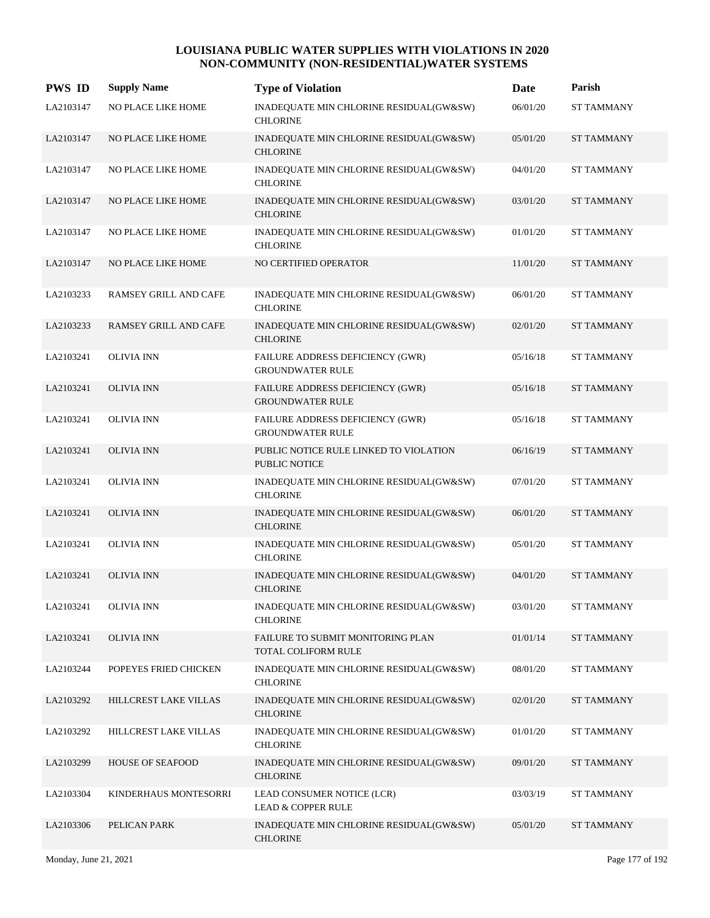# LOUISIANA PUBLIC WATER SUPPLIES WITH VIOLATIONS IN 2020
## NON-COMMUNITY (NON-RESIDENTIAL)WATER SYSTEMS

| PWS ID | Supply Name | Type of Violation | Date | Parish |
|---|---|---|---|---|
| LA2103147 | NO PLACE LIKE HOME | INADEQUATE MIN CHLORINE RESIDUAL(GW&SW) CHLORINE | 06/01/20 | ST TAMMANY |
| LA2103147 | NO PLACE LIKE HOME | INADEQUATE MIN CHLORINE RESIDUAL(GW&SW) CHLORINE | 05/01/20 | ST TAMMANY |
| LA2103147 | NO PLACE LIKE HOME | INADEQUATE MIN CHLORINE RESIDUAL(GW&SW) CHLORINE | 04/01/20 | ST TAMMANY |
| LA2103147 | NO PLACE LIKE HOME | INADEQUATE MIN CHLORINE RESIDUAL(GW&SW) CHLORINE | 03/01/20 | ST TAMMANY |
| LA2103147 | NO PLACE LIKE HOME | INADEQUATE MIN CHLORINE RESIDUAL(GW&SW) CHLORINE | 01/01/20 | ST TAMMANY |
| LA2103147 | NO PLACE LIKE HOME | NO CERTIFIED OPERATOR | 11/01/20 | ST TAMMANY |
| LA2103233 | RAMSEY GRILL AND CAFE | INADEQUATE MIN CHLORINE RESIDUAL(GW&SW) CHLORINE | 06/01/20 | ST TAMMANY |
| LA2103233 | RAMSEY GRILL AND CAFE | INADEQUATE MIN CHLORINE RESIDUAL(GW&SW) CHLORINE | 02/01/20 | ST TAMMANY |
| LA2103241 | OLIVIA INN | FAILURE ADDRESS DEFICIENCY (GWR) GROUNDWATER RULE | 05/16/18 | ST TAMMANY |
| LA2103241 | OLIVIA INN | FAILURE ADDRESS DEFICIENCY (GWR) GROUNDWATER RULE | 05/16/18 | ST TAMMANY |
| LA2103241 | OLIVIA INN | FAILURE ADDRESS DEFICIENCY (GWR) GROUNDWATER RULE | 05/16/18 | ST TAMMANY |
| LA2103241 | OLIVIA INN | PUBLIC NOTICE RULE LINKED TO VIOLATION PUBLIC NOTICE | 06/16/19 | ST TAMMANY |
| LA2103241 | OLIVIA INN | INADEQUATE MIN CHLORINE RESIDUAL(GW&SW) CHLORINE | 07/01/20 | ST TAMMANY |
| LA2103241 | OLIVIA INN | INADEQUATE MIN CHLORINE RESIDUAL(GW&SW) CHLORINE | 06/01/20 | ST TAMMANY |
| LA2103241 | OLIVIA INN | INADEQUATE MIN CHLORINE RESIDUAL(GW&SW) CHLORINE | 05/01/20 | ST TAMMANY |
| LA2103241 | OLIVIA INN | INADEQUATE MIN CHLORINE RESIDUAL(GW&SW) CHLORINE | 04/01/20 | ST TAMMANY |
| LA2103241 | OLIVIA INN | INADEQUATE MIN CHLORINE RESIDUAL(GW&SW) CHLORINE | 03/01/20 | ST TAMMANY |
| LA2103241 | OLIVIA INN | FAILURE TO SUBMIT MONITORING PLAN TOTAL COLIFORM RULE | 01/01/14 | ST TAMMANY |
| LA2103244 | POPEYES FRIED CHICKEN | INADEQUATE MIN CHLORINE RESIDUAL(GW&SW) CHLORINE | 08/01/20 | ST TAMMANY |
| LA2103292 | HILLCREST LAKE VILLAS | INADEQUATE MIN CHLORINE RESIDUAL(GW&SW) CHLORINE | 02/01/20 | ST TAMMANY |
| LA2103292 | HILLCREST LAKE VILLAS | INADEQUATE MIN CHLORINE RESIDUAL(GW&SW) CHLORINE | 01/01/20 | ST TAMMANY |
| LA2103299 | HOUSE OF SEAFOOD | INADEQUATE MIN CHLORINE RESIDUAL(GW&SW) CHLORINE | 09/01/20 | ST TAMMANY |
| LA2103304 | KINDERHAUS MONTESORRI | LEAD CONSUMER NOTICE (LCR) LEAD & COPPER RULE | 03/03/19 | ST TAMMANY |
| LA2103306 | PELICAN PARK | INADEQUATE MIN CHLORINE RESIDUAL(GW&SW) CHLORINE | 05/01/20 | ST TAMMANY |

Monday, June 21, 2021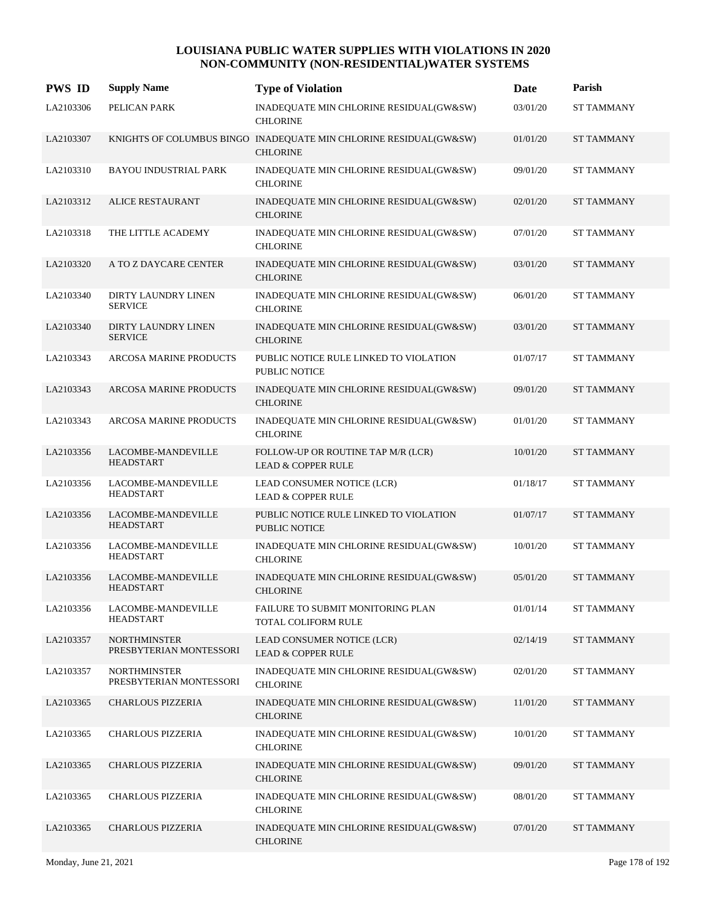# LOUISIANA PUBLIC WATER SUPPLIES WITH VIOLATIONS IN 2020
## NON-COMMUNITY (NON-RESIDENTIAL)WATER SYSTEMS

| PWS ID | Supply Name | Type of Violation | Date | Parish |
|---|---|---|---|---|
| LA2103306 | PELICAN PARK | INADEQUATE MIN CHLORINE RESIDUAL(GW&SW) CHLORINE | 03/01/20 | ST TAMMANY |
| LA2103307 | KNIGHTS OF COLUMBUS BINGO | INADEQUATE MIN CHLORINE RESIDUAL(GW&SW) CHLORINE | 01/01/20 | ST TAMMANY |
| LA2103310 | BAYOU INDUSTRIAL PARK | INADEQUATE MIN CHLORINE RESIDUAL(GW&SW) CHLORINE | 09/01/20 | ST TAMMANY |
| LA2103312 | ALICE RESTAURANT | INADEQUATE MIN CHLORINE RESIDUAL(GW&SW) CHLORINE | 02/01/20 | ST TAMMANY |
| LA2103318 | THE LITTLE ACADEMY | INADEQUATE MIN CHLORINE RESIDUAL(GW&SW) CHLORINE | 07/01/20 | ST TAMMANY |
| LA2103320 | A TO Z DAYCARE CENTER | INADEQUATE MIN CHLORINE RESIDUAL(GW&SW) CHLORINE | 03/01/20 | ST TAMMANY |
| LA2103340 | DIRTY LAUNDRY LINEN SERVICE | INADEQUATE MIN CHLORINE RESIDUAL(GW&SW) CHLORINE | 06/01/20 | ST TAMMANY |
| LA2103340 | DIRTY LAUNDRY LINEN SERVICE | INADEQUATE MIN CHLORINE RESIDUAL(GW&SW) CHLORINE | 03/01/20 | ST TAMMANY |
| LA2103343 | ARCOSA MARINE PRODUCTS | PUBLIC NOTICE RULE LINKED TO VIOLATION PUBLIC NOTICE | 01/07/17 | ST TAMMANY |
| LA2103343 | ARCOSA MARINE PRODUCTS | INADEQUATE MIN CHLORINE RESIDUAL(GW&SW) CHLORINE | 09/01/20 | ST TAMMANY |
| LA2103343 | ARCOSA MARINE PRODUCTS | INADEQUATE MIN CHLORINE RESIDUAL(GW&SW) CHLORINE | 01/01/20 | ST TAMMANY |
| LA2103356 | LACOMBE-MANDEVILLE HEADSTART | FOLLOW-UP OR ROUTINE TAP M/R (LCR) LEAD & COPPER RULE | 10/01/20 | ST TAMMANY |
| LA2103356 | LACOMBE-MANDEVILLE HEADSTART | LEAD CONSUMER NOTICE (LCR) LEAD & COPPER RULE | 01/18/17 | ST TAMMANY |
| LA2103356 | LACOMBE-MANDEVILLE HEADSTART | PUBLIC NOTICE RULE LINKED TO VIOLATION PUBLIC NOTICE | 01/07/17 | ST TAMMANY |
| LA2103356 | LACOMBE-MANDEVILLE HEADSTART | INADEQUATE MIN CHLORINE RESIDUAL(GW&SW) CHLORINE | 10/01/20 | ST TAMMANY |
| LA2103356 | LACOMBE-MANDEVILLE HEADSTART | INADEQUATE MIN CHLORINE RESIDUAL(GW&SW) CHLORINE | 05/01/20 | ST TAMMANY |
| LA2103356 | LACOMBE-MANDEVILLE HEADSTART | FAILURE TO SUBMIT MONITORING PLAN TOTAL COLIFORM RULE | 01/01/14 | ST TAMMANY |
| LA2103357 | NORTHMINSTER PRESBYTERIAN MONTESSORI | LEAD CONSUMER NOTICE (LCR) LEAD & COPPER RULE | 02/14/19 | ST TAMMANY |
| LA2103357 | NORTHMINSTER PRESBYTERIAN MONTESSORI | INADEQUATE MIN CHLORINE RESIDUAL(GW&SW) CHLORINE | 02/01/20 | ST TAMMANY |
| LA2103365 | CHARLOUS PIZZERIA | INADEQUATE MIN CHLORINE RESIDUAL(GW&SW) CHLORINE | 11/01/20 | ST TAMMANY |
| LA2103365 | CHARLOUS PIZZERIA | INADEQUATE MIN CHLORINE RESIDUAL(GW&SW) CHLORINE | 10/01/20 | ST TAMMANY |
| LA2103365 | CHARLOUS PIZZERIA | INADEQUATE MIN CHLORINE RESIDUAL(GW&SW) CHLORINE | 09/01/20 | ST TAMMANY |
| LA2103365 | CHARLOUS PIZZERIA | INADEQUATE MIN CHLORINE RESIDUAL(GW&SW) CHLORINE | 08/01/20 | ST TAMMANY |
| LA2103365 | CHARLOUS PIZZERIA | INADEQUATE MIN CHLORINE RESIDUAL(GW&SW) CHLORINE | 07/01/20 | ST TAMMANY |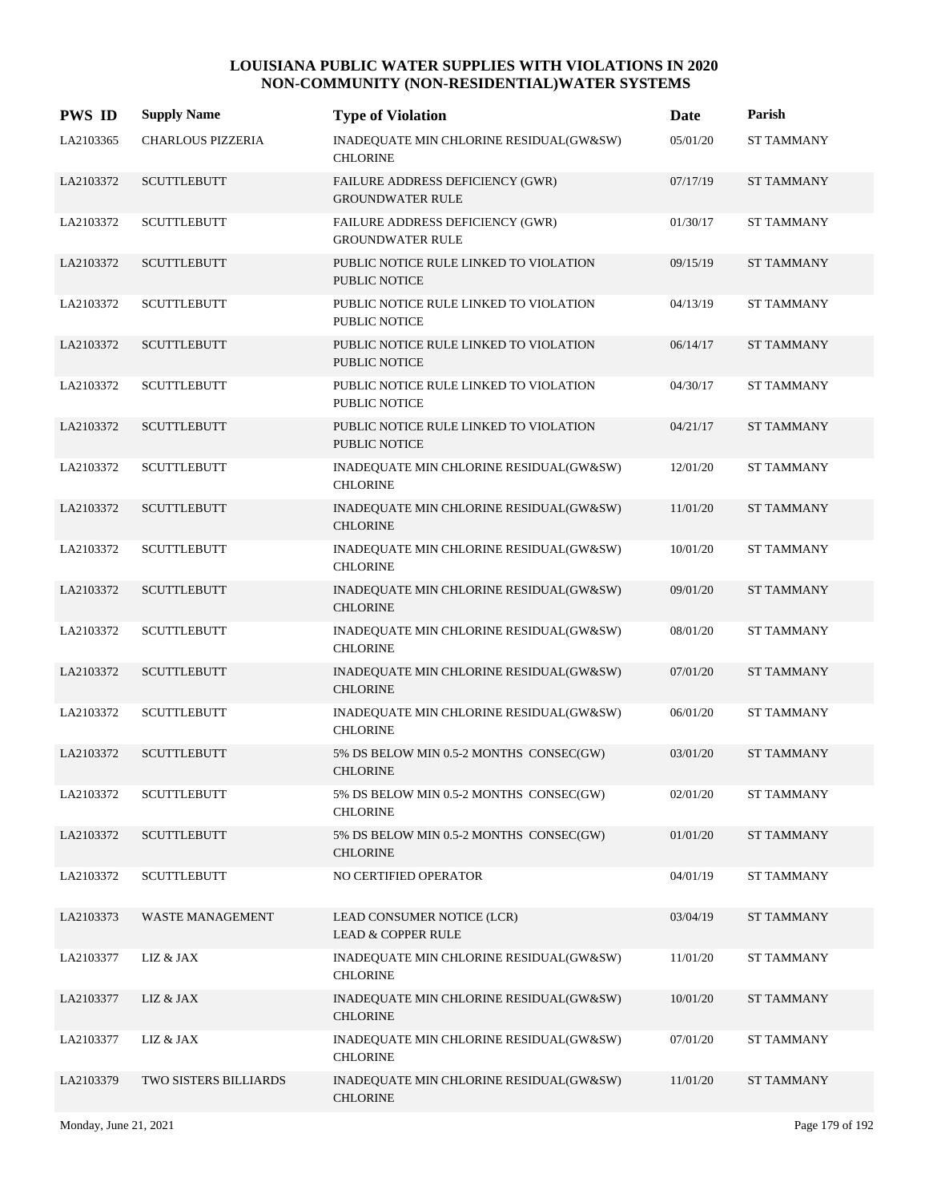# LOUISIANA PUBLIC WATER SUPPLIES WITH VIOLATIONS IN 2020
## NON-COMMUNITY (NON-RESIDENTIAL)WATER SYSTEMS

| PWS ID | Supply Name | Type of Violation | Date | Parish |
|---|---|---|---|---|
| LA2103365 | CHARLOUS PIZZERIA | INADEQUATE MIN CHLORINE RESIDUAL(GW&SW) CHLORINE | 05/01/20 | ST TAMMANY |
| LA2103372 | SCUTTLEBUTT | FAILURE ADDRESS DEFICIENCY (GWR) GROUNDWATER RULE | 07/17/19 | ST TAMMANY |
| LA2103372 | SCUTTLEBUTT | FAILURE ADDRESS DEFICIENCY (GWR) GROUNDWATER RULE | 01/30/17 | ST TAMMANY |
| LA2103372 | SCUTTLEBUTT | PUBLIC NOTICE RULE LINKED TO VIOLATION PUBLIC NOTICE | 09/15/19 | ST TAMMANY |
| LA2103372 | SCUTTLEBUTT | PUBLIC NOTICE RULE LINKED TO VIOLATION PUBLIC NOTICE | 04/13/19 | ST TAMMANY |
| LA2103372 | SCUTTLEBUTT | PUBLIC NOTICE RULE LINKED TO VIOLATION PUBLIC NOTICE | 06/14/17 | ST TAMMANY |
| LA2103372 | SCUTTLEBUTT | PUBLIC NOTICE RULE LINKED TO VIOLATION PUBLIC NOTICE | 04/30/17 | ST TAMMANY |
| LA2103372 | SCUTTLEBUTT | PUBLIC NOTICE RULE LINKED TO VIOLATION PUBLIC NOTICE | 04/21/17 | ST TAMMANY |
| LA2103372 | SCUTTLEBUTT | INADEQUATE MIN CHLORINE RESIDUAL(GW&SW) CHLORINE | 12/01/20 | ST TAMMANY |
| LA2103372 | SCUTTLEBUTT | INADEQUATE MIN CHLORINE RESIDUAL(GW&SW) CHLORINE | 11/01/20 | ST TAMMANY |
| LA2103372 | SCUTTLEBUTT | INADEQUATE MIN CHLORINE RESIDUAL(GW&SW) CHLORINE | 10/01/20 | ST TAMMANY |
| LA2103372 | SCUTTLEBUTT | INADEQUATE MIN CHLORINE RESIDUAL(GW&SW) CHLORINE | 09/01/20 | ST TAMMANY |
| LA2103372 | SCUTTLEBUTT | INADEQUATE MIN CHLORINE RESIDUAL(GW&SW) CHLORINE | 08/01/20 | ST TAMMANY |
| LA2103372 | SCUTTLEBUTT | INADEQUATE MIN CHLORINE RESIDUAL(GW&SW) CHLORINE | 07/01/20 | ST TAMMANY |
| LA2103372 | SCUTTLEBUTT | INADEQUATE MIN CHLORINE RESIDUAL(GW&SW) CHLORINE | 06/01/20 | ST TAMMANY |
| LA2103372 | SCUTTLEBUTT | 5% DS BELOW MIN 0.5-2 MONTHS CONSEC(GW) CHLORINE | 03/01/20 | ST TAMMANY |
| LA2103372 | SCUTTLEBUTT | 5% DS BELOW MIN 0.5-2 MONTHS CONSEC(GW) CHLORINE | 02/01/20 | ST TAMMANY |
| LA2103372 | SCUTTLEBUTT | 5% DS BELOW MIN 0.5-2 MONTHS CONSEC(GW) CHLORINE | 01/01/20 | ST TAMMANY |
| LA2103372 | SCUTTLEBUTT | NO CERTIFIED OPERATOR | 04/01/19 | ST TAMMANY |
| LA2103373 | WASTE MANAGEMENT | LEAD CONSUMER NOTICE (LCR) LEAD & COPPER RULE | 03/04/19 | ST TAMMANY |
| LA2103377 | LIZ & JAX | INADEQUATE MIN CHLORINE RESIDUAL(GW&SW) CHLORINE | 11/01/20 | ST TAMMANY |
| LA2103377 | LIZ & JAX | INADEQUATE MIN CHLORINE RESIDUAL(GW&SW) CHLORINE | 10/01/20 | ST TAMMANY |
| LA2103377 | LIZ & JAX | INADEQUATE MIN CHLORINE RESIDUAL(GW&SW) CHLORINE | 07/01/20 | ST TAMMANY |
| LA2103379 | TWO SISTERS BILLIARDS | INADEQUATE MIN CHLORINE RESIDUAL(GW&SW) CHLORINE | 11/01/20 | ST TAMMANY |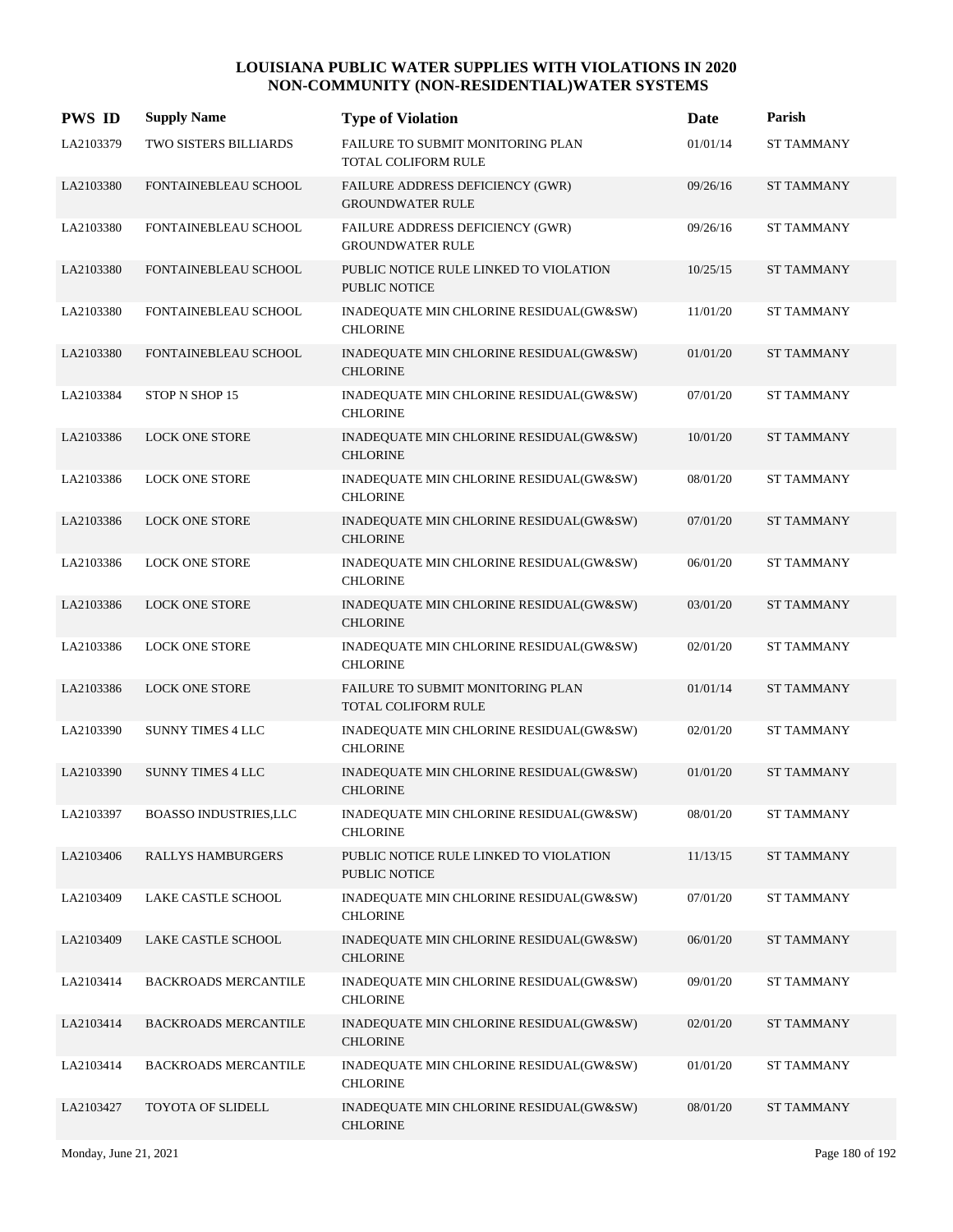# LOUISIANA PUBLIC WATER SUPPLIES WITH VIOLATIONS IN 2020
## NON-COMMUNITY (NON-RESIDENTIAL)WATER SYSTEMS

| PWS ID | Supply Name | Type of Violation | Date | Parish |
|---|---|---|---|---|
| LA2103379 | TWO SISTERS BILLIARDS | FAILURE TO SUBMIT MONITORING PLAN TOTAL COLIFORM RULE | 01/01/14 | ST TAMMANY |
| LA2103380 | FONTAINEBLEAU SCHOOL | FAILURE ADDRESS DEFICIENCY (GWR) GROUNDWATER RULE | 09/26/16 | ST TAMMANY |
| LA2103380 | FONTAINEBLEAU SCHOOL | FAILURE ADDRESS DEFICIENCY (GWR) GROUNDWATER RULE | 09/26/16 | ST TAMMANY |
| LA2103380 | FONTAINEBLEAU SCHOOL | PUBLIC NOTICE RULE LINKED TO VIOLATION PUBLIC NOTICE | 10/25/15 | ST TAMMANY |
| LA2103380 | FONTAINEBLEAU SCHOOL | INADEQUATE MIN CHLORINE RESIDUAL(GW&SW) CHLORINE | 11/01/20 | ST TAMMANY |
| LA2103380 | FONTAINEBLEAU SCHOOL | INADEQUATE MIN CHLORINE RESIDUAL(GW&SW) CHLORINE | 01/01/20 | ST TAMMANY |
| LA2103384 | STOP N SHOP 15 | INADEQUATE MIN CHLORINE RESIDUAL(GW&SW) CHLORINE | 07/01/20 | ST TAMMANY |
| LA2103386 | LOCK ONE STORE | INADEQUATE MIN CHLORINE RESIDUAL(GW&SW) CHLORINE | 10/01/20 | ST TAMMANY |
| LA2103386 | LOCK ONE STORE | INADEQUATE MIN CHLORINE RESIDUAL(GW&SW) CHLORINE | 08/01/20 | ST TAMMANY |
| LA2103386 | LOCK ONE STORE | INADEQUATE MIN CHLORINE RESIDUAL(GW&SW) CHLORINE | 07/01/20 | ST TAMMANY |
| LA2103386 | LOCK ONE STORE | INADEQUATE MIN CHLORINE RESIDUAL(GW&SW) CHLORINE | 06/01/20 | ST TAMMANY |
| LA2103386 | LOCK ONE STORE | INADEQUATE MIN CHLORINE RESIDUAL(GW&SW) CHLORINE | 03/01/20 | ST TAMMANY |
| LA2103386 | LOCK ONE STORE | INADEQUATE MIN CHLORINE RESIDUAL(GW&SW) CHLORINE | 02/01/20 | ST TAMMANY |
| LA2103386 | LOCK ONE STORE | FAILURE TO SUBMIT MONITORING PLAN TOTAL COLIFORM RULE | 01/01/14 | ST TAMMANY |
| LA2103390 | SUNNY TIMES 4 LLC | INADEQUATE MIN CHLORINE RESIDUAL(GW&SW) CHLORINE | 02/01/20 | ST TAMMANY |
| LA2103390 | SUNNY TIMES 4 LLC | INADEQUATE MIN CHLORINE RESIDUAL(GW&SW) CHLORINE | 01/01/20 | ST TAMMANY |
| LA2103397 | BOASSO INDUSTRIES,LLC | INADEQUATE MIN CHLORINE RESIDUAL(GW&SW) CHLORINE | 08/01/20 | ST TAMMANY |
| LA2103406 | RALLYS HAMBURGERS | PUBLIC NOTICE RULE LINKED TO VIOLATION PUBLIC NOTICE | 11/13/15 | ST TAMMANY |
| LA2103409 | LAKE CASTLE SCHOOL | INADEQUATE MIN CHLORINE RESIDUAL(GW&SW) CHLORINE | 07/01/20 | ST TAMMANY |
| LA2103409 | LAKE CASTLE SCHOOL | INADEQUATE MIN CHLORINE RESIDUAL(GW&SW) CHLORINE | 06/01/20 | ST TAMMANY |
| LA2103414 | BACKROADS MERCANTILE | INADEQUATE MIN CHLORINE RESIDUAL(GW&SW) CHLORINE | 09/01/20 | ST TAMMANY |
| LA2103414 | BACKROADS MERCANTILE | INADEQUATE MIN CHLORINE RESIDUAL(GW&SW) CHLORINE | 02/01/20 | ST TAMMANY |
| LA2103414 | BACKROADS MERCANTILE | INADEQUATE MIN CHLORINE RESIDUAL(GW&SW) CHLORINE | 01/01/20 | ST TAMMANY |
| LA2103427 | TOYOTA OF SLIDELL | INADEQUATE MIN CHLORINE RESIDUAL(GW&SW) CHLORINE | 08/01/20 | ST TAMMANY |

Monday, June 21, 2021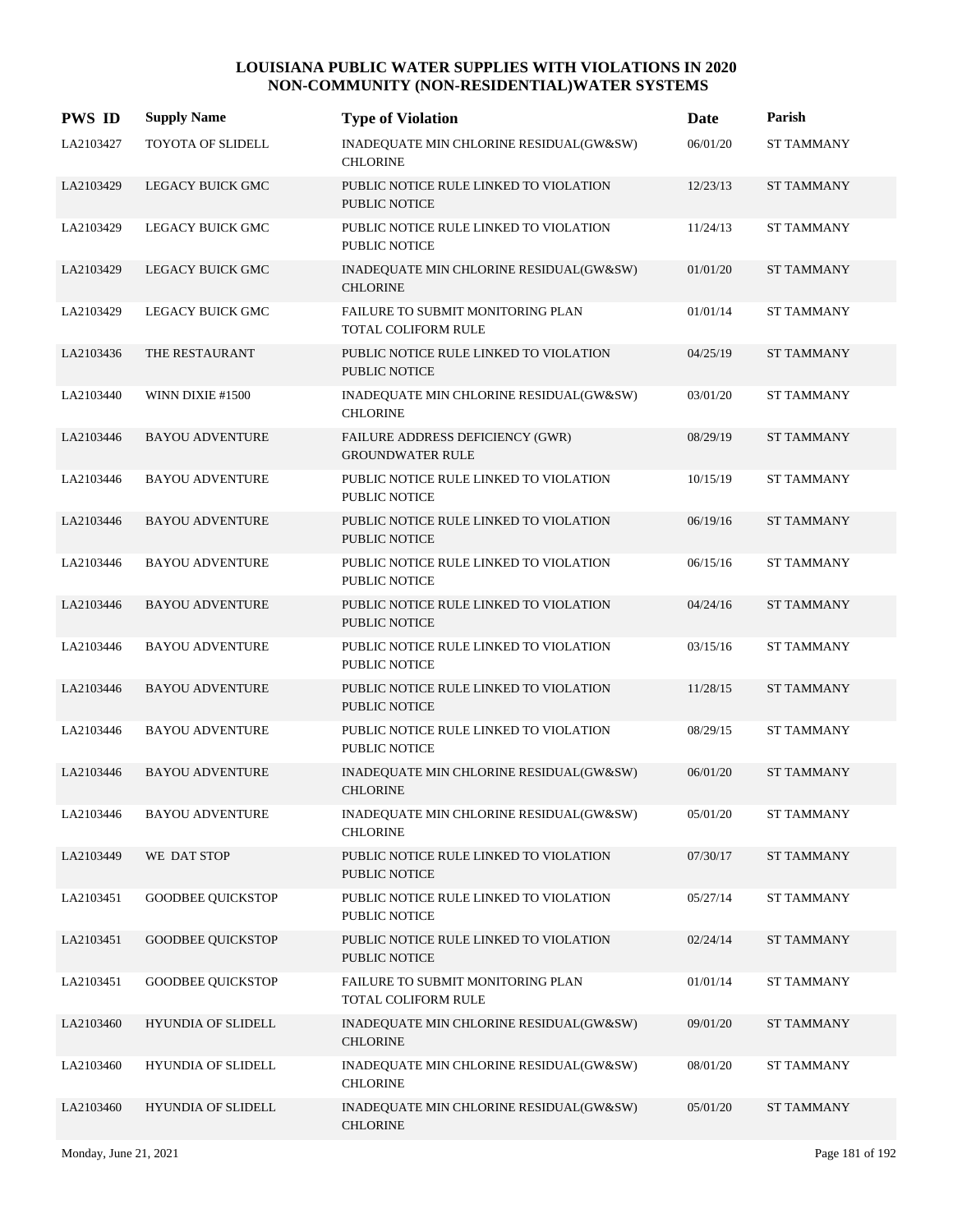# LOUISIANA PUBLIC WATER SUPPLIES WITH VIOLATIONS IN 2020
## NON-COMMUNITY (NON-RESIDENTIAL)WATER SYSTEMS

| PWS ID | Supply Name | Type of Violation | Date | Parish |
|---|---|---|---|---|
| LA2103427 | TOYOTA OF SLIDELL | INADEQUATE MIN CHLORINE RESIDUAL(GW&SW) CHLORINE | 06/01/20 | ST TAMMANY |
| LA2103429 | LEGACY BUICK GMC | PUBLIC NOTICE RULE LINKED TO VIOLATION PUBLIC NOTICE | 12/23/13 | ST TAMMANY |
| LA2103429 | LEGACY BUICK GMC | PUBLIC NOTICE RULE LINKED TO VIOLATION PUBLIC NOTICE | 11/24/13 | ST TAMMANY |
| LA2103429 | LEGACY BUICK GMC | INADEQUATE MIN CHLORINE RESIDUAL(GW&SW) CHLORINE | 01/01/20 | ST TAMMANY |
| LA2103429 | LEGACY BUICK GMC | FAILURE TO SUBMIT MONITORING PLAN TOTAL COLIFORM RULE | 01/01/14 | ST TAMMANY |
| LA2103436 | THE RESTAURANT | PUBLIC NOTICE RULE LINKED TO VIOLATION PUBLIC NOTICE | 04/25/19 | ST TAMMANY |
| LA2103440 | WINN DIXIE #1500 | INADEQUATE MIN CHLORINE RESIDUAL(GW&SW) CHLORINE | 03/01/20 | ST TAMMANY |
| LA2103446 | BAYOU ADVENTURE | FAILURE ADDRESS DEFICIENCY (GWR) GROUNDWATER RULE | 08/29/19 | ST TAMMANY |
| LA2103446 | BAYOU ADVENTURE | PUBLIC NOTICE RULE LINKED TO VIOLATION PUBLIC NOTICE | 10/15/19 | ST TAMMANY |
| LA2103446 | BAYOU ADVENTURE | PUBLIC NOTICE RULE LINKED TO VIOLATION PUBLIC NOTICE | 06/19/16 | ST TAMMANY |
| LA2103446 | BAYOU ADVENTURE | PUBLIC NOTICE RULE LINKED TO VIOLATION PUBLIC NOTICE | 06/15/16 | ST TAMMANY |
| LA2103446 | BAYOU ADVENTURE | PUBLIC NOTICE RULE LINKED TO VIOLATION PUBLIC NOTICE | 04/24/16 | ST TAMMANY |
| LA2103446 | BAYOU ADVENTURE | PUBLIC NOTICE RULE LINKED TO VIOLATION PUBLIC NOTICE | 03/15/16 | ST TAMMANY |
| LA2103446 | BAYOU ADVENTURE | PUBLIC NOTICE RULE LINKED TO VIOLATION PUBLIC NOTICE | 11/28/15 | ST TAMMANY |
| LA2103446 | BAYOU ADVENTURE | PUBLIC NOTICE RULE LINKED TO VIOLATION PUBLIC NOTICE | 08/29/15 | ST TAMMANY |
| LA2103446 | BAYOU ADVENTURE | INADEQUATE MIN CHLORINE RESIDUAL(GW&SW) CHLORINE | 06/01/20 | ST TAMMANY |
| LA2103446 | BAYOU ADVENTURE | INADEQUATE MIN CHLORINE RESIDUAL(GW&SW) CHLORINE | 05/01/20 | ST TAMMANY |
| LA2103449 | WE DAT STOP | PUBLIC NOTICE RULE LINKED TO VIOLATION PUBLIC NOTICE | 07/30/17 | ST TAMMANY |
| LA2103451 | GOODBEE QUICKSTOP | PUBLIC NOTICE RULE LINKED TO VIOLATION PUBLIC NOTICE | 05/27/14 | ST TAMMANY |
| LA2103451 | GOODBEE QUICKSTOP | PUBLIC NOTICE RULE LINKED TO VIOLATION PUBLIC NOTICE | 02/24/14 | ST TAMMANY |
| LA2103451 | GOODBEE QUICKSTOP | FAILURE TO SUBMIT MONITORING PLAN TOTAL COLIFORM RULE | 01/01/14 | ST TAMMANY |
| LA2103460 | HYUNDIA OF SLIDELL | INADEQUATE MIN CHLORINE RESIDUAL(GW&SW) CHLORINE | 09/01/20 | ST TAMMANY |
| LA2103460 | HYUNDIA OF SLIDELL | INADEQUATE MIN CHLORINE RESIDUAL(GW&SW) CHLORINE | 08/01/20 | ST TAMMANY |
| LA2103460 | HYUNDIA OF SLIDELL | INADEQUATE MIN CHLORINE RESIDUAL(GW&SW) CHLORINE | 05/01/20 | ST TAMMANY |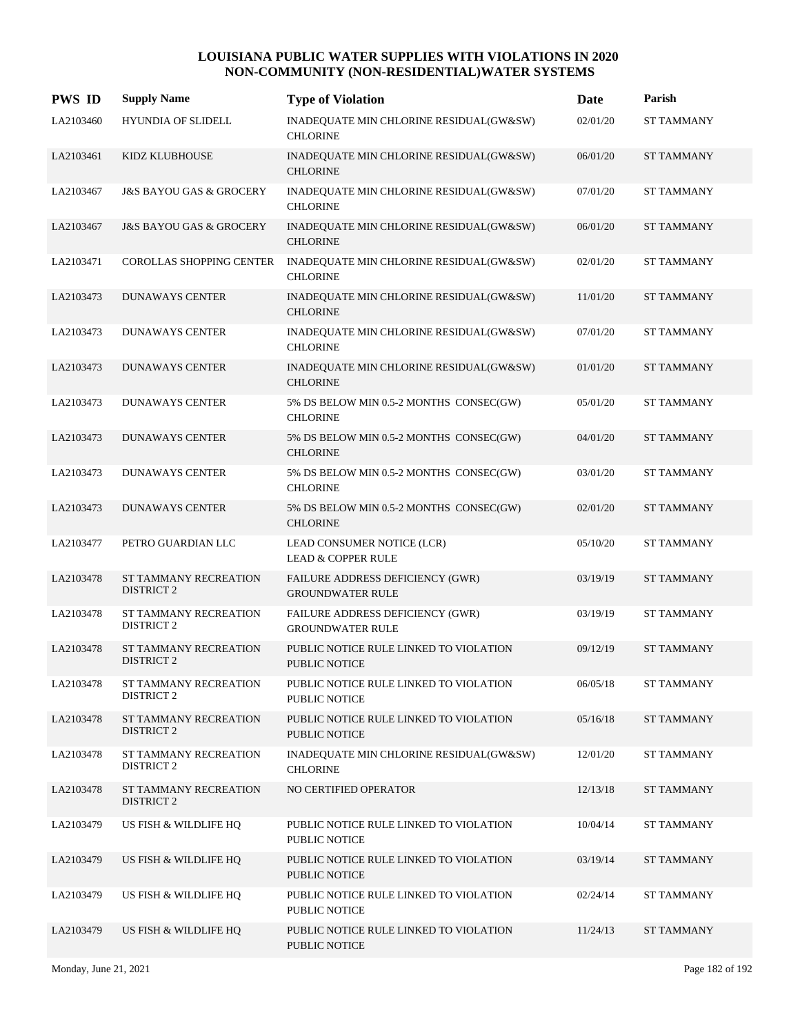# LOUISIANA PUBLIC WATER SUPPLIES WITH VIOLATIONS IN 2020
## NON-COMMUNITY (NON-RESIDENTIAL)WATER SYSTEMS

| PWS ID | Supply Name | Type of Violation | Date | Parish |
|---|---|---|---|---|
| LA2103460 | HYUNDIA OF SLIDELL | INADEQUATE MIN CHLORINE RESIDUAL(GW&SW) CHLORINE | 02/01/20 | ST TAMMANY |
| LA2103461 | KIDZ KLUBHOUSE | INADEQUATE MIN CHLORINE RESIDUAL(GW&SW) CHLORINE | 06/01/20 | ST TAMMANY |
| LA2103467 | J&S BAYOU GAS & GROCERY | INADEQUATE MIN CHLORINE RESIDUAL(GW&SW) CHLORINE | 07/01/20 | ST TAMMANY |
| LA2103467 | J&S BAYOU GAS & GROCERY | INADEQUATE MIN CHLORINE RESIDUAL(GW&SW) CHLORINE | 06/01/20 | ST TAMMANY |
| LA2103471 | COROLLAS SHOPPING CENTER | INADEQUATE MIN CHLORINE RESIDUAL(GW&SW) CHLORINE | 02/01/20 | ST TAMMANY |
| LA2103473 | DUNAWAYS CENTER | INADEQUATE MIN CHLORINE RESIDUAL(GW&SW) CHLORINE | 11/01/20 | ST TAMMANY |
| LA2103473 | DUNAWAYS CENTER | INADEQUATE MIN CHLORINE RESIDUAL(GW&SW) CHLORINE | 07/01/20 | ST TAMMANY |
| LA2103473 | DUNAWAYS CENTER | INADEQUATE MIN CHLORINE RESIDUAL(GW&SW) CHLORINE | 01/01/20 | ST TAMMANY |
| LA2103473 | DUNAWAYS CENTER | 5% DS BELOW MIN 0.5-2 MONTHS CONSEC(GW) CHLORINE | 05/01/20 | ST TAMMANY |
| LA2103473 | DUNAWAYS CENTER | 5% DS BELOW MIN 0.5-2 MONTHS CONSEC(GW) CHLORINE | 04/01/20 | ST TAMMANY |
| LA2103473 | DUNAWAYS CENTER | 5% DS BELOW MIN 0.5-2 MONTHS CONSEC(GW) CHLORINE | 03/01/20 | ST TAMMANY |
| LA2103473 | DUNAWAYS CENTER | 5% DS BELOW MIN 0.5-2 MONTHS CONSEC(GW) CHLORINE | 02/01/20 | ST TAMMANY |
| LA2103477 | PETRO GUARDIAN LLC | LEAD CONSUMER NOTICE (LCR) LEAD & COPPER RULE | 05/10/20 | ST TAMMANY |
| LA2103478 | ST TAMMANY RECREATION DISTRICT 2 | FAILURE ADDRESS DEFICIENCY (GWR) GROUNDWATER RULE | 03/19/19 | ST TAMMANY |
| LA2103478 | ST TAMMANY RECREATION DISTRICT 2 | FAILURE ADDRESS DEFICIENCY (GWR) GROUNDWATER RULE | 03/19/19 | ST TAMMANY |
| LA2103478 | ST TAMMANY RECREATION DISTRICT 2 | PUBLIC NOTICE RULE LINKED TO VIOLATION PUBLIC NOTICE | 09/12/19 | ST TAMMANY |
| LA2103478 | ST TAMMANY RECREATION DISTRICT 2 | PUBLIC NOTICE RULE LINKED TO VIOLATION PUBLIC NOTICE | 06/05/18 | ST TAMMANY |
| LA2103478 | ST TAMMANY RECREATION DISTRICT 2 | PUBLIC NOTICE RULE LINKED TO VIOLATION PUBLIC NOTICE | 05/16/18 | ST TAMMANY |
| LA2103478 | ST TAMMANY RECREATION DISTRICT 2 | INADEQUATE MIN CHLORINE RESIDUAL(GW&SW) CHLORINE | 12/01/20 | ST TAMMANY |
| LA2103478 | ST TAMMANY RECREATION DISTRICT 2 | NO CERTIFIED OPERATOR | 12/13/18 | ST TAMMANY |
| LA2103479 | US FISH & WILDLIFE HQ | PUBLIC NOTICE RULE LINKED TO VIOLATION PUBLIC NOTICE | 10/04/14 | ST TAMMANY |
| LA2103479 | US FISH & WILDLIFE HQ | PUBLIC NOTICE RULE LINKED TO VIOLATION PUBLIC NOTICE | 03/19/14 | ST TAMMANY |
| LA2103479 | US FISH & WILDLIFE HQ | PUBLIC NOTICE RULE LINKED TO VIOLATION PUBLIC NOTICE | 02/24/14 | ST TAMMANY |
| LA2103479 | US FISH & WILDLIFE HQ | PUBLIC NOTICE RULE LINKED TO VIOLATION PUBLIC NOTICE | 11/24/13 | ST TAMMANY |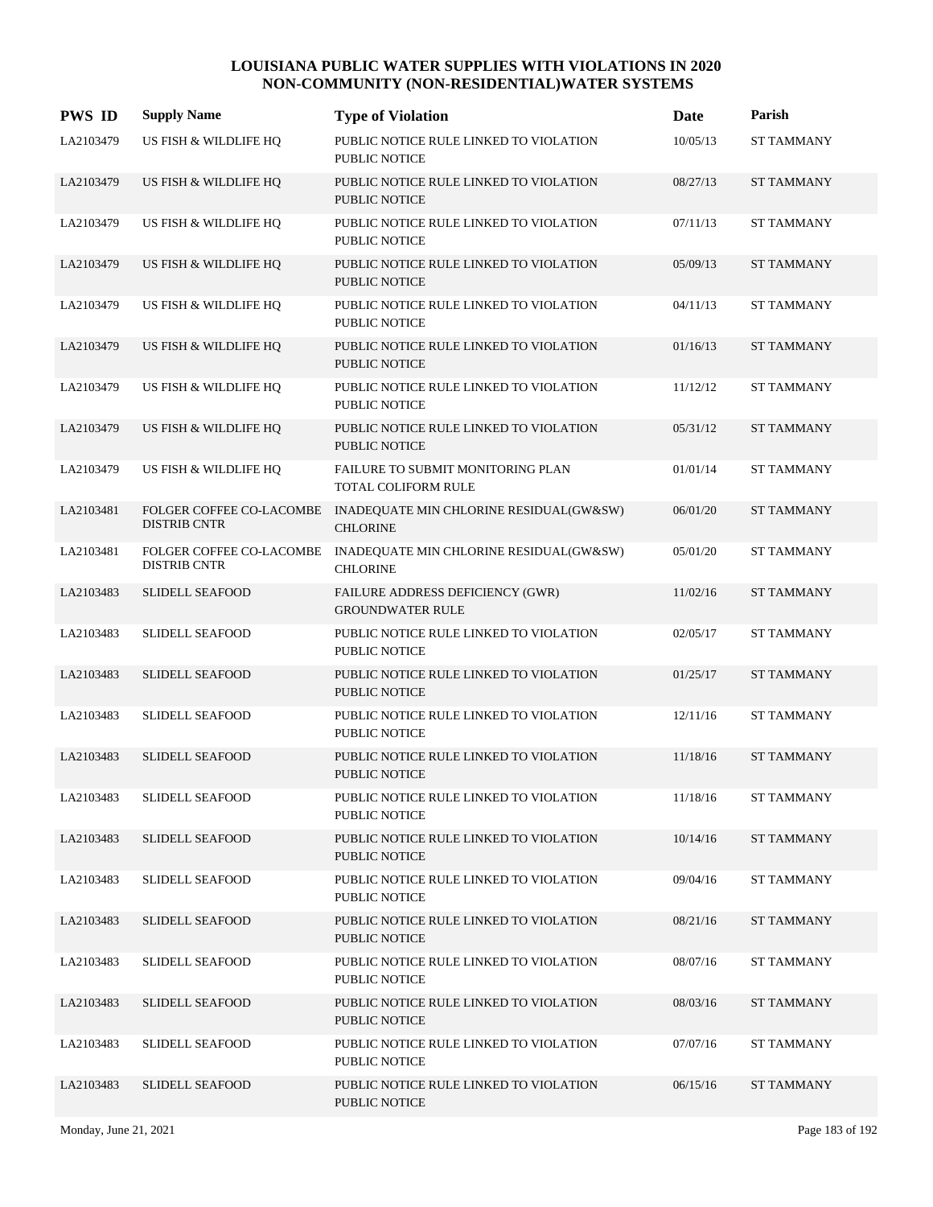# LOUISIANA PUBLIC WATER SUPPLIES WITH VIOLATIONS IN 2020
## NON-COMMUNITY (NON-RESIDENTIAL)WATER SYSTEMS

| PWS ID | Supply Name | Type of Violation | Date | Parish |
|---|---|---|---|---|
| LA2103479 | US FISH & WILDLIFE HQ | PUBLIC NOTICE RULE LINKED TO VIOLATION PUBLIC NOTICE | 10/05/13 | ST TAMMANY |
| LA2103479 | US FISH & WILDLIFE HQ | PUBLIC NOTICE RULE LINKED TO VIOLATION PUBLIC NOTICE | 08/27/13 | ST TAMMANY |
| LA2103479 | US FISH & WILDLIFE HQ | PUBLIC NOTICE RULE LINKED TO VIOLATION PUBLIC NOTICE | 07/11/13 | ST TAMMANY |
| LA2103479 | US FISH & WILDLIFE HQ | PUBLIC NOTICE RULE LINKED TO VIOLATION PUBLIC NOTICE | 05/09/13 | ST TAMMANY |
| LA2103479 | US FISH & WILDLIFE HQ | PUBLIC NOTICE RULE LINKED TO VIOLATION PUBLIC NOTICE | 04/11/13 | ST TAMMANY |
| LA2103479 | US FISH & WILDLIFE HQ | PUBLIC NOTICE RULE LINKED TO VIOLATION PUBLIC NOTICE | 01/16/13 | ST TAMMANY |
| LA2103479 | US FISH & WILDLIFE HQ | PUBLIC NOTICE RULE LINKED TO VIOLATION PUBLIC NOTICE | 11/12/12 | ST TAMMANY |
| LA2103479 | US FISH & WILDLIFE HQ | PUBLIC NOTICE RULE LINKED TO VIOLATION PUBLIC NOTICE | 05/31/12 | ST TAMMANY |
| LA2103479 | US FISH & WILDLIFE HQ | FAILURE TO SUBMIT MONITORING PLAN TOTAL COLIFORM RULE | 01/01/14 | ST TAMMANY |
| LA2103481 | FOLGER COFFEE CO-LACOMBE DISTRIB CNTR | INADEQUATE MIN CHLORINE RESIDUAL(GW&SW) CHLORINE | 06/01/20 | ST TAMMANY |
| LA2103481 | FOLGER COFFEE CO-LACOMBE DISTRIB CNTR | INADEQUATE MIN CHLORINE RESIDUAL(GW&SW) CHLORINE | 05/01/20 | ST TAMMANY |
| LA2103483 | SLIDELL SEAFOOD | FAILURE ADDRESS DEFICIENCY (GWR) GROUNDWATER RULE | 11/02/16 | ST TAMMANY |
| LA2103483 | SLIDELL SEAFOOD | PUBLIC NOTICE RULE LINKED TO VIOLATION PUBLIC NOTICE | 02/05/17 | ST TAMMANY |
| LA2103483 | SLIDELL SEAFOOD | PUBLIC NOTICE RULE LINKED TO VIOLATION PUBLIC NOTICE | 01/25/17 | ST TAMMANY |
| LA2103483 | SLIDELL SEAFOOD | PUBLIC NOTICE RULE LINKED TO VIOLATION PUBLIC NOTICE | 12/11/16 | ST TAMMANY |
| LA2103483 | SLIDELL SEAFOOD | PUBLIC NOTICE RULE LINKED TO VIOLATION PUBLIC NOTICE | 11/18/16 | ST TAMMANY |
| LA2103483 | SLIDELL SEAFOOD | PUBLIC NOTICE RULE LINKED TO VIOLATION PUBLIC NOTICE | 11/18/16 | ST TAMMANY |
| LA2103483 | SLIDELL SEAFOOD | PUBLIC NOTICE RULE LINKED TO VIOLATION PUBLIC NOTICE | 10/14/16 | ST TAMMANY |
| LA2103483 | SLIDELL SEAFOOD | PUBLIC NOTICE RULE LINKED TO VIOLATION PUBLIC NOTICE | 09/04/16 | ST TAMMANY |
| LA2103483 | SLIDELL SEAFOOD | PUBLIC NOTICE RULE LINKED TO VIOLATION PUBLIC NOTICE | 08/21/16 | ST TAMMANY |
| LA2103483 | SLIDELL SEAFOOD | PUBLIC NOTICE RULE LINKED TO VIOLATION PUBLIC NOTICE | 08/07/16 | ST TAMMANY |
| LA2103483 | SLIDELL SEAFOOD | PUBLIC NOTICE RULE LINKED TO VIOLATION PUBLIC NOTICE | 08/03/16 | ST TAMMANY |
| LA2103483 | SLIDELL SEAFOOD | PUBLIC NOTICE RULE LINKED TO VIOLATION PUBLIC NOTICE | 07/07/16 | ST TAMMANY |
| LA2103483 | SLIDELL SEAFOOD | PUBLIC NOTICE RULE LINKED TO VIOLATION PUBLIC NOTICE | 06/15/16 | ST TAMMANY |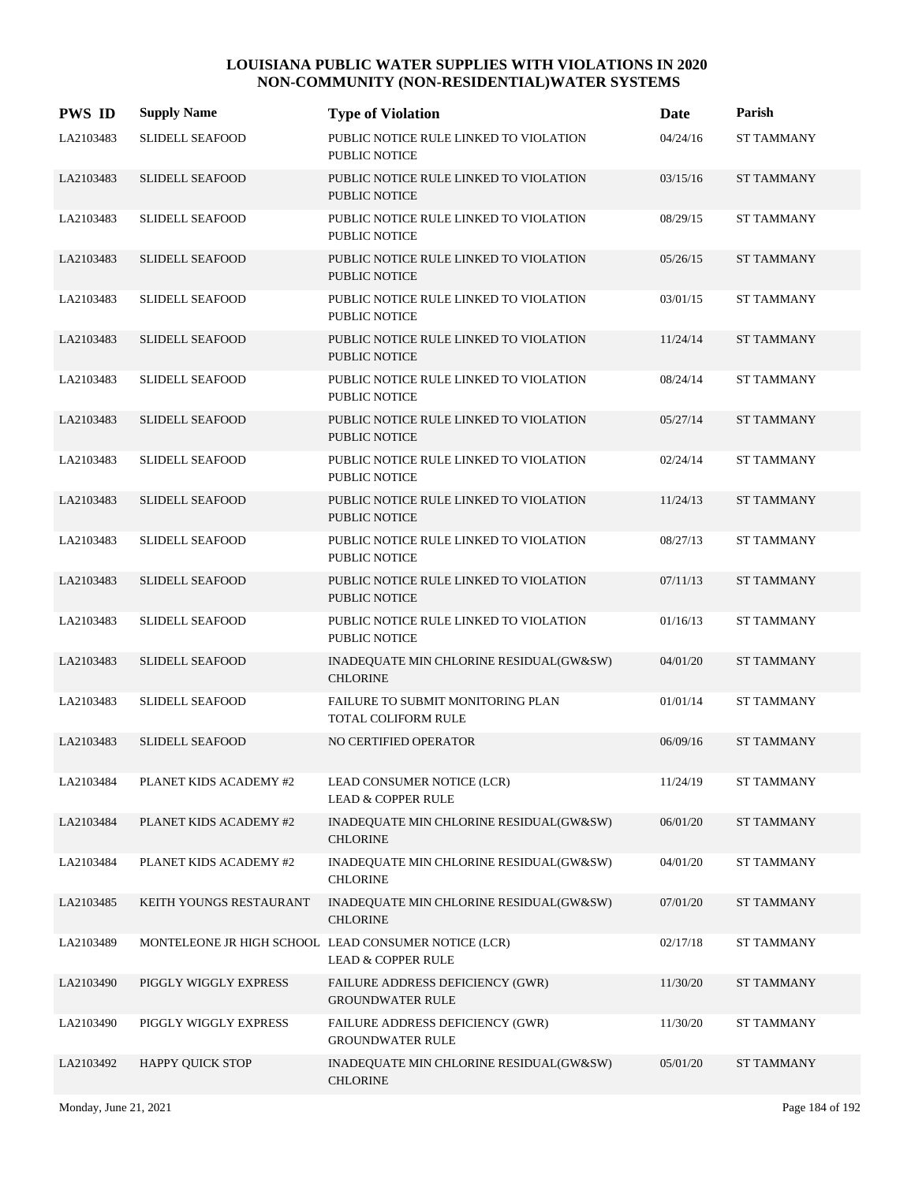# LOUISIANA PUBLIC WATER SUPPLIES WITH VIOLATIONS IN 2020
## NON-COMMUNITY (NON-RESIDENTIAL)WATER SYSTEMS

| PWS ID | Supply Name | Type of Violation | Date | Parish |
|---|---|---|---|---|
| LA2103483 | SLIDELL SEAFOOD | PUBLIC NOTICE RULE LINKED TO VIOLATION<br>PUBLIC NOTICE | 04/24/16 | ST TAMMANY |
| LA2103483 | SLIDELL SEAFOOD | PUBLIC NOTICE RULE LINKED TO VIOLATION<br>PUBLIC NOTICE | 03/15/16 | ST TAMMANY |
| LA2103483 | SLIDELL SEAFOOD | PUBLIC NOTICE RULE LINKED TO VIOLATION<br>PUBLIC NOTICE | 08/29/15 | ST TAMMANY |
| LA2103483 | SLIDELL SEAFOOD | PUBLIC NOTICE RULE LINKED TO VIOLATION<br>PUBLIC NOTICE | 05/26/15 | ST TAMMANY |
| LA2103483 | SLIDELL SEAFOOD | PUBLIC NOTICE RULE LINKED TO VIOLATION<br>PUBLIC NOTICE | 03/01/15 | ST TAMMANY |
| LA2103483 | SLIDELL SEAFOOD | PUBLIC NOTICE RULE LINKED TO VIOLATION<br>PUBLIC NOTICE | 11/24/14 | ST TAMMANY |
| LA2103483 | SLIDELL SEAFOOD | PUBLIC NOTICE RULE LINKED TO VIOLATION<br>PUBLIC NOTICE | 08/24/14 | ST TAMMANY |
| LA2103483 | SLIDELL SEAFOOD | PUBLIC NOTICE RULE LINKED TO VIOLATION<br>PUBLIC NOTICE | 05/27/14 | ST TAMMANY |
| LA2103483 | SLIDELL SEAFOOD | PUBLIC NOTICE RULE LINKED TO VIOLATION<br>PUBLIC NOTICE | 02/24/14 | ST TAMMANY |
| LA2103483 | SLIDELL SEAFOOD | PUBLIC NOTICE RULE LINKED TO VIOLATION<br>PUBLIC NOTICE | 11/24/13 | ST TAMMANY |
| LA2103483 | SLIDELL SEAFOOD | PUBLIC NOTICE RULE LINKED TO VIOLATION<br>PUBLIC NOTICE | 08/27/13 | ST TAMMANY |
| LA2103483 | SLIDELL SEAFOOD | PUBLIC NOTICE RULE LINKED TO VIOLATION<br>PUBLIC NOTICE | 07/11/13 | ST TAMMANY |
| LA2103483 | SLIDELL SEAFOOD | PUBLIC NOTICE RULE LINKED TO VIOLATION<br>PUBLIC NOTICE | 01/16/13 | ST TAMMANY |
| LA2103483 | SLIDELL SEAFOOD | INADEQUATE MIN CHLORINE RESIDUAL(GW&SW)<br>CHLORINE | 04/01/20 | ST TAMMANY |
| LA2103483 | SLIDELL SEAFOOD | FAILURE TO SUBMIT MONITORING PLAN<br>TOTAL COLIFORM RULE | 01/01/14 | ST TAMMANY |
| LA2103483 | SLIDELL SEAFOOD | NO CERTIFIED OPERATOR | 06/09/16 | ST TAMMANY |
| LA2103484 | PLANET KIDS ACADEMY #2 | LEAD CONSUMER NOTICE (LCR)<br>LEAD & COPPER RULE | 11/24/19 | ST TAMMANY |
| LA2103484 | PLANET KIDS ACADEMY #2 | INADEQUATE MIN CHLORINE RESIDUAL(GW&SW)<br>CHLORINE | 06/01/20 | ST TAMMANY |
| LA2103484 | PLANET KIDS ACADEMY #2 | INADEQUATE MIN CHLORINE RESIDUAL(GW&SW)<br>CHLORINE | 04/01/20 | ST TAMMANY |
| LA2103485 | KEITH YOUNGS RESTAURANT | INADEQUATE MIN CHLORINE RESIDUAL(GW&SW)<br>CHLORINE | 07/01/20 | ST TAMMANY |
| LA2103489 | MONTELEONE JR HIGH SCHOOL | LEAD CONSUMER NOTICE (LCR)<br>LEAD & COPPER RULE | 02/17/18 | ST TAMMANY |
| LA2103490 | PIGGLY WIGGLY EXPRESS | FAILURE ADDRESS DEFICIENCY (GWR)<br>GROUNDWATER RULE | 11/30/20 | ST TAMMANY |
| LA2103490 | PIGGLY WIGGLY EXPRESS | FAILURE ADDRESS DEFICIENCY (GWR)<br>GROUNDWATER RULE | 11/30/20 | ST TAMMANY |
| LA2103492 | HAPPY QUICK STOP | INADEQUATE MIN CHLORINE RESIDUAL(GW&SW)<br>CHLORINE | 05/01/20 | ST TAMMANY |

Monday, June 21, 2021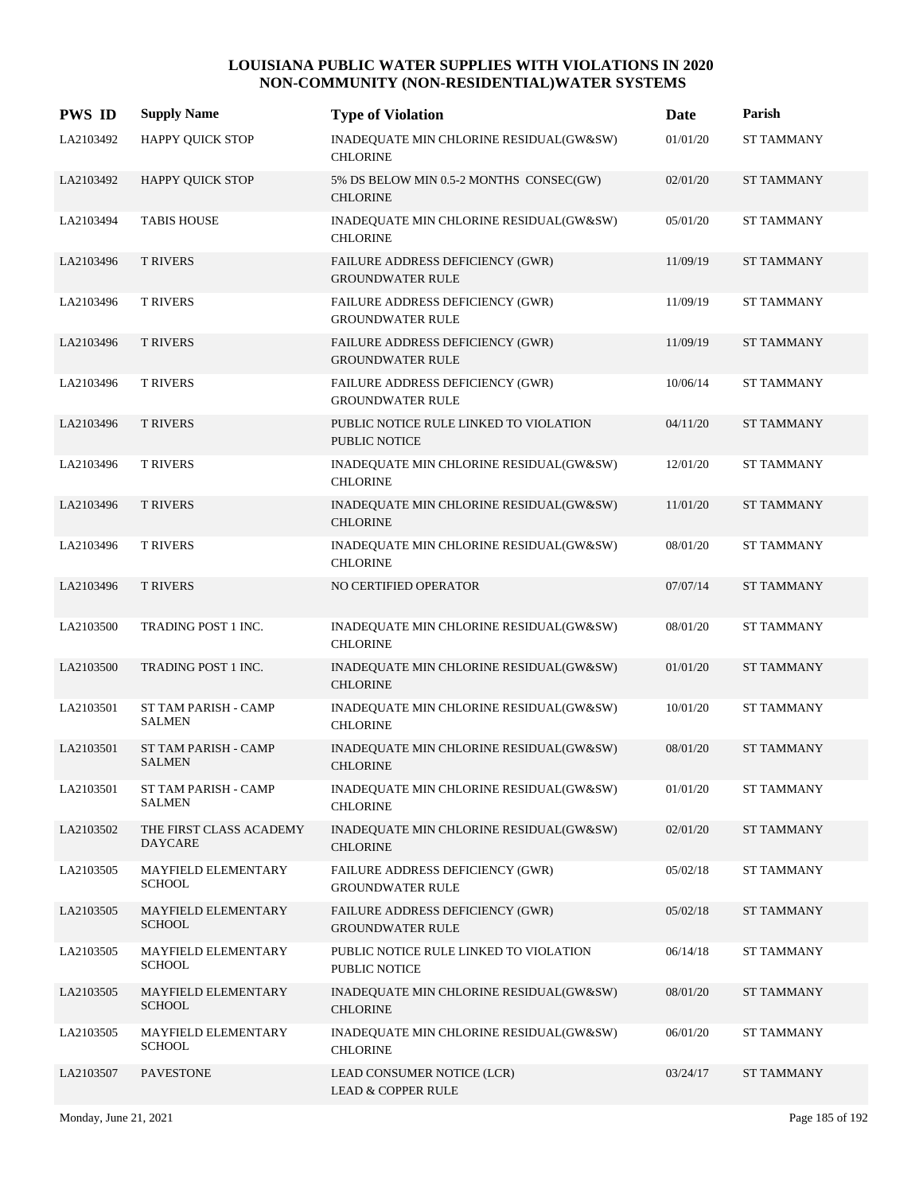# LOUISIANA PUBLIC WATER SUPPLIES WITH VIOLATIONS IN 2020
## NON-COMMUNITY (NON-RESIDENTIAL)WATER SYSTEMS

| PWS ID | Supply Name | Type of Violation | Date | Parish |
|---|---|---|---|---|
| LA2103492 | HAPPY QUICK STOP | INADEQUATE MIN CHLORINE RESIDUAL(GW&SW) CHLORINE | 01/01/20 | ST TAMMANY |
| LA2103492 | HAPPY QUICK STOP | 5% DS BELOW MIN 0.5-2 MONTHS CONSEC(GW) CHLORINE | 02/01/20 | ST TAMMANY |
| LA2103494 | TABIS HOUSE | INADEQUATE MIN CHLORINE RESIDUAL(GW&SW) CHLORINE | 05/01/20 | ST TAMMANY |
| LA2103496 | T RIVERS | FAILURE ADDRESS DEFICIENCY (GWR) GROUNDWATER RULE | 11/09/19 | ST TAMMANY |
| LA2103496 | T RIVERS | FAILURE ADDRESS DEFICIENCY (GWR) GROUNDWATER RULE | 11/09/19 | ST TAMMANY |
| LA2103496 | T RIVERS | FAILURE ADDRESS DEFICIENCY (GWR) GROUNDWATER RULE | 11/09/19 | ST TAMMANY |
| LA2103496 | T RIVERS | FAILURE ADDRESS DEFICIENCY (GWR) GROUNDWATER RULE | 10/06/14 | ST TAMMANY |
| LA2103496 | T RIVERS | PUBLIC NOTICE RULE LINKED TO VIOLATION PUBLIC NOTICE | 04/11/20 | ST TAMMANY |
| LA2103496 | T RIVERS | INADEQUATE MIN CHLORINE RESIDUAL(GW&SW) CHLORINE | 12/01/20 | ST TAMMANY |
| LA2103496 | T RIVERS | INADEQUATE MIN CHLORINE RESIDUAL(GW&SW) CHLORINE | 11/01/20 | ST TAMMANY |
| LA2103496 | T RIVERS | INADEQUATE MIN CHLORINE RESIDUAL(GW&SW) CHLORINE | 08/01/20 | ST TAMMANY |
| LA2103496 | T RIVERS | NO CERTIFIED OPERATOR | 07/07/14 | ST TAMMANY |
| LA2103500 | TRADING POST 1 INC. | INADEQUATE MIN CHLORINE RESIDUAL(GW&SW) CHLORINE | 08/01/20 | ST TAMMANY |
| LA2103500 | TRADING POST 1 INC. | INADEQUATE MIN CHLORINE RESIDUAL(GW&SW) CHLORINE | 01/01/20 | ST TAMMANY |
| LA2103501 | ST TAM PARISH - CAMP SALMEN | INADEQUATE MIN CHLORINE RESIDUAL(GW&SW) CHLORINE | 10/01/20 | ST TAMMANY |
| LA2103501 | ST TAM PARISH - CAMP SALMEN | INADEQUATE MIN CHLORINE RESIDUAL(GW&SW) CHLORINE | 08/01/20 | ST TAMMANY |
| LA2103501 | ST TAM PARISH - CAMP SALMEN | INADEQUATE MIN CHLORINE RESIDUAL(GW&SW) CHLORINE | 01/01/20 | ST TAMMANY |
| LA2103502 | THE FIRST CLASS ACADEMY DAYCARE | INADEQUATE MIN CHLORINE RESIDUAL(GW&SW) CHLORINE | 02/01/20 | ST TAMMANY |
| LA2103505 | MAYFIELD ELEMENTARY SCHOOL | FAILURE ADDRESS DEFICIENCY (GWR) GROUNDWATER RULE | 05/02/18 | ST TAMMANY |
| LA2103505 | MAYFIELD ELEMENTARY SCHOOL | FAILURE ADDRESS DEFICIENCY (GWR) GROUNDWATER RULE | 05/02/18 | ST TAMMANY |
| LA2103505 | MAYFIELD ELEMENTARY SCHOOL | PUBLIC NOTICE RULE LINKED TO VIOLATION PUBLIC NOTICE | 06/14/18 | ST TAMMANY |
| LA2103505 | MAYFIELD ELEMENTARY SCHOOL | INADEQUATE MIN CHLORINE RESIDUAL(GW&SW) CHLORINE | 08/01/20 | ST TAMMANY |
| LA2103505 | MAYFIELD ELEMENTARY SCHOOL | INADEQUATE MIN CHLORINE RESIDUAL(GW&SW) CHLORINE | 06/01/20 | ST TAMMANY |
| LA2103507 | PAVESTONE | LEAD CONSUMER NOTICE (LCR) LEAD & COPPER RULE | 03/24/17 | ST TAMMANY |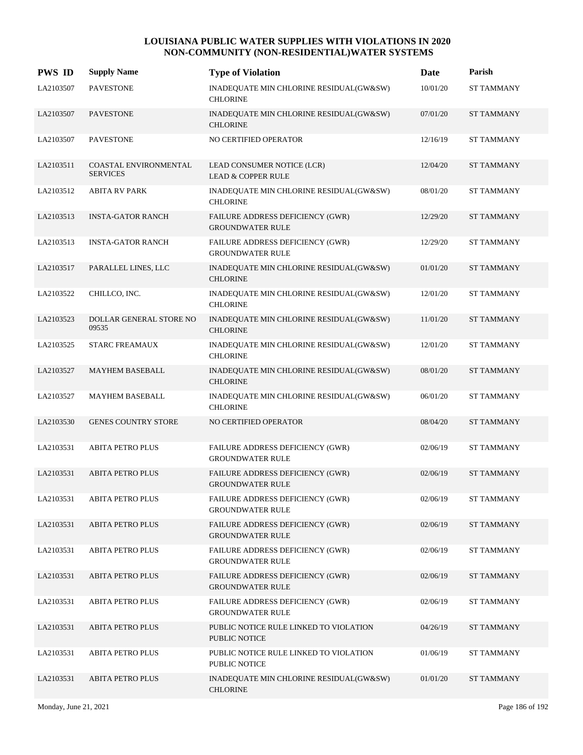# LOUISIANA PUBLIC WATER SUPPLIES WITH VIOLATIONS IN 2020
## NON-COMMUNITY (NON-RESIDENTIAL)WATER SYSTEMS

| PWS ID | Supply Name | Type of Violation | Date | Parish |
|---|---|---|---|---|
| LA2103507 | PAVESTONE | INADEQUATE MIN CHLORINE RESIDUAL(GW&SW) CHLORINE | 10/01/20 | ST TAMMANY |
| LA2103507 | PAVESTONE | INADEQUATE MIN CHLORINE RESIDUAL(GW&SW) CHLORINE | 07/01/20 | ST TAMMANY |
| LA2103507 | PAVESTONE | NO CERTIFIED OPERATOR | 12/16/19 | ST TAMMANY |
| LA2103511 | COASTAL ENVIRONMENTAL SERVICES | LEAD CONSUMER NOTICE (LCR) LEAD & COPPER RULE | 12/04/20 | ST TAMMANY |
| LA2103512 | ABITA RV PARK | INADEQUATE MIN CHLORINE RESIDUAL(GW&SW) CHLORINE | 08/01/20 | ST TAMMANY |
| LA2103513 | INSTA-GATOR RANCH | FAILURE ADDRESS DEFICIENCY (GWR) GROUNDWATER RULE | 12/29/20 | ST TAMMANY |
| LA2103513 | INSTA-GATOR RANCH | FAILURE ADDRESS DEFICIENCY (GWR) GROUNDWATER RULE | 12/29/20 | ST TAMMANY |
| LA2103517 | PARALLEL LINES, LLC | INADEQUATE MIN CHLORINE RESIDUAL(GW&SW) CHLORINE | 01/01/20 | ST TAMMANY |
| LA2103522 | CHILLCO, INC. | INADEQUATE MIN CHLORINE RESIDUAL(GW&SW) CHLORINE | 12/01/20 | ST TAMMANY |
| LA2103523 | DOLLAR GENERAL STORE NO 09535 | INADEQUATE MIN CHLORINE RESIDUAL(GW&SW) CHLORINE | 11/01/20 | ST TAMMANY |
| LA2103525 | STARC FREAMAUX | INADEQUATE MIN CHLORINE RESIDUAL(GW&SW) CHLORINE | 12/01/20 | ST TAMMANY |
| LA2103527 | MAYHEM BASEBALL | INADEQUATE MIN CHLORINE RESIDUAL(GW&SW) CHLORINE | 08/01/20 | ST TAMMANY |
| LA2103527 | MAYHEM BASEBALL | INADEQUATE MIN CHLORINE RESIDUAL(GW&SW) CHLORINE | 06/01/20 | ST TAMMANY |
| LA2103530 | GENES COUNTRY STORE | NO CERTIFIED OPERATOR | 08/04/20 | ST TAMMANY |
| LA2103531 | ABITA PETRO PLUS | FAILURE ADDRESS DEFICIENCY (GWR) GROUNDWATER RULE | 02/06/19 | ST TAMMANY |
| LA2103531 | ABITA PETRO PLUS | FAILURE ADDRESS DEFICIENCY (GWR) GROUNDWATER RULE | 02/06/19 | ST TAMMANY |
| LA2103531 | ABITA PETRO PLUS | FAILURE ADDRESS DEFICIENCY (GWR) GROUNDWATER RULE | 02/06/19 | ST TAMMANY |
| LA2103531 | ABITA PETRO PLUS | FAILURE ADDRESS DEFICIENCY (GWR) GROUNDWATER RULE | 02/06/19 | ST TAMMANY |
| LA2103531 | ABITA PETRO PLUS | FAILURE ADDRESS DEFICIENCY (GWR) GROUNDWATER RULE | 02/06/19 | ST TAMMANY |
| LA2103531 | ABITA PETRO PLUS | FAILURE ADDRESS DEFICIENCY (GWR) GROUNDWATER RULE | 02/06/19 | ST TAMMANY |
| LA2103531 | ABITA PETRO PLUS | FAILURE ADDRESS DEFICIENCY (GWR) GROUNDWATER RULE | 02/06/19 | ST TAMMANY |
| LA2103531 | ABITA PETRO PLUS | PUBLIC NOTICE RULE LINKED TO VIOLATION PUBLIC NOTICE | 04/26/19 | ST TAMMANY |
| LA2103531 | ABITA PETRO PLUS | PUBLIC NOTICE RULE LINKED TO VIOLATION PUBLIC NOTICE | 01/06/19 | ST TAMMANY |
| LA2103531 | ABITA PETRO PLUS | INADEQUATE MIN CHLORINE RESIDUAL(GW&SW) CHLORINE | 01/01/20 | ST TAMMANY |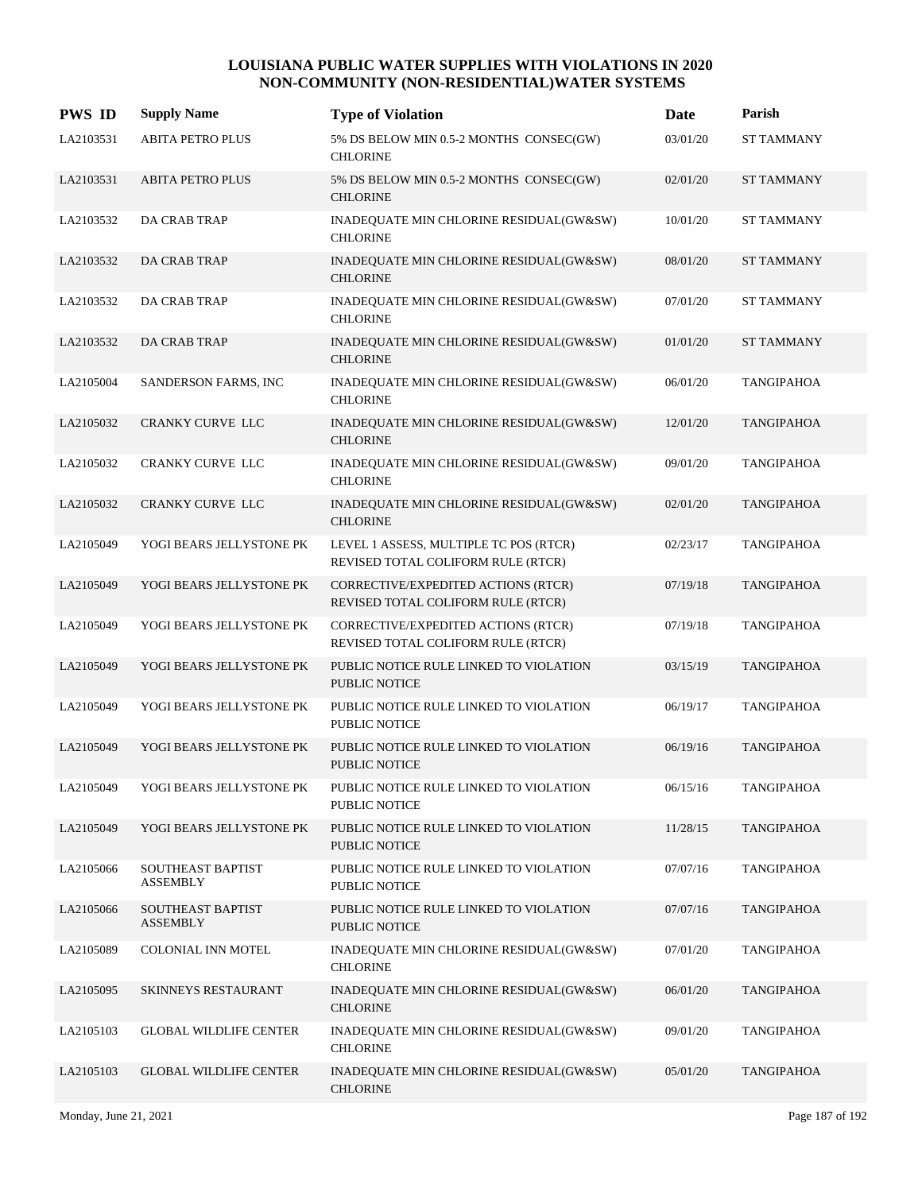# LOUISIANA PUBLIC WATER SUPPLIES WITH VIOLATIONS IN 2020
## NON-COMMUNITY (NON-RESIDENTIAL)WATER SYSTEMS

| PWS ID | Supply Name | Type of Violation | Date | Parish |
|---|---|---|---|---|
| LA2103531 | ABITA PETRO PLUS | 5% DS BELOW MIN 0.5-2 MONTHS CONSEC(GW) CHLORINE | 03/01/20 | ST TAMMANY |
| LA2103531 | ABITA PETRO PLUS | 5% DS BELOW MIN 0.5-2 MONTHS CONSEC(GW) CHLORINE | 02/01/20 | ST TAMMANY |
| LA2103532 | DA CRAB TRAP | INADEQUATE MIN CHLORINE RESIDUAL(GW&SW) CHLORINE | 10/01/20 | ST TAMMANY |
| LA2103532 | DA CRAB TRAP | INADEQUATE MIN CHLORINE RESIDUAL(GW&SW) CHLORINE | 08/01/20 | ST TAMMANY |
| LA2103532 | DA CRAB TRAP | INADEQUATE MIN CHLORINE RESIDUAL(GW&SW) CHLORINE | 07/01/20 | ST TAMMANY |
| LA2103532 | DA CRAB TRAP | INADEQUATE MIN CHLORINE RESIDUAL(GW&SW) CHLORINE | 01/01/20 | ST TAMMANY |
| LA2105004 | SANDERSON FARMS, INC | INADEQUATE MIN CHLORINE RESIDUAL(GW&SW) CHLORINE | 06/01/20 | TANGIPAHOA |
| LA2105032 | CRANKY CURVE LLC | INADEQUATE MIN CHLORINE RESIDUAL(GW&SW) CHLORINE | 12/01/20 | TANGIPAHOA |
| LA2105032 | CRANKY CURVE LLC | INADEQUATE MIN CHLORINE RESIDUAL(GW&SW) CHLORINE | 09/01/20 | TANGIPAHOA |
| LA2105032 | CRANKY CURVE LLC | INADEQUATE MIN CHLORINE RESIDUAL(GW&SW) CHLORINE | 02/01/20 | TANGIPAHOA |
| LA2105049 | YOGI BEARS JELLYSTONE PK | LEVEL 1 ASSESS, MULTIPLE TC POS (RTCR) REVISED TOTAL COLIFORM RULE (RTCR) | 02/23/17 | TANGIPAHOA |
| LA2105049 | YOGI BEARS JELLYSTONE PK | CORRECTIVE/EXPEDITED ACTIONS (RTCR) REVISED TOTAL COLIFORM RULE (RTCR) | 07/19/18 | TANGIPAHOA |
| LA2105049 | YOGI BEARS JELLYSTONE PK | CORRECTIVE/EXPEDITED ACTIONS (RTCR) REVISED TOTAL COLIFORM RULE (RTCR) | 07/19/18 | TANGIPAHOA |
| LA2105049 | YOGI BEARS JELLYSTONE PK | PUBLIC NOTICE RULE LINKED TO VIOLATION PUBLIC NOTICE | 03/15/19 | TANGIPAHOA |
| LA2105049 | YOGI BEARS JELLYSTONE PK | PUBLIC NOTICE RULE LINKED TO VIOLATION PUBLIC NOTICE | 06/19/17 | TANGIPAHOA |
| LA2105049 | YOGI BEARS JELLYSTONE PK | PUBLIC NOTICE RULE LINKED TO VIOLATION PUBLIC NOTICE | 06/19/16 | TANGIPAHOA |
| LA2105049 | YOGI BEARS JELLYSTONE PK | PUBLIC NOTICE RULE LINKED TO VIOLATION PUBLIC NOTICE | 06/15/16 | TANGIPAHOA |
| LA2105049 | YOGI BEARS JELLYSTONE PK | PUBLIC NOTICE RULE LINKED TO VIOLATION PUBLIC NOTICE | 11/28/15 | TANGIPAHOA |
| LA2105066 | SOUTHEAST BAPTIST ASSEMBLY | PUBLIC NOTICE RULE LINKED TO VIOLATION PUBLIC NOTICE | 07/07/16 | TANGIPAHOA |
| LA2105066 | SOUTHEAST BAPTIST ASSEMBLY | PUBLIC NOTICE RULE LINKED TO VIOLATION PUBLIC NOTICE | 07/07/16 | TANGIPAHOA |
| LA2105089 | COLONIAL INN MOTEL | INADEQUATE MIN CHLORINE RESIDUAL(GW&SW) CHLORINE | 07/01/20 | TANGIPAHOA |
| LA2105095 | SKINNEYS RESTAURANT | INADEQUATE MIN CHLORINE RESIDUAL(GW&SW) CHLORINE | 06/01/20 | TANGIPAHOA |
| LA2105103 | GLOBAL WILDLIFE CENTER | INADEQUATE MIN CHLORINE RESIDUAL(GW&SW) CHLORINE | 09/01/20 | TANGIPAHOA |
| LA2105103 | GLOBAL WILDLIFE CENTER | INADEQUATE MIN CHLORINE RESIDUAL(GW&SW) CHLORINE | 05/01/20 | TANGIPAHOA |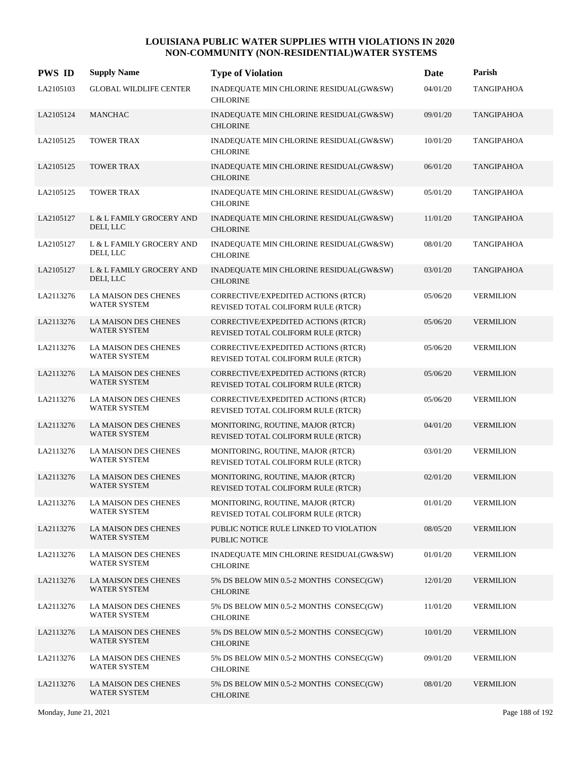# LOUISIANA PUBLIC WATER SUPPLIES WITH VIOLATIONS IN 2020
## NON-COMMUNITY (NON-RESIDENTIAL)WATER SYSTEMS

| PWS ID | Supply Name | Type of Violation | Date | Parish |
|---|---|---|---|---|
| LA2105103 | GLOBAL WILDLIFE CENTER | INADEQUATE MIN CHLORINE RESIDUAL(GW&SW) CHLORINE | 04/01/20 | TANGIPAHOA |
| LA2105124 | MANCHAC | INADEQUATE MIN CHLORINE RESIDUAL(GW&SW) CHLORINE | 09/01/20 | TANGIPAHOA |
| LA2105125 | TOWER TRAX | INADEQUATE MIN CHLORINE RESIDUAL(GW&SW) CHLORINE | 10/01/20 | TANGIPAHOA |
| LA2105125 | TOWER TRAX | INADEQUATE MIN CHLORINE RESIDUAL(GW&SW) CHLORINE | 06/01/20 | TANGIPAHOA |
| LA2105125 | TOWER TRAX | INADEQUATE MIN CHLORINE RESIDUAL(GW&SW) CHLORINE | 05/01/20 | TANGIPAHOA |
| LA2105127 | L & L FAMILY GROCERY AND DELI, LLC | INADEQUATE MIN CHLORINE RESIDUAL(GW&SW) CHLORINE | 11/01/20 | TANGIPAHOA |
| LA2105127 | L & L FAMILY GROCERY AND DELI, LLC | INADEQUATE MIN CHLORINE RESIDUAL(GW&SW) CHLORINE | 08/01/20 | TANGIPAHOA |
| LA2105127 | L & L FAMILY GROCERY AND DELI, LLC | INADEQUATE MIN CHLORINE RESIDUAL(GW&SW) CHLORINE | 03/01/20 | TANGIPAHOA |
| LA2113276 | LA MAISON DES CHENES WATER SYSTEM | CORRECTIVE/EXPEDITED ACTIONS (RTCR) REVISED TOTAL COLIFORM RULE (RTCR) | 05/06/20 | VERMILION |
| LA2113276 | LA MAISON DES CHENES WATER SYSTEM | CORRECTIVE/EXPEDITED ACTIONS (RTCR) REVISED TOTAL COLIFORM RULE (RTCR) | 05/06/20 | VERMILION |
| LA2113276 | LA MAISON DES CHENES WATER SYSTEM | CORRECTIVE/EXPEDITED ACTIONS (RTCR) REVISED TOTAL COLIFORM RULE (RTCR) | 05/06/20 | VERMILION |
| LA2113276 | LA MAISON DES CHENES WATER SYSTEM | CORRECTIVE/EXPEDITED ACTIONS (RTCR) REVISED TOTAL COLIFORM RULE (RTCR) | 05/06/20 | VERMILION |
| LA2113276 | LA MAISON DES CHENES WATER SYSTEM | CORRECTIVE/EXPEDITED ACTIONS (RTCR) REVISED TOTAL COLIFORM RULE (RTCR) | 05/06/20 | VERMILION |
| LA2113276 | LA MAISON DES CHENES WATER SYSTEM | MONITORING, ROUTINE, MAJOR (RTCR) REVISED TOTAL COLIFORM RULE (RTCR) | 04/01/20 | VERMILION |
| LA2113276 | LA MAISON DES CHENES WATER SYSTEM | MONITORING, ROUTINE, MAJOR (RTCR) REVISED TOTAL COLIFORM RULE (RTCR) | 03/01/20 | VERMILION |
| LA2113276 | LA MAISON DES CHENES WATER SYSTEM | MONITORING, ROUTINE, MAJOR (RTCR) REVISED TOTAL COLIFORM RULE (RTCR) | 02/01/20 | VERMILION |
| LA2113276 | LA MAISON DES CHENES WATER SYSTEM | MONITORING, ROUTINE, MAJOR (RTCR) REVISED TOTAL COLIFORM RULE (RTCR) | 01/01/20 | VERMILION |
| LA2113276 | LA MAISON DES CHENES WATER SYSTEM | PUBLIC NOTICE RULE LINKED TO VIOLATION PUBLIC NOTICE | 08/05/20 | VERMILION |
| LA2113276 | LA MAISON DES CHENES WATER SYSTEM | INADEQUATE MIN CHLORINE RESIDUAL(GW&SW) CHLORINE | 01/01/20 | VERMILION |
| LA2113276 | LA MAISON DES CHENES WATER SYSTEM | 5% DS BELOW MIN 0.5-2 MONTHS CONSEC(GW) CHLORINE | 12/01/20 | VERMILION |
| LA2113276 | LA MAISON DES CHENES WATER SYSTEM | 5% DS BELOW MIN 0.5-2 MONTHS CONSEC(GW) CHLORINE | 11/01/20 | VERMILION |
| LA2113276 | LA MAISON DES CHENES WATER SYSTEM | 5% DS BELOW MIN 0.5-2 MONTHS CONSEC(GW) CHLORINE | 10/01/20 | VERMILION |
| LA2113276 | LA MAISON DES CHENES WATER SYSTEM | 5% DS BELOW MIN 0.5-2 MONTHS CONSEC(GW) CHLORINE | 09/01/20 | VERMILION |
| LA2113276 | LA MAISON DES CHENES WATER SYSTEM | 5% DS BELOW MIN 0.5-2 MONTHS CONSEC(GW) CHLORINE | 08/01/20 | VERMILION |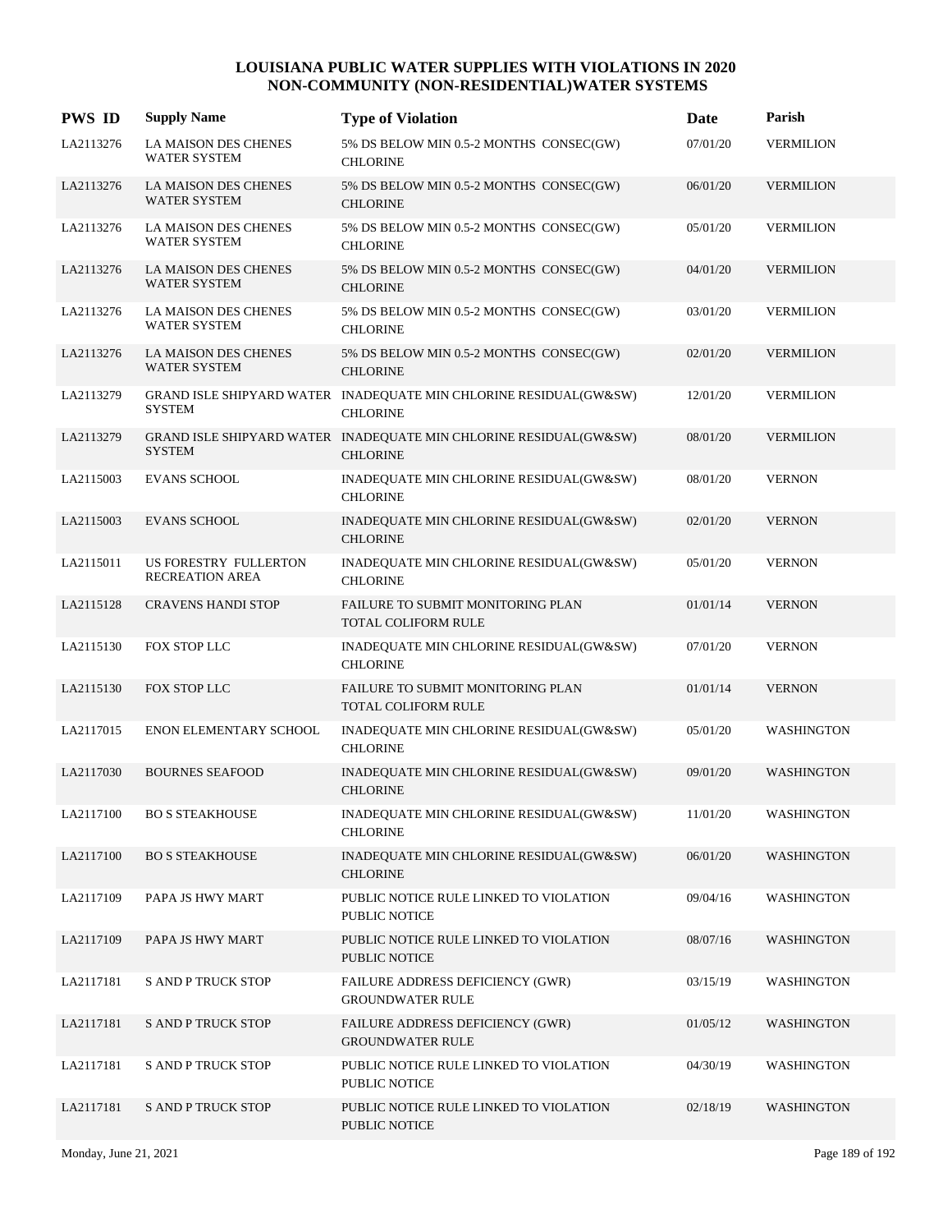# LOUISIANA PUBLIC WATER SUPPLIES WITH VIOLATIONS IN 2020
## NON-COMMUNITY (NON-RESIDENTIAL)WATER SYSTEMS

| PWS ID | Supply Name | Type of Violation | Date | Parish |
|---|---|---|---|---|
| LA2113276 | LA MAISON DES CHENES WATER SYSTEM | 5% DS BELOW MIN 0.5-2 MONTHS CONSEC(GW) CHLORINE | 07/01/20 | VERMILION |
| LA2113276 | LA MAISON DES CHENES WATER SYSTEM | 5% DS BELOW MIN 0.5-2 MONTHS CONSEC(GW) CHLORINE | 06/01/20 | VERMILION |
| LA2113276 | LA MAISON DES CHENES WATER SYSTEM | 5% DS BELOW MIN 0.5-2 MONTHS CONSEC(GW) CHLORINE | 05/01/20 | VERMILION |
| LA2113276 | LA MAISON DES CHENES WATER SYSTEM | 5% DS BELOW MIN 0.5-2 MONTHS CONSEC(GW) CHLORINE | 04/01/20 | VERMILION |
| LA2113276 | LA MAISON DES CHENES WATER SYSTEM | 5% DS BELOW MIN 0.5-2 MONTHS CONSEC(GW) CHLORINE | 03/01/20 | VERMILION |
| LA2113276 | LA MAISON DES CHENES WATER SYSTEM | 5% DS BELOW MIN 0.5-2 MONTHS CONSEC(GW) CHLORINE | 02/01/20 | VERMILION |
| LA2113279 | GRAND ISLE SHIPYARD WATER SYSTEM | INADEQUATE MIN CHLORINE RESIDUAL(GW&SW) CHLORINE | 12/01/20 | VERMILION |
| LA2113279 | GRAND ISLE SHIPYARD WATER SYSTEM | INADEQUATE MIN CHLORINE RESIDUAL(GW&SW) CHLORINE | 08/01/20 | VERMILION |
| LA2115003 | EVANS SCHOOL | INADEQUATE MIN CHLORINE RESIDUAL(GW&SW) CHLORINE | 08/01/20 | VERNON |
| LA2115003 | EVANS SCHOOL | INADEQUATE MIN CHLORINE RESIDUAL(GW&SW) CHLORINE | 02/01/20 | VERNON |
| LA2115011 | US FORESTRY FULLERTON RECREATION AREA | INADEQUATE MIN CHLORINE RESIDUAL(GW&SW) CHLORINE | 05/01/20 | VERNON |
| LA2115128 | CRAVENS HANDI STOP | FAILURE TO SUBMIT MONITORING PLAN TOTAL COLIFORM RULE | 01/01/14 | VERNON |
| LA2115130 | FOX STOP LLC | INADEQUATE MIN CHLORINE RESIDUAL(GW&SW) CHLORINE | 07/01/20 | VERNON |
| LA2115130 | FOX STOP LLC | FAILURE TO SUBMIT MONITORING PLAN TOTAL COLIFORM RULE | 01/01/14 | VERNON |
| LA2117015 | ENON ELEMENTARY SCHOOL | INADEQUATE MIN CHLORINE RESIDUAL(GW&SW) CHLORINE | 05/01/20 | WASHINGTON |
| LA2117030 | BOURNES SEAFOOD | INADEQUATE MIN CHLORINE RESIDUAL(GW&SW) CHLORINE | 09/01/20 | WASHINGTON |
| LA2117100 | BO S STEAKHOUSE | INADEQUATE MIN CHLORINE RESIDUAL(GW&SW) CHLORINE | 11/01/20 | WASHINGTON |
| LA2117100 | BO S STEAKHOUSE | INADEQUATE MIN CHLORINE RESIDUAL(GW&SW) CHLORINE | 06/01/20 | WASHINGTON |
| LA2117109 | PAPA JS HWY MART | PUBLIC NOTICE RULE LINKED TO VIOLATION PUBLIC NOTICE | 09/04/16 | WASHINGTON |
| LA2117109 | PAPA JS HWY MART | PUBLIC NOTICE RULE LINKED TO VIOLATION PUBLIC NOTICE | 08/07/16 | WASHINGTON |
| LA2117181 | S AND P TRUCK STOP | FAILURE ADDRESS DEFICIENCY (GWR) GROUNDWATER RULE | 03/15/19 | WASHINGTON |
| LA2117181 | S AND P TRUCK STOP | FAILURE ADDRESS DEFICIENCY (GWR) GROUNDWATER RULE | 01/05/12 | WASHINGTON |
| LA2117181 | S AND P TRUCK STOP | PUBLIC NOTICE RULE LINKED TO VIOLATION PUBLIC NOTICE | 04/30/19 | WASHINGTON |
| LA2117181 | S AND P TRUCK STOP | PUBLIC NOTICE RULE LINKED TO VIOLATION PUBLIC NOTICE | 02/18/19 | WASHINGTON |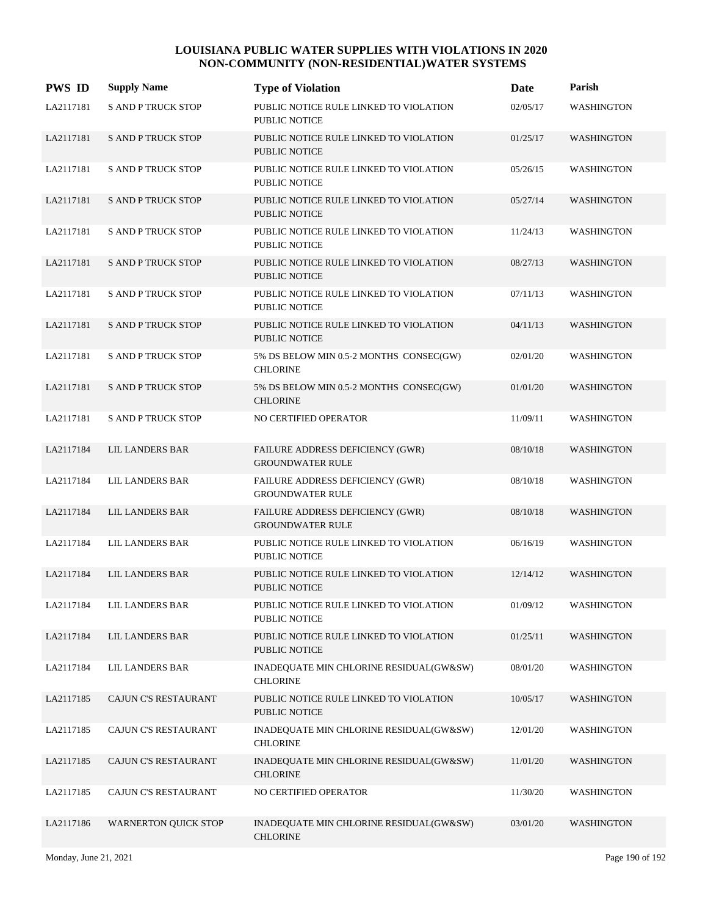# LOUISIANA PUBLIC WATER SUPPLIES WITH VIOLATIONS IN 2020
## NON-COMMUNITY (NON-RESIDENTIAL)WATER SYSTEMS

| PWS ID | Supply Name | Type of Violation | Date | Parish |
|---|---|---|---|---|
| LA2117181 | S AND P TRUCK STOP | PUBLIC NOTICE RULE LINKED TO VIOLATION PUBLIC NOTICE | 02/05/17 | WASHINGTON |
| LA2117181 | S AND P TRUCK STOP | PUBLIC NOTICE RULE LINKED TO VIOLATION PUBLIC NOTICE | 01/25/17 | WASHINGTON |
| LA2117181 | S AND P TRUCK STOP | PUBLIC NOTICE RULE LINKED TO VIOLATION PUBLIC NOTICE | 05/26/15 | WASHINGTON |
| LA2117181 | S AND P TRUCK STOP | PUBLIC NOTICE RULE LINKED TO VIOLATION PUBLIC NOTICE | 05/27/14 | WASHINGTON |
| LA2117181 | S AND P TRUCK STOP | PUBLIC NOTICE RULE LINKED TO VIOLATION PUBLIC NOTICE | 11/24/13 | WASHINGTON |
| LA2117181 | S AND P TRUCK STOP | PUBLIC NOTICE RULE LINKED TO VIOLATION PUBLIC NOTICE | 08/27/13 | WASHINGTON |
| LA2117181 | S AND P TRUCK STOP | PUBLIC NOTICE RULE LINKED TO VIOLATION PUBLIC NOTICE | 07/11/13 | WASHINGTON |
| LA2117181 | S AND P TRUCK STOP | PUBLIC NOTICE RULE LINKED TO VIOLATION PUBLIC NOTICE | 04/11/13 | WASHINGTON |
| LA2117181 | S AND P TRUCK STOP | 5% DS BELOW MIN 0.5-2 MONTHS CONSEC(GW) CHLORINE | 02/01/20 | WASHINGTON |
| LA2117181 | S AND P TRUCK STOP | 5% DS BELOW MIN 0.5-2 MONTHS CONSEC(GW) CHLORINE | 01/01/20 | WASHINGTON |
| LA2117181 | S AND P TRUCK STOP | NO CERTIFIED OPERATOR | 11/09/11 | WASHINGTON |
| LA2117184 | LIL LANDERS BAR | FAILURE ADDRESS DEFICIENCY (GWR) GROUNDWATER RULE | 08/10/18 | WASHINGTON |
| LA2117184 | LIL LANDERS BAR | FAILURE ADDRESS DEFICIENCY (GWR) GROUNDWATER RULE | 08/10/18 | WASHINGTON |
| LA2117184 | LIL LANDERS BAR | FAILURE ADDRESS DEFICIENCY (GWR) GROUNDWATER RULE | 08/10/18 | WASHINGTON |
| LA2117184 | LIL LANDERS BAR | PUBLIC NOTICE RULE LINKED TO VIOLATION PUBLIC NOTICE | 06/16/19 | WASHINGTON |
| LA2117184 | LIL LANDERS BAR | PUBLIC NOTICE RULE LINKED TO VIOLATION PUBLIC NOTICE | 12/14/12 | WASHINGTON |
| LA2117184 | LIL LANDERS BAR | PUBLIC NOTICE RULE LINKED TO VIOLATION PUBLIC NOTICE | 01/09/12 | WASHINGTON |
| LA2117184 | LIL LANDERS BAR | PUBLIC NOTICE RULE LINKED TO VIOLATION PUBLIC NOTICE | 01/25/11 | WASHINGTON |
| LA2117184 | LIL LANDERS BAR | INADEQUATE MIN CHLORINE RESIDUAL(GW&SW) CHLORINE | 08/01/20 | WASHINGTON |
| LA2117185 | CAJUN C'S RESTAURANT | PUBLIC NOTICE RULE LINKED TO VIOLATION PUBLIC NOTICE | 10/05/17 | WASHINGTON |
| LA2117185 | CAJUN C'S RESTAURANT | INADEQUATE MIN CHLORINE RESIDUAL(GW&SW) CHLORINE | 12/01/20 | WASHINGTON |
| LA2117185 | CAJUN C'S RESTAURANT | INADEQUATE MIN CHLORINE RESIDUAL(GW&SW) CHLORINE | 11/01/20 | WASHINGTON |
| LA2117185 | CAJUN C'S RESTAURANT | NO CERTIFIED OPERATOR | 11/30/20 | WASHINGTON |
| LA2117186 | WARNERTON QUICK STOP | INADEQUATE MIN CHLORINE RESIDUAL(GW&SW) CHLORINE | 03/01/20 | WASHINGTON |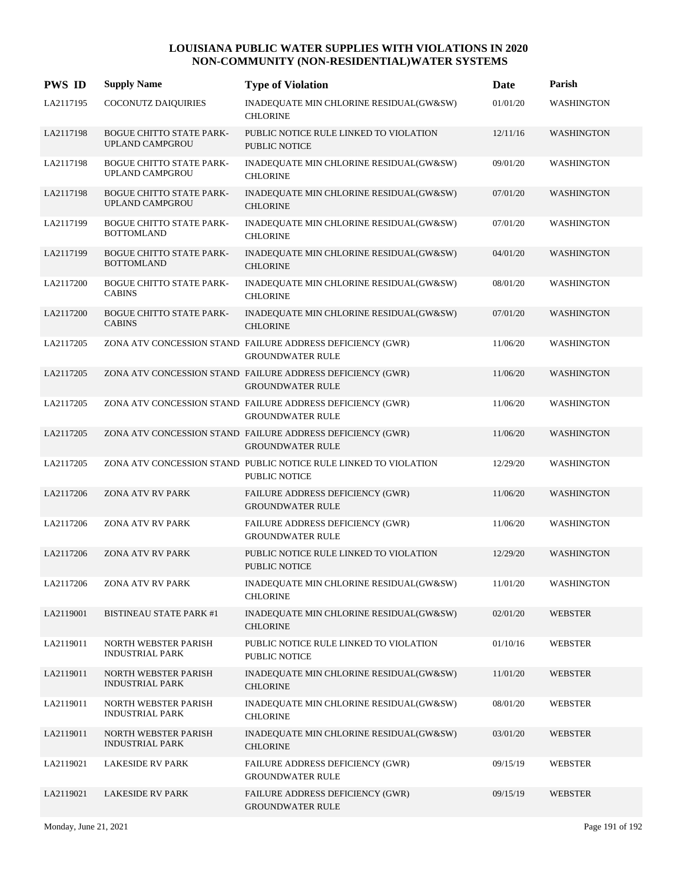# LOUISIANA PUBLIC WATER SUPPLIES WITH VIOLATIONS IN 2020
## NON-COMMUNITY (NON-RESIDENTIAL)WATER SYSTEMS

| PWS ID | Supply Name | Type of Violation | Date | Parish |
|---|---|---|---|---|
| LA2117195 | COCONUTZ DAIQUIRIES | INADEQUATE MIN CHLORINE RESIDUAL(GW&SW) CHLORINE | 01/01/20 | WASHINGTON |
| LA2117198 | BOGUE CHITTO STATE PARK-UPLAND CAMPGROU | PUBLIC NOTICE RULE LINKED TO VIOLATION PUBLIC NOTICE | 12/11/16 | WASHINGTON |
| LA2117198 | BOGUE CHITTO STATE PARK-UPLAND CAMPGROU | INADEQUATE MIN CHLORINE RESIDUAL(GW&SW) CHLORINE | 09/01/20 | WASHINGTON |
| LA2117198 | BOGUE CHITTO STATE PARK-UPLAND CAMPGROU | INADEQUATE MIN CHLORINE RESIDUAL(GW&SW) CHLORINE | 07/01/20 | WASHINGTON |
| LA2117199 | BOGUE CHITTO STATE PARK-BOTTOMLAND | INADEQUATE MIN CHLORINE RESIDUAL(GW&SW) CHLORINE | 07/01/20 | WASHINGTON |
| LA2117199 | BOGUE CHITTO STATE PARK-BOTTOMLAND | INADEQUATE MIN CHLORINE RESIDUAL(GW&SW) CHLORINE | 04/01/20 | WASHINGTON |
| LA2117200 | BOGUE CHITTO STATE PARK-CABINS | INADEQUATE MIN CHLORINE RESIDUAL(GW&SW) CHLORINE | 08/01/20 | WASHINGTON |
| LA2117200 | BOGUE CHITTO STATE PARK-CABINS | INADEQUATE MIN CHLORINE RESIDUAL(GW&SW) CHLORINE | 07/01/20 | WASHINGTON |
| LA2117205 | ZONA ATV CONCESSION STAND | FAILURE ADDRESS DEFICIENCY (GWR) GROUNDWATER RULE | 11/06/20 | WASHINGTON |
| LA2117205 | ZONA ATV CONCESSION STAND | FAILURE ADDRESS DEFICIENCY (GWR) GROUNDWATER RULE | 11/06/20 | WASHINGTON |
| LA2117205 | ZONA ATV CONCESSION STAND | FAILURE ADDRESS DEFICIENCY (GWR) GROUNDWATER RULE | 11/06/20 | WASHINGTON |
| LA2117205 | ZONA ATV CONCESSION STAND | FAILURE ADDRESS DEFICIENCY (GWR) GROUNDWATER RULE | 11/06/20 | WASHINGTON |
| LA2117205 | ZONA ATV CONCESSION STAND | PUBLIC NOTICE RULE LINKED TO VIOLATION PUBLIC NOTICE | 12/29/20 | WASHINGTON |
| LA2117206 | ZONA ATV RV PARK | FAILURE ADDRESS DEFICIENCY (GWR) GROUNDWATER RULE | 11/06/20 | WASHINGTON |
| LA2117206 | ZONA ATV RV PARK | FAILURE ADDRESS DEFICIENCY (GWR) GROUNDWATER RULE | 11/06/20 | WASHINGTON |
| LA2117206 | ZONA ATV RV PARK | PUBLIC NOTICE RULE LINKED TO VIOLATION PUBLIC NOTICE | 12/29/20 | WASHINGTON |
| LA2117206 | ZONA ATV RV PARK | INADEQUATE MIN CHLORINE RESIDUAL(GW&SW) CHLORINE | 11/01/20 | WASHINGTON |
| LA2119001 | BISTINEAU STATE PARK #1 | INADEQUATE MIN CHLORINE RESIDUAL(GW&SW) CHLORINE | 02/01/20 | WEBSTER |
| LA2119011 | NORTH WEBSTER PARISH INDUSTRIAL PARK | PUBLIC NOTICE RULE LINKED TO VIOLATION PUBLIC NOTICE | 01/10/16 | WEBSTER |
| LA2119011 | NORTH WEBSTER PARISH INDUSTRIAL PARK | INADEQUATE MIN CHLORINE RESIDUAL(GW&SW) CHLORINE | 11/01/20 | WEBSTER |
| LA2119011 | NORTH WEBSTER PARISH INDUSTRIAL PARK | INADEQUATE MIN CHLORINE RESIDUAL(GW&SW) CHLORINE | 08/01/20 | WEBSTER |
| LA2119011 | NORTH WEBSTER PARISH INDUSTRIAL PARK | INADEQUATE MIN CHLORINE RESIDUAL(GW&SW) CHLORINE | 03/01/20 | WEBSTER |
| LA2119021 | LAKESIDE RV PARK | FAILURE ADDRESS DEFICIENCY (GWR) GROUNDWATER RULE | 09/15/19 | WEBSTER |
| LA2119021 | LAKESIDE RV PARK | FAILURE ADDRESS DEFICIENCY (GWR) GROUNDWATER RULE | 09/15/19 | WEBSTER |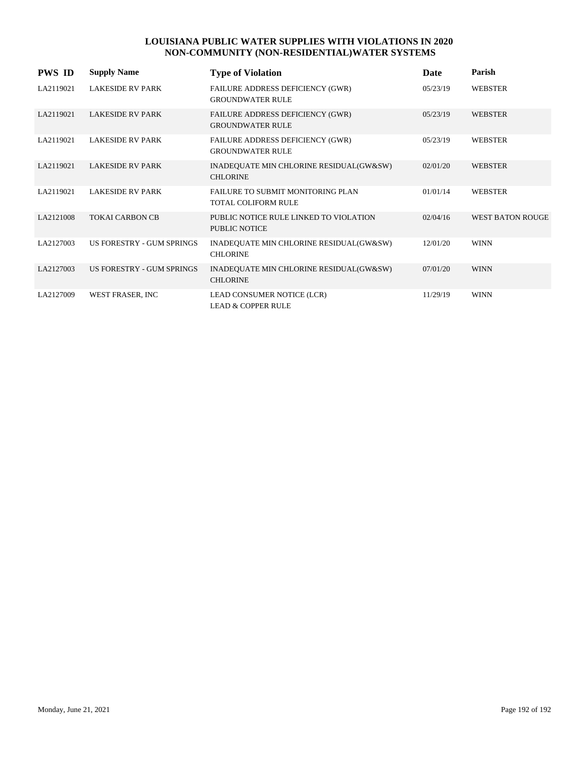# LOUISIANA PUBLIC WATER SUPPLIES WITH VIOLATIONS IN 2020
## NON-COMMUNITY (NON-RESIDENTIAL)WATER SYSTEMS

| PWS ID | Supply Name | Type of Violation | Date | Parish |
|---|---|---|---|---|
| LA2119021 | LAKESIDE RV PARK | FAILURE ADDRESS DEFICIENCY (GWR)<br>GROUNDWATER RULE | 05/23/19 | WEBSTER |
| LA2119021 | LAKESIDE RV PARK | FAILURE ADDRESS DEFICIENCY (GWR)<br>GROUNDWATER RULE | 05/23/19 | WEBSTER |
| LA2119021 | LAKESIDE RV PARK | FAILURE ADDRESS DEFICIENCY (GWR)<br>GROUNDWATER RULE | 05/23/19 | WEBSTER |
| LA2119021 | LAKESIDE RV PARK | INADEQUATE MIN CHLORINE RESIDUAL(GW&SW)<br>CHLORINE | 02/01/20 | WEBSTER |
| LA2119021 | LAKESIDE RV PARK | FAILURE TO SUBMIT MONITORING PLAN<br>TOTAL COLIFORM RULE | 01/01/14 | WEBSTER |
| LA2121008 | TOKAI CARBON CB | PUBLIC NOTICE RULE LINKED TO VIOLATION<br>PUBLIC NOTICE | 02/04/16 | WEST BATON ROUGE |
| LA2127003 | US FORESTRY - GUM SPRINGS | INADEQUATE MIN CHLORINE RESIDUAL(GW&SW)<br>CHLORINE | 12/01/20 | WINN |
| LA2127003 | US FORESTRY - GUM SPRINGS | INADEQUATE MIN CHLORINE RESIDUAL(GW&SW)<br>CHLORINE | 07/01/20 | WINN |
| LA2127009 | WEST FRASER, INC | LEAD CONSUMER NOTICE (LCR)<br>LEAD & COPPER RULE | 11/29/19 | WINN |